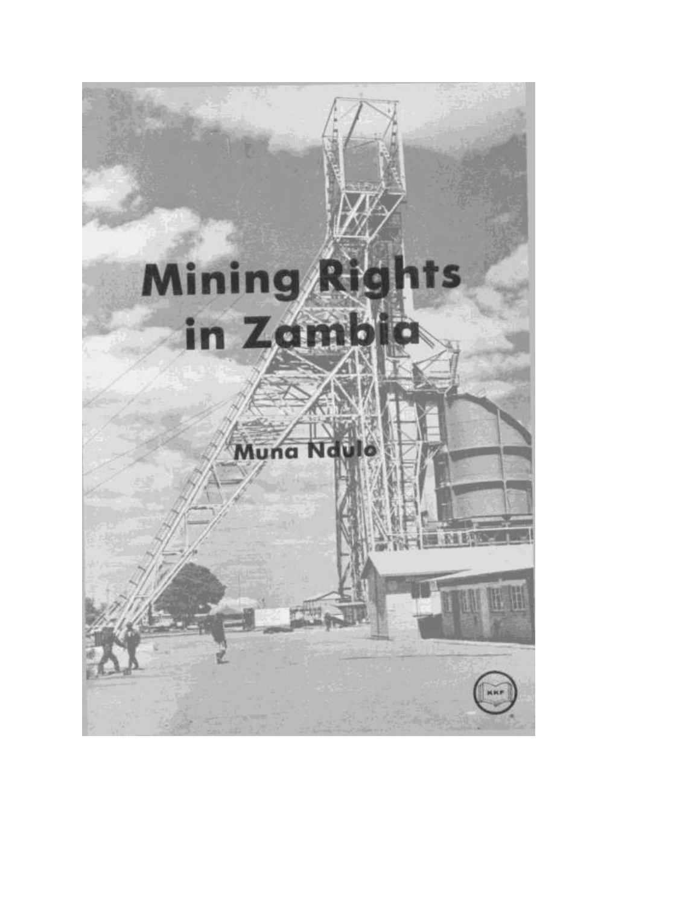# Mining Rights in Zambia

Muna Ndulo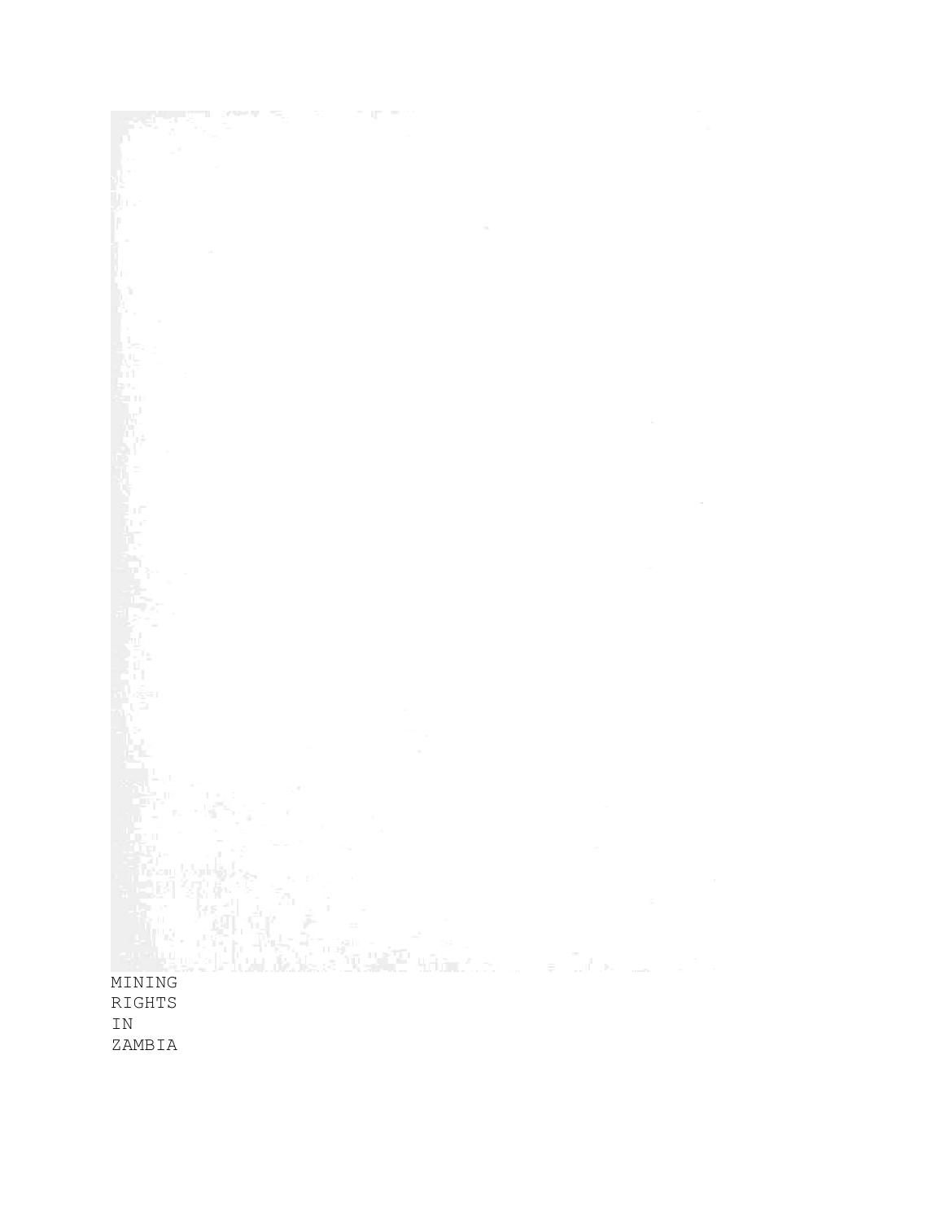MINING
RIGHTS
IN
ZAMBIA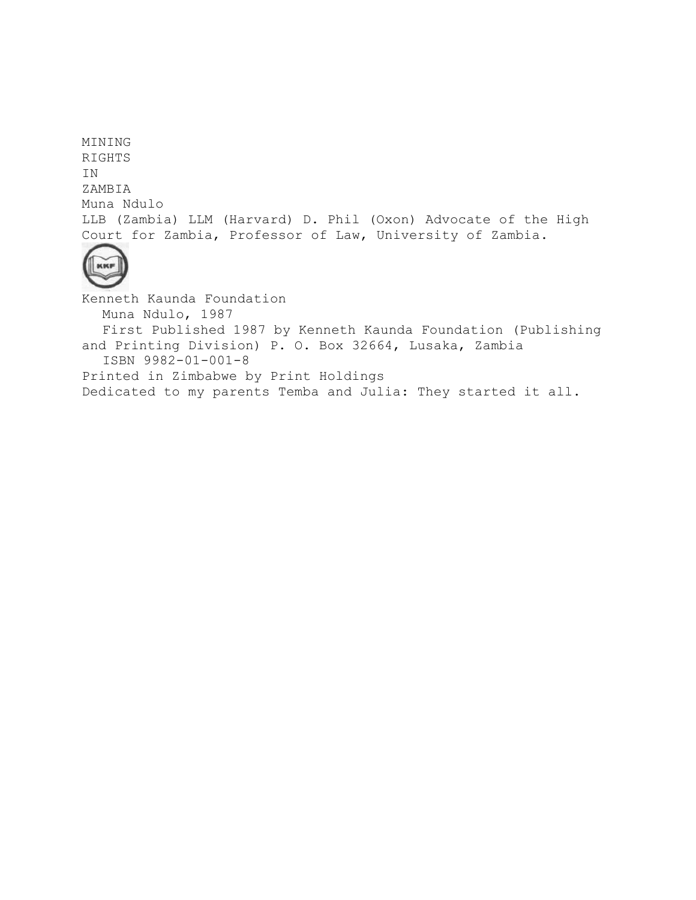# MINING RIGHTS IN ZAMBIA

Muna Ndulo

LLB (Zambia) LLM (Harvard) D. Phil (Oxon) Advocate of the High Court for Zambia, Professor of Law, University of Zambia.

Kenneth Kaunda Foundation

Muna Ndulo, 1987

First Published 1987 by Kenneth Kaunda Foundation (Publishing and Printing Division) P. O. Box 32664, Lusaka, Zambia

ISBN 9982-01-001-8

Printed in Zimbabwe by Print Holdings

Dedicated to my parents Temba and Julia: They started it all.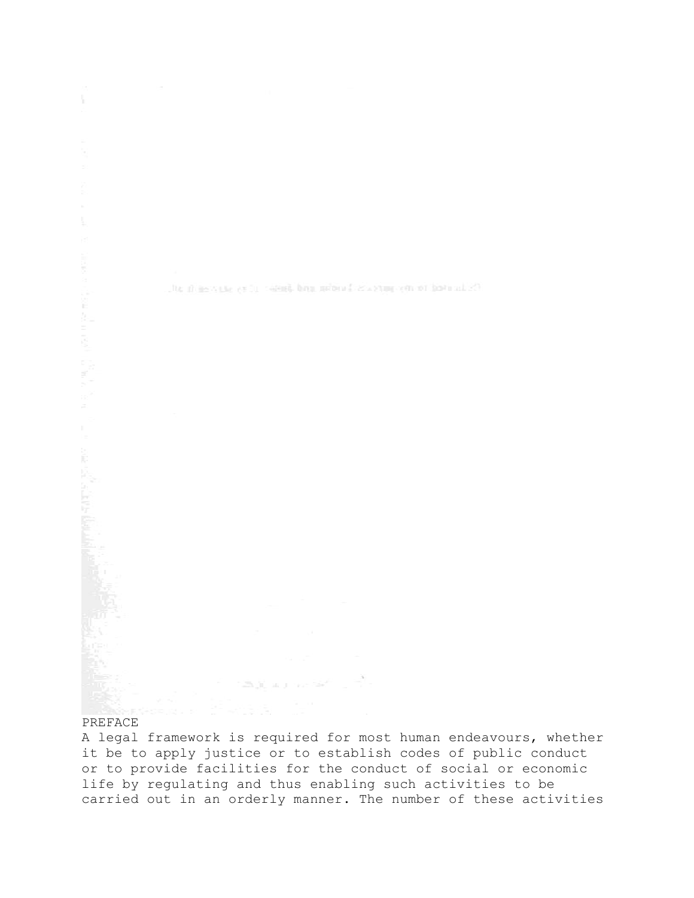# PREFACE

A legal framework is required for most human endeavours, whether it be to apply justice or to establish codes of public conduct or to provide facilities for the conduct of social or economic life by regulating and thus enabling such activities to be carried out in an orderly manner. The number of these activities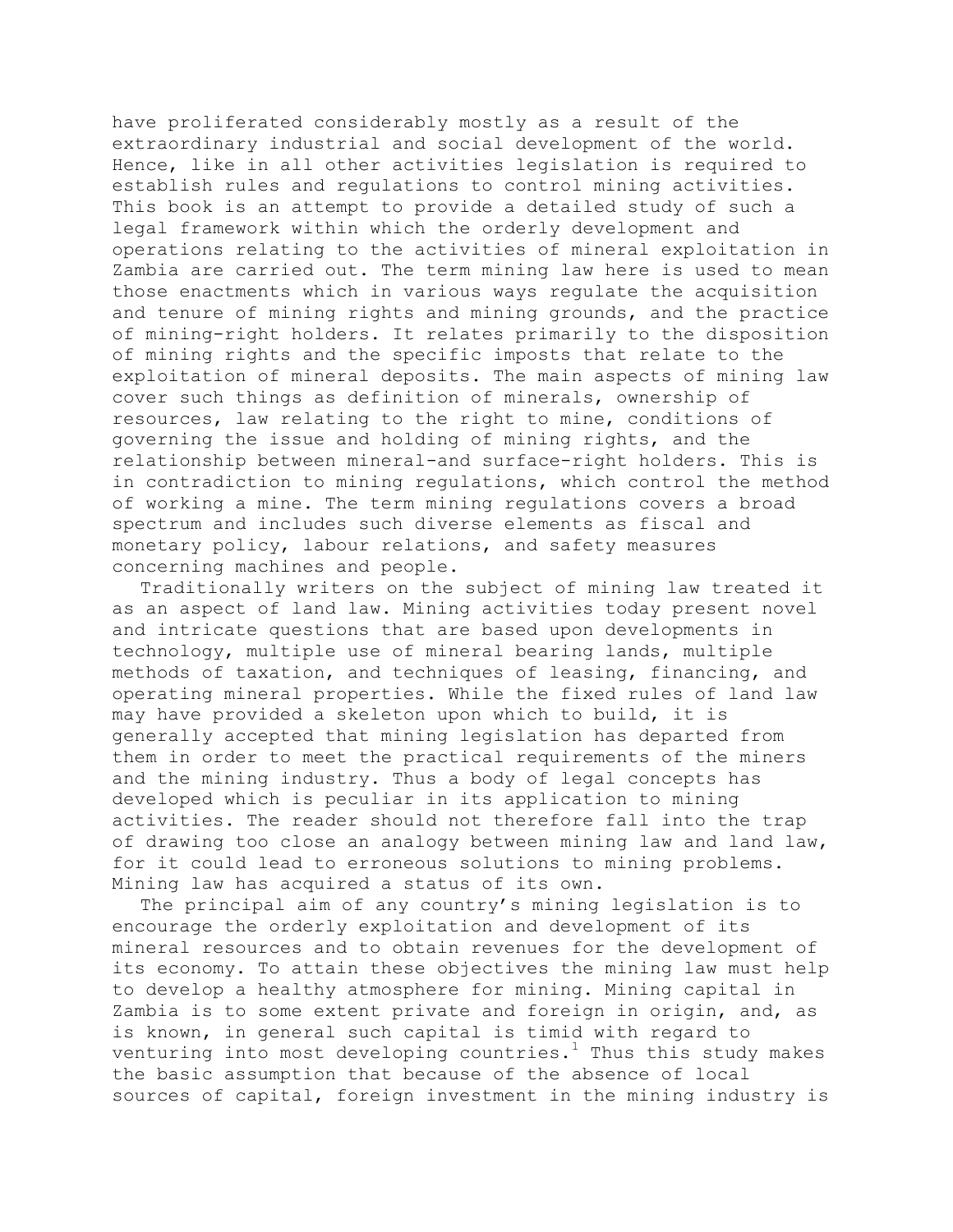have proliferated considerably mostly as a result of the extraordinary industrial and social development of the world. Hence, like in all other activities legislation is required to establish rules and regulations to control mining activities. This book is an attempt to provide a detailed study of such a legal framework within which the orderly development and operations relating to the activities of mineral exploitation in Zambia are carried out. The term mining law here is used to mean those enactments which in various ways regulate the acquisition and tenure of mining rights and mining grounds, and the practice of mining-right holders. It relates primarily to the disposition of mining rights and the specific imposts that relate to the exploitation of mineral deposits. The main aspects of mining law cover such things as definition of minerals, ownership of resources, law relating to the right to mine, conditions of governing the issue and holding of mining rights, and the relationship between mineral-and surface-right holders. This is in contradiction to mining regulations, which control the method of working a mine. The term mining regulations covers a broad spectrum and includes such diverse elements as fiscal and monetary policy, labour relations, and safety measures concerning machines and people.

Traditionally writers on the subject of mining law treated it as an aspect of land law. Mining activities today present novel and intricate questions that are based upon developments in technology, multiple use of mineral bearing lands, multiple methods of taxation, and techniques of leasing, financing, and operating mineral properties. While the fixed rules of land law may have provided a skeleton upon which to build, it is generally accepted that mining legislation has departed from them in order to meet the practical requirements of the miners and the mining industry. Thus a body of legal concepts has developed which is peculiar in its application to mining activities. The reader should not therefore fall into the trap of drawing too close an analogy between mining law and land law, for it could lead to erroneous solutions to mining problems. Mining law has acquired a status of its own.

The principal aim of any country's mining legislation is to encourage the orderly exploitation and development of its mineral resources and to obtain revenues for the development of its economy. To attain these objectives the mining law must help to develop a healthy atmosphere for mining. Mining capital in Zambia is to some extent private and foreign in origin, and, as is known, in general such capital is timid with regard to venturing into most developing countries.[1] Thus this study makes the basic assumption that because of the absence of local sources of capital, foreign investment in the mining industry is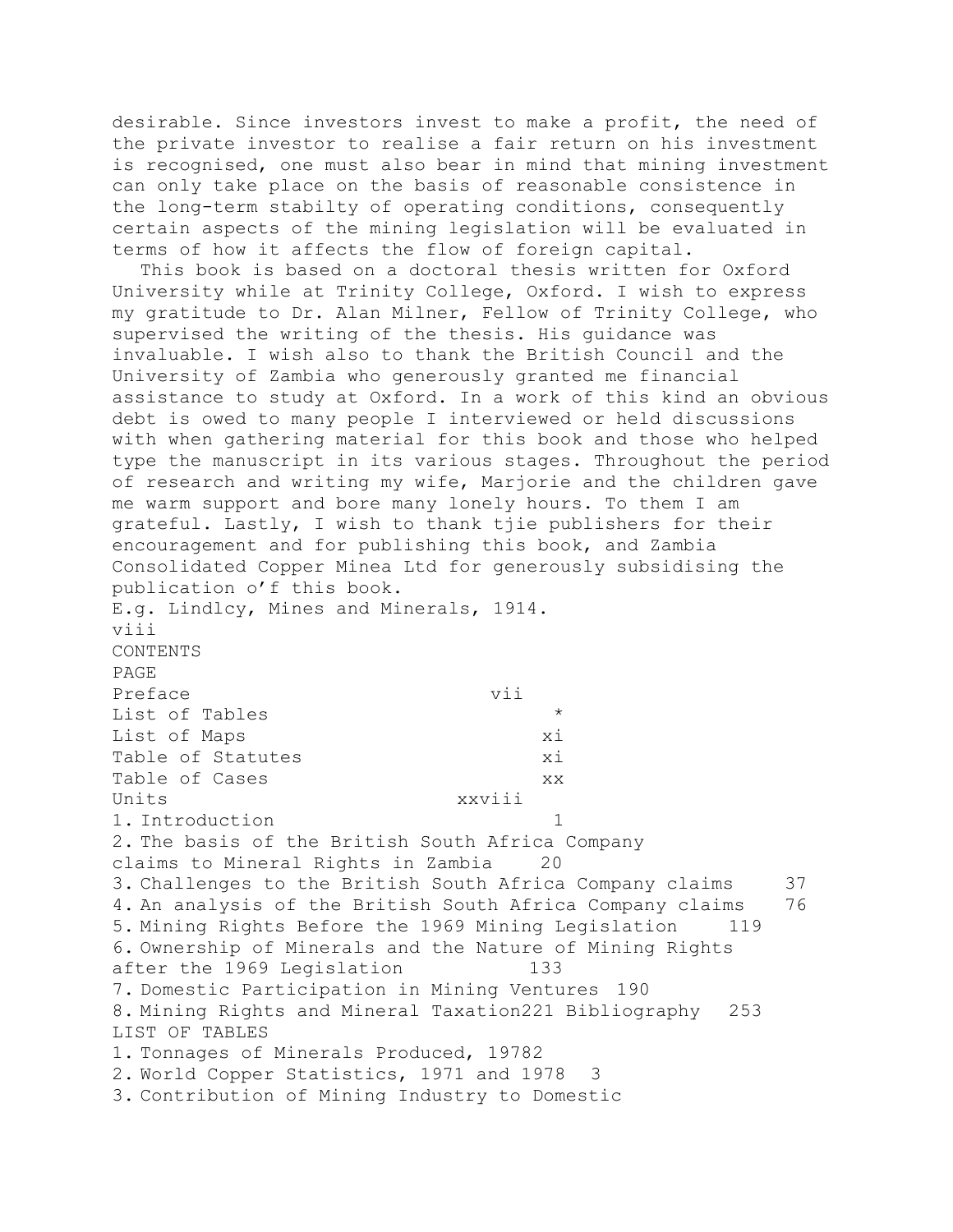desirable. Since investors invest to make a profit, the need of the private investor to realise a fair return on his investment is recognised, one must also bear in mind that mining investment can only take place on the basis of reasonable consistence in the long-term stabilty of operating conditions, consequently certain aspects of the mining legislation will be evaluated in terms of how it affects the flow of foreign capital.

This book is based on a doctoral thesis written for Oxford University while at Trinity College, Oxford. I wish to express my gratitude to Dr. Alan Milner, Fellow of Trinity College, who supervised the writing of the thesis. His guidance was invaluable. I wish also to thank the British Council and the University of Zambia who generously granted me financial assistance to study at Oxford. In a work of this kind an obvious debt is owed to many people I interviewed or held discussions with when gathering material for this book and those who helped type the manuscript in its various stages. Throughout the period of research and writing my wife, Marjorie and the children gave me warm support and bore many lonely hours. To them I am grateful. Lastly, I wish to thank tjie publishers for their encouragement and for publishing this book, and Zambia Consolidated Copper Minea Ltd for generously subsidising the publication o’f this book.

E.g. Lindlcy, Mines and Minerals, 1914.

# CONTENTS

| | PAGE |
|---|---|
| Preface | vii |
| List of Tables | * |
| List of Maps | xi |
| Table of Statutes | xi |
| Table of Cases | xx |
| Units | xxviii |
| 1. Introduction | 1 |
| 2. The basis of the British South Africa Company claims to Mineral Rights in Zambia | 20 |
| 3. Challenges to the British South Africa Company claims | 37 |
| 4. An analysis of the British South Africa Company claims | 76 |
| 5. Mining Rights Before the 1969 Mining Legislation | 119 |
| 6. Ownership of Minerals and the Nature of Mining Rights after the 1969 Legislation | 133 |
| 7. Domestic Participation in Mining Ventures | 190 |
| 8. Mining Rights and Mineral Taxation | 221 |
| Bibliography | 253 |

# LIST OF TABLES

1. Tonnages of Minerals Produced, 1978 2
2. World Copper Statistics, 1971 and 1978 3
3. Contribution of Mining Industry to Domestic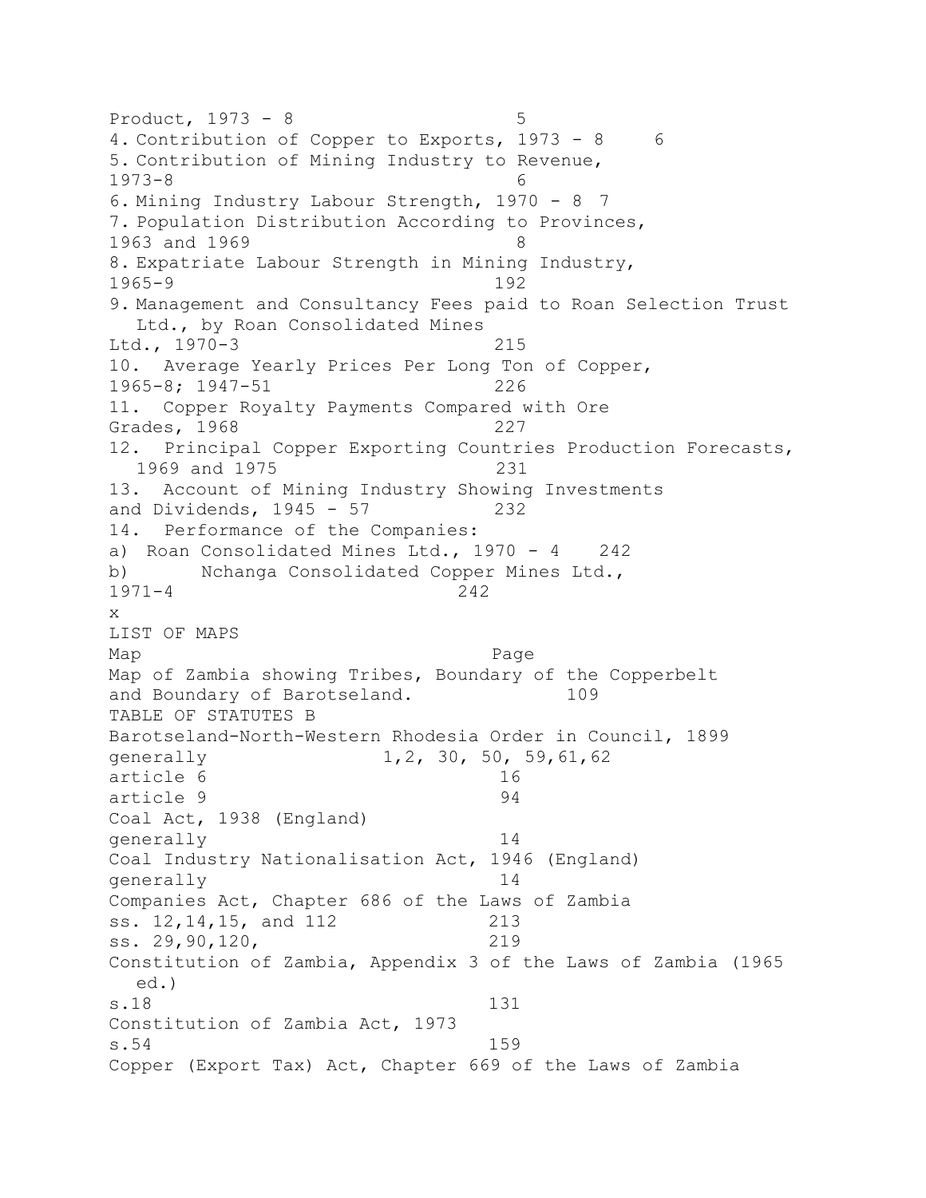Product, 1973 - 8 5

4. Contribution of Copper to Exports, 1973 - 8 6
5. Contribution of Mining Industry to Revenue, 1973-8 6
6. Mining Industry Labour Strength, 1970 - 8 7
7. Population Distribution According to Provinces, 1963 and 1969 8
8. Expatriate Labour Strength in Mining Industry, 1965-9 192
9. Management and Consultancy Fees paid to Roan Selection Trust Ltd., by Roan Consolidated Mines Ltd., 1970-3 215
10. Average Yearly Prices Per Long Ton of Copper, 1965-8; 1947-51 226
11. Copper Royalty Payments Compared with Ore Grades, 1968 227
12. Principal Copper Exporting Countries Production Forecasts, 1969 and 1975 231
13. Account of Mining Industry Showing Investments and Dividends, 1945 - 57 232
14. Performance of the Companies:
    a) Roan Consolidated Mines Ltd., 1970 - 4 242
    b) Nchanga Consolidated Copper Mines Ltd., 1971-4 242

## LIST OF MAPS

| Map | Page |
|---|---|
| Map of Zambia showing Tribes, Boundary of the Copperbelt and Boundary of Barotseland. | 109 |

## TABLE OF STATUTES B

Barotseland-North-Western Rhodesia Order in Council, 1899
generally 1,2, 30, 50, 59,61,62
article 6 16
article 9 94

Coal Act, 1938 (England)
generally 14

Coal Industry Nationalisation Act, 1946 (England)
generally 14

Companies Act, Chapter 686 of the Laws of Zambia
ss. 12,14,15, and 112 213
ss. 29,90,120, 219

Constitution of Zambia, Appendix 3 of the Laws of Zambia (1965 ed.)
s.18 131

Constitution of Zambia Act, 1973
s.54 159

Copper (Export Tax) Act, Chapter 669 of the Laws of Zambia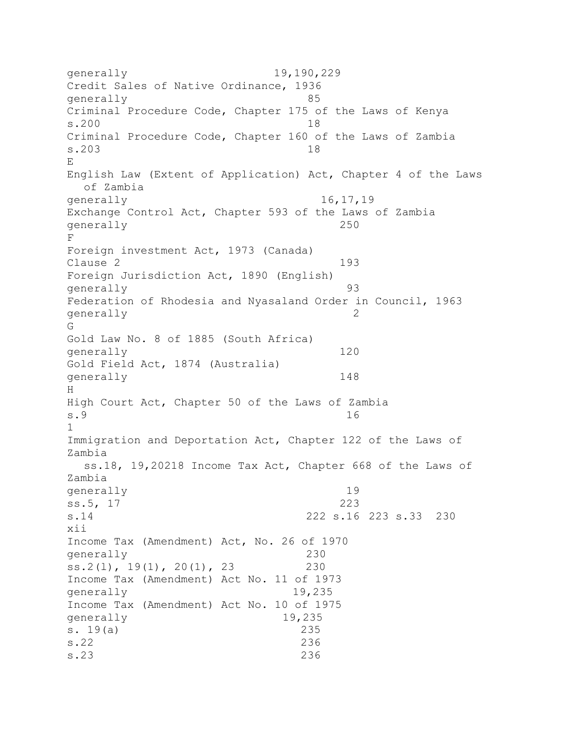generally 19,190,229

Credit Sales of Native Ordinance, 1936

generally 85

Criminal Procedure Code, Chapter 175 of the Laws of Kenya

s.200 18

Criminal Procedure Code, Chapter 160 of the Laws of Zambia

s.203 18

E

English Law (Extent of Application) Act, Chapter 4 of the Laws of Zambia

generally 16,17,19

Exchange Control Act, Chapter 593 of the Laws of Zambia

generally 250

F

Foreign investment Act, 1973 (Canada)

Clause 2 193

Foreign Jurisdiction Act, 1890 (English)

generally 93

Federation of Rhodesia and Nyasaland Order in Council, 1963

generally 2

G

Gold Law No. 8 of 1885 (South Africa)

generally 120

Gold Field Act, 1874 (Australia)

generally 148

H

High Court Act, Chapter 50 of the Laws of Zambia

s.9 16

1

Immigration and Deportation Act, Chapter 122 of the Laws of Zambia

ss.18, 19,20218 Income Tax Act, Chapter 668 of the Laws of Zambia

generally 19

ss.5, 17 223

s.14 222 s.16 223 s.33 230

xii

Income Tax (Amendment) Act, No. 26 of 1970

generally 230

ss.2(l), 19(1), 20(1), 23 230

Income Tax (Amendment) Act No. 11 of 1973

generally 19,235

Income Tax (Amendment) Act No. 10 of 1975

generally 19,235

s. 19(a) 235

s.22 236

s.23 236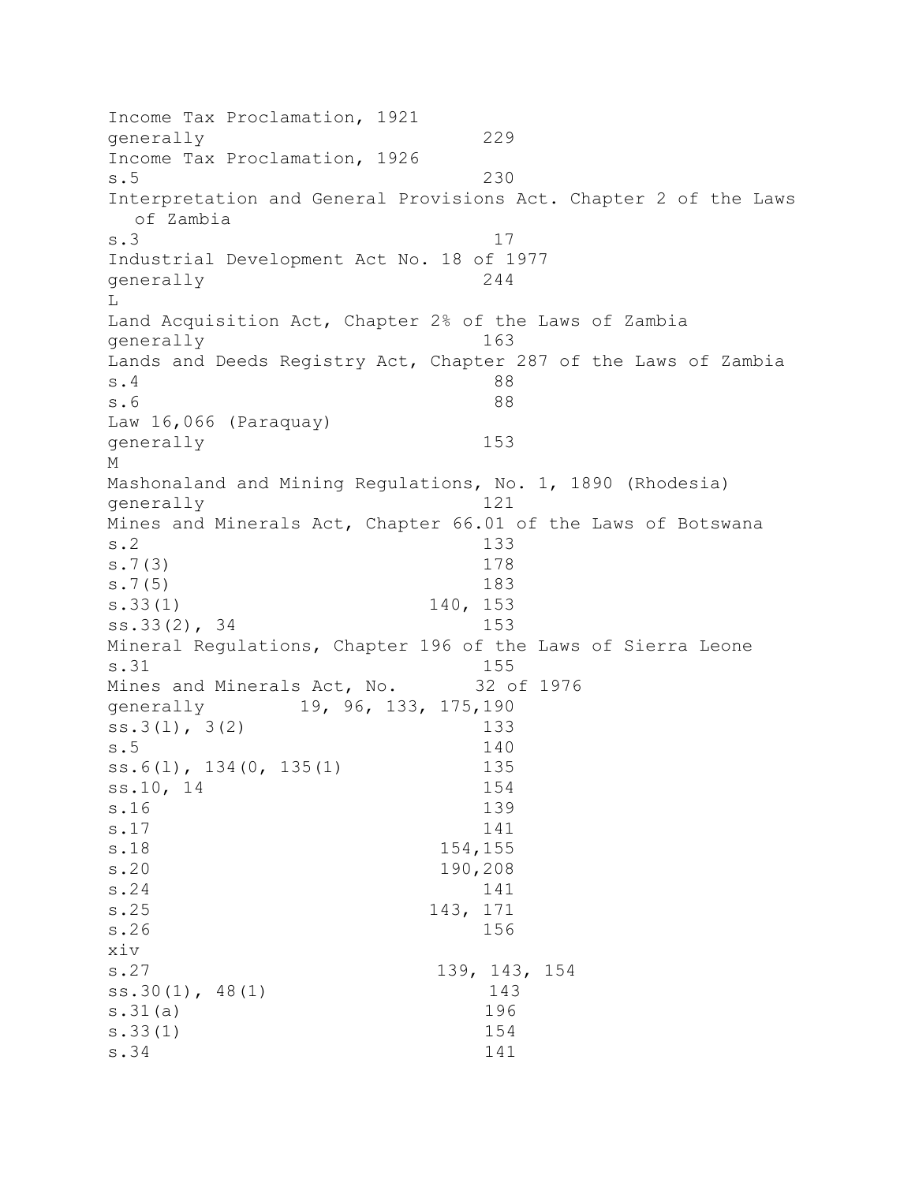Income Tax Proclamation, 1921
generally 229
Income Tax Proclamation, 1926
s.5 230
Interpretation and General Provisions Act. Chapter 2 of the Laws of Zambia
s.3 17
Industrial Development Act No. 18 of 1977
generally 244

L

Land Acquisition Act, Chapter 2% of the Laws of Zambia
generally 163
Lands and Deeds Registry Act, Chapter 287 of the Laws of Zambia
s.4 88
s.6 88
Law 16,066 (Paraquay)
generally 153

M

Mashonaland and Mining Regulations, No. 1, 1890 (Rhodesia)
generally 121
Mines and Minerals Act, Chapter 66.01 of the Laws of Botswana
s.2 133
s.7(3) 178
s.7(5) 183
s.33(1) 140, 153
ss.33(2), 34 153
Mineral Regulations, Chapter 196 of the Laws of Sierra Leone
s.31 155
Mines and Minerals Act, No. 32 of 1976
generally 19, 96, 133, 175,190
ss.3(l), 3(2) 133
s.5 140
ss.6(l), 134(0, 135(1) 135
ss.10, 14 154
s.16 139
s.17 141
s.18 154,155
s.20 190,208
s.24 141
s.25 143, 171
s.26 156
s.27 139, 143, 154
ss.30(1), 48(1) 143
s.31(a) 196
s.33(1) 154
s.34 141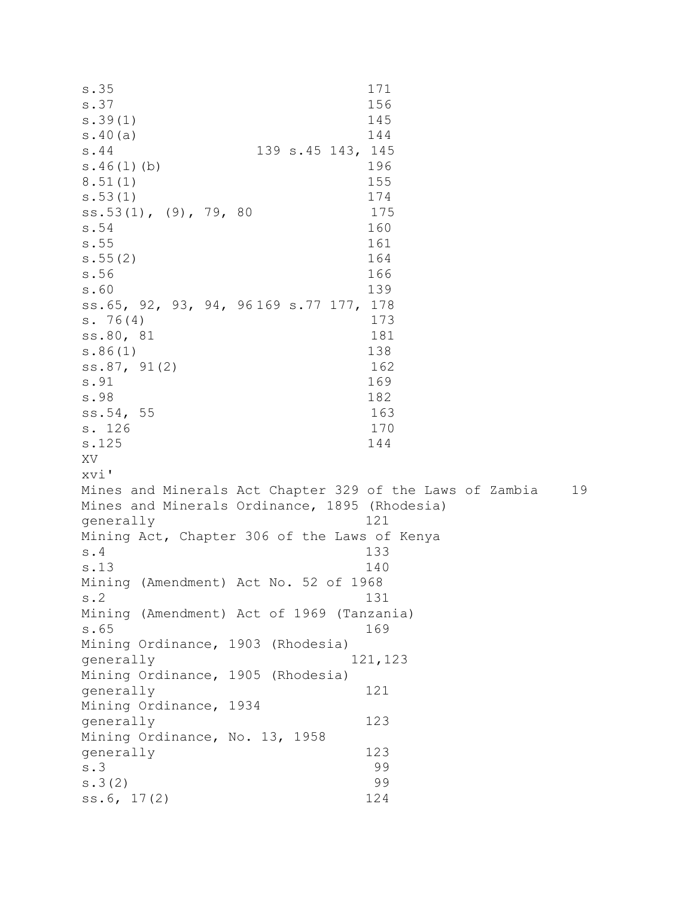s.35 171
s.37 156
s.39(1) 145
s.40(a) 144
s.44 139 s.45 143, 145
s.46(l)(b) 196
8.51(1) 155
s.53(1) 174
ss.53(1), (9), 79, 80 175
s.54 160
s.55 161
s.55(2) 164
s.56 166
s.60 139
ss.65, 92, 93, 94, 96 169 s.77 177, 178
s. 76(4) 173
ss.80, 81 181
s.86(1) 138
ss.87, 91(2) 162
s.91 169
s.98 182
ss.54, 55 163
s. 126 170
s.125 144
XV
xvi'
Mines and Minerals Act Chapter 329 of the Laws of Zambia 19
Mines and Minerals Ordinance, 1895 (Rhodesia)
generally 121
Mining Act, Chapter 306 of the Laws of Kenya
s.4 133
s.13 140
Mining (Amendment) Act No. 52 of 1968
s.2 131
Mining (Amendment) Act of 1969 (Tanzania)
s.65 169
Mining Ordinance, 1903 (Rhodesia)
generally 121,123
Mining Ordinance, 1905 (Rhodesia)
generally 121
Mining Ordinance, 1934
generally 123
Mining Ordinance, No. 13, 1958
generally 123
s.3 99
s.3(2) 99
ss.6, 17(2) 124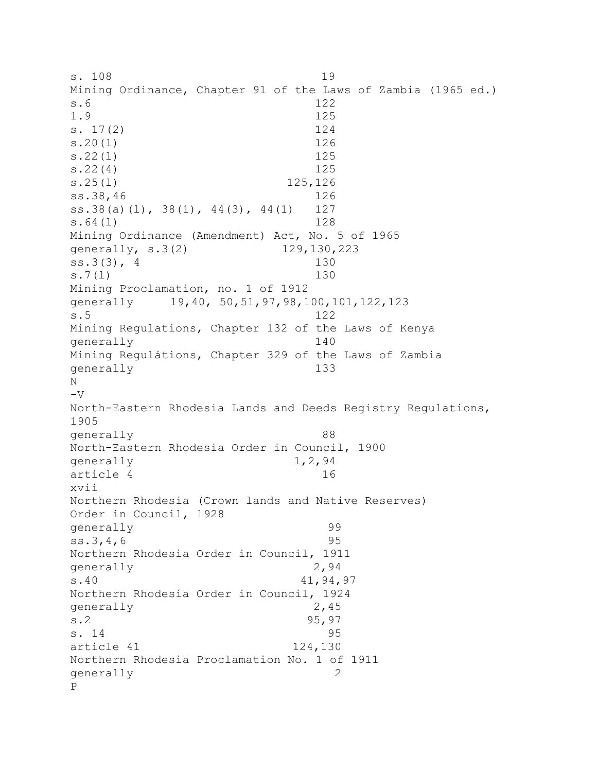s. 108 19

Mining Ordinance, Chapter 91 of the Laws of Zambia (1965 ed.)

s.6 122

1.9 125

s. 17(2) 124

s.20(l) 126

s.22(l) 125

s.22(4) 125

s.25(l) 125,126

ss.38,46 126

ss.38(a)(l), 38(1), 44(3), 44(1) 127

s.64(l) 128

Mining Ordinance (Amendment) Act, No. 5 of 1965

generally, s.3(2) 129,130,223

ss.3(3), 4 130

s.7(l) 130

Mining Proclamation, no. 1 of 1912

generally 19,40, 50,51,97,98,100,101,122,123

s.5 122

Mining Regulations, Chapter 132 of the Laws of Kenya

generally 140

Mining Regulátions, Chapter 329 of the Laws of Zambia

generally 133

N

-V

North-Eastern Rhodesia Lands and Deeds Registry Regulations, 1905

generally 88

North-Eastern Rhodesia Order in Council, 1900

generally 1,2,94

article 4 16

Northern Rhodesia (Crown lands and Native Reserves) Order in Council, 1928

generally 99

ss.3,4,6 95

Northern Rhodesia Order in Council, 1911

generally 2,94

s.40 41,94,97

Northern Rhodesia Order in Council, 1924

generally 2,45

s.2 95,97

s. 14 95

article 41 124,130

Northern Rhodesia Proclamation No. 1 of 1911

generally 2

P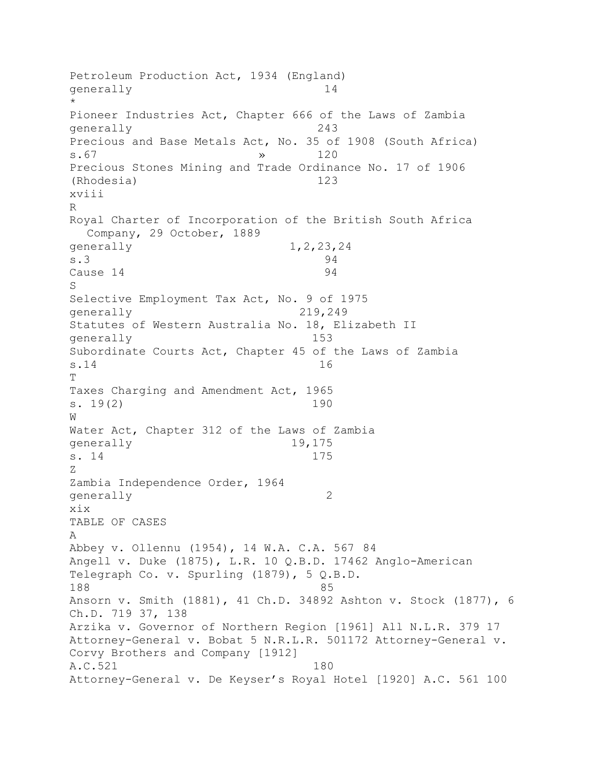Petroleum Production Act, 1934 (England)
generally 14
*
Pioneer Industries Act, Chapter 666 of the Laws of Zambia
generally 243
Precious and Base Metals Act, No. 35 of 1908 (South Africa)
s.67 » 120
Precious Stones Mining and Trade Ordinance No. 17 of 1906
(Rhodesia) 123

R

Royal Charter of Incorporation of the British South Africa
Company, 29 October, 1889
generally 1,2,23,24
s.3 94
Cause 14 94

S

Selective Employment Tax Act, No. 9 of 1975
generally 219,249
Statutes of Western Australia No. 18, Elizabeth II
generally 153
Subordinate Courts Act, Chapter 45 of the Laws of Zambia
s.14 16

T

Taxes Charging and Amendment Act, 1965
s. 19(2) 190

W

Water Act, Chapter 312 of the Laws of Zambia
generally 19,175
s. 14 175

Z

Zambia Independence Order, 1964
generally 2

# TABLE OF CASES

A

Abbey v. Ollennu (1954), 14 W.A. C.A. 567 84
Angell v. Duke (1875), L.R. 10 Q.B.D. 17462 Anglo-American Telegraph Co. v. Spurling (1879), 5 Q.B.D.
188 85
Ansorn v. Smith (1881), 41 Ch.D. 34892 Ashton v. Stock (1877), 6 Ch.D. 719 37, 138
Arzika v. Governor of Northern Region [1961] All N.L.R. 379 17
Attorney-General v. Bobat 5 N.R.L.R. 501172 Attorney-General v. Corvy Brothers and Company [1912]
A.C.521 180
Attorney-General v. De Keyser's Royal Hotel [1920] A.C. 561 100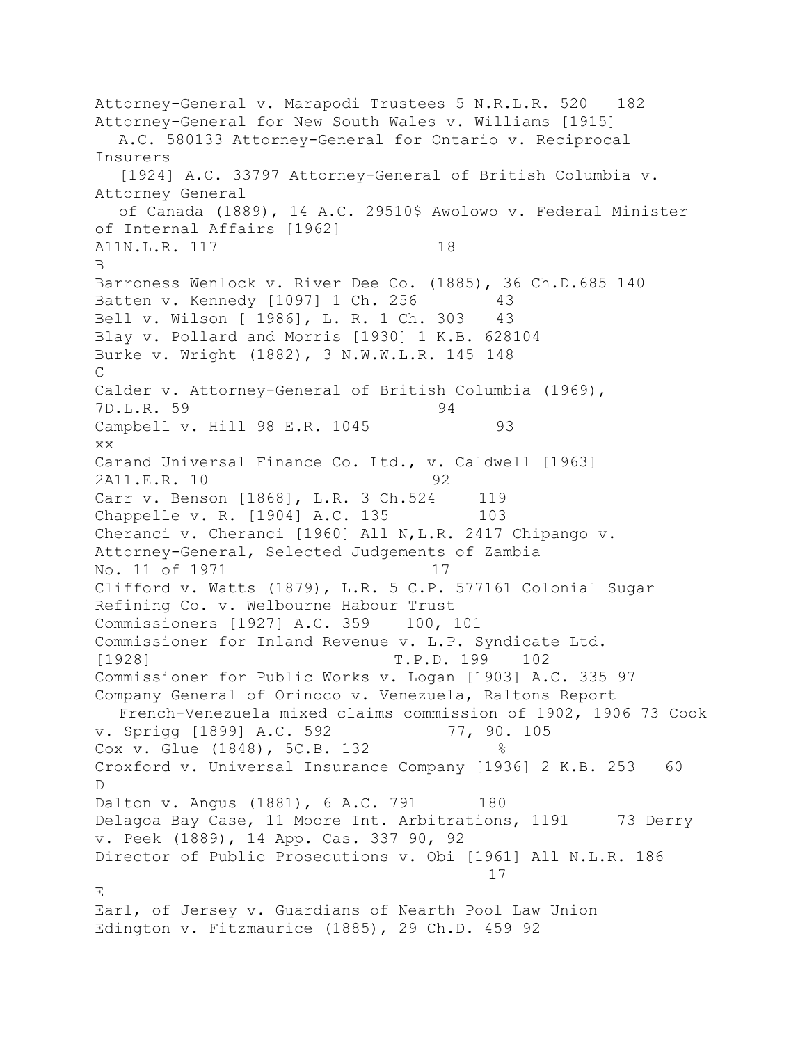Attorney-General v. Marapodi Trustees 5 N.R.L.R. 520 182

Attorney-General for New South Wales v. Williams [1915] A.C. 580133 Attorney-General for Ontario v. Reciprocal Insurers [1924] A.C. 33797 Attorney-General of British Columbia v. Attorney General of Canada (1889), 14 A.C. 29510$ Awolowo v. Federal Minister of Internal Affairs [1962] A11N.L.R. 117 18

B

Barroness Wenlock v. River Dee Co. (1885), 36 Ch.D.685 140

Batten v. Kennedy [1097] 1 Ch. 256 43

Bell v. Wilson [ 1986], L. R. 1 Ch. 303 43

Blay v. Pollard and Morris [1930] 1 K.B. 628104

Burke v. Wright (1882), 3 N.W.W.L.R. 145 148

C

Calder v. Attorney-General of British Columbia (1969), 7D.L.R. 59 94

Campbell v. Hill 98 E.R. 1045 93

xx

Carand Universal Finance Co. Ltd., v. Caldwell [1963] 2A11.E.R. 10 92

Carr v. Benson [1868], L.R. 3 Ch.524 119

Chappelle v. R. [1904] A.C. 135 103

Cheranci v. Cheranci [1960] All N,L.R. 2417 Chipango v. Attorney-General, Selected Judgements of Zambia No. 11 of 1971 17

Clifford v. Watts (1879), L.R. 5 C.P. 577161 Colonial Sugar Refining Co. v. Welbourne Habour Trust Commissioners [1927] A.C. 359 100, 101

Commissioner for Inland Revenue v. L.P. Syndicate Ltd. [1928] T.P.D. 199 102

Commissioner for Public Works v. Logan [1903] A.C. 335 97

Company General of Orinoco v. Venezuela, Raltons Report French-Venezuela mixed claims commission of 1902, 1906 73 Cook v. Sprigg [1899] A.C. 592 77, 90. 105

Cox v. Glue (1848), 5C.B. 132 %

Croxford v. Universal Insurance Company [1936] 2 K.B. 253 60

D

Dalton v. Angus (1881), 6 A.C. 791 180

Delagoa Bay Case, 11 Moore Int. Arbitrations, 1191 73 Derry v. Peek (1889), 14 App. Cas. 337 90, 92

Director of Public Prosecutions v. Obi [1961] All N.L.R. 186 17

E

Earl, of Jersey v. Guardians of Nearth Pool Law Union

Edington v. Fitzmaurice (1885), 29 Ch.D. 459 92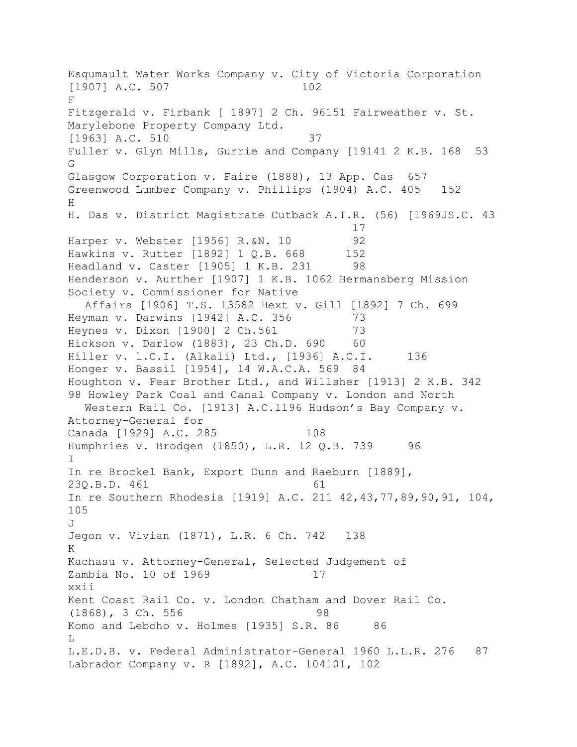Esqumault Water Works Company v. City of Victoria Corporation [1907] A.C. 507 102

F

Fitzgerald v. Firbank [ 1897] 2 Ch. 96151 Fairweather v. St. Marylebone Property Company Ltd. [1963] A.C. 510 37

Fuller v. Glyn Mills, Gurrie and Company [19141 2 K.B. 168 53

G

Glasgow Corporation v. Faire (1888), 13 App. Cas 657

Greenwood Lumber Company v. Phillips (1904) A.C. 405 152

H

H. Das v. District Magistrate Cutback A.I.R. (56) [1969JS.C. 43 17

Harper v. Webster [1956] R.&N. 10 92

Hawkins v. Rutter [1892] 1 Q.B. 668 152

Headland v. Caster [1905] 1 K.B. 231 98

Henderson v. Aurther [1907] 1 K.B. 1062 Hermansberg Mission Society v. Commissioner for Native Affairs [1906] T.S. 13582 Hext v. Gill [1892] 7 Ch. 699

Heyman v. Darwins [1942] A.C. 356 73

Heynes v. Dixon [1900] 2 Ch.561 73

Hickson v. Darlow (1883), 23 Ch.D. 690 60

Hiller v. l.C.I. (Alkali) Ltd., [1936] A.C.I. 136

Honger v. Bassil [1954], 14 W.A.C.A. 569 84

Houghton v. Fear Brother Ltd., and Willsher [1913] 2 K.B. 342 98 Howley Park Coal and Canal Company v. London and North Western Rail Co. [1913] A.C.1196 Hudson's Bay Company v. Attorney-General for Canada [1929] A.C. 285 108

Humphries v. Brodgen (1850), L.R. 12 Q.B. 739 96

I

In re Brockel Bank, Export Dunn and Raeburn [1889], 23Q.B.D. 461 61

In re Southern Rhodesia [1919] A.C. 211 42,43,77,89,90,91, 104, 105

J

Jegon v. Vivian (1871), L.R. 6 Ch. 742 138

K

Kachasu v. Attorney-General, Selected Judgement of Zambia No. 10 of 1969 17

Kent Coast Rail Co. v. London Chatham and Dover Rail Co. (1868), 3 Ch. 556 98

Komo and Leboho v. Holmes [1935] S.R. 86 86

L

L.E.D.B. v. Federal Administrator-General 1960 L.L.R. 276 87

Labrador Company v. R [1892], A.C. 104101, 102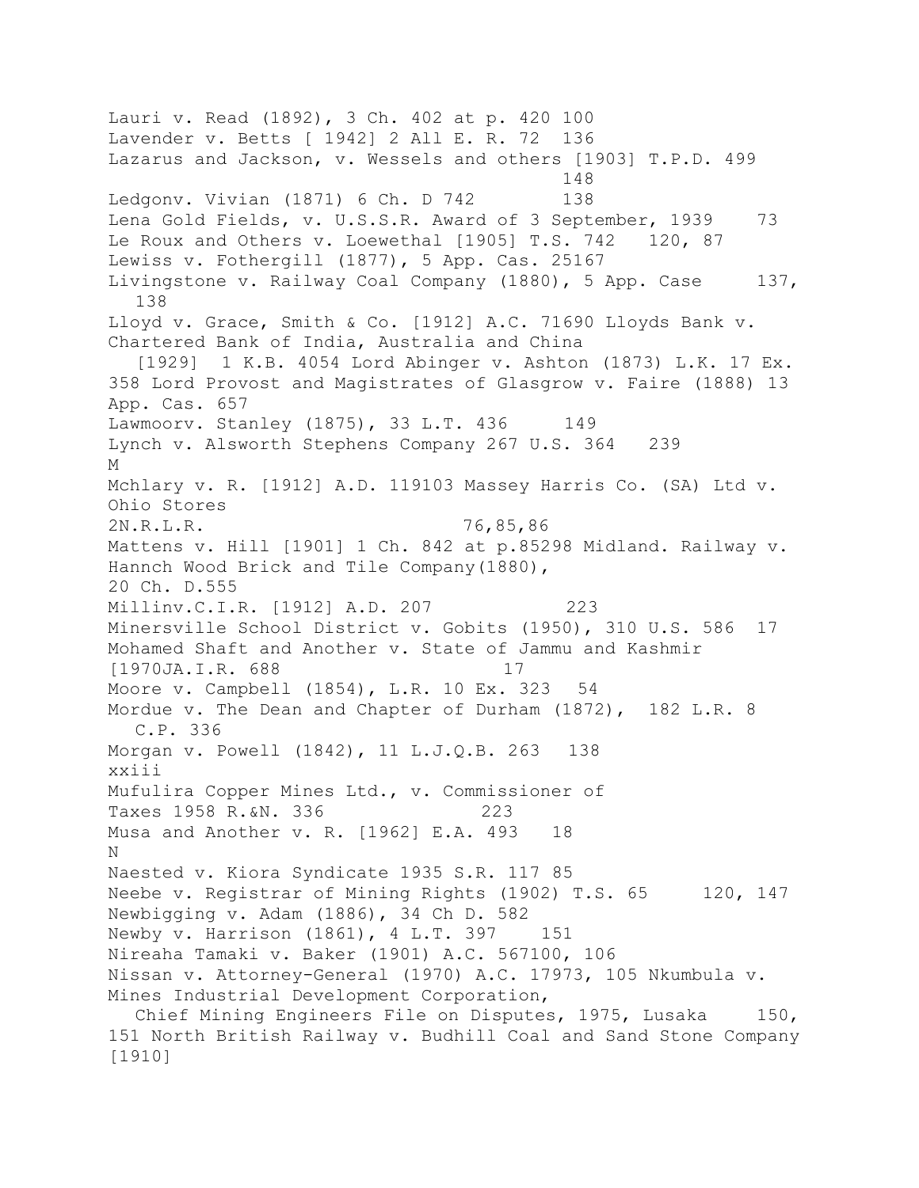Lauri v. Read (1892), 3 Ch. 402 at p. 420 100
Lavender v. Betts [ 1942] 2 All E. R. 72 136
Lazarus and Jackson, v. Wessels and others [1903] T.P.D. 499 148
Ledgonv. Vivian (1871) 6 Ch. D 742 138
Lena Gold Fields, v. U.S.S.R. Award of 3 September, 1939 73
Le Roux and Others v. Loewethal [1905] T.S. 742 120, 87
Lewiss v. Fothergill (1877), 5 App. Cas. 25167
Livingstone v. Railway Coal Company (1880), 5 App. Case 137, 138
Lloyd v. Grace, Smith & Co. [1912] A.C. 71690 Lloyds Bank v. Chartered Bank of India, Australia and China [1929] 1 K.B. 4054 Lord Abinger v. Ashton (1873) L.K. 17 Ex. 358 Lord Provost and Magistrates of Glasgrow v. Faire (1888) 13 App. Cas. 657
Lawmoorv. Stanley (1875), 33 L.T. 436 149
Lynch v. Alsworth Stephens Company 267 U.S. 364 239

M

Mchlary v. R. [1912] A.D. 119103 Massey Harris Co. (SA) Ltd v. Ohio Stores 2N.R.L.R. 76,85,86
Mattens v. Hill [1901] 1 Ch. 842 at p.85298 Midland. Railway v. Hannch Wood Brick and Tile Company(1880), 20 Ch. D.555
Millinv.C.I.R. [1912] A.D. 207 223
Minersville School District v. Gobits (1950), 310 U.S. 586 17
Mohamed Shaft and Another v. State of Jammu and Kashmir [1970JA.I.R. 688 17
Moore v. Campbell (1854), L.R. 10 Ex. 323 54
Mordue v. The Dean and Chapter of Durham (1872), 182 L.R. 8 C.P. 336
Morgan v. Powell (1842), 11 L.J.Q.B. 263 138
Mufulira Copper Mines Ltd., v. Commissioner of Taxes 1958 R.&N. 336 223
Musa and Another v. R. [1962] E.A. 493 18

N

Naested v. Kiora Syndicate 1935 S.R. 117 85
Neebe v. Registrar of Mining Rights (1902) T.S. 65 120, 147
Newbigging v. Adam (1886), 34 Ch D. 582
Newby v. Harrison (1861), 4 L.T. 397 151
Nireaha Tamaki v. Baker (1901) A.C. 567100, 106
Nissan v. Attorney-General (1970) A.C. 17973, 105 Nkumbula v. Mines Industrial Development Corporation, Chief Mining Engineers File on Disputes, 1975, Lusaka 150, 151 North British Railway v. Budhill Coal and Sand Stone Company [1910]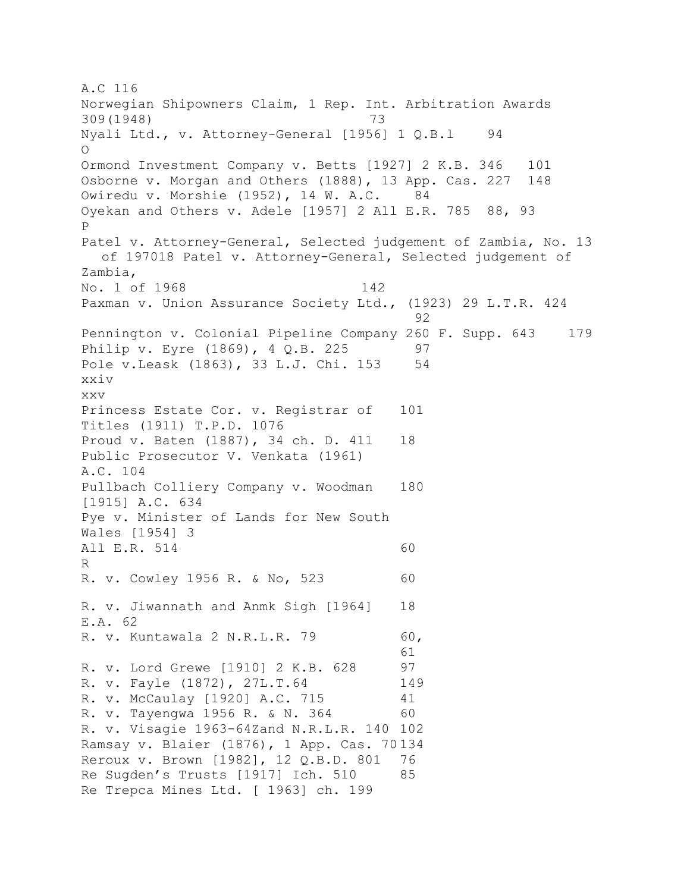A.C 116

Norwegian Shipowners Claim, 1 Rep. Int. Arbitration Awards 309(1948) 73

Nyali Ltd., v. Attorney-General [1956] 1 Q.B.l 94

O

Ormond Investment Company v. Betts [1927] 2 K.B. 346 101

Osborne v. Morgan and Others (1888), 13 App. Cas. 227 148

Owiredu v. Morshie (1952), 14 W. A.C. 84

Oyekan and Others v. Adele [1957] 2 All E.R. 785 88, 93

P

Patel v. Attorney-General, Selected judgement of Zambia, No. 13 of 197018 Patel v. Attorney-General, Selected judgement of Zambia, No. 1 of 1968 142

Paxman v. Union Assurance Society Ltd., (1923) 29 L.T.R. 424 92

Pennington v. Colonial Pipeline Company 260 F. Supp. 643 179

Philip v. Eyre (1869), 4 Q.B. 225 97

Pole v.Leask (1863), 33 L.J. Chi. 153 54

Princess Estate Cor. v. Registrar of Titles (1911) T.P.D. 1076 101

Proud v. Baten (1887), 34 ch. D. 411 18

Public Prosecutor V. Venkata (1961) A.C. 104

Pullbach Colliery Company v. Woodman [1915] A.C. 634 180

Pye v. Minister of Lands for New South Wales [1954] 3 All E.R. 514 60

R

R. v. Cowley 1956 R. & No, 523 60

R. v. Jiwannath and Anmk Sigh [1964] E.A. 62 18

R. v. Kuntawala 2 N.R.L.R. 79 60, 61

R. v. Lord Grewe [1910] 2 K.B. 628 97

R. v. Fayle (1872), 27L.T.64 149

R. v. McCaulay [1920] A.C. 715 41

R. v. Tayengwa 1956 R. & N. 364 60

R. v. Visagie 1963-64Zand N.R.L.R. 140 102

Ramsay v. Blaier (1876), 1 App. Cas. 70 134

Reroux v. Brown [1982], 12 Q.B.D. 801 76

Re Sugden's Trusts [1917] Ich. 510 85

Re Trepca Mines Ltd. [ 1963] ch. 199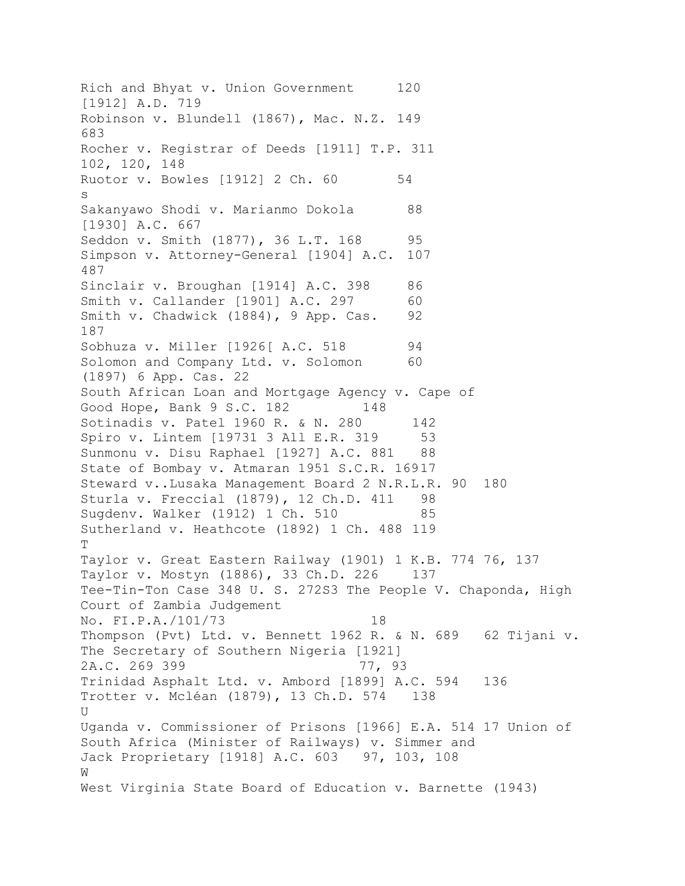Rich and Bhyat v. Union Government     120
[1912] A.D. 719
Robinson v. Blundell (1867), Mac. N.Z. 149
683
Rocher v. Registrar of Deeds [1911] T.P. 311
102, 120, 148
Ruotor v. Bowles [1912] 2 Ch. 60       54

S

Sakanyawo Shodi v. Marianmo Dokola       88
[1930] A.C. 667
Seddon v. Smith (1877), 36 L.T. 168      95
Simpson v. Attorney-General [1904] A.C.  107
487
Sinclair v. Broughan [1914] A.C. 398     86
Smith v. Callander [1901] A.C. 297       60
Smith v. Chadwick (1884), 9 App. Cas.    92
187
Sobhuza v. Miller [1926[ A.C. 518        94
Solomon and Company Ltd. v. Solomon      60
(1897) 6 App. Cas. 22
South African Loan and Mortgage Agency v. Cape of
Good Hope, Bank 9 S.C. 182         148
Sotinadis v. Patel 1960 R. & N. 280      142
Spiro v. Lintem [19731 3 All E.R. 319     53
Sunmonu v. Disu Raphael [1927] A.C. 881   88
State of Bombay v. Atmaran 1951 S.C.R. 16917
Steward v..Lusaka Management Board 2 N.R.L.R. 90  180
Sturla v. Freccial (1879), 12 Ch.D. 411   98
Sugdenv. Walker (1912) 1 Ch. 510          85
Sutherland v. Heathcote (1892) 1 Ch. 488 119

T

Taylor v. Great Eastern Railway (1901) 1 K.B. 774 76, 137
Taylor v. Mostyn (1886), 33 Ch.D. 226    137
Tee-Tin-Ton Case 348 U. S. 272S3 The People V. Chaponda, High
Court of Zambia Judgement
No. FI.P.A./101/73                   18
Thompson (Pvt) Ltd. v. Bennett 1962 R. & N. 689   62 Tijani v.
The Secretary of Southern Nigeria [1921]
2A.C. 269 399                    77, 93
Trinidad Asphalt Ltd. v. Ambord [1899] A.C. 594   136
Trotter v. Mcléan (1879), 13 Ch.D. 574   138

U

Uganda v. Commissioner of Prisons [1966] E.A. 514 17 Union of
South Africa (Minister of Railways) v. Simmer and
Jack Proprietary [1918] A.C. 603   97, 103, 108

W

West Virginia State Board of Education v. Barnette (1943)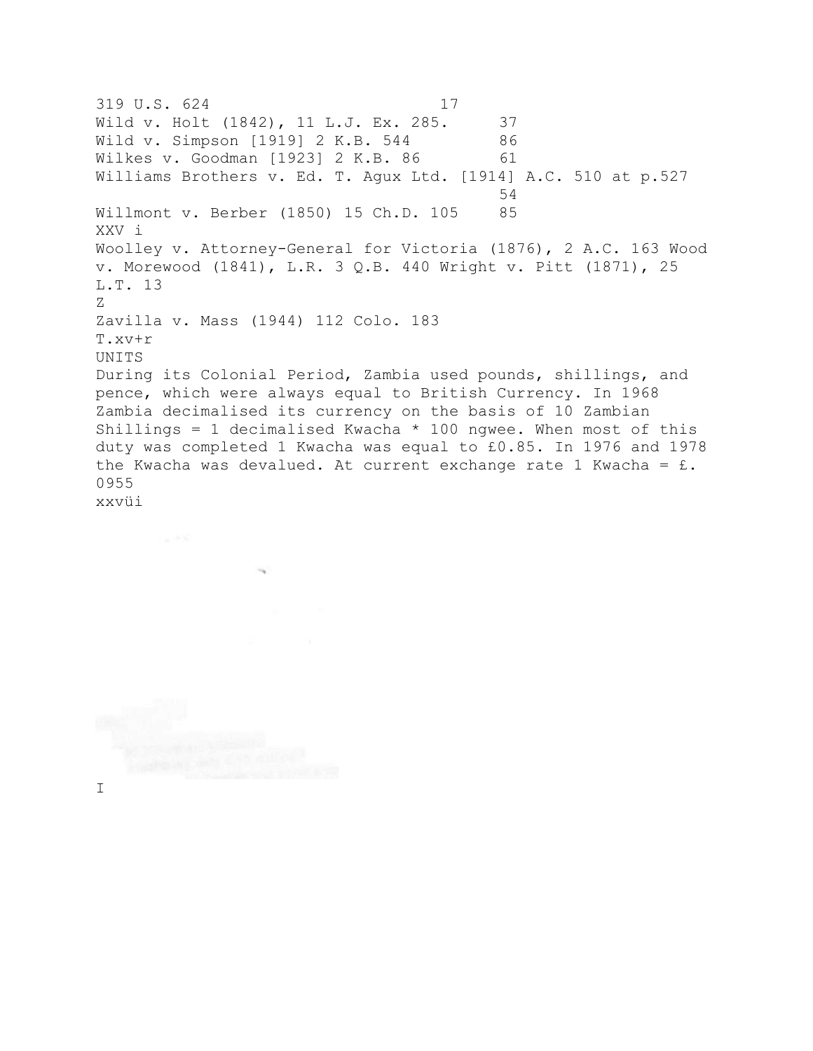319 U.S. 624 17

Wild v. Holt (1842), 11 L.J. Ex. 285. 37

Wild v. Simpson [1919] 2 K.B. 544 86

Wilkes v. Goodman [1923] 2 K.B. 86 61

Williams Brothers v. Ed. T. Agux Ltd. [1914] A.C. 510 at p.527 54

Willmont v. Berber (1850) 15 Ch.D. 105 85

XXV i

Woolley v. Attorney-General for Victoria (1876), 2 A.C. 163 Wood v. Morewood (1841), L.R. 3 Q.B. 440 Wright v. Pitt (1871), 25 L.T. 13

Z

Zavilla v. Mass (1944) 112 Colo. 183

T.xv+r

## UNITS

During its Colonial Period, Zambia used pounds, shillings, and pence, which were always equal to British Currency. In 1968 Zambia decimalised its currency on the basis of 10 Zambian Shillings = 1 decimalised Kwacha * 100 ngwee. When most of this duty was completed 1 Kwacha was equal to £0.85. In 1976 and 1978 the Kwacha was devalued. At current exchange rate 1 Kwacha = £. 0955

xxvüi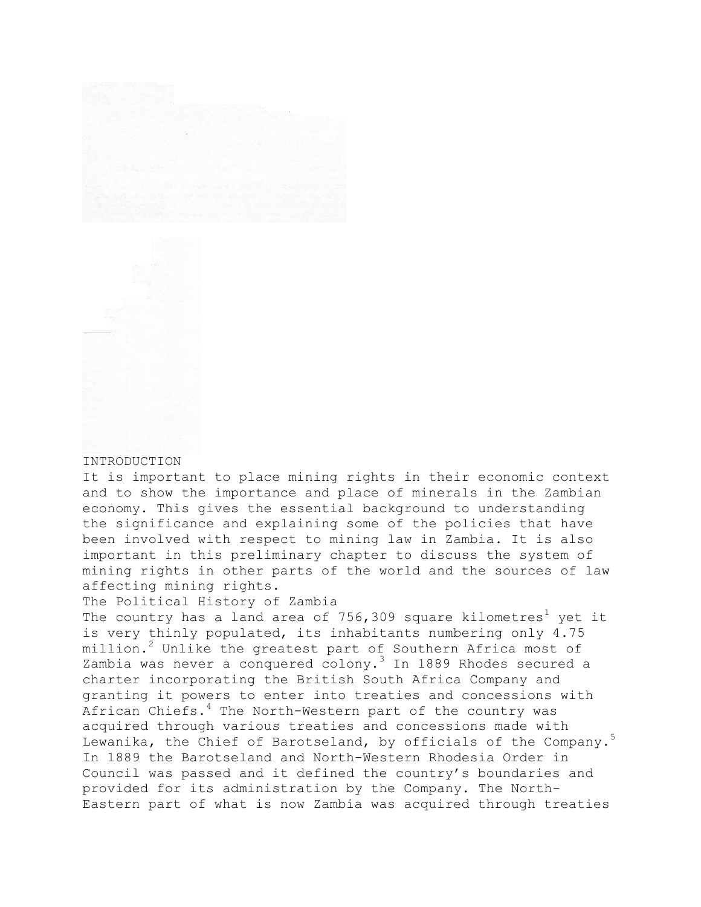# INTRODUCTION

It is important to place mining rights in their economic context and to show the importance and place of minerals in the Zambian economy. This gives the essential background to understanding the significance and explaining some of the policies that have been involved with respect to mining law in Zambia. It is also important in this preliminary chapter to discuss the system of mining rights in other parts of the world and the sources of law affecting mining rights.

## The Political History of Zambia

The country has a land area of 756,309 square kilometres[1] yet it is very thinly populated, its inhabitants numbering only 4.75 million.[2] Unlike the greatest part of Southern Africa most of Zambia was never a conquered colony.[3] In 1889 Rhodes secured a charter incorporating the British South Africa Company and granting it powers to enter into treaties and concessions with African Chiefs.[4] The North-Western part of the country was acquired through various treaties and concessions made with Lewanika, the Chief of Barotseland, by officials of the Company.[5] In 1889 the Barotseland and North-Western Rhodesia Order in Council was passed and it defined the country's boundaries and provided for its administration by the Company. The North-Eastern part of what is now Zambia was acquired through treaties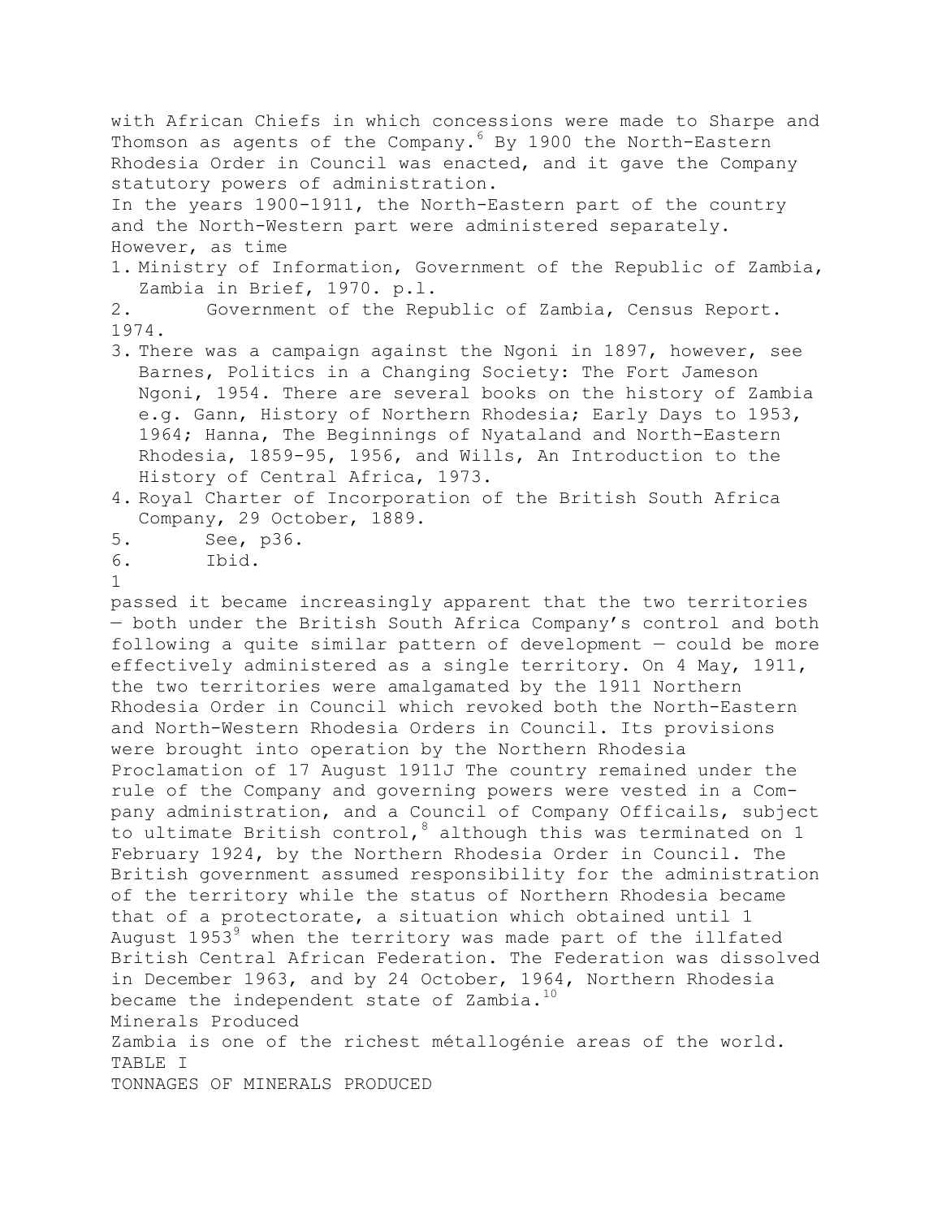with African Chiefs in which concessions were made to Sharpe and Thomson as agents of the Company.[6] By 1900 the North-Eastern Rhodesia Order in Council was enacted, and it gave the Company statutory powers of administration.

In the years 1900-1911, the North-Eastern part of the country and the North-Western part were administered separately. However, as time passed it became increasingly apparent that the two territories — both under the British South Africa Company's control and both following a quite similar pattern of development — could be more effectively administered as a single territory. On 4 May, 1911, the two territories were amalgamated by the 1911 Northern Rhodesia Order in Council which revoked both the North-Eastern and North-Western Rhodesia Orders in Council. Its provisions were brought into operation by the Northern Rhodesia Proclamation of 17 August 1911J The country remained under the rule of the Company and governing powers were vested in a Company administration, and a Council of Company Officails, subject to ultimate British control,[8] although this was terminated on 1 February 1924, by the Northern Rhodesia Order in Council. The British government assumed responsibility for the administration of the territory while the status of Northern Rhodesia became that of a protectorate, a situation which obtained until 1 August 1953[9] when the territory was made part of the illfated British Central African Federation. The Federation was dissolved in December 1963, and by 24 October, 1964, Northern Rhodesia became the independent state of Zambia.[10]

## Minerals Produced

Zambia is one of the richest métallogénie areas of the world.

TABLE I

TONNAGES OF MINERALS PRODUCED

---

1. Ministry of Information, Government of the Republic of Zambia, Zambia in Brief, 1970. p.l.
2. Government of the Republic of Zambia, Census Report. 1974.
3. There was a campaign against the Ngoni in 1897, however, see Barnes, Politics in a Changing Society: The Fort Jameson Ngoni, 1954. There are several books on the history of Zambia e.g. Gann, History of Northern Rhodesia; Early Days to 1953, 1964; Hanna, The Beginnings of Nyataland and North-Eastern Rhodesia, 1859-95, 1956, and Wills, An Introduction to the History of Central Africa, 1973.
4. Royal Charter of Incorporation of the British South Africa Company, 29 October, 1889.
5. See, p36.
6. Ibid.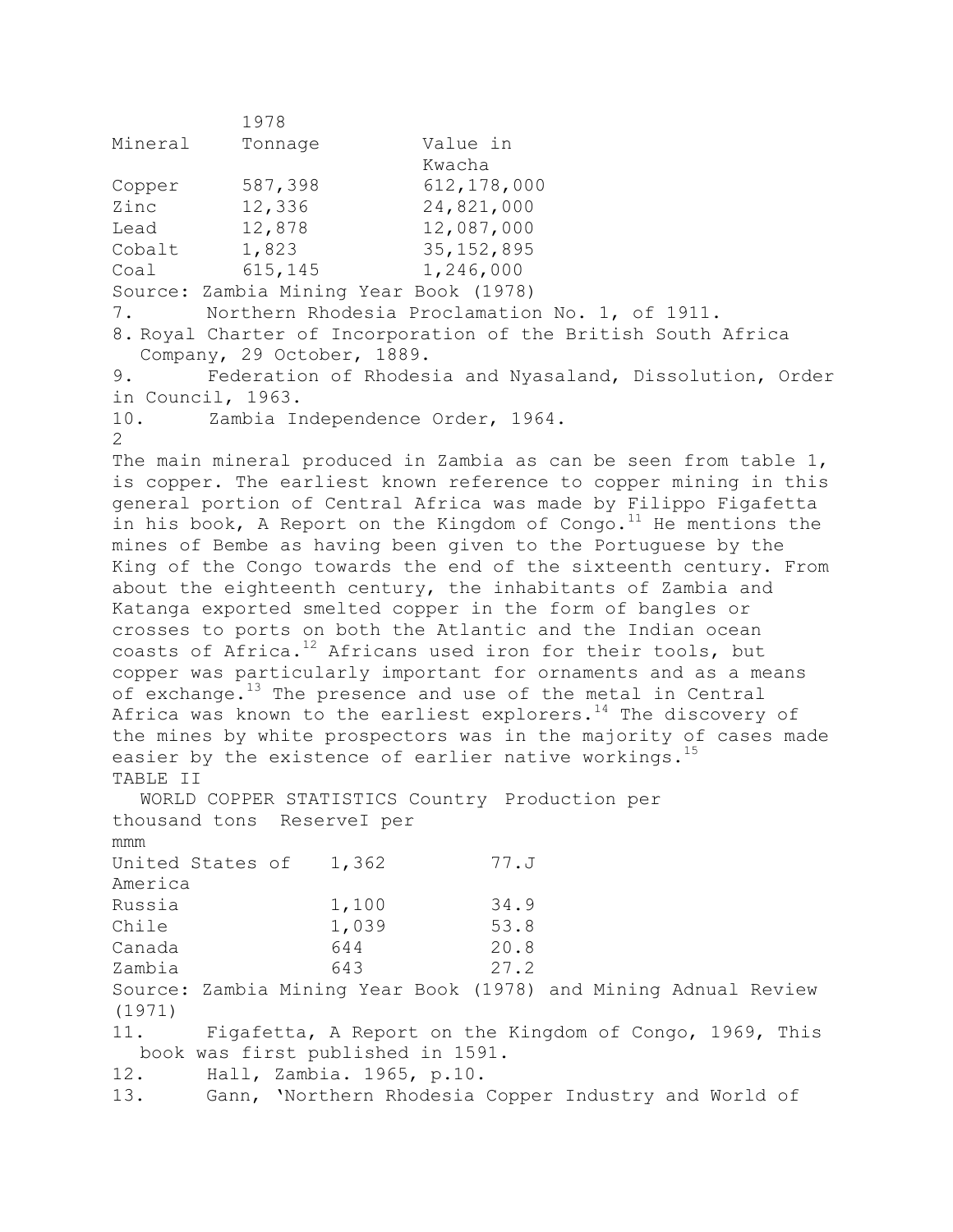| Mineral | 1978 Tonnage | Value in Kwacha |
|---|---|---|
| Copper | 587,398 | 612,178,000 |
| Zinc | 12,336 | 24,821,000 |
| Lead | 12,878 | 12,087,000 |
| Cobalt | 1,823 | 35,152,895 |
| Coal | 615,145 | 1,246,000 |

Source: Zambia Mining Year Book (1978)

7. Northern Rhodesia Proclamation No. 1, of 1911.
8. Royal Charter of Incorporation of the British South Africa Company, 29 October, 1889.
9. Federation of Rhodesia and Nyasaland, Dissolution, Order in Council, 1963.
10. Zambia Independence Order, 1964.

The main mineral produced in Zambia as can be seen from table 1, is copper. The earliest known reference to copper mining in this general portion of Central Africa was made by Filippo Figafetta in his book, A Report on the Kingdom of Congo.[11] He mentions the mines of Bembe as having been given to the Portuguese by the King of the Congo towards the end of the sixteenth century. From about the eighteenth century, the inhabitants of Zambia and Katanga exported smelted copper in the form of bangles or crosses to ports on both the Atlantic and the Indian ocean coasts of Africa.[12] Africans used iron for their tools, but copper was particularly important for ornaments and as a means of exchange.[13] The presence and use of the metal in Central Africa was known to the earliest explorers.[14] The discovery of the mines by white prospectors was in the majority of cases made easier by the existence of earlier native workings.[15]

TABLE II

WORLD COPPER STATISTICS

| Country | Production per thousand tons | ReserveI per mmm |
|---|---|---|
| United States of America | 1,362 | 77.J |
| Russia | 1,100 | 34.9 |
| Chile | 1,039 | 53.8 |
| Canada | 644 | 20.8 |
| Zambia | 643 | 27.2 |

Source: Zambia Mining Year Book (1978) and Mining Adnual Review (1971)

11. Figafetta, A Report on the Kingdom of Congo, 1969, This book was first published in 1591.
12. Hall, Zambia. 1965, p.10.
13. Gann, 'Northern Rhodesia Copper Industry and World of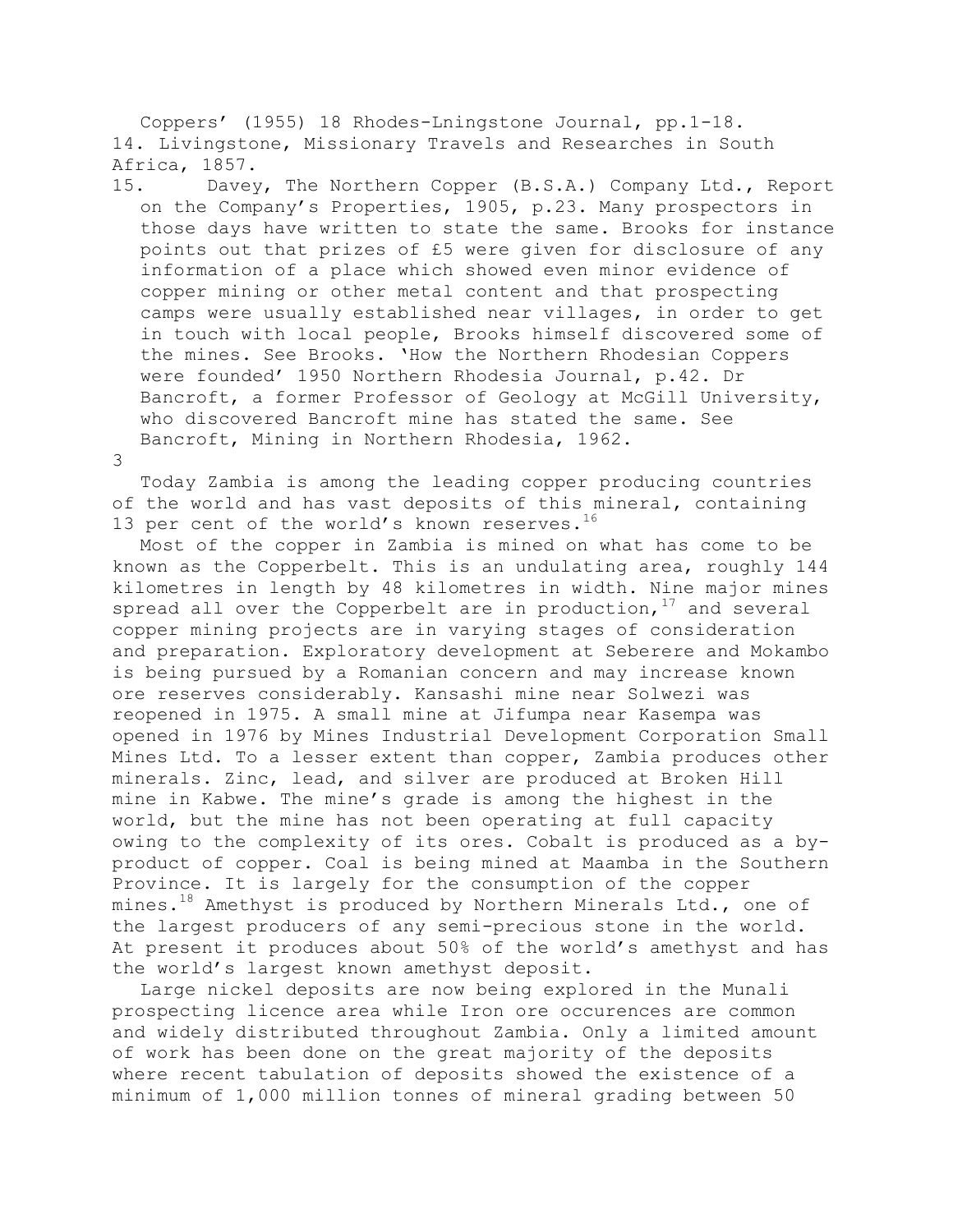Coppers' (1955) 18 Rhodes-Lningstone Journal, pp.1-18.

14. Livingstone, Missionary Travels and Researches in South Africa, 1857.

15. Davey, The Northern Copper (B.S.A.) Company Ltd., Report on the Company's Properties, 1905, p.23. Many prospectors in those days have written to state the same. Brooks for instance points out that prizes of £5 were given for disclosure of any information of a place which showed even minor evidence of copper mining or other metal content and that prospecting camps were usually established near villages, in order to get in touch with local people, Brooks himself discovered some of the mines. See Brooks. 'How the Northern Rhodesian Coppers were founded' 1950 Northern Rhodesia Journal, p.42. Dr Bancroft, a former Professor of Geology at McGill University, who discovered Bancroft mine has stated the same. See Bancroft, Mining in Northern Rhodesia, 1962.

Today Zambia is among the leading copper producing countries of the world and has vast deposits of this mineral, containing 13 per cent of the world's known reserves.[16]

Most of the copper in Zambia is mined on what has come to be known as the Copperbelt. This is an undulating area, roughly 144 kilometres in length by 48 kilometres in width. Nine major mines spread all over the Copperbelt are in production,[17] and several copper mining projects are in varying stages of consideration and preparation. Exploratory development at Seberere and Mokambo is being pursued by a Romanian concern and may increase known ore reserves considerably. Kansashi mine near Solwezi was reopened in 1975. A small mine at Jifumpa near Kasempa was opened in 1976 by Mines Industrial Development Corporation Small Mines Ltd. To a lesser extent than copper, Zambia produces other minerals. Zinc, lead, and silver are produced at Broken Hill mine in Kabwe. The mine's grade is among the highest in the world, but the mine has not been operating at full capacity owing to the complexity of its ores. Cobalt is produced as a by-product of copper. Coal is being mined at Maamba in the Southern Province. It is largely for the consumption of the copper mines.[18] Amethyst is produced by Northern Minerals Ltd., one of the largest producers of any semi-precious stone in the world. At present it produces about 50% of the world's amethyst and has the world's largest known amethyst deposit.

Large nickel deposits are now being explored in the Munali prospecting licence area while Iron ore occurences are common and widely distributed throughout Zambia. Only a limited amount of work has been done on the great majority of the deposits where recent tabulation of deposits showed the existence of a minimum of 1,000 million tonnes of mineral grading between 50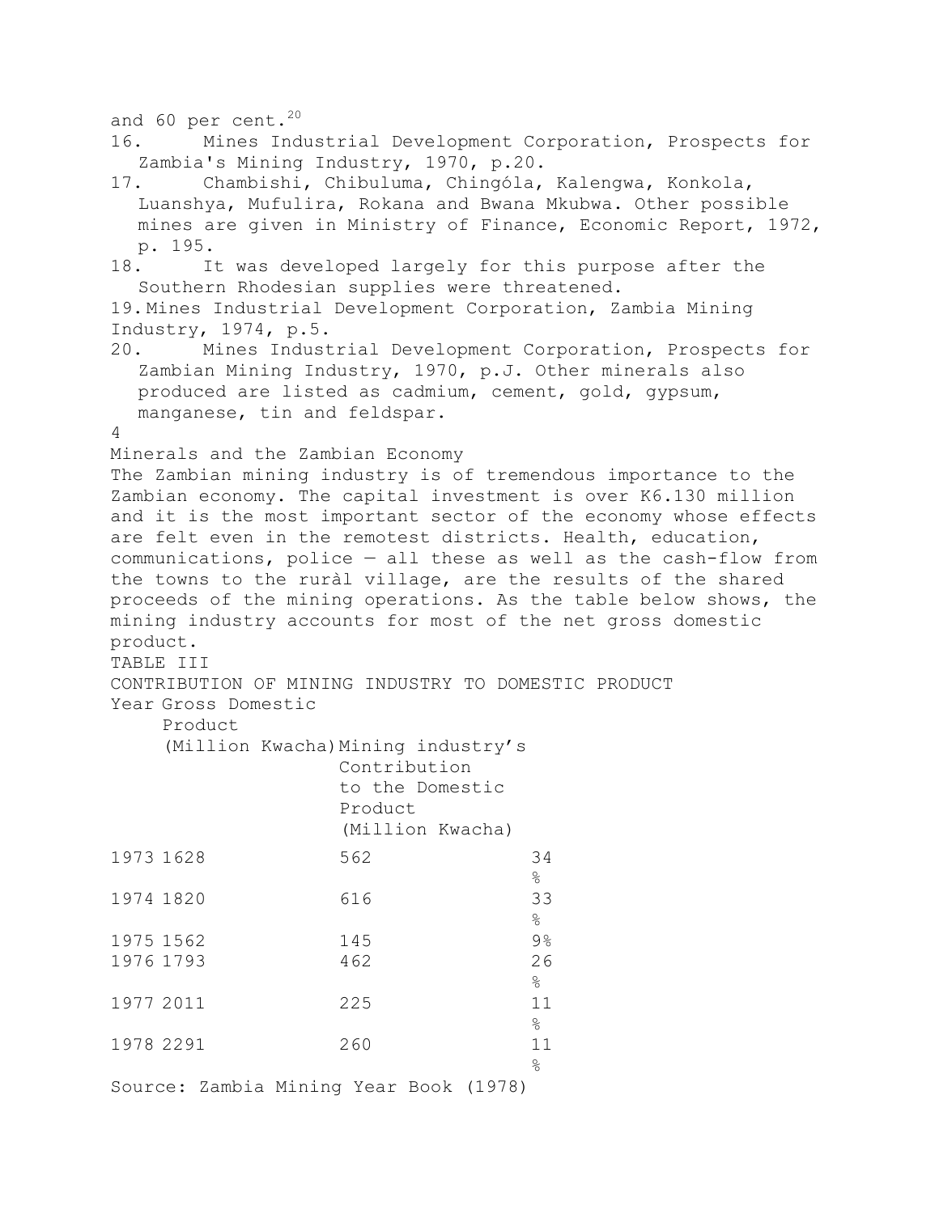and 60 per cent.[20]

16. Mines Industrial Development Corporation, Prospects for Zambia's Mining Industry, 1970, p.20.
17. Chambishi, Chibuluma, Chingóla, Kalengwa, Konkola, Luanshya, Mufulira, Rokana and Bwana Mkubwa. Other possible mines are given in Ministry of Finance, Economic Report, 1972, p. 195.
18. It was developed largely for this purpose after the Southern Rhodesian supplies were threatened.
19. Mines Industrial Development Corporation, Zambia Mining Industry, 1974, p.5.
20. Mines Industrial Development Corporation, Prospects for Zambian Mining Industry, 1970, p.J. Other minerals also produced are listed as cadmium, cement, gold, gypsum, manganese, tin and feldspar.

4

## Minerals and the Zambian Economy

The Zambian mining industry is of tremendous importance to the Zambian economy. The capital investment is over K6.130 million and it is the most important sector of the economy whose effects are felt even in the remotest districts. Health, education, communications, police — all these as well as the cash-flow from the towns to the ruràl village, are the results of the shared proceeds of the mining operations. As the table below shows, the mining industry accounts for most of the net gross domestic product.

TABLE III

CONTRIBUTION OF MINING INDUSTRY TO DOMESTIC PRODUCT

| Year | Gross Domestic Product (Million Kwacha) | Mining industry's Contribution to the Domestic Product (Million Kwacha) | |
|---|---|---|---|
| 1973 | 1628 | 562 | 34 % |
| 1974 | 1820 | 616 | 33 % |
| 1975 | 1562 | 145 | 9% |
| 1976 | 1793 | 462 | 26 % |
| 1977 | 2011 | 225 | 11 % |
| 1978 | 2291 | 260 | 11 % |

Source: Zambia Mining Year Book (1978)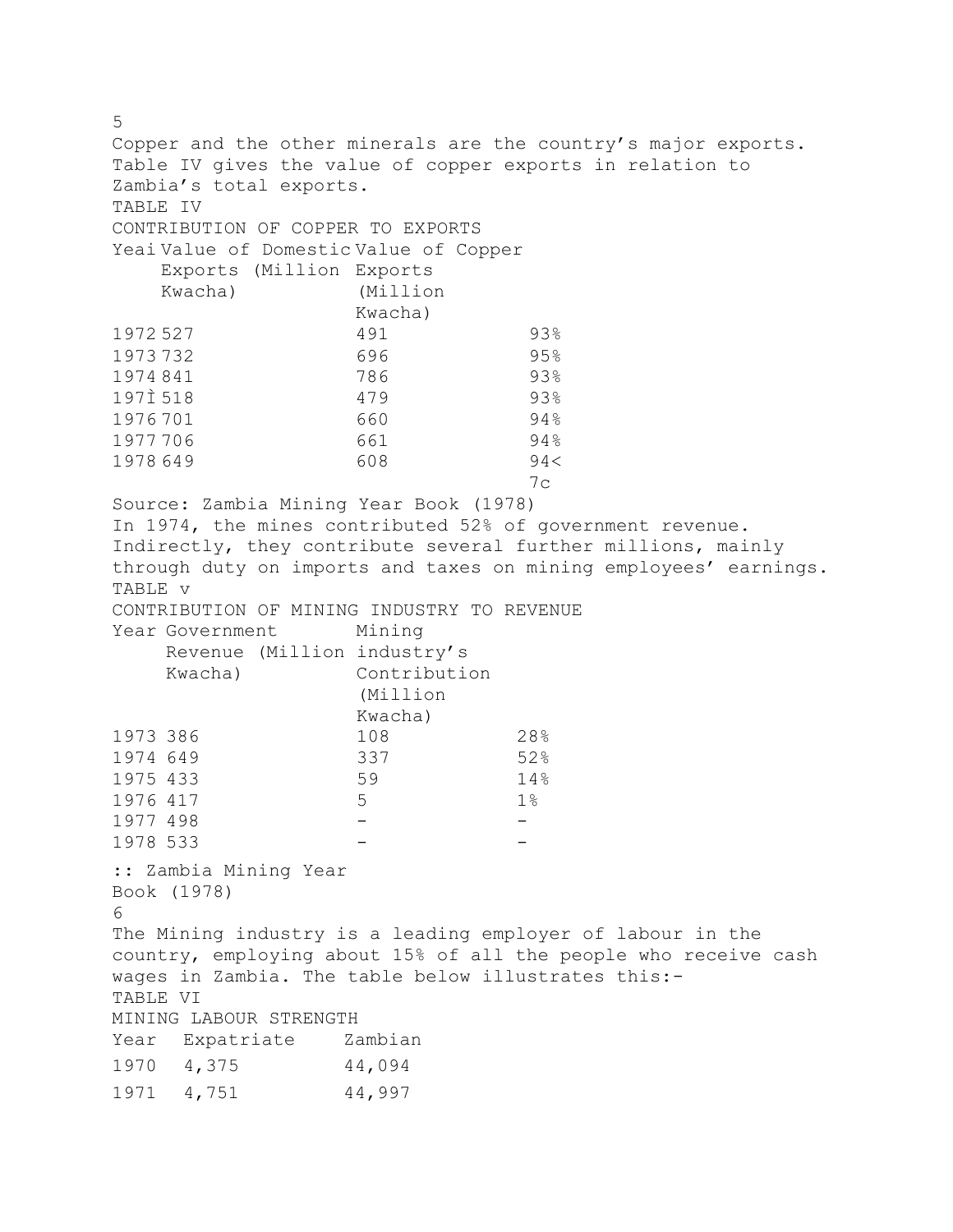Copper and the other minerals are the country's major exports. Table IV gives the value of copper exports in relation to Zambia's total exports.

TABLE IV

CONTRIBUTION OF COPPER TO EXPORTS

| Yeai | Value of Domestic Exports (Million Kwacha) | Value of Copper Exports (Million Kwacha) | |
|---|---|---|---|
| 1972 | 527 | 491 | 93% |
| 1973 | 732 | 696 | 95% |
| 1974 | 841 | 786 | 93% |
| 197Ì | 518 | 479 | 93% |
| 1976 | 701 | 660 | 94% |
| 1977 | 706 | 661 | 94% |
| 1978 | 649 | 608 | 94< 7c |

Source: Zambia Mining Year Book (1978)

In 1974, the mines contributed 52% of government revenue. Indirectly, they contribute several further millions, mainly through duty on imports and taxes on mining employees' earnings.

TABLE v

CONTRIBUTION OF MINING INDUSTRY TO REVENUE

| Year | Government Revenue (Million Kwacha) | Mining industry's Contribution (Million Kwacha) | |
|---|---|---|---|
| 1973 | 386 | 108 | 28% |
| 1974 | 649 | 337 | 52% |
| 1975 | 433 | 59 | 14% |
| 1976 | 417 | 5 | 1% |
| 1977 | 498 | - | - |
| 1978 | 533 | - | - |

:: Zambia Mining Year Book (1978)

The Mining industry is a leading employer of labour in the country, employing about 15% of all the people who receive cash wages in Zambia. The table below illustrates this:-

TABLE VI

MINING LABOUR STRENGTH

| Year | Expatriate | Zambian |
|---|---|---|
| 1970 | 4,375 | 44,094 |
| 1971 | 4,751 | 44,997 |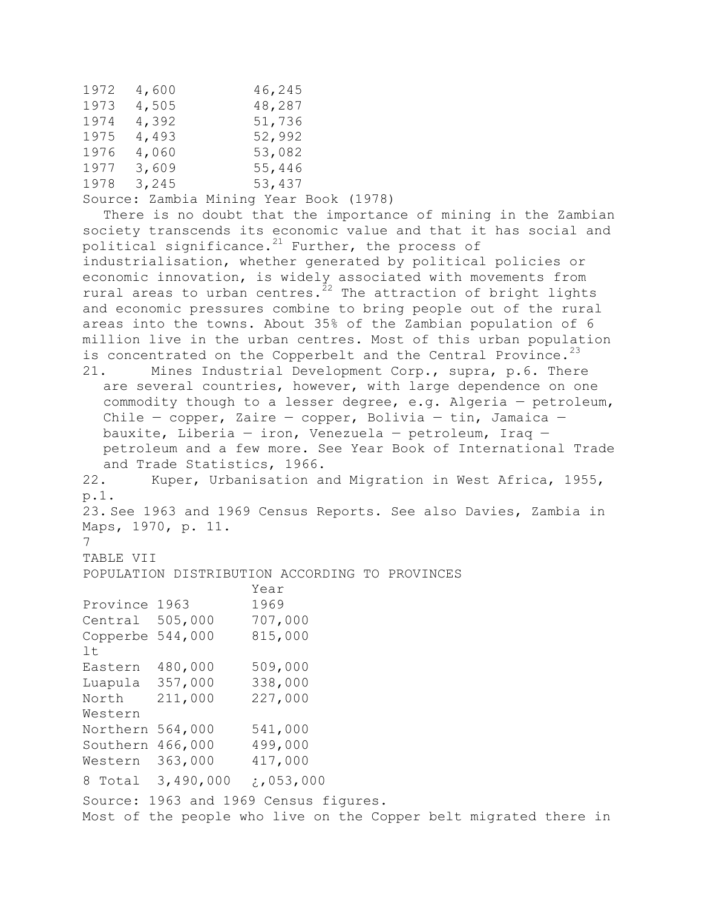| | | |
|---|---|---|
| 1972 | 4,600 | 46,245 |
| 1973 | 4,505 | 48,287 |
| 1974 | 4,392 | 51,736 |
| 1975 | 4,493 | 52,992 |
| 1976 | 4,060 | 53,082 |
| 1977 | 3,609 | 55,446 |
| 1978 | 3,245 | 53,437 |

Source: Zambia Mining Year Book (1978)

There is no doubt that the importance of mining in the Zambian society transcends its economic value and that it has social and political significance.[21] Further, the process of industrialisation, whether generated by political policies or economic innovation, is widely associated with movements from rural areas to urban centres.[22] The attraction of bright lights and economic pressures combine to bring people out of the rural areas into the towns. About 35% of the Zambian population of 6 million live in the urban centres. Most of this urban population is concentrated on the Copperbelt and the Central Province.[23]

21. Mines Industrial Development Corp., supra, p.6. There are several countries, however, with large dependence on one commodity though to a lesser degree, e.g. Algeria — petroleum, Chile — copper, Zaire — copper, Bolivia — tin, Jamaica — bauxite, Liberia — iron, Venezuela — petroleum, Iraq — petroleum and a few more. See Year Book of International Trade and Trade Statistics, 1966.

22. Kuper, Urbanisation and Migration in West Africa, 1955, p.1.

23. See 1963 and 1969 Census Reports. See also Davies, Zambia in Maps, 1970, p. 11.

TABLE VII

POPULATION DISTRIBUTION ACCORDING TO PROVINCES

| Province | Year 1963 | 1969 |
|---|---|---|
| Central | 505,000 | 707,000 |
| Copperbelt | 544,000 | 815,000 |
| Eastern | 480,000 | 509,000 |
| Luapula | 357,000 | 338,000 |
| North Western | 211,000 | 227,000 |
| Northern | 564,000 | 541,000 |
| Southern | 466,000 | 499,000 |
| Western | 363,000 | 417,000 |
| Total | 3,490,000 | ¿,053,000 |

Source: 1963 and 1969 Census figures.

Most of the people who live on the Copper belt migrated there in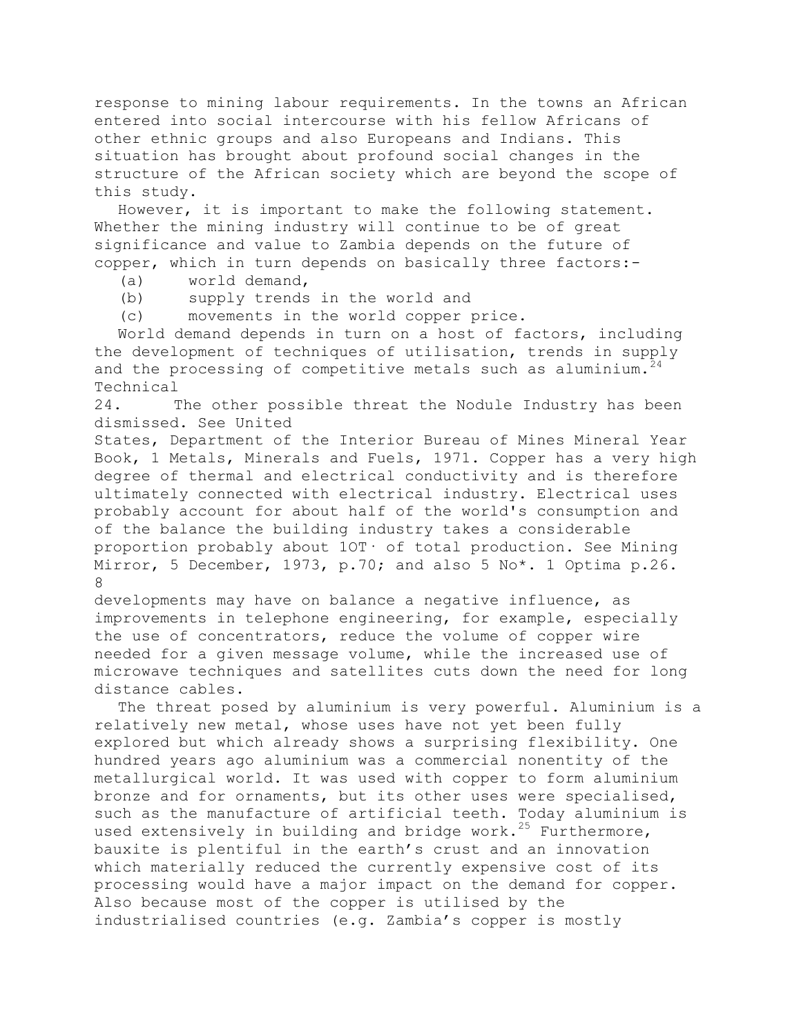response to mining labour requirements. In the towns an African entered into social intercourse with his fellow Africans of other ethnic groups and also Europeans and Indians. This situation has brought about profound social changes in the structure of the African society which are beyond the scope of this study.

However, it is important to make the following statement. Whether the mining industry will continue to be of great significance and value to Zambia depends on the future of copper, which in turn depends on basically three factors:-

(a) world demand,

(b) supply trends in the world and

(c) movements in the world copper price.

World demand depends in turn on a host of factors, including the development of techniques of utilisation, trends in supply and the processing of competitive metals such as aluminium.[24] Technical

24. The other possible threat the Nodule Industry has been dismissed. See United States, Department of the Interior Bureau of Mines Mineral Year Book, 1 Metals, Minerals and Fuels, 1971. Copper has a very high degree of thermal and electrical conductivity and is therefore ultimately connected with electrical industry. Electrical uses probably account for about half of the world's consumption and of the balance the building industry takes a considerable proportion probably about 1OT· of total production. See Mining Mirror, 5 December, 1973, p.70; and also 5 No*. 1 Optima p.26.

developments may have on balance a negative influence, as improvements in telephone engineering, for example, especially the use of concentrators, reduce the volume of copper wire needed for a given message volume, while the increased use of microwave techniques and satellites cuts down the need for long distance cables.

The threat posed by aluminium is very powerful. Aluminium is a relatively new metal, whose uses have not yet been fully explored but which already shows a surprising flexibility. One hundred years ago aluminium was a commercial nonentity of the metallurgical world. It was used with copper to form aluminium bronze and for ornaments, but its other uses were specialised, such as the manufacture of artificial teeth. Today aluminium is used extensively in building and bridge work.[25] Furthermore, bauxite is plentiful in the earth's crust and an innovation which materially reduced the currently expensive cost of its processing would have a major impact on the demand for copper. Also because most of the copper is utilised by the industrialised countries (e.g. Zambia's copper is mostly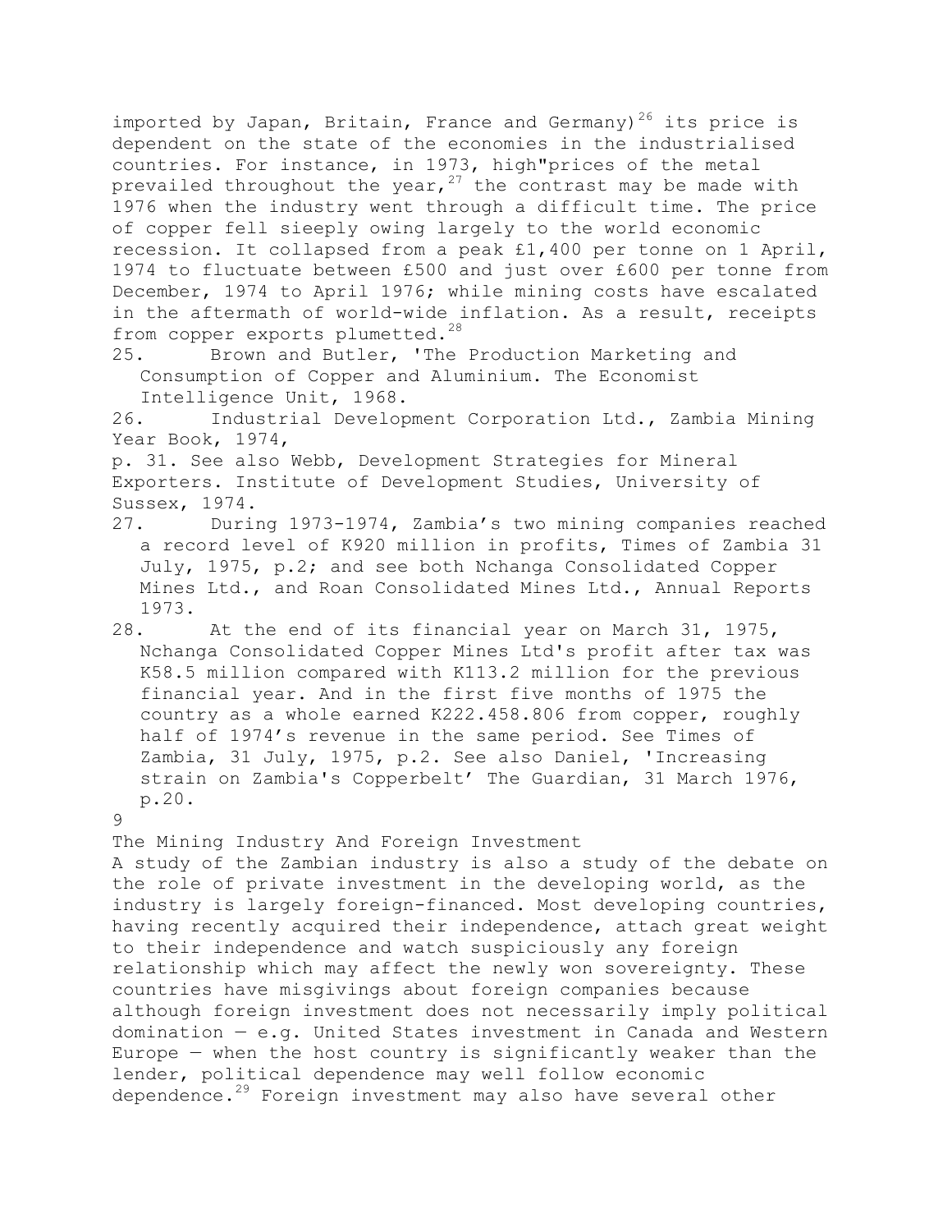imported by Japan, Britain, France and Germany)[26] its price is dependent on the state of the economies in the industrialised countries. For instance, in 1973, high"prices of the metal prevailed throughout the year,[27] the contrast may be made with 1976 when the industry went through a difficult time. The price of copper fell sieeply owing largely to the world economic recession. It collapsed from a peak £1,400 per tonne on 1 April, 1974 to fluctuate between £500 and just over £600 per tonne from December, 1974 to April 1976; while mining costs have escalated in the aftermath of world-wide inflation. As a result, receipts from copper exports plumetted.[28]

25. Brown and Butler, 'The Production Marketing and Consumption of Copper and Aluminium. The Economist Intelligence Unit, 1968.

26. Industrial Development Corporation Ltd., Zambia Mining Year Book, 1974, p. 31. See also Webb, Development Strategies for Mineral Exporters. Institute of Development Studies, University of Sussex, 1974.

27. During 1973-1974, Zambia's two mining companies reached a record level of K920 million in profits, Times of Zambia 31 July, 1975, p.2; and see both Nchanga Consolidated Copper Mines Ltd., and Roan Consolidated Mines Ltd., Annual Reports 1973.

28. At the end of its financial year on March 31, 1975, Nchanga Consolidated Copper Mines Ltd's profit after tax was K58.5 million compared with K113.2 million for the previous financial year. And in the first five months of 1975 the country as a whole earned K222.458.806 from copper, roughly half of 1974's revenue in the same period. See Times of Zambia, 31 July, 1975, p.2. See also Daniel, 'Increasing strain on Zambia's Copperbelt' The Guardian, 31 March 1976, p.20.

## The Mining Industry And Foreign Investment

A study of the Zambian industry is also a study of the debate on the role of private investment in the developing world, as the industry is largely foreign-financed. Most developing countries, having recently acquired their independence, attach great weight to their independence and watch suspiciously any foreign relationship which may affect the newly won sovereignty. These countries have misgivings about foreign companies because although foreign investment does not necessarily imply political domination — e.g. United States investment in Canada and Western Europe — when the host country is significantly weaker than the lender, political dependence may well follow economic dependence.[29] Foreign investment may also have several other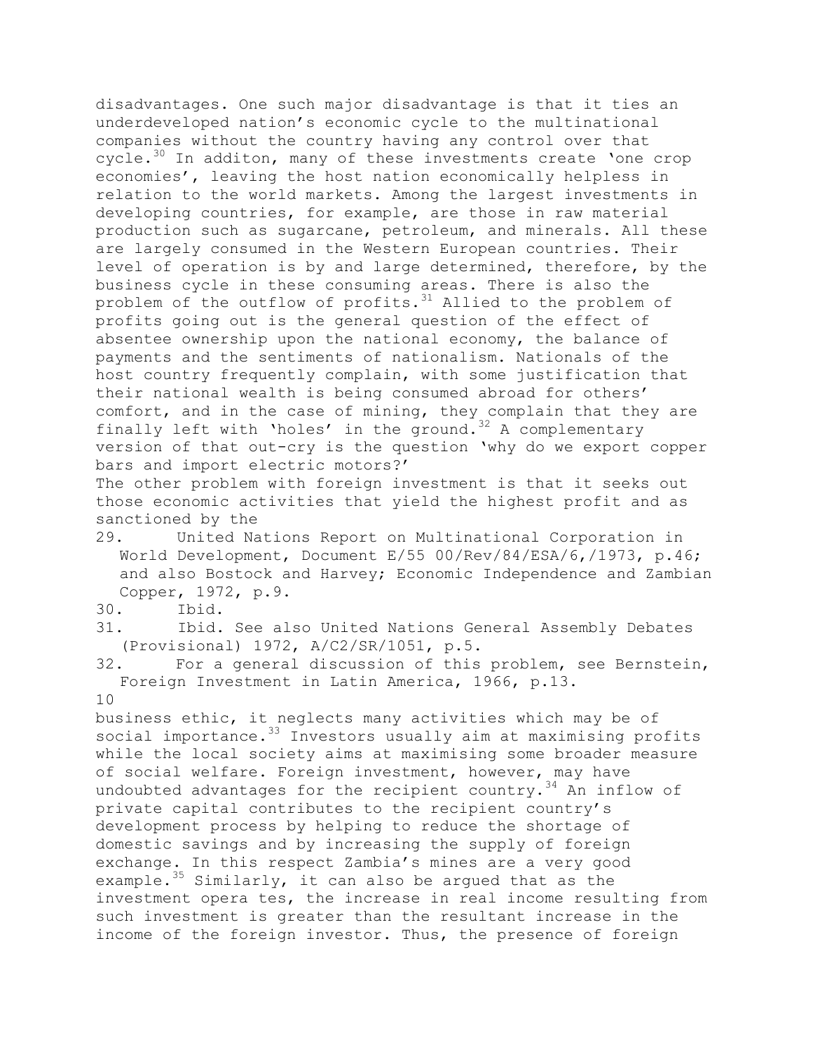disadvantages. One such major disadvantage is that it ties an underdeveloped nation's economic cycle to the multinational companies without the country having any control over that cycle.[30] In additon, many of these investments create 'one crop economies', leaving the host nation economically helpless in relation to the world markets. Among the largest investments in developing countries, for example, are those in raw material production such as sugarcane, petroleum, and minerals. All these are largely consumed in the Western European countries. Their level of operation is by and large determined, therefore, by the business cycle in these consuming areas. There is also the problem of the outflow of profits.[31] Allied to the problem of profits going out is the general question of the effect of absentee ownership upon the national economy, the balance of payments and the sentiments of nationalism. Nationals of the host country frequently complain, with some justification that their national wealth is being consumed abroad for others' comfort, and in the case of mining, they complain that they are finally left with 'holes' in the ground.[32] A complementary version of that out-cry is the question 'why do we export copper bars and import electric motors?'

The other problem with foreign investment is that it seeks out those economic activities that yield the highest profit and as sanctioned by the business ethic, it neglects many activities which may be of social importance.[33] Investors usually aim at maximising profits while the local society aims at maximising some broader measure of social welfare. Foreign investment, however, may have undoubted advantages for the recipient country.[34] An inflow of private capital contributes to the recipient country's development process by helping to reduce the shortage of domestic savings and by increasing the supply of foreign exchange. In this respect Zambia's mines are a very good example.[35] Similarly, it can also be argued that as the investment opera tes, the increase in real income resulting from such investment is greater than the resultant increase in the income of the foreign investor. Thus, the presence of foreign

29. United Nations Report on Multinational Corporation in World Development, Document E/55 00/Rev/84/ESA/6,/1973, p.46; and also Bostock and Harvey; Economic Independence and Zambian Copper, 1972, p.9.
30. Ibid.
31. Ibid. See also United Nations General Assembly Debates (Provisional) 1972, A/C2/SR/1051, p.5.
32. For a general discussion of this problem, see Bernstein, Foreign Investment in Latin America, 1966, p.13.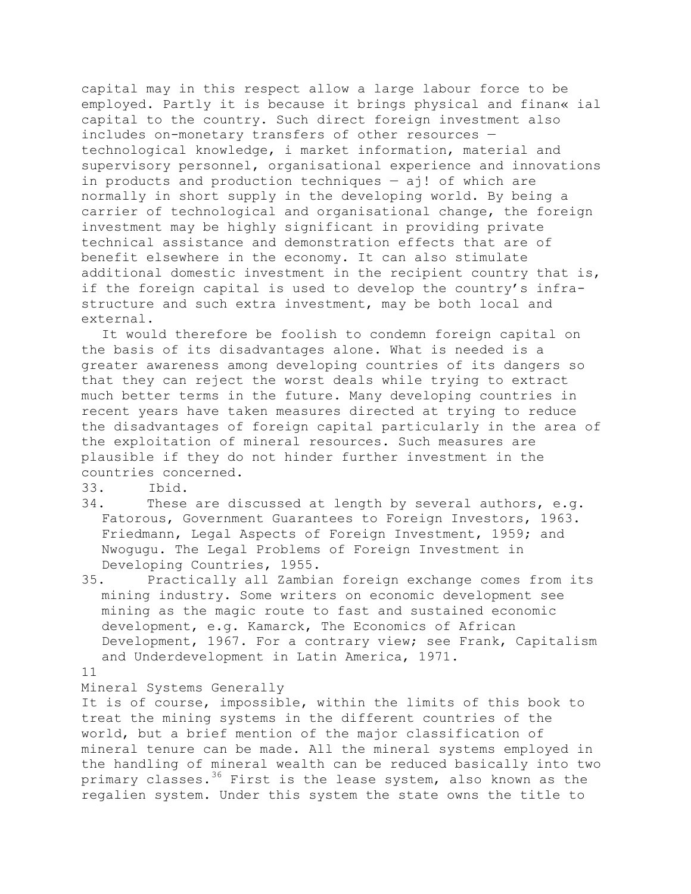capital may in this respect allow a large labour force to be employed. Partly it is because it brings physical and finan« ial capital to the country. Such direct foreign investment also includes on-monetary transfers of other resources — technological knowledge, i market information, material and supervisory personnel, organisational experience and innovations in products and production techniques — aj! of which are normally in short supply in the developing world. By being a carrier of technological and organisational change, the foreign investment may be highly significant in providing private technical assistance and demonstration effects that are of benefit elsewhere in the economy. It can also stimulate additional domestic investment in the recipient country that is, if the foreign capital is used to develop the country's infra-structure and such extra investment, may be both local and external.

It would therefore be foolish to condemn foreign capital on the basis of its disadvantages alone. What is needed is a greater awareness among developing countries of its dangers so that they can reject the worst deals while trying to extract much better terms in the future. Many developing countries in recent years have taken measures directed at trying to reduce the disadvantages of foreign capital particularly in the area of the exploitation of mineral resources. Such measures are plausible if they do not hinder further investment in the countries concerned.

33. Ibid.

34. These are discussed at length by several authors, e.g. Fatorous, Government Guarantees to Foreign Investors, 1963. Friedmann, Legal Aspects of Foreign Investment, 1959; and Nwogugu. The Legal Problems of Foreign Investment in Developing Countries, 1955.

35. Practically all Zambian foreign exchange comes from its mining industry. Some writers on economic development see mining as the magic route to fast and sustained economic development, e.g. Kamarck, The Economics of African Development, 1967. For a contrary view; see Frank, Capitalism and Underdevelopment in Latin America, 1971.

## Mineral Systems Generally

It is of course, impossible, within the limits of this book to treat the mining systems in the different countries of the world, but a brief mention of the major classification of mineral tenure can be made. All the mineral systems employed in the handling of mineral wealth can be reduced basically into two primary classes.[36] First is the lease system, also known as the regalien system. Under this system the state owns the title to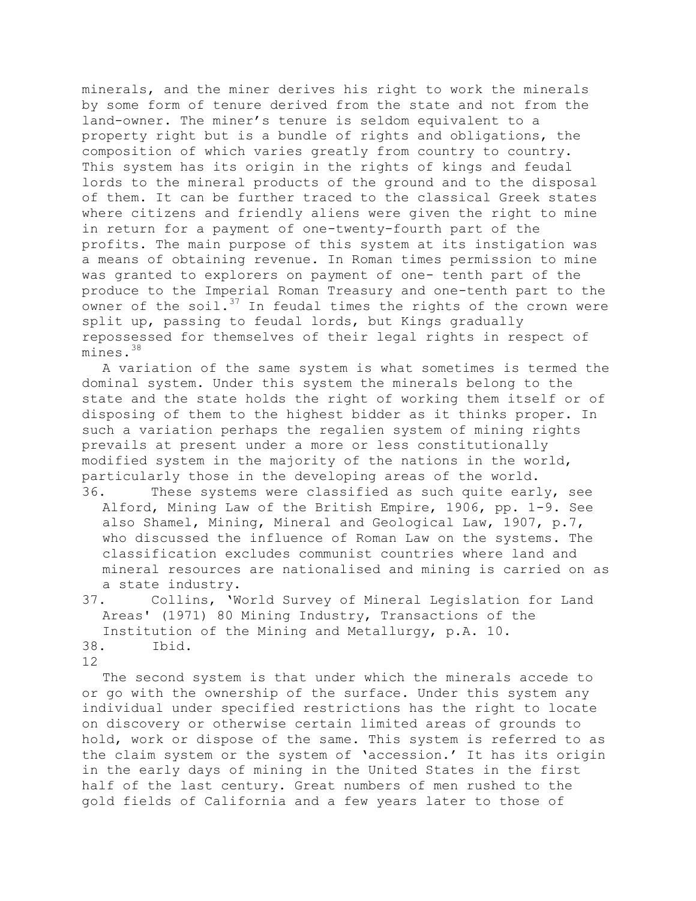minerals, and the miner derives his right to work the minerals by some form of tenure derived from the state and not from the land-owner. The miner's tenure is seldom equivalent to a property right but is a bundle of rights and obligations, the composition of which varies greatly from country to country. This system has its origin in the rights of kings and feudal lords to the mineral products of the ground and to the disposal of them. It can be further traced to the classical Greek states where citizens and friendly aliens were given the right to mine in return for a payment of one-twenty-fourth part of the profits. The main purpose of this system at its instigation was a means of obtaining revenue. In Roman times permission to mine was granted to explorers on payment of one- tenth part of the produce to the Imperial Roman Treasury and one-tenth part to the owner of the soil.[37] In feudal times the rights of the crown were split up, passing to feudal lords, but Kings gradually repossessed for themselves of their legal rights in respect of mines.[38]

A variation of the same system is what sometimes is termed the dominal system. Under this system the minerals belong to the state and the state holds the right of working them itself or of disposing of them to the highest bidder as it thinks proper. In such a variation perhaps the regalien system of mining rights prevails at present under a more or less constitutionally modified system in the majority of the nations in the world, particularly those in the developing areas of the world.

36. These systems were classified as such quite early, see Alford, Mining Law of the British Empire, 1906, pp. 1-9. See also Shamel, Mining, Mineral and Geological Law, 1907, p.7, who discussed the influence of Roman Law on the systems. The classification excludes communist countries where land and mineral resources are nationalised and mining is carried on as a state industry.
37. Collins, 'World Survey of Mineral Legislation for Land Areas' (1971) 80 Mining Industry, Transactions of the Institution of the Mining and Metallurgy, p.A. 10.
38. Ibid.

The second system is that under which the minerals accede to or go with the ownership of the surface. Under this system any individual under specified restrictions has the right to locate on discovery or otherwise certain limited areas of grounds to hold, work or dispose of the same. This system is referred to as the claim system or the system of 'accession.' It has its origin in the early days of mining in the United States in the first half of the last century. Great numbers of men rushed to the gold fields of California and a few years later to those of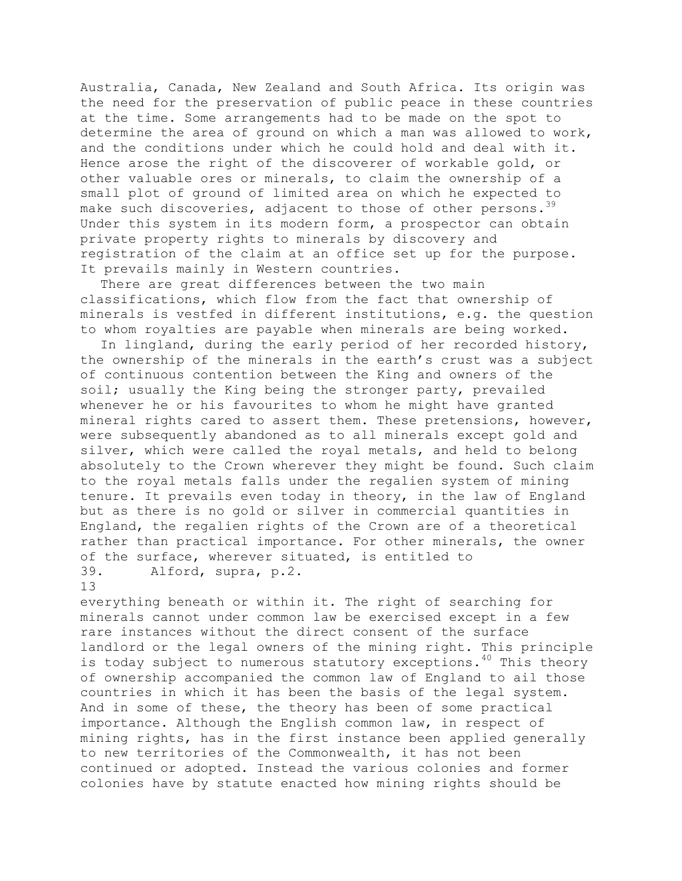Australia, Canada, New Zealand and South Africa. Its origin was the need for the preservation of public peace in these countries at the time. Some arrangements had to be made on the spot to determine the area of ground on which a man was allowed to work, and the conditions under which he could hold and deal with it. Hence arose the right of the discoverer of workable gold, or other valuable ores or minerals, to claim the ownership of a small plot of ground of limited area on which he expected to make such discoveries, adjacent to those of other persons.[39] Under this system in its modern form, a prospector can obtain private property rights to minerals by discovery and registration of the claim at an office set up for the purpose. It prevails mainly in Western countries.

There are great differences between the two main classifications, which flow from the fact that ownership of minerals is vestfed in different institutions, e.g. the question to whom royalties are payable when minerals are being worked.

In lingland, during the early period of her recorded history, the ownership of the minerals in the earth's crust was a subject of continuous contention between the King and owners of the soil; usually the King being the stronger party, prevailed whenever he or his favourites to whom he might have granted mineral rights cared to assert them. These pretensions, however, were subsequently abandoned as to all minerals except gold and silver, which were called the royal metals, and held to belong absolutely to the Crown wherever they might be found. Such claim to the royal metals falls under the regalien system of mining tenure. It prevails even today in theory, in the law of England but as there is no gold or silver in commercial quantities in England, the regalien rights of the Crown are of a theoretical rather than practical importance. For other minerals, the owner of the surface, wherever situated, is entitled to everything beneath or within it. The right of searching for minerals cannot under common law be exercised except in a few rare instances without the direct consent of the surface landlord or the legal owners of the mining right. This principle is today subject to numerous statutory exceptions.[40] This theory of ownership accompanied the common law of England to ail those countries in which it has been the basis of the legal system. And in some of these, the theory has been of some practical importance. Although the English common law, in respect of mining rights, has in the first instance been applied generally to new territories of the Commonwealth, it has not been continued or adopted. Instead the various colonies and former colonies have by statute enacted how mining rights should be

39. Alford, supra, p.2.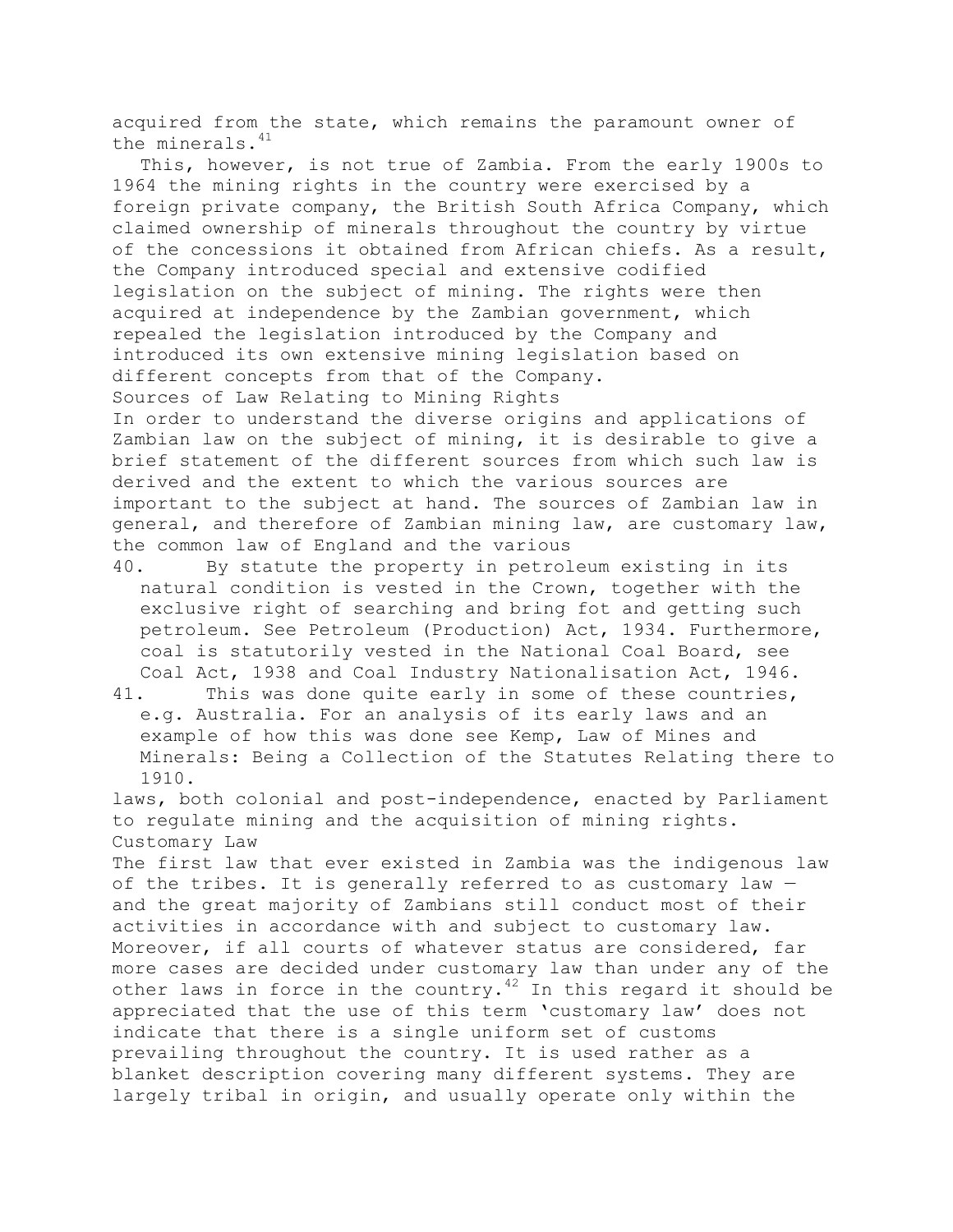acquired from the state, which remains the paramount owner of the minerals.[41]

This, however, is not true of Zambia. From the early 1900s to 1964 the mining rights in the country were exercised by a foreign private company, the British South Africa Company, which claimed ownership of minerals throughout the country by virtue of the concessions it obtained from African chiefs. As a result, the Company introduced special and extensive codified legislation on the subject of mining. The rights were then acquired at independence by the Zambian government, which repealed the legislation introduced by the Company and introduced its own extensive mining legislation based on different concepts from that of the Company.

## Sources of Law Relating to Mining Rights

In order to understand the diverse origins and applications of Zambian law on the subject of mining, it is desirable to give a brief statement of the different sources from which such law is derived and the extent to which the various sources are important to the subject at hand. The sources of Zambian law in general, and therefore of Zambian mining law, are customary law, the common law of England and the various laws, both colonial and post-independence, enacted by Parliament to regulate mining and the acquisition of mining rights.

## Customary Law

The first law that ever existed in Zambia was the indigenous law of the tribes. It is generally referred to as customary law — and the great majority of Zambians still conduct most of their activities in accordance with and subject to customary law. Moreover, if all courts of whatever status are considered, far more cases are decided under customary law than under any of the other laws in force in the country.[42] In this regard it should be appreciated that the use of this term 'customary law' does not indicate that there is a single uniform set of customs prevailing throughout the country. It is used rather as a blanket description covering many different systems. They are largely tribal in origin, and usually operate only within the

---

40. By statute the property in petroleum existing in its natural condition is vested in the Crown, together with the exclusive right of searching and bring fot and getting such petroleum. See Petroleum (Production) Act, 1934. Furthermore, coal is statutorily vested in the National Coal Board, see Coal Act, 1938 and Coal Industry Nationalisation Act, 1946.

41. This was done quite early in some of these countries, e.g. Australia. For an analysis of its early laws and an example of how this was done see Kemp, Law of Mines and Minerals: Being a Collection of the Statutes Relating there to 1910.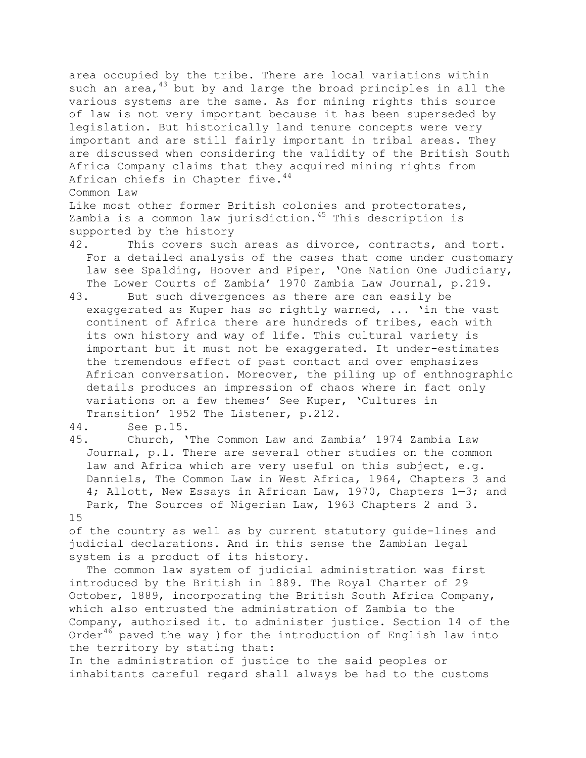area occupied by the tribe. There are local variations within such an area,[43] but by and large the broad principles in all the various systems are the same. As for mining rights this source of law is not very important because it has been superseded by legislation. But historically land tenure concepts were very important and are still fairly important in tribal areas. They are discussed when considering the validity of the British South Africa Company claims that they acquired mining rights from African chiefs in Chapter five.[44]

## Common Law

Like most other former British colonies and protectorates, Zambia is a common law jurisdiction.[45] This description is supported by the history of the country as well as by current statutory guide-lines and judicial declarations. And in this sense the Zambian legal system is a product of its history.

The common law system of judicial administration was first introduced by the British in 1889. The Royal Charter of 29 October, 1889, incorporating the British South Africa Company, which also entrusted the administration of Zambia to the Company, authorised it. to administer justice. Section 14 of the Order[46] paved the way )for the introduction of English law into the territory by stating that:

In the administration of justice to the said peoples or inhabitants careful regard shall always be had to the customs

---

42. This covers such areas as divorce, contracts, and tort. For a detailed analysis of the cases that come under customary law see Spalding, Hoover and Piper, 'One Nation One Judiciary, The Lower Courts of Zambia' 1970 Zambia Law Journal, p.219.
43. But such divergences as there are can easily be exaggerated as Kuper has so rightly warned, ... 'in the vast continent of Africa there are hundreds of tribes, each with its own history and way of life. This cultural variety is important but it must not be exaggerated. It under-estimates the tremendous effect of past contact and over emphasizes African conversation. Moreover, the piling up of enthnographic details produces an impression of chaos where in fact only variations on a few themes' See Kuper, 'Cultures in Transition' 1952 The Listener, p.212.
44. See p.15.
45. Church, 'The Common Law and Zambia' 1974 Zambia Law Journal, p.l. There are several other studies on the common law and Africa which are very useful on this subject, e.g. Danniels, The Common Law in West Africa, 1964, Chapters 3 and 4; Allott, New Essays in African Law, 1970, Chapters 1—3; and Park, The Sources of Nigerian Law, 1963 Chapters 2 and 3.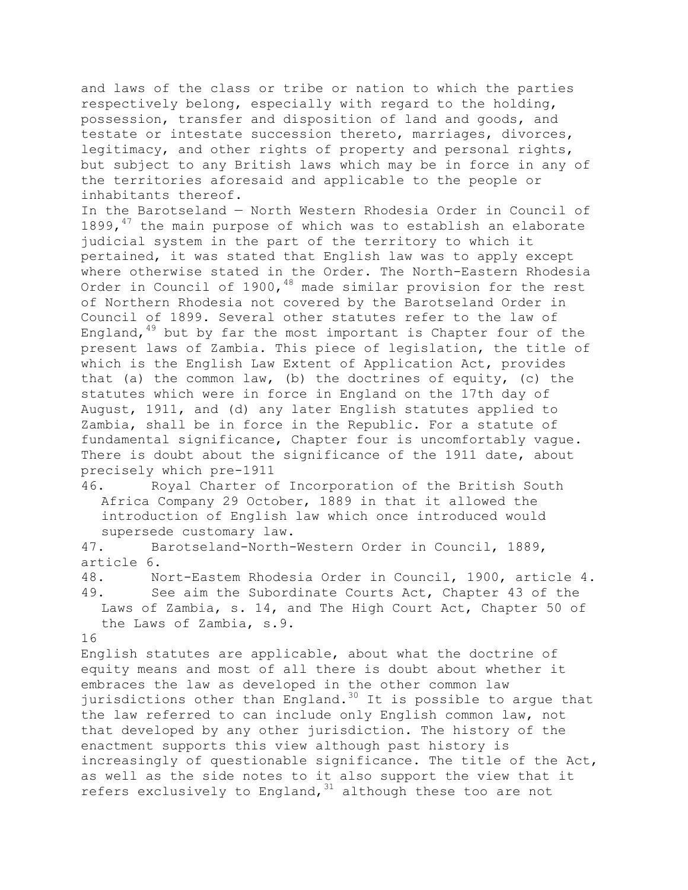and laws of the class or tribe or nation to which the parties respectively belong, especially with regard to the holding, possession, transfer and disposition of land and goods, and testate or intestate succession thereto, marriages, divorces, legitimacy, and other rights of property and personal rights, but subject to any British laws which may be in force in any of the territories aforesaid and applicable to the people or inhabitants thereof.

In the Barotseland — North Western Rhodesia Order in Council of 1899,[47] the main purpose of which was to establish an elaborate judicial system in the part of the territory to which it pertained, it was stated that English law was to apply except where otherwise stated in the Order. The North-Eastern Rhodesia Order in Council of 1900,[48] made similar provision for the rest of Northern Rhodesia not covered by the Barotseland Order in Council of 1899. Several other statutes refer to the law of England,[49] but by far the most important is Chapter four of the present laws of Zambia. This piece of legislation, the title of which is the English Law Extent of Application Act, provides that (a) the common law, (b) the doctrines of equity, (c) the statutes which were in force in England on the 17th day of August, 1911, and (d) any later English statutes applied to Zambia, shall be in force in the Republic. For a statute of fundamental significance, Chapter four is uncomfortably vague. There is doubt about the significance of the 1911 date, about precisely which pre-1911 English statutes are applicable, about what the doctrine of equity means and most of all there is doubt about whether it embraces the law as developed in the other common law jurisdictions other than England.[30] It is possible to argue that the law referred to can include only English common law, not that developed by any other jurisdiction. The history of the enactment supports this view although past history is increasingly of questionable significance. The title of the Act, as well as the side notes to it also support the view that it refers exclusively to England,[31] although these too are not

46. Royal Charter of Incorporation of the British South Africa Company 29 October, 1889 in that it allowed the introduction of English law which once introduced would supersede customary law.

47. Barotseland-North-Western Order in Council, 1889, article 6.

48. Nort-Eastem Rhodesia Order in Council, 1900, article 4.

49. See aim the Subordinate Courts Act, Chapter 43 of the Laws of Zambia, s. 14, and The High Court Act, Chapter 50 of the Laws of Zambia, s.9.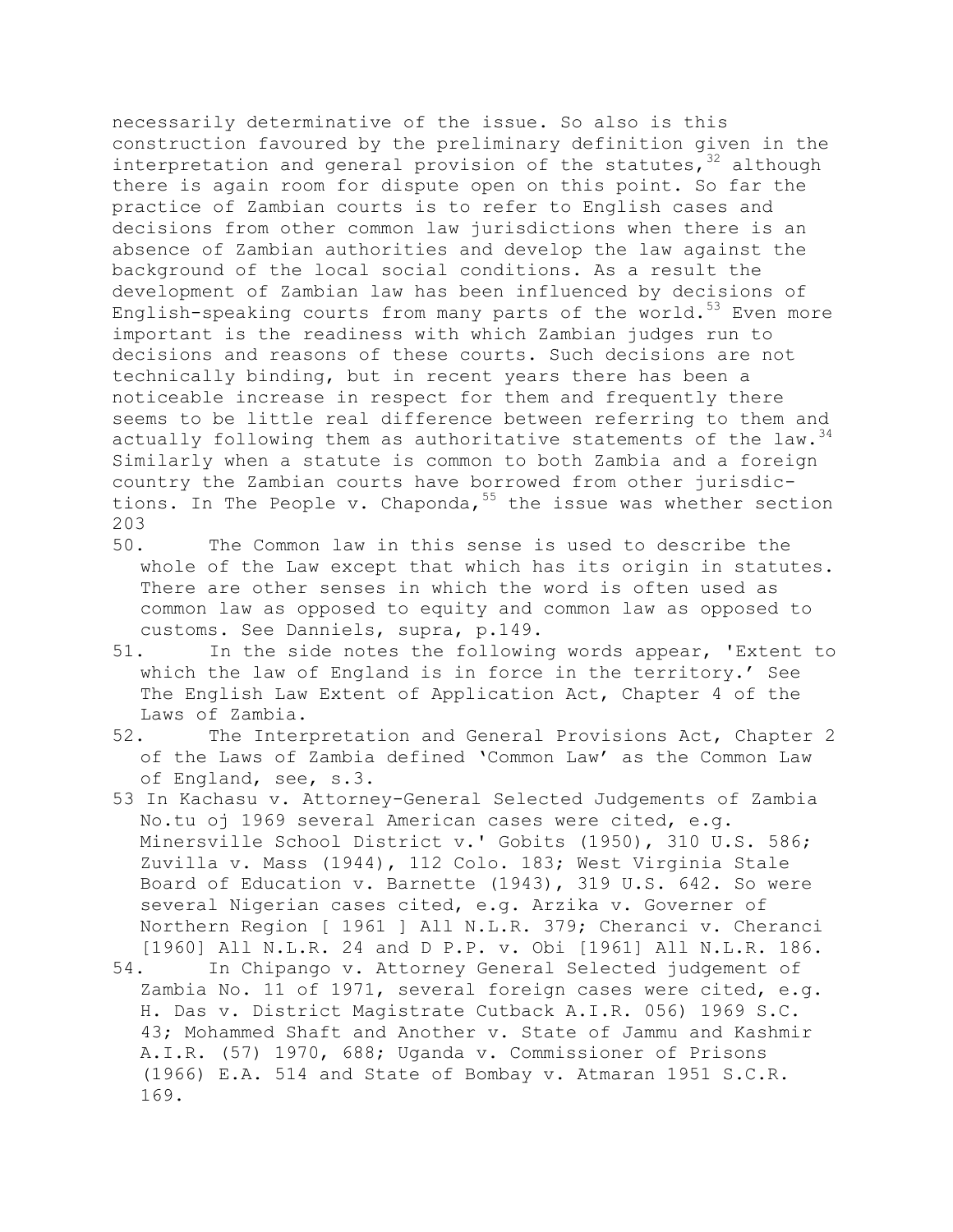necessarily determinative of the issue. So also is this construction favoured by the preliminary definition given in the interpretation and general provision of the statutes,[32] although there is again room for dispute open on this point. So far the practice of Zambian courts is to refer to English cases and decisions from other common law jurisdictions when there is an absence of Zambian authorities and develop the law against the background of the local social conditions. As a result the development of Zambian law has been influenced by decisions of English-speaking courts from many parts of the world.[53] Even more important is the readiness with which Zambian judges run to decisions and reasons of these courts. Such decisions are not technically binding, but in recent years there has been a noticeable increase in respect for them and frequently there seems to be little real difference between referring to them and actually following them as authoritative statements of the law.[34] Similarly when a statute is common to both Zambia and a foreign country the Zambian courts have borrowed from other jurisdictions. In The People v. Chaponda,[55] the issue was whether section 203

50. The Common law in this sense is used to describe the whole of the Law except that which has its origin in statutes. There are other senses in which the word is often used as common law as opposed to equity and common law as opposed to customs. See Danniels, supra, p.149.

51. In the side notes the following words appear, 'Extent to which the law of England is in force in the territory.' See The English Law Extent of Application Act, Chapter 4 of the Laws of Zambia.

52. The Interpretation and General Provisions Act, Chapter 2 of the Laws of Zambia defined 'Common Law' as the Common Law of England, see, s.3.

53 In Kachasu v. Attorney-General Selected Judgements of Zambia No.tu oj 1969 several American cases were cited, e.g. Minersville School District v.' Gobits (1950), 310 U.S. 586; Zuvilla v. Mass (1944), 112 Colo. 183; West Virginia Stale Board of Education v. Barnette (1943), 319 U.S. 642. So were several Nigerian cases cited, e.g. Arzika v. Governer of Northern Region [ 1961 ] All N.L.R. 379; Cheranci v. Cheranci [1960] All N.L.R. 24 and D P.P. v. Obi [1961] All N.L.R. 186.

54. In Chipango v. Attorney General Selected judgement of Zambia No. 11 of 1971, several foreign cases were cited, e.g. H. Das v. District Magistrate Cutback A.I.R. 056) 1969 S.C. 43; Mohammed Shaft and Another v. State of Jammu and Kashmir A.I.R. (57) 1970, 688; Uganda v. Commissioner of Prisons (1966) E.A. 514 and State of Bombay v. Atmaran 1951 S.C.R. 169.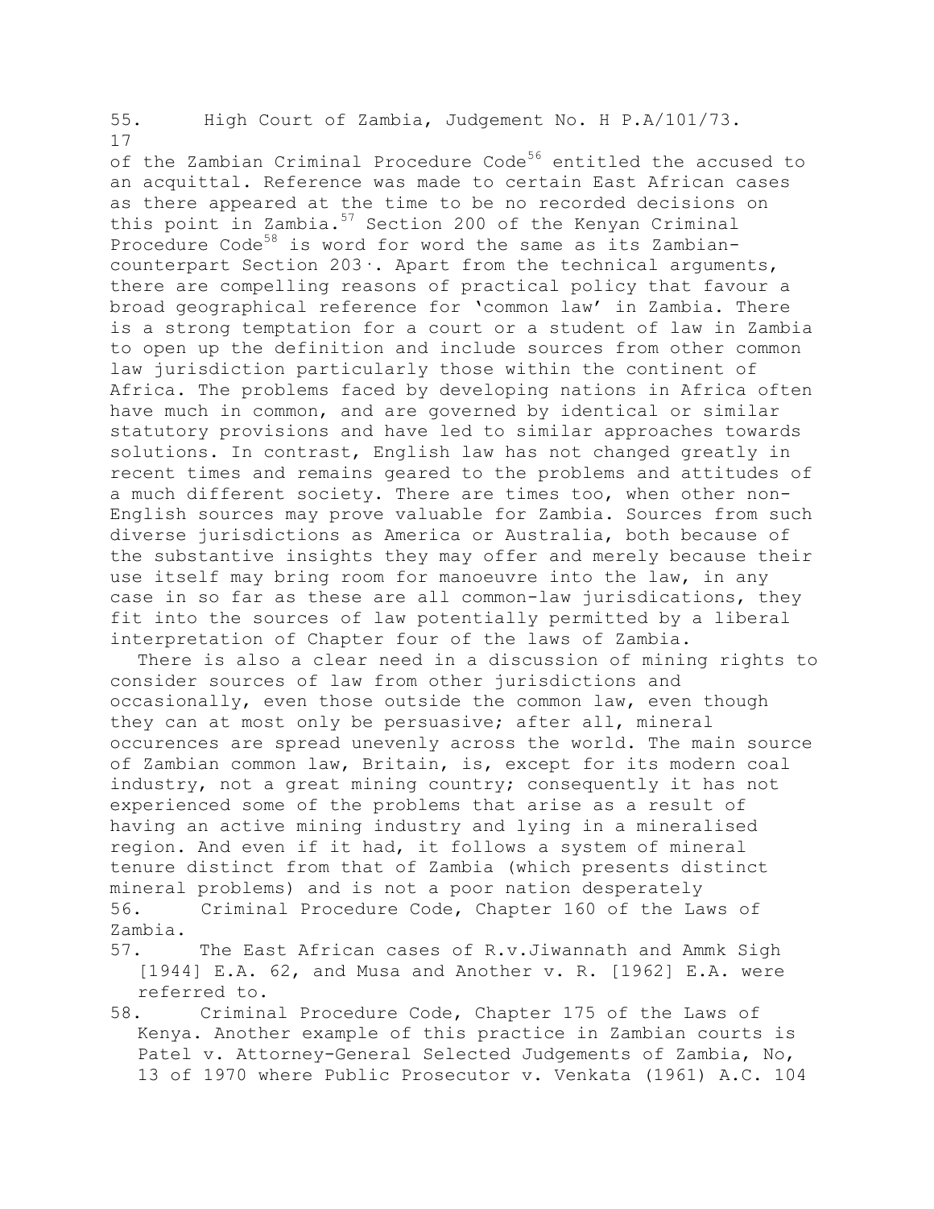55. High Court of Zambia, Judgement No. H P.A/101/73.

of the Zambian Criminal Procedure Code[56] entitled the accused to an acquittal. Reference was made to certain East African cases as there appeared at the time to be no recorded decisions on this point in Zambia.[57] Section 200 of the Kenyan Criminal Procedure Code[58] is word for word the same as its Zambian-counterpart Section 203·. Apart from the technical arguments, there are compelling reasons of practical policy that favour a broad geographical reference for 'common law' in Zambia. There is a strong temptation for a court or a student of law in Zambia to open up the definition and include sources from other common law jurisdiction particularly those within the continent of Africa. The problems faced by developing nations in Africa often have much in common, and are governed by identical or similar statutory provisions and have led to similar approaches towards solutions. In contrast, English law has not changed greatly in recent times and remains geared to the problems and attitudes of a much different society. There are times too, when other non-English sources may prove valuable for Zambia. Sources from such diverse jurisdictions as America or Australia, both because of the substantive insights they may offer and merely because their use itself may bring room for manoeuvre into the law, in any case in so far as these are all common-law jurisdications, they fit into the sources of law potentially permitted by a liberal interpretation of Chapter four of the laws of Zambia.

There is also a clear need in a discussion of mining rights to consider sources of law from other jurisdictions and occasionally, even those outside the common law, even though they can at most only be persuasive; after all, mineral occurences are spread unevenly across the world. The main source of Zambian common law, Britain, is, except for its modern coal industry, not a great mining country; consequently it has not experienced some of the problems that arise as a result of having an active mining industry and lying in a mineralised region. And even if it had, it follows a system of mineral tenure distinct from that of Zambia (which presents distinct mineral problems) and is not a poor nation desperately

56. Criminal Procedure Code, Chapter 160 of the Laws of Zambia.

57. The East African cases of R.v.Jiwannath and Ammk Sigh [1944] E.A. 62, and Musa and Another v. R. [1962] E.A. were referred to.

58. Criminal Procedure Code, Chapter 175 of the Laws of Kenya. Another example of this practice in Zambian courts is Patel v. Attorney-General Selected Judgements of Zambia, No, 13 of 1970 where Public Prosecutor v. Venkata (1961) A.C. 104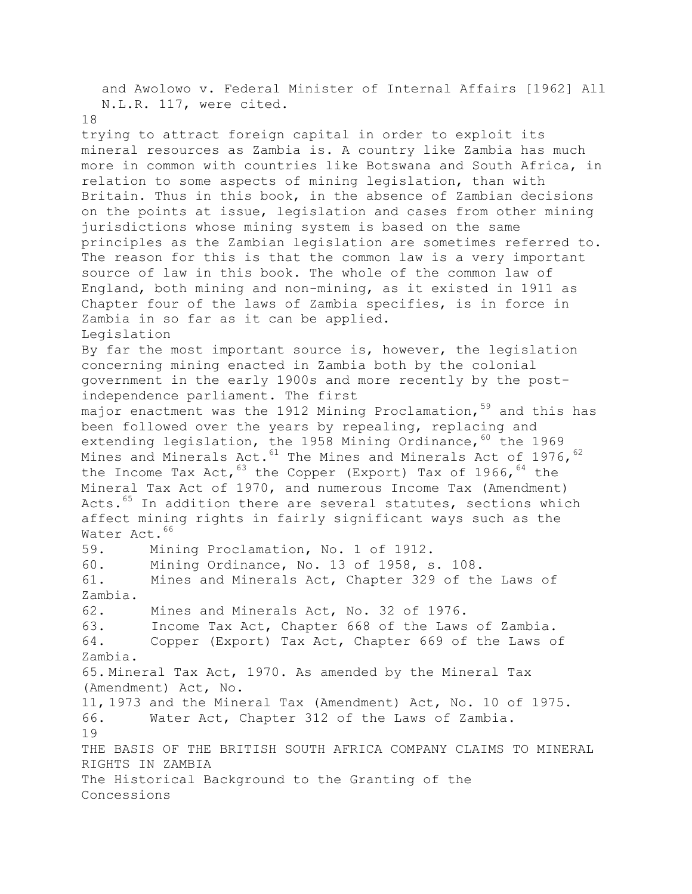and Awolowo v. Federal Minister of Internal Affairs [1962] All N.L.R. 117, were cited.

trying to attract foreign capital in order to exploit its mineral resources as Zambia is. A country like Zambia has much more in common with countries like Botswana and South Africa, in relation to some aspects of mining legislation, than with Britain. Thus in this book, in the absence of Zambian decisions on the points at issue, legislation and cases from other mining jurisdictions whose mining system is based on the same principles as the Zambian legislation are sometimes referred to. The reason for this is that the common law is a very important source of law in this book. The whole of the common law of England, both mining and non-mining, as it existed in 1911 as Chapter four of the laws of Zambia specifies, is in force in Zambia in so far as it can be applied.

### Legislation

By far the most important source is, however, the legislation concerning mining enacted in Zambia both by the colonial government in the early 1900s and more recently by the post-independence parliament. The first major enactment was the 1912 Mining Proclamation,[59] and this has been followed over the years by repealing, replacing and extending legislation, the 1958 Mining Ordinance,[60] the 1969 Mines and Minerals Act.[61] The Mines and Minerals Act of 1976,[62] the Income Tax Act,[63] the Copper (Export) Tax of 1966,[64] the Mineral Tax Act of 1970, and numerous Income Tax (Amendment) Acts.[65] In addition there are several statutes, sections which affect mining rights in fairly significant ways such as the Water Act.[66]

59. Mining Proclamation, No. 1 of 1912.
60. Mining Ordinance, No. 13 of 1958, s. 108.
61. Mines and Minerals Act, Chapter 329 of the Laws of Zambia.
62. Mines and Minerals Act, No. 32 of 1976.
63. Income Tax Act, Chapter 668 of the Laws of Zambia.
64. Copper (Export) Tax Act, Chapter 669 of the Laws of Zambia.
65. Mineral Tax Act, 1970. As amended by the Mineral Tax (Amendment) Act, No. 11, 1973 and the Mineral Tax (Amendment) Act, No. 10 of 1975.
66. Water Act, Chapter 312 of the Laws of Zambia.

## THE BASIS OF THE BRITISH SOUTH AFRICA COMPANY CLAIMS TO MINERAL RIGHTS IN ZAMBIA

### The Historical Background to the Granting of the Concessions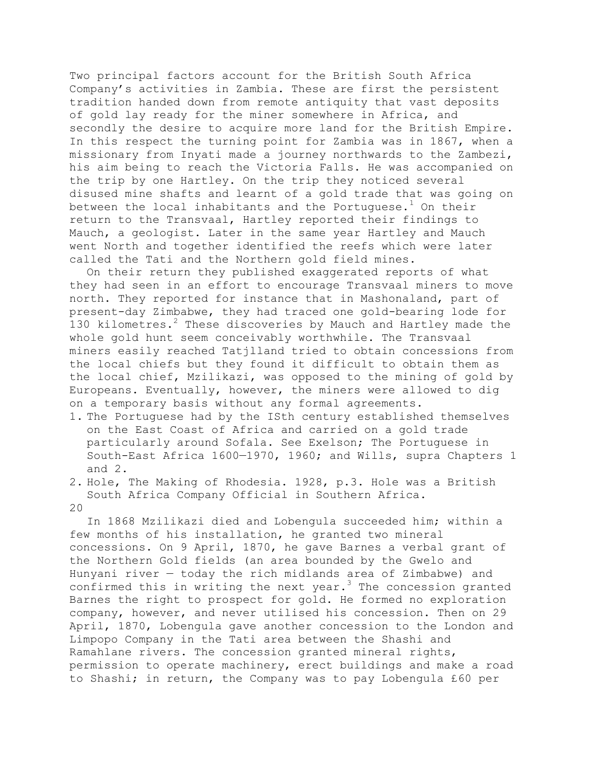Two principal factors account for the British South Africa Company's activities in Zambia. These are first the persistent tradition handed down from remote antiquity that vast deposits of gold lay ready for the miner somewhere in Africa, and secondly the desire to acquire more land for the British Empire. In this respect the turning point for Zambia was in 1867, when a missionary from Inyati made a journey northwards to the Zambezi, his aim being to reach the Victoria Falls. He was accompanied on the trip by one Hartley. On the trip they noticed several disused mine shafts and learnt of a gold trade that was going on between the local inhabitants and the Portuguese.[1] On their return to the Transvaal, Hartley reported their findings to Mauch, a geologist. Later in the same year Hartley and Mauch went North and together identified the reefs which were later called the Tati and the Northern gold field mines.

On their return they published exaggerated reports of what they had seen in an effort to encourage Transvaal miners to move north. They reported for instance that in Mashonaland, part of present-day Zimbabwe, they had traced one gold-bearing lode for 130 kilometres.[2] These discoveries by Mauch and Hartley made the whole gold hunt seem conceivably worthwhile. The Transvaal miners easily reached Tatjlland tried to obtain concessions from the local chiefs but they found it difficult to obtain them as the local chief, Mzilikazi, was opposed to the mining of gold by Europeans. Eventually, however, the miners were allowed to dig on a temporary basis without any formal agreements.

1. The Portuguese had by the ISth century established themselves on the East Coast of Africa and carried on a gold trade particularly around Sofala. See Exelson; The Portuguese in South-East Africa 1600—1970, 1960; and Wills, supra Chapters 1 and 2.
2. Hole, The Making of Rhodesia. 1928, p.3. Hole was a British South Africa Company Official in Southern Africa.

In 1868 Mzilikazi died and Lobengula succeeded him; within a few months of his installation, he granted two mineral concessions. On 9 April, 1870, he gave Barnes a verbal grant of the Northern Gold fields (an area bounded by the Gwelo and Hunyani river — today the rich midlands area of Zimbabwe) and confirmed this in writing the next year.[3] The concession granted Barnes the right to prospect for gold. He formed no exploration company, however, and never utilised his concession. Then on 29 April, 1870, Lobengula gave another concession to the London and Limpopo Company in the Tati area between the Shashi and Ramahlane rivers. The concession granted mineral rights, permission to operate machinery, erect buildings and make a road to Shashi; in return, the Company was to pay Lobengula £60 per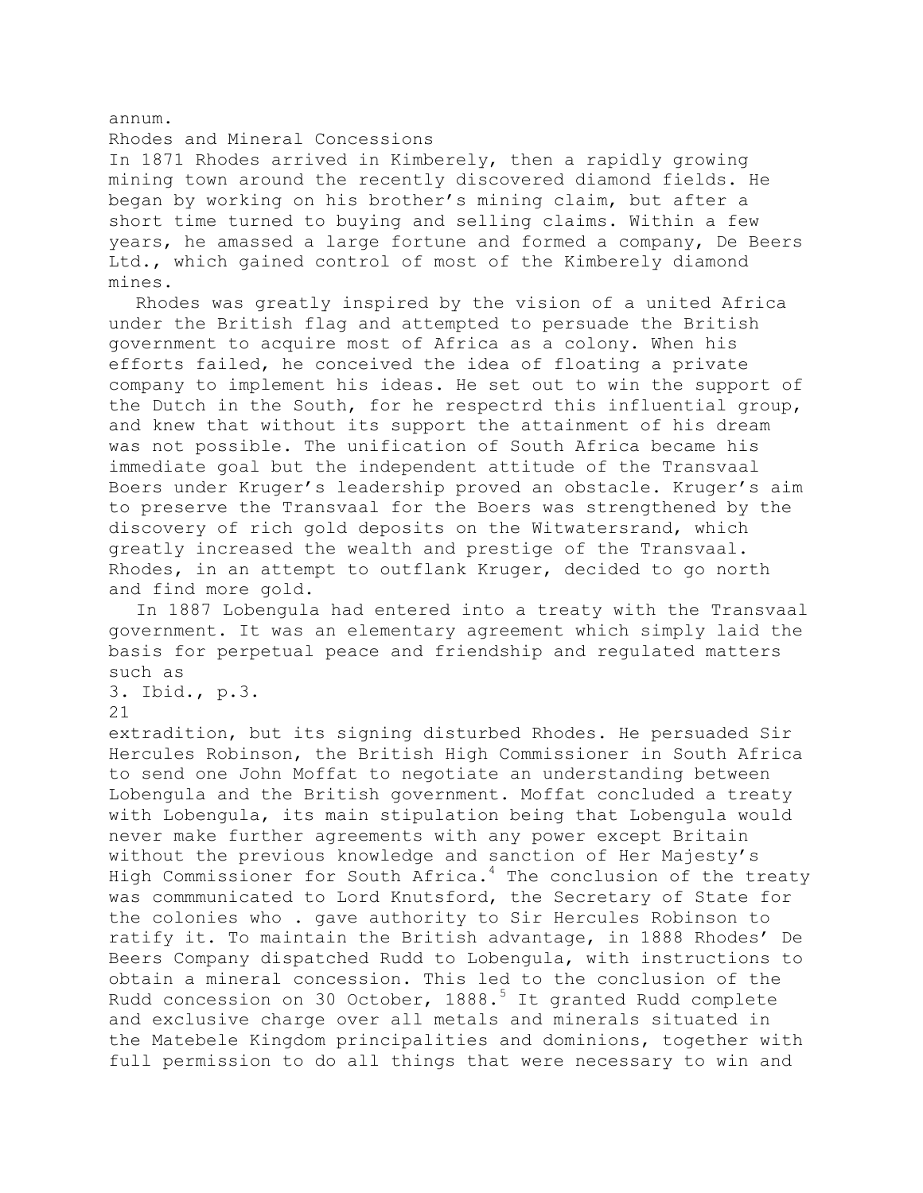annum.

## Rhodes and Mineral Concessions

In 1871 Rhodes arrived in Kimberely, then a rapidly growing mining town around the recently discovered diamond fields. He began by working on his brother's mining claim, but after a short time turned to buying and selling claims. Within a few years, he amassed a large fortune and formed a company, De Beers Ltd., which gained control of most of the Kimberely diamond mines.

Rhodes was greatly inspired by the vision of a united Africa under the British flag and attempted to persuade the British government to acquire most of Africa as a colony. When his efforts failed, he conceived the idea of floating a private company to implement his ideas. He set out to win the support of the Dutch in the South, for he respectrd this influential group, and knew that without its support the attainment of his dream was not possible. The unification of South Africa became his immediate goal but the independent attitude of the Transvaal Boers under Kruger's leadership proved an obstacle. Kruger's aim to preserve the Transvaal for the Boers was strengthened by the discovery of rich gold deposits on the Witwatersrand, which greatly increased the wealth and prestige of the Transvaal. Rhodes, in an attempt to outflank Kruger, decided to go north and find more gold.

In 1887 Lobengula had entered into a treaty with the Transvaal government. It was an elementary agreement which simply laid the basis for perpetual peace and friendship and regulated matters such as

3. Ibid., p.3.

extradition, but its signing disturbed Rhodes. He persuaded Sir Hercules Robinson, the British High Commissioner in South Africa to send one John Moffat to negotiate an understanding between Lobengula and the British government. Moffat concluded a treaty with Lobengula, its main stipulation being that Lobengula would never make further agreements with any power except Britain without the previous knowledge and sanction of Her Majesty's High Commissioner for South Africa.[4] The conclusion of the treaty was commmunicated to Lord Knutsford, the Secretary of State for the colonies who . gave authority to Sir Hercules Robinson to ratify it. To maintain the British advantage, in 1888 Rhodes' De Beers Company dispatched Rudd to Lobengula, with instructions to obtain a mineral concession. This led to the conclusion of the Rudd concession on 30 October, 1888.[5] It granted Rudd complete and exclusive charge over all metals and minerals situated in the Matebele Kingdom principalities and dominions, together with full permission to do all things that were necessary to win and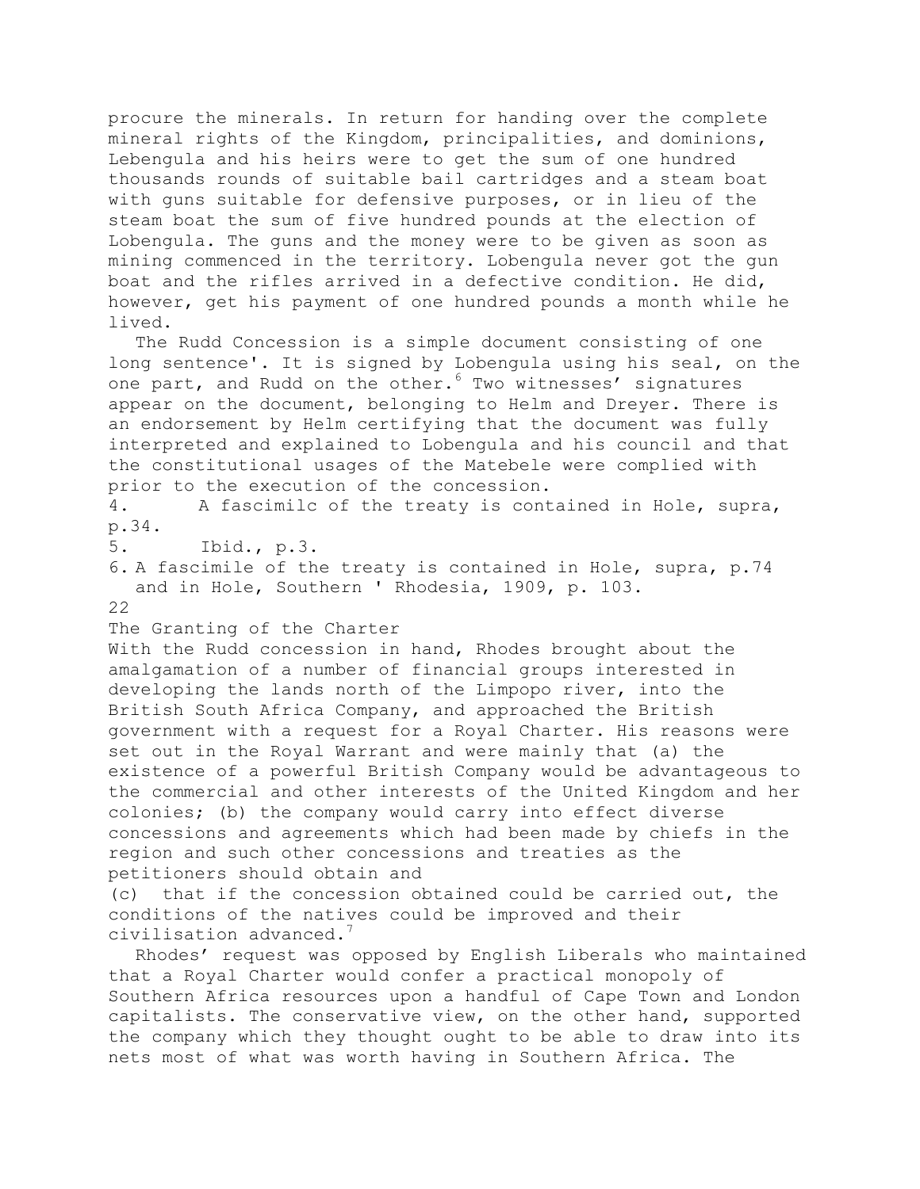procure the minerals. In return for handing over the complete mineral rights of the Kingdom, principalities, and dominions, Lebengula and his heirs were to get the sum of one hundred thousands rounds of suitable bail cartridges and a steam boat with guns suitable for defensive purposes, or in lieu of the steam boat the sum of five hundred pounds at the election of Lobengula. The guns and the money were to be given as soon as mining commenced in the territory. Lobengula never got the gun boat and the rifles arrived in a defective condition. He did, however, get his payment of one hundred pounds a month while he lived.

The Rudd Concession is a simple document consisting of one long sentence'. It is signed by Lobengula using his seal, on the one part, and Rudd on the other.[6] Two witnesses' signatures appear on the document, belonging to Helm and Dreyer. There is an endorsement by Helm certifying that the document was fully interpreted and explained to Lobengula and his council and that the constitutional usages of the Matebele were complied with prior to the execution of the concession.

4. A fascimilc of the treaty is contained in Hole, supra, p.34.
5. Ibid., p.3.
6. A fascimile of the treaty is contained in Hole, supra, p.74 and in Hole, Southern ' Rhodesia, 1909, p. 103.

## The Granting of the Charter

With the Rudd concession in hand, Rhodes brought about the amalgamation of a number of financial groups interested in developing the lands north of the Limpopo river, into the British South Africa Company, and approached the British government with a request for a Royal Charter. His reasons were set out in the Royal Warrant and were mainly that (a) the existence of a powerful British Company would be advantageous to the commercial and other interests of the United Kingdom and her colonies; (b) the company would carry into effect diverse concessions and agreements which had been made by chiefs in the region and such other concessions and treaties as the petitioners should obtain and

(c) that if the concession obtained could be carried out, the conditions of the natives could be improved and their civilisation advanced.[7]

Rhodes' request was opposed by English Liberals who maintained that a Royal Charter would confer a practical monopoly of Southern Africa resources upon a handful of Cape Town and London capitalists. The conservative view, on the other hand, supported the company which they thought ought to be able to draw into its nets most of what was worth having in Southern Africa. The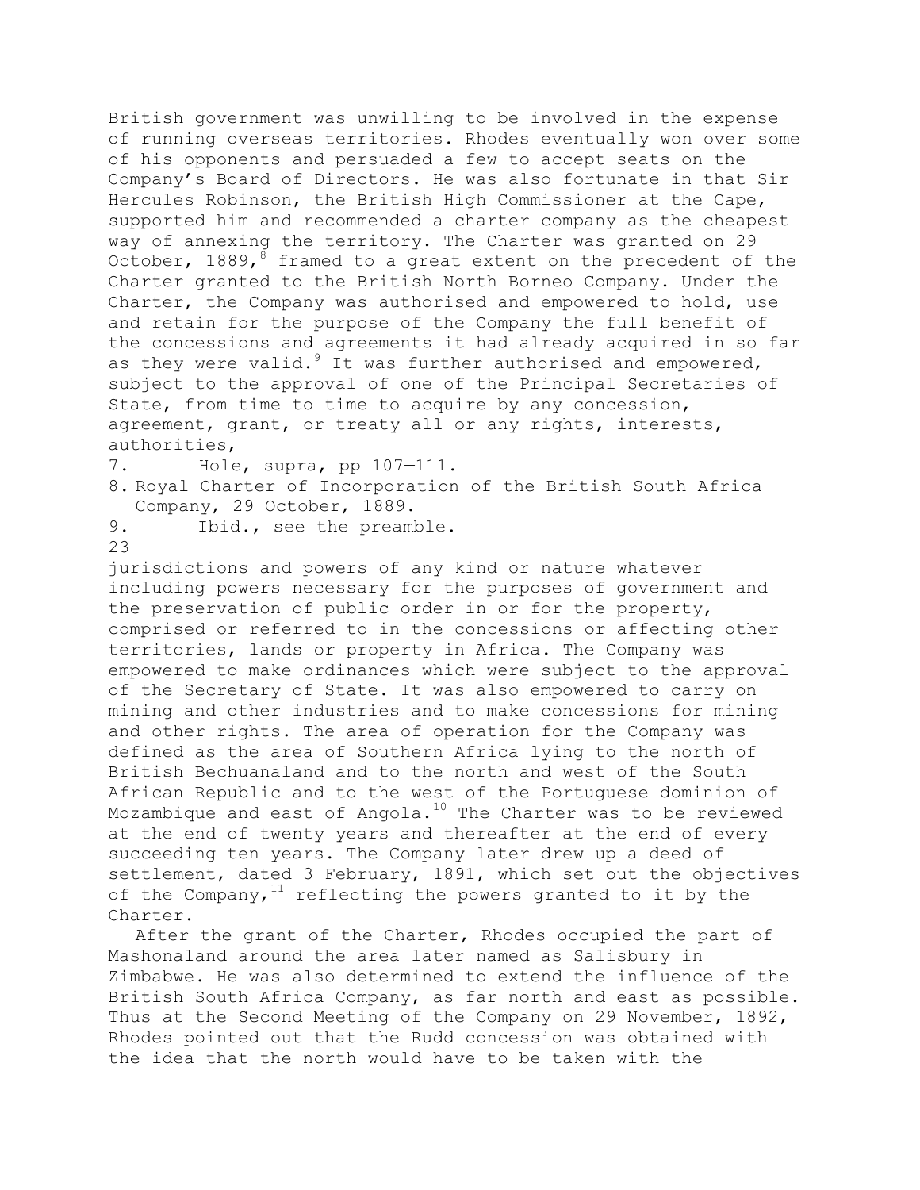British government was unwilling to be involved in the expense of running overseas territories. Rhodes eventually won over some of his opponents and persuaded a few to accept seats on the Company's Board of Directors. He was also fortunate in that Sir Hercules Robinson, the British High Commissioner at the Cape, supported him and recommended a charter company as the cheapest way of annexing the territory. The Charter was granted on 29 October, 1889,[8] framed to a great extent on the precedent of the Charter granted to the British North Borneo Company. Under the Charter, the Company was authorised and empowered to hold, use and retain for the purpose of the Company the full benefit of the concessions and agreements it had already acquired in so far as they were valid.[9] It was further authorised and empowered, subject to the approval of one of the Principal Secretaries of State, from time to time to acquire by any concession, agreement, grant, or treaty all or any rights, interests, authorities,

7. Hole, supra, pp 107—111.
8. Royal Charter of Incorporation of the British South Africa Company, 29 October, 1889.
9. Ibid., see the preamble.

jurisdictions and powers of any kind or nature whatever including powers necessary for the purposes of government and the preservation of public order in or for the property, comprised or referred to in the concessions or affecting other territories, lands or property in Africa. The Company was empowered to make ordinances which were subject to the approval of the Secretary of State. It was also empowered to carry on mining and other industries and to make concessions for mining and other rights. The area of operation for the Company was defined as the area of Southern Africa lying to the north of British Bechuanaland and to the north and west of the South African Republic and to the west of the Portuguese dominion of Mozambique and east of Angola.[10] The Charter was to be reviewed at the end of twenty years and thereafter at the end of every succeeding ten years. The Company later drew up a deed of settlement, dated 3 February, 1891, which set out the objectives of the Company,[11] reflecting the powers granted to it by the Charter.

After the grant of the Charter, Rhodes occupied the part of Mashonaland around the area later named as Salisbury in Zimbabwe. He was also determined to extend the influence of the British South Africa Company, as far north and east as possible. Thus at the Second Meeting of the Company on 29 November, 1892, Rhodes pointed out that the Rudd concession was obtained with the idea that the north would have to be taken with the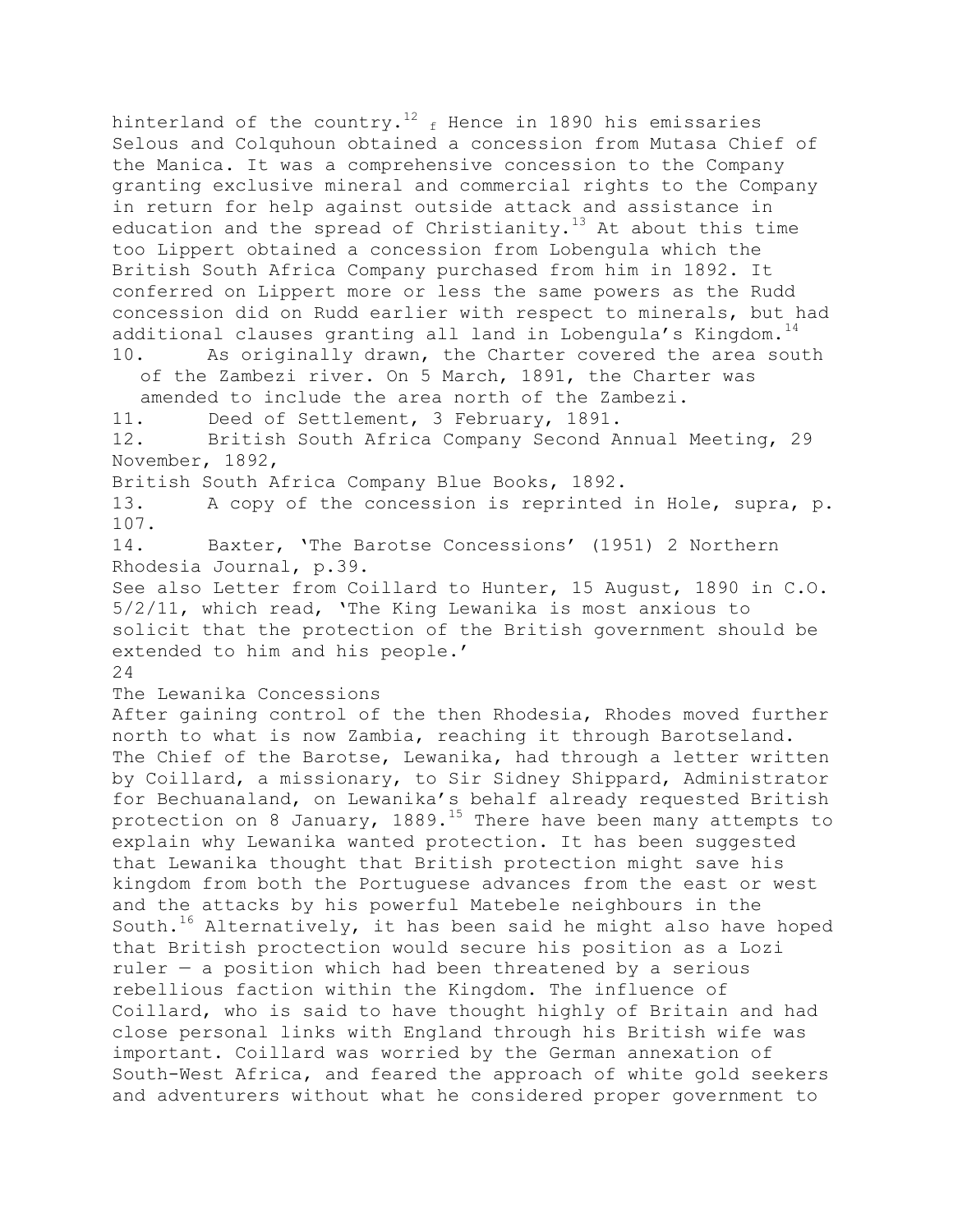hinterland of the country.[12] f Hence in 1890 his emissaries Selous and Colquhoun obtained a concession from Mutasa Chief of the Manica. It was a comprehensive concession to the Company granting exclusive mineral and commercial rights to the Company in return for help against outside attack and assistance in education and the spread of Christianity.[13] At about this time too Lippert obtained a concession from Lobengula which the British South Africa Company purchased from him in 1892. It conferred on Lippert more or less the same powers as the Rudd concession did on Rudd earlier with respect to minerals, but had additional clauses granting all land in Lobengula's Kingdom.[14]

10. As originally drawn, the Charter covered the area south of the Zambezi river. On 5 March, 1891, the Charter was amended to include the area north of the Zambezi.
11. Deed of Settlement, 3 February, 1891.
12. British South Africa Company Second Annual Meeting, 29 November, 1892,
British South Africa Company Blue Books, 1892.
13. A copy of the concession is reprinted in Hole, supra, p. 107.
14. Baxter, 'The Barotse Concessions' (1951) 2 Northern Rhodesia Journal, p.39.
See also Letter from Coillard to Hunter, 15 August, 1890 in C.O. 5/2/11, which read, 'The King Lewanika is most anxious to solicit that the protection of the British government should be extended to him and his people.'

## The Lewanika Concessions

After gaining control of the then Rhodesia, Rhodes moved further north to what is now Zambia, reaching it through Barotseland. The Chief of the Barotse, Lewanika, had through a letter written by Coillard, a missionary, to Sir Sidney Shippard, Administrator for Bechuanaland, on Lewanika's behalf already requested British protection on 8 January, 1889.[15] There have been many attempts to explain why Lewanika wanted protection. It has been suggested that Lewanika thought that British protection might save his kingdom from both the Portuguese advances from the east or west and the attacks by his powerful Matebele neighbours in the South.[16] Alternatively, it has been said he might also have hoped that British proctection would secure his position as a Lozi ruler — a position which had been threatened by a serious rebellious faction within the Kingdom. The influence of Coillard, who is said to have thought highly of Britain and had close personal links with England through his British wife was important. Coillard was worried by the German annexation of South-West Africa, and feared the approach of white gold seekers and adventurers without what he considered proper government to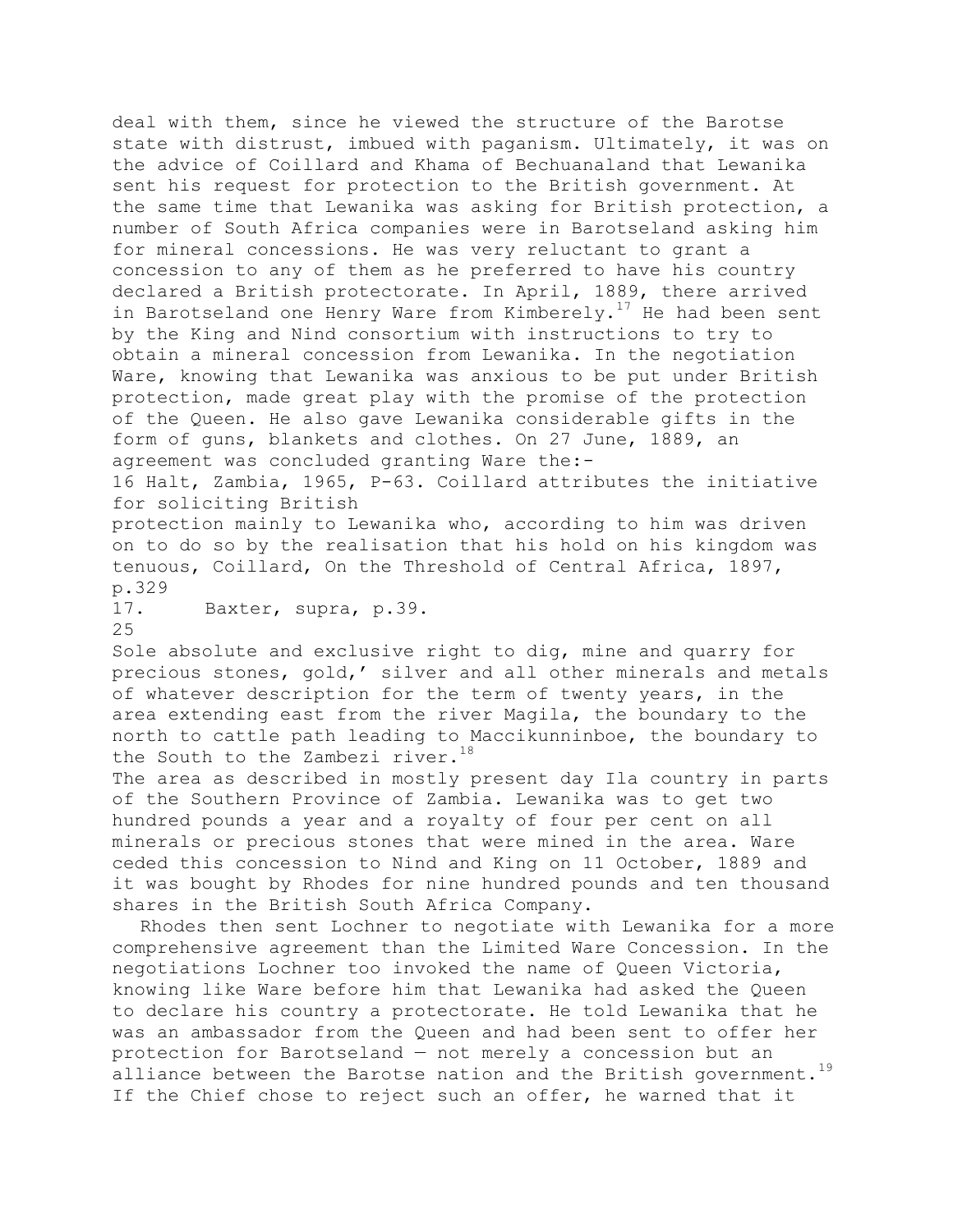deal with them, since he viewed the structure of the Barotse state with distrust, imbued with paganism. Ultimately, it was on the advice of Coillard and Khama of Bechuanaland that Lewanika sent his request for protection to the British government. At the same time that Lewanika was asking for British protection, a number of South Africa companies were in Barotseland asking him for mineral concessions. He was very reluctant to grant a concession to any of them as he preferred to have his country declared a British protectorate. In April, 1889, there arrived in Barotseland one Henry Ware from Kimberely.[17] He had been sent by the King and Nind consortium with instructions to try to obtain a mineral concession from Lewanika. In the negotiation Ware, knowing that Lewanika was anxious to be put under British protection, made great play with the promise of the protection of the Queen. He also gave Lewanika considerable gifts in the form of guns, blankets and clothes. On 27 June, 1889, an agreement was concluded granting Ware the:-

16 Halt, Zambia, 1965, P-63. Coillard attributes the initiative for soliciting British protection mainly to Lewanika who, according to him was driven on to do so by the realisation that his hold on his kingdom was tenuous, Coillard, On the Threshold of Central Africa, 1897, p.329

17. Baxter, supra, p.39.

Sole absolute and exclusive right to dig, mine and quarry for precious stones, gold,' silver and all other minerals and metals of whatever description for the term of twenty years, in the area extending east from the river Magila, the boundary to the north to cattle path leading to Maccikunninboe, the boundary to the South to the Zambezi river.[18]

The area as described in mostly present day Ila country in parts of the Southern Province of Zambia. Lewanika was to get two hundred pounds a year and a royalty of four per cent on all minerals or precious stones that were mined in the area. Ware ceded this concession to Nind and King on 11 October, 1889 and it was bought by Rhodes for nine hundred pounds and ten thousand shares in the British South Africa Company.

Rhodes then sent Lochner to negotiate with Lewanika for a more comprehensive agreement than the Limited Ware Concession. In the negotiations Lochner too invoked the name of Queen Victoria, knowing like Ware before him that Lewanika had asked the Queen to declare his country a protectorate. He told Lewanika that he was an ambassador from the Queen and had been sent to offer her protection for Barotseland — not merely a concession but an alliance between the Barotse nation and the British government.[19] If the Chief chose to reject such an offer, he warned that it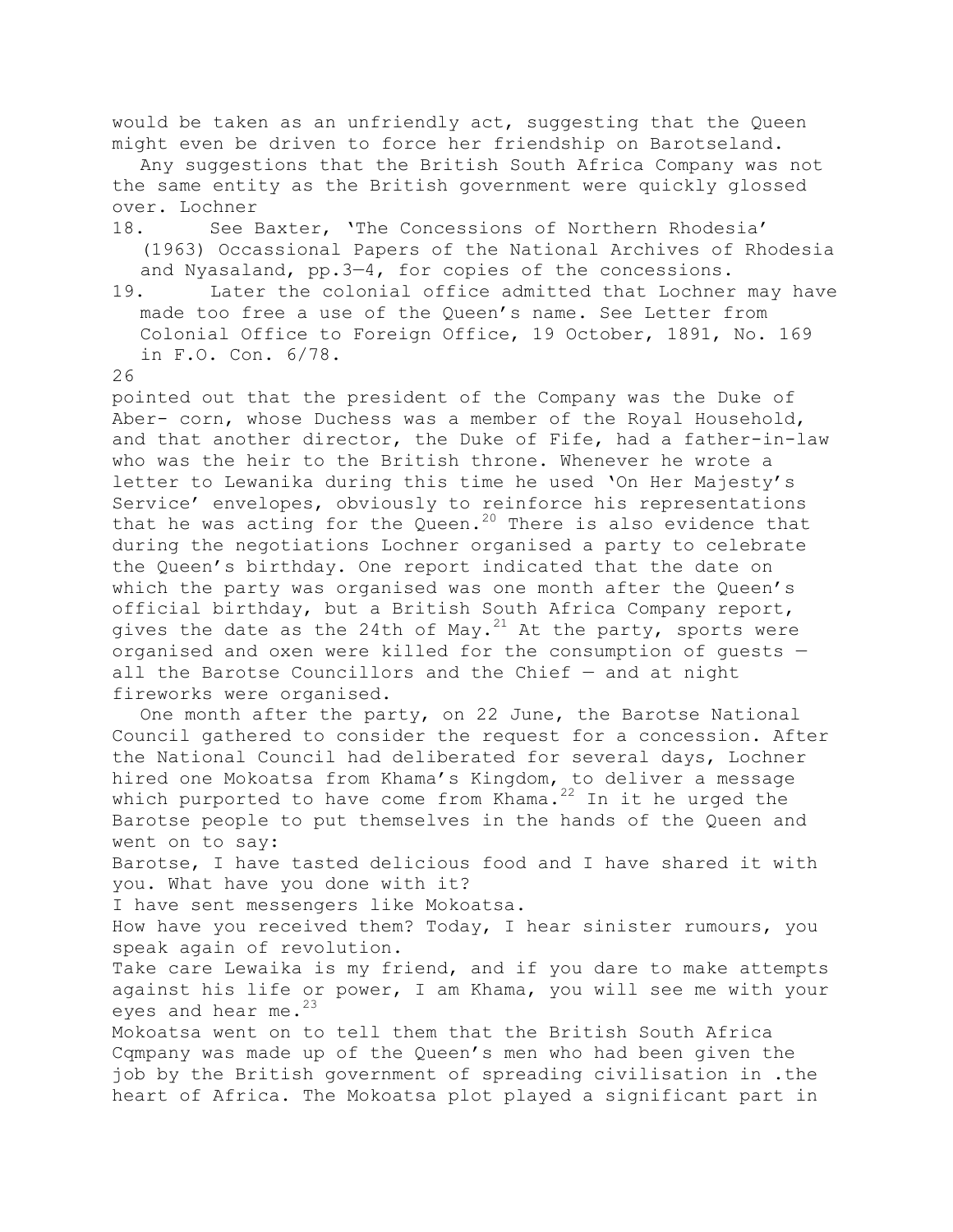would be taken as an unfriendly act, suggesting that the Queen might even be driven to force her friendship on Barotseland.

Any suggestions that the British South Africa Company was not the same entity as the British government were quickly glossed over. Lochner pointed out that the president of the Company was the Duke of Aber- corn, whose Duchess was a member of the Royal Household, and that another director, the Duke of Fife, had a father-in-law who was the heir to the British throne. Whenever he wrote a letter to Lewanika during this time he used 'On Her Majesty's Service' envelopes, obviously to reinforce his representations that he was acting for the Queen.[20] There is also evidence that during the negotiations Lochner organised a party to celebrate the Queen's birthday. One report indicated that the date on which the party was organised was one month after the Queen's official birthday, but a British South Africa Company report, gives the date as the 24th of May.[21] At the party, sports were organised and oxen were killed for the consumption of guests — all the Barotse Councillors and the Chief — and at night fireworks were organised.

One month after the party, on 22 June, the Barotse National Council gathered to consider the request for a concession. After the National Council had deliberated for several days, Lochner hired one Mokoatsa from Khama's Kingdom, to deliver a message which purported to have come from Khama.[22] In it he urged the Barotse people to put themselves in the hands of the Queen and went on to say:

Barotse, I have tasted delicious food and I have shared it with you. What have you done with it?

I have sent messengers like Mokoatsa.

How have you received them? Today, I hear sinister rumours, you speak again of revolution.

Take care Lewaika is my friend, and if you dare to make attempts against his life or power, I am Khama, you will see me with your eyes and hear me.[23]

Mokoatsa went on to tell them that the British South Africa Cqmpany was made up of the Queen's men who had been given the job by the British government of spreading civilisation in .the heart of Africa. The Mokoatsa plot played a significant part in

18. See Baxter, 'The Concessions of Northern Rhodesia' (1963) Occassional Papers of the National Archives of Rhodesia and Nyasaland, pp.3—4, for copies of the concessions.

19. Later the colonial office admitted that Lochner may have made too free a use of the Queen's name. See Letter from Colonial Office to Foreign Office, 19 October, 1891, No. 169 in F.O. Con. 6/78.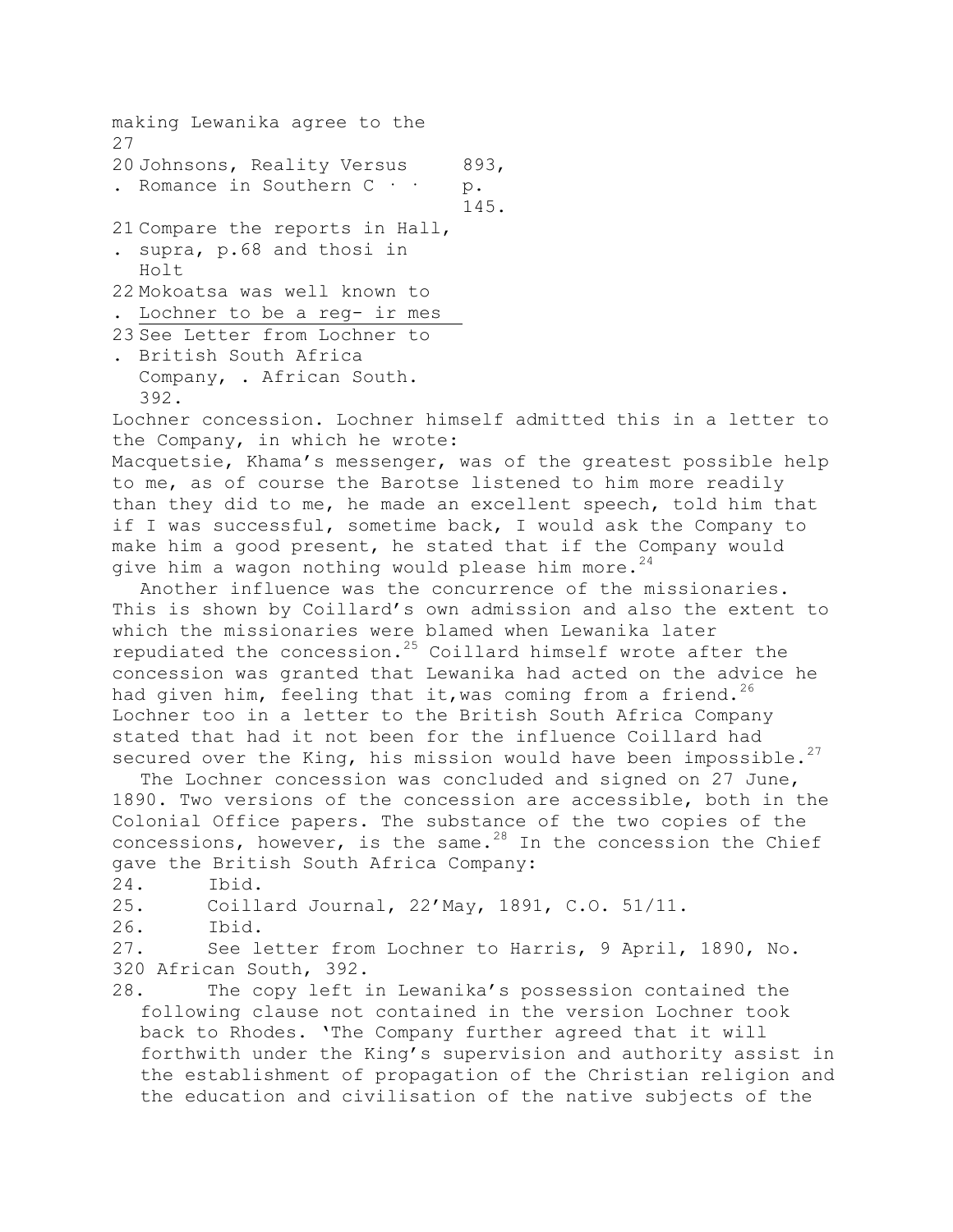making Lewanika agree to the

27

20. Johnsons, Reality Versus Romance in Southern C · · 893, p. 145.

21. Compare the reports in Hall, supra, p.68 and thosi in Holt

22. Mokoatsa was well known to Lochner to be a reg- ir mes

23. See Letter from Lochner to British South Africa Company, . African South. 392.

Lochner concession. Lochner himself admitted this in a letter to the Company, in which he wrote:

Macquetsie, Khama's messenger, was of the greatest possible help to me, as of course the Barotse listened to him more readily than they did to me, he made an excellent speech, told him that if I was successful, sometime back, I would ask the Company to make him a good present, he stated that if the Company would give him a wagon nothing would please him more.[24]

Another influence was the concurrence of the missionaries. This is shown by Coillard's own admission and also the extent to which the missionaries were blamed when Lewanika later repudiated the concession.[25] Coillard himself wrote after the concession was granted that Lewanika had acted on the advice he had given him, feeling that it,was coming from a friend.[26] Lochner too in a letter to the British South Africa Company stated that had it not been for the influence Coillard had secured over the King, his mission would have been impossible.[27]

The Lochner concession was concluded and signed on 27 June, 1890. Two versions of the concession are accessible, both in the Colonial Office papers. The substance of the two copies of the concessions, however, is the same.[28] In the concession the Chief gave the British South Africa Company:

24. Ibid.
25. Coillard Journal, 22'May, 1891, C.O. 51/11.
26. Ibid.
27. See letter from Lochner to Harris, 9 April, 1890, No. 320 African South, 392.
28. The copy left in Lewanika's possession contained the following clause not contained in the version Lochner took back to Rhodes. 'The Company further agreed that it will forthwith under the King's supervision and authority assist in the establishment of propagation of the Christian religion and the education and civilisation of the native subjects of the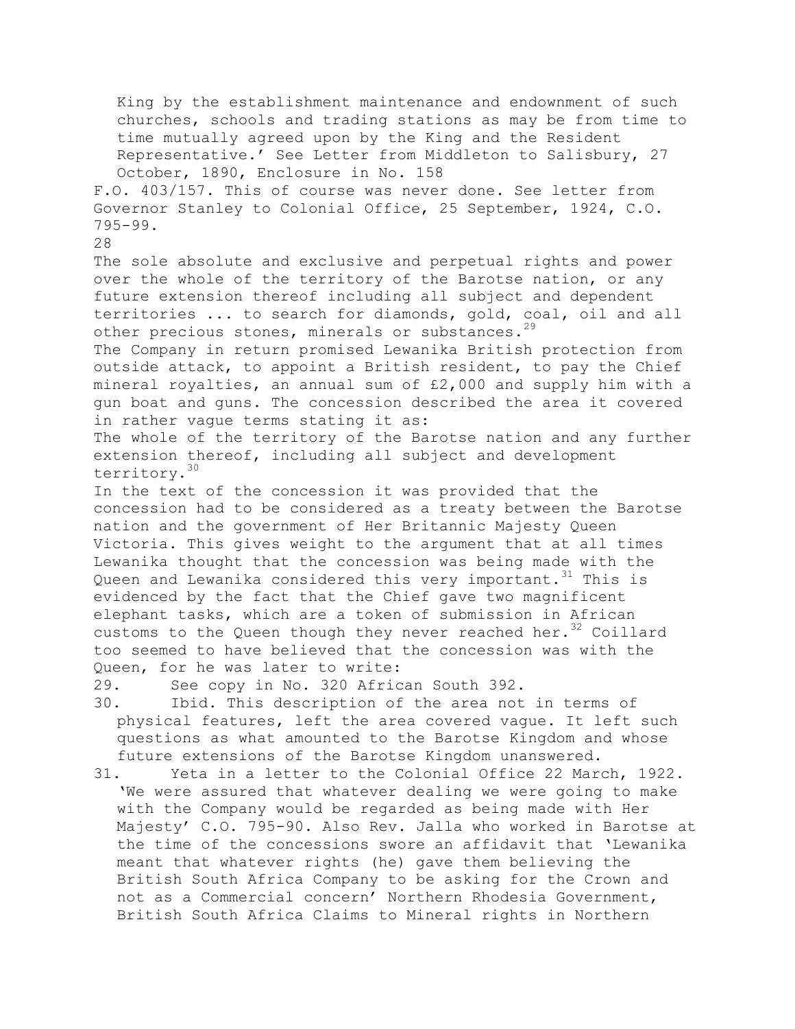King by the establishment maintenance and endownment of such churches, schools and trading stations as may be from time to time mutually agreed upon by the King and the Resident Representative.' See Letter from Middleton to Salisbury, 27 October, 1890, Enclosure in No. 158 F.O. 403/157. This of course was never done. See letter from Governor Stanley to Colonial Office, 25 September, 1924, C.O. 795-99.

28

The sole absolute and exclusive and perpetual rights and power over the whole of the territory of the Barotse nation, or any future extension thereof including all subject and dependent territories ... to search for diamonds, gold, coal, oil and all other precious stones, minerals or substances.[29]

The Company in return promised Lewanika British protection from outside attack, to appoint a British resident, to pay the Chief mineral royalties, an annual sum of £2,000 and supply him with a gun boat and guns. The concession described the area it covered in rather vague terms stating it as:

The whole of the territory of the Barotse nation and any further extension thereof, including all subject and development territory.[30]

In the text of the concession it was provided that the concession had to be considered as a treaty between the Barotse nation and the government of Her Britannic Majesty Queen Victoria. This gives weight to the argument that at all times Lewanika thought that the concession was being made with the Queen and Lewanika considered this very important.[31] This is evidenced by the fact that the Chief gave two magnificent elephant tasks, which are a token of submission in African customs to the Queen though they never reached her.[32] Coillard too seemed to have believed that the concession was with the Queen, for he was later to write:

29. See copy in No. 320 African South 392.
30. Ibid. This description of the area not in terms of physical features, left the area covered vague. It left such questions as what amounted to the Barotse Kingdom and whose future extensions of the Barotse Kingdom unanswered.
31. Yeta in a letter to the Colonial Office 22 March, 1922. 'We were assured that whatever dealing we were going to make with the Company would be regarded as being made with Her Majesty' C.O. 795-90. Also Rev. Jalla who worked in Barotse at the time of the concessions swore an affidavit that 'Lewanika meant that whatever rights (he) gave them believing the British South Africa Company to be asking for the Crown and not as a Commercial concern' Northern Rhodesia Government, British South Africa Claims to Mineral rights in Northern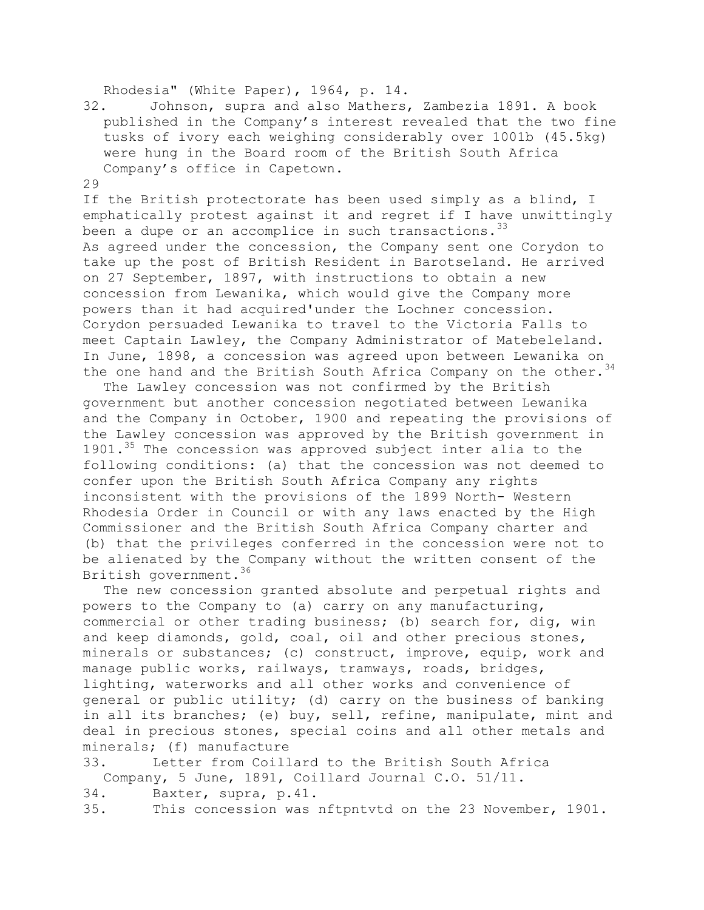Rhodesia" (White Paper), 1964, p. 14.

32. Johnson, supra and also Mathers, Zambezia 1891. A book published in the Company's interest revealed that the two fine tusks of ivory each weighing considerably over 1001b (45.5kg) were hung in the Board room of the British South Africa Company's office in Capetown.

If the British protectorate has been used simply as a blind, I emphatically protest against it and regret if I have unwittingly been a dupe or an accomplice in such transactions.[33]

As agreed under the concession, the Company sent one Corydon to take up the post of British Resident in Barotseland. He arrived on 27 September, 1897, with instructions to obtain a new concession from Lewanika, which would give the Company more powers than it had acquired'under the Lochner concession. Corydon persuaded Lewanika to travel to the Victoria Falls to meet Captain Lawley, the Company Administrator of Matebeleland. In June, 1898, a concession was agreed upon between Lewanika on the one hand and the British South Africa Company on the other.[34]

The Lawley concession was not confirmed by the British government but another concession negotiated between Lewanika and the Company in October, 1900 and repeating the provisions of the Lawley concession was approved by the British government in 1901.[35] The concession was approved subject inter alia to the following conditions: (a) that the concession was not deemed to confer upon the British South Africa Company any rights inconsistent with the provisions of the 1899 North- Western Rhodesia Order in Council or with any laws enacted by the High Commissioner and the British South Africa Company charter and (b) that the privileges conferred in the concession were not to be alienated by the Company without the written consent of the British government.[36]

The new concession granted absolute and perpetual rights and powers to the Company to (a) carry on any manufacturing, commercial or other trading business; (b) search for, dig, win and keep diamonds, gold, coal, oil and other precious stones, minerals or substances; (c) construct, improve, equip, work and manage public works, railways, tramways, roads, bridges, lighting, waterworks and all other works and convenience of general or public utility; (d) carry on the business of banking in all its branches; (e) buy, sell, refine, manipulate, mint and deal in precious stones, special coins and all other metals and minerals; (f) manufacture

33. Letter from Coillard to the British South Africa Company, 5 June, 1891, Coillard Journal C.O. 51/11.

34. Baxter, supra, p.41.

35. This concession was nftpntvtd on the 23 November, 1901.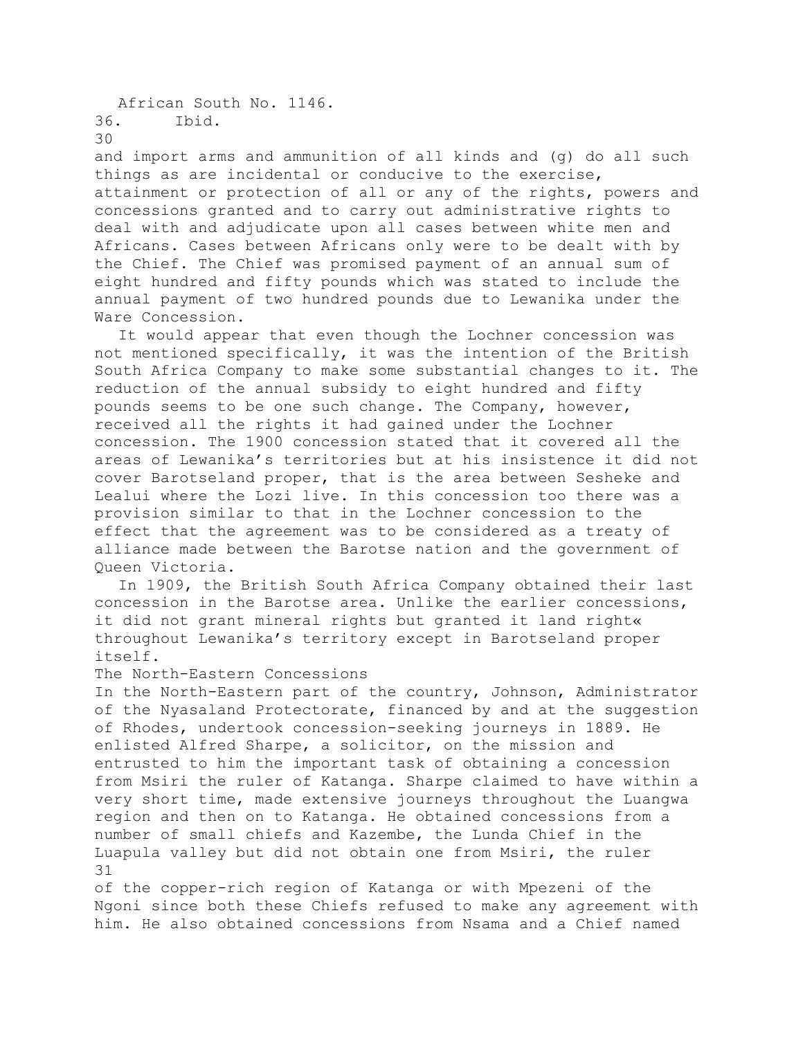African South No. 1146.

36. Ibid.

and import arms and ammunition of all kinds and (g) do all such things as are incidental or conducive to the exercise, attainment or protection of all or any of the rights, powers and concessions granted and to carry out administrative rights to deal with and adjudicate upon all cases between white men and Africans. Cases between Africans only were to be dealt with by the Chief. The Chief was promised payment of an annual sum of eight hundred and fifty pounds which was stated to include the annual payment of two hundred pounds due to Lewanika under the Ware Concession.

It would appear that even though the Lochner concession was not mentioned specifically, it was the intention of the British South Africa Company to make some substantial changes to it. The reduction of the annual subsidy to eight hundred and fifty pounds seems to be one such change. The Company, however, received all the rights it had gained under the Lochner concession. The 1900 concession stated that it covered all the areas of Lewanika's territories but at his insistence it did not cover Barotseland proper, that is the area between Sesheke and Lealui where the Lozi live. In this concession too there was a provision similar to that in the Lochner concession to the effect that the agreement was to be considered as a treaty of alliance made between the Barotse nation and the government of Queen Victoria.

In 1909, the British South Africa Company obtained their last concession in the Barotse area. Unlike the earlier concessions, it did not grant mineral rights but granted it land right« throughout Lewanika's territory except in Barotseland proper itself.

## The North-Eastern Concessions

In the North-Eastern part of the country, Johnson, Administrator of the Nyasaland Protectorate, financed by and at the suggestion of Rhodes, undertook concession-seeking journeys in 1889. He enlisted Alfred Sharpe, a solicitor, on the mission and entrusted to him the important task of obtaining a concession from Msiri the ruler of Katanga. Sharpe claimed to have within a very short time, made extensive journeys throughout the Luangwa region and then on to Katanga. He obtained concessions from a number of small chiefs and Kazembe, the Lunda Chief in the Luapula valley but did not obtain one from Msiri, the ruler of the copper-rich region of Katanga or with Mpezeni of the Ngoni since both these Chiefs refused to make any agreement with him. He also obtained concessions from Nsama and a Chief named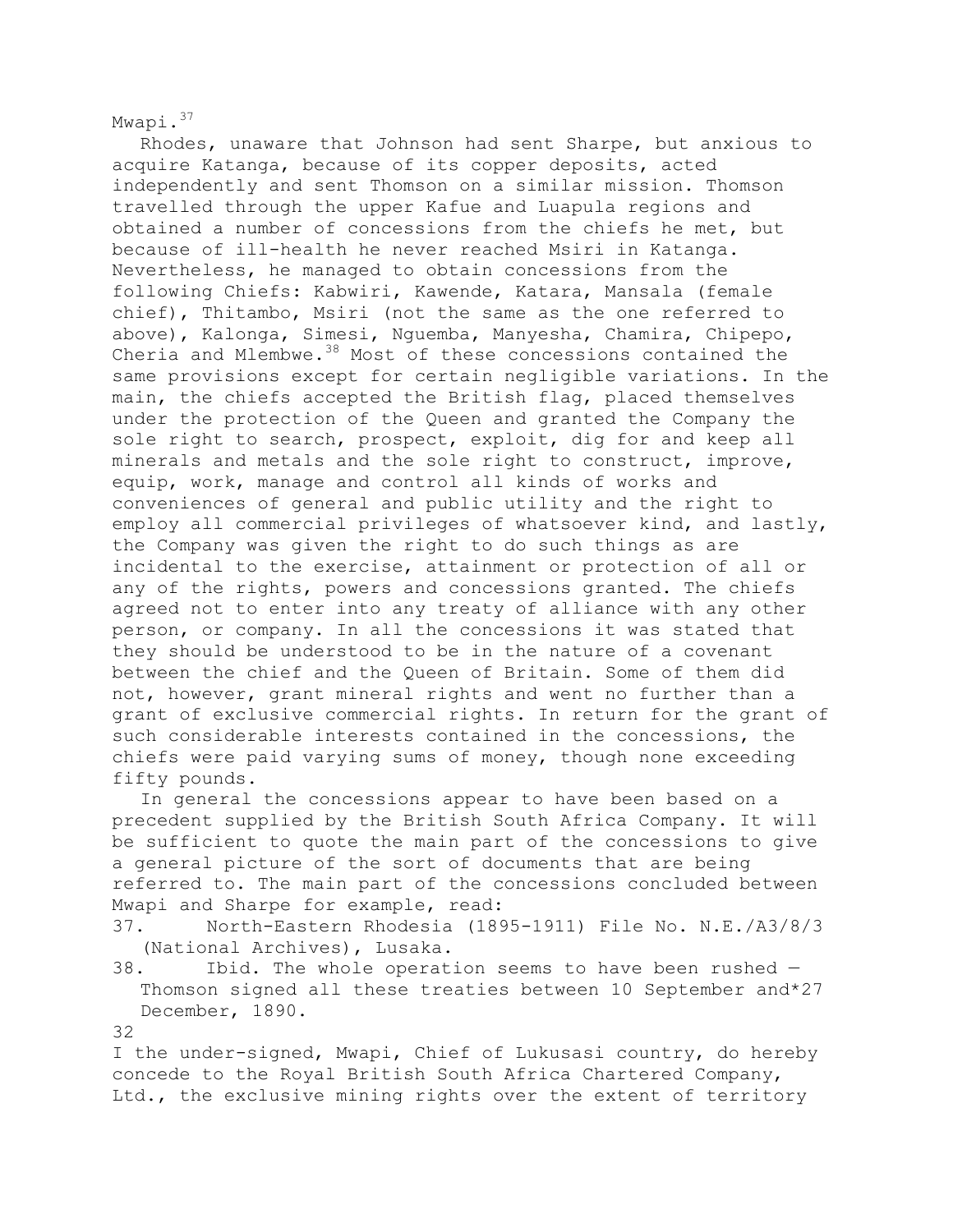Mwapi.[37]

Rhodes, unaware that Johnson had sent Sharpe, but anxious to acquire Katanga, because of its copper deposits, acted independently and sent Thomson on a similar mission. Thomson travelled through the upper Kafue and Luapula regions and obtained a number of concessions from the chiefs he met, but because of ill-health he never reached Msiri in Katanga. Nevertheless, he managed to obtain concessions from the following Chiefs: Kabwiri, Kawende, Katara, Mansala (female chief), Thitambo, Msiri (not the same as the one referred to above), Kalonga, Simesi, Nguemba, Manyesha, Chamira, Chipepo, Cheria and Mlembwe.[38] Most of these concessions contained the same provisions except for certain negligible variations. In the main, the chiefs accepted the British flag, placed themselves under the protection of the Queen and granted the Company the sole right to search, prospect, exploit, dig for and keep all minerals and metals and the sole right to construct, improve, equip, work, manage and control all kinds of works and conveniences of general and public utility and the right to employ all commercial privileges of whatsoever kind, and lastly, the Company was given the right to do such things as are incidental to the exercise, attainment or protection of all or any of the rights, powers and concessions granted. The chiefs agreed not to enter into any treaty of alliance with any other person, or company. In all the concessions it was stated that they should be understood to be in the nature of a covenant between the chief and the Queen of Britain. Some of them did not, however, grant mineral rights and went no further than a grant of exclusive commercial rights. In return for the grant of such considerable interests contained in the concessions, the chiefs were paid varying sums of money, though none exceeding fifty pounds.

In general the concessions appear to have been based on a precedent supplied by the British South Africa Company. It will be sufficient to quote the main part of the concessions to give a general picture of the sort of documents that are being referred to. The main part of the concessions concluded between Mwapi and Sharpe for example, read:

37. North-Eastern Rhodesia (1895-1911) File No. N.E./A3/8/3 (National Archives), Lusaka.

38. Ibid. The whole operation seems to have been rushed — Thomson signed all these treaties between 10 September and*27 December, 1890.

I the under-signed, Mwapi, Chief of Lukusasi country, do hereby concede to the Royal British South Africa Chartered Company, Ltd., the exclusive mining rights over the extent of territory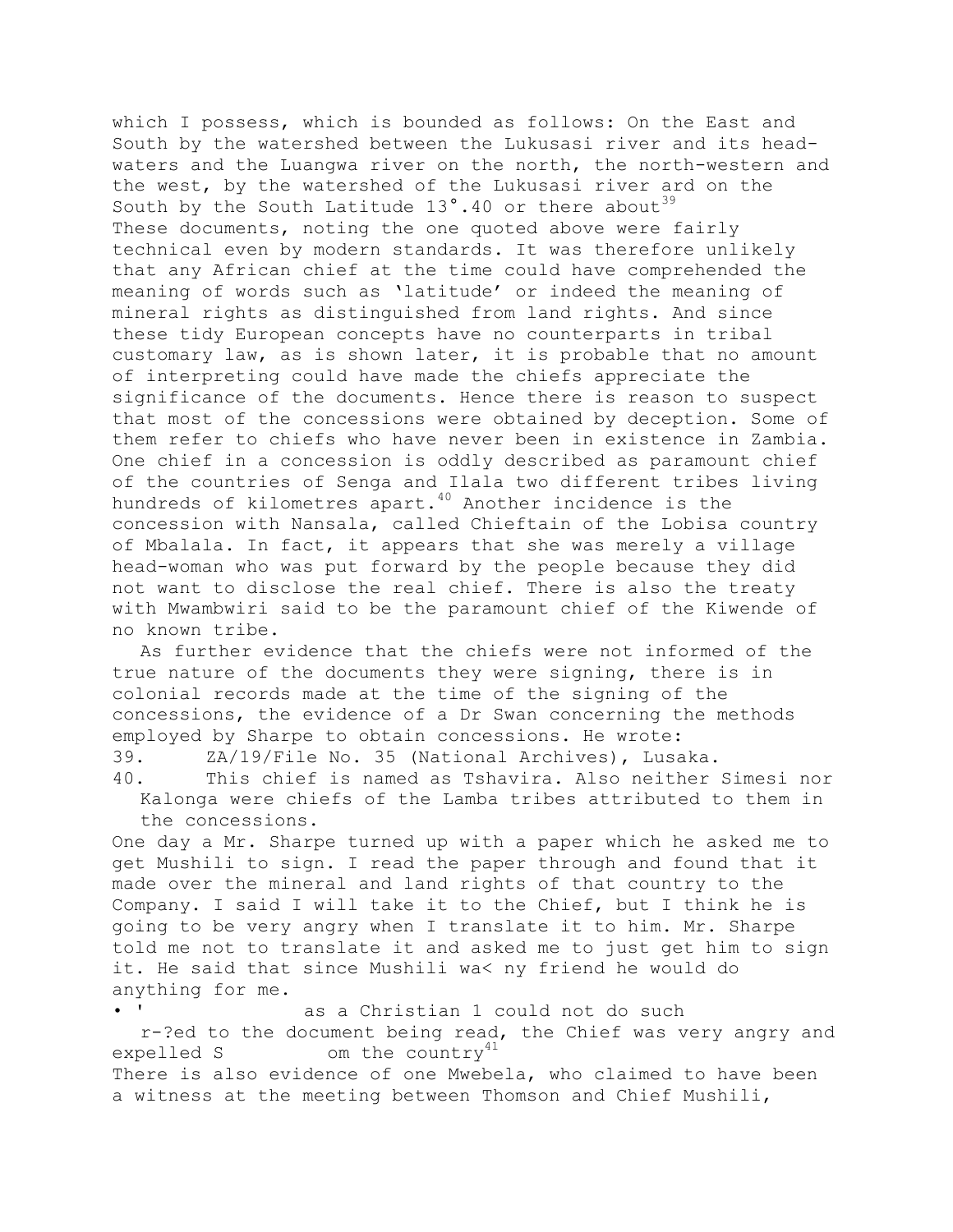which I possess, which is bounded as follows: On the East and South by the watershed between the Lukusasi river and its head-waters and the Luangwa river on the north, the north-western and the west, by the watershed of the Lukusasi river ard on the South by the South Latitude 13°.40 or there about[39]

These documents, noting the one quoted above were fairly technical even by modern standards. It was therefore unlikely that any African chief at the time could have comprehended the meaning of words such as 'latitude' or indeed the meaning of mineral rights as distinguished from land rights. And since these tidy European concepts have no counterparts in tribal customary law, as is shown later, it is probable that no amount of interpreting could have made the chiefs appreciate the significance of the documents. Hence there is reason to suspect that most of the concessions were obtained by deception. Some of them refer to chiefs who have never been in existence in Zambia. One chief in a concession is oddly described as paramount chief of the countries of Senga and Ilala two different tribes living hundreds of kilometres apart.[40] Another incidence is the concession with Nansala, called Chieftain of the Lobisa country of Mbalala. In fact, it appears that she was merely a village head-woman who was put forward by the people because they did not want to disclose the real chief. There is also the treaty with Mwambwiri said to be the paramount chief of the Kiwende of no known tribe.

As further evidence that the chiefs were not informed of the true nature of the documents they were signing, there is in colonial records made at the time of the signing of the concessions, the evidence of a Dr Swan concerning the methods employed by Sharpe to obtain concessions. He wrote:

39. ZA/19/File No. 35 (National Archives), Lusaka.
40. This chief is named as Tshavira. Also neither Simesi nor Kalonga were chiefs of the Lamba tribes attributed to them in the concessions.

One day a Mr. Sharpe turned up with a paper which he asked me to get Mushili to sign. I read the paper through and found that it made over the mineral and land rights of that country to the Company. I said I will take it to the Chief, but I think he is going to be very angry when I translate it to him. Mr. Sharpe told me not to translate it and asked me to just get him to sign it. He said that since Mushili wa< ny friend he would do anything for me.

• ' as a Christian 1 could not do such
r-?ed to the document being read, the Chief was very angry and expelled S om the country[41]

There is also evidence of one Mwebela, who claimed to have been a witness at the meeting between Thomson and Chief Mushili,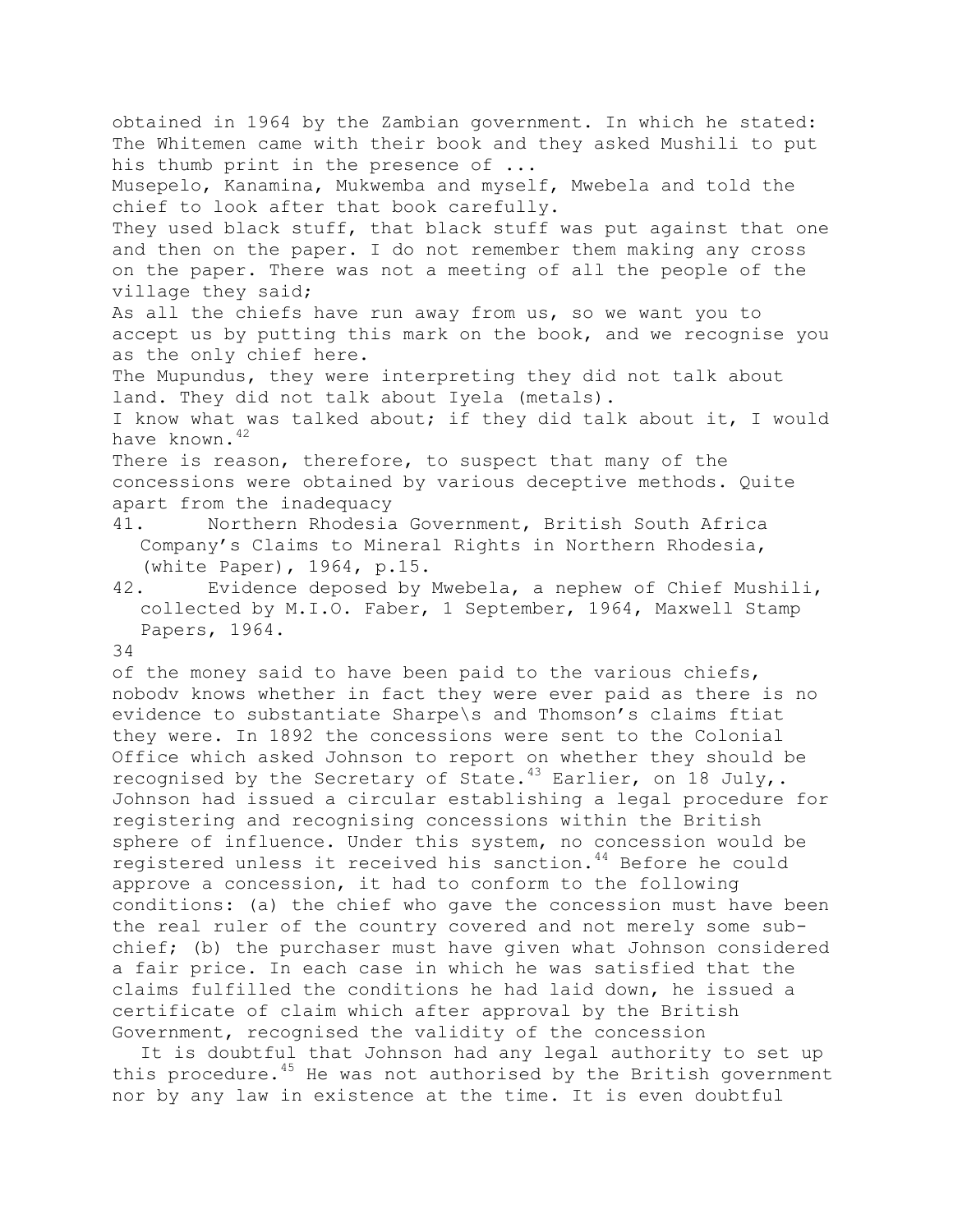obtained in 1964 by the Zambian government. In which he stated: The Whitemen came with their book and they asked Mushili to put his thumb print in the presence of ...

Musepelo, Kanamina, Mukwemba and myself, Mwebela and told the chief to look after that book carefully.

They used black stuff, that black stuff was put against that one and then on the paper. I do not remember them making any cross on the paper. There was not a meeting of all the people of the village they said;

As all the chiefs have run away from us, so we want you to accept us by putting this mark on the book, and we recognise you as the only chief here.

The Mupundus, they were interpreting they did not talk about land. They did not talk about Iyela (metals).

I know what was talked about; if they did talk about it, I would have known.[42]

There is reason, therefore, to suspect that many of the concessions were obtained by various deceptive methods. Quite apart from the inadequacy of the money said to have been paid to the various chiefs, nobodv knows whether in fact they were ever paid as there is no evidence to substantiate Sharpe\s and Thomson's claims ftiat they were. In 1892 the concessions were sent to the Colonial Office which asked Johnson to report on whether they should be recognised by the Secretary of State.[43] Earlier, on 18 July,. Johnson had issued a circular establishing a legal procedure for registering and recognising concessions within the British sphere of influence. Under this system, no concession would be registered unless it received his sanction.[44] Before he could approve a concession, it had to conform to the following conditions: (a) the chief who gave the concession must have been the real ruler of the country covered and not merely some sub-chief; (b) the purchaser must have given what Johnson considered a fair price. In each case in which he was satisfied that the claims fulfilled the conditions he had laid down, he issued a certificate of claim which after approval by the British Government, recognised the validity of the concession

It is doubtful that Johnson had any legal authority to set up this procedure.[45] He was not authorised by the British government nor by any law in existence at the time. It is even doubtful

41. Northern Rhodesia Government, British South Africa Company's Claims to Mineral Rights in Northern Rhodesia, (white Paper), 1964, p.15.
42. Evidence deposed by Mwebela, a nephew of Chief Mushili, collected by M.I.O. Faber, 1 September, 1964, Maxwell Stamp Papers, 1964.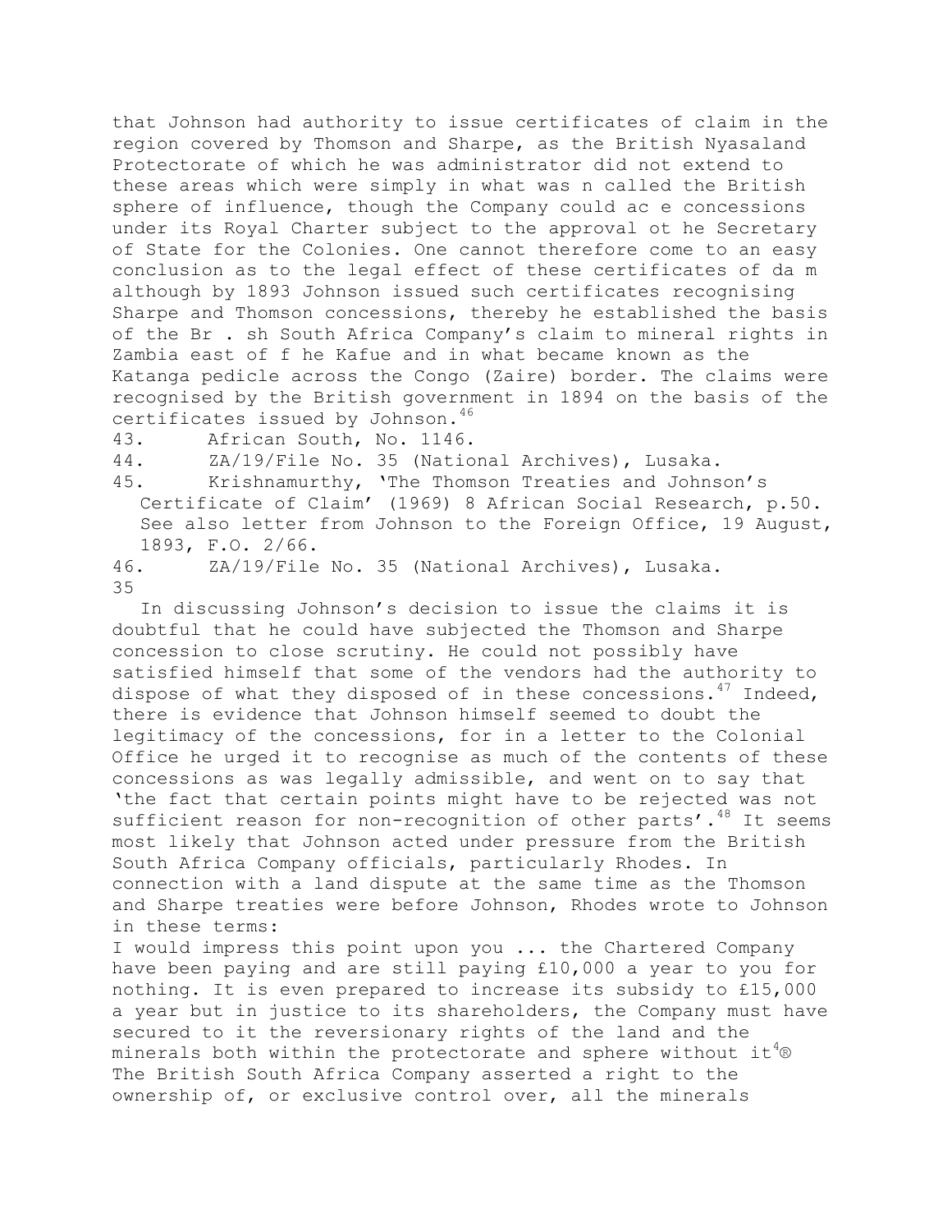that Johnson had authority to issue certificates of claim in the region covered by Thomson and Sharpe, as the British Nyasaland Protectorate of which he was administrator did not extend to these areas which were simply in what was n called the British sphere of influence, though the Company could ac e concessions under its Royal Charter subject to the approval ot he Secretary of State for the Colonies. One cannot therefore come to an easy conclusion as to the legal effect of these certificates of da m although by 1893 Johnson issued such certificates recognising Sharpe and Thomson concessions, thereby he established the basis of the Br . sh South Africa Company's claim to mineral rights in Zambia east of f he Kafue and in what became known as the Katanga pedicle across the Congo (Zaire) border. The claims were recognised by the British government in 1894 on the basis of the certificates issued by Johnson.[46]

43. African South, No. 1146.
44. ZA/19/File No. 35 (National Archives), Lusaka.
45. Krishnamurthy, 'The Thomson Treaties and Johnson's Certificate of Claim' (1969) 8 African Social Research, p.50. See also letter from Johnson to the Foreign Office, 19 August, 1893, F.O. 2/66.
46. ZA/19/File No. 35 (National Archives), Lusaka.

In discussing Johnson's decision to issue the claims it is doubtful that he could have subjected the Thomson and Sharpe concession to close scrutiny. He could not possibly have satisfied himself that some of the vendors had the authority to dispose of what they disposed of in these concessions.[47] Indeed, there is evidence that Johnson himself seemed to doubt the legitimacy of the concessions, for in a letter to the Colonial Office he urged it to recognise as much of the contents of these concessions as was legally admissible, and went on to say that 'the fact that certain points might have to be rejected was not sufficient reason for non-recognition of other parts'.[48] It seems most likely that Johnson acted under pressure from the British South Africa Company officials, particularly Rhodes. In connection with a land dispute at the same time as the Thomson and Sharpe treaties were before Johnson, Rhodes wrote to Johnson in these terms:

I would impress this point upon you ... the Chartered Company have been paying and are still paying £10,000 a year to you for nothing. It is even prepared to increase its subsidy to £15,000 a year but in justice to its shareholders, the Company must have secured to it the reversionary rights of the land and the minerals both within the protectorate and sphere without it[49]

The British South Africa Company asserted a right to the ownership of, or exclusive control over, all the minerals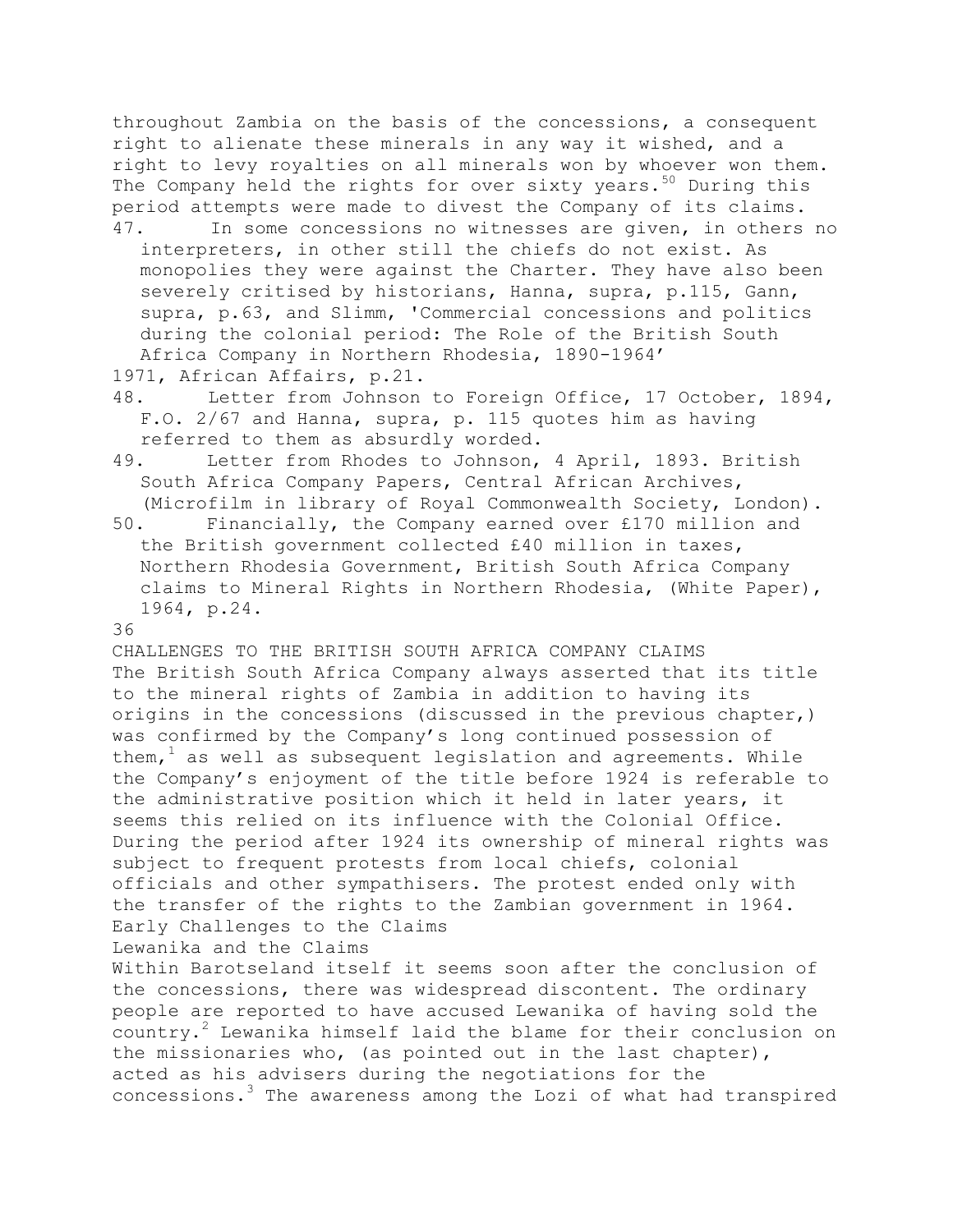throughout Zambia on the basis of the concessions, a consequent right to alienate these minerals in any way it wished, and a right to levy royalties on all minerals won by whoever won them. The Company held the rights for over sixty years.[50] During this period attempts were made to divest the Company of its claims.

47. In some concessions no witnesses are given, in others no interpreters, in other still the chiefs do not exist. As monopolies they were against the Charter. They have also been severely critised by historians, Hanna, supra, p.115, Gann, supra, p.63, and Slimm, 'Commercial concessions and politics during the colonial period: The Role of the British South Africa Company in Northern Rhodesia, 1890-1964' 1971, African Affairs, p.21.
48. Letter from Johnson to Foreign Office, 17 October, 1894, F.O. 2/67 and Hanna, supra, p. 115 quotes him as having referred to them as absurdly worded.
49. Letter from Rhodes to Johnson, 4 April, 1893. British South Africa Company Papers, Central African Archives, (Microfilm in library of Royal Commonwealth Society, London).
50. Financially, the Company earned over £170 million and the British government collected £40 million in taxes, Northern Rhodesia Government, British South Africa Company claims to Mineral Rights in Northern Rhodesia, (White Paper), 1964, p.24.

# CHALLENGES TO THE BRITISH SOUTH AFRICA COMPANY CLAIMS

The British South Africa Company always asserted that its title to the mineral rights of Zambia in addition to having its origins in the concessions (discussed in the previous chapter,) was confirmed by the Company's long continued possession of them,[1] as well as subsequent legislation and agreements. While the Company's enjoyment of the title before 1924 is referable to the administrative position which it held in later years, it seems this relied on its influence with the Colonial Office. During the period after 1924 its ownership of mineral rights was subject to frequent protests from local chiefs, colonial officials and other sympathisers. The protest ended only with the transfer of the rights to the Zambian government in 1964.

## Early Challenges to the Claims

### Lewanika and the Claims

Within Barotseland itself it seems soon after the conclusion of the concessions, there was widespread discontent. The ordinary people are reported to have accused Lewanika of having sold the country.[2] Lewanika himself laid the blame for their conclusion on the missionaries who, (as pointed out in the last chapter), acted as his advisers during the negotiations for the concessions.[3] The awareness among the Lozi of what had transpired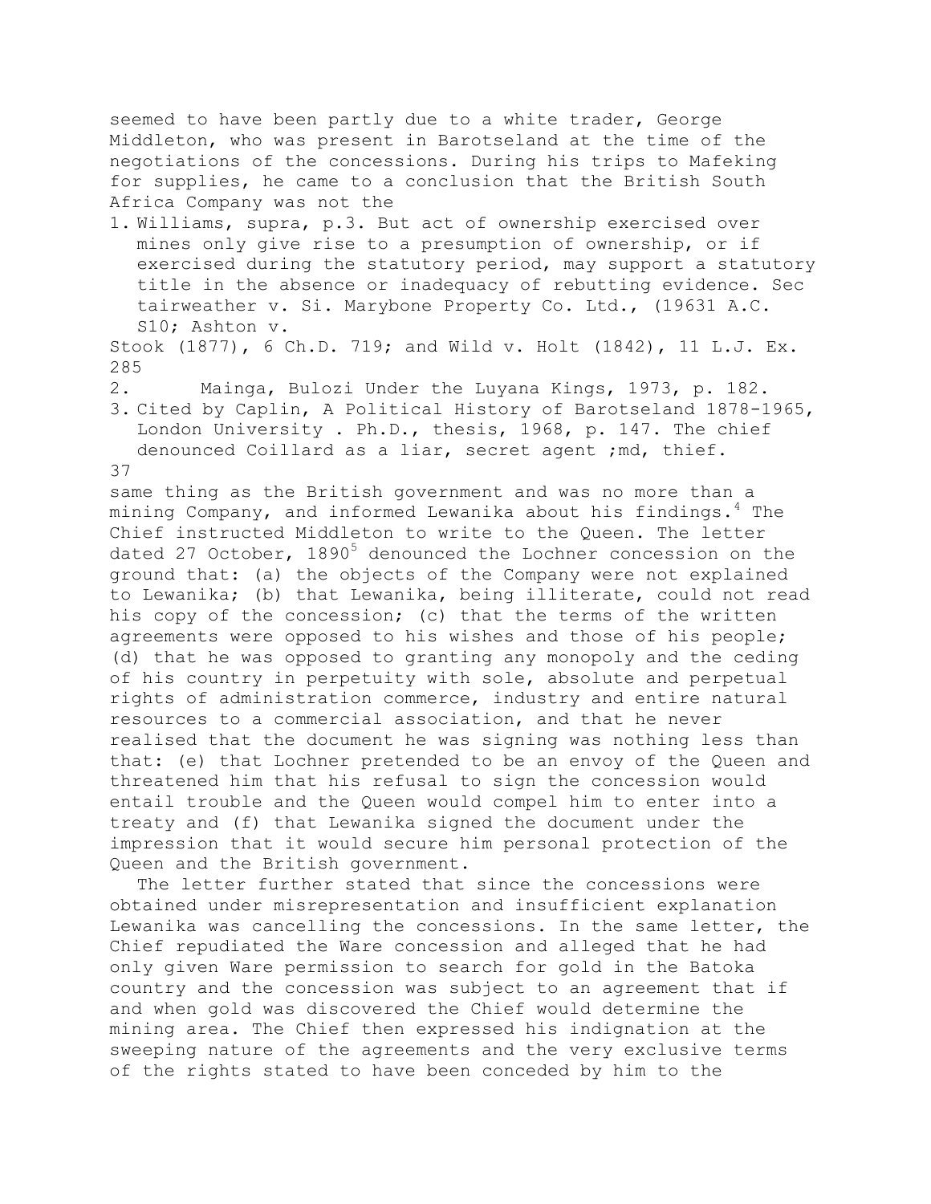seemed to have been partly due to a white trader, George Middleton, who was present in Barotseland at the time of the negotiations of the concessions. During his trips to Mafeking for supplies, he came to a conclusion that the British South Africa Company was not the

1. Williams, supra, p.3. But act of ownership exercised over mines only give rise to a presumption of ownership, or if exercised during the statutory period, may support a statutory title in the absence or inadequacy of rebutting evidence. Sec tairweather v. Si. Marybone Property Co. Ltd., (19631 A.C. S10; Ashton v. Stook (1877), 6 Ch.D. 719; and Wild v. Holt (1842), 11 L.J. Ex. 285
2. Mainga, Bulozi Under the Luyana Kings, 1973, p. 182.
3. Cited by Caplin, A Political History of Barotseland 1878-1965, London University . Ph.D., thesis, 1968, p. 147. The chief denounced Coillard as a liar, secret agent ;md, thief.

same thing as the British government and was no more than a mining Company, and informed Lewanika about his findings.[4] The Chief instructed Middleton to write to the Queen. The letter dated 27 October, 1890[5] denounced the Lochner concession on the ground that: (a) the objects of the Company were not explained to Lewanika; (b) that Lewanika, being illiterate, could not read his copy of the concession; (c) that the terms of the written agreements were opposed to his wishes and those of his people; (d) that he was opposed to granting any monopoly and the ceding of his country in perpetuity with sole, absolute and perpetual rights of administration commerce, industry and entire natural resources to a commercial association, and that he never realised that the document he was signing was nothing less than that: (e) that Lochner pretended to be an envoy of the Queen and threatened him that his refusal to sign the concession would entail trouble and the Queen would compel him to enter into a treaty and (f) that Lewanika signed the document under the impression that it would secure him personal protection of the Queen and the British government.

The letter further stated that since the concessions were obtained under misrepresentation and insufficient explanation Lewanika was cancelling the concessions. In the same letter, the Chief repudiated the Ware concession and alleged that he had only given Ware permission to search for gold in the Batoka country and the concession was subject to an agreement that if and when gold was discovered the Chief would determine the mining area. The Chief then expressed his indignation at the sweeping nature of the agreements and the very exclusive terms of the rights stated to have been conceded by him to the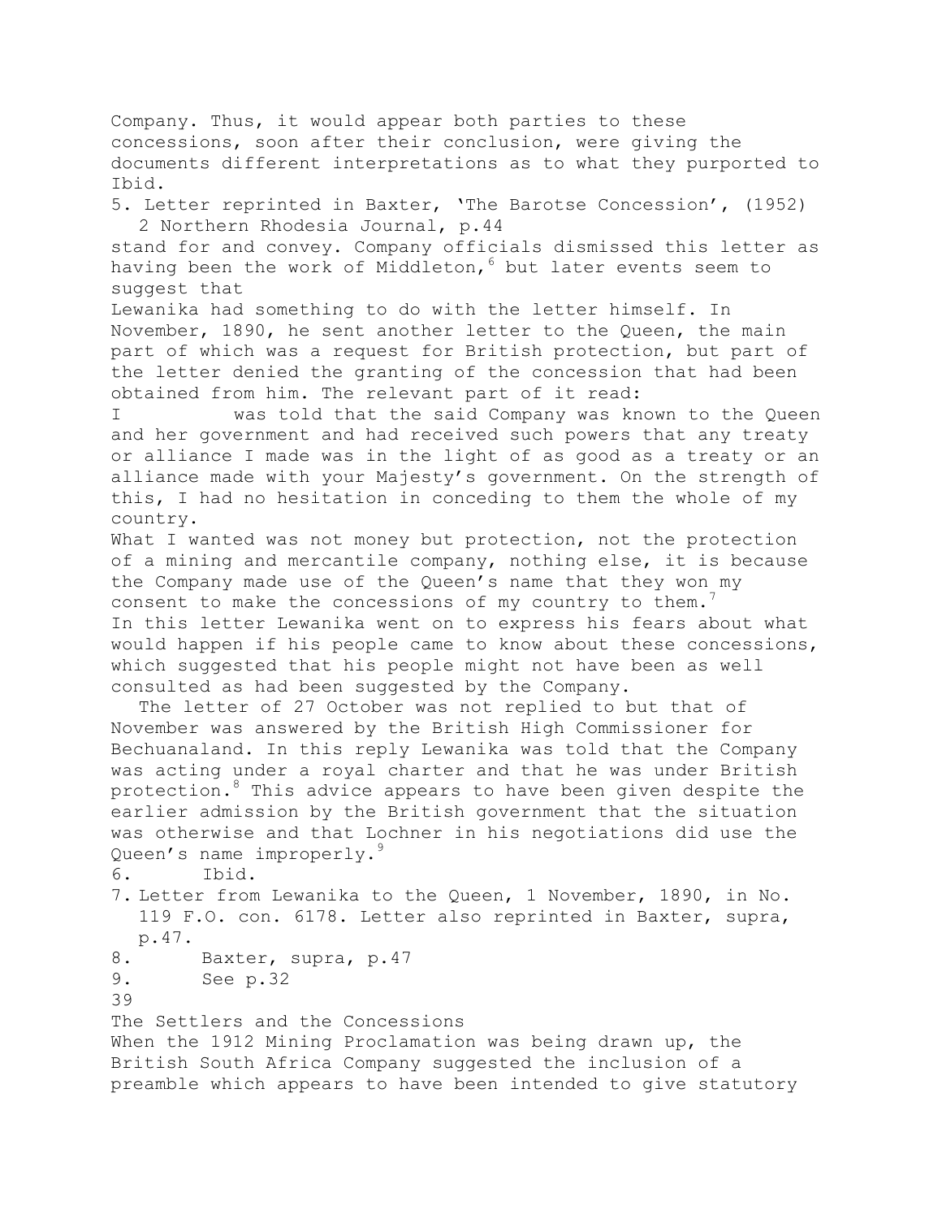Company. Thus, it would appear both parties to these concessions, soon after their conclusion, were giving the documents different interpretations as to what they purported to stand for and convey. Company officials dismissed this letter as having been the work of Middleton,[6] but later events seem to suggest that Lewanika had something to do with the letter himself. In November, 1890, he sent another letter to the Queen, the main part of which was a request for British protection, but part of the letter denied the granting of the concession that had been obtained from him. The relevant part of it read:

> I was told that the said Company was known to the Queen and her government and had received such powers that any treaty or alliance I made was in the light of as good as a treaty or an alliance made with your Majesty's government. On the strength of this, I had no hesitation in conceding to them the whole of my country.
>
> What I wanted was not money but protection, not the protection of a mining and mercantile company, nothing else, it is because the Company made use of the Queen's name that they won my consent to make the concessions of my country to them.[7]

In this letter Lewanika went on to express his fears about what would happen if his people came to know about these concessions, which suggested that his people might not have been as well consulted as had been suggested by the Company.

The letter of 27 October was not replied to but that of November was answered by the British High Commissioner for Bechuanaland. In this reply Lewanika was told that the Company was acting under a royal charter and that he was under British protection.[8] This advice appears to have been given despite the earlier admission by the British government that the situation was otherwise and that Lochner in his negotiations did use the Queen's name improperly.[9]

Ibid.

5. Letter reprinted in Baxter, 'The Barotse Concession', (1952) 2 Northern Rhodesia Journal, p.44
6. Ibid.
7. Letter from Lewanika to the Queen, 1 November, 1890, in No. 119 F.O. con. 6178. Letter also reprinted in Baxter, supra, p.47.
8. Baxter, supra, p.47
9. See p.32

## The Settlers and the Concessions

When the 1912 Mining Proclamation was being drawn up, the British South Africa Company suggested the inclusion of a preamble which appears to have been intended to give statutory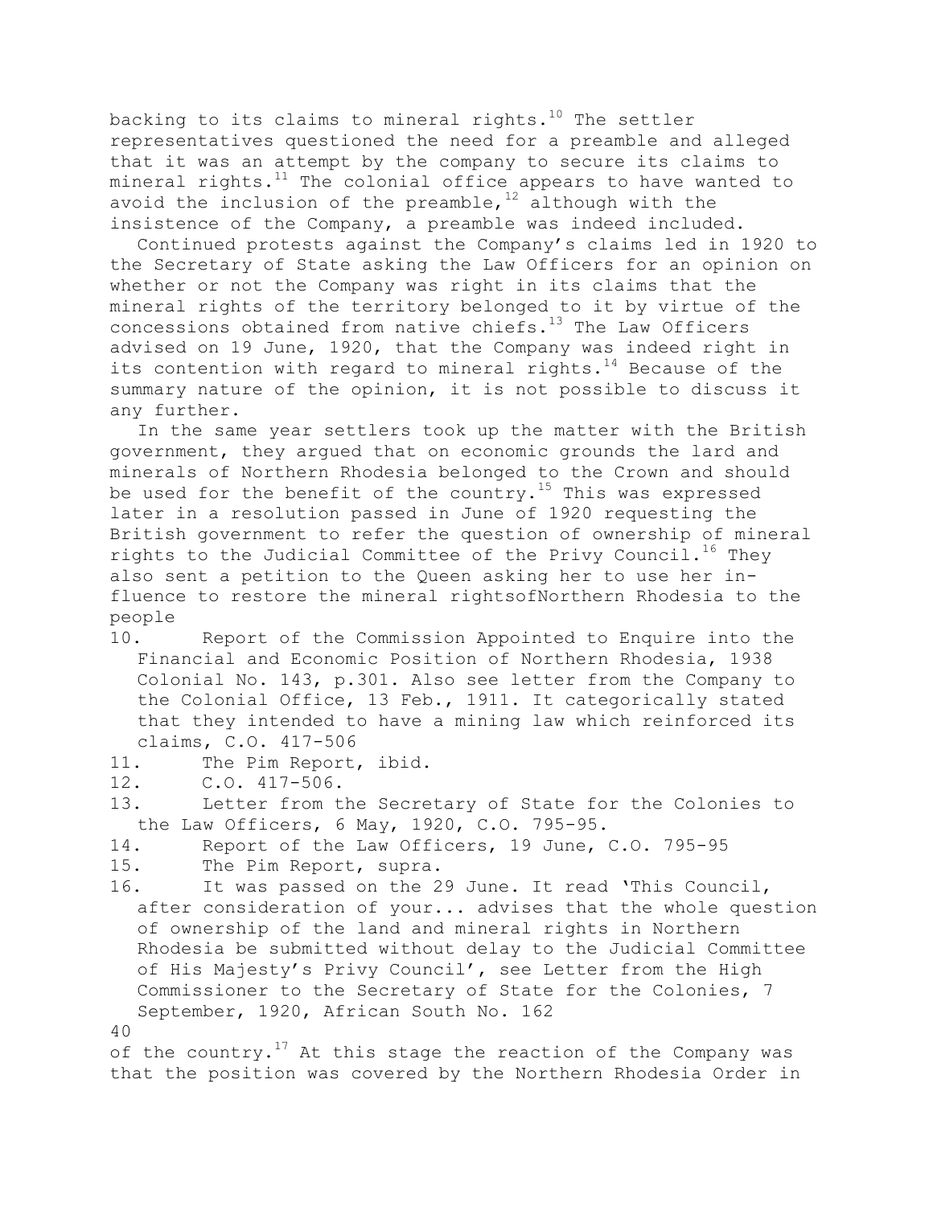backing to its claims to mineral rights.[10] The settler representatives questioned the need for a preamble and alleged that it was an attempt by the company to secure its claims to mineral rights.[11] The colonial office appears to have wanted to avoid the inclusion of the preamble,[12] although with the insistence of the Company, a preamble was indeed included.

Continued protests against the Company's claims led in 1920 to the Secretary of State asking the Law Officers for an opinion on whether or not the Company was right in its claims that the mineral rights of the territory belonged to it by virtue of the concessions obtained from native chiefs.[13] The Law Officers advised on 19 June, 1920, that the Company was indeed right in its contention with regard to mineral rights.[14] Because of the summary nature of the opinion, it is not possible to discuss it any further.

In the same year settlers took up the matter with the British government, they argued that on economic grounds the lard and minerals of Northern Rhodesia belonged to the Crown and should be used for the benefit of the country.[15] This was expressed later in a resolution passed in June of 1920 requesting the British government to refer the question of ownership of mineral rights to the Judicial Committee of the Privy Council.[16] They also sent a petition to the Queen asking her to use her influence to restore the mineral rightsofNorthern Rhodesia to the people of the country.[17] At this stage the reaction of the Company was that the position was covered by the Northern Rhodesia Order in

10. Report of the Commission Appointed to Enquire into the Financial and Economic Position of Northern Rhodesia, 1938 Colonial No. 143, p.301. Also see letter from the Company to the Colonial Office, 13 Feb., 1911. It categorically stated that they intended to have a mining law which reinforced its claims, C.O. 417-506
11. The Pim Report, ibid.
12. C.O. 417-506.
13. Letter from the Secretary of State for the Colonies to the Law Officers, 6 May, 1920, C.O. 795-95.
14. Report of the Law Officers, 19 June, C.O. 795-95
15. The Pim Report, supra.
16. It was passed on the 29 June. It read 'This Council, after consideration of your... advises that the whole question of ownership of the land and mineral rights in Northern Rhodesia be submitted without delay to the Judicial Committee of His Majesty's Privy Council', see Letter from the High Commissioner to the Secretary of State for the Colonies, 7 September, 1920, African South No. 162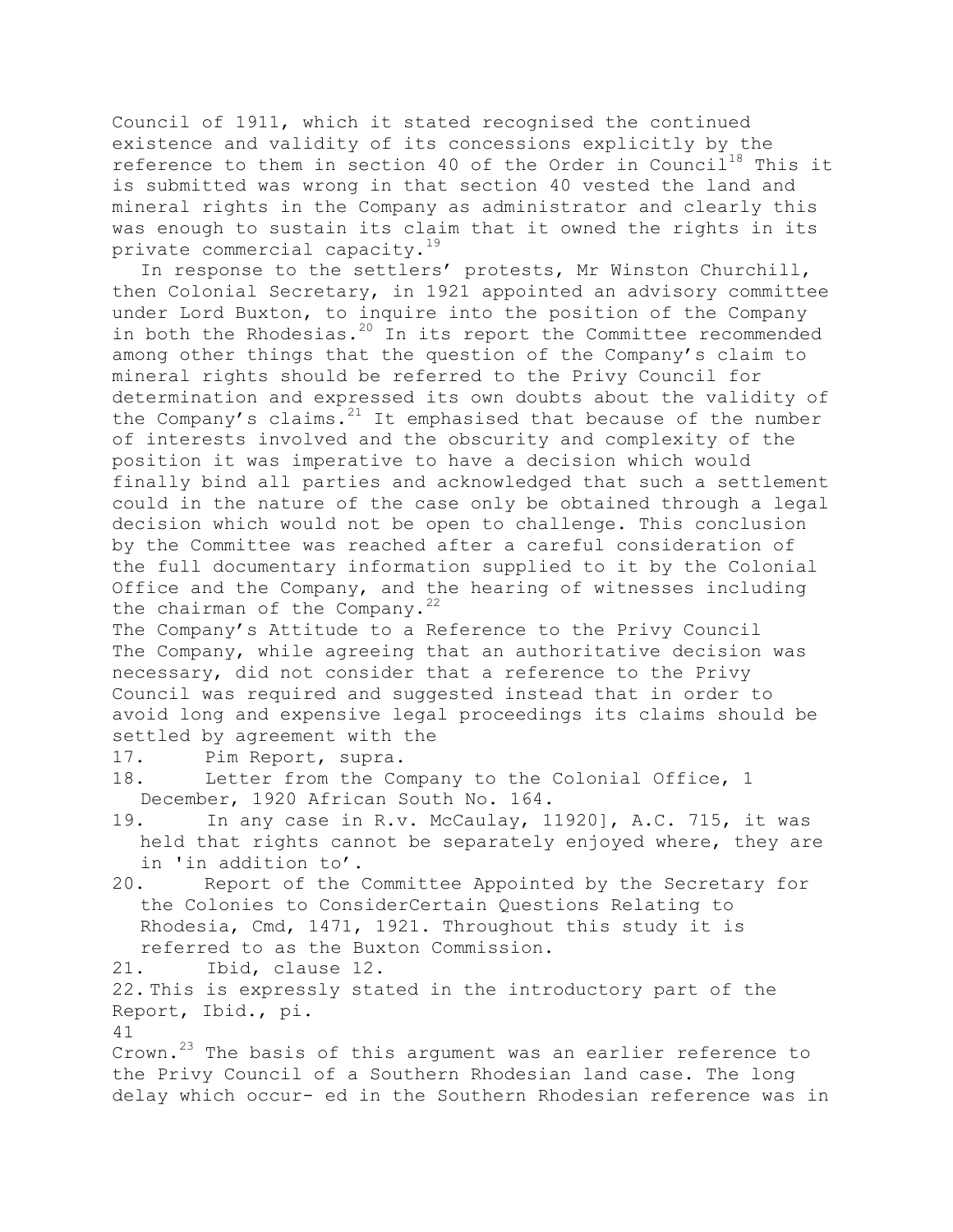Council of 1911, which it stated recognised the continued existence and validity of its concessions explicitly by the reference to them in section 40 of the Order in Council[18] This it is submitted was wrong in that section 40 vested the land and mineral rights in the Company as administrator and clearly this was enough to sustain its claim that it owned the rights in its private commercial capacity.[19]

In response to the settlers' protests, Mr Winston Churchill, then Colonial Secretary, in 1921 appointed an advisory committee under Lord Buxton, to inquire into the position of the Company in both the Rhodesias.[20] In its report the Committee recommended among other things that the question of the Company's claim to mineral rights should be referred to the Privy Council for determination and expressed its own doubts about the validity of the Company's claims.[21] It emphasised that because of the number of interests involved and the obscurity and complexity of the position it was imperative to have a decision which would finally bind all parties and acknowledged that such a settlement could in the nature of the case only be obtained through a legal decision which would not be open to challenge. This conclusion by the Committee was reached after a careful consideration of the full documentary information supplied to it by the Colonial Office and the Company, and the hearing of witnesses including the chairman of the Company.[22]

### The Company's Attitude to a Reference to the Privy Council

The Company, while agreeing that an authoritative decision was necessary, did not consider that a reference to the Privy Council was required and suggested instead that in order to avoid long and expensive legal proceedings its claims should be settled by agreement with the Crown.[23] The basis of this argument was an earlier reference to the Privy Council of a Southern Rhodesian land case. The long delay which occur- ed in the Southern Rhodesian reference was in

17. Pim Report, supra.
18. Letter from the Company to the Colonial Office, 1 December, 1920 African South No. 164.
19. In any case in R.v. McCaulay, 11920], A.C. 715, it was held that rights cannot be separately enjoyed where, they are in 'in addition to'.
20. Report of the Committee Appointed by the Secretary for the Colonies to ConsiderCertain Questions Relating to Rhodesia, Cmd, 1471, 1921. Throughout this study it is referred to as the Buxton Commission.
21. Ibid, clause 12.
22. This is expressly stated in the introductory part of the Report, Ibid., pi.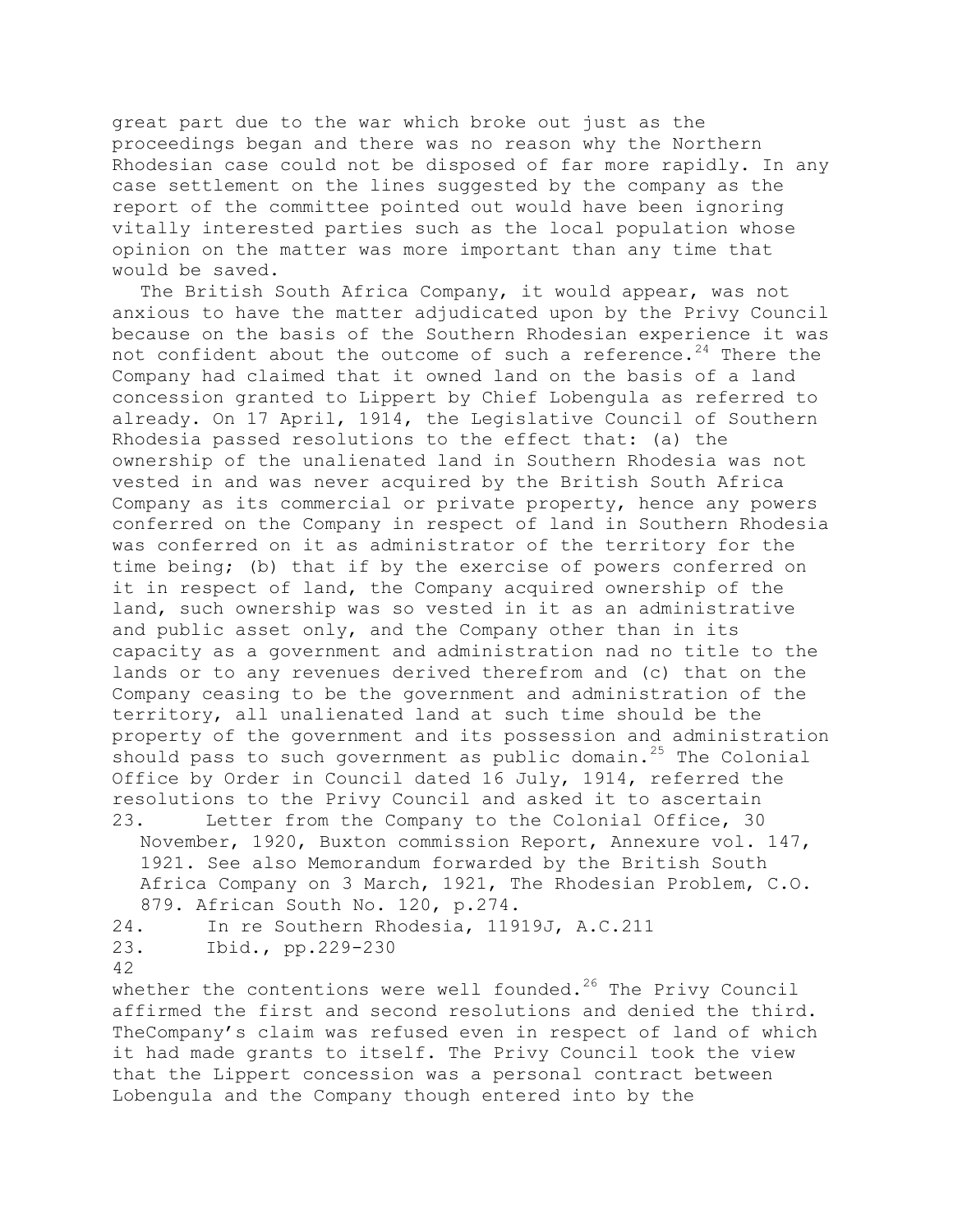great part due to the war which broke out just as the proceedings began and there was no reason why the Northern Rhodesian case could not be disposed of far more rapidly. In any case settlement on the lines suggested by the company as the report of the committee pointed out would have been ignoring vitally interested parties such as the local population whose opinion on the matter was more important than any time that would be saved.

The British South Africa Company, it would appear, was not anxious to have the matter adjudicated upon by the Privy Council because on the basis of the Southern Rhodesian experience it was not confident about the outcome of such a reference.[24] There the Company had claimed that it owned land on the basis of a land concession granted to Lippert by Chief Lobengula as referred to already. On 17 April, 1914, the Legislative Council of Southern Rhodesia passed resolutions to the effect that: (a) the ownership of the unalienated land in Southern Rhodesia was not vested in and was never acquired by the British South Africa Company as its commercial or private property, hence any powers conferred on the Company in respect of land in Southern Rhodesia was conferred on it as administrator of the territory for the time being; (b) that if by the exercise of powers conferred on it in respect of land, the Company acquired ownership of the land, such ownership was so vested in it as an administrative and public asset only, and the Company other than in its capacity as a government and administration nad no title to the lands or to any revenues derived therefrom and (c) that on the Company ceasing to be the government and administration of the territory, all unalienated land at such time should be the property of the government and its possession and administration should pass to such government as public domain.[25] The Colonial Office by Order in Council dated 16 July, 1914, referred the resolutions to the Privy Council and asked it to ascertain

23. Letter from the Company to the Colonial Office, 30 November, 1920, Buxton commission Report, Annexure vol. 147, 1921. See also Memorandum forwarded by the British South Africa Company on 3 March, 1921, The Rhodesian Problem, C.O. 879. African South No. 120, p.274.
24. In re Southern Rhodesia, 11919J, A.C.211
23. Ibid., pp.229-230

whether the contentions were well founded.[26] The Privy Council affirmed the first and second resolutions and denied the third. TheCompany's claim was refused even in respect of land of which it had made grants to itself. The Privy Council took the view that the Lippert concession was a personal contract between Lobengula and the Company though entered into by the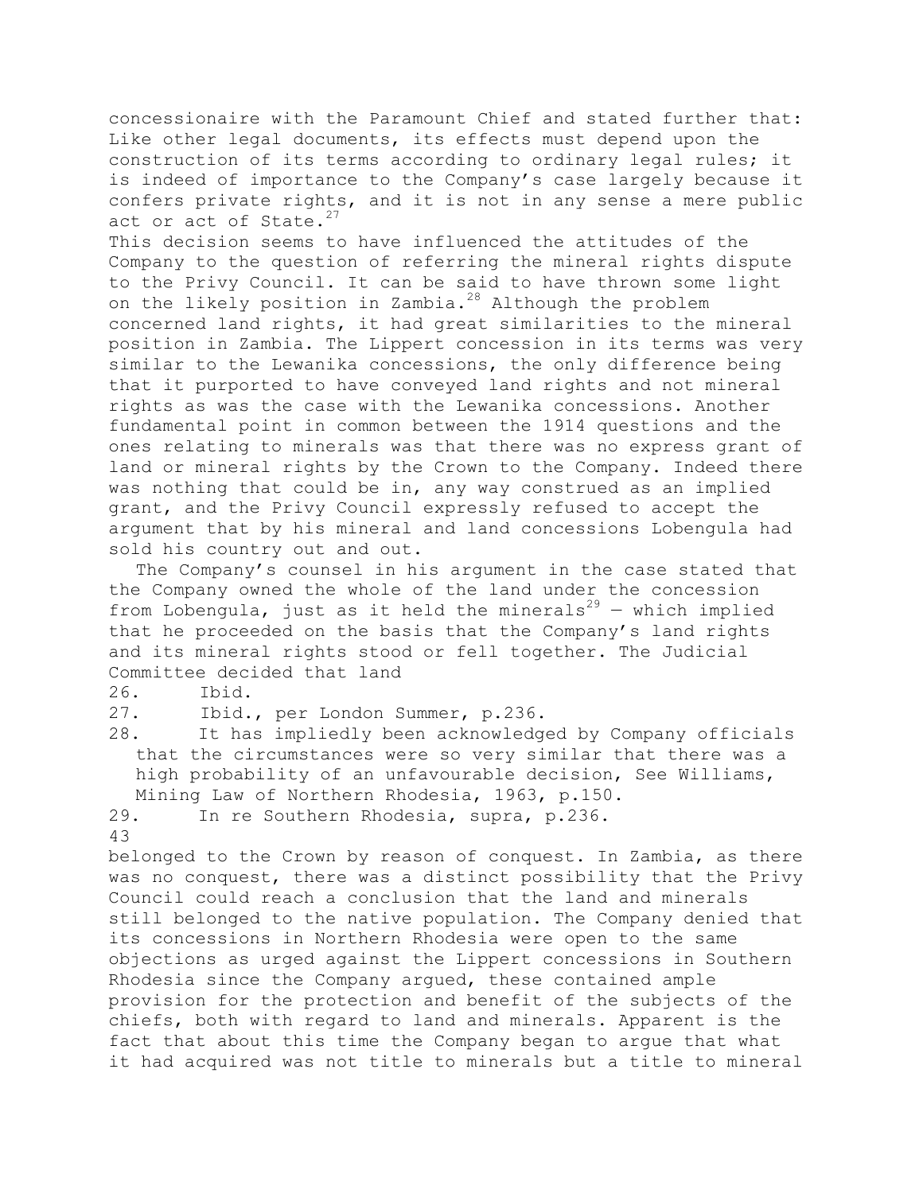concessionaire with the Paramount Chief and stated further that: Like other legal documents, its effects must depend upon the construction of its terms according to ordinary legal rules; it is indeed of importance to the Company's case largely because it confers private rights, and it is not in any sense a mere public act or act of State.[27]

This decision seems to have influenced the attitudes of the Company to the question of referring the mineral rights dispute to the Privy Council. It can be said to have thrown some light on the likely position in Zambia.[28] Although the problem concerned land rights, it had great similarities to the mineral position in Zambia. The Lippert concession in its terms was very similar to the Lewanika concessions, the only difference being that it purported to have conveyed land rights and not mineral rights as was the case with the Lewanika concessions. Another fundamental point in common between the 1914 questions and the ones relating to minerals was that there was no express grant of land or mineral rights by the Crown to the Company. Indeed there was nothing that could be in, any way construed as an implied grant, and the Privy Council expressly refused to accept the argument that by his mineral and land concessions Lobengula had sold his country out and out.

The Company's counsel in his argument in the case stated that the Company owned the whole of the land under the concession from Lobengula, just as it held the minerals[29] — which implied that he proceeded on the basis that the Company's land rights and its mineral rights stood or fell together. The Judicial Committee decided that land

26. Ibid.

27. Ibid., per London Summer, p.236.

28. It has impliedly been acknowledged by Company officials that the circumstances were so very similar that there was a high probability of an unfavourable decision, See Williams, Mining Law of Northern Rhodesia, 1963, p.150.

29. In re Southern Rhodesia, supra, p.236.

belonged to the Crown by reason of conquest. In Zambia, as there was no conquest, there was a distinct possibility that the Privy Council could reach a conclusion that the land and minerals still belonged to the native population. The Company denied that its concessions in Northern Rhodesia were open to the same objections as urged against the Lippert concessions in Southern Rhodesia since the Company argued, these contained ample provision for the protection and benefit of the subjects of the chiefs, both with regard to land and minerals. Apparent is the fact that about this time the Company began to argue that what it had acquired was not title to minerals but a title to mineral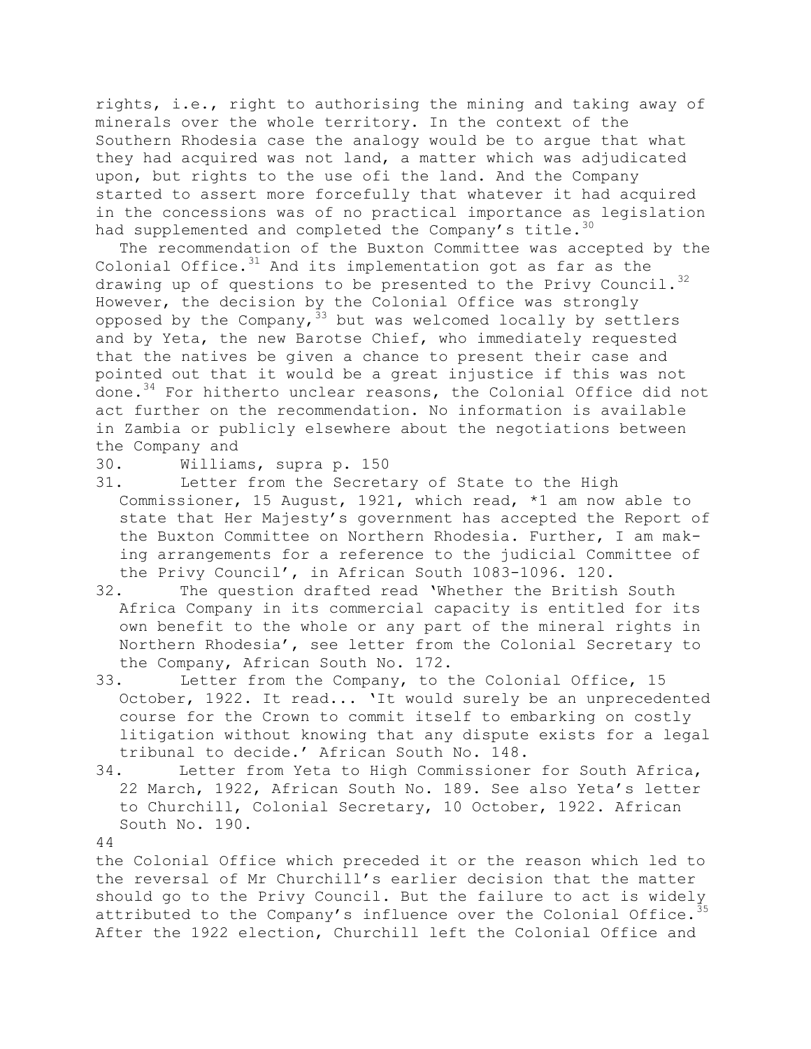rights, i.e., right to authorising the mining and taking away of minerals over the whole territory. In the context of the Southern Rhodesia case the analogy would be to argue that what they had acquired was not land, a matter which was adjudicated upon, but rights to the use ofi the land. And the Company started to assert more forcefully that whatever it had acquired in the concessions was of no practical importance as legislation had supplemented and completed the Company's title.[30]

The recommendation of the Buxton Committee was accepted by the Colonial Office.[31] And its implementation got as far as the drawing up of questions to be presented to the Privy Council.[32] However, the decision by the Colonial Office was strongly opposed by the Company,[33] but was welcomed locally by settlers and by Yeta, the new Barotse Chief, who immediately requested that the natives be given a chance to present their case and pointed out that it would be a great injustice if this was not done.[34] For hitherto unclear reasons, the Colonial Office did not act further on the recommendation. No information is available in Zambia or publicly elsewhere about the negotiations between the Company and the Colonial Office which preceded it or the reason which led to the reversal of Mr Churchill's earlier decision that the matter should go to the Privy Council. But the failure to act is widely attributed to the Company's influence over the Colonial Office.[35] After the 1922 election, Churchill left the Colonial Office and

30. Williams, supra p. 150
31. Letter from the Secretary of State to the High Commissioner, 15 August, 1921, which read, *1 am now able to state that Her Majesty's government has accepted the Report of the Buxton Committee on Northern Rhodesia. Further, I am making arrangements for a reference to the judicial Committee of the Privy Council', in African South 1083-1096. 120.
32. The question drafted read 'Whether the British South Africa Company in its commercial capacity is entitled for its own benefit to the whole or any part of the mineral rights in Northern Rhodesia', see letter from the Colonial Secretary to the Company, African South No. 172.
33. Letter from the Company, to the Colonial Office, 15 October, 1922. It read... 'It would surely be an unprecedented course for the Crown to commit itself to embarking on costly litigation without knowing that any dispute exists for a legal tribunal to decide.' African South No. 148.
34. Letter from Yeta to High Commissioner for South Africa, 22 March, 1922, African South No. 189. See also Yeta's letter to Churchill, Colonial Secretary, 10 October, 1922. African South No. 190.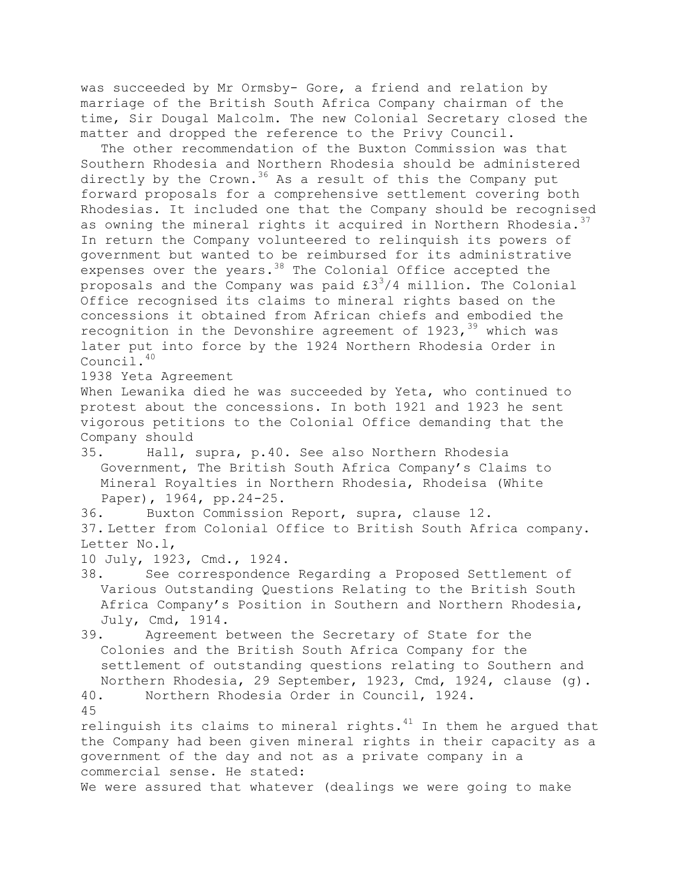was succeeded by Mr Ormsby- Gore, a friend and relation by marriage of the British South Africa Company chairman of the time, Sir Dougal Malcolm. The new Colonial Secretary closed the matter and dropped the reference to the Privy Council.

The other recommendation of the Buxton Commission was that Southern Rhodesia and Northern Rhodesia should be administered directly by the Crown.[36] As a result of this the Company put forward proposals for a comprehensive settlement covering both Rhodesias. It included one that the Company should be recognised as owning the mineral rights it acquired in Northern Rhodesia.[37] In return the Company volunteered to relinquish its powers of government but wanted to be reimbursed for its administrative expenses over the years.[38] The Colonial Office accepted the proposals and the Company was paid £3$^{3}$/4 million. The Colonial Office recognised its claims to mineral rights based on the concessions it obtained from African chiefs and embodied the recognition in the Devonshire agreement of 1923,[39] which was later put into force by the 1924 Northern Rhodesia Order in Council.[40]

## 1938 Yeta Agreement

When Lewanika died he was succeeded by Yeta, who continued to protest about the concessions. In both 1921 and 1923 he sent vigorous petitions to the Colonial Office demanding that the Company should relinquish its claims to mineral rights.[41] In them he argued that the Company had been given mineral rights in their capacity as a government of the day and not as a private company in a commercial sense. He stated:

We were assured that whatever (dealings we were going to make

---

35. Hall, supra, p.40. See also Northern Rhodesia Government, The British South Africa Company's Claims to Mineral Royalties in Northern Rhodesia, Rhodeisa (White Paper), 1964, pp.24-25.
36. Buxton Commission Report, supra, clause 12.
37. Letter from Colonial Office to British South Africa company. Letter No.l, 10 July, 1923, Cmd., 1924.
38. See correspondence Regarding a Proposed Settlement of Various Outstanding Questions Relating to the British South Africa Company's Position in Southern and Northern Rhodesia, July, Cmd, 1914.
39. Agreement between the Secretary of State for the Colonies and the British South Africa Company for the settlement of outstanding questions relating to Southern and Northern Rhodesia, 29 September, 1923, Cmd, 1924, clause (g).
40. Northern Rhodesia Order in Council, 1924.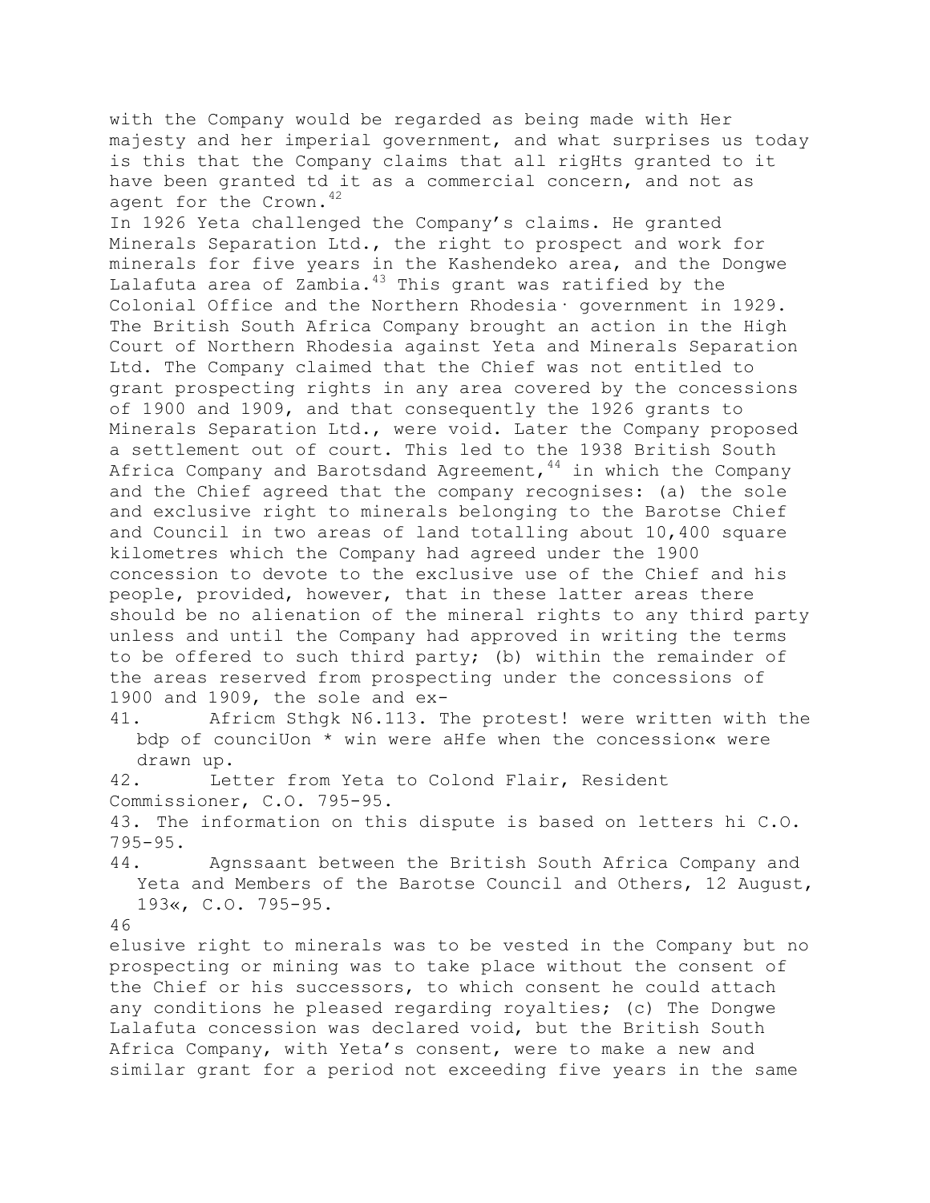with the Company would be regarded as being made with Her majesty and her imperial government, and what surprises us today is this that the Company claims that all rigHts granted to it have been granted td it as a commercial concern, and not as agent for the Crown.[42]

In 1926 Yeta challenged the Company's claims. He granted Minerals Separation Ltd., the right to prospect and work for minerals for five years in the Kashendeko area, and the Dongwe Lalafuta area of Zambia.[43] This grant was ratified by the Colonial Office and the Northern Rhodesia· government in 1929. The British South Africa Company brought an action in the High Court of Northern Rhodesia against Yeta and Minerals Separation Ltd. The Company claimed that the Chief was not entitled to grant prospecting rights in any area covered by the concessions of 1900 and 1909, and that consequently the 1926 grants to Minerals Separation Ltd., were void. Later the Company proposed a settlement out of court. This led to the 1938 British South Africa Company and Barotsdand Agreement,[44] in which the Company and the Chief agreed that the company recognises: (a) the sole and exclusive right to minerals belonging to the Barotse Chief and Council in two areas of land totalling about 10,400 square kilometres which the Company had agreed under the 1900 concession to devote to the exclusive use of the Chief and his people, provided, however, that in these latter areas there should be no alienation of the mineral rights to any third party unless and until the Company had approved in writing the terms to be offered to such third party; (b) within the remainder of the areas reserved from prospecting under the concessions of 1900 and 1909, the sole and ex-

41. Africm Sthgk N6.113. The protest! were written with the bdp of counciUon * win were aHfe when the concession« were drawn up.
42. Letter from Yeta to Colond Flair, Resident Commissioner, C.O. 795-95.
43. The information on this dispute is based on letters hi C.O. 795-95.
44. Agnssaant between the British South Africa Company and Yeta and Members of the Barotse Council and Others, 12 August, 193«, C.O. 795-95.

elusive right to minerals was to be vested in the Company but no prospecting or mining was to take place without the consent of the Chief or his successors, to which consent he could attach any conditions he pleased regarding royalties; (c) The Dongwe Lalafuta concession was declared void, but the British South Africa Company, with Yeta's consent, were to make a new and similar grant for a period not exceeding five years in the same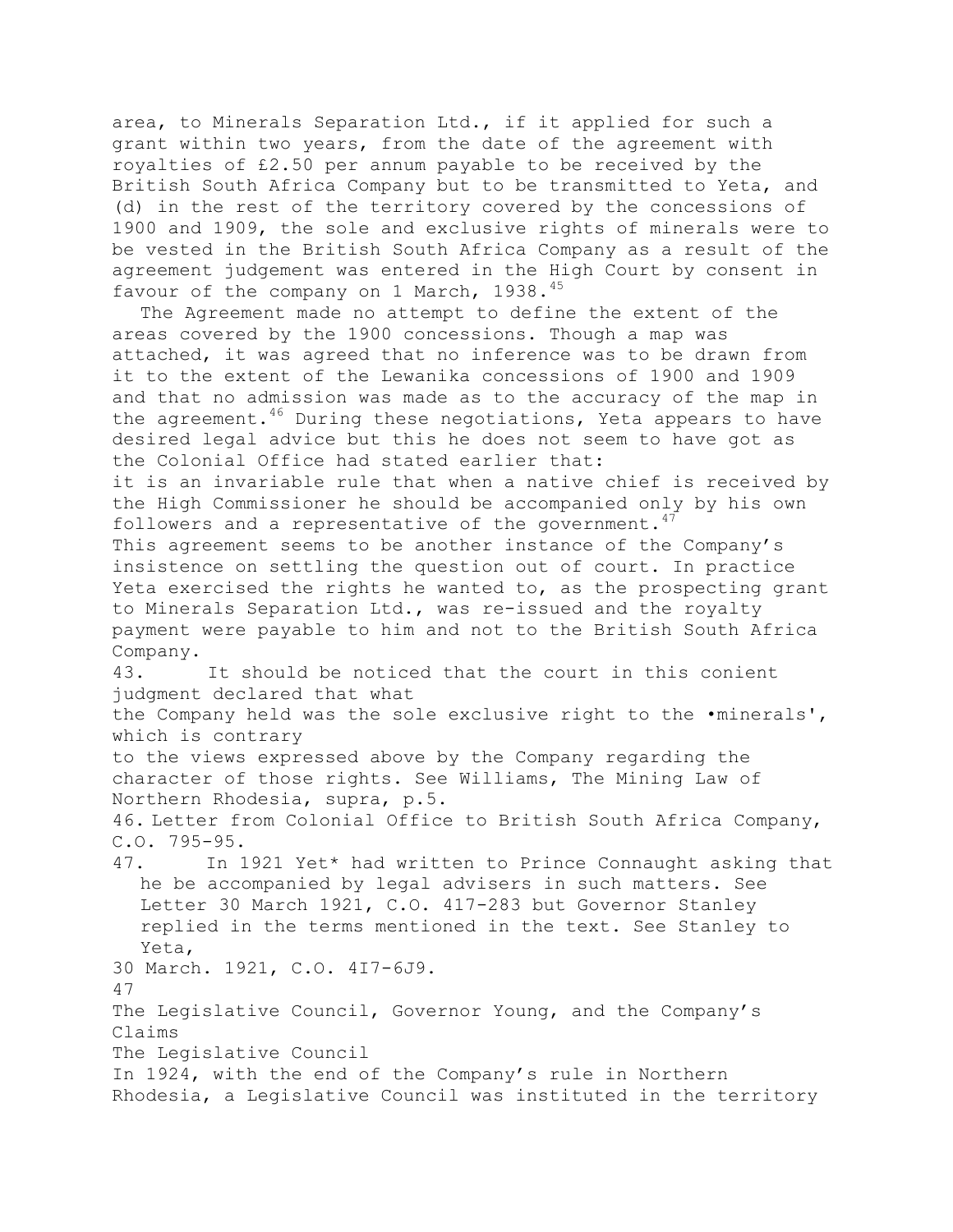area, to Minerals Separation Ltd., if it applied for such a grant within two years, from the date of the agreement with royalties of £2.50 per annum payable to be received by the British South Africa Company but to be transmitted to Yeta, and (d) in the rest of the territory covered by the concessions of 1900 and 1909, the sole and exclusive rights of minerals were to be vested in the British South Africa Company as a result of the agreement judgement was entered in the High Court by consent in favour of the company on 1 March, 1938.[45]

The Agreement made no attempt to define the extent of the areas covered by the 1900 concessions. Though a map was attached, it was agreed that no inference was to be drawn from it to the extent of the Lewanika concessions of 1900 and 1909 and that no admission was made as to the accuracy of the map in the agreement.[46] During these negotiations, Yeta appears to have desired legal advice but this he does not seem to have got as the Colonial Office had stated earlier that:

it is an invariable rule that when a native chief is received by the High Commissioner he should be accompanied only by his own followers and a representative of the government.[47]

This agreement seems to be another instance of the Company's insistence on settling the question out of court. In practice Yeta exercised the rights he wanted to, as the prospecting grant to Minerals Separation Ltd., was re-issued and the royalty payment were payable to him and not to the British South Africa Company.

43. It should be noticed that the court in this conient judgment declared that what the Company held was the sole exclusive right to the •minerals', which is contrary to the views expressed above by the Company regarding the character of those rights. See Williams, The Mining Law of Northern Rhodesia, supra, p.5.

46. Letter from Colonial Office to British South Africa Company, C.O. 795-95.

47. In 1921 Yet* had written to Prince Connaught asking that he be accompanied by legal advisers in such matters. See Letter 30 March 1921, C.O. 417-283 but Governor Stanley replied in the terms mentioned in the text. See Stanley to Yeta, 30 March. 1921, C.O. 4I7-6J9.

## The Legislative Council, Governor Young, and the Company's Claims

### The Legislative Council

In 1924, with the end of the Company's rule in Northern Rhodesia, a Legislative Council was instituted in the territory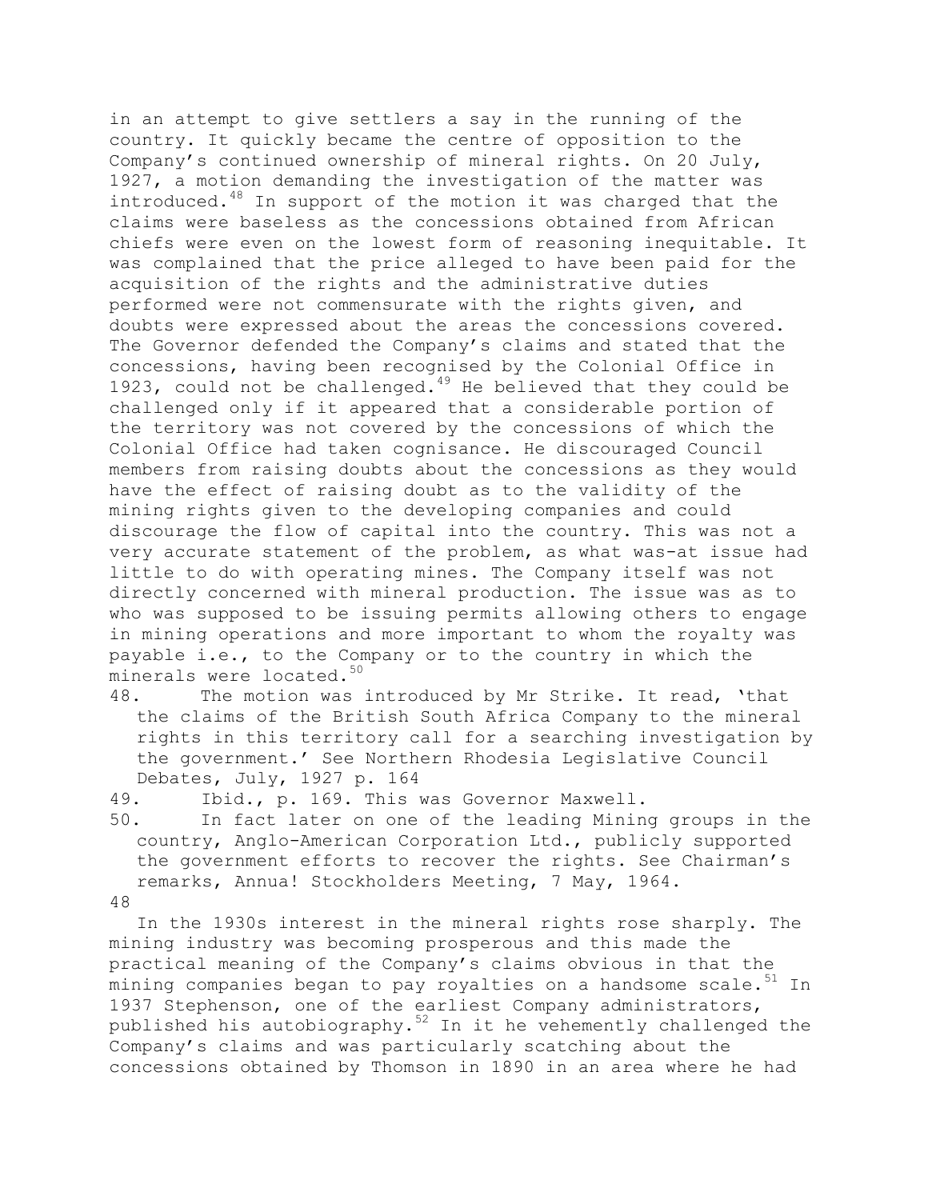in an attempt to give settlers a say in the running of the country. It quickly became the centre of opposition to the Company's continued ownership of mineral rights. On 20 July, 1927, a motion demanding the investigation of the matter was introduced.[48] In support of the motion it was charged that the claims were baseless as the concessions obtained from African chiefs were even on the lowest form of reasoning inequitable. It was complained that the price alleged to have been paid for the acquisition of the rights and the administrative duties performed were not commensurate with the rights given, and doubts were expressed about the areas the concessions covered. The Governor defended the Company's claims and stated that the concessions, having been recognised by the Colonial Office in 1923, could not be challenged.[49] He believed that they could be challenged only if it appeared that a considerable portion of the territory was not covered by the concessions of which the Colonial Office had taken cognisance. He discouraged Council members from raising doubts about the concessions as they would have the effect of raising doubt as to the validity of the mining rights given to the developing companies and could discourage the flow of capital into the country. This was not a very accurate statement of the problem, as what was-at issue had little to do with operating mines. The Company itself was not directly concerned with mineral production. The issue was as to who was supposed to be issuing permits allowing others to engage in mining operations and more important to whom the royalty was payable i.e., to the Company or to the country in which the minerals were located.[50]

48. The motion was introduced by Mr Strike. It read, 'that the claims of the British South Africa Company to the mineral rights in this territory call for a searching investigation by the government.' See Northern Rhodesia Legislative Council Debates, July, 1927 p. 164
49. Ibid., p. 169. This was Governor Maxwell.
50. In fact later on one of the leading Mining groups in the country, Anglo-American Corporation Ltd., publicly supported the government efforts to recover the rights. See Chairman's remarks, Annua! Stockholders Meeting, 7 May, 1964.

In the 1930s interest in the mineral rights rose sharply. The mining industry was becoming prosperous and this made the practical meaning of the Company's claims obvious in that the mining companies began to pay royalties on a handsome scale.[51] In 1937 Stephenson, one of the earliest Company administrators, published his autobiography.[52] In it he vehemently challenged the Company's claims and was particularly scatching about the concessions obtained by Thomson in 1890 in an area where he had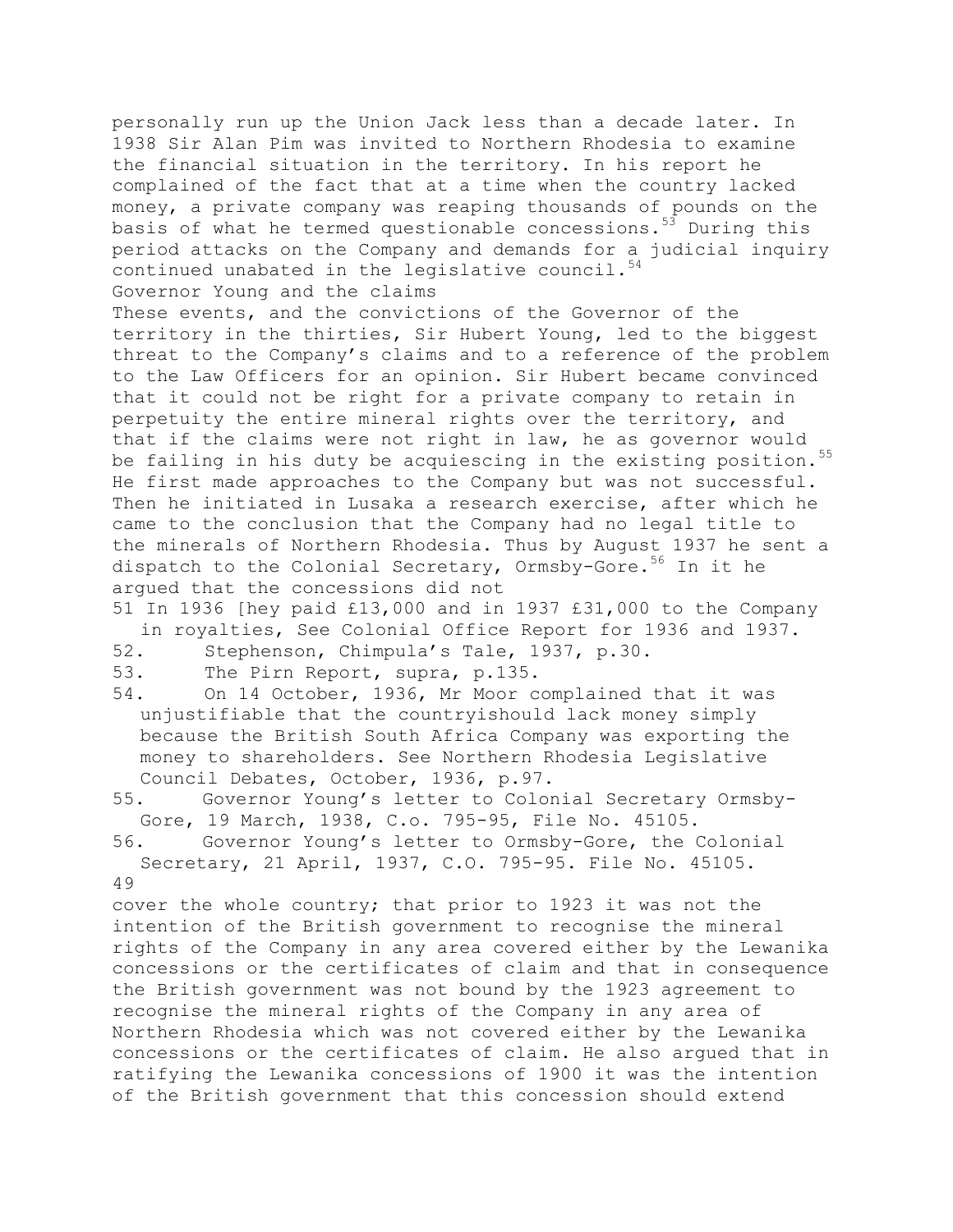personally run up the Union Jack less than a decade later. In 1938 Sir Alan Pim was invited to Northern Rhodesia to examine the financial situation in the territory. In his report he complained of the fact that at a time when the country lacked money, a private company was reaping thousands of pounds on the basis of what he termed questionable concessions.[53] During this period attacks on the Company and demands for a judicial inquiry continued unabated in the legislative council.[54]

## Governor Young and the claims

These events, and the convictions of the Governor of the territory in the thirties, Sir Hubert Young, led to the biggest threat to the Company's claims and to a reference of the problem to the Law Officers for an opinion. Sir Hubert became convinced that it could not be right for a private company to retain in perpetuity the entire mineral rights over the territory, and that if the claims were not right in law, he as governor would be failing in his duty be acquiescing in the existing position.[55] He first made approaches to the Company but was not successful. Then he initiated in Lusaka a research exercise, after which he came to the conclusion that the Company had no legal title to the minerals of Northern Rhodesia. Thus by August 1937 he sent a dispatch to the Colonial Secretary, Ormsby-Gore.[56] In it he argued that the concessions did not

51 In 1936 [hey paid £13,000 and in 1937 £31,000 to the Company in royalties, See Colonial Office Report for 1936 and 1937.

52. Stephenson, Chimpula's Tale, 1937, p.30.

53. The Pirn Report, supra, p.135.

54. On 14 October, 1936, Mr Moor complained that it was unjustifiable that the countryishould lack money simply because the British South Africa Company was exporting the money to shareholders. See Northern Rhodesia Legislative Council Debates, October, 1936, p.97.

55. Governor Young's letter to Colonial Secretary Ormsby-Gore, 19 March, 1938, C.o. 795-95, File No. 45105.

56. Governor Young's letter to Ormsby-Gore, the Colonial Secretary, 21 April, 1937, C.O. 795-95. File No. 45105.

cover the whole country; that prior to 1923 it was not the intention of the British government to recognise the mineral rights of the Company in any area covered either by the Lewanika concessions or the certificates of claim and that in consequence the British government was not bound by the 1923 agreement to recognise the mineral rights of the Company in any area of Northern Rhodesia which was not covered either by the Lewanika concessions or the certificates of claim. He also argued that in ratifying the Lewanika concessions of 1900 it was the intention of the British government that this concession should extend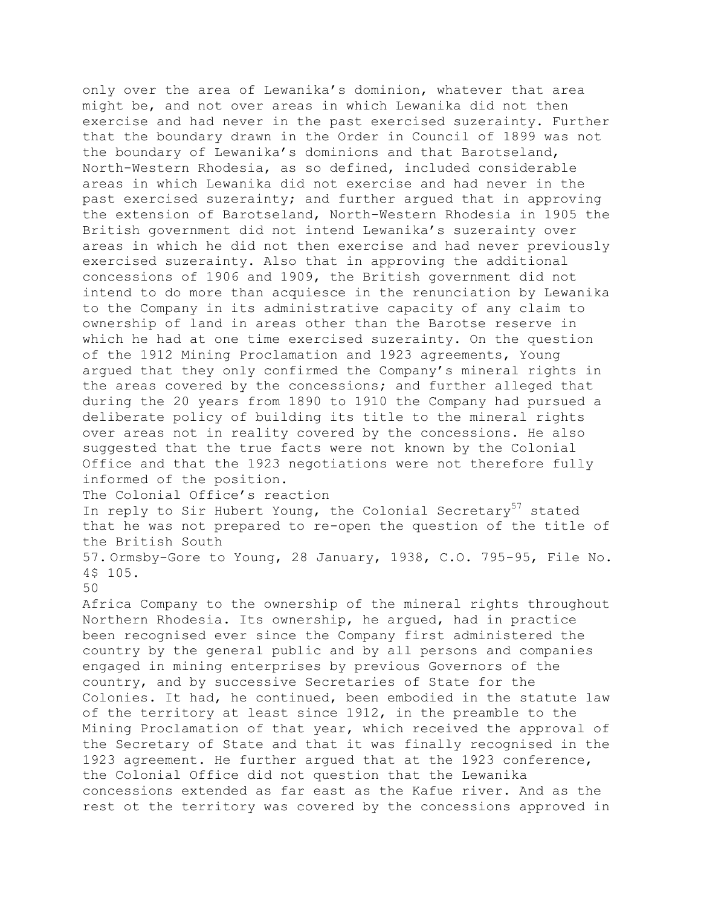only over the area of Lewanika's dominion, whatever that area might be, and not over areas in which Lewanika did not then exercise and had never in the past exercised suzerainty. Further that the boundary drawn in the Order in Council of 1899 was not the boundary of Lewanika's dominions and that Barotseland, North-Western Rhodesia, as so defined, included considerable areas in which Lewanika did not exercise and had never in the past exercised suzerainty; and further argued that in approving the extension of Barotseland, North-Western Rhodesia in 1905 the British government did not intend Lewanika's suzerainty over areas in which he did not then exercise and had never previously exercised suzerainty. Also that in approving the additional concessions of 1906 and 1909, the British government did not intend to do more than acquiesce in the renunciation by Lewanika to the Company in its administrative capacity of any claim to ownership of land in areas other than the Barotse reserve in which he had at one time exercised suzerainty. On the question of the 1912 Mining Proclamation and 1923 agreements, Young argued that they only confirmed the Company's mineral rights in the areas covered by the concessions; and further alleged that during the 20 years from 1890 to 1910 the Company had pursued a deliberate policy of building its title to the mineral rights over areas not in reality covered by the concessions. He also suggested that the true facts were not known by the Colonial Office and that the 1923 negotiations were not therefore fully informed of the position.

## The Colonial Office's reaction

In reply to Sir Hubert Young, the Colonial Secretary[57] stated that he was not prepared to re-open the question of the title of the British South Africa Company to the ownership of the mineral rights throughout Northern Rhodesia. Its ownership, he argued, had in practice been recognised ever since the Company first administered the country by the general public and by all persons and companies engaged in mining enterprises by previous Governors of the country, and by successive Secretaries of State for the Colonies. It had, he continued, been embodied in the statute law of the territory at least since 1912, in the preamble to the Mining Proclamation of that year, which received the approval of the Secretary of State and that it was finally recognised in the 1923 agreement. He further argued that at the 1923 conference, the Colonial Office did not question that the Lewanika concessions extended as far east as the Kafue river. And as the rest ot the territory was covered by the concessions approved in

57. Ormsby-Gore to Young, 28 January, 1938, C.O. 795-95, File No. 4$ 105.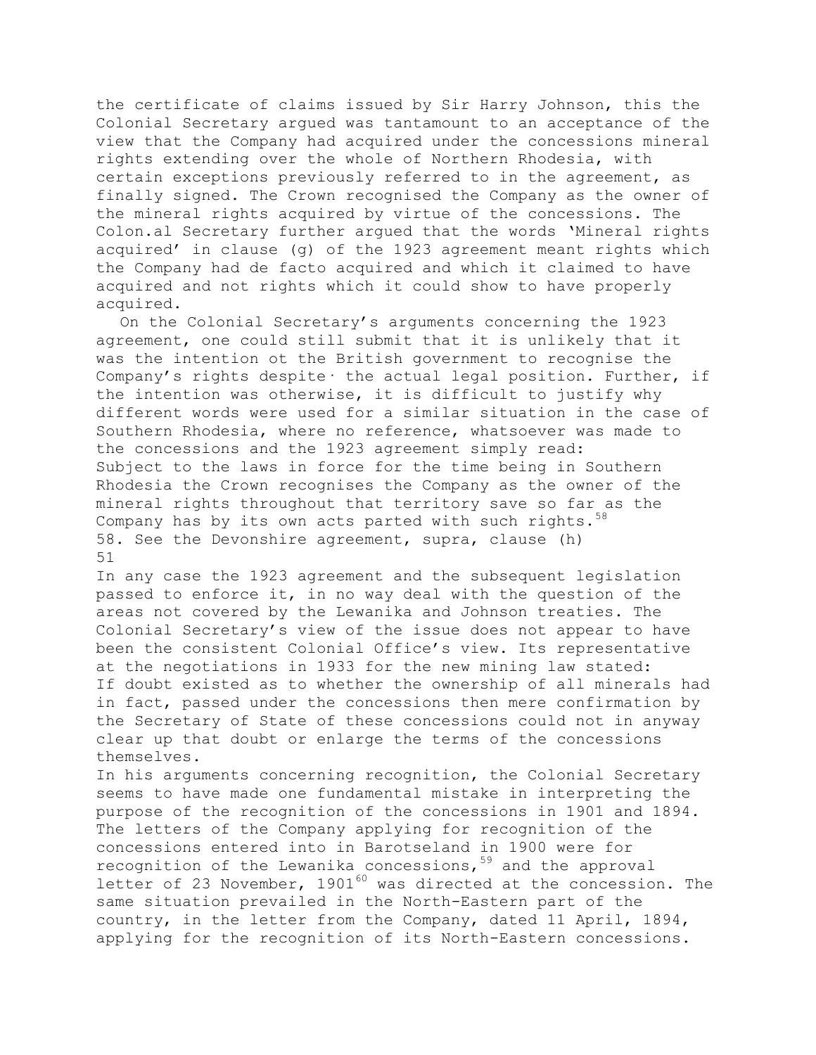the certificate of claims issued by Sir Harry Johnson, this the Colonial Secretary argued was tantamount to an acceptance of the view that the Company had acquired under the concessions mineral rights extending over the whole of Northern Rhodesia, with certain exceptions previously referred to in the agreement, as finally signed. The Crown recognised the Company as the owner of the mineral rights acquired by virtue of the concessions. The Colon.al Secretary further argued that the words 'Mineral rights acquired' in clause (g) of the 1923 agreement meant rights which the Company had de facto acquired and which it claimed to have acquired and not rights which it could show to have properly acquired.

On the Colonial Secretary's arguments concerning the 1923 agreement, one could still submit that it is unlikely that it was the intention ot the British government to recognise the Company's rights despite· the actual legal position. Further, if the intention was otherwise, it is difficult to justify why different words were used for a similar situation in the case of Southern Rhodesia, where no reference, whatsoever was made to the concessions and the 1923 agreement simply read:

Subject to the laws in force for the time being in Southern Rhodesia the Crown recognises the Company as the owner of the mineral rights throughout that territory save so far as the Company has by its own acts parted with such rights.[58]

58. See the Devonshire agreement, supra, clause (h)

In any case the 1923 agreement and the subsequent legislation passed to enforce it, in no way deal with the question of the areas not covered by the Lewanika and Johnson treaties. The Colonial Secretary's view of the issue does not appear to have been the consistent Colonial Office's view. Its representative at the negotiations in 1933 for the new mining law stated:

If doubt existed as to whether the ownership of all minerals had in fact, passed under the concessions then mere confirmation by the Secretary of State of these concessions could not in anyway clear up that doubt or enlarge the terms of the concessions themselves.

In his arguments concerning recognition, the Colonial Secretary seems to have made one fundamental mistake in interpreting the purpose of the recognition of the concessions in 1901 and 1894. The letters of the Company applying for recognition of the concessions entered into in Barotseland in 1900 were for recognition of the Lewanika concessions,[59] and the approval letter of 23 November, 1901[60] was directed at the concession. The same situation prevailed in the North-Eastern part of the country, in the letter from the Company, dated 11 April, 1894, applying for the recognition of its North-Eastern concessions.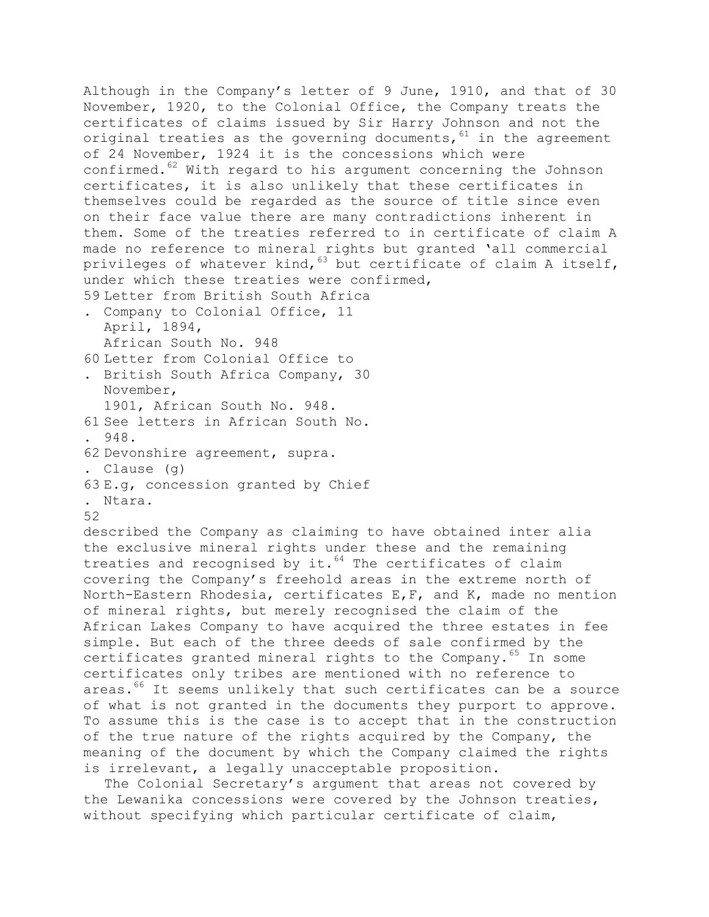Although in the Company's letter of 9 June, 1910, and that of 30 November, 1920, to the Colonial Office, the Company treats the certificates of claims issued by Sir Harry Johnson and not the original treaties as the governing documents,[61] in the agreement of 24 November, 1924 it is the concessions which were confirmed.[62] With regard to his argument concerning the Johnson certificates, it is also unlikely that these certificates in themselves could be regarded as the source of title since even on their face value there are many contradictions inherent in them. Some of the treaties referred to in certificate of claim A made no reference to mineral rights but granted 'all commercial privileges of whatever kind,[63] but certificate of claim A itself, under which these treaties were confirmed,

59. Letter from British South Africa Company to Colonial Office, 11 April, 1894, African South No. 948

60. Letter from Colonial Office to British South Africa Company, 30 November, 1901, African South No. 948.

61. See letters in African South No. 948.

62. Devonshire agreement, supra. Clause (g)

63. E.g, concession granted by Chief Ntara.

described the Company as claiming to have obtained inter alia the exclusive mineral rights under these and the remaining treaties and recognised by it.[64] The certificates of claim covering the Company's freehold areas in the extreme north of North-Eastern Rhodesia, certificates E,F, and K, made no mention of mineral rights, but merely recognised the claim of the African Lakes Company to have acquired the three estates in fee simple. But each of the three deeds of sale confirmed by the certificates granted mineral rights to the Company.[65] In some certificates only tribes are mentioned with no reference to areas.[66] It seems unlikely that such certificates can be a source of what is not granted in the documents they purport to approve. To assume this is the case is to accept that in the construction of the true nature of the rights acquired by the Company, the meaning of the document by which the Company claimed the rights is irrelevant, a legally unacceptable proposition.

The Colonial Secretary's argument that areas not covered by the Lewanika concessions were covered by the Johnson treaties, without specifying which particular certificate of claim,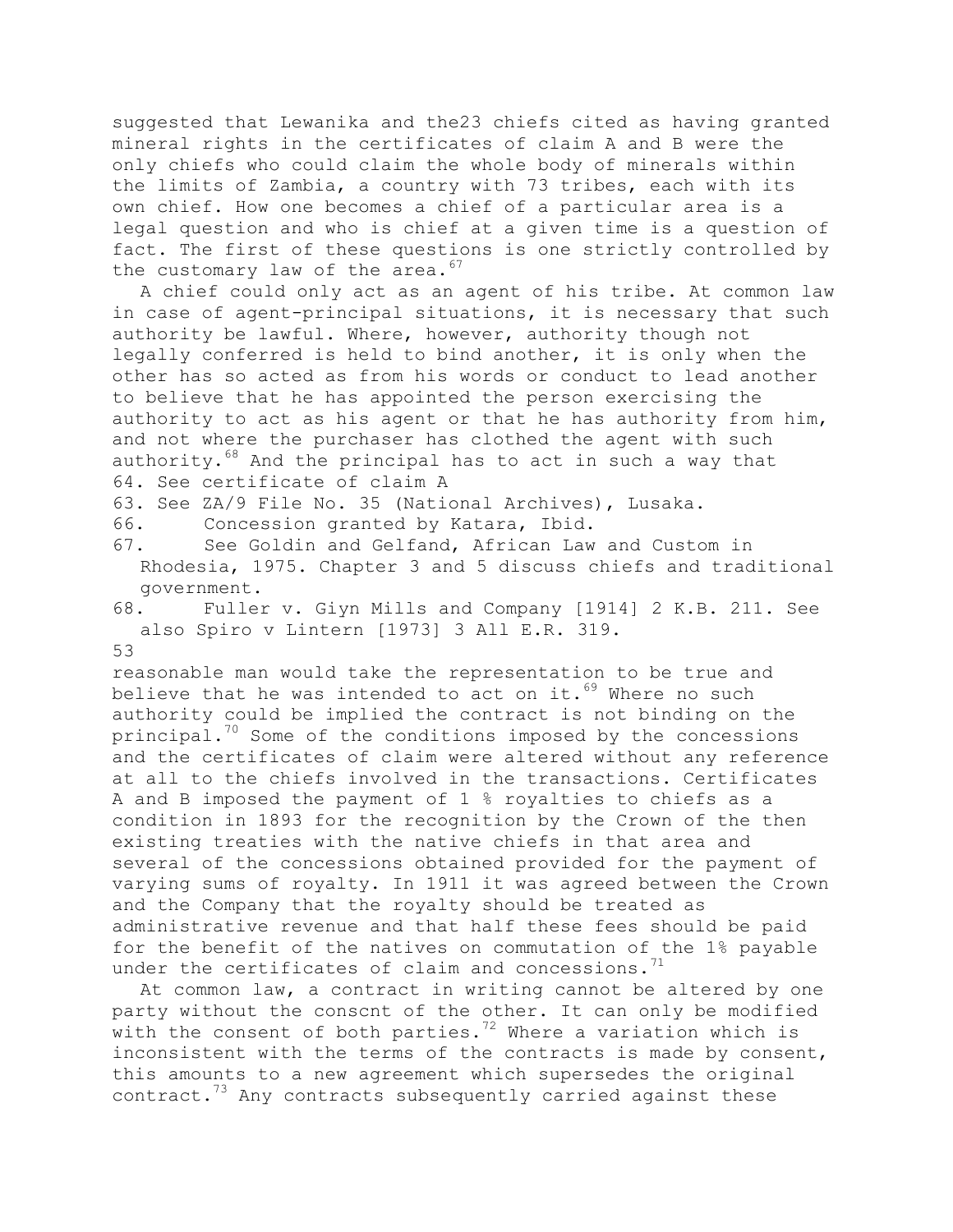suggested that Lewanika and the23 chiefs cited as having granted mineral rights in the certificates of claim A and B were the only chiefs who could claim the whole body of minerals within the limits of Zambia, a country with 73 tribes, each with its own chief. How one becomes a chief of a particular area is a legal question and who is chief at a given time is a question of fact. The first of these questions is one strictly controlled by the customary law of the area.[67]

A chief could only act as an agent of his tribe. At common law in case of agent-principal situations, it is necessary that such authority be lawful. Where, however, authority though not legally conferred is held to bind another, it is only when the other has so acted as from his words or conduct to lead another to believe that he has appointed the person exercising the authority to act as his agent or that he has authority from him, and not where the purchaser has clothed the agent with such authority.[68] And the principal has to act in such a way that

64. See certificate of claim A

63. See ZA/9 File No. 35 (National Archives), Lusaka.

66. Concession granted by Katara, Ibid.

67. See Goldin and Gelfand, African Law and Custom in Rhodesia, 1975. Chapter 3 and 5 discuss chiefs and traditional government.

68. Fuller v. Giyn Mills and Company [1914] 2 K.B. 211. See also Spiro v Lintern [1973] 3 All E.R. 319.

reasonable man would take the representation to be true and believe that he was intended to act on it.[69] Where no such authority could be implied the contract is not binding on the principal.[70] Some of the conditions imposed by the concessions and the certificates of claim were altered without any reference at all to the chiefs involved in the transactions. Certificates A and B imposed the payment of 1 % royalties to chiefs as a condition in 1893 for the recognition by the Crown of the then existing treaties with the native chiefs in that area and several of the concessions obtained provided for the payment of varying sums of royalty. In 1911 it was agreed between the Crown and the Company that the royalty should be treated as administrative revenue and that half these fees should be paid for the benefit of the natives on commutation of the 1% payable under the certificates of claim and concessions.[71]

At common law, a contract in writing cannot be altered by one party without the conscnt of the other. It can only be modified with the consent of both parties.[72] Where a variation which is inconsistent with the terms of the contracts is made by consent, this amounts to a new agreement which supersedes the original contract.[73] Any contracts subsequently carried against these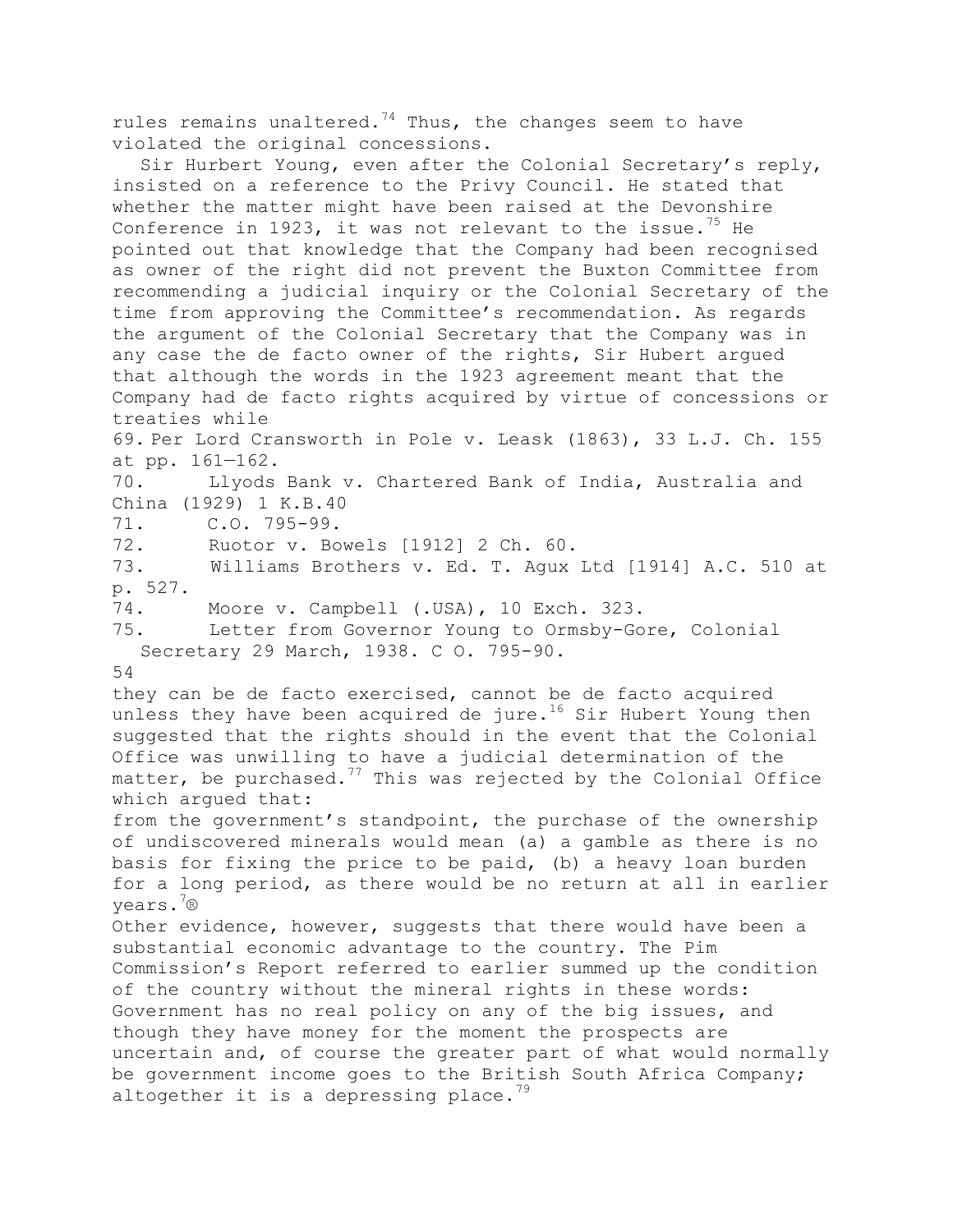rules remains unaltered.[74] Thus, the changes seem to have violated the original concessions.

Sir Hurbert Young, even after the Colonial Secretary's reply, insisted on a reference to the Privy Council. He stated that whether the matter might have been raised at the Devonshire Conference in 1923, it was not relevant to the issue.[75] He pointed out that knowledge that the Company had been recognised as owner of the right did not prevent the Buxton Committee from recommending a judicial inquiry or the Colonial Secretary of the time from approving the Committee's recommendation. As regards the argument of the Colonial Secretary that the Company was in any case the de facto owner of the rights, Sir Hubert argued that although the words in the 1923 agreement meant that the Company had de facto rights acquired by virtue of concessions or treaties while

69. Per Lord Cransworth in Pole v. Leask (1863), 33 L.J. Ch. 155 at pp. 161—162.
70. Llyods Bank v. Chartered Bank of India, Australia and China (1929) 1 K.B.40
71. C.O. 795-99.
72. Ruotor v. Bowels [1912] 2 Ch. 60.
73. Williams Brothers v. Ed. T. Agux Ltd [1914] A.C. 510 at p. 527.
74. Moore v. Campbell (.USA), 10 Exch. 323.
75. Letter from Governor Young to Ormsby-Gore, Colonial Secretary 29 March, 1938. C O. 795-90.

they can be de facto exercised, cannot be de facto acquired unless they have been acquired de jure.[16] Sir Hubert Young then suggested that the rights should in the event that the Colonial Office was unwilling to have a judicial determination of the matter, be purchased.[77] This was rejected by the Colonial Office which argued that:

from the government's standpoint, the purchase of the ownership of undiscovered minerals would mean (a) a gamble as there is no basis for fixing the price to be paid, (b) a heavy loan burden for a long period, as there would be no return at all in earlier years.[7®]

Other evidence, however, suggests that there would have been a substantial economic advantage to the country. The Pim Commission's Report referred to earlier summed up the condition of the country without the mineral rights in these words:

Government has no real policy on any of the big issues, and though they have money for the moment the prospects are uncertain and, of course the greater part of what would normally be government income goes to the British South Africa Company; altogether it is a depressing place.[79]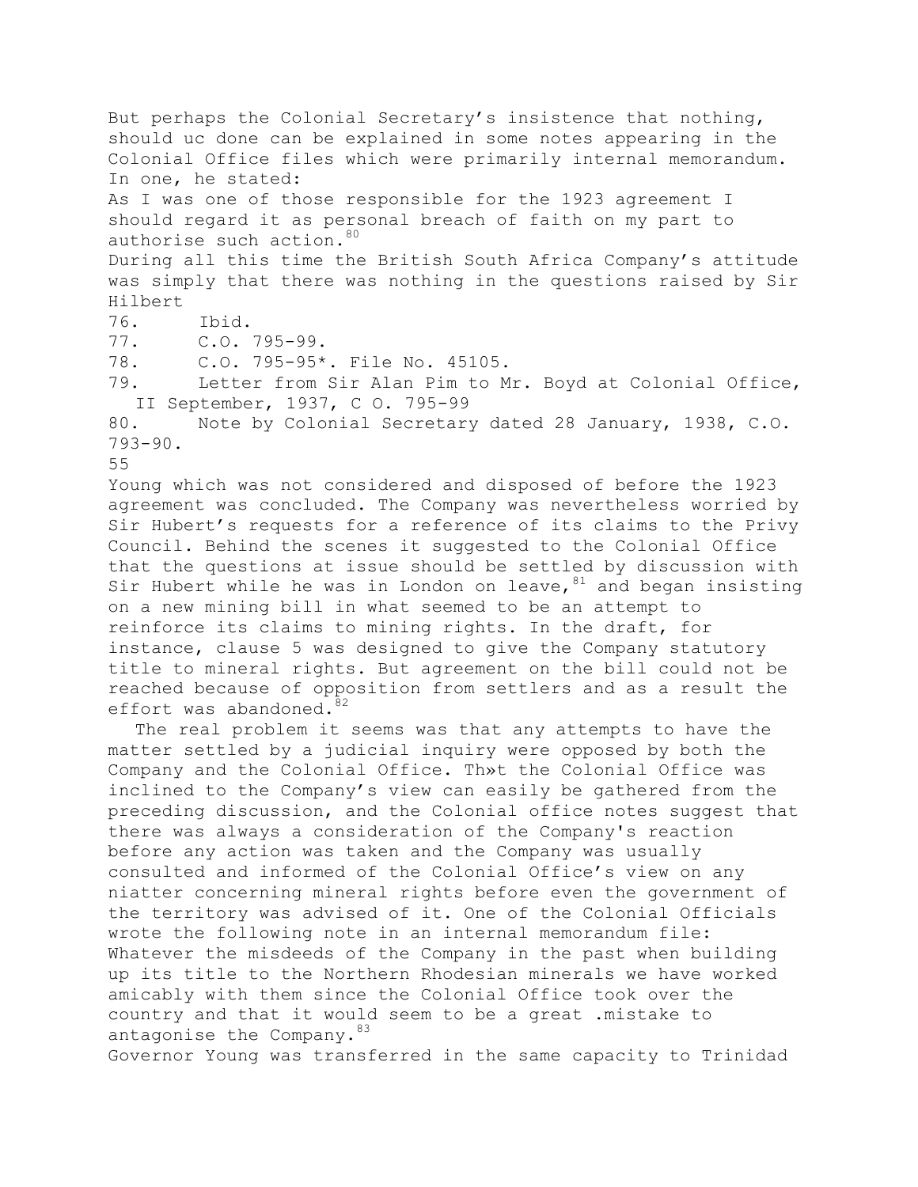But perhaps the Colonial Secretary's insistence that nothing, should uc done can be explained in some notes appearing in the Colonial Office files which were primarily internal memorandum. In one, he stated:

As I was one of those responsible for the 1923 agreement I should regard it as personal breach of faith on my part to authorise such action.[80]

During all this time the British South Africa Company's attitude was simply that there was nothing in the questions raised by Sir Hilbert Young which was not considered and disposed of before the 1923 agreement was concluded. The Company was nevertheless worried by Sir Hubert's requests for a reference of its claims to the Privy Council. Behind the scenes it suggested to the Colonial Office that the questions at issue should be settled by discussion with Sir Hubert while he was in London on leave,[81] and began insisting on a new mining bill in what seemed to be an attempt to reinforce its claims to mining rights. In the draft, for instance, clause 5 was designed to give the Company statutory title to mineral rights. But agreement on the bill could not be reached because of opposition from settlers and as a result the effort was abandoned.[82]

The real problem it seems was that any attempts to have the matter settled by a judicial inquiry were opposed by both the Company and the Colonial Office. Th»t the Colonial Office was inclined to the Company's view can easily be gathered from the preceding discussion, and the Colonial office notes suggest that there was always a consideration of the Company's reaction before any action was taken and the Company was usually consulted and informed of the Colonial Office's view on any niatter concerning mineral rights before even the government of the territory was advised of it. One of the Colonial Officials wrote the following note in an internal memorandum file:

Whatever the misdeeds of the Company in the past when building up its title to the Northern Rhodesian minerals we have worked amicably with them since the Colonial Office took over the country and that it would seem to be a great .mistake to antagonise the Company.[83]

Governor Young was transferred in the same capacity to Trinidad

76. Ibid.
77. C.O. 795-99.
78. C.O. 795-95*. File No. 45105.
79. Letter from Sir Alan Pim to Mr. Boyd at Colonial Office, II September, 1937, C O. 795-99
80. Note by Colonial Secretary dated 28 January, 1938, C.O. 793-90.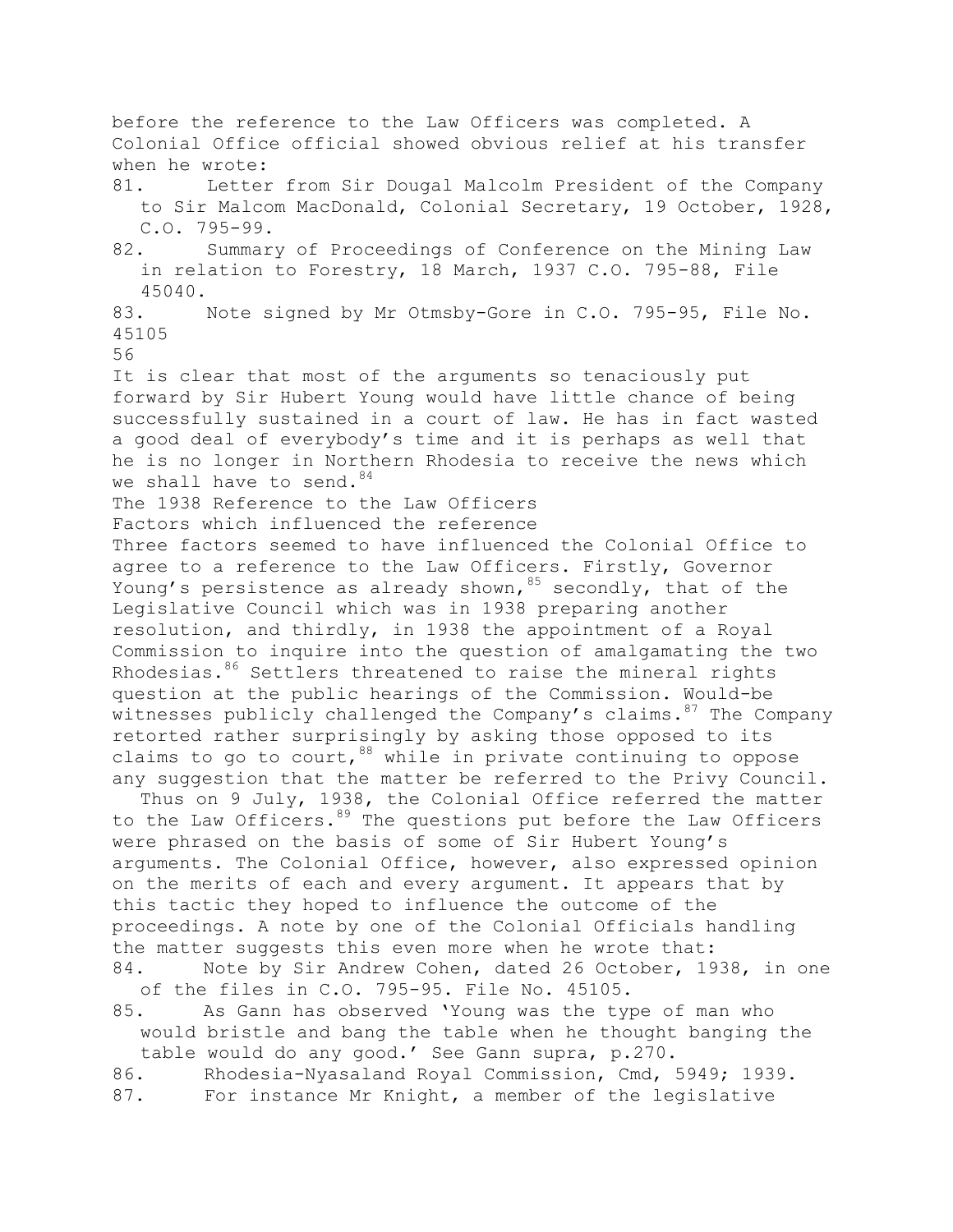before the reference to the Law Officers was completed. A Colonial Office official showed obvious relief at his transfer when he wrote:

81. Letter from Sir Dougal Malcolm President of the Company to Sir Malcom MacDonald, Colonial Secretary, 19 October, 1928, C.O. 795-99.

82. Summary of Proceedings of Conference on the Mining Law in relation to Forestry, 18 March, 1937 C.O. 795-88, File 45040.

83. Note signed by Mr Otmsby-Gore in C.O. 795-95, File No. 45105

It is clear that most of the arguments so tenaciously put forward by Sir Hubert Young would have little chance of being successfully sustained in a court of law. He has in fact wasted a good deal of everybody's time and it is perhaps as well that he is no longer in Northern Rhodesia to receive the news which we shall have to send.[84]

## The 1938 Reference to the Law Officers

### Factors which influenced the reference

Three factors seemed to have influenced the Colonial Office to agree to a reference to the Law Officers. Firstly, Governor Young's persistence as already shown,[85] secondly, that of the Legislative Council which was in 1938 preparing another resolution, and thirdly, in 1938 the appointment of a Royal Commission to inquire into the question of amalgamating the two Rhodesias.[86] Settlers threatened to raise the mineral rights question at the public hearings of the Commission. Would-be witnesses publicly challenged the Company's claims.[87] The Company retorted rather surprisingly by asking those opposed to its claims to go to court,[88] while in private continuing to oppose any suggestion that the matter be referred to the Privy Council.

Thus on 9 July, 1938, the Colonial Office referred the matter to the Law Officers.[89] The questions put before the Law Officers were phrased on the basis of some of Sir Hubert Young's arguments. The Colonial Office, however, also expressed opinion on the merits of each and every argument. It appears that by this tactic they hoped to influence the outcome of the proceedings. A note by one of the Colonial Officials handling the matter suggests this even more when he wrote that:

84. Note by Sir Andrew Cohen, dated 26 October, 1938, in one of the files in C.O. 795-95. File No. 45105.

85. As Gann has observed 'Young was the type of man who would bristle and bang the table when he thought banging the table would do any good.' See Gann supra, p.270.

86. Rhodesia-Nyasaland Royal Commission, Cmd, 5949; 1939.

87. For instance Mr Knight, a member of the legislative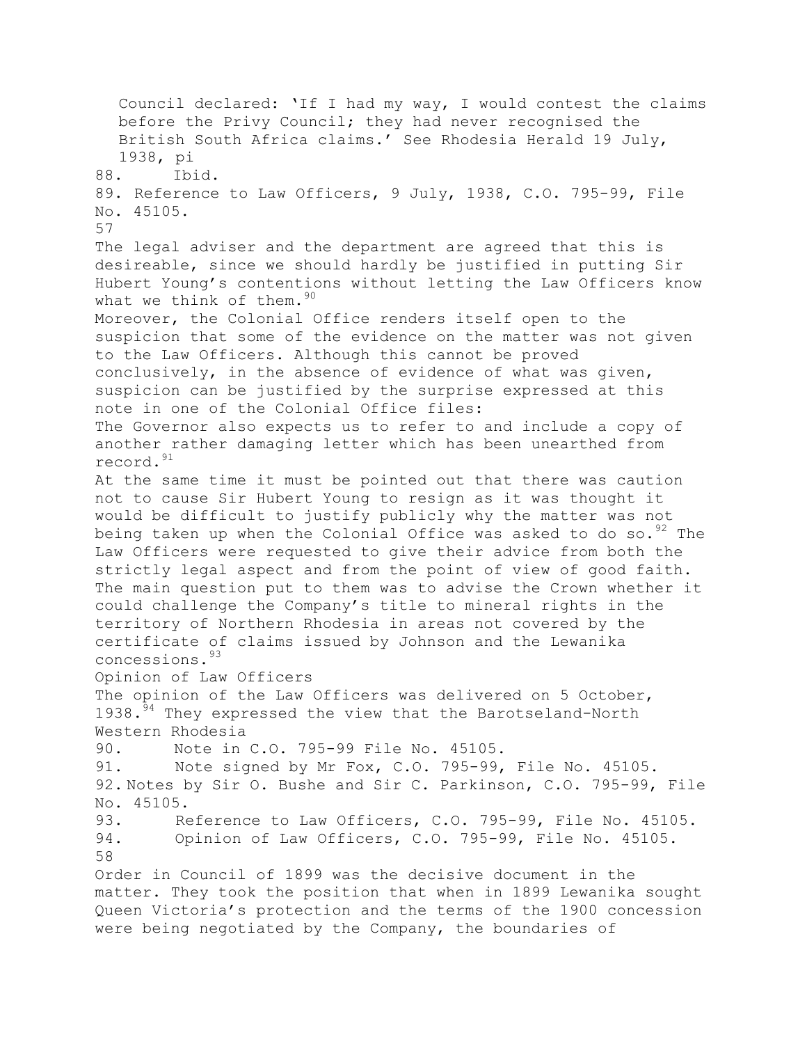Council declared: 'If I had my way, I would contest the claims before the Privy Council; they had never recognised the British South Africa claims.' See Rhodesia Herald 19 July, 1938, pi

88. Ibid.

89. Reference to Law Officers, 9 July, 1938, C.O. 795-99, File No. 45105.

The legal adviser and the department are agreed that this is desireable, since we should hardly be justified in putting Sir Hubert Young's contentions without letting the Law Officers know what we think of them.[90]

Moreover, the Colonial Office renders itself open to the suspicion that some of the evidence on the matter was not given to the Law Officers. Although this cannot be proved conclusively, in the absence of evidence of what was given, suspicion can be justified by the surprise expressed at this note in one of the Colonial Office files:

The Governor also expects us to refer to and include a copy of another rather damaging letter which has been unearthed from record.[91]

At the same time it must be pointed out that there was caution not to cause Sir Hubert Young to resign as it was thought it would be difficult to justify publicly why the matter was not being taken up when the Colonial Office was asked to do so.[92] The Law Officers were requested to give their advice from both the strictly legal aspect and from the point of view of good faith. The main question put to them was to advise the Crown whether it could challenge the Company's title to mineral rights in the territory of Northern Rhodesia in areas not covered by the certificate of claims issued by Johnson and the Lewanika concessions.[93]

## Opinion of Law Officers

The opinion of the Law Officers was delivered on 5 October, 1938.[94] They expressed the view that the Barotseland-North Western Rhodesia

90. Note in C.O. 795-99 File No. 45105.

91. Note signed by Mr Fox, C.O. 795-99, File No. 45105.

92. Notes by Sir O. Bushe and Sir C. Parkinson, C.O. 795-99, File No. 45105.

93. Reference to Law Officers, C.O. 795-99, File No. 45105.

94. Opinion of Law Officers, C.O. 795-99, File No. 45105.

Order in Council of 1899 was the decisive document in the matter. They took the position that when in 1899 Lewanika sought Queen Victoria's protection and the terms of the 1900 concession were being negotiated by the Company, the boundaries of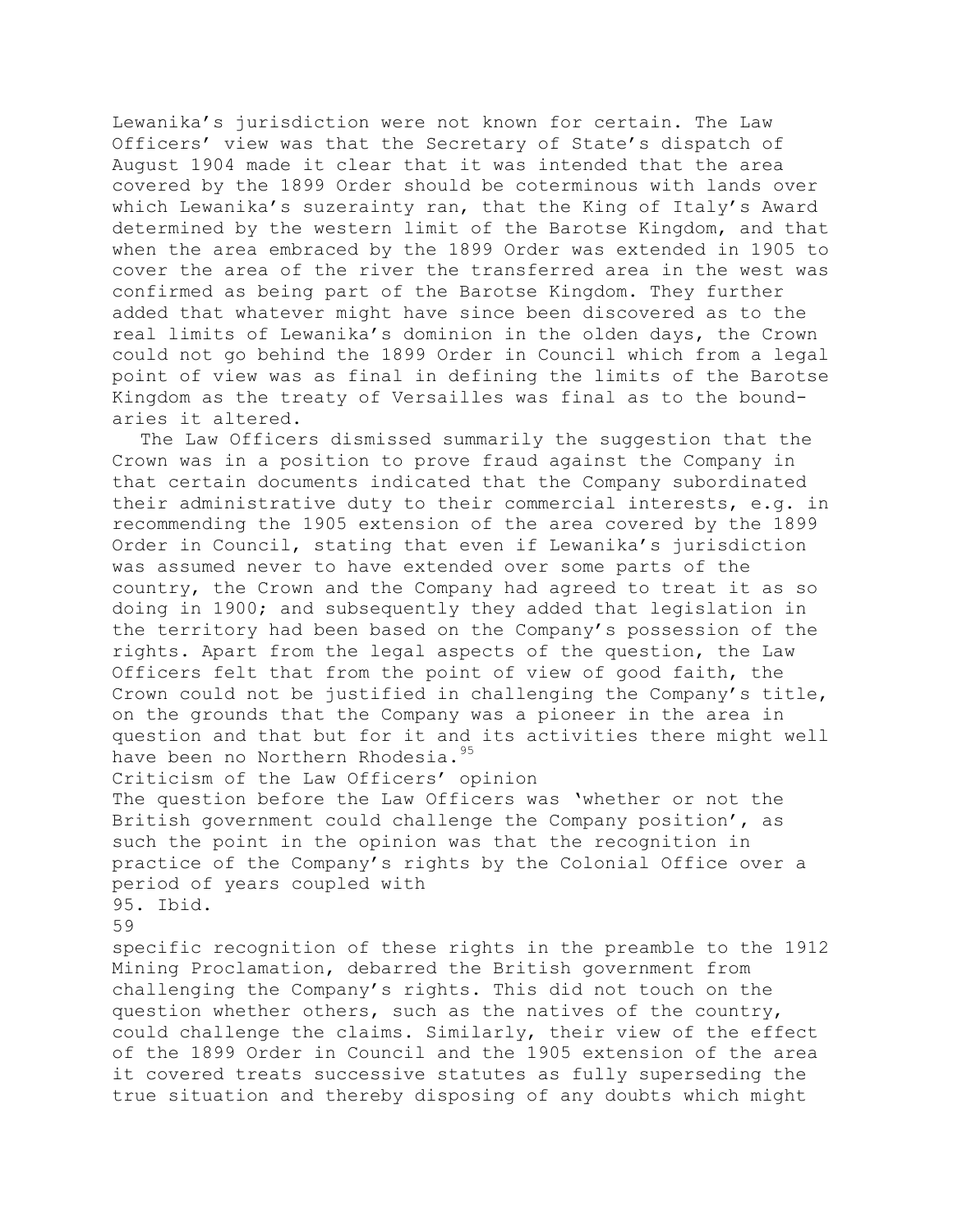Lewanika's jurisdiction were not known for certain. The Law Officers' view was that the Secretary of State's dispatch of August 1904 made it clear that it was intended that the area covered by the 1899 Order should be coterminous with lands over which Lewanika's suzerainty ran, that the King of Italy's Award determined by the western limit of the Barotse Kingdom, and that when the area embraced by the 1899 Order was extended in 1905 to cover the area of the river the transferred area in the west was confirmed as being part of the Barotse Kingdom. They further added that whatever might have since been discovered as to the real limits of Lewanika's dominion in the olden days, the Crown could not go behind the 1899 Order in Council which from a legal point of view was as final in defining the limits of the Barotse Kingdom as the treaty of Versailles was final as to the boundaries it altered.

The Law Officers dismissed summarily the suggestion that the Crown was in a position to prove fraud against the Company in that certain documents indicated that the Company subordinated their administrative duty to their commercial interests, e.g. in recommending the 1905 extension of the area covered by the 1899 Order in Council, stating that even if Lewanika's jurisdiction was assumed never to have extended over some parts of the country, the Crown and the Company had agreed to treat it as so doing in 1900; and subsequently they added that legislation in the territory had been based on the Company's possession of the rights. Apart from the legal aspects of the question, the Law Officers felt that from the point of view of good faith, the Crown could not be justified in challenging the Company's title, on the grounds that the Company was a pioneer in the area in question and that but for it and its activities there might well have been no Northern Rhodesia.[95]

### Criticism of the Law Officers' opinion

The question before the Law Officers was 'whether or not the British government could challenge the Company position', as such the point in the opinion was that the recognition in practice of the Company's rights by the Colonial Office over a period of years coupled with specific recognition of these rights in the preamble to the 1912 Mining Proclamation, debarred the British government from challenging the Company's rights. This did not touch on the question whether others, such as the natives of the country, could challenge the claims. Similarly, their view of the effect of the 1899 Order in Council and the 1905 extension of the area it covered treats successive statutes as fully superseding the true situation and thereby disposing of any doubts which might

95. Ibid.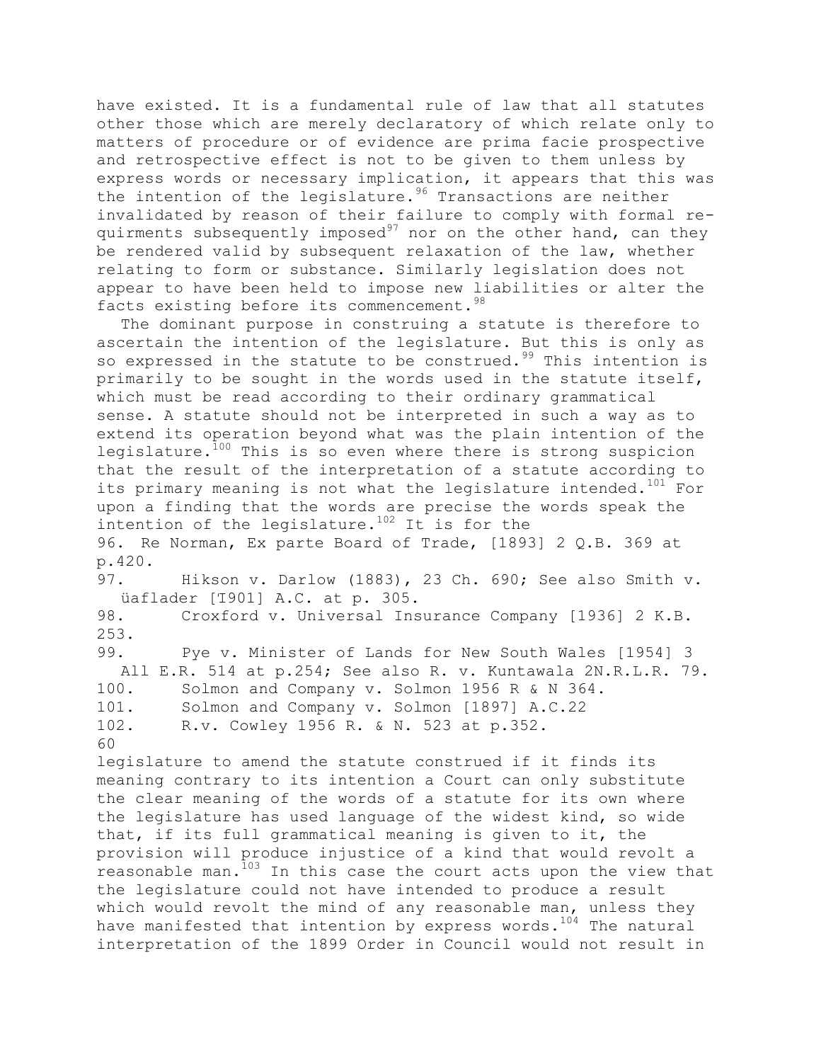have existed. It is a fundamental rule of law that all statutes other those which are merely declaratory of which relate only to matters of procedure or of evidence are prima facie prospective and retrospective effect is not to be given to them unless by express words or necessary implication, it appears that this was the intention of the legislature.[96] Transactions are neither invalidated by reason of their failure to comply with formal requirments subsequently imposed[97] nor on the other hand, can they be rendered valid by subsequent relaxation of the law, whether relating to form or substance. Similarly legislation does not appear to have been held to impose new liabilities or alter the facts existing before its commencement.[98]

The dominant purpose in construing a statute is therefore to ascertain the intention of the legislature. But this is only as so expressed in the statute to be construed.[99] This intention is primarily to be sought in the words used in the statute itself, which must be read according to their ordinary grammatical sense. A statute should not be interpreted in such a way as to extend its operation beyond what was the plain intention of the legislature.[100] This is so even where there is strong suspicion that the result of the interpretation of a statute according to its primary meaning is not what the legislature intended.[101] For upon a finding that the words are precise the words speak the intention of the legislature.[102] It is for the legislature to amend the statute construed if it finds its meaning contrary to its intention a Court can only substitute the clear meaning of the words of a statute for its own where the legislature has used language of the widest kind, so wide that, if its full grammatical meaning is given to it, the provision will produce injustice of a kind that would revolt a reasonable man.[103] In this case the court acts upon the view that the legislature could not have intended to produce a result which would revolt the mind of any reasonable man, unless they have manifested that intention by express words.[104] The natural interpretation of the 1899 Order in Council would not result in

96. Re Norman, Ex parte Board of Trade, [1893] 2 Q.B. 369 at p.420.

97. Hikson v. Darlow (1883), 23 Ch. 690; See also Smith v. üaflader [I901] A.C. at p. 305.

98. Croxford v. Universal Insurance Company [1936] 2 K.B. 253.

99. Pye v. Minister of Lands for New South Wales [1954] 3 All E.R. 514 at p.254; See also R. v. Kuntawala 2N.R.L.R. 79.

100. Solmon and Company v. Solmon 1956 R & N 364.

101. Solmon and Company v. Solmon [1897] A.C.22

102. R.v. Cowley 1956 R. & N. 523 at p.352.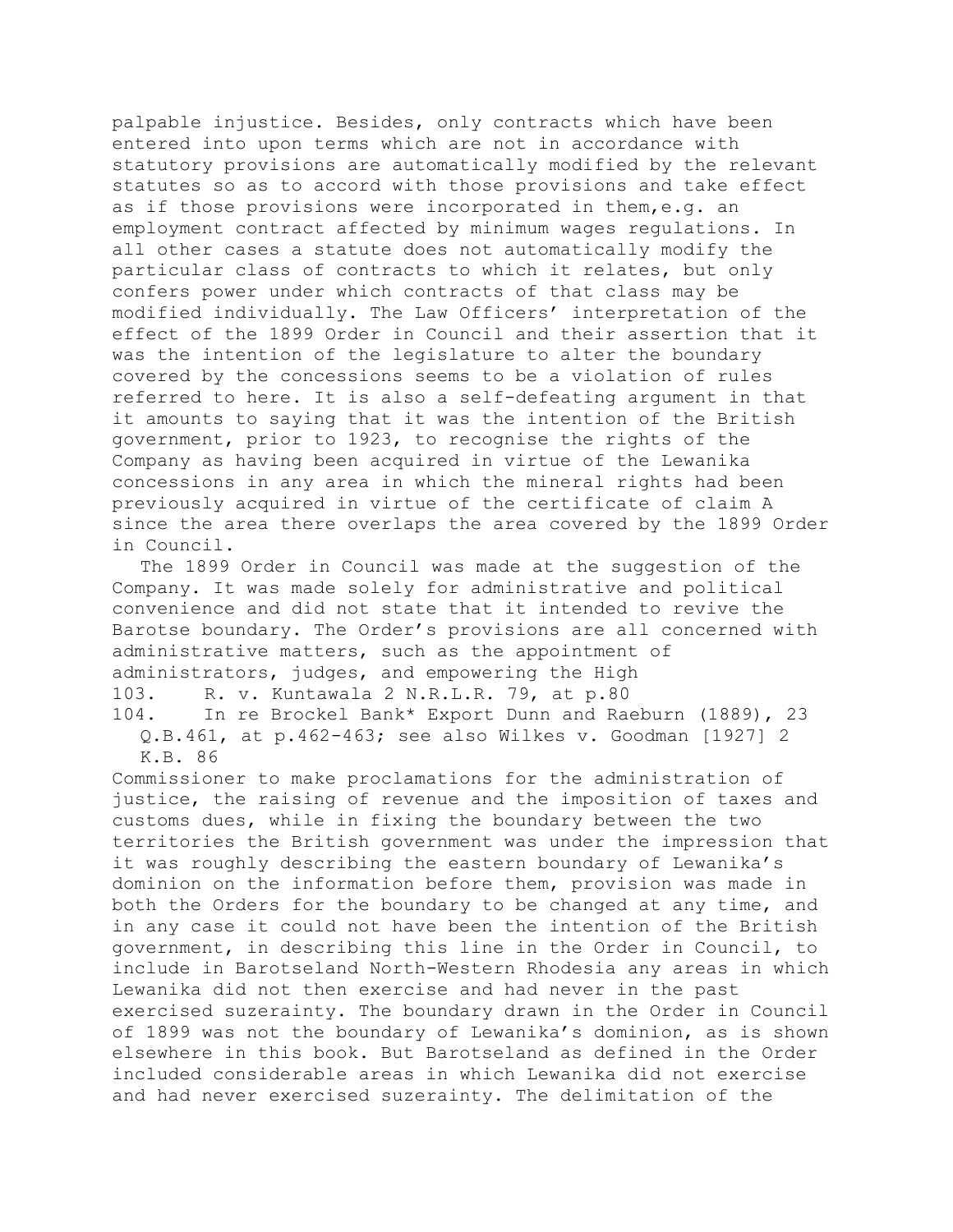palpable injustice. Besides, only contracts which have been entered into upon terms which are not in accordance with statutory provisions are automatically modified by the relevant statutes so as to accord with those provisions and take effect as if those provisions were incorporated in them,e.g. an employment contract affected by minimum wages regulations. In all other cases a statute does not automatically modify the particular class of contracts to which it relates, but only confers power under which contracts of that class may be modified individually. The Law Officers' interpretation of the effect of the 1899 Order in Council and their assertion that it was the intention of the legislature to alter the boundary covered by the concessions seems to be a violation of rules referred to here. It is also a self-defeating argument in that it amounts to saying that it was the intention of the British government, prior to 1923, to recognise the rights of the Company as having been acquired in virtue of the Lewanika concessions in any area in which the mineral rights had been previously acquired in virtue of the certificate of claim A since the area there overlaps the area covered by the 1899 Order in Council.

The 1899 Order in Council was made at the suggestion of the Company. It was made solely for administrative and political convenience and did not state that it intended to revive the Barotse boundary. The Order's provisions are all concerned with administrative matters, such as the appointment of administrators, judges, and empowering the High Commissioner to make proclamations for the administration of justice, the raising of revenue and the imposition of taxes and customs dues, while in fixing the boundary between the two territories the British government was under the impression that it was roughly describing the eastern boundary of Lewanika's dominion on the information before them, provision was made in both the Orders for the boundary to be changed at any time, and in any case it could not have been the intention of the British government, in describing this line in the Order in Council, to include in Barotseland North-Western Rhodesia any areas in which Lewanika did not then exercise and had never in the past exercised suzerainty. The boundary drawn in the Order in Council of 1899 was not the boundary of Lewanika's dominion, as is shown elsewhere in this book. But Barotseland as defined in the Order included considerable areas in which Lewanika did not exercise and had never exercised suzerainty. The delimitation of the

103. R. v. Kuntawala 2 N.R.L.R. 79, at p.80

104. In re Brockel Bank* Export Dunn and Raeburn (1889), 23 Q.B.461, at p.462-463; see also Wilkes v. Goodman [1927] 2 K.B. 86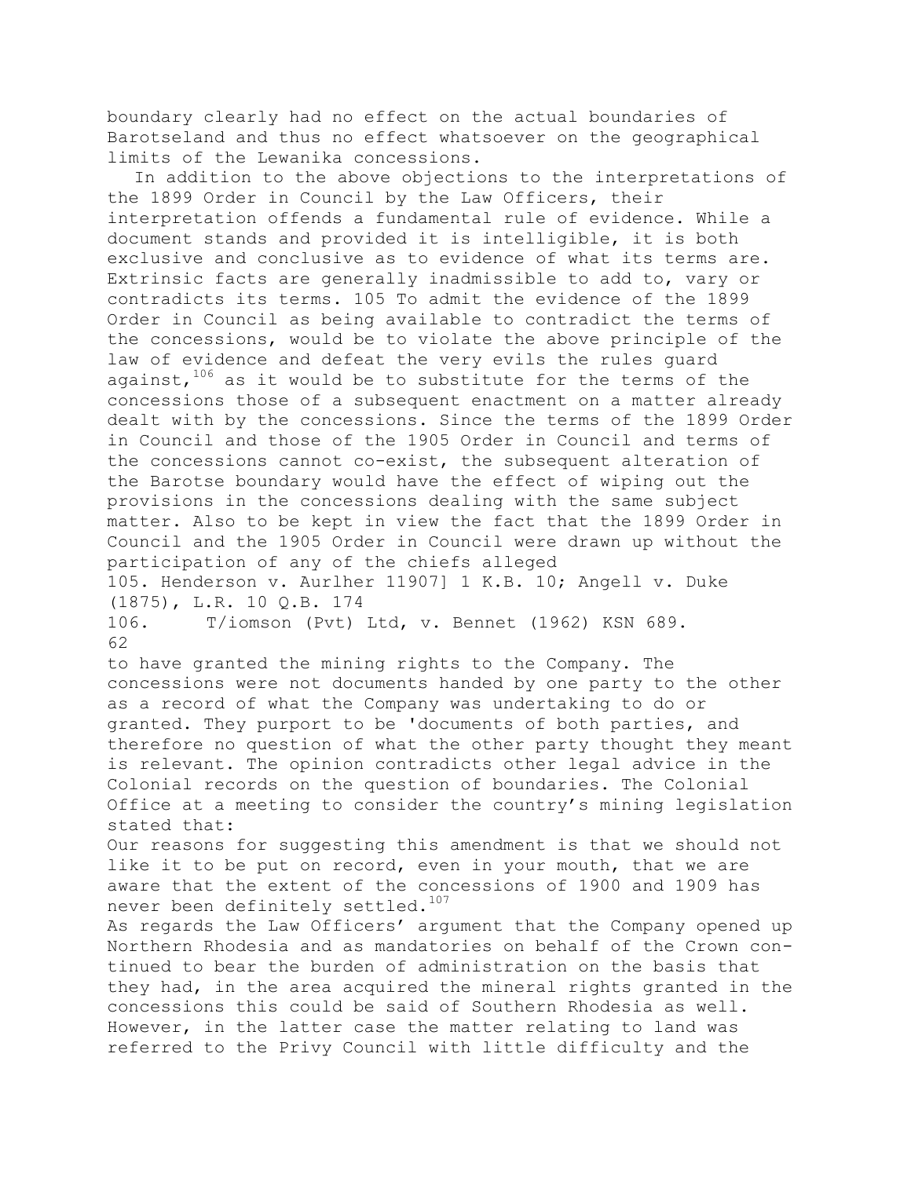boundary clearly had no effect on the actual boundaries of Barotseland and thus no effect whatsoever on the geographical limits of the Lewanika concessions.

In addition to the above objections to the interpretations of the 1899 Order in Council by the Law Officers, their interpretation offends a fundamental rule of evidence. While a document stands and provided it is intelligible, it is both exclusive and conclusive as to evidence of what its terms are. Extrinsic facts are generally inadmissible to add to, vary or contradicts its terms. 105 To admit the evidence of the 1899 Order in Council as being available to contradict the terms of the concessions, would be to violate the above principle of the law of evidence and defeat the very evils the rules guard against,[106] as it would be to substitute for the terms of the concessions those of a subsequent enactment on a matter already dealt with by the concessions. Since the terms of the 1899 Order in Council and those of the 1905 Order in Council and terms of the concessions cannot co-exist, the subsequent alteration of the Barotse boundary would have the effect of wiping out the provisions in the concessions dealing with the same subject matter. Also to be kept in view the fact that the 1899 Order in Council and the 1905 Order in Council were drawn up without the participation of any of the chiefs alleged to have granted the mining rights to the Company. The concessions were not documents handed by one party to the other as a record of what the Company was undertaking to do or granted. They purport to be 'documents of both parties, and therefore no question of what the other party thought they meant is relevant. The opinion contradicts other legal advice in the Colonial records on the question of boundaries. The Colonial Office at a meeting to consider the country's mining legislation stated that:

Our reasons for suggesting this amendment is that we should not like it to be put on record, even in your mouth, that we are aware that the extent of the concessions of 1900 and 1909 has never been definitely settled.[107]

As regards the Law Officers' argument that the Company opened up Northern Rhodesia and as mandatories on behalf of the Crown continued to bear the burden of administration on the basis that they had, in the area acquired the mineral rights granted in the concessions this could be said of Southern Rhodesia as well. However, in the latter case the matter relating to land was referred to the Privy Council with little difficulty and the

---

105. Henderson v. Aurlher 11907] 1 K.B. 10; Angell v. Duke (1875), L.R. 10 Q.B. 174

106. T/iomson (Pvt) Ltd, v. Bennet (1962) KSN 689.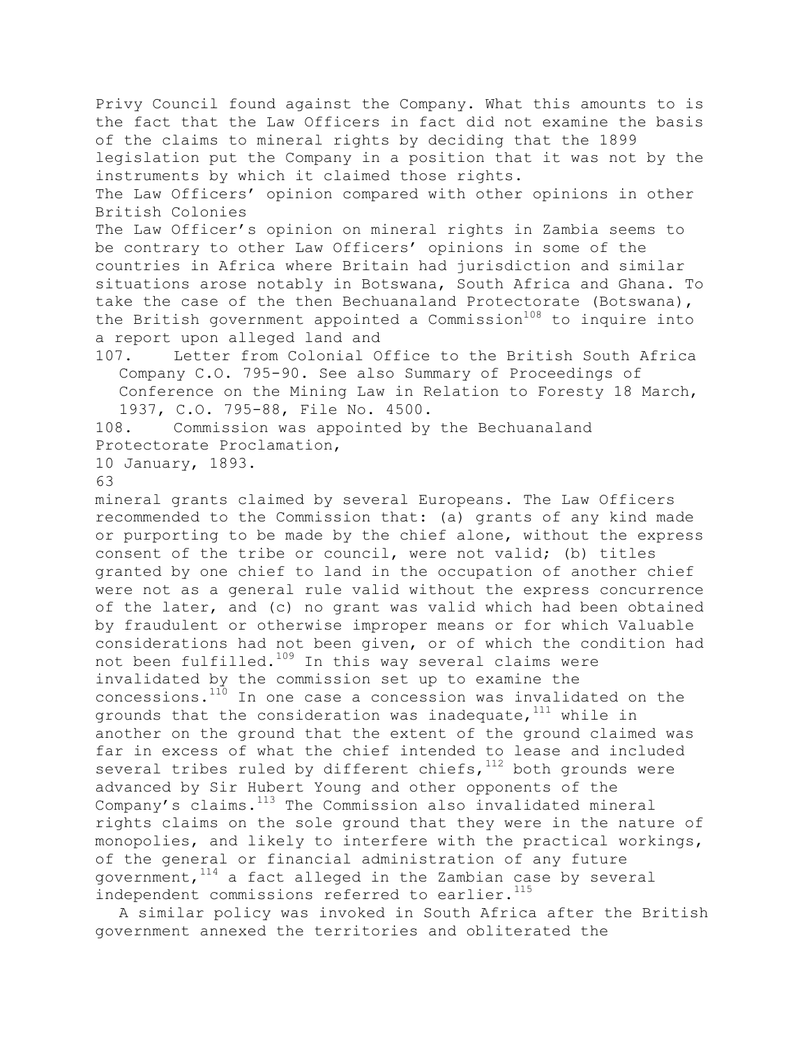Privy Council found against the Company. What this amounts to is the fact that the Law Officers in fact did not examine the basis of the claims to mineral rights by deciding that the 1899 legislation put the Company in a position that it was not by the instruments by which it claimed those rights.

## The Law Officers' opinion compared with other opinions in other British Colonies

The Law Officer's opinion on mineral rights in Zambia seems to be contrary to other Law Officers' opinions in some of the countries in Africa where Britain had jurisdiction and similar situations arose notably in Botswana, South Africa and Ghana. To take the case of the then Bechuanaland Protectorate (Botswana), the British government appointed a Commission[108] to inquire into a report upon alleged land and mineral grants claimed by several Europeans. The Law Officers recommended to the Commission that: (a) grants of any kind made or purporting to be made by the chief alone, without the express consent of the tribe or council, were not valid; (b) titles granted by one chief to land in the occupation of another chief were not as a general rule valid without the express concurrence of the later, and (c) no grant was valid which had been obtained by fraudulent or otherwise improper means or for which Valuable considerations had not been given, or of which the condition had not been fulfilled.[109] In this way several claims were invalidated by the commission set up to examine the concessions.[110] In one case a concession was invalidated on the grounds that the consideration was inadequate,[111] while in another on the ground that the extent of the ground claimed was far in excess of what the chief intended to lease and included several tribes ruled by different chiefs,[112] both grounds were advanced by Sir Hubert Young and other opponents of the Company's claims.[113] The Commission also invalidated mineral rights claims on the sole ground that they were in the nature of monopolies, and likely to interfere with the practical workings, of the general or financial administration of any future government,[114] a fact alleged in the Zambian case by several independent commissions referred to earlier.[115]

A similar policy was invoked in South Africa after the British government annexed the territories and obliterated the

107. Letter from Colonial Office to the British South Africa Company C.O. 795-90. See also Summary of Proceedings of Conference on the Mining Law in Relation to Foresty 18 March, 1937, C.O. 795-88, File No. 4500.

108. Commission was appointed by the Bechuanaland Protectorate Proclamation, 10 January, 1893.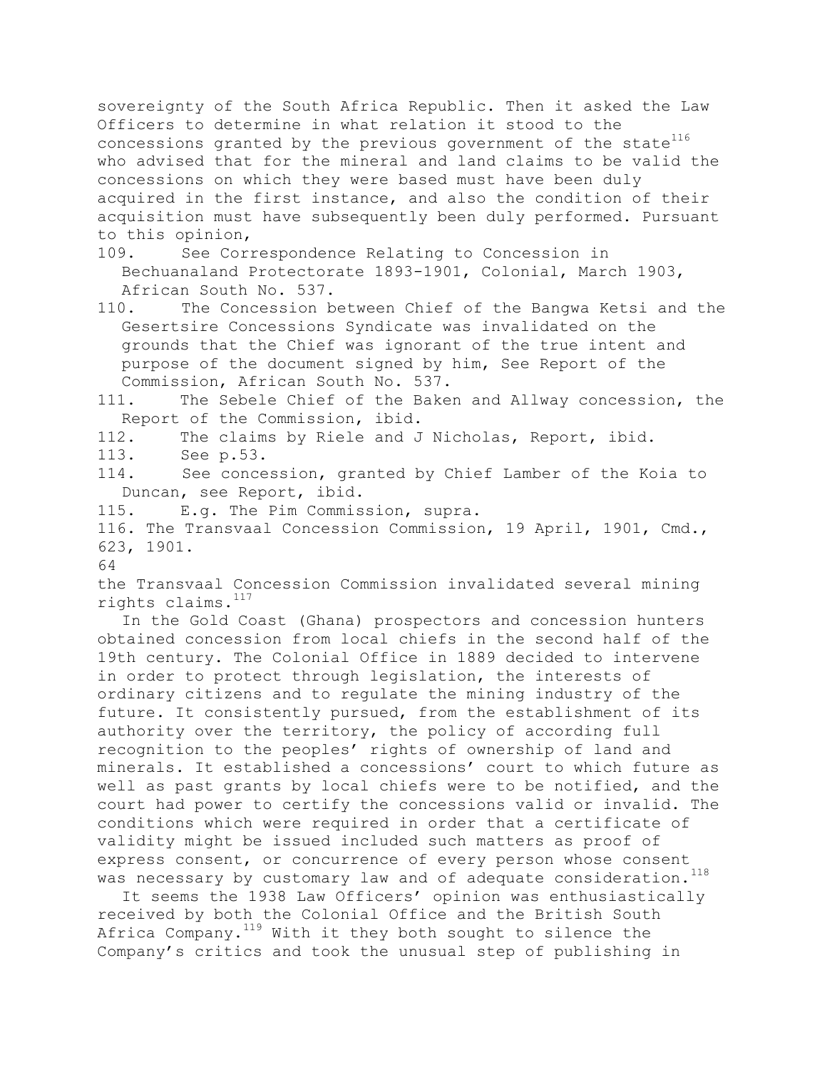sovereignty of the South Africa Republic. Then it asked the Law Officers to determine in what relation it stood to the concessions granted by the previous government of the state[116] who advised that for the mineral and land claims to be valid the concessions on which they were based must have been duly acquired in the first instance, and also the condition of their acquisition must have subsequently been duly performed. Pursuant to this opinion, the Transvaal Concession Commission invalidated several mining rights claims.[117]

In the Gold Coast (Ghana) prospectors and concession hunters obtained concession from local chiefs in the second half of the 19th century. The Colonial Office in 1889 decided to intervene in order to protect through legislation, the interests of ordinary citizens and to regulate the mining industry of the future. It consistently pursued, from the establishment of its authority over the territory, the policy of according full recognition to the peoples' rights of ownership of land and minerals. It established a concessions' court to which future as well as past grants by local chiefs were to be notified, and the court had power to certify the concessions valid or invalid. The conditions which were required in order that a certificate of validity might be issued included such matters as proof of express consent, or concurrence of every person whose consent was necessary by customary law and of adequate consideration.[118]

It seems the 1938 Law Officers' opinion was enthusiastically received by both the Colonial Office and the British South Africa Company.[119] With it they both sought to silence the Company's critics and took the unusual step of publishing in

---

109. See Correspondence Relating to Concession in Bechuanaland Protectorate 1893-1901, Colonial, March 1903, African South No. 537.

110. The Concession between Chief of the Bangwa Ketsi and the Gesertsire Concessions Syndicate was invalidated on the grounds that the Chief was ignorant of the true intent and purpose of the document signed by him, See Report of the Commission, African South No. 537.

111. The Sebele Chief of the Baken and Allway concession, the Report of the Commission, ibid.

112. The claims by Riele and J Nicholas, Report, ibid.

113. See p.53.

114. See concession, granted by Chief Lamber of the Koia to Duncan, see Report, ibid.

115. E.g. The Pim Commission, supra.

116. The Transvaal Concession Commission, 19 April, 1901, Cmd., 623, 1901.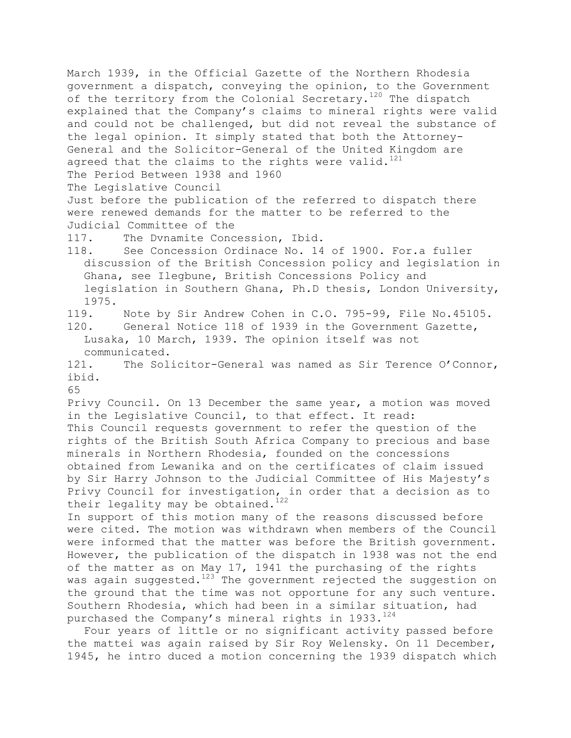March 1939, in the Official Gazette of the Northern Rhodesia government a dispatch, conveying the opinion, to the Government of the territory from the Colonial Secretary.[120] The dispatch explained that the Company's claims to mineral rights were valid and could not be challenged, but did not reveal the substance of the legal opinion. It simply stated that both the Attorney-General and the Solicitor-General of the United Kingdom are agreed that the claims to the rights were valid.[121]

## The Period Between 1938 and 1960

### The Legislative Council

Just before the publication of the referred to dispatch there were renewed demands for the matter to be referred to the Judicial Committee of the Privy Council. On 13 December the same year, a motion was moved in the Legislative Council, to that effect. It read:

This Council requests government to refer the question of the rights of the British South Africa Company to precious and base minerals in Northern Rhodesia, founded on the concessions obtained from Lewanika and on the certificates of claim issued by Sir Harry Johnson to the Judicial Committee of His Majesty's Privy Council for investigation, in order that a decision as to their legality may be obtained.[122]

In support of this motion many of the reasons discussed before were cited. The motion was withdrawn when members of the Council were informed that the matter was before the British government. However, the publication of the dispatch in 1938 was not the end of the matter as on May 17, 1941 the purchasing of the rights was again suggested.[123] The government rejected the suggestion on the ground that the time was not opportune for any such venture. Southern Rhodesia, which had been in a similar situation, had purchased the Company's mineral rights in 1933.[124]

Four years of little or no significant activity passed before the mattei was again raised by Sir Roy Welensky. On 11 December, 1945, he intro duced a motion concerning the 1939 dispatch which

---

117. The Dvnamite Concession, Ibid.
118. See Concession Ordinace No. 14 of 1900. For.a fuller discussion of the British Concession policy and legislation in Ghana, see Ilegbune, British Concessions Policy and legislation in Southern Ghana, Ph.D thesis, London University, 1975.
119. Note by Sir Andrew Cohen in C.O. 795-99, File No.45105.
120. General Notice 118 of 1939 in the Government Gazette, Lusaka, 10 March, 1939. The opinion itself was not communicated.
121. The Solicitor-General was named as Sir Terence O'Connor, ibid.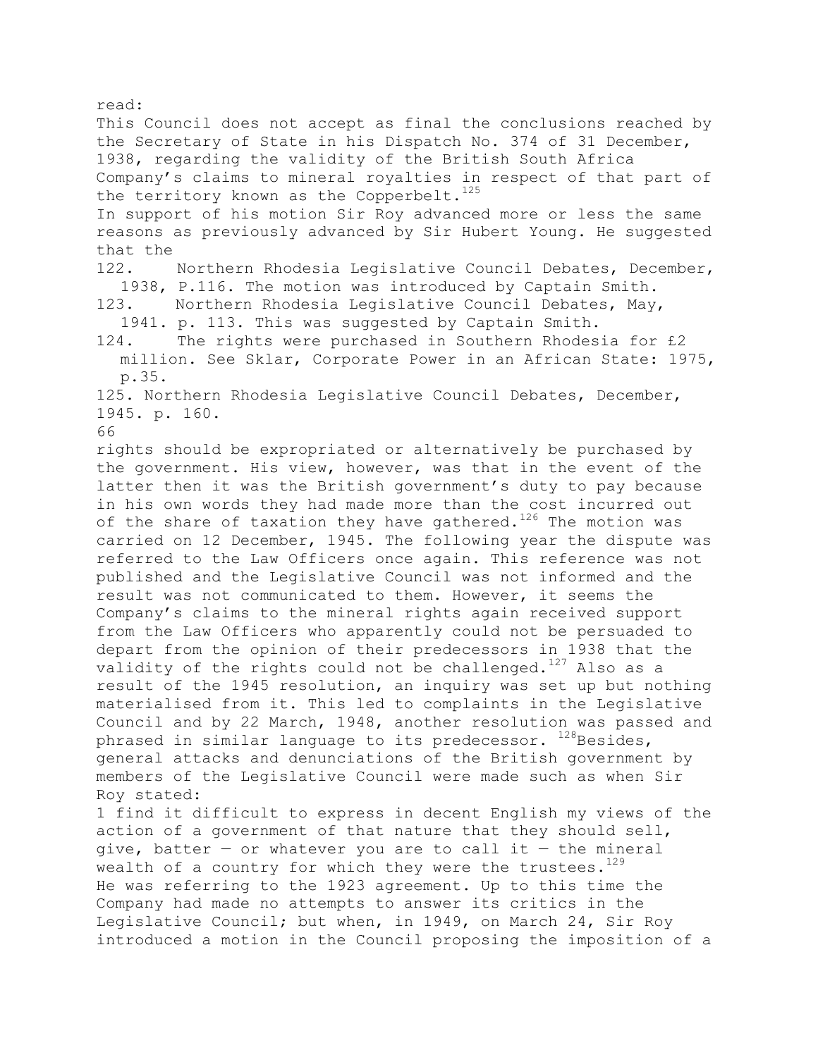read:

This Council does not accept as final the conclusions reached by the Secretary of State in his Dispatch No. 374 of 31 December, 1938, regarding the validity of the British South Africa Company's claims to mineral royalties in respect of that part of the territory known as the Copperbelt.[125]

In support of his motion Sir Roy advanced more or less the same reasons as previously advanced by Sir Hubert Young. He suggested that the

122. Northern Rhodesia Legislative Council Debates, December, 1938, P.116. The motion was introduced by Captain Smith.
123. Northern Rhodesia Legislative Council Debates, May, 1941. p. 113. This was suggested by Captain Smith.
124. The rights were purchased in Southern Rhodesia for £2 million. See Sklar, Corporate Power in an African State: 1975, p.35.
125. Northern Rhodesia Legislative Council Debates, December, 1945. p. 160.

rights should be expropriated or alternatively be purchased by the government. His view, however, was that in the event of the latter then it was the British government's duty to pay because in his own words they had made more than the cost incurred out of the share of taxation they have gathered.[126] The motion was carried on 12 December, 1945. The following year the dispute was referred to the Law Officers once again. This reference was not published and the Legislative Council was not informed and the result was not communicated to them. However, it seems the Company's claims to the mineral rights again received support from the Law Officers who apparently could not be persuaded to depart from the opinion of their predecessors in 1938 that the validity of the rights could not be challenged.[127] Also as a result of the 1945 resolution, an inquiry was set up but nothing materialised from it. This led to complaints in the Legislative Council and by 22 March, 1948, another resolution was passed and phrased in similar language to its predecessor. [128]Besides, general attacks and denunciations of the British government by members of the Legislative Council were made such as when Sir Roy stated:

1 find it difficult to express in decent English my views of the action of a government of that nature that they should sell, give, batter — or whatever you are to call it — the mineral wealth of a country for which they were the trustees.[129]

He was referring to the 1923 agreement. Up to this time the Company had made no attempts to answer its critics in the Legislative Council; but when, in 1949, on March 24, Sir Roy introduced a motion in the Council proposing the imposition of a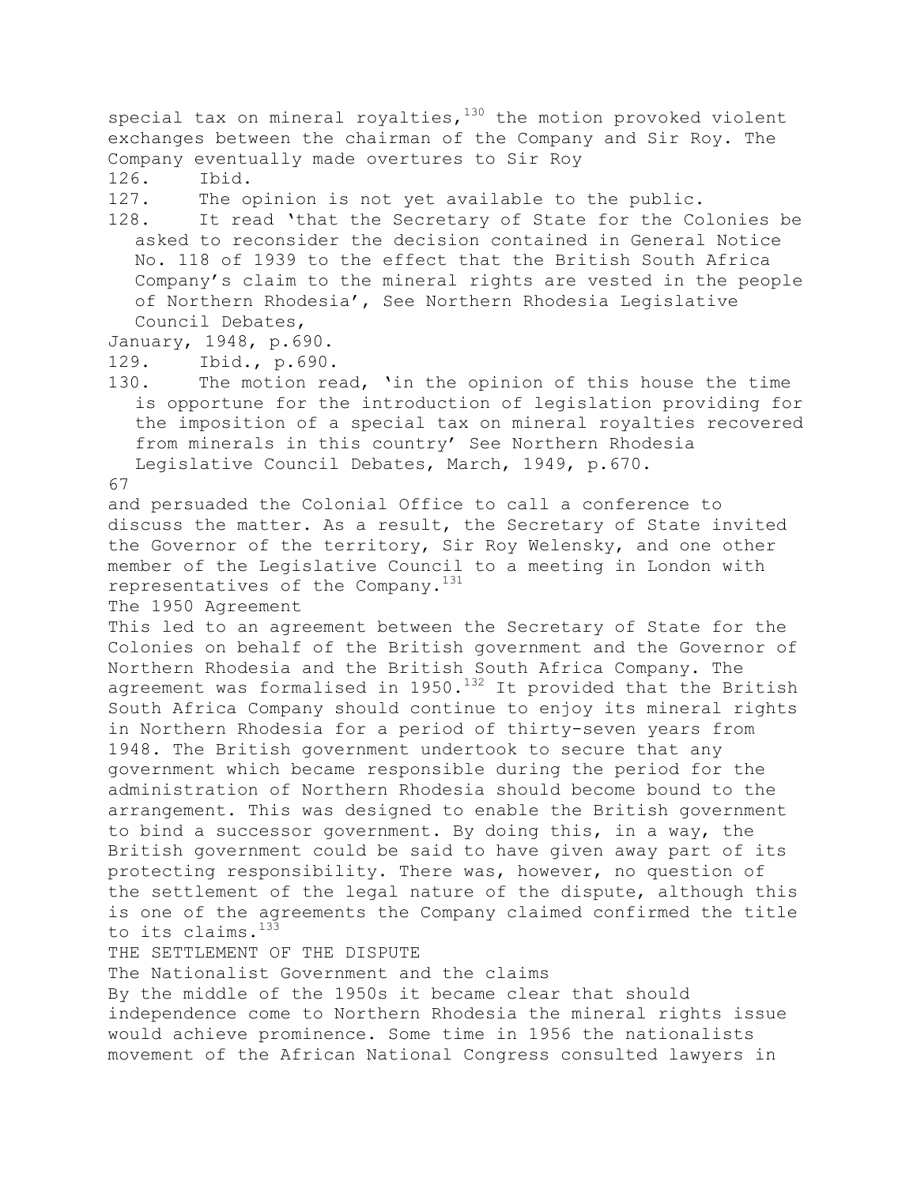special tax on mineral royalties,[130] the motion provoked violent exchanges between the chairman of the Company and Sir Roy. The Company eventually made overtures to Sir Roy

126. Ibid.
127. The opinion is not yet available to the public.
128. It read 'that the Secretary of State for the Colonies be asked to reconsider the decision contained in General Notice No. 118 of 1939 to the effect that the British South Africa Company's claim to the mineral rights are vested in the people of Northern Rhodesia', See Northern Rhodesia Legislative Council Debates, January, 1948, p.690.
129. Ibid., p.690.
130. The motion read, 'in the opinion of this house the time is opportune for the introduction of legislation providing for the imposition of a special tax on mineral royalties recovered from minerals in this country' See Northern Rhodesia Legislative Council Debates, March, 1949, p.670.

and persuaded the Colonial Office to call a conference to discuss the matter. As a result, the Secretary of State invited the Governor of the territory, Sir Roy Welensky, and one other member of the Legislative Council to a meeting in London with representatives of the Company.[131]

### The 1950 Agreement

This led to an agreement between the Secretary of State for the Colonies on behalf of the British government and the Governor of Northern Rhodesia and the British South Africa Company. The agreement was formalised in 1950.[132] It provided that the British South Africa Company should continue to enjoy its mineral rights in Northern Rhodesia for a period of thirty-seven years from 1948. The British government undertook to secure that any government which became responsible during the period for the administration of Northern Rhodesia should become bound to the arrangement. This was designed to enable the British government to bind a successor government. By doing this, in a way, the British government could be said to have given away part of its protecting responsibility. There was, however, no question of the settlement of the legal nature of the dispute, although this is one of the agreements the Company claimed confirmed the title to its claims.[133]

## THE SETTLEMENT OF THE DISPUTE

### The Nationalist Government and the claims

By the middle of the 1950s it became clear that should independence come to Northern Rhodesia the mineral rights issue would achieve prominence. Some time in 1956 the nationalists movement of the African National Congress consulted lawyers in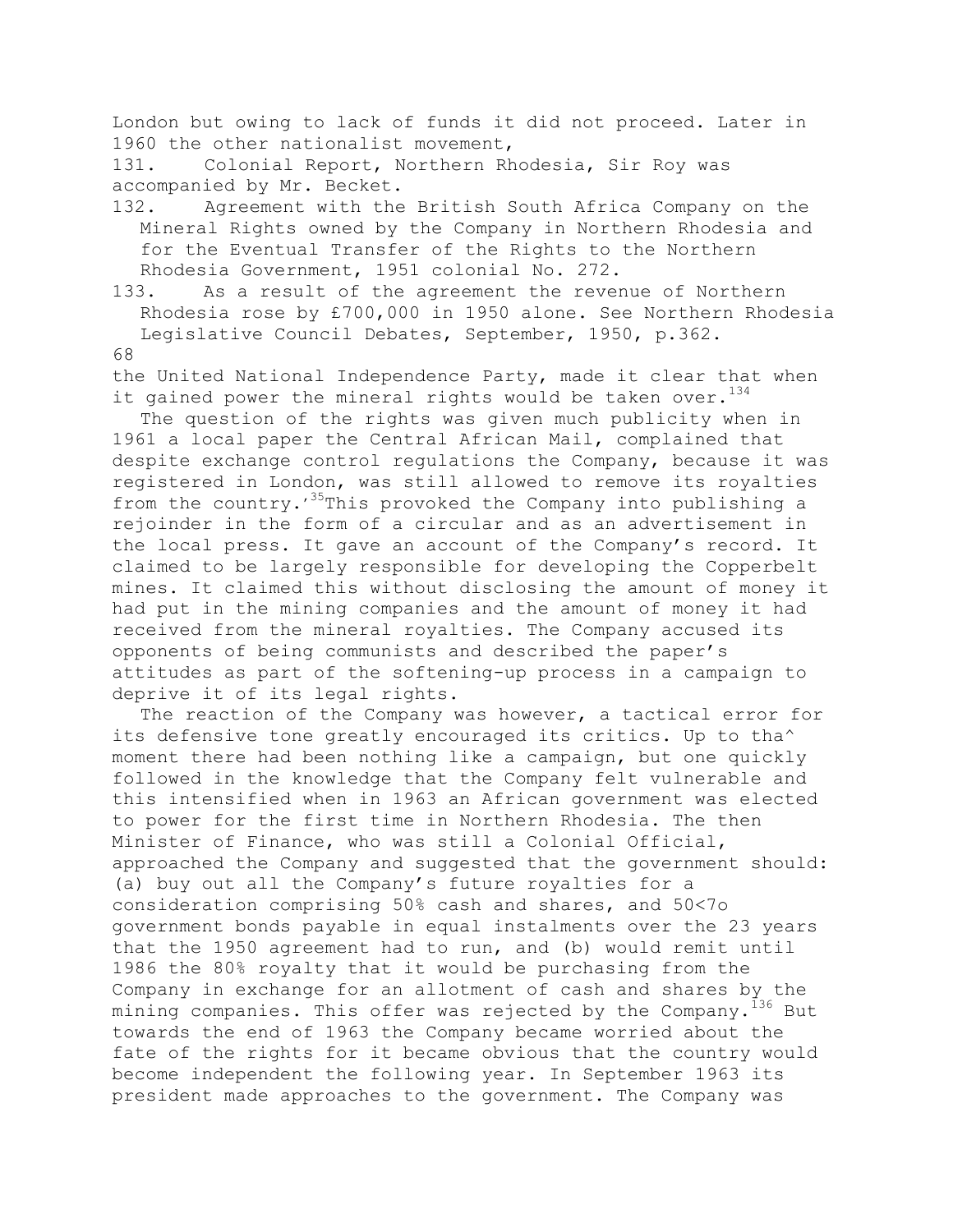London but owing to lack of funds it did not proceed. Later in 1960 the other nationalist movement,

131. Colonial Report, Northern Rhodesia, Sir Roy was accompanied by Mr. Becket.

132. Agreement with the British South Africa Company on the Mineral Rights owned by the Company in Northern Rhodesia and for the Eventual Transfer of the Rights to the Northern Rhodesia Government, 1951 colonial No. 272.

133. As a result of the agreement the revenue of Northern Rhodesia rose by £700,000 in 1950 alone. See Northern Rhodesia Legislative Council Debates, September, 1950, p.362.

the United National Independence Party, made it clear that when it gained power the mineral rights would be taken over.[134]

The question of the rights was given much publicity when in 1961 a local paper the Central African Mail, complained that despite exchange control regulations the Company, because it was registered in London, was still allowed to remove its royalties from the country.[135] This provoked the Company into publishing a rejoinder in the form of a circular and as an advertisement in the local press. It gave an account of the Company's record. It claimed to be largely responsible for developing the Copperbelt mines. It claimed this without disclosing the amount of money it had put in the mining companies and the amount of money it had received from the mineral royalties. The Company accused its opponents of being communists and described the paper's attitudes as part of the softening-up process in a campaign to deprive it of its legal rights.

The reaction of the Company was however, a tactical error for its defensive tone greatly encouraged its critics. Up to that moment there had been nothing like a campaign, but one quickly followed in the knowledge that the Company felt vulnerable and this intensified when in 1963 an African government was elected to power for the first time in Northern Rhodesia. The then Minister of Finance, who was still a Colonial Official, approached the Company and suggested that the government should: (a) buy out all the Company's future royalties for a consideration comprising 50% cash and shares, and 50% government bonds payable in equal instalments over the 23 years that the 1950 agreement had to run, and (b) would remit until 1986 the 80% royalty that it would be purchasing from the Company in exchange for an allotment of cash and shares by the mining companies. This offer was rejected by the Company.[136] But towards the end of 1963 the Company became worried about the fate of the rights for it became obvious that the country would become independent the following year. In September 1963 its president made approaches to the government. The Company was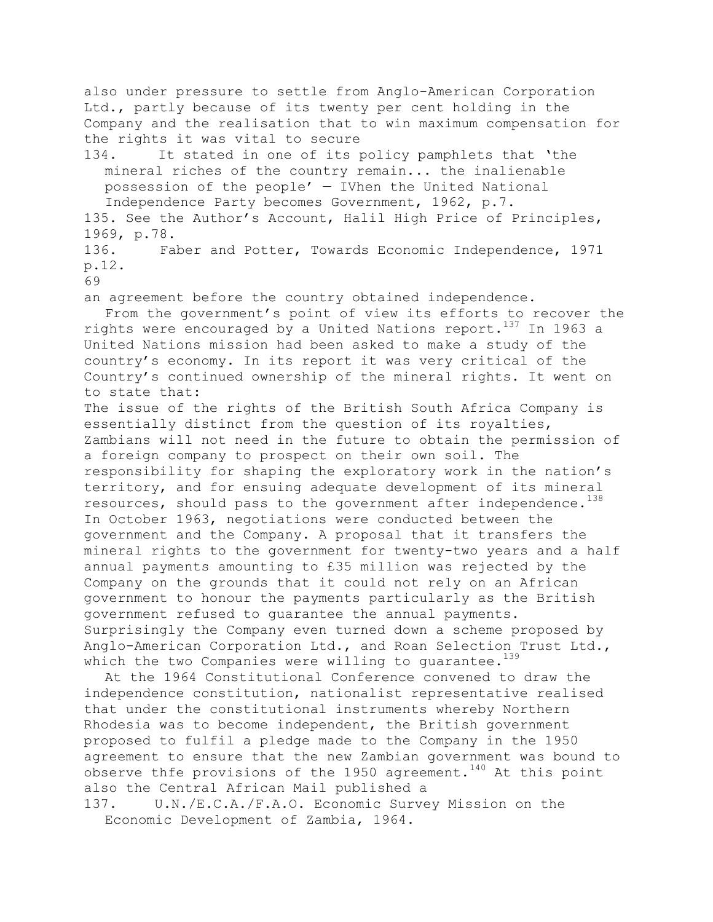also under pressure to settle from Anglo-American Corporation Ltd., partly because of its twenty per cent holding in the Company and the realisation that to win maximum compensation for the rights it was vital to secure

134. It stated in one of its policy pamphlets that 'the mineral riches of the country remain... the inalienable possession of the people' — IVhen the United National Independence Party becomes Government, 1962, p.7.

135. See the Author's Account, Halil High Price of Principles, 1969, p.78.

136. Faber and Potter, Towards Economic Independence, 1971 p.12.

an agreement before the country obtained independence.

From the government's point of view its efforts to recover the rights were encouraged by a United Nations report.[137] In 1963 a United Nations mission had been asked to make a study of the country's economy. In its report it was very critical of the Country's continued ownership of the mineral rights. It went on to state that:

The issue of the rights of the British South Africa Company is essentially distinct from the question of its royalties, Zambians will not need in the future to obtain the permission of a foreign company to prospect on their own soil. The responsibility for shaping the exploratory work in the nation's territory, and for ensuing adequate development of its mineral resources, should pass to the government after independence.[138]

In October 1963, negotiations were conducted between the government and the Company. A proposal that it transfers the mineral rights to the government for twenty-two years and a half annual payments amounting to £35 million was rejected by the Company on the grounds that it could not rely on an African government to honour the payments particularly as the British government refused to guarantee the annual payments. Surprisingly the Company even turned down a scheme proposed by Anglo-American Corporation Ltd., and Roan Selection Trust Ltd., which the two Companies were willing to guarantee.[139]

At the 1964 Constitutional Conference convened to draw the independence constitution, nationalist representative realised that under the constitutional instruments whereby Northern Rhodesia was to become independent, the British government proposed to fulfil a pledge made to the Company in the 1950 agreement to ensure that the new Zambian government was bound to observe thfe provisions of the 1950 agreement.[140] At this point also the Central African Mail published a

137. U.N./E.C.A./F.A.O. Economic Survey Mission on the Economic Development of Zambia, 1964.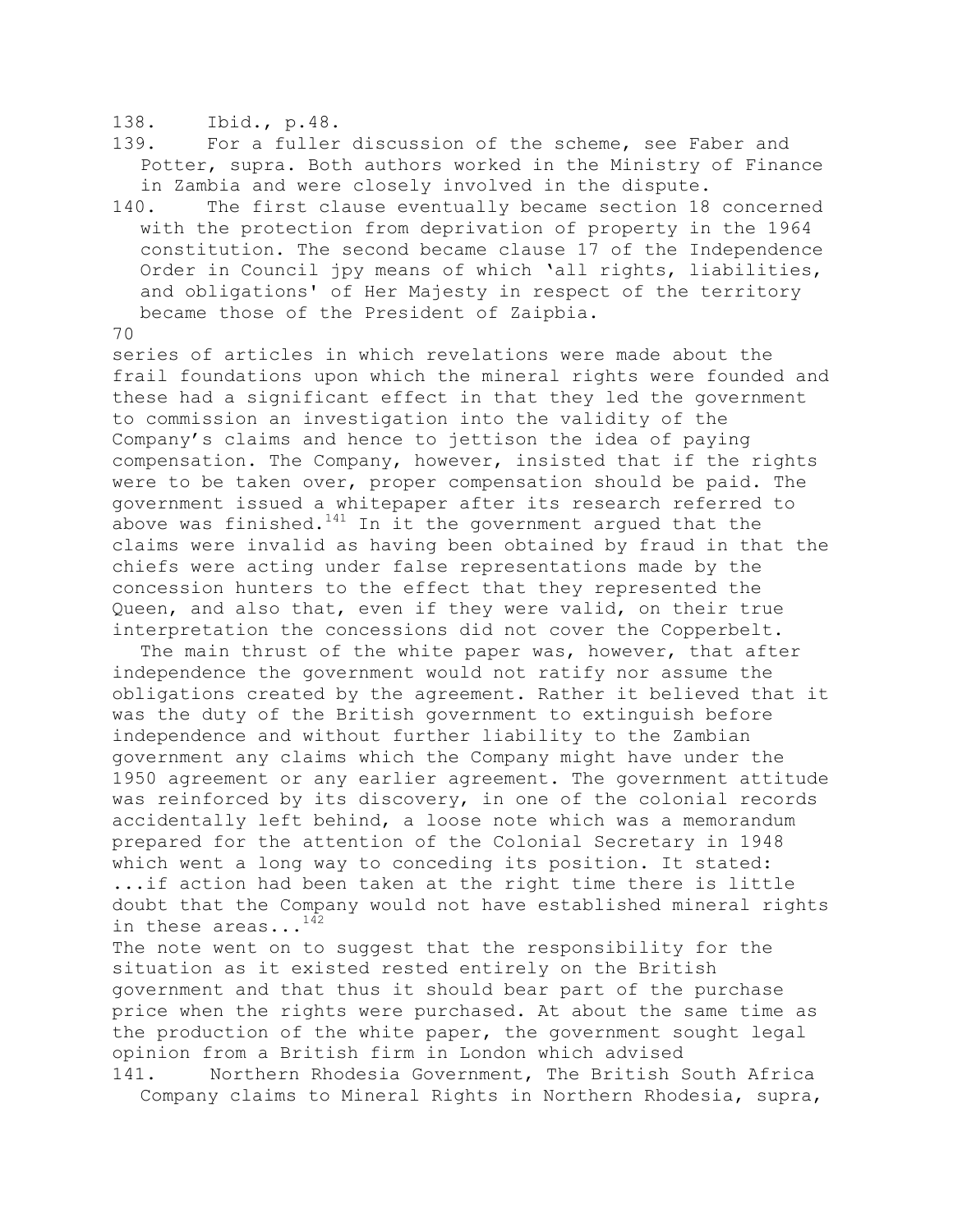138. Ibid., p.48.

139. For a fuller discussion of the scheme, see Faber and Potter, supra. Both authors worked in the Ministry of Finance in Zambia and were closely involved in the dispute.

140. The first clause eventually became section 18 concerned with the protection from deprivation of property in the 1964 constitution. The second became clause 17 of the Independence Order in Council jpy means of which 'all rights, liabilities, and obligations' of Her Majesty in respect of the territory became those of the President of Zaipbia.

series of articles in which revelations were made about the frail foundations upon which the mineral rights were founded and these had a significant effect in that they led the government to commission an investigation into the validity of the Company's claims and hence to jettison the idea of paying compensation. The Company, however, insisted that if the rights were to be taken over, proper compensation should be paid. The government issued a whitepaper after its research referred to above was finished.[141] In it the government argued that the claims were invalid as having been obtained by fraud in that the chiefs were acting under false representations made by the concession hunters to the effect that they represented the Queen, and also that, even if they were valid, on their true interpretation the concessions did not cover the Copperbelt.

The main thrust of the white paper was, however, that after independence the government would not ratify nor assume the obligations created by the agreement. Rather it believed that it was the duty of the British government to extinguish before independence and without further liability to the Zambian government any claims which the Company might have under the 1950 agreement or any earlier agreement. The government attitude was reinforced by its discovery, in one of the colonial records accidentally left behind, a loose note which was a memorandum prepared for the attention of the Colonial Secretary in 1948 which went a long way to conceding its position. It stated:

...if action had been taken at the right time there is little doubt that the Company would not have established mineral rights in these areas...[142]

The note went on to suggest that the responsibility for the situation as it existed rested entirely on the British government and that thus it should bear part of the purchase price when the rights were purchased. At about the same time as the production of the white paper, the government sought legal opinion from a British firm in London which advised

141. Northern Rhodesia Government, The British South Africa Company claims to Mineral Rights in Northern Rhodesia, supra,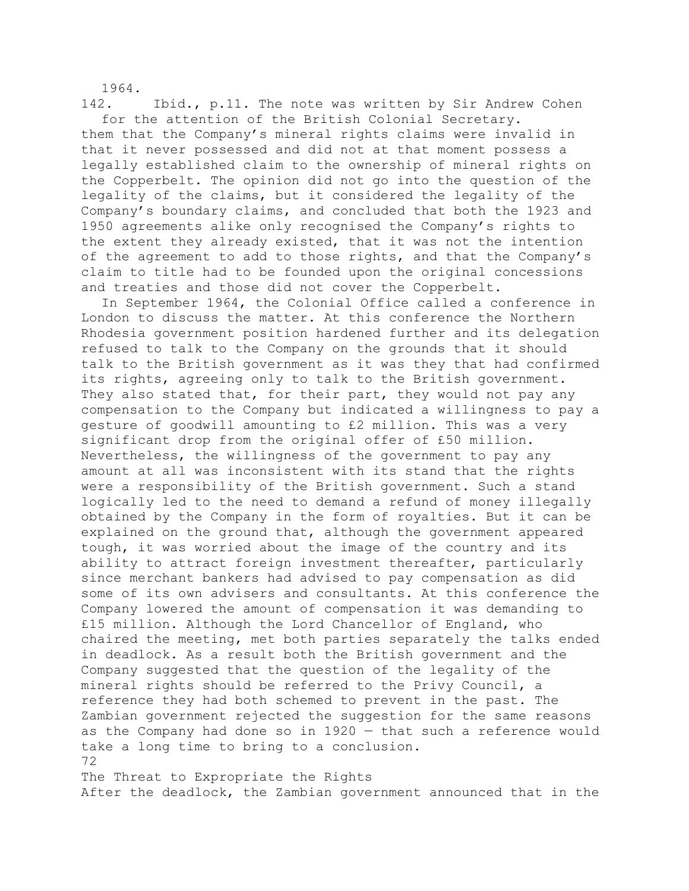1964.

142. Ibid., p.11. The note was written by Sir Andrew Cohen for the attention of the British Colonial Secretary.

them that the Company's mineral rights claims were invalid in that it never possessed and did not at that moment possess a legally established claim to the ownership of mineral rights on the Copperbelt. The opinion did not go into the question of the legality of the claims, but it considered the legality of the Company's boundary claims, and concluded that both the 1923 and 1950 agreements alike only recognised the Company's rights to the extent they already existed, that it was not the intention of the agreement to add to those rights, and that the Company's claim to title had to be founded upon the original concessions and treaties and those did not cover the Copperbelt.

In September 1964, the Colonial Office called a conference in London to discuss the matter. At this conference the Northern Rhodesia government position hardened further and its delegation refused to talk to the Company on the grounds that it should talk to the British government as it was they that had confirmed its rights, agreeing only to talk to the British government. They also stated that, for their part, they would not pay any compensation to the Company but indicated a willingness to pay a gesture of goodwill amounting to £2 million. This was a very significant drop from the original offer of £50 million. Nevertheless, the willingness of the government to pay any amount at all was inconsistent with its stand that the rights were a responsibility of the British government. Such a stand logically led to the need to demand a refund of money illegally obtained by the Company in the form of royalties. But it can be explained on the ground that, although the government appeared tough, it was worried about the image of the country and its ability to attract foreign investment thereafter, particularly since merchant bankers had advised to pay compensation as did some of its own advisers and consultants. At this conference the Company lowered the amount of compensation it was demanding to £15 million. Although the Lord Chancellor of England, who chaired the meeting, met both parties separately the talks ended in deadlock. As a result both the British government and the Company suggested that the question of the legality of the mineral rights should be referred to the Privy Council, a reference they had both schemed to prevent in the past. The Zambian government rejected the suggestion for the same reasons as the Company had done so in 1920 — that such a reference would take a long time to bring to a conclusion.

## The Threat to Expropriate the Rights

After the deadlock, the Zambian government announced that in the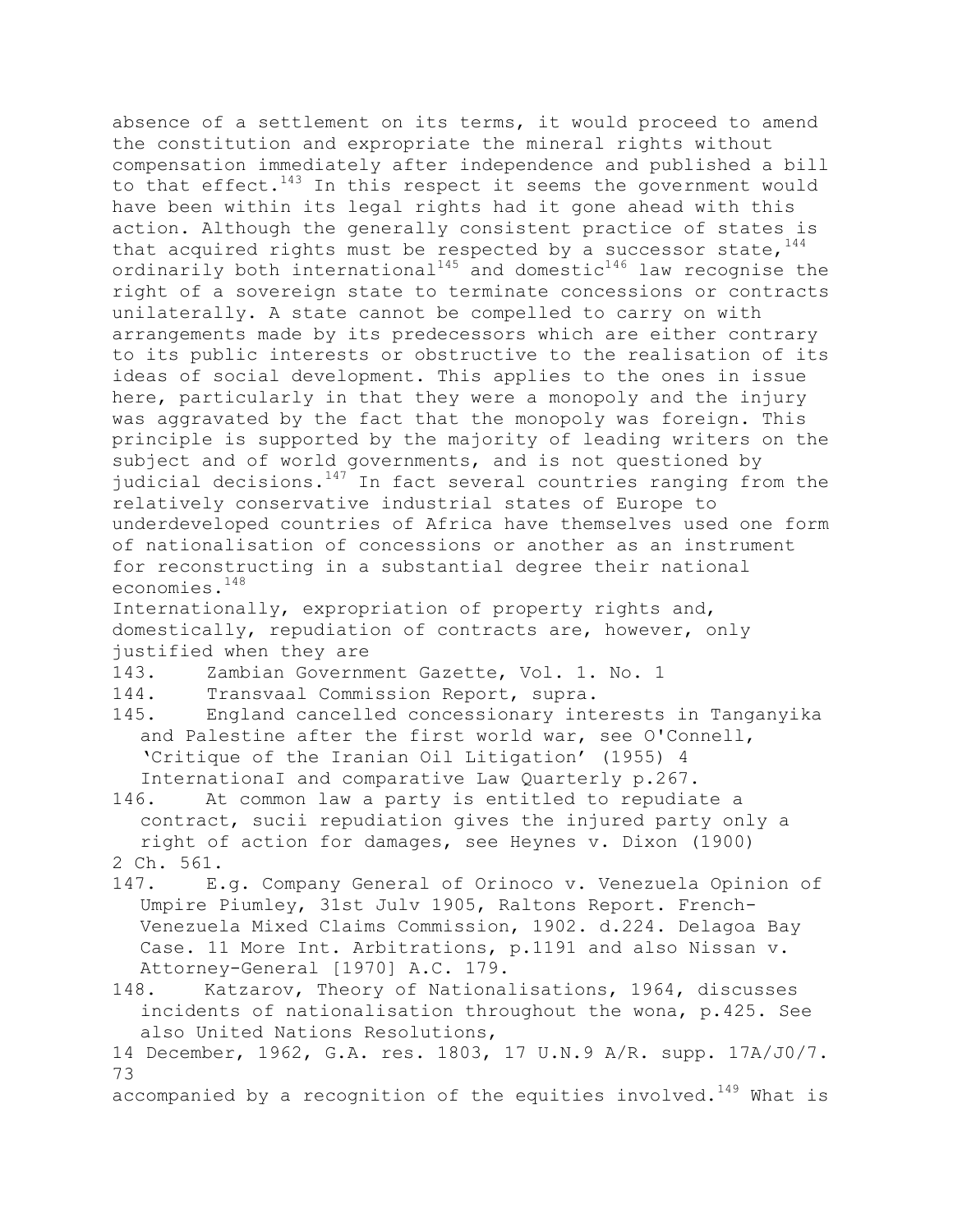absence of a settlement on its terms, it would proceed to amend the constitution and expropriate the mineral rights without compensation immediately after independence and published a bill to that effect.[143] In this respect it seems the government would have been within its legal rights had it gone ahead with this action. Although the generally consistent practice of states is that acquired rights must be respected by a successor state,[144] ordinarily both international[145] and domestic[146] law recognise the right of a sovereign state to terminate concessions or contracts unilaterally. A state cannot be compelled to carry on with arrangements made by its predecessors which are either contrary to its public interests or obstructive to the realisation of its ideas of social development. This applies to the ones in issue here, particularly in that they were a monopoly and the injury was aggravated by the fact that the monopoly was foreign. This principle is supported by the majority of leading writers on the subject and of world governments, and is not questioned by judicial decisions.[147] In fact several countries ranging from the relatively conservative industrial states of Europe to underdeveloped countries of Africa have themselves used one form of nationalisation of concessions or another as an instrument for reconstructing in a substantial degree their national economies.[148]

Internationally, expropriation of property rights and, domestically, repudiation of contracts are, however, only justified when they are accompanied by a recognition of the equities involved.[149] What is

143. Zambian Government Gazette, Vol. 1. No. 1

144. Transvaal Commission Report, supra.

145. England cancelled concessionary interests in Tanganyika and Palestine after the first world war, see O'Connell, 'Critique of the Iranian Oil Litigation' (1955) 4 InternationaI and comparative Law Quarterly p.267.

146. At common law a party is entitled to repudiate a contract, sucii repudiation gives the injured party only a right of action for damages, see Heynes v. Dixon (1900) 2 Ch. 561.

147. E.g. Company General of Orinoco v. Venezuela Opinion of Umpire Piumley, 31st Julv 1905, Raltons Report. French-Venezuela Mixed Claims Commission, 1902. d.224. Delagoa Bay Case. 11 More Int. Arbitrations, p.1191 and also Nissan v. Attorney-General [1970] A.C. 179.

148. Katzarov, Theory of Nationalisations, 1964, discusses incidents of nationalisation throughout the wona, p.425. See also United Nations Resolutions, 14 December, 1962, G.A. res. 1803, 17 U.N.9 A/R. supp. 17A/J0/7.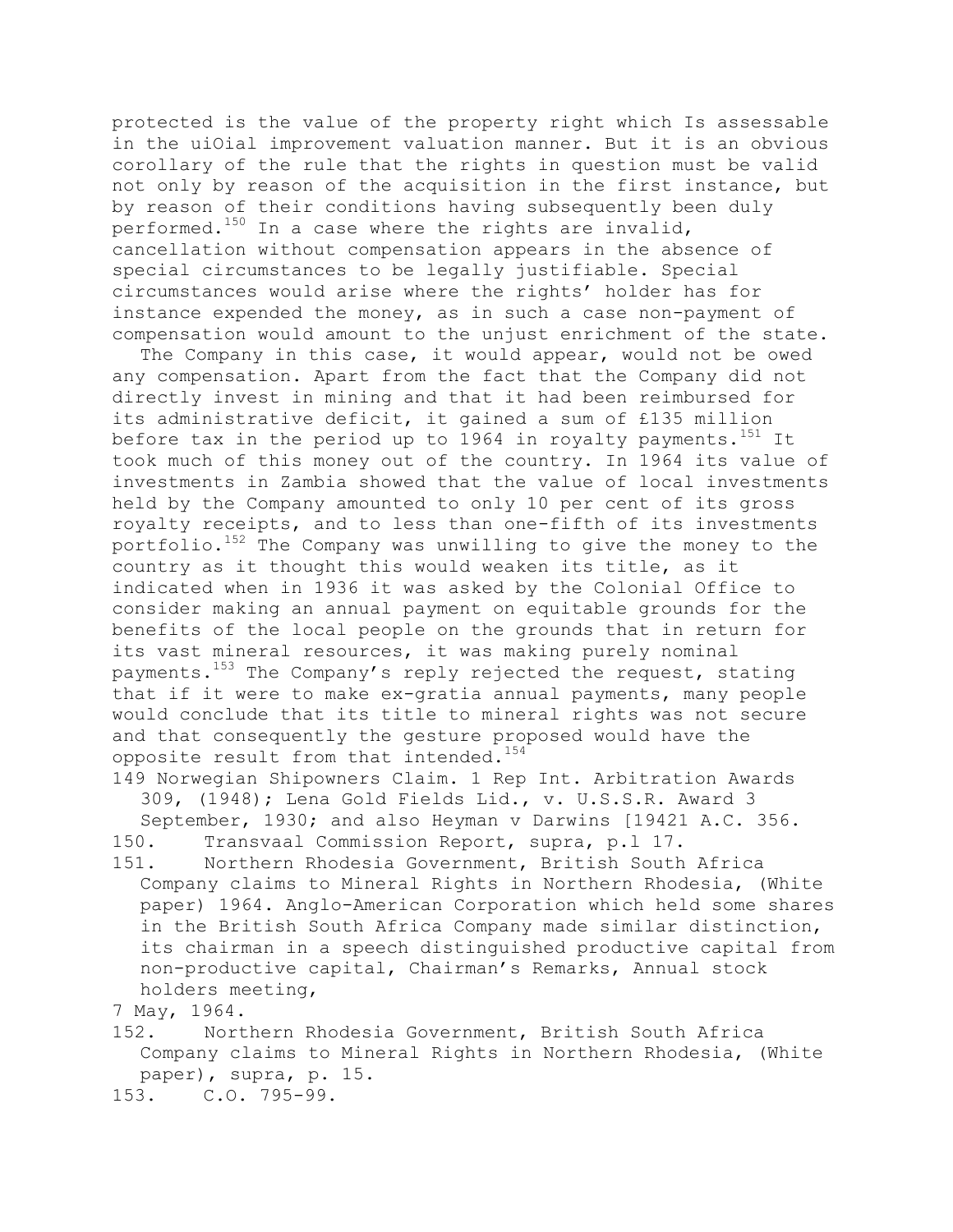protected is the value of the property right which Is assessable in the uiOial improvement valuation manner. But it is an obvious corollary of the rule that the rights in question must be valid not only by reason of the acquisition in the first instance, but by reason of their conditions having subsequently been duly performed.[150] In a case where the rights are invalid, cancellation without compensation appears in the absence of special circumstances to be legally justifiable. Special circumstances would arise where the rights' holder has for instance expended the money, as in such a case non-payment of compensation would amount to the unjust enrichment of the state.

The Company in this case, it would appear, would not be owed any compensation. Apart from the fact that the Company did not directly invest in mining and that it had been reimbursed for its administrative deficit, it gained a sum of £135 million before tax in the period up to 1964 in royalty payments.[151] It took much of this money out of the country. In 1964 its value of investments in Zambia showed that the value of local investments held by the Company amounted to only 10 per cent of its gross royalty receipts, and to less than one-fifth of its investments portfolio.[152] The Company was unwilling to give the money to the country as it thought this would weaken its title, as it indicated when in 1936 it was asked by the Colonial Office to consider making an annual payment on equitable grounds for the benefits of the local people on the grounds that in return for its vast mineral resources, it was making purely nominal payments.[153] The Company's reply rejected the request, stating that if it were to make ex-gratia annual payments, many people would conclude that its title to mineral rights was not secure and that consequently the gesture proposed would have the opposite result from that intended.[154]

149 Norwegian Shipowners Claim. 1 Rep Int. Arbitration Awards 309, (1948); Lena Gold Fields Lid., v. U.S.S.R. Award 3 September, 1930; and also Heyman v Darwins [19421 A.C. 356.

150. Transvaal Commission Report, supra, p.l 17.

151. Northern Rhodesia Government, British South Africa Company claims to Mineral Rights in Northern Rhodesia, (White paper) 1964. Anglo-American Corporation which held some shares in the British South Africa Company made similar distinction, its chairman in a speech distinguished productive capital from non-productive capital, Chairman's Remarks, Annual stock holders meeting, 7 May, 1964.

152. Northern Rhodesia Government, British South Africa Company claims to Mineral Rights in Northern Rhodesia, (White paper), supra, p. 15.

153. C.O. 795-99.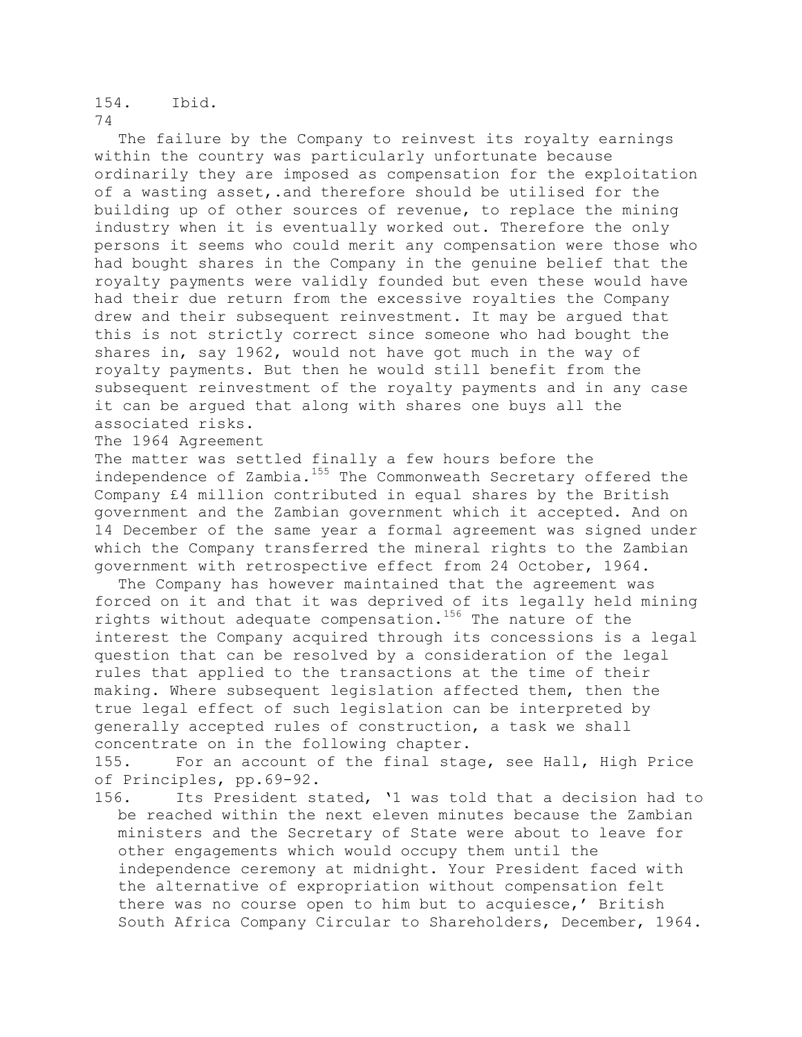154. Ibid.

The failure by the Company to reinvest its royalty earnings within the country was particularly unfortunate because ordinarily they are imposed as compensation for the exploitation of a wasting asset,.and therefore should be utilised for the building up of other sources of revenue, to replace the mining industry when it is eventually worked out. Therefore the only persons it seems who could merit any compensation were those who had bought shares in the Company in the genuine belief that the royalty payments were validly founded but even these would have had their due return from the excessive royalties the Company drew and their subsequent reinvestment. It may be argued that this is not strictly correct since someone who had bought the shares in, say 1962, would not have got much in the way of royalty payments. But then he would still benefit from the subsequent reinvestment of the royalty payments and in any case it can be argued that along with shares one buys all the associated risks.

## The 1964 Agreement

The matter was settled finally a few hours before the independence of Zambia.[155] The Commonwealth Secretary offered the Company £4 million contributed in equal shares by the British government and the Zambian government which it accepted. And on 14 December of the same year a formal agreement was signed under which the Company transferred the mineral rights to the Zambian government with retrospective effect from 24 October, 1964.

The Company has however maintained that the agreement was forced on it and that it was deprived of its legally held mining rights without adequate compensation.[156] The nature of the interest the Company acquired through its concessions is a legal question that can be resolved by a consideration of the legal rules that applied to the transactions at the time of their making. Where subsequent legislation affected them, then the true legal effect of such legislation can be interpreted by generally accepted rules of construction, a task we shall concentrate on in the following chapter.

155. For an account of the final stage, see Hall, High Price of Principles, pp.69-92.

156. Its President stated, '1 was told that a decision had to be reached within the next eleven minutes because the Zambian ministers and the Secretary of State were about to leave for other engagements which would occupy them until the independence ceremony at midnight. Your President faced with the alternative of expropriation without compensation felt there was no course open to him but to acquiesce,' British South Africa Company Circular to Shareholders, December, 1964.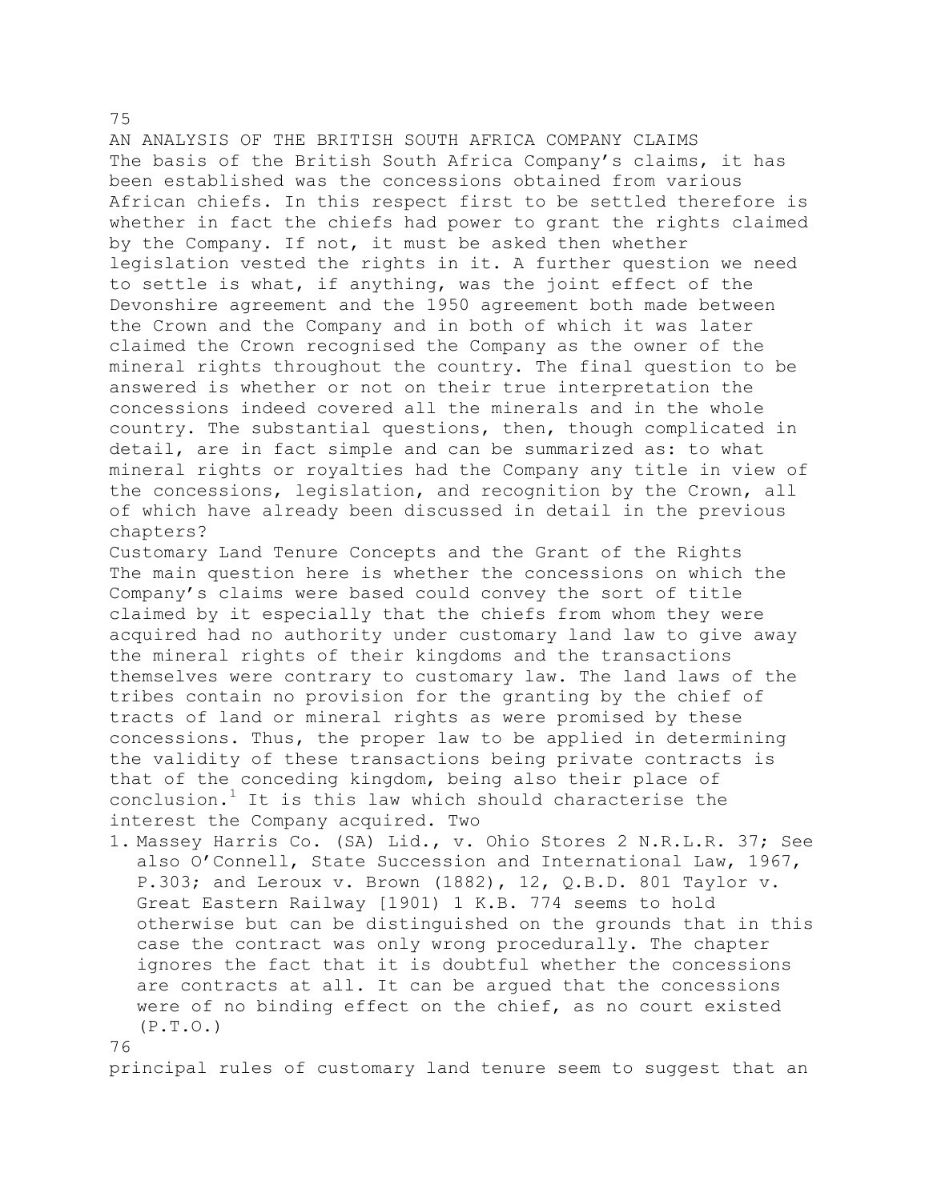## AN ANALYSIS OF THE BRITISH SOUTH AFRICA COMPANY CLAIMS

The basis of the British South Africa Company's claims, it has been established was the concessions obtained from various African chiefs. In this respect first to be settled therefore is whether in fact the chiefs had power to grant the rights claimed by the Company. If not, it must be asked then whether legislation vested the rights in it. A further question we need to settle is what, if anything, was the joint effect of the Devonshire agreement and the 1950 agreement both made between the Crown and the Company and in both of which it was later claimed the Crown recognised the Company as the owner of the mineral rights throughout the country. The final question to be answered is whether or not on their true interpretation the concessions indeed covered all the minerals and in the whole country. The substantial questions, then, though complicated in detail, are in fact simple and can be summarized as: to what mineral rights or royalties had the Company any title in view of the concessions, legislation, and recognition by the Crown, all of which have already been discussed in detail in the previous chapters?

### Customary Land Tenure Concepts and the Grant of the Rights

The main question here is whether the concessions on which the Company's claims were based could convey the sort of title claimed by it especially that the chiefs from whom they were acquired had no authority under customary land law to give away the mineral rights of their kingdoms and the transactions themselves were contrary to customary law. The land laws of the tribes contain no provision for the granting by the chief of tracts of land or mineral rights as were promised by these concessions. Thus, the proper law to be applied in determining the validity of these transactions being private contracts is that of the conceding kingdom, being also their place of conclusion.[1] It is this law which should characterise the interest the Company acquired. Two principal rules of customary land tenure seem to suggest that an

1. Massey Harris Co. (SA) Lid., v. Ohio Stores 2 N.R.L.R. 37; See also O'Connell, State Succession and International Law, 1967, P.303; and Leroux v. Brown (1882), 12, Q.B.D. 801 Taylor v. Great Eastern Railway [1901] 1 K.B. 774 seems to hold otherwise but can be distinguished on the grounds that in this case the contract was only wrong procedurally. The chapter ignores the fact that it is doubtful whether the concessions are contracts at all. It can be argued that the concessions were of no binding effect on the chief, as no court existed (P.T.O.)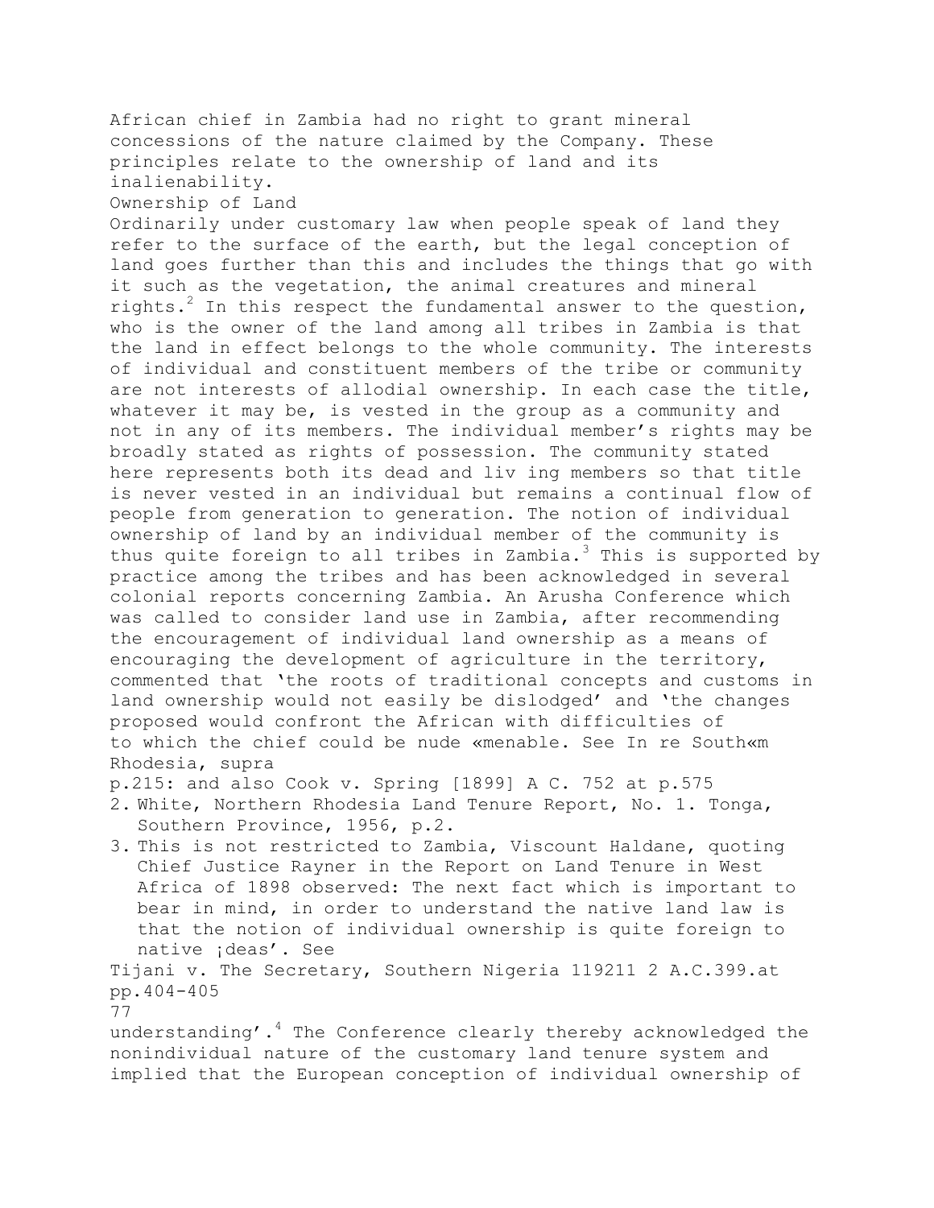African chief in Zambia had no right to grant mineral concessions of the nature claimed by the Company. These principles relate to the ownership of land and its inalienability.

## Ownership of Land

Ordinarily under customary law when people speak of land they refer to the surface of the earth, but the legal conception of land goes further than this and includes the things that go with it such as the vegetation, the animal creatures and mineral rights.[2] In this respect the fundamental answer to the question, who is the owner of the land among all tribes in Zambia is that the land in effect belongs to the whole community. The interests of individual and constituent members of the tribe or community are not interests of allodial ownership. In each case the title, whatever it may be, is vested in the group as a community and not in any of its members. The individual member's rights may be broadly stated as rights of possession. The community stated here represents both its dead and liv ing members so that title is never vested in an individual but remains a continual flow of people from generation to generation. The notion of individual ownership of land by an individual member of the community is thus quite foreign to all tribes in Zambia.[3] This is supported by practice among the tribes and has been acknowledged in several colonial reports concerning Zambia. An Arusha Conference which was called to consider land use in Zambia, after recommending the encouragement of individual land ownership as a means of encouraging the development of agriculture in the territory, commented that 'the roots of traditional concepts and customs in land ownership would not easily be dislodged' and 'the changes proposed would confront the African with difficulties of

to which the chief could be nude «menable. See In re South«m Rhodesia, supra p.215: and also Cook v. Spring [1899] A C. 752 at p.575

2. White, Northern Rhodesia Land Tenure Report, No. 1. Tonga, Southern Province, 1956, p.2.
3. This is not restricted to Zambia, Viscount Haldane, quoting Chief Justice Rayner in the Report on Land Tenure in West Africa of 1898 observed: The next fact which is important to bear in mind, in order to understand the native land law is that the notion of individual ownership is quite foreign to native ¡deas'. See

Tijani v. The Secretary, Southern Nigeria 119211 2 A.C.399.at pp.404-405

understanding'.[4] The Conference clearly thereby acknowledged the nonindividual nature of the customary land tenure system and implied that the European conception of individual ownership of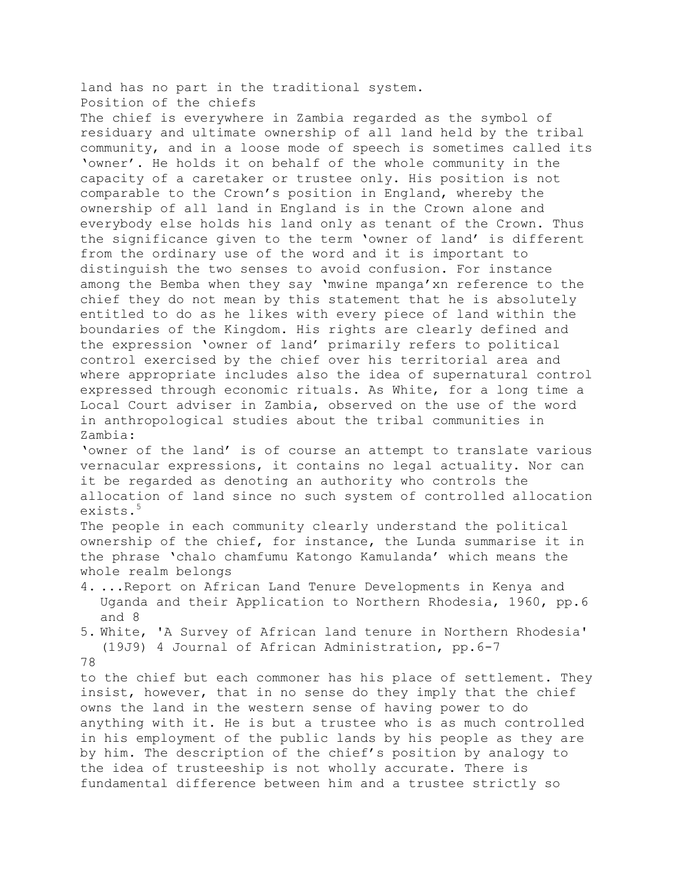land has no part in the traditional system.

## Position of the chiefs

The chief is everywhere in Zambia regarded as the symbol of residuary and ultimate ownership of all land held by the tribal community, and in a loose mode of speech is sometimes called its 'owner'. He holds it on behalf of the whole community in the capacity of a caretaker or trustee only. His position is not comparable to the Crown's position in England, whereby the ownership of all land in England is in the Crown alone and everybody else holds his land only as tenant of the Crown. Thus the significance given to the term 'owner of land' is different from the ordinary use of the word and it is important to distinguish the two senses to avoid confusion. For instance among the Bemba when they say 'mwine mpanga'xn reference to the chief they do not mean by this statement that he is absolutely entitled to do as he likes with every piece of land within the boundaries of the Kingdom. His rights are clearly defined and the expression 'owner of land' primarily refers to political control exercised by the chief over his territorial area and where appropriate includes also the idea of supernatural control expressed through economic rituals. As White, for a long time a Local Court adviser in Zambia, observed on the use of the word in anthropological studies about the tribal communities in Zambia:

> 'owner of the land' is of course an attempt to translate various vernacular expressions, it contains no legal actuality. Nor can it be regarded as denoting an authority who controls the allocation of land since no such system of controlled allocation exists.[5]

The people in each community clearly understand the political ownership of the chief, for instance, the Lunda summarise it in the phrase 'chalo chamfumu Katongo Kamulanda' which means the whole realm belongs to the chief but each commoner has his place of settlement. They insist, however, that in no sense do they imply that the chief owns the land in the western sense of having power to do anything with it. He is but a trustee who is as much controlled in his employment of the public lands by his people as they are by him. The description of the chief's position by analogy to the idea of trusteeship is not wholly accurate. There is fundamental difference between him and a trustee strictly so

4. ...Report on African Land Tenure Developments in Kenya and Uganda and their Application to Northern Rhodesia, 1960, pp.6 and 8
5. White, 'A Survey of African land tenure in Northern Rhodesia' (19J9) 4 Journal of African Administration, pp.6-7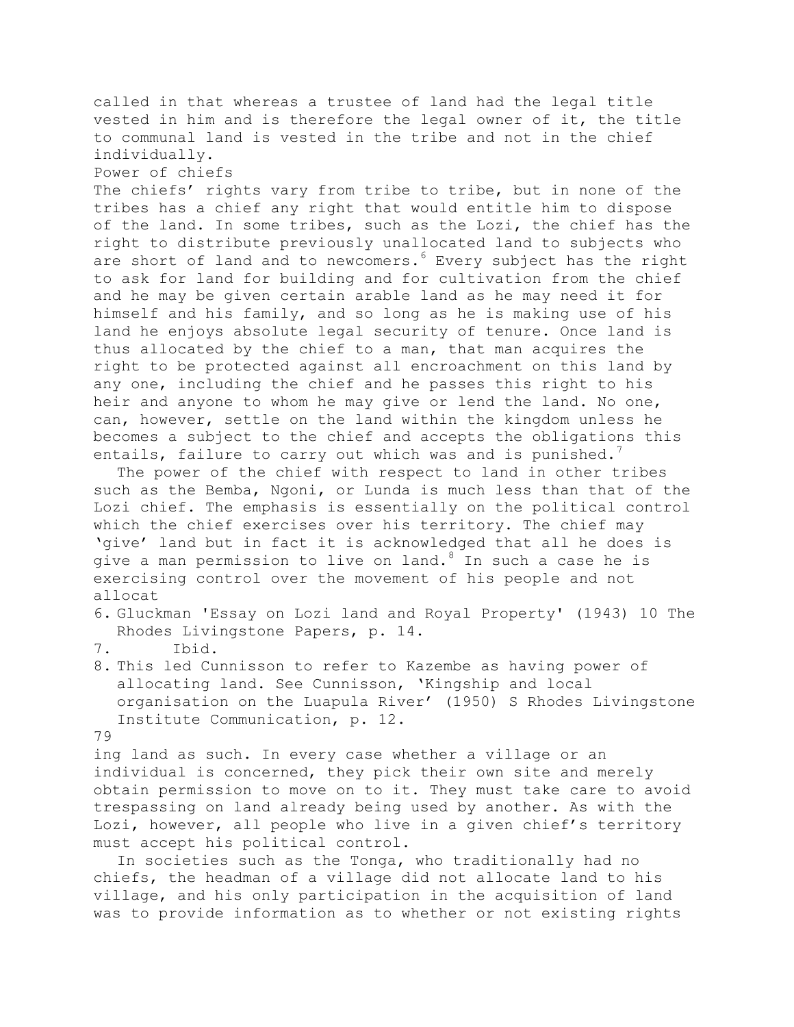called in that whereas a trustee of land had the legal title vested in him and is therefore the legal owner of it, the title to communal land is vested in the tribe and not in the chief individually.

## Power of chiefs

The chiefs' rights vary from tribe to tribe, but in none of the tribes has a chief any right that would entitle him to dispose of the land. In some tribes, such as the Lozi, the chief has the right to distribute previously unallocated land to subjects who are short of land and to newcomers.[6] Every subject has the right to ask for land for building and for cultivation from the chief and he may be given certain arable land as he may need it for himself and his family, and so long as he is making use of his land he enjoys absolute legal security of tenure. Once land is thus allocated by the chief to a man, that man acquires the right to be protected against all encroachment on this land by any one, including the chief and he passes this right to his heir and anyone to whom he may give or lend the land. No one, can, however, settle on the land within the kingdom unless he becomes a subject to the chief and accepts the obligations this entails, failure to carry out which was and is punished.[7]

The power of the chief with respect to land in other tribes such as the Bemba, Ngoni, or Lunda is much less than that of the Lozi chief. The emphasis is essentially on the political control which the chief exercises over his territory. The chief may 'give' land but in fact it is acknowledged that all he does is give a man permission to live on land.[8] In such a case he is exercising control over the movement of his people and not allocating land as such. In every case whether a village or an individual is concerned, they pick their own site and merely obtain permission to move on to it. They must take care to avoid trespassing on land already being used by another. As with the Lozi, however, all people who live in a given chief's territory must accept his political control.

In societies such as the Tonga, who traditionally had no chiefs, the headman of a village did not allocate land to his village, and his only participation in the acquisition of land was to provide information as to whether or not existing rights

6. Gluckman 'Essay on Lozi land and Royal Property' (1943) 10 The Rhodes Livingstone Papers, p. 14.
7. Ibid.
8. This led Cunnisson to refer to Kazembe as having power of allocating land. See Cunnisson, 'Kingship and local organisation on the Luapula River' (1950) S Rhodes Livingstone Institute Communication, p. 12.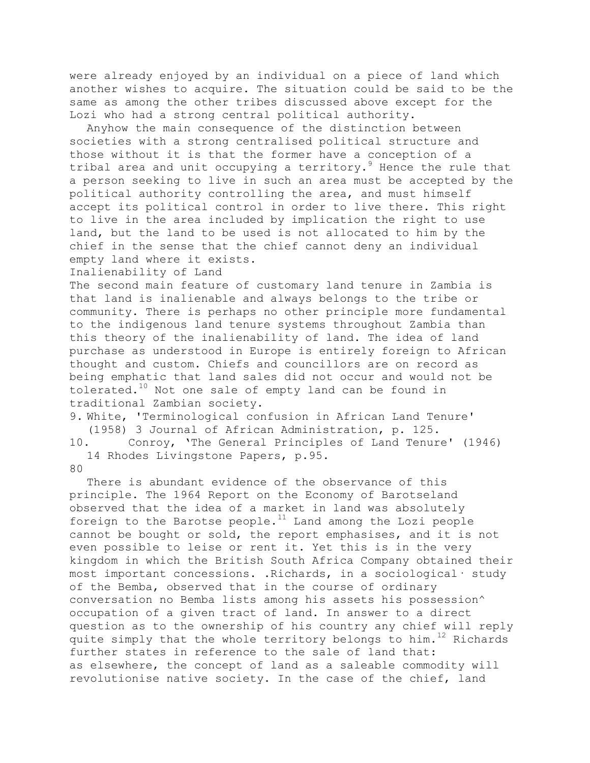were already enjoyed by an individual on a piece of land which another wishes to acquire. The situation could be said to be the same as among the other tribes discussed above except for the Lozi who had a strong central political authority.

Anyhow the main consequence of the distinction between societies with a strong centralised political structure and those without it is that the former have a conception of a tribal area and unit occupying a territory.[9] Hence the rule that a person seeking to live in such an area must be accepted by the political authority controlling the area, and must himself accept its political control in order to live there. This right to live in the area included by implication the right to use land, but the land to be used is not allocated to him by the chief in the sense that the chief cannot deny an individual empty land where it exists.

## Inalienability of Land

The second main feature of customary land tenure in Zambia is that land is inalienable and always belongs to the tribe or community. There is perhaps no other principle more fundamental to the indigenous land tenure systems throughout Zambia than this theory of the inalienability of land. The idea of land purchase as understood in Europe is entirely foreign to African thought and custom. Chiefs and councillors are on record as being emphatic that land sales did not occur and would not be tolerated.[10] Not one sale of empty land can be found in traditional Zambian society.

9. White, 'Terminological confusion in African Land Tenure' (1958) 3 Journal of African Administration, p. 125.
10. Conroy, 'The General Principles of Land Tenure' (1946) 14 Rhodes Livingstone Papers, p.95.

There is abundant evidence of the observance of this principle. The 1964 Report on the Economy of Barotseland observed that the idea of a market in land was absolutely foreign to the Barotse people.[11] Land among the Lozi people cannot be bought or sold, the report emphasises, and it is not even possible to leise or rent it. Yet this is in the very kingdom in which the British South Africa Company obtained their most important concessions. .Richards, in a sociological· study of the Bemba, observed that in the course of ordinary conversation no Bemba lists among his assets his possession^ occupation of a given tract of land. In answer to a direct question as to the ownership of his country any chief will reply quite simply that the whole territory belongs to him.[12] Richards further states in reference to the sale of land that:

as elsewhere, the concept of land as a saleable commodity will revolutionise native society. In the case of the chief, land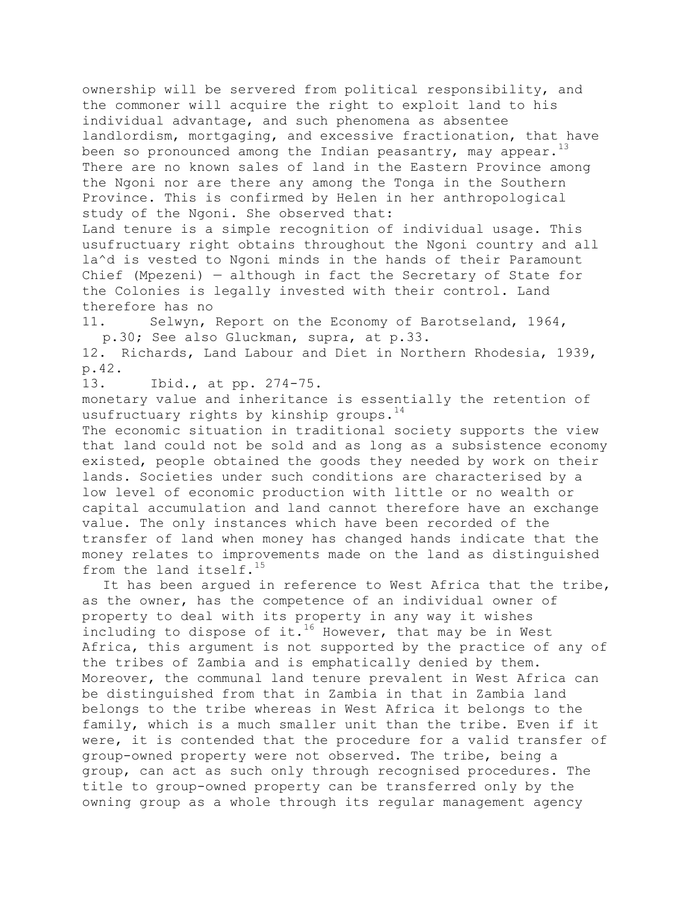ownership will be servered from political responsibility, and the commoner will acquire the right to exploit land to his individual advantage, and such phenomena as absentee landlordism, mortgaging, and excessive fractionation, that have been so pronounced among the Indian peasantry, may appear.[13] There are no known sales of land in the Eastern Province among the Ngoni nor are there any among the Tonga in the Southern Province. This is confirmed by Helen in her anthropological study of the Ngoni. She observed that:

Land tenure is a simple recognition of individual usage. This usufructuary right obtains throughout the Ngoni country and all la^d is vested to Ngoni minds in the hands of their Paramount Chief (Mpezeni) — although in fact the Secretary of State for the Colonies is legally invested with their control. Land therefore has no monetary value and inheritance is essentially the retention of usufructuary rights by kinship groups.[14]

The economic situation in traditional society supports the view that land could not be sold and as long as a subsistence economy existed, people obtained the goods they needed by work on their lands. Societies under such conditions are characterised by a low level of economic production with little or no wealth or capital accumulation and land cannot therefore have an exchange value. The only instances which have been recorded of the transfer of land when money has changed hands indicate that the money relates to improvements made on the land as distinguished from the land itself.[15]

It has been argued in reference to West Africa that the tribe, as the owner, has the competence of an individual owner of property to deal with its property in any way it wishes including to dispose of it.[16] However, that may be in West Africa, this argument is not supported by the practice of any of the tribes of Zambia and is emphatically denied by them. Moreover, the communal land tenure prevalent in West Africa can be distinguished from that in Zambia in that in Zambia land belongs to the tribe whereas in West Africa it belongs to the family, which is a much smaller unit than the tribe. Even if it were, it is contended that the procedure for a valid transfer of group-owned property were not observed. The tribe, being a group, can act as such only through recognised procedures. The title to group-owned property can be transferred only by the owning group as a whole through its regular management agency

11. Selwyn, Report on the Economy of Barotseland, 1964, p.30; See also Gluckman, supra, at p.33.
12. Richards, Land Labour and Diet in Northern Rhodesia, 1939, p.42.
13. Ibid., at pp. 274-75.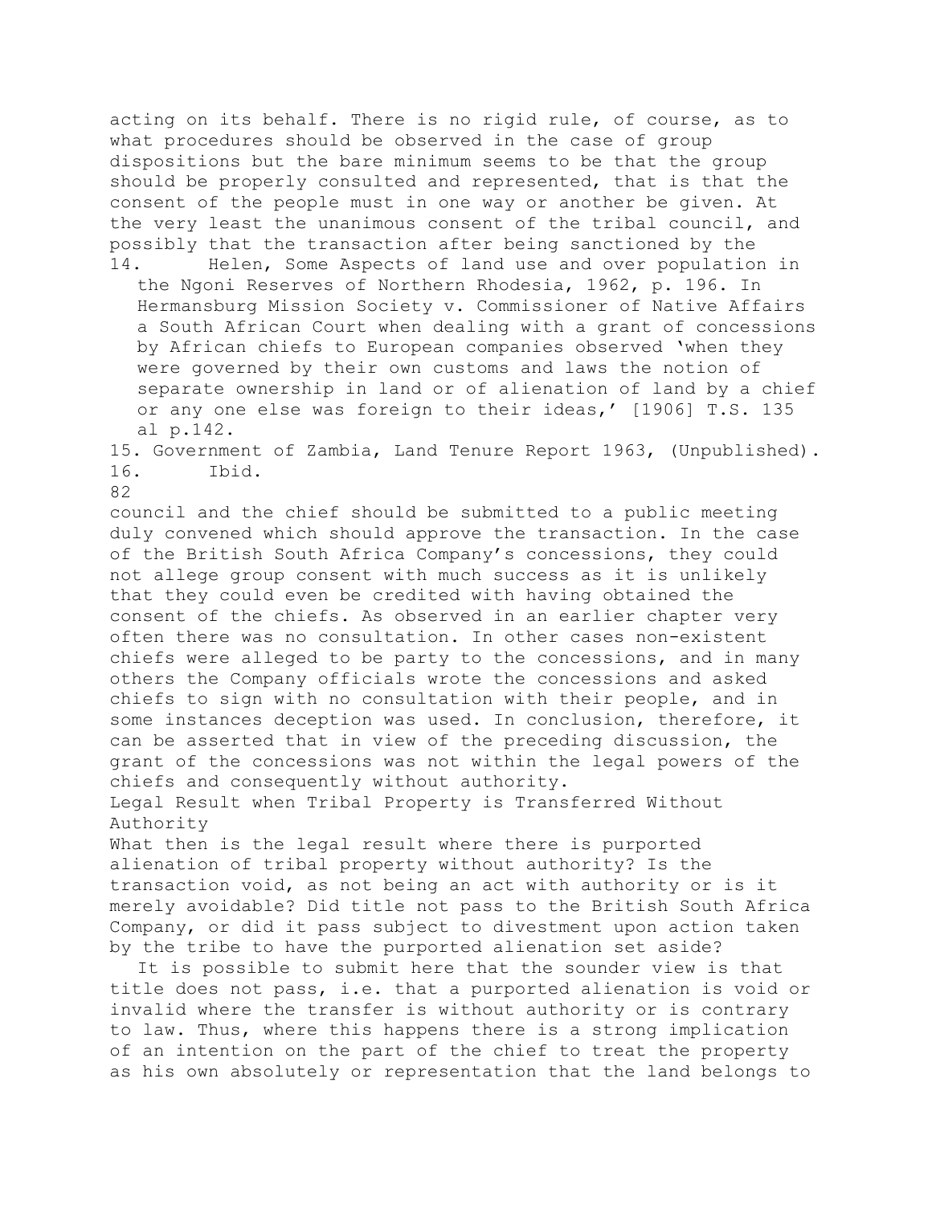acting on its behalf. There is no rigid rule, of course, as to what procedures should be observed in the case of group dispositions but the bare minimum seems to be that the group should be properly consulted and represented, that is that the consent of the people must in one way or another be given. At the very least the unanimous consent of the tribal council, and possibly that the transaction after being sanctioned by the council and the chief should be submitted to a public meeting duly convened which should approve the transaction. In the case of the British South Africa Company's concessions, they could not allege group consent with much success as it is unlikely that they could even be credited with having obtained the consent of the chiefs. As observed in an earlier chapter very often there was no consultation. In other cases non-existent chiefs were alleged to be party to the concessions, and in many others the Company officials wrote the concessions and asked chiefs to sign with no consultation with their people, and in some instances deception was used. In conclusion, therefore, it can be asserted that in view of the preceding discussion, the grant of the concessions was not within the legal powers of the chiefs and consequently without authority.

### Legal Result when Tribal Property is Transferred Without Authority

What then is the legal result where there is purported alienation of tribal property without authority? Is the transaction void, as not being an act with authority or is it merely avoidable? Did title not pass to the British South Africa Company, or did it pass subject to divestment upon action taken by the tribe to have the purported alienation set aside?

It is possible to submit here that the sounder view is that title does not pass, i.e. that a purported alienation is void or invalid where the transfer is without authority or is contrary to law. Thus, where this happens there is a strong implication of an intention on the part of the chief to treat the property as his own absolutely or representation that the land belongs to

---

14. Helen, Some Aspects of land use and over population in the Ngoni Reserves of Northern Rhodesia, 1962, p. 196. In Hermansburg Mission Society v. Commissioner of Native Affairs a South African Court when dealing with a grant of concessions by African chiefs to European companies observed 'when they were governed by their own customs and laws the notion of separate ownership in land or of alienation of land by a chief or any one else was foreign to their ideas,' [1906] T.S. 135 al p.142.
15. Government of Zambia, Land Tenure Report 1963, (Unpublished).
16. Ibid.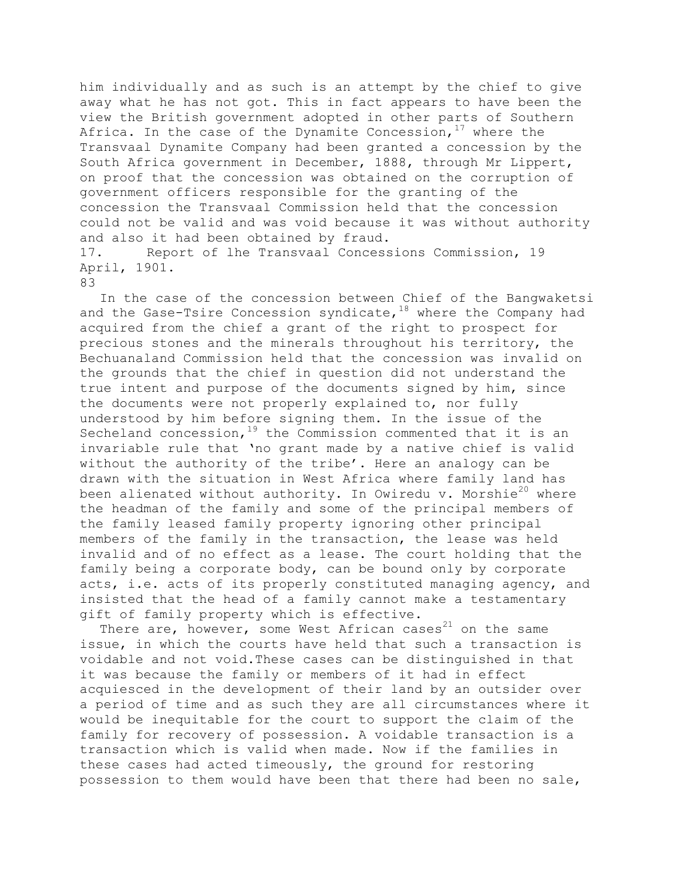him individually and as such is an attempt by the chief to give away what he has not got. This in fact appears to have been the view the British government adopted in other parts of Southern Africa. In the case of the Dynamite Concession,[17] where the Transvaal Dynamite Company had been granted a concession by the South Africa government in December, 1888, through Mr Lippert, on proof that the concession was obtained on the corruption of government officers responsible for the granting of the concession the Transvaal Commission held that the concession could not be valid and was void because it was without authority and also it had been obtained by fraud.

17. Report of lhe Transvaal Concessions Commission, 19 April, 1901.

In the case of the concession between Chief of the Bangwaketsi and the Gase-Tsire Concession syndicate,[18] where the Company had acquired from the chief a grant of the right to prospect for precious stones and the minerals throughout his territory, the Bechuanaland Commission held that the concession was invalid on the grounds that the chief in question did not understand the true intent and purpose of the documents signed by him, since the documents were not properly explained to, nor fully understood by him before signing them. In the issue of the Secheland concession,[19] the Commission commented that it is an invariable rule that 'no grant made by a native chief is valid without the authority of the tribe'. Here an analogy can be drawn with the situation in West Africa where family land has been alienated without authority. In Owiredu v. Morshie[20] where the headman of the family and some of the principal members of the family leased family property ignoring other principal members of the family in the transaction, the lease was held invalid and of no effect as a lease. The court holding that the family being a corporate body, can be bound only by corporate acts, i.e. acts of its properly constituted managing agency, and insisted that the head of a family cannot make a testamentary gift of family property which is effective.

There are, however, some West African cases[21] on the same issue, in which the courts have held that such a transaction is voidable and not void.These cases can be distinguished in that it was because the family or members of it had in effect acquiesced in the development of their land by an outsider over a period of time and as such they are all circumstances where it would be inequitable for the court to support the claim of the family for recovery of possession. A voidable transaction is a transaction which is valid when made. Now if the families in these cases had acted timeously, the ground for restoring possession to them would have been that there had been no sale,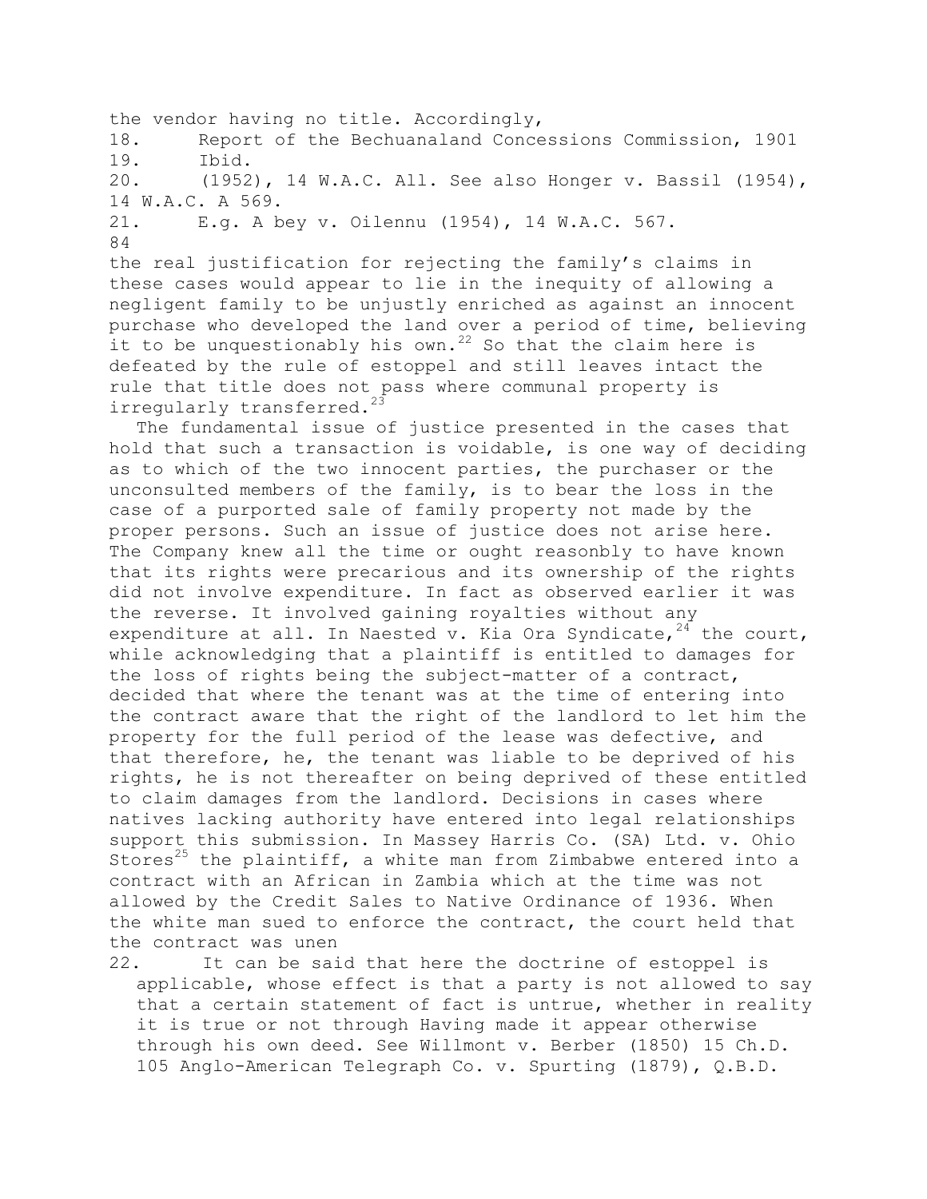the vendor having no title. Accordingly,

18. Report of the Bechuanaland Concessions Commission, 1901
19. Ibid.
20. (1952), 14 W.A.C. All. See also Honger v. Bassil (1954), 14 W.A.C. A 569.
21. E.g. A bey v. Oilennu (1954), 14 W.A.C. 567.

the real justification for rejecting the family's claims in these cases would appear to lie in the inequity of allowing a negligent family to be unjustly enriched as against an innocent purchase who developed the land over a period of time, believing it to be unquestionably his own.[22] So that the claim here is defeated by the rule of estoppel and still leaves intact the rule that title does not pass where communal property is irregularly transferred.[23]

The fundamental issue of justice presented in the cases that hold that such a transaction is voidable, is one way of deciding as to which of the two innocent parties, the purchaser or the unconsulted members of the family, is to bear the loss in the case of a purported sale of family property not made by the proper persons. Such an issue of justice does not arise here. The Company knew all the time or ought reasonbly to have known that its rights were precarious and its ownership of the rights did not involve expenditure. In fact as observed earlier it was the reverse. It involved gaining royalties without any expenditure at all. In Naested v. Kia Ora Syndicate,[24] the court, while acknowledging that a plaintiff is entitled to damages for the loss of rights being the subject-matter of a contract, decided that where the tenant was at the time of entering into the contract aware that the right of the landlord to let him the property for the full period of the lease was defective, and that therefore, he, the tenant was liable to be deprived of his rights, he is not thereafter on being deprived of these entitled to claim damages from the landlord. Decisions in cases where natives lacking authority have entered into legal relationships support this submission. In Massey Harris Co. (SA) Ltd. v. Ohio Stores[25] the plaintiff, a white man from Zimbabwe entered into a contract with an African in Zambia which at the time was not allowed by the Credit Sales to Native Ordinance of 1936. When the white man sued to enforce the contract, the court held that the contract was unen

22. It can be said that here the doctrine of estoppel is applicable, whose effect is that a party is not allowed to say that a certain statement of fact is untrue, whether in reality it is true or not through Having made it appear otherwise through his own deed. See Willmont v. Berber (1850) 15 Ch.D. 105 Anglo-American Telegraph Co. v. Spurting (1879), Q.B.D.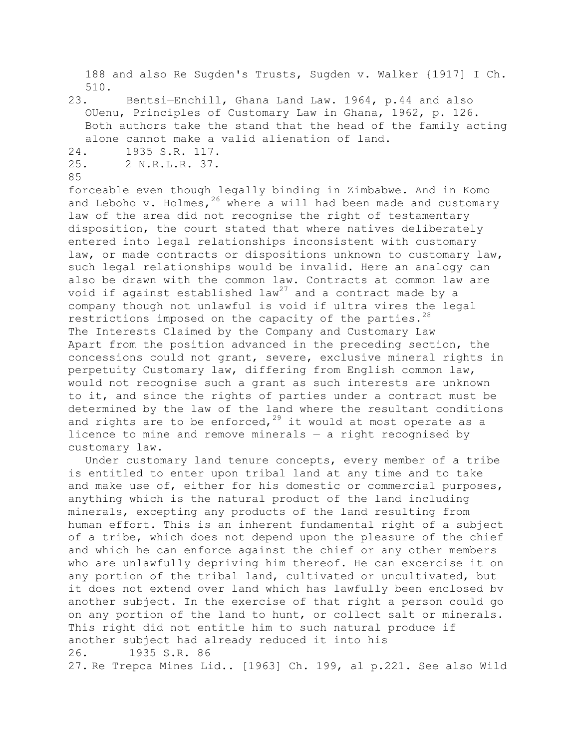188 and also Re Sugden's Trusts, Sugden v. Walker {1917] I Ch. 510.

23. Bentsi—Enchill, Ghana Land Law. 1964, p.44 and also OUenu, Principles of Customary Law in Ghana, 1962, p. 126. Both authors take the stand that the head of the family acting alone cannot make a valid alienation of land.

24. 1935 S.R. 117.

25. 2 N.R.L.R. 37.

forceable even though legally binding in Zimbabwe. And in Komo and Leboho v. Holmes,[26] where a will had been made and customary law of the area did not recognise the right of testamentary disposition, the court stated that where natives deliberately entered into legal relationships inconsistent with customary law, or made contracts or dispositions unknown to customary law, such legal relationships would be invalid. Here an analogy can also be drawn with the common law. Contracts at common law are void if against established law[27] and a contract made by a company though not unlawful is void if ultra vires the legal restrictions imposed on the capacity of the parties.[28]

## The Interests Claimed by the Company and Customary Law

Apart from the position advanced in the preceding section, the concessions could not grant, severe, exclusive mineral rights in perpetuity Customary law, differing from English common law, would not recognise such a grant as such interests are unknown to it, and since the rights of parties under a contract must be determined by the law of the land where the resultant conditions and rights are to be enforced,[29] it would at most operate as a licence to mine and remove minerals — a right recognised by customary law.

Under customary land tenure concepts, every member of a tribe is entitled to enter upon tribal land at any time and to take and make use of, either for his domestic or commercial purposes, anything which is the natural product of the land including minerals, excepting any products of the land resulting from human effort. This is an inherent fundamental right of a subject of a tribe, which does not depend upon the pleasure of the chief and which he can enforce against the chief or any other members who are unlawfully depriving him thereof. He can excercise it on any portion of the tribal land, cultivated or uncultivated, but it does not extend over land which has lawfully been enclosed bv another subject. In the exercise of that right a person could go on any portion of the land to hunt, or collect salt or minerals. This right did not entitle him to such natural produce if another subject had already reduced it into his

26. 1935 S.R. 86

27. Re Trepca Mines Lid.. [1963] Ch. 199, al p.221. See also Wild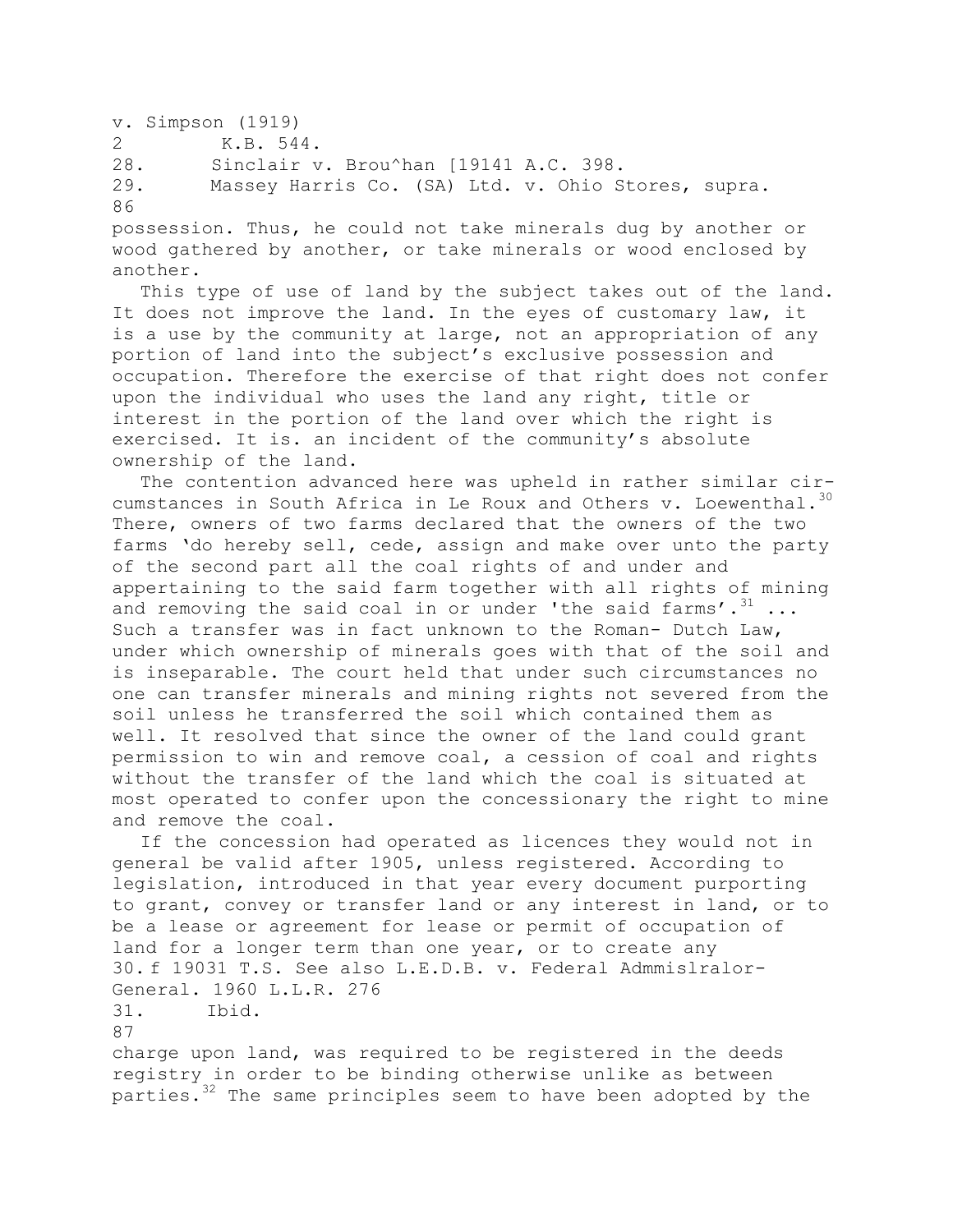v. Simpson (1919)
2 K.B. 544.
28. Sinclair v. Brou^han [19141 A.C. 398.
29. Massey Harris Co. (SA) Ltd. v. Ohio Stores, supra.

possession. Thus, he could not take minerals dug by another or wood gathered by another, or take minerals or wood enclosed by another.

This type of use of land by the subject takes out of the land. It does not improve the land. In the eyes of customary law, it is a use by the community at large, not an appropriation of any portion of land into the subject's exclusive possession and occupation. Therefore the exercise of that right does not confer upon the individual who uses the land any right, title or interest in the portion of the land over which the right is exercised. It is. an incident of the community's absolute ownership of the land.

The contention advanced here was upheld in rather similar circumstances in South Africa in Le Roux and Others v. Loewenthal.[30] There, owners of two farms declared that the owners of the two farms 'do hereby sell, cede, assign and make over unto the party of the second part all the coal rights of and under and appertaining to the said farm together with all rights of mining and removing the said coal in or under 'the said farms'.[31] ... Such a transfer was in fact unknown to the Roman- Dutch Law, under which ownership of minerals goes with that of the soil and is inseparable. The court held that under such circumstances no one can transfer minerals and mining rights not severed from the soil unless he transferred the soil which contained them as well. It resolved that since the owner of the land could grant permission to win and remove coal, a cession of coal and rights without the transfer of the land which the coal is situated at most operated to confer upon the concessionary the right to mine and remove the coal.

If the concession had operated as licences they would not in general be valid after 1905, unless registered. According to legislation, introduced in that year every document purporting to grant, convey or transfer land or any interest in land, or to be a lease or agreement for lease or permit of occupation of land for a longer term than one year, or to create any

30. f 19031 T.S. See also L.E.D.B. v. Federal Admmislralor-General. 1960 L.L.R. 276
31. Ibid.

charge upon land, was required to be registered in the deeds registry in order to be binding otherwise unlike as between parties.[32] The same principles seem to have been adopted by the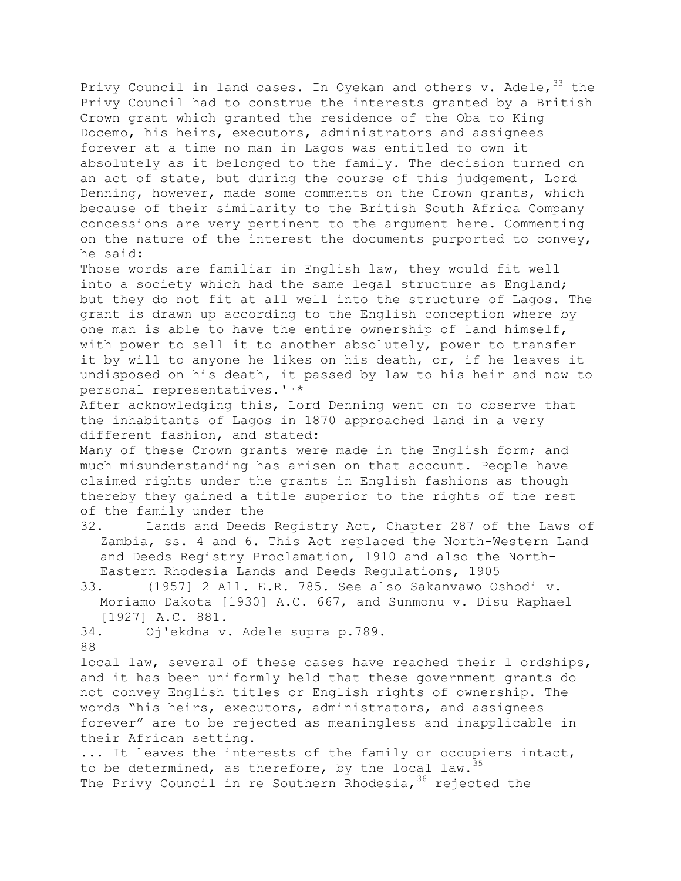Privy Council in land cases. In Oyekan and others v. Adele,[33] the Privy Council had to construe the interests granted by a British Crown grant which granted the residence of the Oba to King Docemo, his heirs, executors, administrators and assignees forever at a time no man in Lagos was entitled to own it absolutely as it belonged to the family. The decision turned on an act of state, but during the course of this judgement, Lord Denning, however, made some comments on the Crown grants, which because of their similarity to the British South Africa Company concessions are very pertinent to the argument here. Commenting on the nature of the interest the documents purported to convey, he said:

Those words are familiar in English law, they would fit well into a society which had the same legal structure as England; but they do not fit at all well into the structure of Lagos. The grant is drawn up according to the English conception where by one man is able to have the entire ownership of land himself, with power to sell it to another absolutely, power to transfer it by will to anyone he likes on his death, or, if he leaves it undisposed on his death, it passed by law to his heir and now to personal representatives.'·*

After acknowledging this, Lord Denning went on to observe that the inhabitants of Lagos in 1870 approached land in a very different fashion, and stated:

Many of these Crown grants were made in the English form; and much misunderstanding has arisen on that account. People have claimed rights under the grants in English fashions as though thereby they gained a title superior to the rights of the rest of the family under the local law, several of these cases have reached their l ordships, and it has been uniformly held that these government grants do not convey English titles or English rights of ownership. The words "his heirs, executors, administrators, and assignees forever" are to be rejected as meaningless and inapplicable in their African setting.

... It leaves the interests of the family or occupiers intact, to be determined, as therefore, by the local law.[35]

The Privy Council in re Southern Rhodesia,[36] rejected the

32. Lands and Deeds Registry Act, Chapter 287 of the Laws of Zambia, ss. 4 and 6. This Act replaced the North-Western Land and Deeds Registry Proclamation, 1910 and also the North-Eastern Rhodesia Lands and Deeds Regulations, 1905

33. (1957] 2 All. E.R. 785. See also Sakanvawo Oshodi v. Moriamo Dakota [1930] A.C. 667, and Sunmonu v. Disu Raphael [1927] A.C. 881.

34. Oj'ekdna v. Adele supra p.789.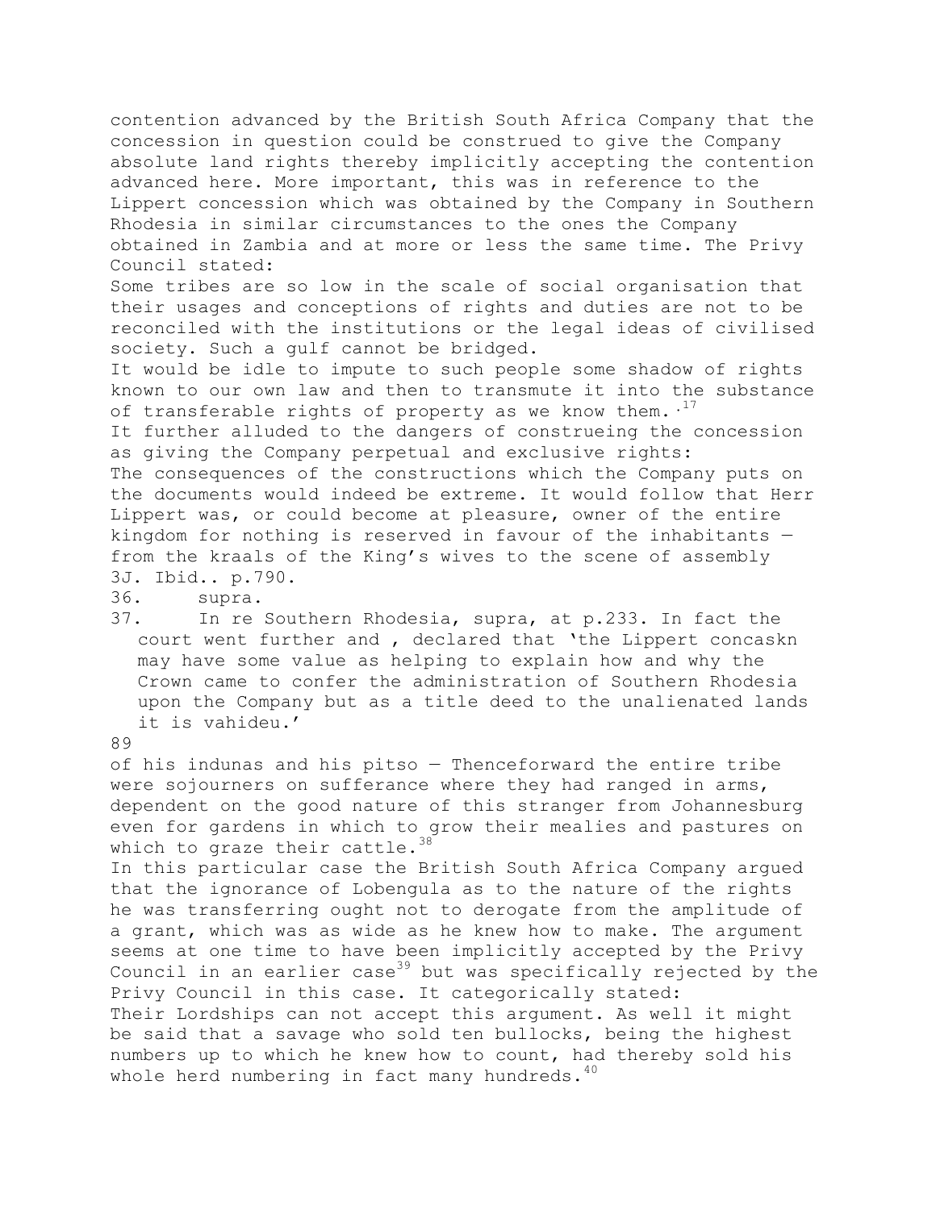contention advanced by the British South Africa Company that the concession in question could be construed to give the Company absolute land rights thereby implicitly accepting the contention advanced here. More important, this was in reference to the Lippert concession which was obtained by the Company in Southern Rhodesia in similar circumstances to the ones the Company obtained in Zambia and at more or less the same time. The Privy Council stated:

Some tribes are so low in the scale of social organisation that their usages and conceptions of rights and duties are not to be reconciled with the institutions or the legal ideas of civilised society. Such a gulf cannot be bridged.

It would be idle to impute to such people some shadow of rights known to our own law and then to transmute it into the substance of transferable rights of property as we know them.[17]

It further alluded to the dangers of construeing the concession as giving the Company perpetual and exclusive rights:

The consequences of the constructions which the Company puts on the documents would indeed be extreme. It would follow that Herr Lippert was, or could become at pleasure, owner of the entire kingdom for nothing is reserved in favour of the inhabitants — from the kraals of the King's wives to the scene of assembly of his indunas and his pitso — Thenceforward the entire tribe were sojourners on sufferance where they had ranged in arms, dependent on the good nature of this stranger from Johannesburg even for gardens in which to grow their mealies and pastures on which to graze their cattle.[38]

In this particular case the British South Africa Company argued that the ignorance of Lobengula as to the nature of the rights he was transferring ought not to derogate from the amplitude of a grant, which was as wide as he knew how to make. The argument seems at one time to have been implicitly accepted by the Privy Council in an earlier case[39] but was specifically rejected by the Privy Council in this case. It categorically stated:

Their Lordships can not accept this argument. As well it might be said that a savage who sold ten bullocks, being the highest numbers up to which he knew how to count, had thereby sold his whole herd numbering in fact many hundreds.[40]

---

3J. Ibid.. p.790.

36. supra.

37. In re Southern Rhodesia, supra, at p.233. In fact the court went further and , declared that 'the Lippert concaskn may have some value as helping to explain how and why the Crown came to confer the administration of Southern Rhodesia upon the Company but as a title deed to the unalienated lands it is vahideu.'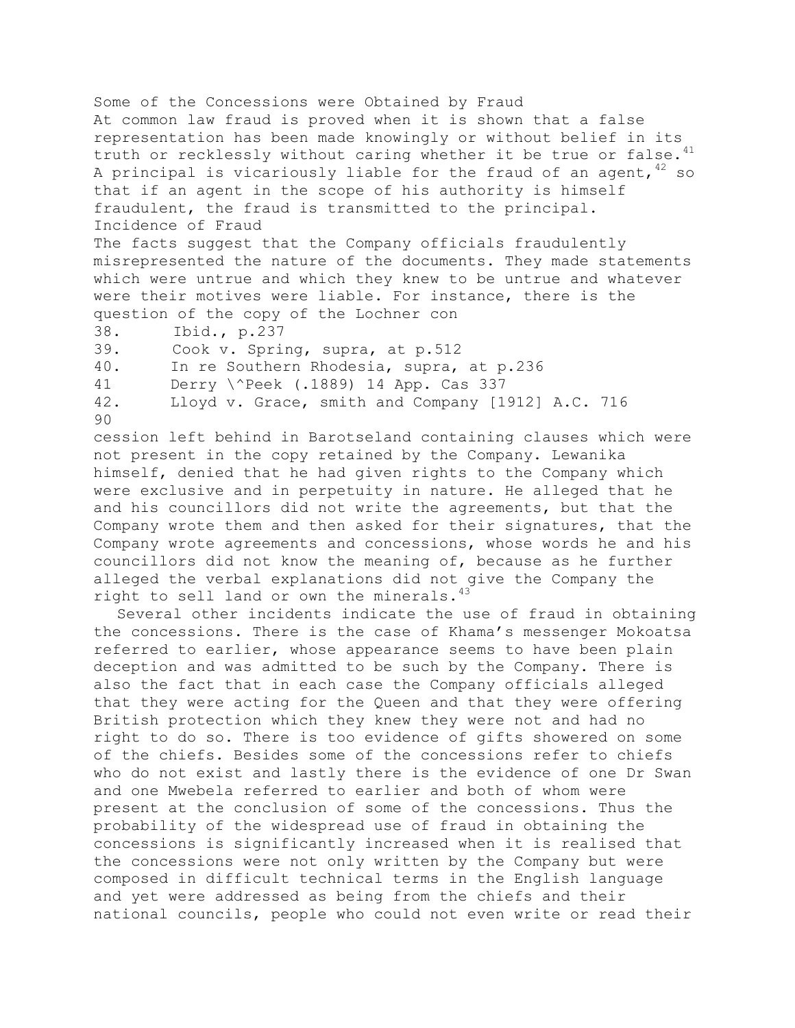## Some of the Concessions were Obtained by Fraud

At common law fraud is proved when it is shown that a false representation has been made knowingly or without belief in its truth or recklessly without caring whether it be true or false.[41] A principal is vicariously liable for the fraud of an agent,[42] so that if an agent in the scope of his authority is himself fraudulent, the fraud is transmitted to the principal.

### Incidence of Fraud

The facts suggest that the Company officials fraudulently misrepresented the nature of the documents. They made statements which were untrue and which they knew to be untrue and whatever were their motives were liable. For instance, there is the question of the copy of the Lochner concession left behind in Barotseland containing clauses which were not present in the copy retained by the Company. Lewanika himself, denied that he had given rights to the Company which were exclusive and in perpetuity in nature. He alleged that he and his councillors did not write the agreements, but that the Company wrote them and then asked for their signatures, that the Company wrote agreements and concessions, whose words he and his councillors did not know the meaning of, because as he further alleged the verbal explanations did not give the Company the right to sell land or own the minerals.[43]

Several other incidents indicate the use of fraud in obtaining the concessions. There is the case of Khama's messenger Mokoatsa referred to earlier, whose appearance seems to have been plain deception and was admitted to be such by the Company. There is also the fact that in each case the Company officials alleged that they were acting for the Queen and that they were offering British protection which they knew they were not and had no right to do so. There is too evidence of gifts showered on some of the chiefs. Besides some of the concessions refer to chiefs who do not exist and lastly there is the evidence of one Dr Swan and one Mwebela referred to earlier and both of whom were present at the conclusion of some of the concessions. Thus the probability of the widespread use of fraud in obtaining the concessions is significantly increased when it is realised that the concessions were not only written by the Company but were composed in difficult technical terms in the English language and yet were addressed as being from the chiefs and their national councils, people who could not even write or read their

38. Ibid., p.237
39. Cook v. Spring, supra, at p.512
40. In re Southern Rhodesia, supra, at p.236
41 Derry \^Peek (.1889) 14 App. Cas 337
42. Lloyd v. Grace, smith and Company [1912] A.C. 716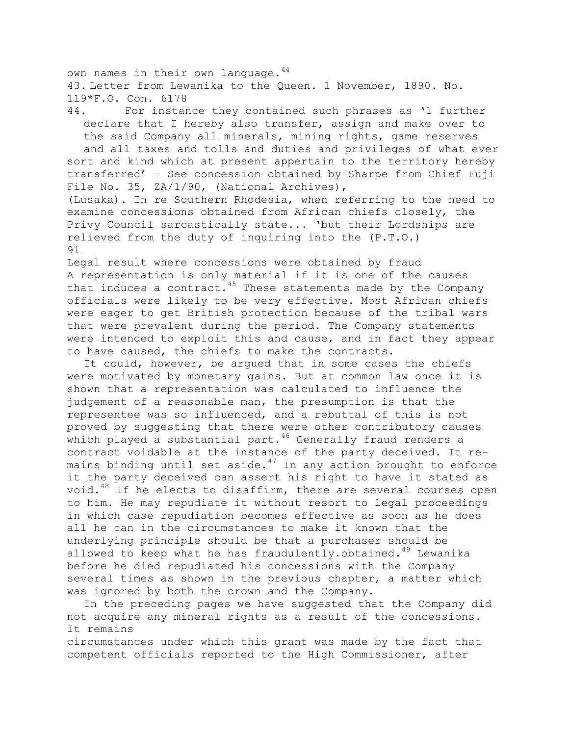own names in their own language.[44]

43. Letter from Lewanika to the Queen. 1 November, 1890. No. 119*F.O. Con. 6178

44. For instance they contained such phrases as '1 further declare that I hereby also transfer, assign and make over to the said Company all minerals, mining rights, game reserves and all taxes and tolls and duties and privileges of what ever sort and kind which at present appertain to the territory hereby transferred' — See concession obtained by Sharpe from Chief Fuji File No. 35, ZA/1/90, (National Archives), (Lusaka). In re Southern Rhodesia, when referring to the need to examine concessions obtained from African chiefs closely, the Privy Council sarcastically state... 'but their Lordships are relieved from the duty of inquiring into the (P.T.O.)

## Legal result where concessions were obtained by fraud

A representation is only material if it is one of the causes that induces a contract.[45] These statements made by the Company officials were likely to be very effective. Most African chiefs were eager to get British protection because of the tribal wars that were prevalent during the period. The Company statements were intended to exploit this and cause, and in fact they appear to have caused, the chiefs to make the contracts.

It could, however, be argued that in some cases the chiefs were motivated by monetary gains. But at common law once it is shown that a representation was calculated to influence the judgement of a reasonable man, the presumption is that the representee was so influenced, and a rebuttal of this is not proved by suggesting that there were other contributory causes which played a substantial part.[46] Generally fraud renders a contract voidable at the instance of the party deceived. It remains binding until set aside.[47] In any action brought to enforce it the party deceived can assert his right to have it stated as void.[48] If he elects to disaffirm, there are several courses open to him. He may repudiate it without resort to legal proceedings in which case repudiation becomes effective as soon as he does all he can in the circumstances to make it known that the underlying principle should be that a purchaser should be allowed to keep what he has fraudulently.obtained.[49] Lewanika before he died repudiated his concessions with the Company several times as shown in the previous chapter, a matter which was ignored by both the crown and the Company.

In the preceding pages we have suggested that the Company did not acquire any mineral rights as a result of the concessions. It remains

circumstances under which this grant was made by the fact that competent officials reported to the High Commissioner, after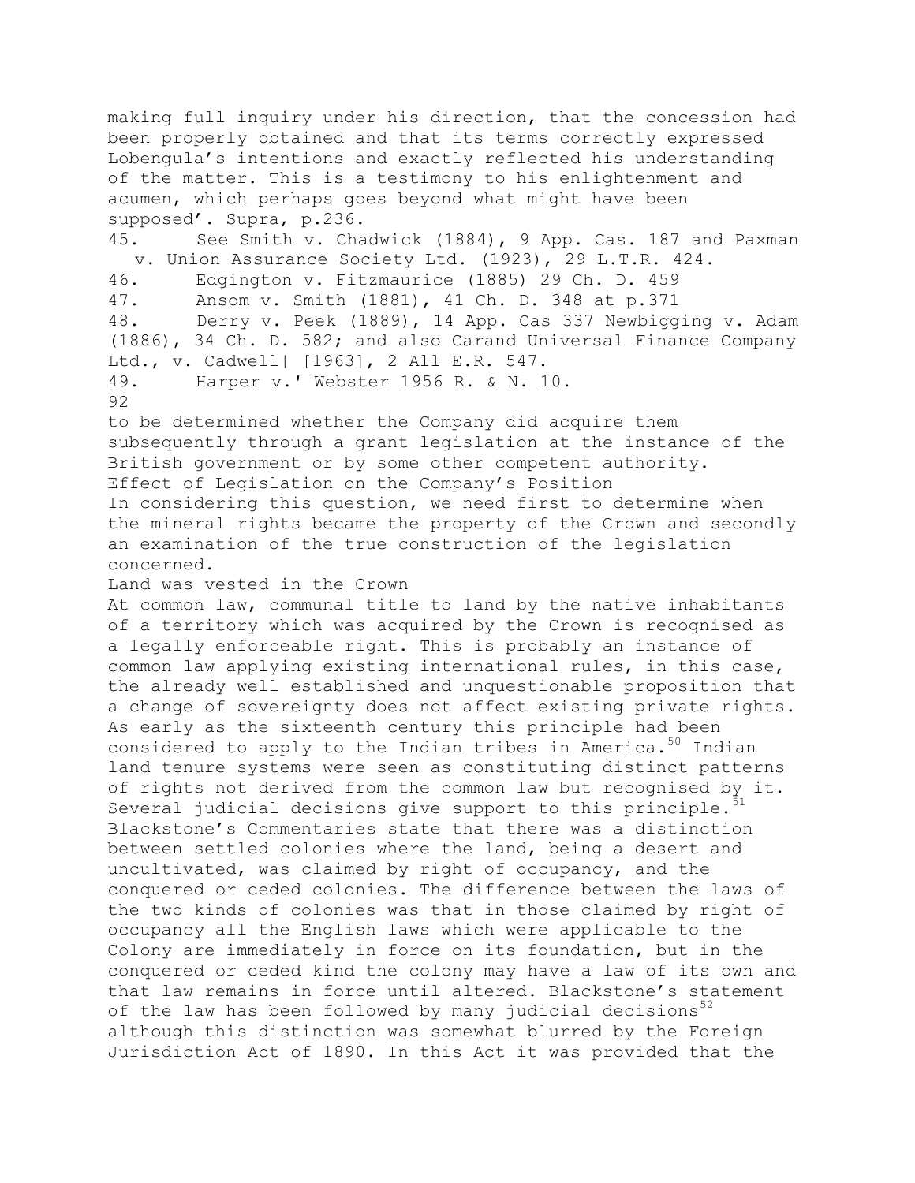making full inquiry under his direction, that the concession had been properly obtained and that its terms correctly expressed Lobengula's intentions and exactly reflected his understanding of the matter. This is a testimony to his enlightenment and acumen, which perhaps goes beyond what might have been supposed'. Supra, p.236.

45. See Smith v. Chadwick (1884), 9 App. Cas. 187 and Paxman v. Union Assurance Society Ltd. (1923), 29 L.T.R. 424.

46. Edgington v. Fitzmaurice (1885) 29 Ch. D. 459

47. Ansom v. Smith (1881), 41 Ch. D. 348 at p.371

48. Derry v. Peek (1889), 14 App. Cas 337 Newbigging v. Adam (1886), 34 Ch. D. 582; and also Carand Universal Finance Company Ltd., v. Cadwell| [1963], 2 All E.R. 547.

49. Harper v.' Webster 1956 R. & N. 10.

to be determined whether the Company did acquire them subsequently through a grant legislation at the instance of the British government or by some other competent authority.

## Effect of Legislation on the Company's Position

In considering this question, we need first to determine when the mineral rights became the property of the Crown and secondly an examination of the true construction of the legislation concerned.

### Land was vested in the Crown

At common law, communal title to land by the native inhabitants of a territory which was acquired by the Crown is recognised as a legally enforceable right. This is probably an instance of common law applying existing international rules, in this case, the already well established and unquestionable proposition that a change of sovereignty does not affect existing private rights. As early as the sixteenth century this principle had been considered to apply to the Indian tribes in America.[50] Indian land tenure systems were seen as constituting distinct patterns of rights not derived from the common law but recognised by it. Several judicial decisions give support to this principle.[51] Blackstone's Commentaries state that there was a distinction between settled colonies where the land, being a desert and uncultivated, was claimed by right of occupancy, and the conquered or ceded colonies. The difference between the laws of the two kinds of colonies was that in those claimed by right of occupancy all the English laws which were applicable to the Colony are immediately in force on its foundation, but in the conquered or ceded kind the colony may have a law of its own and that law remains in force until altered. Blackstone's statement of the law has been followed by many judicial decisions[52] although this distinction was somewhat blurred by the Foreign Jurisdiction Act of 1890. In this Act it was provided that the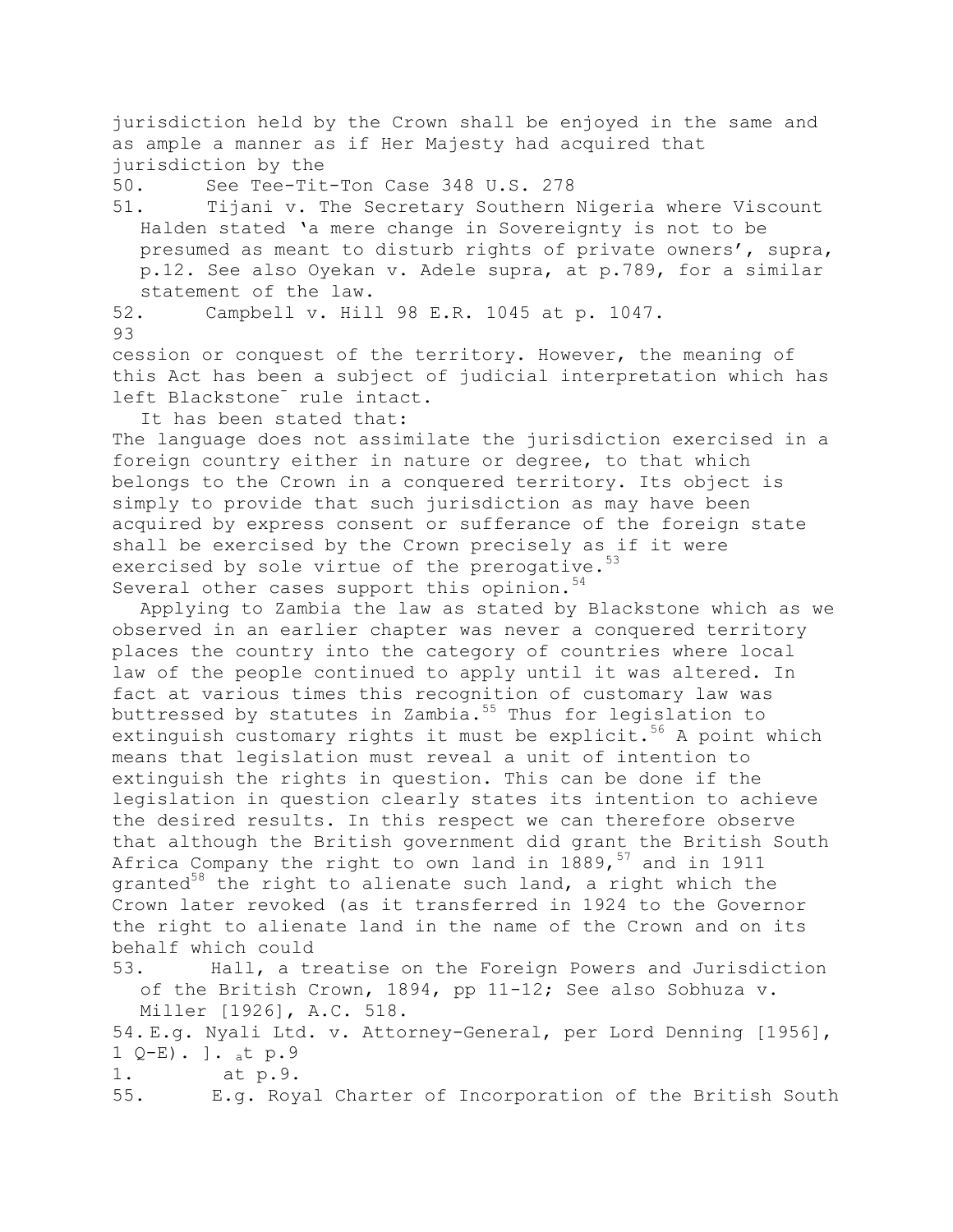jurisdiction held by the Crown shall be enjoyed in the same and as ample a manner as if Her Majesty had acquired that jurisdiction by the

50. See Tee-Tit-Ton Case 348 U.S. 278

51. Tijani v. The Secretary Southern Nigeria where Viscount Halden stated 'a mere change in Sovereignty is not to be presumed as meant to disturb rights of private owners', supra, p.12. See also Oyekan v. Adele supra, at p.789, for a similar statement of the law.

52. Campbell v. Hill 98 E.R. 1045 at p. 1047.

cession or conquest of the territory. However, the meaning of this Act has been a subject of judicial interpretation which has left Blackstone¯ rule intact.

It has been stated that:

The language does not assimilate the jurisdiction exercised in a foreign country either in nature or degree, to that which belongs to the Crown in a conquered territory. Its object is simply to provide that such jurisdiction as may have been acquired by express consent or sufferance of the foreign state shall be exercised by the Crown precisely as if it were exercised by sole virtue of the prerogative.[53]

Several other cases support this opinion.[54]

Applying to Zambia the law as stated by Blackstone which as we observed in an earlier chapter was never a conquered territory places the country into the category of countries where local law of the people continued to apply until it was altered. In fact at various times this recognition of customary law was buttressed by statutes in Zambia.[55] Thus for legislation to extinguish customary rights it must be explicit.[56] A point which means that legislation must reveal a unit of intention to extinguish the rights in question. This can be done if the legislation in question clearly states its intention to achieve the desired results. In this respect we can therefore observe that although the British government did grant the British South Africa Company the right to own land in 1889,[57] and in 1911 granted[58] the right to alienate such land, a right which the Crown later revoked (as it transferred in 1924 to the Governor the right to alienate land in the name of the Crown and on its behalf which could

53. Hall, a treatise on the Foreign Powers and Jurisdiction of the British Crown, 1894, pp 11-12; See also Sobhuza v. Miller [1926], A.C. 518.

54. E.g. Nyali Ltd. v. Attorney-General, per Lord Denning [1956], 1 Q-E). ]. at p.9

1. at p.9.

55. E.g. Royal Charter of Incorporation of the British South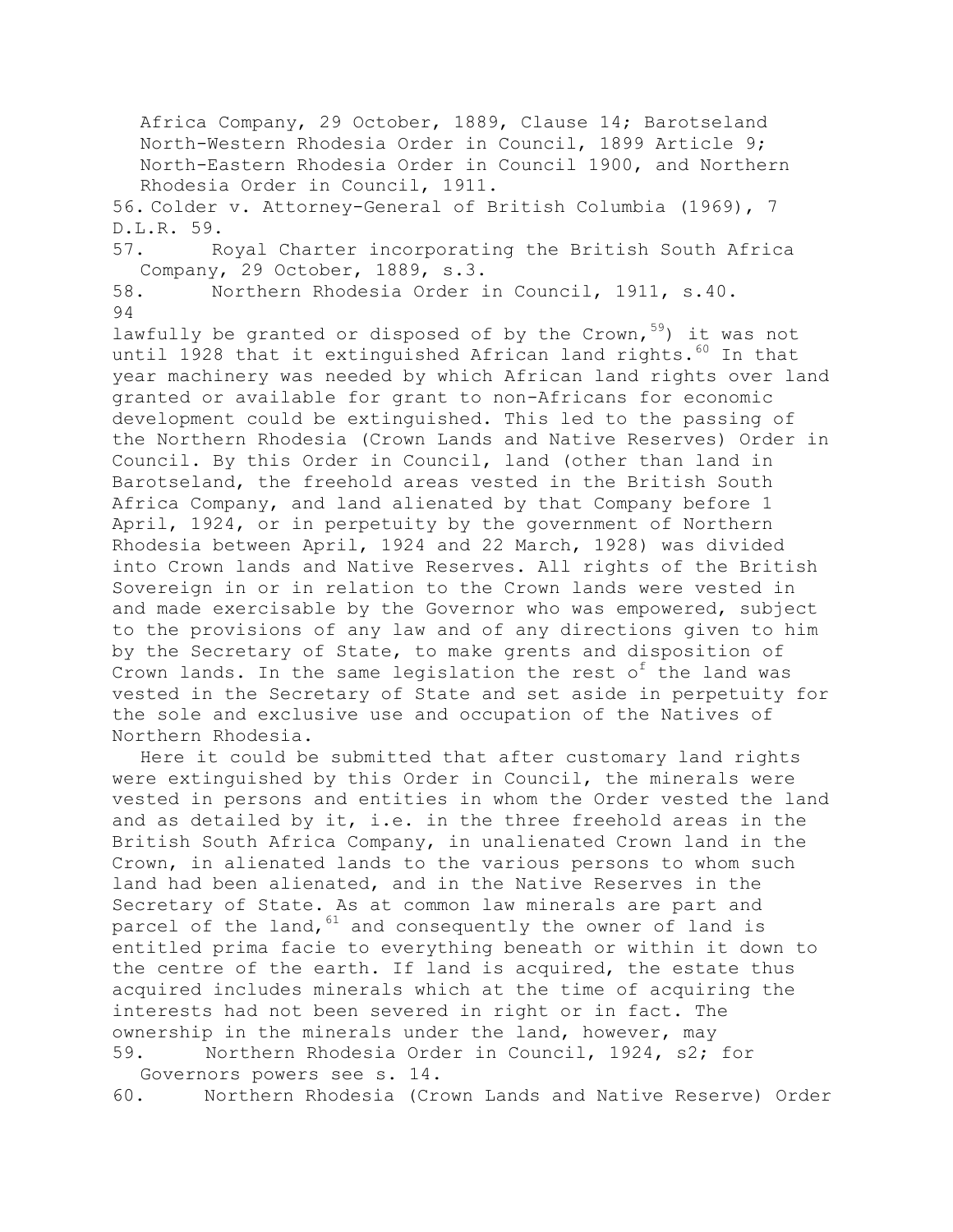Africa Company, 29 October, 1889, Clause 14; Barotseland North-Western Rhodesia Order in Council, 1899 Article 9; North-Eastern Rhodesia Order in Council 1900, and Northern Rhodesia Order in Council, 1911.

56. Colder v. Attorney-General of British Columbia (1969), 7 D.L.R. 59.
57. Royal Charter incorporating the British South Africa Company, 29 October, 1889, s.3.
58. Northern Rhodesia Order in Council, 1911, s.40.

lawfully be granted or disposed of by the Crown,[59]) it was not until 1928 that it extinguished African land rights.[60] In that year machinery was needed by which African land rights over land granted or available for grant to non-Africans for economic development could be extinguished. This led to the passing of the Northern Rhodesia (Crown Lands and Native Reserves) Order in Council. By this Order in Council, land (other than land in Barotseland, the freehold areas vested in the British South Africa Company, and land alienated by that Company before 1 April, 1924, or in perpetuity by the government of Northern Rhodesia between April, 1924 and 22 March, 1928) was divided into Crown lands and Native Reserves. All rights of the British Sovereign in or in relation to the Crown lands were vested in and made exercisable by the Governor who was empowered, subject to the provisions of any law and of any directions given to him by the Secretary of State, to make grents and disposition of Crown lands. In the same legislation the rest of the land was vested in the Secretary of State and set aside in perpetuity for the sole and exclusive use and occupation of the Natives of Northern Rhodesia.

Here it could be submitted that after customary land rights were extinguished by this Order in Council, the minerals were vested in persons and entities in whom the Order vested the land and as detailed by it, i.e. in the three freehold areas in the British South Africa Company, in unalienated Crown land in the Crown, in alienated lands to the various persons to whom such land had been alienated, and in the Native Reserves in the Secretary of State. As at common law minerals are part and parcel of the land,[61] and consequently the owner of land is entitled prima facie to everything beneath or within it down to the centre of the earth. If land is acquired, the estate thus acquired includes minerals which at the time of acquiring the interests had not been severed in right or in fact. The ownership in the minerals under the land, however, may

59. Northern Rhodesia Order in Council, 1924, s2; for Governors powers see s. 14.
60. Northern Rhodesia (Crown Lands and Native Reserve) Order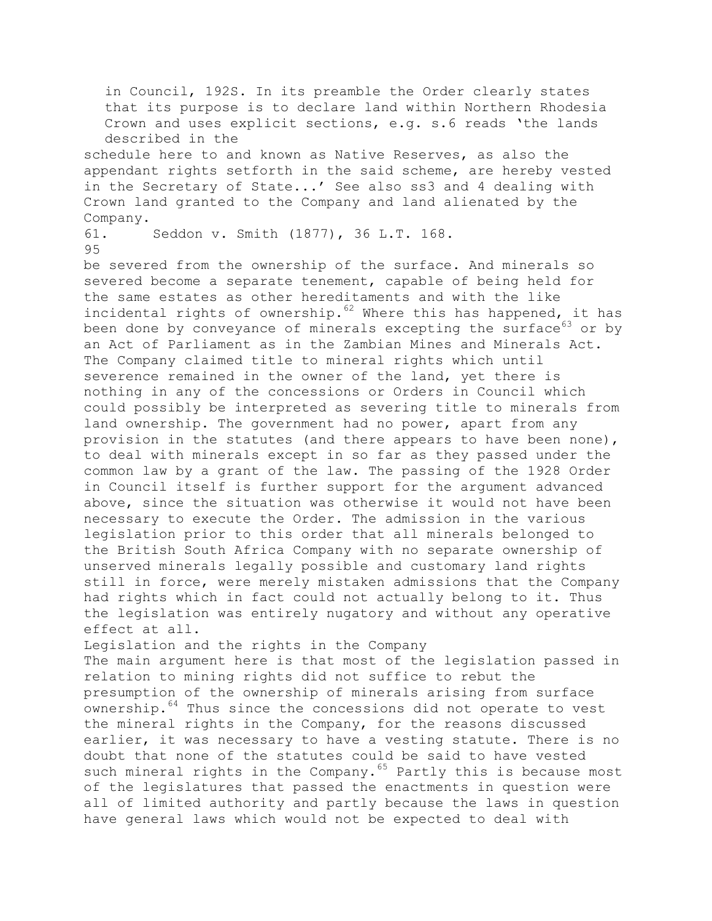in Council, 192S. In its preamble the Order clearly states that its purpose is to declare land within Northern Rhodesia Crown and uses explicit sections, e.g. s.6 reads 'the lands described in the schedule here to and known as Native Reserves, as also the appendant rights setforth in the said scheme, are hereby vested in the Secretary of State...' See also ss3 and 4 dealing with Crown land granted to the Company and land alienated by the Company.

61. Seddon v. Smith (1877), 36 L.T. 168.

be severed from the ownership of the surface. And minerals so severed become a separate tenement, capable of being held for the same estates as other hereditaments and with the like incidental rights of ownership.[62] Where this has happened, it has been done by conveyance of minerals excepting the surface[63] or by an Act of Parliament as in the Zambian Mines and Minerals Act. The Company claimed title to mineral rights which until severence remained in the owner of the land, yet there is nothing in any of the concessions or Orders in Council which could possibly be interpreted as severing title to minerals from land ownership. The government had no power, apart from any provision in the statutes (and there appears to have been none), to deal with minerals except in so far as they passed under the common law by a grant of the law. The passing of the 1928 Order in Council itself is further support for the argument advanced above, since the situation was otherwise it would not have been necessary to execute the Order. The admission in the various legislation prior to this order that all minerals belonged to the British South Africa Company with no separate ownership of unserved minerals legally possible and customary land rights still in force, were merely mistaken admissions that the Company had rights which in fact could not actually belong to it. Thus the legislation was entirely nugatory and without any operative effect at all.

## Legislation and the rights in the Company

The main argument here is that most of the legislation passed in relation to mining rights did not suffice to rebut the presumption of the ownership of minerals arising from surface ownership.[64] Thus since the concessions did not operate to vest the mineral rights in the Company, for the reasons discussed earlier, it was necessary to have a vesting statute. There is no doubt that none of the statutes could be said to have vested such mineral rights in the Company.[65] Partly this is because most of the legislatures that passed the enactments in question were all of limited authority and partly because the laws in question have general laws which would not be expected to deal with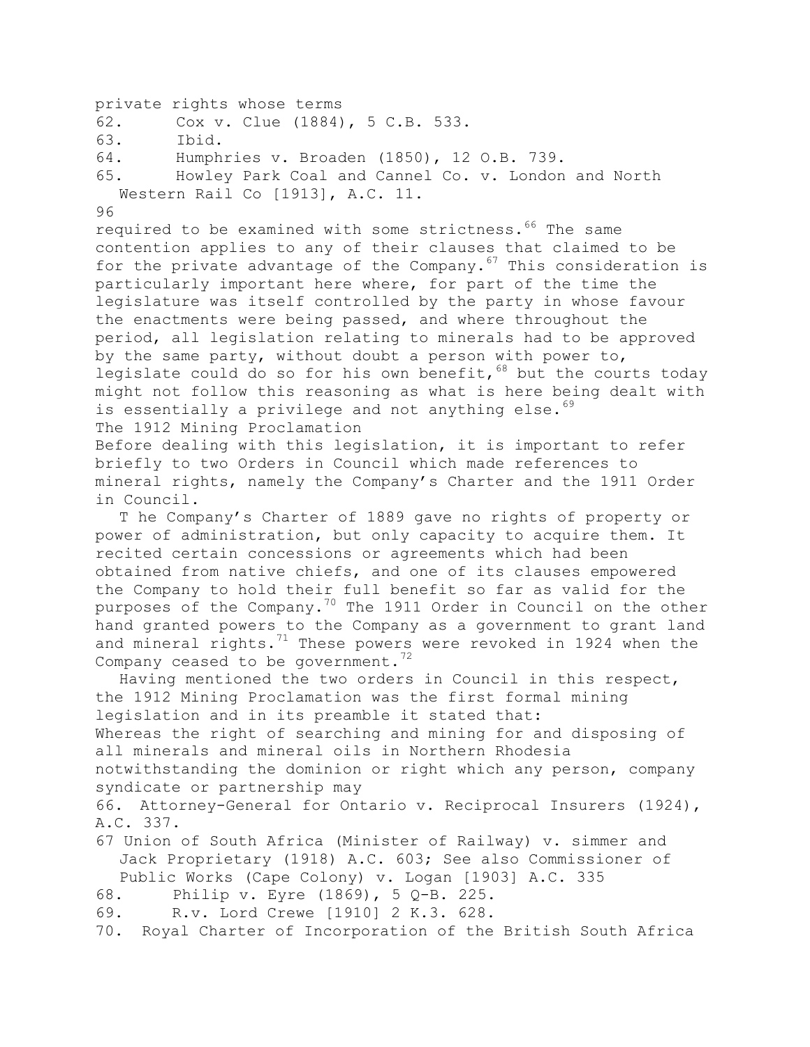private rights whose terms

62. Cox v. Clue (1884), 5 C.B. 533.

63. Ibid.

64. Humphries v. Broaden (1850), 12 O.B. 739.

65. Howley Park Coal and Cannel Co. v. London and North Western Rail Co [1913], A.C. 11.

required to be examined with some strictness.[66] The same contention applies to any of their clauses that claimed to be for the private advantage of the Company.[67] This consideration is particularly important here where, for part of the time the legislature was itself controlled by the party in whose favour the enactments were being passed, and where throughout the period, all legislation relating to minerals had to be approved by the same party, without doubt a person with power to, legislate could do so for his own benefit,[68] but the courts today might not follow this reasoning as what is here being dealt with is essentially a privilege and not anything else.[69]

## The 1912 Mining Proclamation

Before dealing with this legislation, it is important to refer briefly to two Orders in Council which made references to mineral rights, namely the Company's Charter and the 1911 Order in Council.

T he Company's Charter of 1889 gave no rights of property or power of administration, but only capacity to acquire them. It recited certain concessions or agreements which had been obtained from native chiefs, and one of its clauses empowered the Company to hold their full benefit so far as valid for the purposes of the Company.[70] The 1911 Order in Council on the other hand granted powers to the Company as a government to grant land and mineral rights.[71] These powers were revoked in 1924 when the Company ceased to be government.[72]

Having mentioned the two orders in Council in this respect, the 1912 Mining Proclamation was the first formal mining legislation and in its preamble it stated that:

Whereas the right of searching and mining for and disposing of all minerals and mineral oils in Northern Rhodesia notwithstanding the dominion or right which any person, company syndicate or partnership may

66. Attorney-General for Ontario v. Reciprocal Insurers (1924), A.C. 337.

67 Union of South Africa (Minister of Railway) v. simmer and Jack Proprietary (1918) A.C. 603; See also Commissioner of Public Works (Cape Colony) v. Logan [1903] A.C. 335

68. Philip v. Eyre (1869), 5 Q-B. 225.

69. R.v. Lord Crewe [1910] 2 K.3. 628.

70. Royal Charter of Incorporation of the British South Africa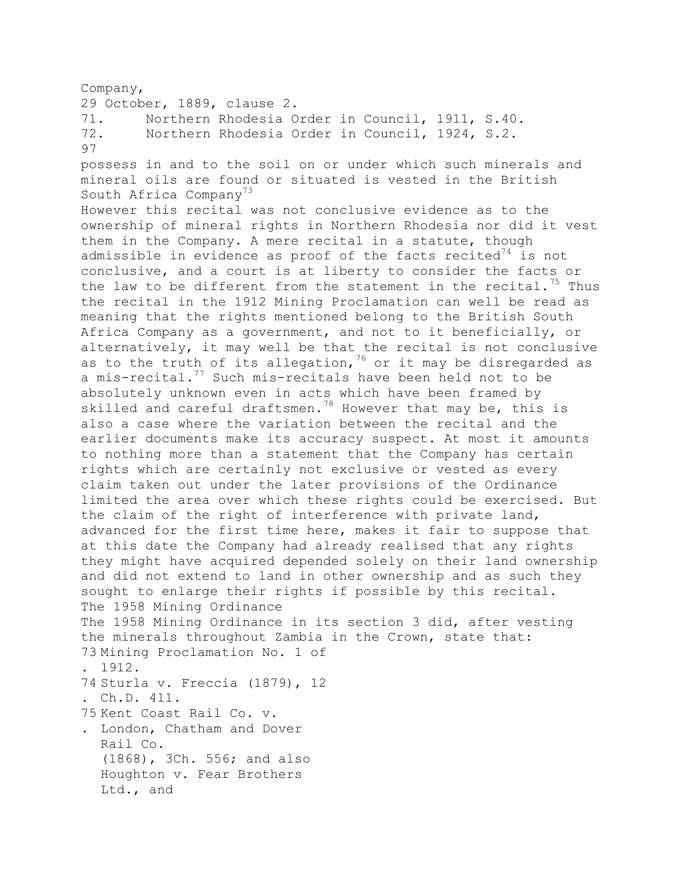Company,
29 October, 1889, clause 2.
71. Northern Rhodesia Order in Council, 1911, S.40.
72. Northern Rhodesia Order in Council, 1924, S.2.

possess in and to the soil on or under which such minerals and mineral oils are found or situated is vested in the British South Africa Company[73]

However this recital was not conclusive evidence as to the ownership of mineral rights in Northern Rhodesia nor did it vest them in the Company. A mere recital in a statute, though admissible in evidence as proof of the facts recited[74] is not conclusive, and a court is at liberty to consider the facts or the law to be different from the statement in the recital.[75] Thus the recital in the 1912 Mining Proclamation can well be read as meaning that the rights mentioned belong to the British South Africa Company as a government, and not to it beneficially, or alternatively, it may well be that the recital is not conclusive as to the truth of its allegation,[76] or it may be disregarded as a mis-recital.[77] Such mis-recitals have been held not to be absolutely unknown even in acts which have been framed by skilled and careful draftsmen.[78] However that may be, this is also a case where the variation between the recital and the earlier documents make its accuracy suspect. At most it amounts to nothing more than a statement that the Company has certain rights which are certainly not exclusive or vested as every claim taken out under the later provisions of the Ordinance limited the area over which these rights could be exercised. But the claim of the right of interference with private land, advanced for the first time here, makes it fair to suppose that at this date the Company had already realised that any rights they might have acquired depended solely on their land ownership and did not extend to land in other ownership and as such they sought to enlarge their rights if possible by this recital.

## The 1958 Mining Ordinance

The 1958 Mining Ordinance in its section 3 did, after vesting the minerals throughout Zambia in the Crown, state that:

73. Mining Proclamation No. 1 of 1912.
74. Sturla v. Freccia (1879), 12 Ch.D. 411.
75. Kent Coast Rail Co. v. London, Chatham and Dover Rail Co. (1868), 3Ch. 556; and also Houghton v. Fear Brothers Ltd., and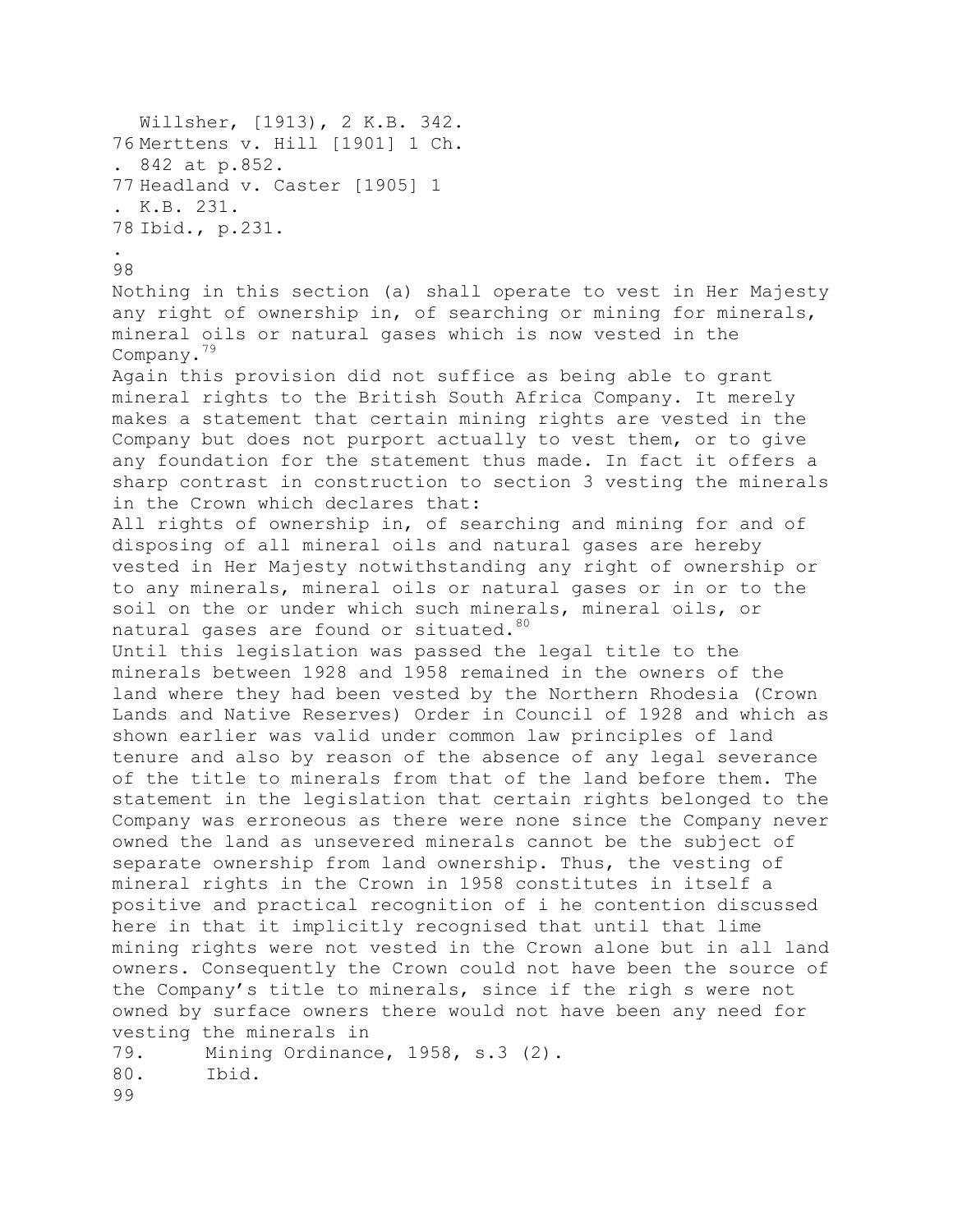Willsher, [1913), 2 K.B. 342.

76 Merttens v. Hill [1901] 1 Ch. 842 at p.852.

77 Headland v. Caster [1905] 1 K.B. 231.

78 Ibid., p.231.

Nothing in this section (a) shall operate to vest in Her Majesty any right of ownership in, of searching or mining for minerals, mineral oils or natural gases which is now vested in the Company.[79]

Again this provision did not suffice as being able to grant mineral rights to the British South Africa Company. It merely makes a statement that certain mining rights are vested in the Company but does not purport actually to vest them, or to give any foundation for the statement thus made. In fact it offers a sharp contrast in construction to section 3 vesting the minerals in the Crown which declares that:

All rights of ownership in, of searching and mining for and of disposing of all mineral oils and natural gases are hereby vested in Her Majesty notwithstanding any right of ownership or to any minerals, mineral oils or natural gases or in or to the soil on the or under which such minerals, mineral oils, or natural gases are found or situated.[80]

Until this legislation was passed the legal title to the minerals between 1928 and 1958 remained in the owners of the land where they had been vested by the Northern Rhodesia (Crown Lands and Native Reserves) Order in Council of 1928 and which as shown earlier was valid under common law principles of land tenure and also by reason of the absence of any legal severance of the title to minerals from that of the land before them. The statement in the legislation that certain rights belonged to the Company was erroneous as there were none since the Company never owned the land as unsevered minerals cannot be the subject of separate ownership from land ownership. Thus, the vesting of mineral rights in the Crown in 1958 constitutes in itself a positive and practical recognition of i he contention discussed here in that it implicitly recognised that until that lime mining rights were not vested in the Crown alone but in all land owners. Consequently the Crown could not have been the source of the Company's title to minerals, since if the righ s were not owned by surface owners there would not have been any need for vesting the minerals in

79. Mining Ordinance, 1958, s.3 (2).

80. Ibid.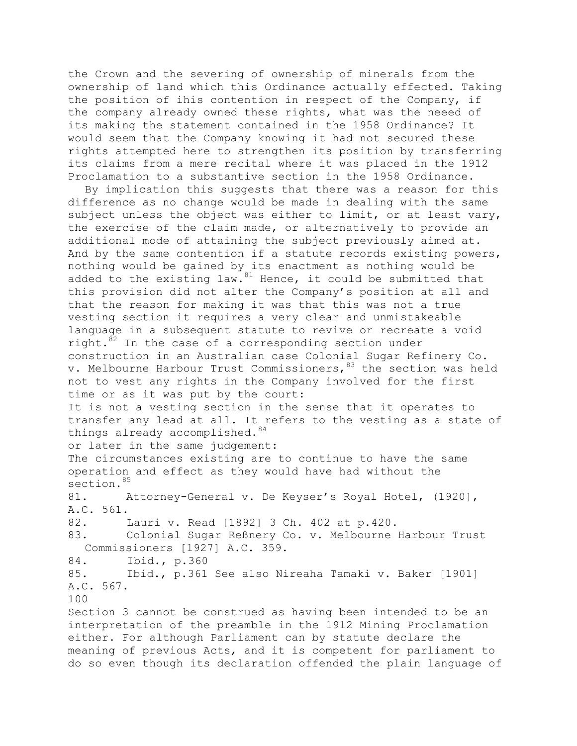the Crown and the severing of ownership of minerals from the ownership of land which this Ordinance actually effected. Taking the position of ihis contention in respect of the Company, if the company already owned these rights, what was the neeed of its making the statement contained in the 1958 Ordinance? It would seem that the Company knowing it had not secured these rights attempted here to strengthen its position by transferring its claims from a mere recital where it was placed in the 1912 Proclamation to a substantive section in the 1958 Ordinance.

By implication this suggests that there was a reason for this difference as no change would be made in dealing with the same subject unless the object was either to limit, or at least vary, the exercise of the claim made, or alternatively to provide an additional mode of attaining the subject previously aimed at. And by the same contention if a statute records existing powers, nothing would be gained by its enactment as nothing would be added to the existing law.[81] Hence, it could be submitted that this provision did not alter the Company's position at all and that the reason for making it was that this was not a true vesting section it requires a very clear and unmistakeable language in a subsequent statute to revive or recreate a void right.[82] In the case of a corresponding section under construction in an Australian case Colonial Sugar Refinery Co. v. Melbourne Harbour Trust Commissioners,[83] the section was held not to vest any rights in the Company involved for the first time or as it was put by the court:

It is not a vesting section in the sense that it operates to transfer any lead at all. It refers to the vesting as a state of things already accomplished.[84]

or later in the same judgement:

The circumstances existing are to continue to have the same operation and effect as they would have had without the section.[85]

81. Attorney-General v. De Keyser's Royal Hotel, (1920], A.C. 561.

82. Lauri v. Read [1892] 3 Ch. 402 at p.420.

83. Colonial Sugar Reßnery Co. v. Melbourne Harbour Trust Commissioners [1927] A.C. 359.

84. Ibid., p.360

85. Ibid., p.361 See also Nireaha Tamaki v. Baker [1901] A.C. 567.

Section 3 cannot be construed as having been intended to be an interpretation of the preamble in the 1912 Mining Proclamation either. For although Parliament can by statute declare the meaning of previous Acts, and it is competent for parliament to do so even though its declaration offended the plain language of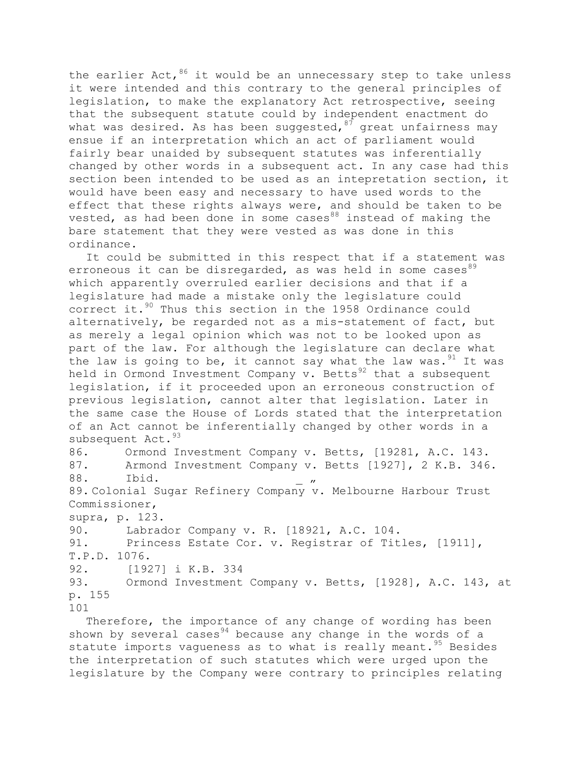the earlier Act,[86] it would be an unnecessary step to take unless it were intended and this contrary to the general principles of legislation, to make the explanatory Act retrospective, seeing that the subsequent statute could by independent enactment do what was desired. As has been suggested,[87] great unfairness may ensue if an interpretation which an act of parliament would fairly bear unaided by subsequent statutes was inferentially changed by other words in a subsequent act. In any case had this section been intended to be used as an intepretation section, it would have been easy and necessary to have used words to the effect that these rights always were, and should be taken to be vested, as had been done in some cases[88] instead of making the bare statement that they were vested as was done in this ordinance.

It could be submitted in this respect that if a statement was erroneous it can be disregarded, as was held in some cases[89] which apparently overruled earlier decisions and that if a legislature had made a mistake only the legislature could correct it.[90] Thus this section in the 1958 Ordinance could alternatively, be regarded not as a mis-statement of fact, but as merely a legal opinion which was not to be looked upon as part of the law. For although the legislature can declare what the law is going to be, it cannot say what the law was.[91] It was held in Ormond Investment Company v. Betts[92] that a subsequent legislation, if it proceeded upon an erroneous construction of previous legislation, cannot alter that legislation. Later in the same case the House of Lords stated that the interpretation of an Act cannot be inferentially changed by other words in a subsequent Act.[93]

86. Ormond Investment Company v. Betts, [19281, A.C. 143.
87. Armond Investment Company v. Betts [1927], 2 K.B. 346.
88. Ibid. _ "
89. Colonial Sugar Refinery Company v. Melbourne Harbour Trust Commissioner, supra, p. 123.
90. Labrador Company v. R. [18921, A.C. 104.
91. Princess Estate Cor. v. Registrar of Titles, [1911], T.P.D. 1076.
92. [1927] i K.B. 334
93. Ormond Investment Company v. Betts, [1928], A.C. 143, at p. 155

Therefore, the importance of any change of wording has been shown by several cases[94] because any change in the words of a statute imports vagueness as to what is really meant.[95] Besides the interpretation of such statutes which were urged upon the legislature by the Company were contrary to principles relating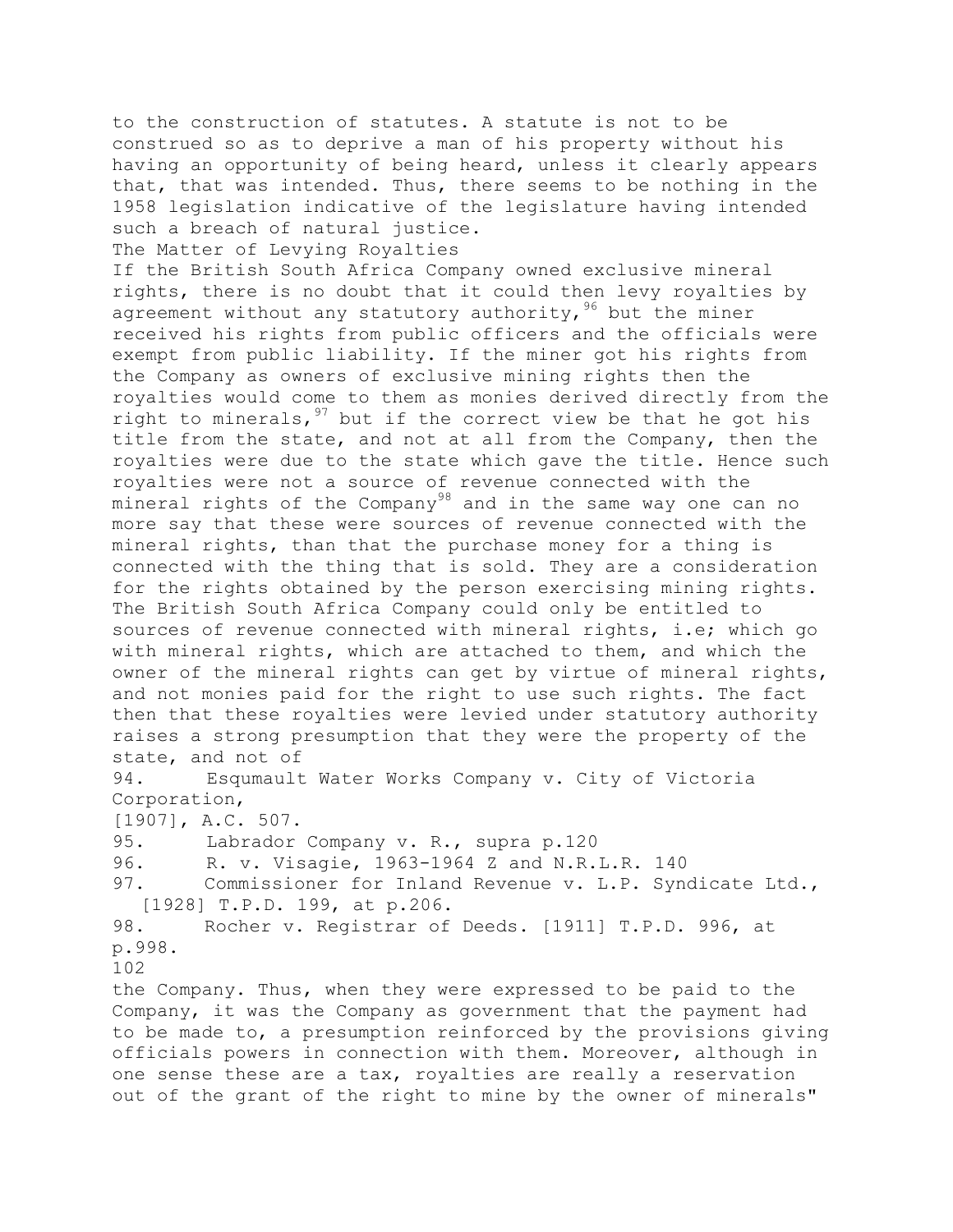to the construction of statutes. A statute is not to be construed so as to deprive a man of his property without his having an opportunity of being heard, unless it clearly appears that, that was intended. Thus, there seems to be nothing in the 1958 legislation indicative of the legislature having intended such a breach of natural justice.

## The Matter of Levying Royalties

If the British South Africa Company owned exclusive mineral rights, there is no doubt that it could then levy royalties by agreement without any statutory authority,[96] but the miner received his rights from public officers and the officials were exempt from public liability. If the miner got his rights from the Company as owners of exclusive mining rights then the royalties would come to them as monies derived directly from the right to minerals,[97] but if the correct view be that he got his title from the state, and not at all from the Company, then the royalties were due to the state which gave the title. Hence such royalties were not a source of revenue connected with the mineral rights of the Company[98] and in the same way one can no more say that these were sources of revenue connected with the mineral rights, than that the purchase money for a thing is connected with the thing that is sold. They are a consideration for the rights obtained by the person exercising mining rights. The British South Africa Company could only be entitled to sources of revenue connected with mineral rights, i.e; which go with mineral rights, which are attached to them, and which the owner of the mineral rights can get by virtue of mineral rights, and not monies paid for the right to use such rights. The fact then that these royalties were levied under statutory authority raises a strong presumption that they were the property of the state, and not of the Company. Thus, when they were expressed to be paid to the Company, it was the Company as government that the payment had to be made to, a presumption reinforced by the provisions giving officials powers in connection with them. Moreover, although in one sense these are a tax, royalties are really a reservation out of the grant of the right to mine by the owner of minerals"

94. Esqumault Water Works Company v. City of Victoria Corporation, [1907], A.C. 507.
95. Labrador Company v. R., supra p.120
96. R. v. Visagie, 1963-1964 Z and N.R.L.R. 140
97. Commissioner for Inland Revenue v. L.P. Syndicate Ltd., [1928] T.P.D. 199, at p.206.
98. Rocher v. Registrar of Deeds. [1911] T.P.D. 996, at p.998.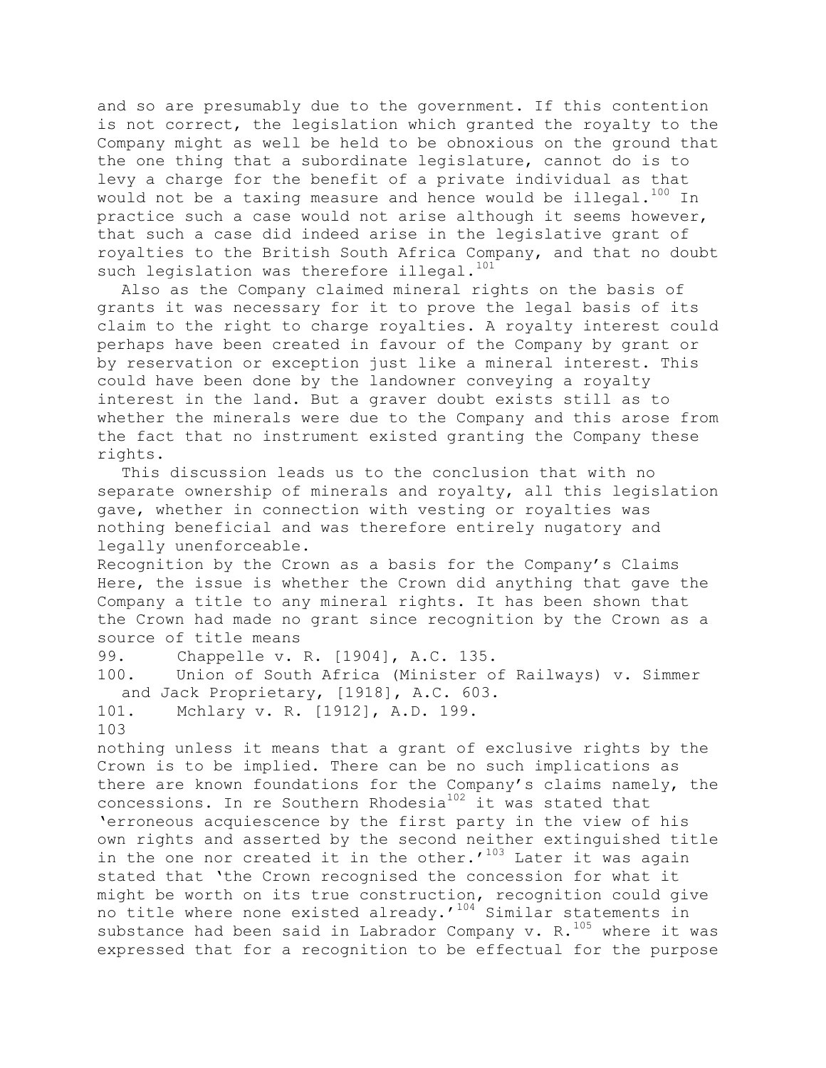and so are presumably due to the government. If this contention is not correct, the legislation which granted the royalty to the Company might as well be held to be obnoxious on the ground that the one thing that a subordinate legislature, cannot do is to levy a charge for the benefit of a private individual as that would not be a taxing measure and hence would be illegal.[100] In practice such a case would not arise although it seems however, that such a case did indeed arise in the legislative grant of royalties to the British South Africa Company, and that no doubt such legislation was therefore illegal.[101]

Also as the Company claimed mineral rights on the basis of grants it was necessary for it to prove the legal basis of its claim to the right to charge royalties. A royalty interest could perhaps have been created in favour of the Company by grant or by reservation or exception just like a mineral interest. This could have been done by the landowner conveying a royalty interest in the land. But a graver doubt exists still as to whether the minerals were due to the Company and this arose from the fact that no instrument existed granting the Company these rights.

This discussion leads us to the conclusion that with no separate ownership of minerals and royalty, all this legislation gave, whether in connection with vesting or royalties was nothing beneficial and was therefore entirely nugatory and legally unenforceable.

### Recognition by the Crown as a basis for the Company's Claims

Here, the issue is whether the Crown did anything that gave the Company a title to any mineral rights. It has been shown that the Crown had made no grant since recognition by the Crown as a source of title means nothing unless it means that a grant of exclusive rights by the Crown is to be implied. There can be no such implications as there are known foundations for the Company's claims namely, the concessions. In re Southern Rhodesia[102] it was stated that 'erroneous acquiescence by the first party in the view of his own rights and asserted by the second neither extinguished title in the one nor created it in the other.'[103] Later it was again stated that 'the Crown recognised the concession for what it might be worth on its true construction, recognition could give no title where none existed already.'[104] Similar statements in substance had been said in Labrador Company v. R.[105] where it was expressed that for a recognition to be effectual for the purpose

99. Chappelle v. R. [1904], A.C. 135.
100. Union of South Africa (Minister of Railways) v. Simmer and Jack Proprietary, [1918], A.C. 603.
101. Mchlary v. R. [1912], A.D. 199.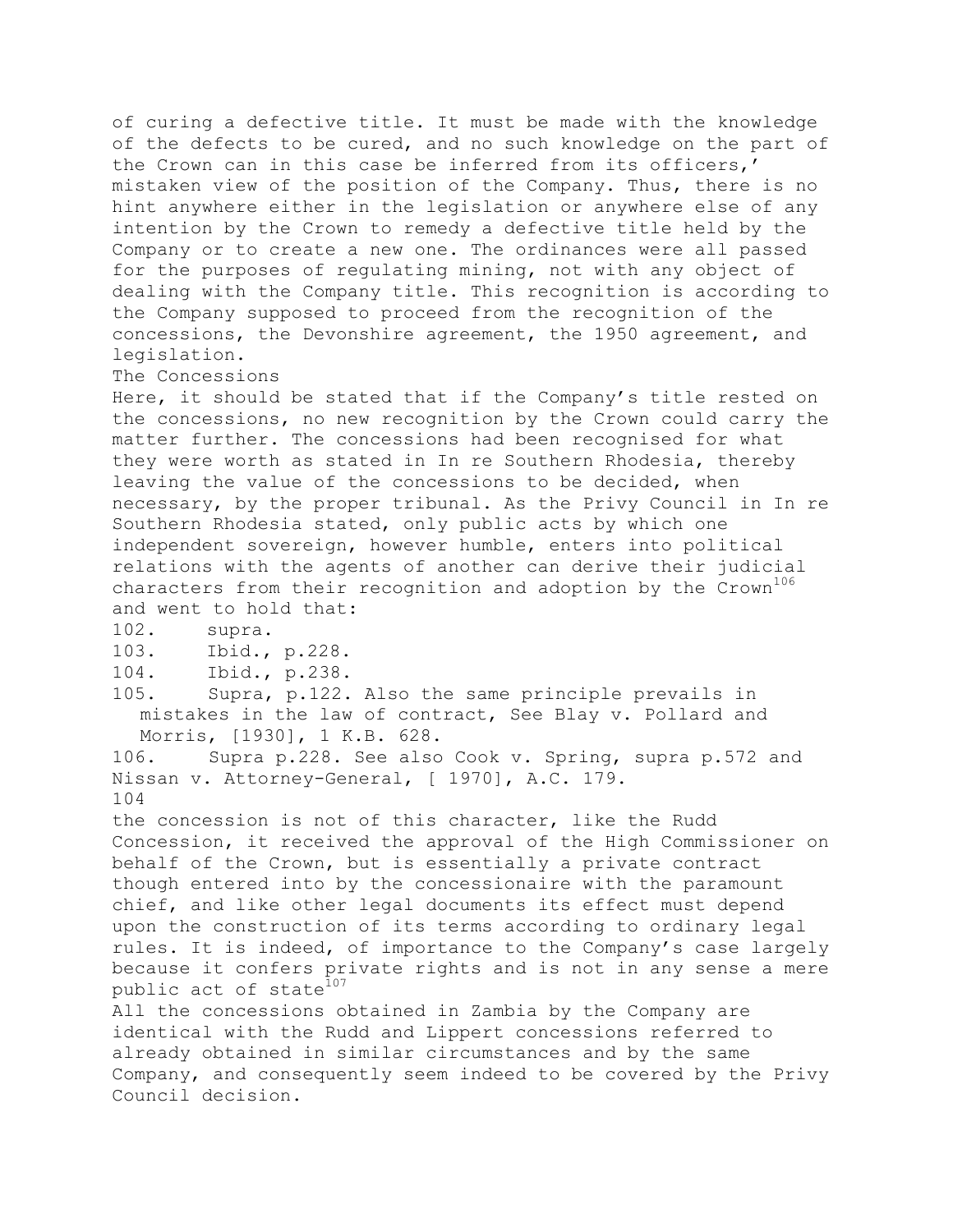of curing a defective title. It must be made with the knowledge of the defects to be cured, and no such knowledge on the part of the Crown can in this case be inferred from its officers,' mistaken view of the position of the Company. Thus, there is no hint anywhere either in the legislation or anywhere else of any intention by the Crown to remedy a defective title held by the Company or to create a new one. The ordinances were all passed for the purposes of regulating mining, not with any object of dealing with the Company title. This recognition is according to the Company supposed to proceed from the recognition of the concessions, the Devonshire agreement, the 1950 agreement, and legislation.

### The Concessions

Here, it should be stated that if the Company's title rested on the concessions, no new recognition by the Crown could carry the matter further. The concessions had been recognised for what they were worth as stated in In re Southern Rhodesia, thereby leaving the value of the concessions to be decided, when necessary, by the proper tribunal. As the Privy Council in In re Southern Rhodesia stated, only public acts by which one independent sovereign, however humble, enters into political relations with the agents of another can derive their judicial characters from their recognition and adoption by the Crown[106] and went to hold that:

102. supra.
103. Ibid., p.228.
104. Ibid., p.238.
105. Supra, p.122. Also the same principle prevails in mistakes in the law of contract, See Blay v. Pollard and Morris, [1930], 1 K.B. 628.
106. Supra p.228. See also Cook v. Spring, supra p.572 and Nissan v. Attorney-General, [ 1970], A.C. 179.

the concession is not of this character, like the Rudd Concession, it received the approval of the High Commissioner on behalf of the Crown, but is essentially a private contract though entered into by the concessionaire with the paramount chief, and like other legal documents its effect must depend upon the construction of its terms according to ordinary legal rules. It is indeed, of importance to the Company's case largely because it confers private rights and is not in any sense a mere public act of state[107]

All the concessions obtained in Zambia by the Company are identical with the Rudd and Lippert concessions referred to already obtained in similar circumstances and by the same Company, and consequently seem indeed to be covered by the Privy Council decision.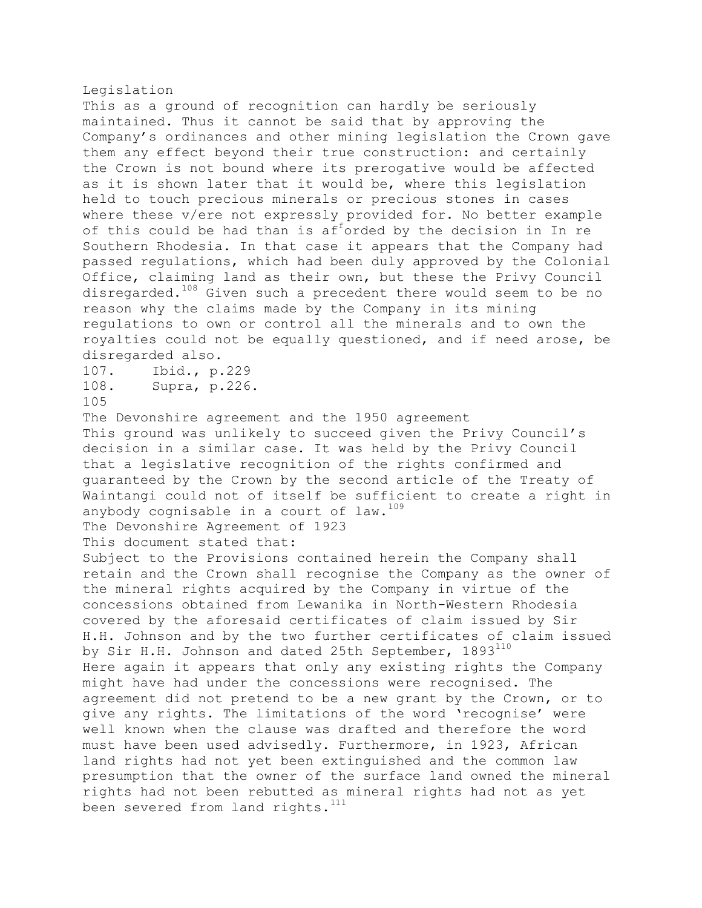### Legislation

This as a ground of recognition can hardly be seriously maintained. Thus it cannot be said that by approving the Company's ordinances and other mining legislation the Crown gave them any effect beyond their true construction: and certainly the Crown is not bound where its prerogative would be affected as it is shown later that it would be, where this legislation held to touch precious minerals or precious stones in cases where these v/ere not expressly provided for. No better example of this could be had than is afforded by the decision in In re Southern Rhodesia. In that case it appears that the Company had passed regulations, which had been duly approved by the Colonial Office, claiming land as their own, but these the Privy Council disregarded.[108] Given such a precedent there would seem to be no reason why the claims made by the Company in its mining regulations to own or control all the minerals and to own the royalties could not be equally questioned, and if need arose, be disregarded also.

107. Ibid., p.229

108. Supra, p.226.

105

### The Devonshire agreement and the 1950 agreement

This ground was unlikely to succeed given the Privy Council's decision in a similar case. It was held by the Privy Council that a legislative recognition of the rights confirmed and guaranteed by the Crown by the second article of the Treaty of Waintangi could not of itself be sufficient to create a right in anybody cognisable in a court of law.[109]

### The Devonshire Agreement of 1923

This document stated that:

Subject to the Provisions contained herein the Company shall retain and the Crown shall recognise the Company as the owner of the mineral rights acquired by the Company in virtue of the concessions obtained from Lewanika in North-Western Rhodesia covered by the aforesaid certificates of claim issued by Sir H.H. Johnson and by the two further certificates of claim issued by Sir H.H. Johnson and dated 25th September, 1893[110]

Here again it appears that only any existing rights the Company might have had under the concessions were recognised. The agreement did not pretend to be a new grant by the Crown, or to give any rights. The limitations of the word 'recognise' were well known when the clause was drafted and therefore the word must have been used advisedly. Furthermore, in 1923, African land rights had not yet been extinguished and the common law presumption that the owner of the surface land owned the mineral rights had not been rebutted as mineral rights had not as yet been severed from land rights.[111]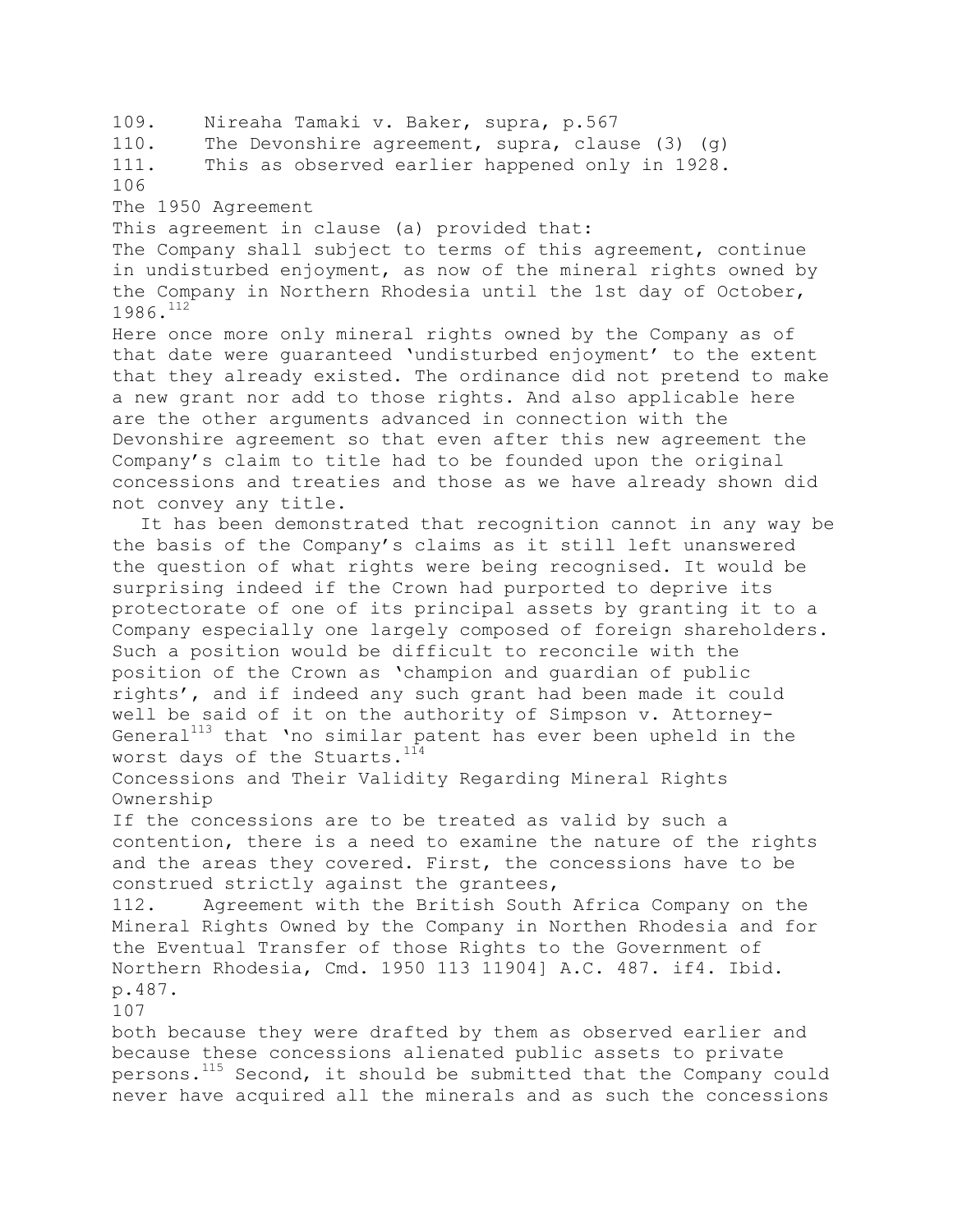109. Nireaha Tamaki v. Baker, supra, p.567

110. The Devonshire agreement, supra, clause (3) (g)

111. This as observed earlier happened only in 1928.

### The 1950 Agreement

This agreement in clause (a) provided that:

The Company shall subject to terms of this agreement, continue in undisturbed enjoyment, as now of the mineral rights owned by the Company in Northern Rhodesia until the 1st day of October, 1986.[112]

Here once more only mineral rights owned by the Company as of that date were guaranteed 'undisturbed enjoyment' to the extent that they already existed. The ordinance did not pretend to make a new grant nor add to those rights. And also applicable here are the other arguments advanced in connection with the Devonshire agreement so that even after this new agreement the Company's claim to title had to be founded upon the original concessions and treaties and those as we have already shown did not convey any title.

It has been demonstrated that recognition cannot in any way be the basis of the Company's claims as it still left unanswered the question of what rights were being recognised. It would be surprising indeed if the Crown had purported to deprive its protectorate of one of its principal assets by granting it to a Company especially one largely composed of foreign shareholders. Such a position would be difficult to reconcile with the position of the Crown as 'champion and guardian of public rights', and if indeed any such grant had been made it could well be said of it on the authority of Simpson v. Attorney-General[113] that 'no similar patent has ever been upheld in the worst days of the Stuarts.[114]

### Concessions and Their Validity Regarding Mineral Rights Ownership

If the concessions are to be treated as valid by such a contention, there is a need to examine the nature of the rights and the areas they covered. First, the concessions have to be construed strictly against the grantees, both because they were drafted by them as observed earlier and because these concessions alienated public assets to private persons.[115] Second, it should be submitted that the Company could never have acquired all the minerals and as such the concessions

112. Agreement with the British South Africa Company on the Mineral Rights Owned by the Company in Northen Rhodesia and for the Eventual Transfer of those Rights to the Government of Northern Rhodesia, Cmd. 1950 113 11904] A.C. 487. if4. Ibid. p.487.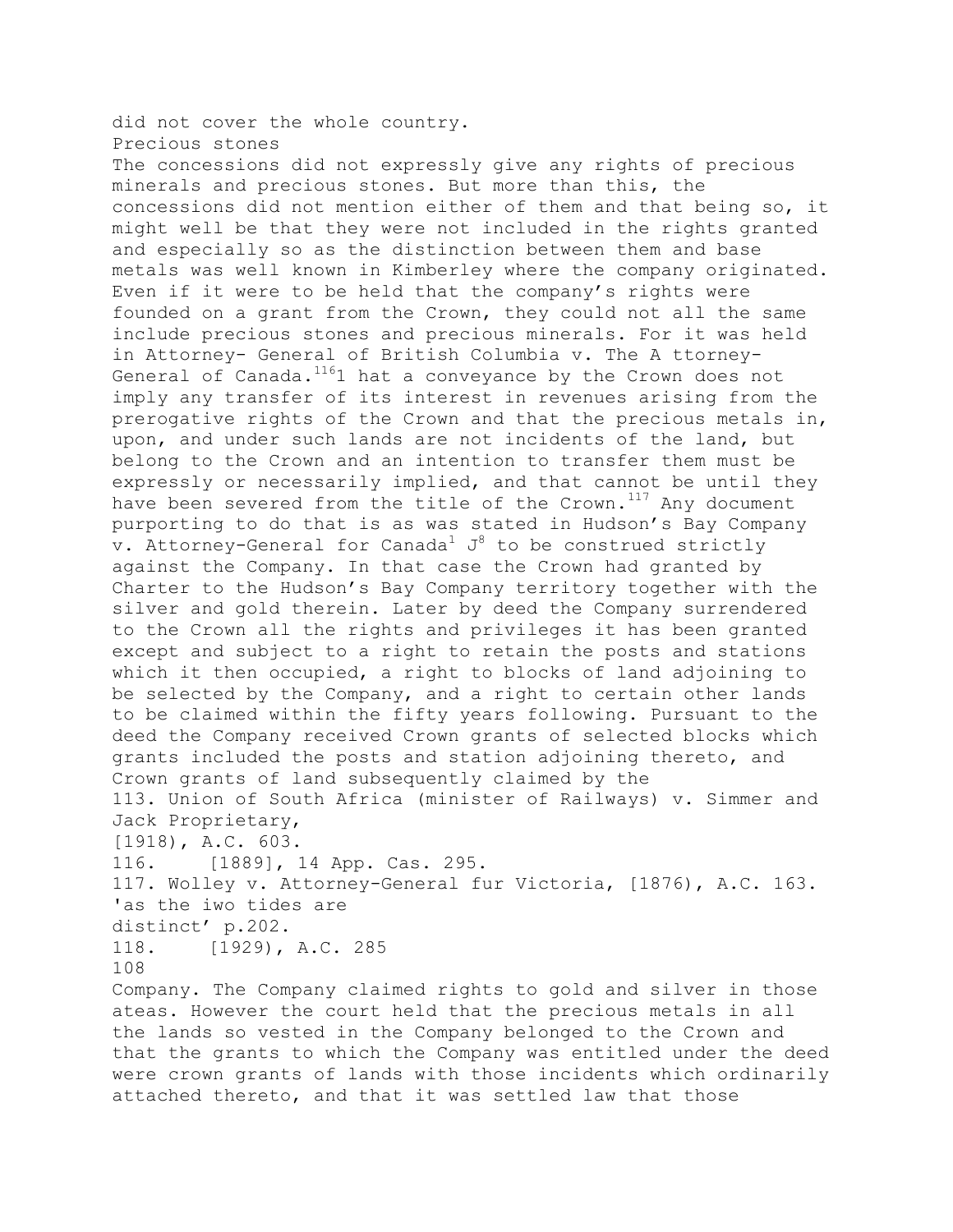did not cover the whole country.

## Precious stones

The concessions did not expressly give any rights of precious minerals and precious stones. But more than this, the concessions did not mention either of them and that being so, it might well be that they were not included in the rights granted and especially so as the distinction between them and base metals was well known in Kimberley where the company originated. Even if it were to be held that the company's rights were founded on a grant from the Crown, they could not all the same include precious stones and precious minerals. For it was held in Attorney- General of British Columbia v. The A ttorney-General of Canada.[116]1 hat a conveyance by the Crown does not imply any transfer of its interest in revenues arising from the prerogative rights of the Crown and that the precious metals in, upon, and under such lands are not incidents of the land, but belong to the Crown and an intention to transfer them must be expressly or necessarily implied, and that cannot be until they have been severed from the title of the Crown.[117] Any document purporting to do that is as was stated in Hudson's Bay Company v. Attorney-General for Canada[1] J[8] to be construed strictly against the Company. In that case the Crown had granted by Charter to the Hudson's Bay Company territory together with the silver and gold therein. Later by deed the Company surrendered to the Crown all the rights and privileges it has been granted except and subject to a right to retain the posts and stations which it then occupied, a right to blocks of land adjoining to be selected by the Company, and a right to certain other lands to be claimed within the fifty years following. Pursuant to the deed the Company received Crown grants of selected blocks which grants included the posts and station adjoining thereto, and Crown grants of land subsequently claimed by the Company. The Company claimed rights to gold and silver in those ateas. However the court held that the precious metals in all the lands so vested in the Company belonged to the Crown and that the grants to which the Company was entitled under the deed were crown grants of lands with those incidents which ordinarily attached thereto, and that it was settled law that those

113. Union of South Africa (minister of Railways) v. Simmer and Jack Proprietary, [1918), A.C. 603.

116. [1889], 14 App. Cas. 295.

117. Wolley v. Attorney-General fur Victoria, [1876), A.C. 163. 'as the iwo tides are distinct' p.202.

118. [1929), A.C. 285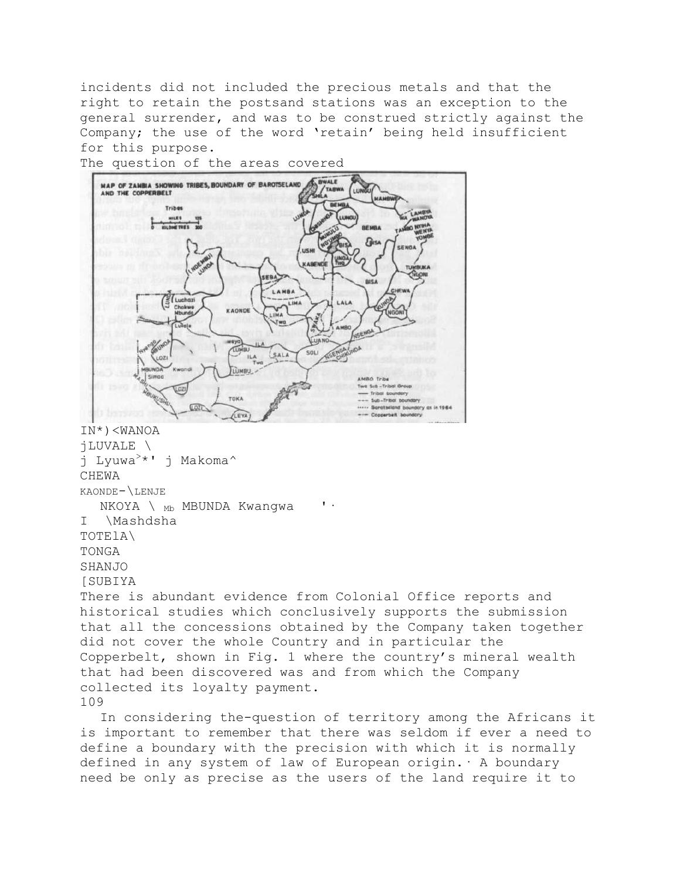incidents did not included the precious metals and that the right to retain the postsand stations was an exception to the general surrender, and was to be construed strictly against the Company; the use of the word 'retain' being held insufficient for this purpose.

The question of the areas covered

IN*)<WANOA
jLUVALE \
j Lyuwa>*' j Makoma^
CHEWA
KAONDE-\LENJE
NKOYA \ Mb MBUNDA Kwangwa '·
I \Mashdsha
TOTElA\
TONGA
SHANJO
[SUBIYA

There is abundant evidence from Colonial Office reports and historical studies which conclusively supports the submission that all the concessions obtained by the Company taken together did not cover the whole Country and in particular the Copperbelt, shown in Fig. 1 where the country's mineral wealth that had been discovered was and from which the Company collected its loyalty payment.

In considering the-question of territory among the Africans it is important to remember that there was seldom if ever a need to define a boundary with the precision with which it is normally defined in any system of law of European origin.· A boundary need be only as precise as the users of the land require it to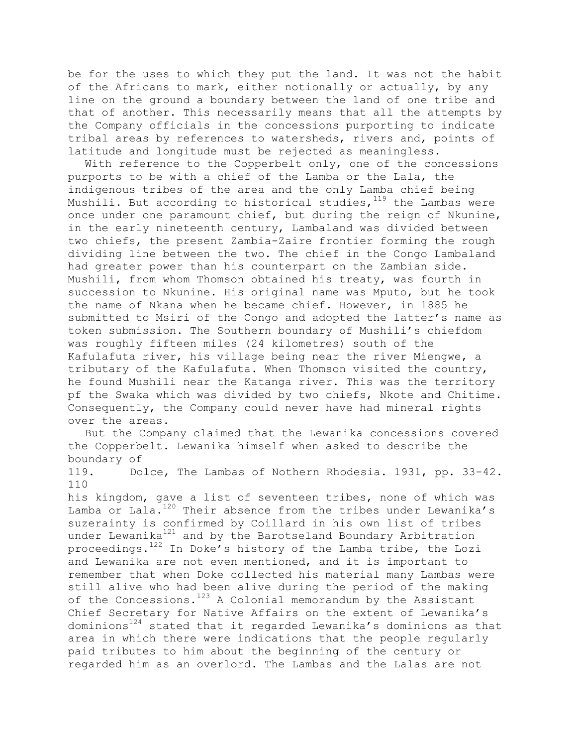be for the uses to which they put the land. It was not the habit of the Africans to mark, either notionally or actually, by any line on the ground a boundary between the land of one tribe and that of another. This necessarily means that all the attempts by the Company officials in the concessions purporting to indicate tribal areas by references to watersheds, rivers and, points of latitude and longitude must be rejected as meaningless.

With reference to the Copperbelt only, one of the concessions purports to be with a chief of the Lamba or the Lala, the indigenous tribes of the area and the only Lamba chief being Mushili. But according to historical studies,[119] the Lambas were once under one paramount chief, but during the reign of Nkunine, in the early nineteenth century, Lambaland was divided between two chiefs, the present Zambia-Zaire frontier forming the rough dividing line between the two. The chief in the Congo Lambaland had greater power than his counterpart on the Zambian side. Mushili, from whom Thomson obtained his treaty, was fourth in succession to Nkunine. His original name was Mputo, but he took the name of Nkana when he became chief. However, in 1885 he submitted to Msiri of the Congo and adopted the latter's name as token submission. The Southern boundary of Mushili's chiefdom was roughly fifteen miles (24 kilometres) south of the Kafulafuta river, his village being near the river Miengwe, a tributary of the Kafulafuta. When Thomson visited the country, he found Mushili near the Katanga river. This was the territory pf the Swaka which was divided by two chiefs, Nkote and Chitime. Consequently, the Company could never have had mineral rights over the areas.

But the Company claimed that the Lewanika concessions covered the Copperbelt. Lewanika himself when asked to describe the boundary of his kingdom, gave a list of seventeen tribes, none of which was Lamba or Lala.[120] Their absence from the tribes under Lewanika's suzerainty is confirmed by Coillard in his own list of tribes under Lewanika[121] and by the Barotseland Boundary Arbitration proceedings.[122] In Doke's history of the Lamba tribe, the Lozi and Lewanika are not even mentioned, and it is important to remember that when Doke collected his material many Lambas were still alive who had been alive during the period of the making of the Concessions.[123] A Colonial memorandum by the Assistant Chief Secretary for Native Affairs on the extent of Lewanika's dominions[124] stated that it regarded Lewanika's dominions as that area in which there were indications that the people regularly paid tributes to him about the beginning of the century or regarded him as an overlord. The Lambas and the Lalas are not

119. Dolce, The Lambas of Nothern Rhodesia. 1931, pp. 33-42.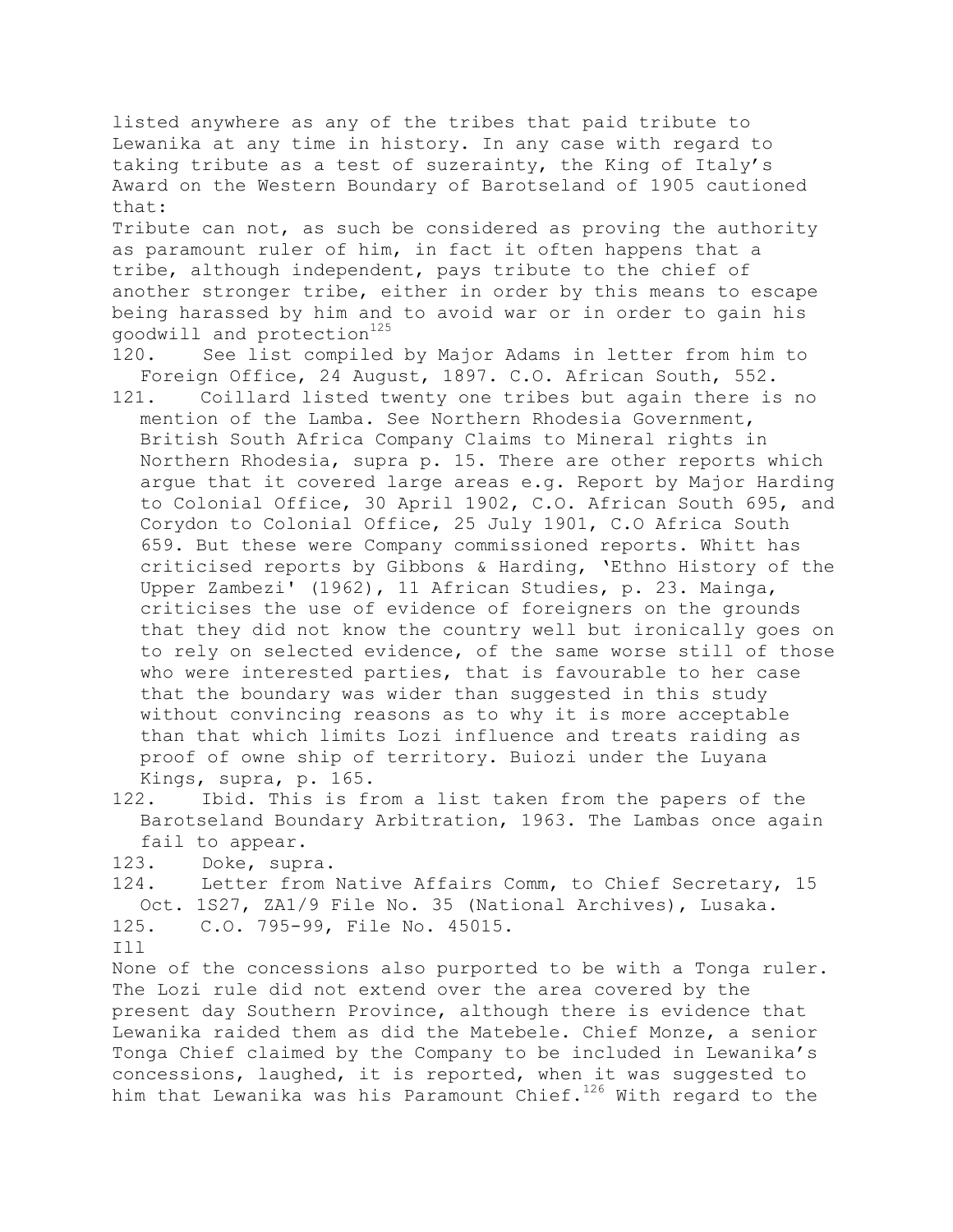listed anywhere as any of the tribes that paid tribute to Lewanika at any time in history. In any case with regard to taking tribute as a test of suzerainty, the King of Italy's Award on the Western Boundary of Barotseland of 1905 cautioned that:

Tribute can not, as such be considered as proving the authority as paramount ruler of him, in fact it often happens that a tribe, although independent, pays tribute to the chief of another stronger tribe, either in order by this means to escape being harassed by him and to avoid war or in order to gain his goodwill and protection[125]

120. See list compiled by Major Adams in letter from him to Foreign Office, 24 August, 1897. C.O. African South, 552.
121. Coillard listed twenty one tribes but again there is no mention of the Lamba. See Northern Rhodesia Government, British South Africa Company Claims to Mineral rights in Northern Rhodesia, supra p. 15. There are other reports which argue that it covered large areas e.g. Report by Major Harding to Colonial Office, 30 April 1902, C.O. African South 695, and Corydon to Colonial Office, 25 July 1901, C.O Africa South 659. But these were Company commissioned reports. Whitt has criticised reports by Gibbons & Harding, 'Ethno History of the Upper Zambezi' (1962), 11 African Studies, p. 23. Mainga, criticises the use of evidence of foreigners on the grounds that they did not know the country well but ironically goes on to rely on selected evidence, of the same worse still of those who were interested parties, that is favourable to her case that the boundary was wider than suggested in this study without convincing reasons as to why it is more acceptable than that which limits Lozi influence and treats raiding as proof of owne ship of territory. Buiozi under the Luyana Kings, supra, p. 165.
122. Ibid. This is from a list taken from the papers of the Barotseland Boundary Arbitration, 1963. The Lambas once again fail to appear.
123. Doke, supra.
124. Letter from Native Affairs Comm, to Chief Secretary, 15 Oct. 1S27, ZA1/9 File No. 35 (National Archives), Lusaka.
125. C.O. 795-99, File No. 45015.

Ill

None of the concessions also purported to be with a Tonga ruler. The Lozi rule did not extend over the area covered by the present day Southern Province, although there is evidence that Lewanika raided them as did the Matebele. Chief Monze, a senior Tonga Chief claimed by the Company to be included in Lewanika's concessions, laughed, it is reported, when it was suggested to him that Lewanika was his Paramount Chief.[126] With regard to the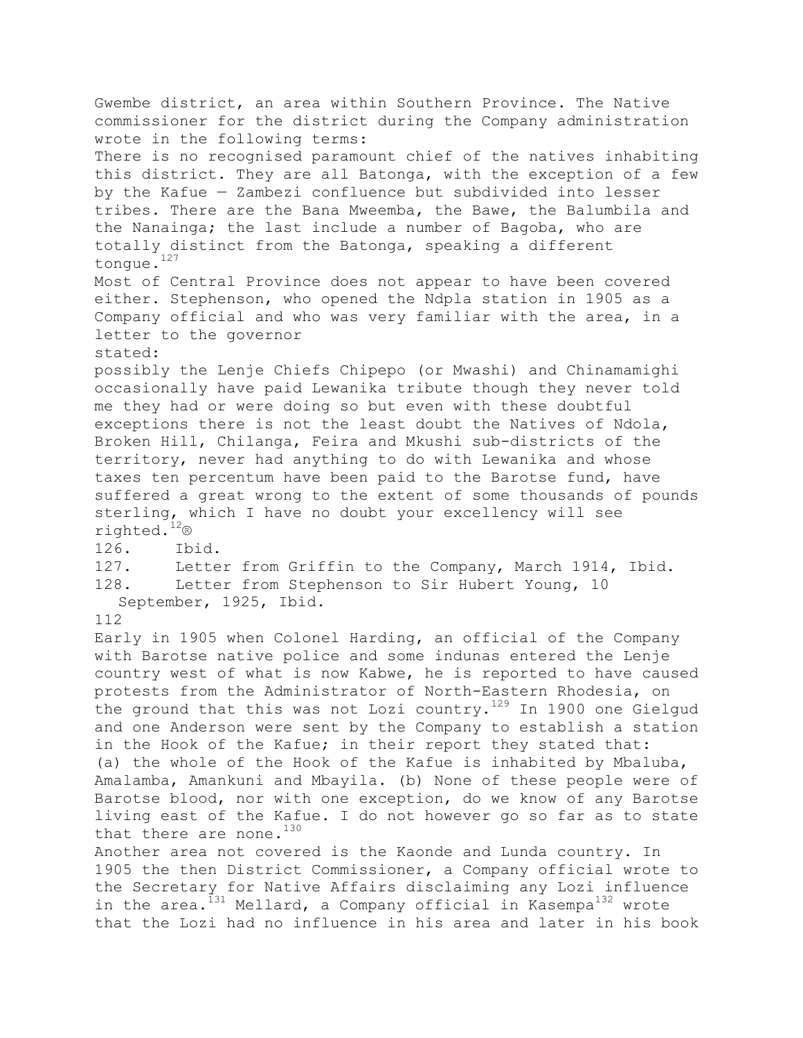Gwembe district, an area within Southern Province. The Native commissioner for the district during the Company administration wrote in the following terms:

There is no recognised paramount chief of the natives inhabiting this district. They are all Batonga, with the exception of a few by the Kafue — Zambezi confluence but subdivided into lesser tribes. There are the Bana Mweemba, the Bawe, the Balumbila and the Nanainga; the last include a number of Bagoba, who are totally distinct from the Batonga, speaking a different tongue.[127]

Most of Central Province does not appear to have been covered either. Stephenson, who opened the Ndpla station in 1905 as a Company official and who was very familiar with the area, in a letter to the governor stated:

possibly the Lenje Chiefs Chipepo (or Mwashi) and Chinamamighi occasionally have paid Lewanika tribute though they never told me they had or were doing so but even with these doubtful exceptions there is not the least doubt the Natives of Ndola, Broken Hill, Chilanga, Feira and Mkushi sub-districts of the territory, never had anything to do with Lewanika and whose taxes ten percentum have been paid to the Barotse fund, have suffered a great wrong to the extent of some thousands of pounds sterling, which I have no doubt your excellency will see righted.[128]

126. Ibid.

127. Letter from Griffin to the Company, March 1914, Ibid.

128. Letter from Stephenson to Sir Hubert Young, 10 September, 1925, Ibid.

Early in 1905 when Colonel Harding, an official of the Company with Barotse native police and some indunas entered the Lenje country west of what is now Kabwe, he is reported to have caused protests from the Administrator of North-Eastern Rhodesia, on the ground that this was not Lozi country.[129] In 1900 one Gielgud and one Anderson were sent by the Company to establish a station in the Hook of the Kafue; in their report they stated that:

(a) the whole of the Hook of the Kafue is inhabited by Mbaluba, Amalamba, Amankuni and Mbayila. (b) None of these people were of Barotse blood, nor with one exception, do we know of any Barotse living east of the Kafue. I do not however go so far as to state that there are none.[130]

Another area not covered is the Kaonde and Lunda country. In 1905 the then District Commissioner, a Company official wrote to the Secretary for Native Affairs disclaiming any Lozi influence in the area.[131] Mellard, a Company official in Kasempa[132] wrote that the Lozi had no influence in his area and later in his book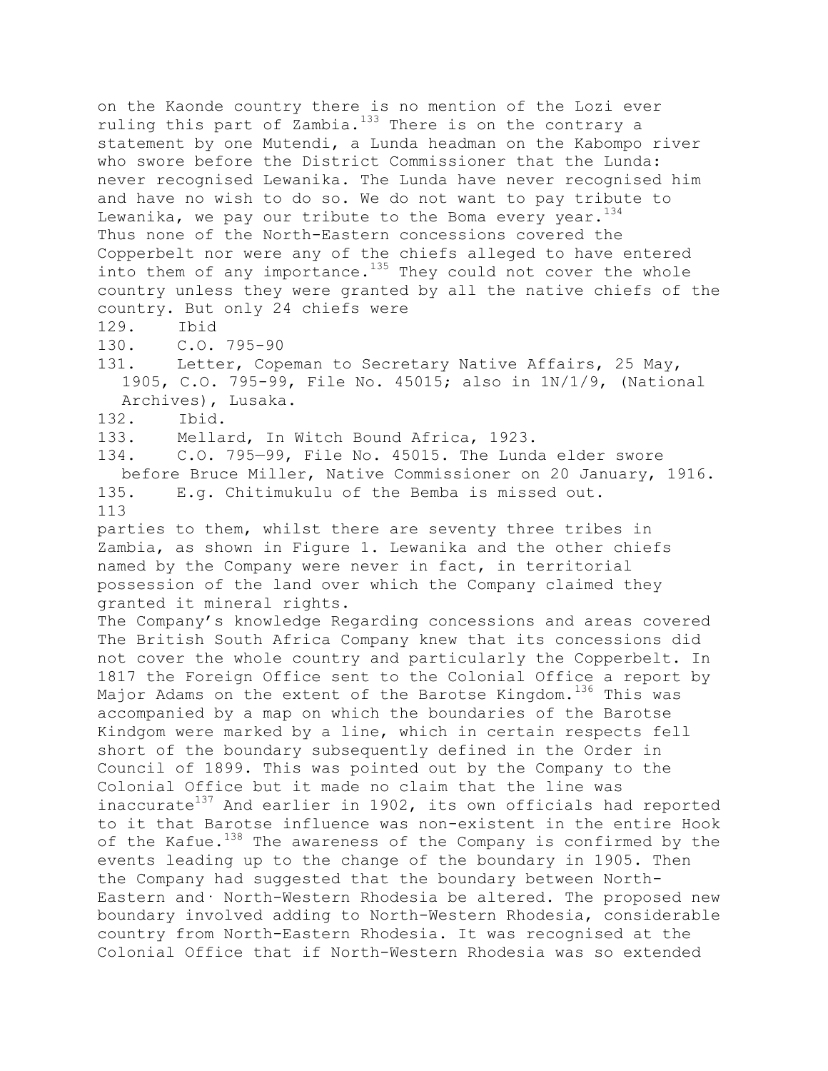on the Kaonde country there is no mention of the Lozi ever ruling this part of Zambia.[133] There is on the contrary a statement by one Mutendi, a Lunda headman on the Kabompo river who swore before the District Commissioner that the Lunda: never recognised Lewanika. The Lunda have never recognised him and have no wish to do so. We do not want to pay tribute to Lewanika, we pay our tribute to the Boma every year.[134]

Thus none of the North-Eastern concessions covered the Copperbelt nor were any of the chiefs alleged to have entered into them of any importance.[135] They could not cover the whole country unless they were granted by all the native chiefs of the country. But only 24 chiefs were

129. Ibid
130. C.O. 795-90
131. Letter, Copeman to Secretary Native Affairs, 25 May, 1905, C.O. 795-99, File No. 45015; also in 1N/1/9, (National Archives), Lusaka.
132. Ibid.
133. Mellard, In Witch Bound Africa, 1923.
134. C.O. 795—99, File No. 45015. The Lunda elder swore before Bruce Miller, Native Commissioner on 20 January, 1916.
135. E.g. Chitimukulu of the Bemba is missed out.

parties to them, whilst there are seventy three tribes in Zambia, as shown in Figure 1. Lewanika and the other chiefs named by the Company were never in fact, in territorial possession of the land over which the Company claimed they granted it mineral rights.

## The Company's knowledge Regarding concessions and areas covered

The British South Africa Company knew that its concessions did not cover the whole country and particularly the Copperbelt. In 1817 the Foreign Office sent to the Colonial Office a report by Major Adams on the extent of the Barotse Kingdom.[136] This was accompanied by a map on which the boundaries of the Barotse Kindgom were marked by a line, which in certain respects fell short of the boundary subsequently defined in the Order in Council of 1899. This was pointed out by the Company to the Colonial Office but it made no claim that the line was inaccurate[137] And earlier in 1902, its own officials had reported to it that Barotse influence was non-existent in the entire Hook of the Kafue.[138] The awareness of the Company is confirmed by the events leading up to the change of the boundary in 1905. Then the Company had suggested that the boundary between North-Eastern and North-Western Rhodesia be altered. The proposed new boundary involved adding to North-Western Rhodesia, considerable country from North-Eastern Rhodesia. It was recognised at the Colonial Office that if North-Western Rhodesia was so extended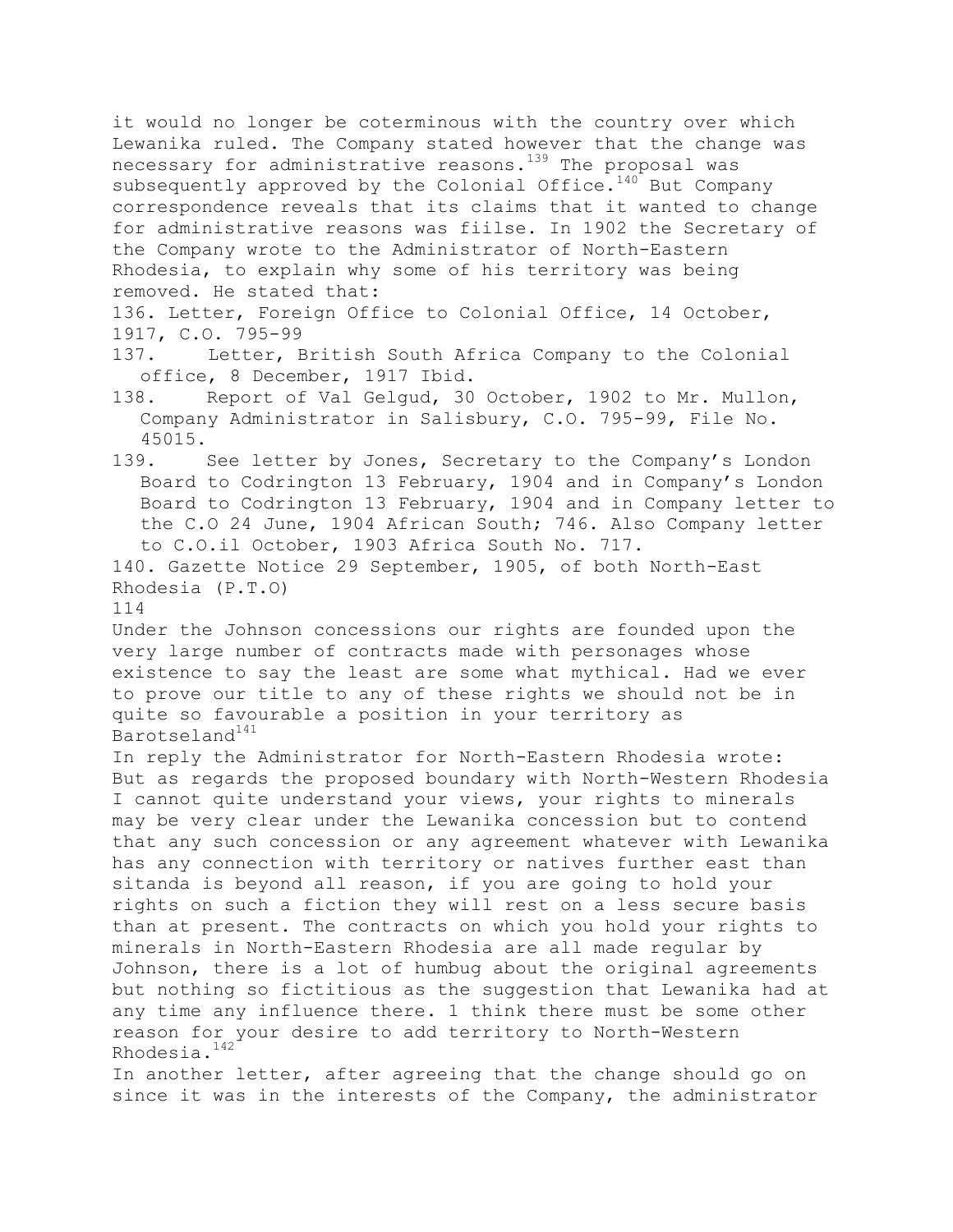it would no longer be coterminous with the country over which Lewanika ruled. The Company stated however that the change was necessary for administrative reasons.[139] The proposal was subsequently approved by the Colonial Office.[140] But Company correspondence reveals that its claims that it wanted to change for administrative reasons was fiilse. In 1902 the Secretary of the Company wrote to the Administrator of North-Eastern Rhodesia, to explain why some of his territory was being removed. He stated that:

136. Letter, Foreign Office to Colonial Office, 14 October, 1917, C.O. 795-99
137. Letter, British South Africa Company to the Colonial office, 8 December, 1917 Ibid.
138. Report of Val Gelgud, 30 October, 1902 to Mr. Mullon, Company Administrator in Salisbury, C.O. 795-99, File No. 45015.
139. See letter by Jones, Secretary to the Company's London Board to Codrington 13 February, 1904 and in Company's London Board to Codrington 13 February, 1904 and in Company letter to the C.O 24 June, 1904 African South; 746. Also Company letter to C.O.il October, 1903 Africa South No. 717.
140. Gazette Notice 29 September, 1905, of both North-East Rhodesia (P.T.O)

Under the Johnson concessions our rights are founded upon the very large number of contracts made with personages whose existence to say the least are some what mythical. Had we ever to prove our title to any of these rights we should not be in quite so favourable a position in your territory as Barotseland[141]

In reply the Administrator for North-Eastern Rhodesia wrote:

But as regards the proposed boundary with North-Western Rhodesia I cannot quite understand your views, your rights to minerals may be very clear under the Lewanika concession but to contend that any such concession or any agreement whatever with Lewanika has any connection with territory or natives further east than sitanda is beyond all reason, if you are going to hold your rights on such a fiction they will rest on a less secure basis than at present. The contracts on which you hold your rights to minerals in North-Eastern Rhodesia are all made regular by Johnson, there is a lot of humbug about the original agreements but nothing so fictitious as the suggestion that Lewanika had at any time any influence there. 1 think there must be some other reason for your desire to add territory to North-Western Rhodesia.[142]

In another letter, after agreeing that the change should go on since it was in the interests of the Company, the administrator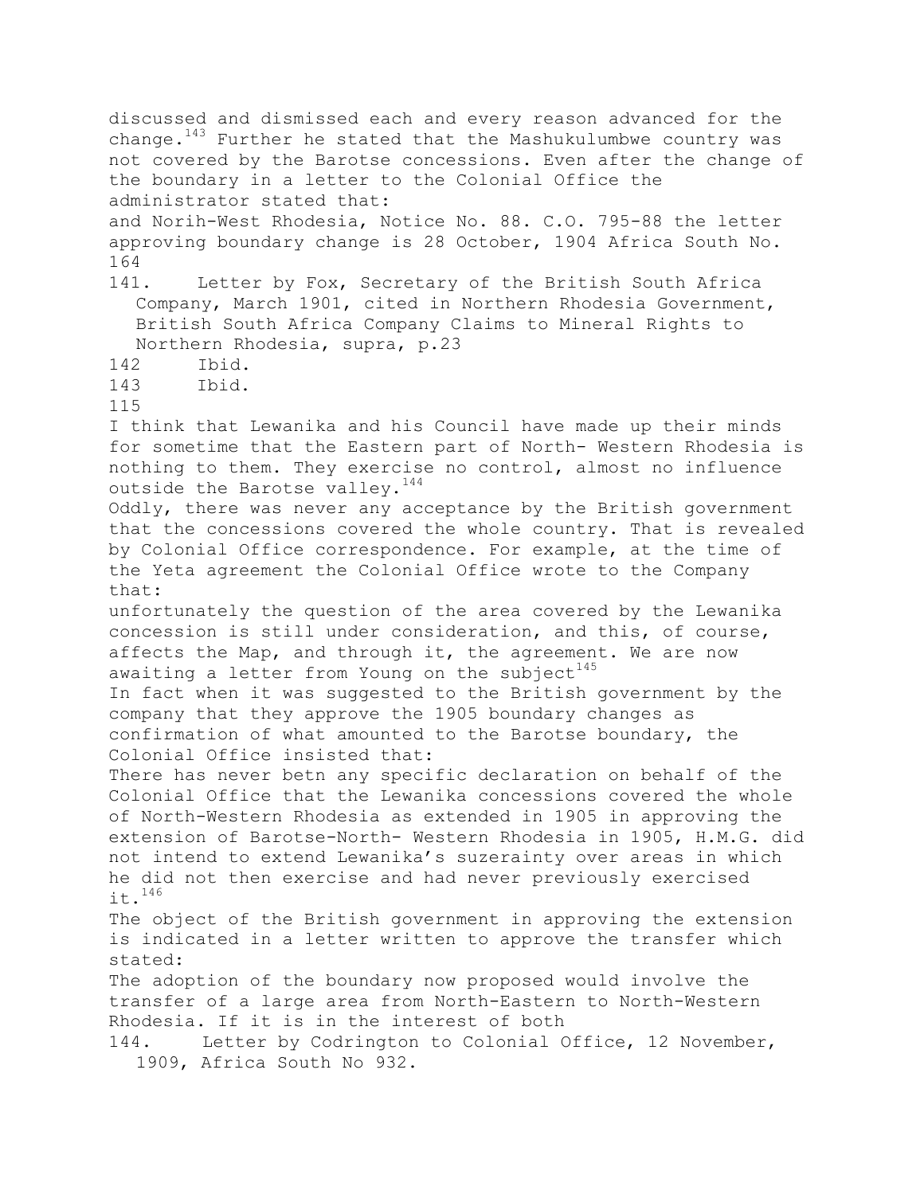discussed and dismissed each and every reason advanced for the change.[143] Further he stated that the Mashukulumbwe country was not covered by the Barotse concessions. Even after the change of the boundary in a letter to the Colonial Office the administrator stated that:

and Norih-West Rhodesia, Notice No. 88. C.O. 795-88 the letter approving boundary change is 28 October, 1904 Africa South No. 164

141. Letter by Fox, Secretary of the British South Africa Company, March 1901, cited in Northern Rhodesia Government, British South Africa Company Claims to Mineral Rights to Northern Rhodesia, supra, p.23

142 Ibid.

143 Ibid.

I think that Lewanika and his Council have made up their minds for sometime that the Eastern part of North- Western Rhodesia is nothing to them. They exercise no control, almost no influence outside the Barotse valley.[144]

Oddly, there was never any acceptance by the British government that the concessions covered the whole country. That is revealed by Colonial Office correspondence. For example, at the time of the Yeta agreement the Colonial Office wrote to the Company that:

unfortunately the question of the area covered by the Lewanika concession is still under consideration, and this, of course, affects the Map, and through it, the agreement. We are now awaiting a letter from Young on the subject[145]

In fact when it was suggested to the British government by the company that they approve the 1905 boundary changes as confirmation of what amounted to the Barotse boundary, the Colonial Office insisted that:

There has never betn any specific declaration on behalf of the Colonial Office that the Lewanika concessions covered the whole of North-Western Rhodesia as extended in 1905 in approving the extension of Barotse-North- Western Rhodesia in 1905, H.M.G. did not intend to extend Lewanika's suzerainty over areas in which he did not then exercise and had never previously exercised it.[146]

The object of the British government in approving the extension is indicated in a letter written to approve the transfer which stated:

The adoption of the boundary now proposed would involve the transfer of a large area from North-Eastern to North-Western Rhodesia. If it is in the interest of both

144. Letter by Codrington to Colonial Office, 12 November, 1909, Africa South No 932.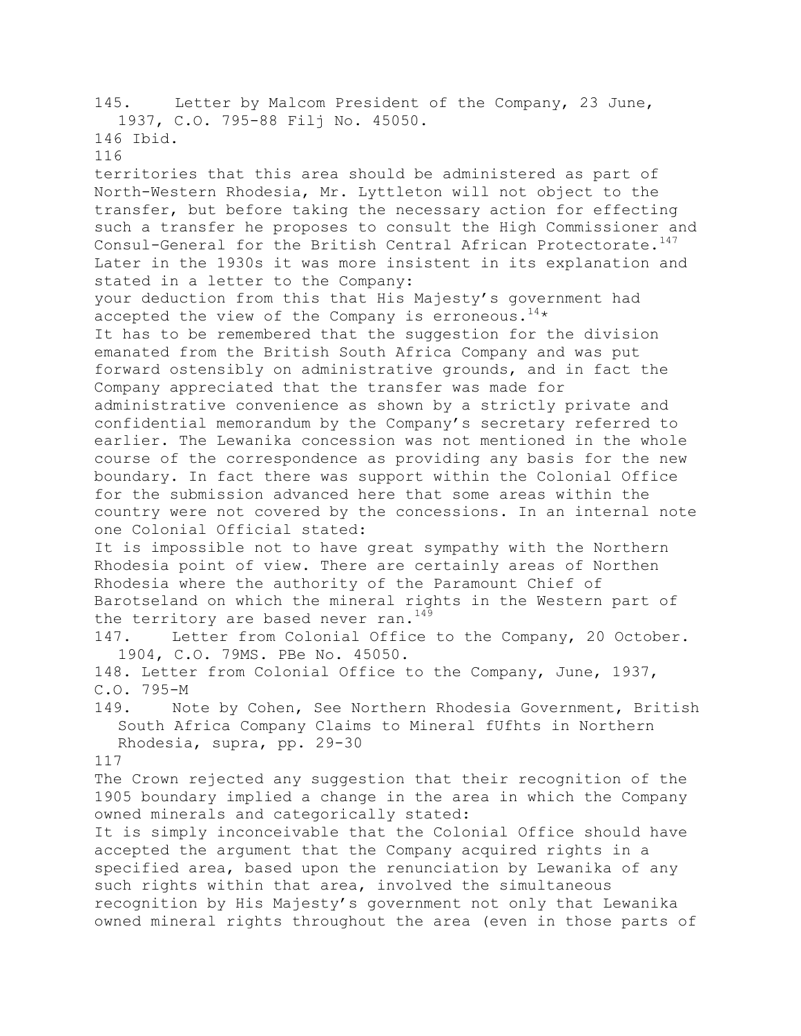145. Letter by Malcom President of the Company, 23 June, 1937, C.O. 795-88 Filj No. 45050.

146 Ibid.

territories that this area should be administered as part of North-Western Rhodesia, Mr. Lyttleton will not object to the transfer, but before taking the necessary action for effecting such a transfer he proposes to consult the High Commissioner and Consul-General for the British Central African Protectorate.[147]

Later in the 1930s it was more insistent in its explanation and stated in a letter to the Company:

your deduction from this that His Majesty's government had accepted the view of the Company is erroneous.[14*]

It has to be remembered that the suggestion for the division emanated from the British South Africa Company and was put forward ostensibly on administrative grounds, and in fact the Company appreciated that the transfer was made for administrative convenience as shown by a strictly private and confidential memorandum by the Company's secretary referred to earlier. The Lewanika concession was not mentioned in the whole course of the correspondence as providing any basis for the new boundary. In fact there was support within the Colonial Office for the submission advanced here that some areas within the country were not covered by the concessions. In an internal note one Colonial Official stated:

It is impossible not to have great sympathy with the Northern Rhodesia point of view. There are certainly areas of Northen Rhodesia where the authority of the Paramount Chief of Barotseland on which the mineral rights in the Western part of the territory are based never ran.[149]

147. Letter from Colonial Office to the Company, 20 October. 1904, C.O. 79MS. PBe No. 45050.

148. Letter from Colonial Office to the Company, June, 1937, C.O. 795-M

149. Note by Cohen, See Northern Rhodesia Government, British South Africa Company Claims to Mineral fUfhts in Northern Rhodesia, supra, pp. 29-30

The Crown rejected any suggestion that their recognition of the 1905 boundary implied a change in the area in which the Company owned minerals and categorically stated:

It is simply inconceivable that the Colonial Office should have accepted the argument that the Company acquired rights in a specified area, based upon the renunciation by Lewanika of any such rights within that area, involved the simultaneous recognition by His Majesty's government not only that Lewanika owned mineral rights throughout the area (even in those parts of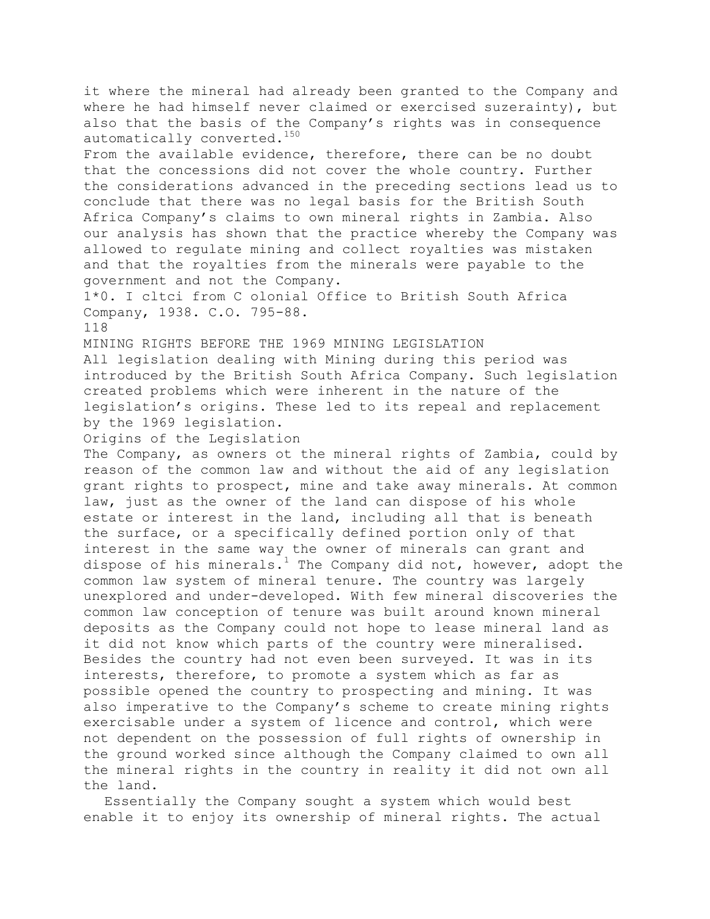it where the mineral had already been granted to the Company and where he had himself never claimed or exercised suzerainty), but also that the basis of the Company's rights was in consequence automatically converted.[150]

From the available evidence, therefore, there can be no doubt that the concessions did not cover the whole country. Further the considerations advanced in the preceding sections lead us to conclude that there was no legal basis for the British South Africa Company's claims to own mineral rights in Zambia. Also our analysis has shown that the practice whereby the Company was allowed to regulate mining and collect royalties was mistaken and that the royalties from the minerals were payable to the government and not the Company.

1*0. I cltci from C olonial Office to British South Africa Company, 1938. C.O. 795-88.

# MINING RIGHTS BEFORE THE 1969 MINING LEGISLATION

All legislation dealing with Mining during this period was introduced by the British South Africa Company. Such legislation created problems which were inherent in the nature of the legislation's origins. These led to its repeal and replacement by the 1969 legislation.

## Origins of the Legislation

The Company, as owners ot the mineral rights of Zambia, could by reason of the common law and without the aid of any legislation grant rights to prospect, mine and take away minerals. At common law, just as the owner of the land can dispose of his whole estate or interest in the land, including all that is beneath the surface, or a specifically defined portion only of that interest in the same way the owner of minerals can grant and dispose of his minerals.[1] The Company did not, however, adopt the common law system of mineral tenure. The country was largely unexplored and under-developed. With few mineral discoveries the common law conception of tenure was built around known mineral deposits as the Company could not hope to lease mineral land as it did not know which parts of the country were mineralised. Besides the country had not even been surveyed. It was in its interests, therefore, to promote a system which as far as possible opened the country to prospecting and mining. It was also imperative to the Company's scheme to create mining rights exercisable under a system of licence and control, which were not dependent on the possession of full rights of ownership in the ground worked since although the Company claimed to own all the mineral rights in the country in reality it did not own all the land.

Essentially the Company sought a system which would best enable it to enjoy its ownership of mineral rights. The actual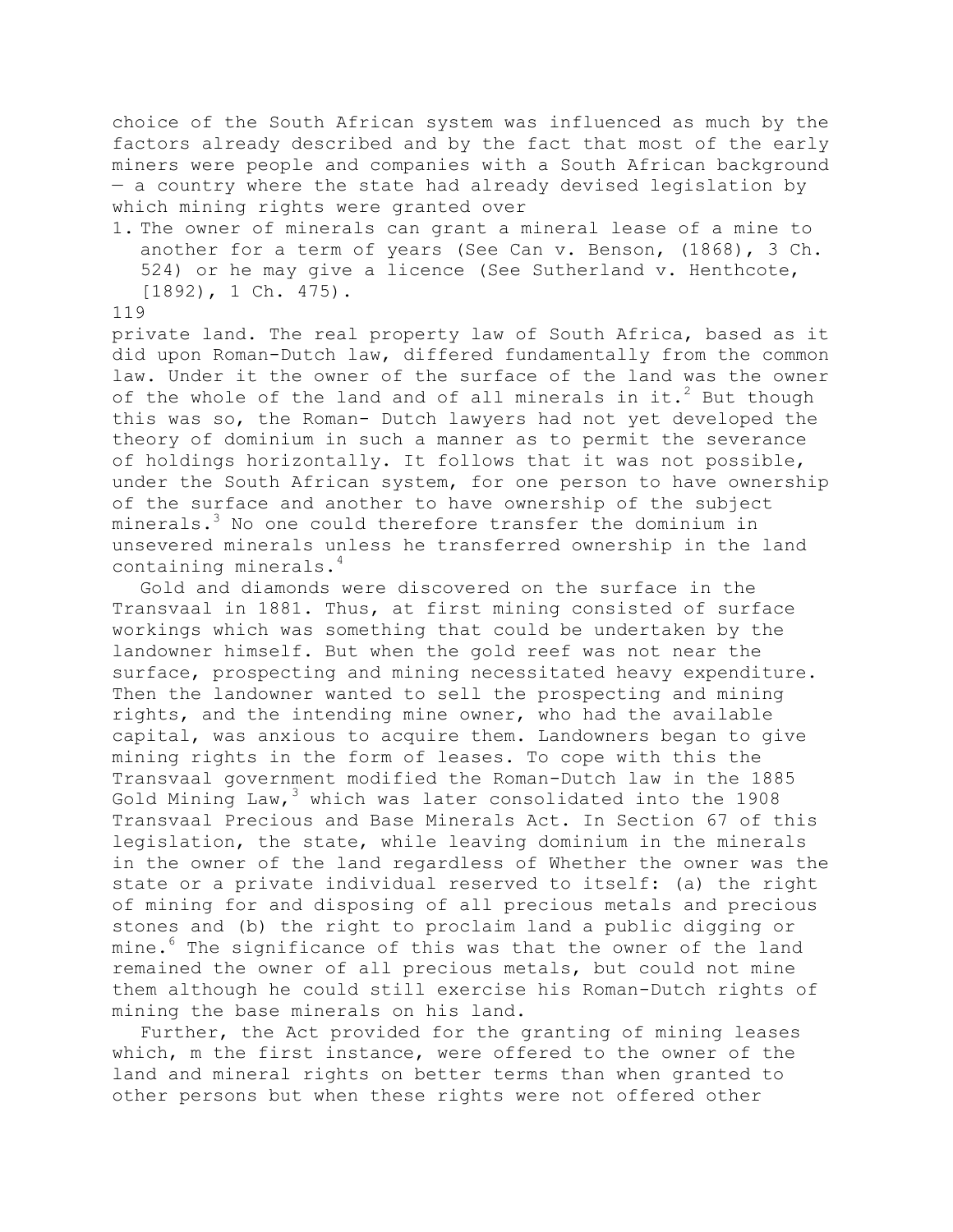choice of the South African system was influenced as much by the factors already described and by the fact that most of the early miners were people and companies with a South African background — a country where the state had already devised legislation by which mining rights were granted over

1. The owner of minerals can grant a mineral lease of a mine to another for a term of years (See Can v. Benson, (1868), 3 Ch. 524) or he may give a licence (See Sutherland v. Henthcote, [1892), 1 Ch. 475).

private land. The real property law of South Africa, based as it did upon Roman-Dutch law, differed fundamentally from the common law. Under it the owner of the surface of the land was the owner of the whole of the land and of all minerals in it.[2] But though this was so, the Roman- Dutch lawyers had not yet developed the theory of dominium in such a manner as to permit the severance of holdings horizontally. It follows that it was not possible, under the South African system, for one person to have ownership of the surface and another to have ownership of the subject minerals.[3] No one could therefore transfer the dominium in unsevered minerals unless he transferred ownership in the land containing minerals.[4]

Gold and diamonds were discovered on the surface in the Transvaal in 1881. Thus, at first mining consisted of surface workings which was something that could be undertaken by the landowner himself. But when the gold reef was not near the surface, prospecting and mining necessitated heavy expenditure. Then the landowner wanted to sell the prospecting and mining rights, and the intending mine owner, who had the available capital, was anxious to acquire them. Landowners began to give mining rights in the form of leases. To cope with this the Transvaal government modified the Roman-Dutch law in the 1885 Gold Mining Law,[3] which was later consolidated into the 1908 Transvaal Precious and Base Minerals Act. In Section 67 of this legislation, the state, while leaving dominium in the minerals in the owner of the land regardless of Whether the owner was the state or a private individual reserved to itself: (a) the right of mining for and disposing of all precious metals and precious stones and (b) the right to proclaim land a public digging or mine.[6] The significance of this was that the owner of the land remained the owner of all precious metals, but could not mine them although he could still exercise his Roman-Dutch rights of mining the base minerals on his land.

Further, the Act provided for the granting of mining leases which, m the first instance, were offered to the owner of the land and mineral rights on better terms than when granted to other persons but when these rights were not offered other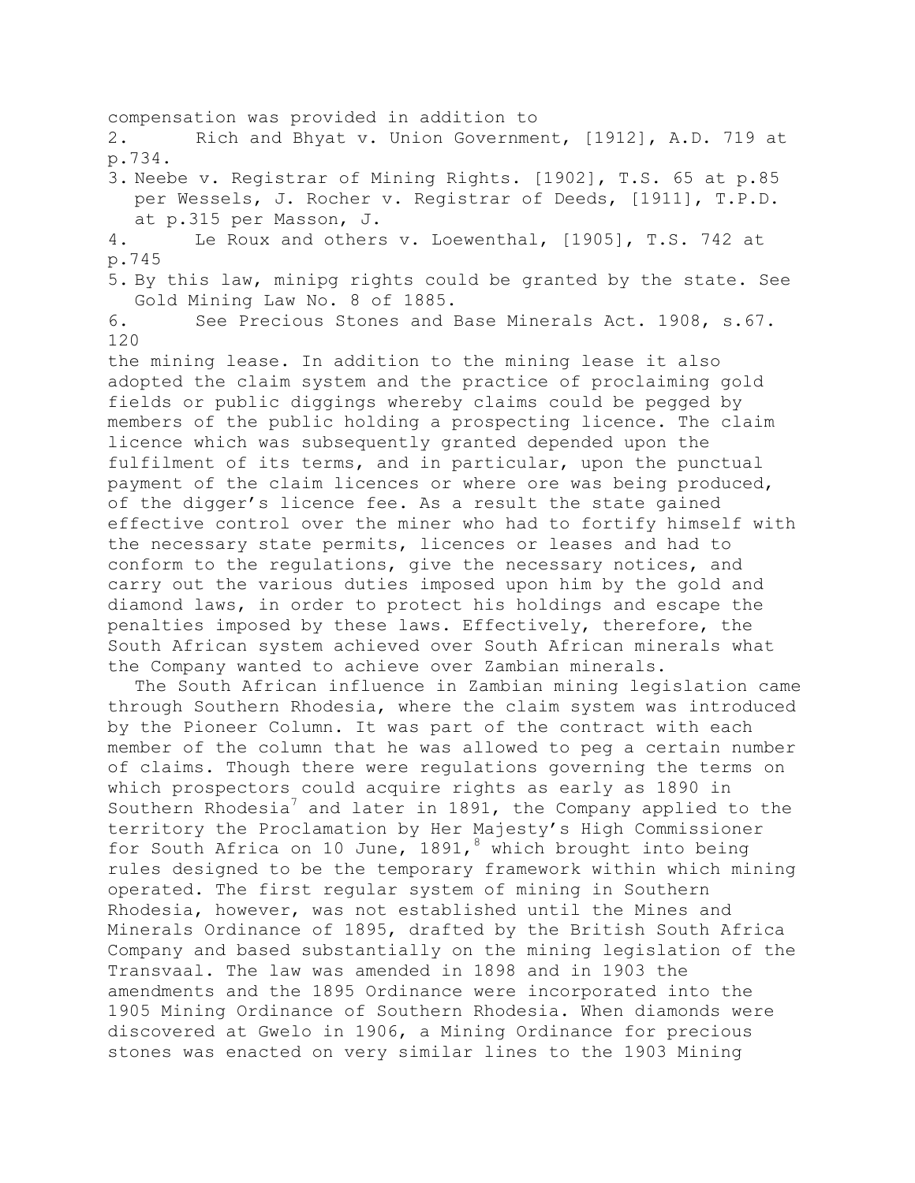compensation was provided in addition to

2. Rich and Bhyat v. Union Government, [1912], A.D. 719 at p.734.
3. Neebe v. Registrar of Mining Rights. [1902], T.S. 65 at p.85 per Wessels, J. Rocher v. Registrar of Deeds, [1911], T.P.D. at p.315 per Masson, J.
4. Le Roux and others v. Loewenthal, [1905], T.S. 742 at p.745
5. By this law, minipg rights could be granted by the state. See Gold Mining Law No. 8 of 1885.
6. See Precious Stones and Base Minerals Act. 1908, s.67.

the mining lease. In addition to the mining lease it also adopted the claim system and the practice of proclaiming gold fields or public diggings whereby claims could be pegged by members of the public holding a prospecting licence. The claim licence which was subsequently granted depended upon the fulfilment of its terms, and in particular, upon the punctual payment of the claim licences or where ore was being produced, of the digger's licence fee. As a result the state gained effective control over the miner who had to fortify himself with the necessary state permits, licences or leases and had to conform to the regulations, give the necessary notices, and carry out the various duties imposed upon him by the gold and diamond laws, in order to protect his holdings and escape the penalties imposed by these laws. Effectively, therefore, the South African system achieved over South African minerals what the Company wanted to achieve over Zambian minerals.

The South African influence in Zambian mining legislation came through Southern Rhodesia, where the claim system was introduced by the Pioneer Column. It was part of the contract with each member of the column that he was allowed to peg a certain number of claims. Though there were regulations governing the terms on which prospectors could acquire rights as early as 1890 in Southern Rhodesia[7] and later in 1891, the Company applied to the territory the Proclamation by Her Majesty's High Commissioner for South Africa on 10 June, 1891,[8] which brought into being rules designed to be the temporary framework within which mining operated. The first regular system of mining in Southern Rhodesia, however, was not established until the Mines and Minerals Ordinance of 1895, drafted by the British South Africa Company and based substantially on the mining legislation of the Transvaal. The law was amended in 1898 and in 1903 the amendments and the 1895 Ordinance were incorporated into the 1905 Mining Ordinance of Southern Rhodesia. When diamonds were discovered at Gwelo in 1906, a Mining Ordinance for precious stones was enacted on very similar lines to the 1903 Mining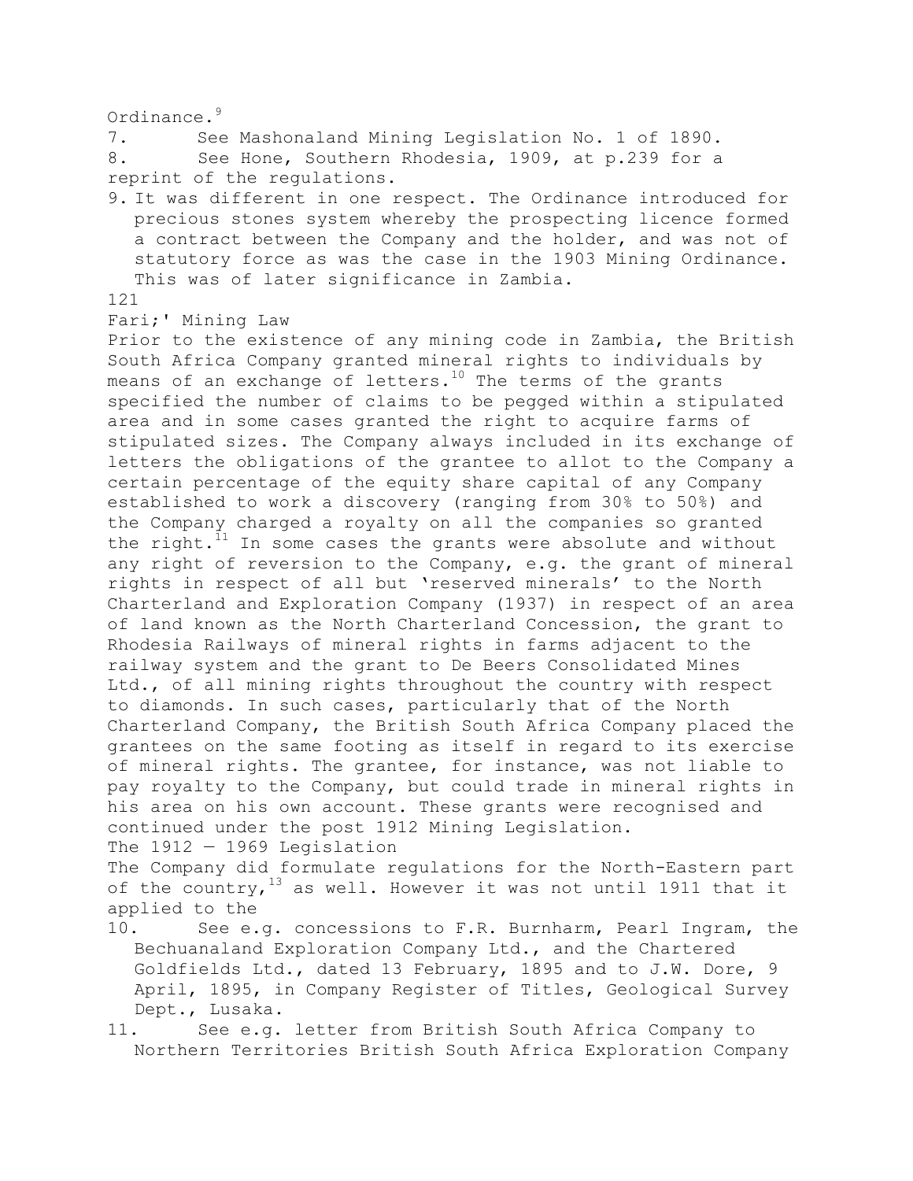Ordinance.[9]

7. See Mashonaland Mining Legislation No. 1 of 1890.

8. See Hone, Southern Rhodesia, 1909, at p.239 for a reprint of the regulations.

9. It was different in one respect. The Ordinance introduced for precious stones system whereby the prospecting licence formed a contract between the Company and the holder, and was not of statutory force as was the case in the 1903 Mining Ordinance. This was of later significance in Zambia.

Prior to the existence of any mining code in Zambia, the British South Africa Company granted mineral rights to individuals by means of an exchange of letters.[10] The terms of the grants specified the number of claims to be pegged within a stipulated area and in some cases granted the right to acquire farms of stipulated sizes. The Company always included in its exchange of letters the obligations of the grantee to allot to the Company a certain percentage of the equity share capital of any Company established to work a discovery (ranging from 30% to 50%) and the Company charged a royalty on all the companies so granted the right.[11] In some cases the grants were absolute and without any right of reversion to the Company, e.g. the grant of mineral rights in respect of all but 'reserved minerals' to the North Charterland and Exploration Company (1937) in respect of an area of land known as the North Charterland Concession, the grant to Rhodesia Railways of mineral rights in farms adjacent to the railway system and the grant to De Beers Consolidated Mines Ltd., of all mining rights throughout the country with respect to diamonds. In such cases, particularly that of the North Charterland Company, the British South Africa Company placed the grantees on the same footing as itself in regard to its exercise of mineral rights. The grantee, for instance, was not liable to pay royalty to the Company, but could trade in mineral rights in his area on his own account. These grants were recognised and continued under the post 1912 Mining Legislation.

## The 1912 — 1969 Legislation

The Company did formulate regulations for the North-Eastern part of the country,[13] as well. However it was not until 1911 that it applied to the

10. See e.g. concessions to F.R. Burnharm, Pearl Ingram, the Bechuanaland Exploration Company Ltd., and the Chartered Goldfields Ltd., dated 13 February, 1895 and to J.W. Dore, 9 April, 1895, in Company Register of Titles, Geological Survey Dept., Lusaka.

11. See e.g. letter from British South Africa Company to Northern Territories British South Africa Exploration Company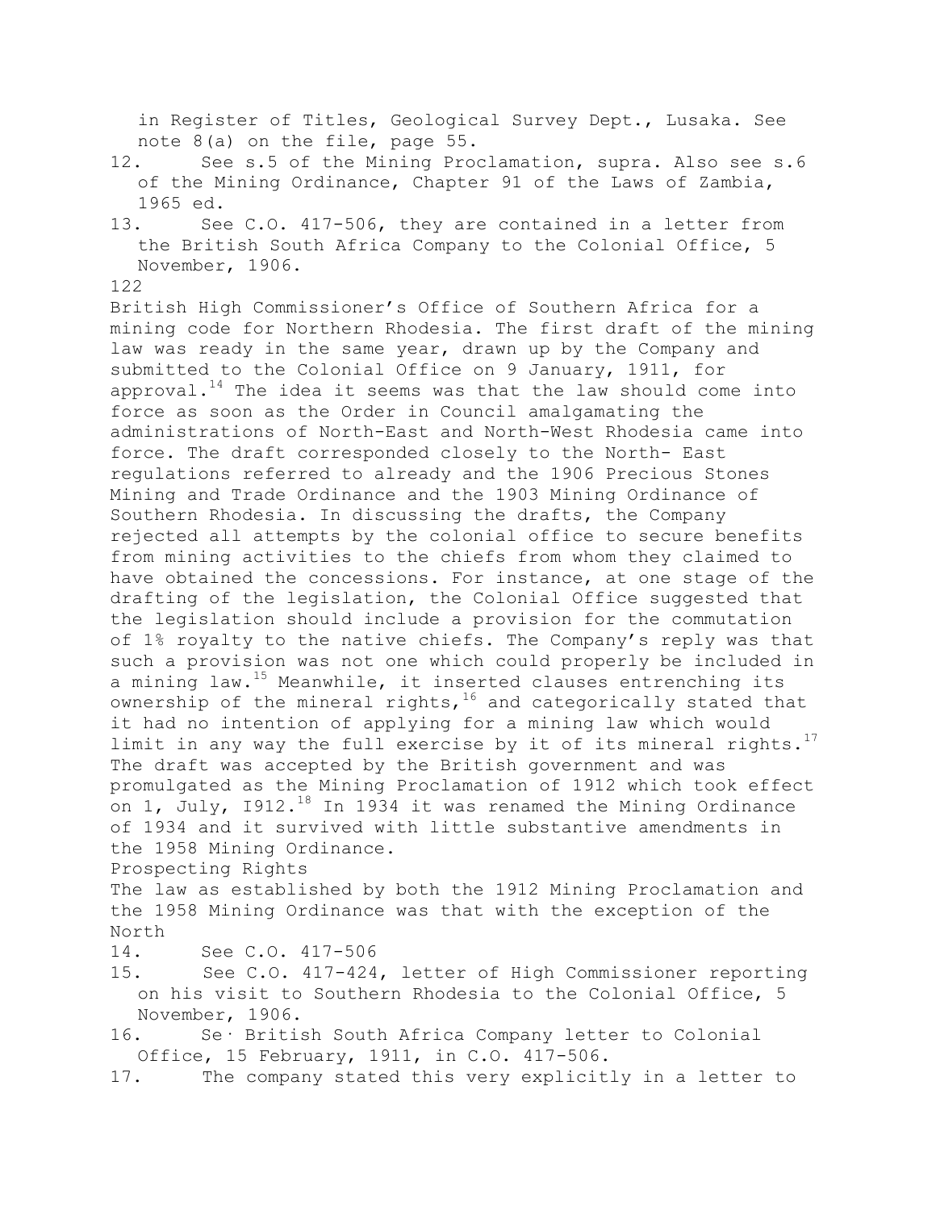in Register of Titles, Geological Survey Dept., Lusaka. See note 8(a) on the file, page 55.

12. See s.5 of the Mining Proclamation, supra. Also see s.6 of the Mining Ordinance, Chapter 91 of the Laws of Zambia, 1965 ed.
13. See C.O. 417-506, they are contained in a letter from the British South Africa Company to the Colonial Office, 5 November, 1906.

British High Commissioner's Office of Southern Africa for a mining code for Northern Rhodesia. The first draft of the mining law was ready in the same year, drawn up by the Company and submitted to the Colonial Office on 9 January, 1911, for approval.[14] The idea it seems was that the law should come into force as soon as the Order in Council amalgamating the administrations of North-East and North-West Rhodesia came into force. The draft corresponded closely to the North- East regulations referred to already and the 1906 Precious Stones Mining and Trade Ordinance and the 1903 Mining Ordinance of Southern Rhodesia. In discussing the drafts, the Company rejected all attempts by the colonial office to secure benefits from mining activities to the chiefs from whom they claimed to have obtained the concessions. For instance, at one stage of the drafting of the legislation, the Colonial Office suggested that the legislation should include a provision for the commutation of 1% royalty to the native chiefs. The Company's reply was that such a provision was not one which could properly be included in a mining law.[15] Meanwhile, it inserted clauses entrenching its ownership of the mineral rights,[16] and categorically stated that it had no intention of applying for a mining law which would limit in any way the full exercise by it of its mineral rights.[17] The draft was accepted by the British government and was promulgated as the Mining Proclamation of 1912 which took effect on 1, July, I912.[18] In 1934 it was renamed the Mining Ordinance of 1934 and it survived with little substantive amendments in the 1958 Mining Ordinance.

## Prospecting Rights

The law as established by both the 1912 Mining Proclamation and the 1958 Mining Ordinance was that with the exception of the North

14. See C.O. 417-506
15. See C.O. 417-424, letter of High Commissioner reporting on his visit to Southern Rhodesia to the Colonial Office, 5 November, 1906.
16. Se· British South Africa Company letter to Colonial Office, 15 February, 1911, in C.O. 417-506.
17. The company stated this very explicitly in a letter to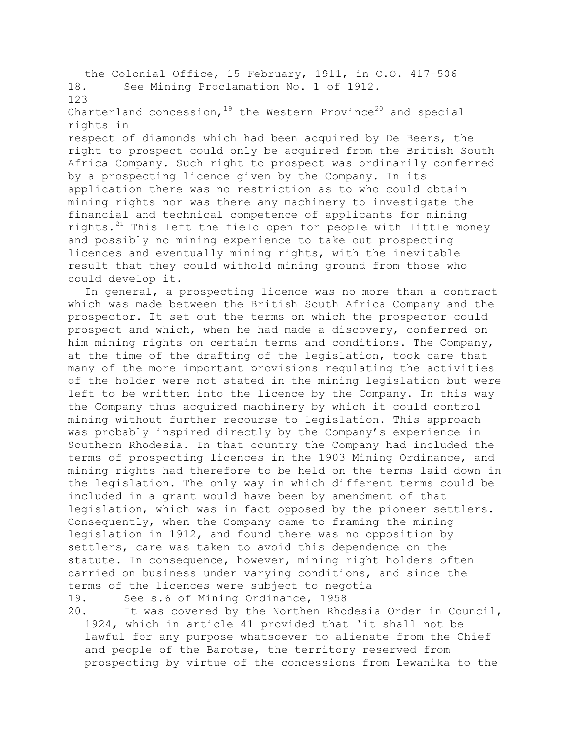the Colonial Office, 15 February, 1911, in C.O. 417-506

18. See Mining Proclamation No. 1 of 1912.

Charterland concession,[19] the Western Province[20] and special rights in respect of diamonds which had been acquired by De Beers, the right to prospect could only be acquired from the British South Africa Company. Such right to prospect was ordinarily conferred by a prospecting licence given by the Company. In its application there was no restriction as to who could obtain mining rights nor was there any machinery to investigate the financial and technical competence of applicants for mining rights.[21] This left the field open for people with little money and possibly no mining experience to take out prospecting licences and eventually mining rights, with the inevitable result that they could withold mining ground from those who could develop it.

In general, a prospecting licence was no more than a contract which was made between the British South Africa Company and the prospector. It set out the terms on which the prospector could prospect and which, when he had made a discovery, conferred on him mining rights on certain terms and conditions. The Company, at the time of the drafting of the legislation, took care that many of the more important provisions regulating the activities of the holder were not stated in the mining legislation but were left to be written into the licence by the Company. In this way the Company thus acquired machinery by which it could control mining without further recourse to legislation. This approach was probably inspired directly by the Company's experience in Southern Rhodesia. In that country the Company had included the terms of prospecting licences in the 1903 Mining Ordinance, and mining rights had therefore to be held on the terms laid down in the legislation. The only way in which different terms could be included in a grant would have been by amendment of that legislation, which was in fact opposed by the pioneer settlers. Consequently, when the Company came to framing the mining legislation in 1912, and found there was no opposition by settlers, care was taken to avoid this dependence on the statute. In consequence, however, mining right holders often carried on business under varying conditions, and since the terms of the licences were subject to negotia

19. See s.6 of Mining Ordinance, 1958

20. It was covered by the Northen Rhodesia Order in Council, 1924, which in article 41 provided that 'it shall not be lawful for any purpose whatsoever to alienate from the Chief and people of the Barotse, the territory reserved from prospecting by virtue of the concessions from Lewanika to the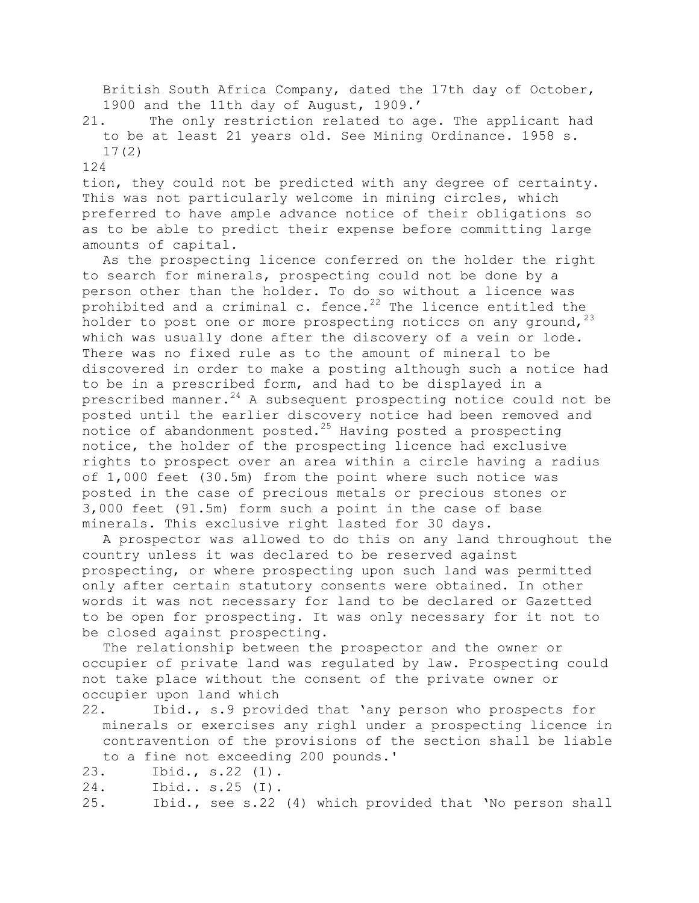British South Africa Company, dated the 17th day of October, 1900 and the 11th day of August, 1909.'

21. The only restriction related to age. The applicant had to be at least 21 years old. See Mining Ordinance. 1958 s. 17(2)

tion, they could not be predicted with any degree of certainty. This was not particularly welcome in mining circles, which preferred to have ample advance notice of their obligations so as to be able to predict their expense before committing large amounts of capital.

As the prospecting licence conferred on the holder the right to search for minerals, prospecting could not be done by a person other than the holder. To do so without a licence was prohibited and a criminal c. fence.[22] The licence entitled the holder to post one or more prospecting noticcs on any ground,[23] which was usually done after the discovery of a vein or lode. There was no fixed rule as to the amount of mineral to be discovered in order to make a posting although such a notice had to be in a prescribed form, and had to be displayed in a prescribed manner.[24] A subsequent prospecting notice could not be posted until the earlier discovery notice had been removed and notice of abandonment posted.[25] Having posted a prospecting notice, the holder of the prospecting licence had exclusive rights to prospect over an area within a circle having a radius of 1,000 feet (30.5m) from the point where such notice was posted in the case of precious metals or precious stones or 3,000 feet (91.5m) form such a point in the case of base minerals. This exclusive right lasted for 30 days.

A prospector was allowed to do this on any land throughout the country unless it was declared to be reserved against prospecting, or where prospecting upon such land was permitted only after certain statutory consents were obtained. In other words it was not necessary for land to be declared or Gazetted to be open for prospecting. It was only necessary for it not to be closed against prospecting.

The relationship between the prospector and the owner or occupier of private land was regulated by law. Prospecting could not take place without the consent of the private owner or occupier upon land which

22. Ibid., s.9 provided that 'any person who prospects for minerals or exercises any righl under a prospecting licence in contravention of the provisions of the section shall be liable to a fine not exceeding 200 pounds.'
23. Ibid., s.22 (1).
24. Ibid.. s.25 (I).
25. Ibid., see s.22 (4) which provided that 'No person shall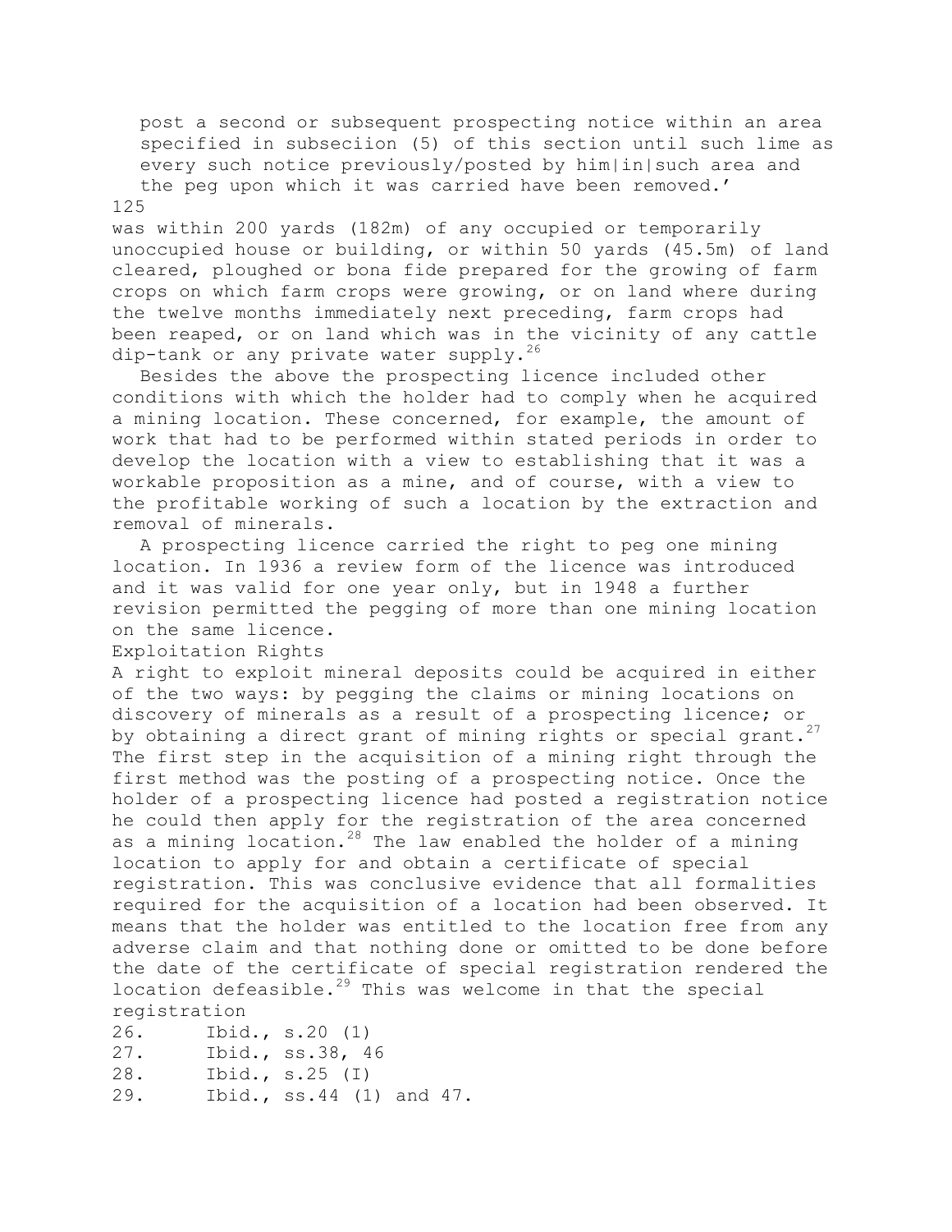post a second or subsequent prospecting notice within an area specified in subseciion (5) of this section until such lime as every such notice previously/posted by him|in|such area and the peg upon which it was carried have been removed.'

was within 200 yards (182m) of any occupied or temporarily unoccupied house or building, or within 50 yards (45.5m) of land cleared, ploughed or bona fide prepared for the growing of farm crops on which farm crops were growing, or on land where during the twelve months immediately next preceding, farm crops had been reaped, or on land which was in the vicinity of any cattle dip-tank or any private water supply.[26]

Besides the above the prospecting licence included other conditions with which the holder had to comply when he acquired a mining location. These concerned, for example, the amount of work that had to be performed within stated periods in order to develop the location with a view to establishing that it was a workable proposition as a mine, and of course, with a view to the profitable working of such a location by the extraction and removal of minerals.

A prospecting licence carried the right to peg one mining location. In 1936 a review form of the licence was introduced and it was valid for one year only, but in 1948 a further revision permitted the pegging of more than one mining location on the same licence.

### Exploitation Rights

A right to exploit mineral deposits could be acquired in either of the two ways: by pegging the claims or mining locations on discovery of minerals as a result of a prospecting licence; or by obtaining a direct grant of mining rights or special grant.[27] The first step in the acquisition of a mining right through the first method was the posting of a prospecting notice. Once the holder of a prospecting licence had posted a registration notice he could then apply for the registration of the area concerned as a mining location.[28] The law enabled the holder of a mining location to apply for and obtain a certificate of special registration. This was conclusive evidence that all formalities required for the acquisition of a location had been observed. It means that the holder was entitled to the location free from any adverse claim and that nothing done or omitted to be done before the date of the certificate of special registration rendered the location defeasible.[29] This was welcome in that the special registration

26. Ibid., s.20 (1)
27. Ibid., ss.38, 46
28. Ibid., s.25 (I)
29. Ibid., ss.44 (1) and 47.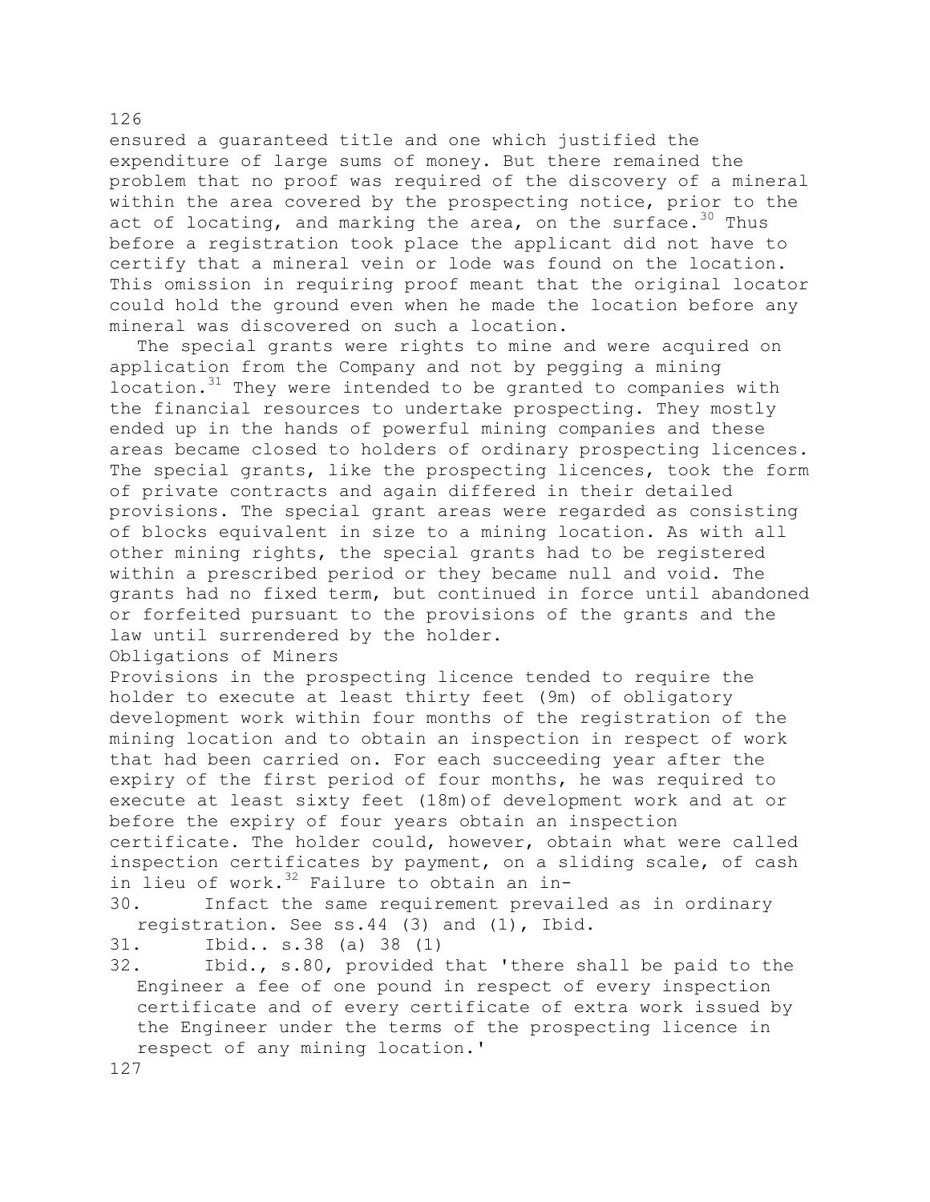ensured a guaranteed title and one which justified the expenditure of large sums of money. But there remained the problem that no proof was required of the discovery of a mineral within the area covered by the prospecting notice, prior to the act of locating, and marking the area, on the surface.[30] Thus before a registration took place the applicant did not have to certify that a mineral vein or lode was found on the location. This omission in requiring proof meant that the original locator could hold the ground even when he made the location before any mineral was discovered on such a location.

The special grants were rights to mine and were acquired on application from the Company and not by pegging a mining location.[31] They were intended to be granted to companies with the financial resources to undertake prospecting. They mostly ended up in the hands of powerful mining companies and these areas became closed to holders of ordinary prospecting licences. The special grants, like the prospecting licences, took the form of private contracts and again differed in their detailed provisions. The special grant areas were regarded as consisting of blocks equivalent in size to a mining location. As with all other mining rights, the special grants had to be registered within a prescribed period or they became null and void. The grants had no fixed term, but continued in force until abandoned or forfeited pursuant to the provisions of the grants and the law until surrendered by the holder.

### Obligations of Miners

Provisions in the prospecting licence tended to require the holder to execute at least thirty feet (9m) of obligatory development work within four months of the registration of the mining location and to obtain an inspection in respect of work that had been carried on. For each succeeding year after the expiry of the first period of four months, he was required to execute at least sixty feet (18m)of development work and at or before the expiry of four years obtain an inspection certificate. The holder could, however, obtain what were called inspection certificates by payment, on a sliding scale, of cash in lieu of work.[32] Failure to obtain an in-

30. Infact the same requirement prevailed as in ordinary registration. See ss.44 (3) and (1), Ibid.
31. Ibid.. s.38 (a) 38 (1)
32. Ibid., s.80, provided that 'there shall be paid to the Engineer a fee of one pound in respect of every inspection certificate and of every certificate of extra work issued by the Engineer under the terms of the prospecting licence in respect of any mining location.'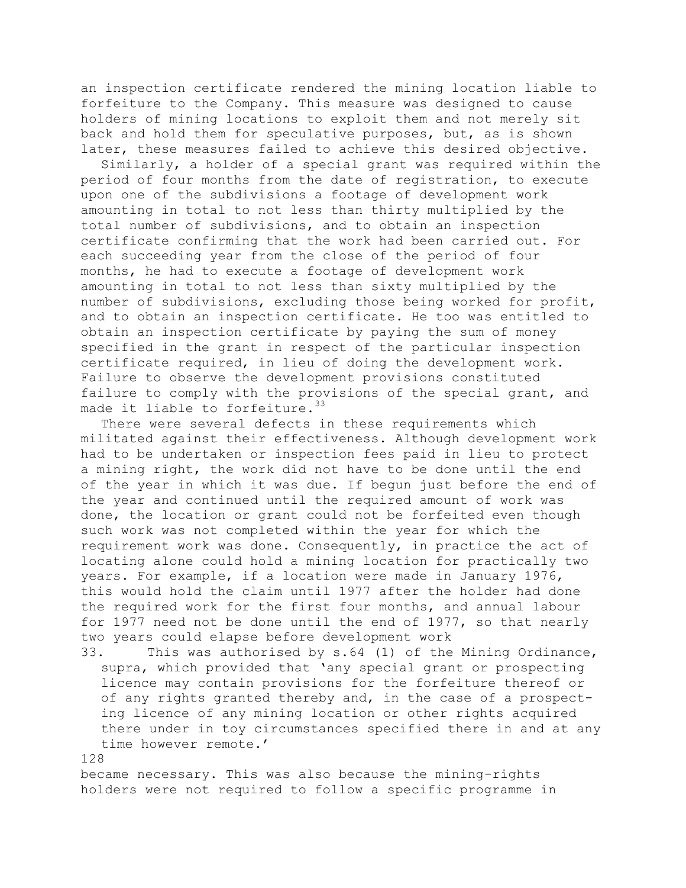an inspection certificate rendered the mining location liable to forfeiture to the Company. This measure was designed to cause holders of mining locations to exploit them and not merely sit back and hold them for speculative purposes, but, as is shown later, these measures failed to achieve this desired objective.

Similarly, a holder of a special grant was required within the period of four months from the date of registration, to execute upon one of the subdivisions a footage of development work amounting in total to not less than thirty multiplied by the total number of subdivisions, and to obtain an inspection certificate confirming that the work had been carried out. For each succeeding year from the close of the period of four months, he had to execute a footage of development work amounting in total to not less than sixty multiplied by the number of subdivisions, excluding those being worked for profit, and to obtain an inspection certificate. He too was entitled to obtain an inspection certificate by paying the sum of money specified in the grant in respect of the particular inspection certificate required, in lieu of doing the development work. Failure to observe the development provisions constituted failure to comply with the provisions of the special grant, and made it liable to forfeiture.[33]

There were several defects in these requirements which militated against their effectiveness. Although development work had to be undertaken or inspection fees paid in lieu to protect a mining right, the work did not have to be done until the end of the year in which it was due. If begun just before the end of the year and continued until the required amount of work was done, the location or grant could not be forfeited even though such work was not completed within the year for which the requirement work was done. Consequently, in practice the act of locating alone could hold a mining location for practically two years. For example, if a location were made in January 1976, this would hold the claim until 1977 after the holder had done the required work for the first four months, and annual labour for 1977 need not be done until the end of 1977, so that nearly two years could elapse before development work became necessary. This was also because the mining-rights holders were not required to follow a specific programme in

33. This was authorised by s.64 (1) of the Mining Ordinance, supra, which provided that 'any special grant or prospecting licence may contain provisions for the forfeiture thereof or of any rights granted thereby and, in the case of a prospecting licence of any mining location or other rights acquired there under in toy circumstances specified there in and at any time however remote.'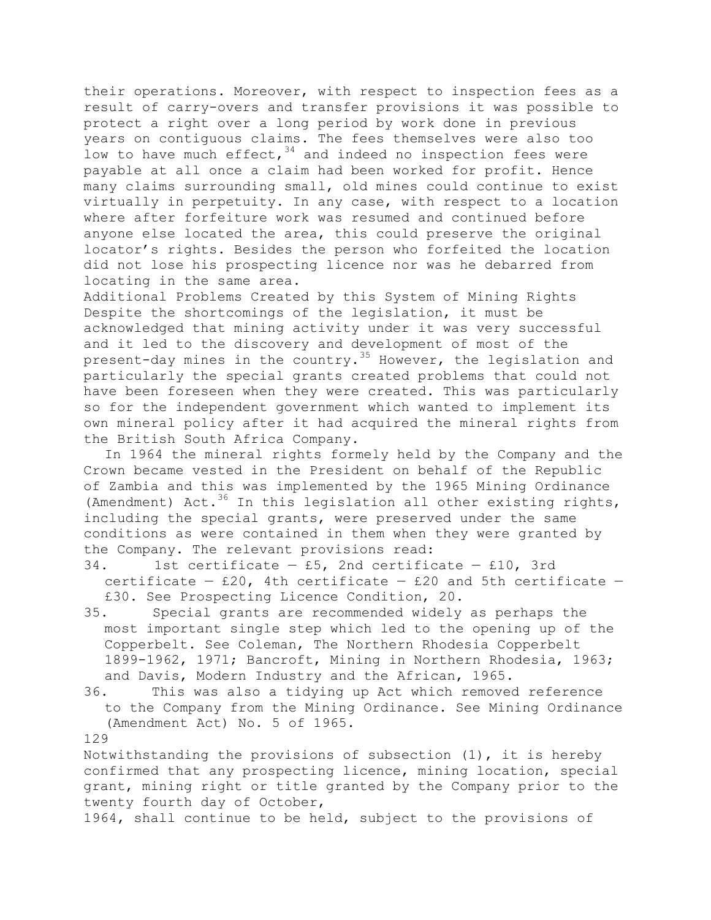their operations. Moreover, with respect to inspection fees as a result of carry-overs and transfer provisions it was possible to protect a right over a long period by work done in previous years on contiguous claims. The fees themselves were also too low to have much effect,[34] and indeed no inspection fees were payable at all once a claim had been worked for profit. Hence many claims surrounding small, old mines could continue to exist virtually in perpetuity. In any case, with respect to a location where after forfeiture work was resumed and continued before anyone else located the area, this could preserve the original locator's rights. Besides the person who forfeited the location did not lose his prospecting licence nor was he debarred from locating in the same area.

## Additional Problems Created by this System of Mining Rights

Despite the shortcomings of the legislation, it must be acknowledged that mining activity under it was very successful and it led to the discovery and development of most of the present-day mines in the country.[35] However, the legislation and particularly the special grants created problems that could not have been foreseen when they were created. This was particularly so for the independent government which wanted to implement its own mineral policy after it had acquired the mineral rights from the British South Africa Company.

In 1964 the mineral rights formely held by the Company and the Crown became vested in the President on behalf of the Republic of Zambia and this was implemented by the 1965 Mining Ordinance (Amendment) Act.[36] In this legislation all other existing rights, including the special grants, were preserved under the same conditions as were contained in them when they were granted by the Company. The relevant provisions read:

34. 1st certificate — £5, 2nd certificate — £10, 3rd certificate — £20, 4th certificate — £20 and 5th certificate — £30. See Prospecting Licence Condition, 20.
35. Special grants are recommended widely as perhaps the most important single step which led to the opening up of the Copperbelt. See Coleman, The Northern Rhodesia Copperbelt 1899-1962, 1971; Bancroft, Mining in Northern Rhodesia, 1963; and Davis, Modern Industry and the African, 1965.
36. This was also a tidying up Act which removed reference to the Company from the Mining Ordinance. See Mining Ordinance (Amendment Act) No. 5 of 1965.

Notwithstanding the provisions of subsection (1), it is hereby confirmed that any prospecting licence, mining location, special grant, mining right or title granted by the Company prior to the twenty fourth day of October,
1964, shall continue to be held, subject to the provisions of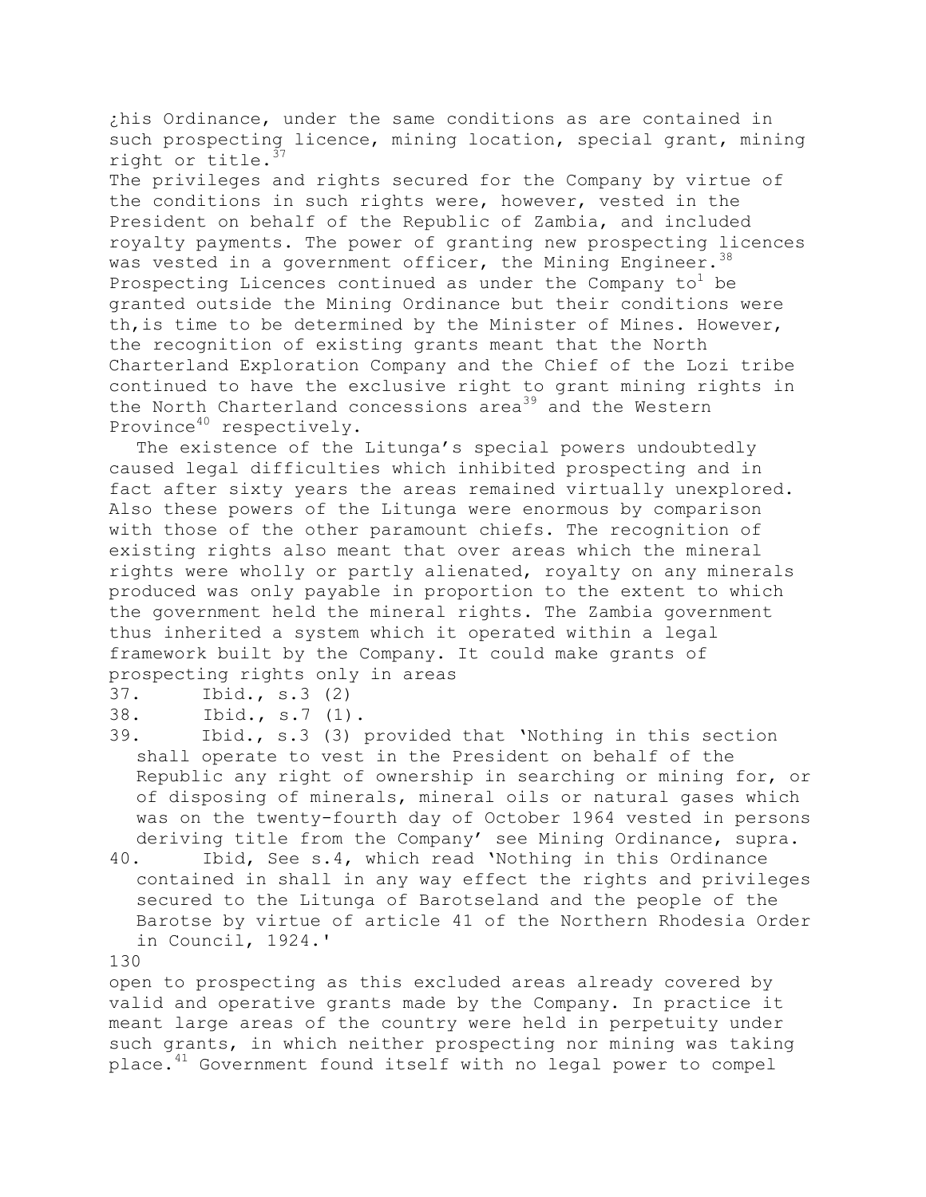¿his Ordinance, under the same conditions as are contained in such prospecting licence, mining location, special grant, mining right or title.[37]

The privileges and rights secured for the Company by virtue of the conditions in such rights were, however, vested in the President on behalf of the Republic of Zambia, and included royalty payments. The power of granting new prospecting licences was vested in a government officer, the Mining Engineer.[38] Prospecting Licences continued as under the Company to[1] be granted outside the Mining Ordinance but their conditions were th,is time to be determined by the Minister of Mines. However, the recognition of existing grants meant that the North Charterland Exploration Company and the Chief of the Lozi tribe continued to have the exclusive right to grant mining rights in the North Charterland concessions area[39] and the Western Province[40] respectively.

The existence of the Litunga's special powers undoubtedly caused legal difficulties which inhibited prospecting and in fact after sixty years the areas remained virtually unexplored. Also these powers of the Litunga were enormous by comparison with those of the other paramount chiefs. The recognition of existing rights also meant that over areas which the mineral rights were wholly or partly alienated, royalty on any minerals produced was only payable in proportion to the extent to which the government held the mineral rights. The Zambia government thus inherited a system which it operated within a legal framework built by the Company. It could make grants of prospecting rights only in areas open to prospecting as this excluded areas already covered by valid and operative grants made by the Company. In practice it meant large areas of the country were held in perpetuity under such grants, in which neither prospecting nor mining was taking place.[41] Government found itself with no legal power to compel

37. Ibid., s.3 (2)
38. Ibid., s.7 (1).
39. Ibid., s.3 (3) provided that 'Nothing in this section shall operate to vest in the President on behalf of the Republic any right of ownership in searching or mining for, or of disposing of minerals, mineral oils or natural gases which was on the twenty-fourth day of October 1964 vested in persons deriving title from the Company' see Mining Ordinance, supra.
40. Ibid, See s.4, which read 'Nothing in this Ordinance contained in shall in any way effect the rights and privileges secured to the Litunga of Barotseland and the people of the Barotse by virtue of article 41 of the Northern Rhodesia Order in Council, 1924.'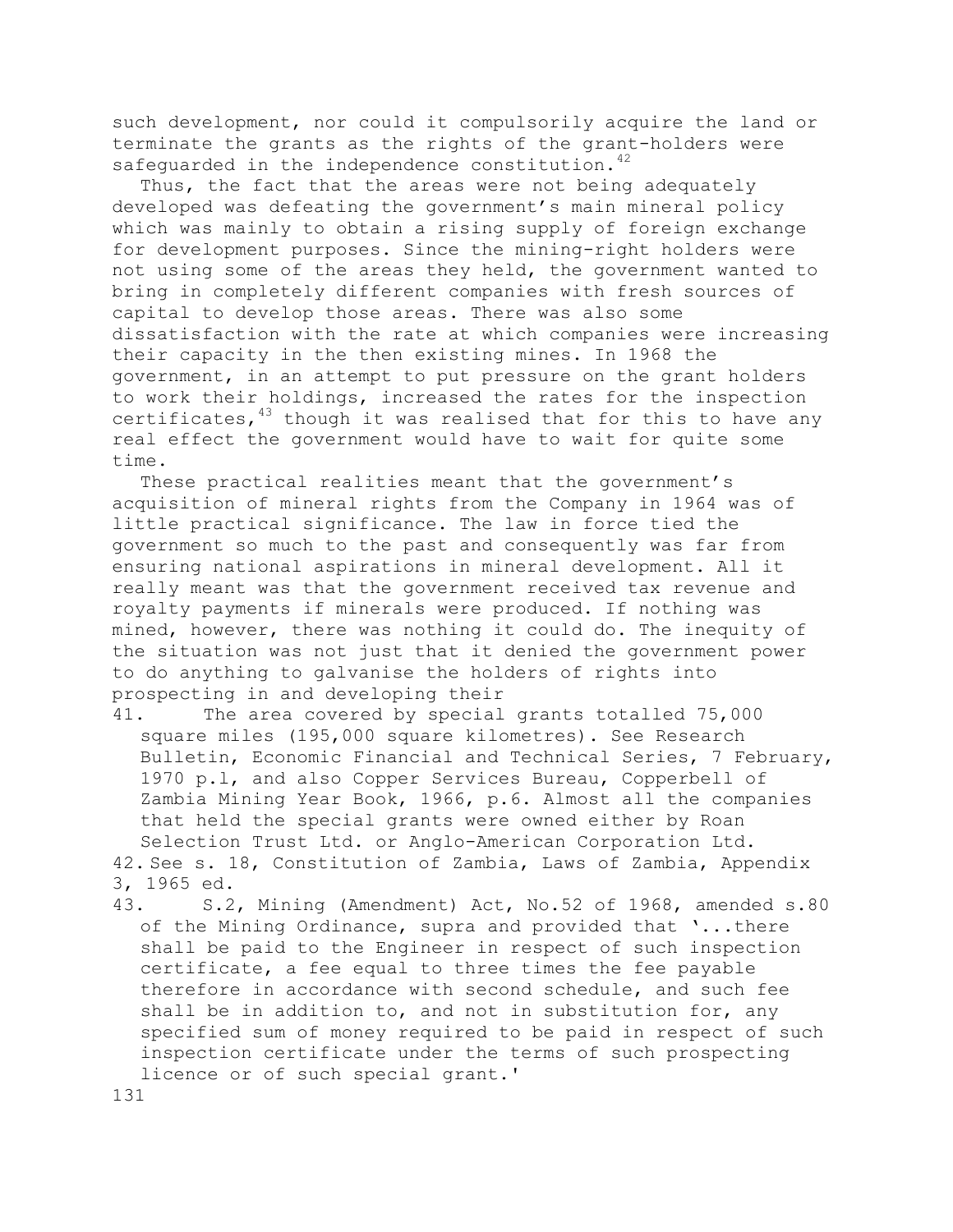such development, nor could it compulsorily acquire the land or terminate the grants as the rights of the grant-holders were safeguarded in the independence constitution.[42]

Thus, the fact that the areas were not being adequately developed was defeating the government's main mineral policy which was mainly to obtain a rising supply of foreign exchange for development purposes. Since the mining-right holders were not using some of the areas they held, the government wanted to bring in completely different companies with fresh sources of capital to develop those areas. There was also some dissatisfaction with the rate at which companies were increasing their capacity in the then existing mines. In 1968 the government, in an attempt to put pressure on the grant holders to work their holdings, increased the rates for the inspection certificates,[43] though it was realised that for this to have any real effect the government would have to wait for quite some time.

These practical realities meant that the government's acquisition of mineral rights from the Company in 1964 was of little practical significance. The law in force tied the government so much to the past and consequently was far from ensuring national aspirations in mineral development. All it really meant was that the government received tax revenue and royalty payments if minerals were produced. If nothing was mined, however, there was nothing it could do. The inequity of the situation was not just that it denied the government power to do anything to galvanise the holders of rights into prospecting in and developing their

41. The area covered by special grants totalled 75,000 square miles (195,000 square kilometres). See Research Bulletin, Economic Financial and Technical Series, 7 February, 1970 p.l, and also Copper Services Bureau, Copperbell of Zambia Mining Year Book, 1966, p.6. Almost all the companies that held the special grants were owned either by Roan Selection Trust Ltd. or Anglo-American Corporation Ltd.
42. See s. 18, Constitution of Zambia, Laws of Zambia, Appendix 3, 1965 ed.
43. S.2, Mining (Amendment) Act, No.52 of 1968, amended s.80 of the Mining Ordinance, supra and provided that '...there shall be paid to the Engineer in respect of such inspection certificate, a fee equal to three times the fee payable therefore in accordance with second schedule, and such fee shall be in addition to, and not in substitution for, any specified sum of money required to be paid in respect of such inspection certificate under the terms of such prospecting licence or of such special grant.'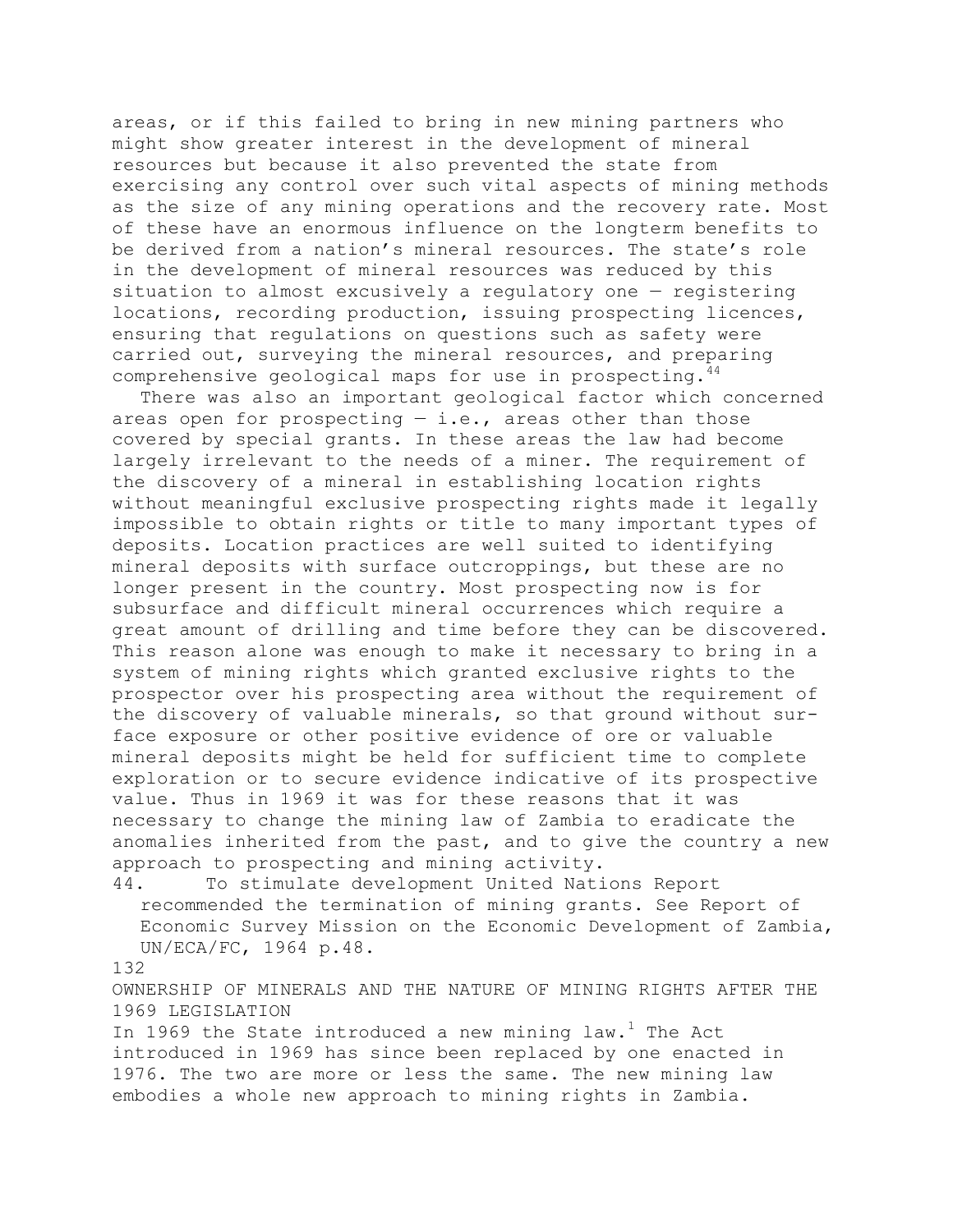areas, or if this failed to bring in new mining partners who might show greater interest in the development of mineral resources but because it also prevented the state from exercising any control over such vital aspects of mining methods as the size of any mining operations and the recovery rate. Most of these have an enormous influence on the longterm benefits to be derived from a nation's mineral resources. The state's role in the development of mineral resources was reduced by this situation to almost excusively a regulatory one — registering locations, recording production, issuing prospecting licences, ensuring that regulations on questions such as safety were carried out, surveying the mineral resources, and preparing comprehensive geological maps for use in prospecting.[44]

There was also an important geological factor which concerned areas open for prospecting — i.e., areas other than those covered by special grants. In these areas the law had become largely irrelevant to the needs of a miner. The requirement of the discovery of a mineral in establishing location rights without meaningful exclusive prospecting rights made it legally impossible to obtain rights or title to many important types of deposits. Location practices are well suited to identifying mineral deposits with surface outcroppings, but these are no longer present in the country. Most prospecting now is for subsurface and difficult mineral occurrences which require a great amount of drilling and time before they can be discovered. This reason alone was enough to make it necessary to bring in a system of mining rights which granted exclusive rights to the prospector over his prospecting area without the requirement of the discovery of valuable minerals, so that ground without surface exposure or other positive evidence of ore or valuable mineral deposits might be held for sufficient time to complete exploration or to secure evidence indicative of its prospective value. Thus in 1969 it was for these reasons that it was necessary to change the mining law of Zambia to eradicate the anomalies inherited from the past, and to give the country a new approach to prospecting and mining activity.

44. To stimulate development United Nations Report recommended the termination of mining grants. See Report of Economic Survey Mission on the Economic Development of Zambia, UN/ECA/FC, 1964 p.48.

## OWNERSHIP OF MINERALS AND THE NATURE OF MINING RIGHTS AFTER THE 1969 LEGISLATION

In 1969 the State introduced a new mining law.[1] The Act introduced in 1969 has since been replaced by one enacted in 1976. The two are more or less the same. The new mining law embodies a whole new approach to mining rights in Zambia.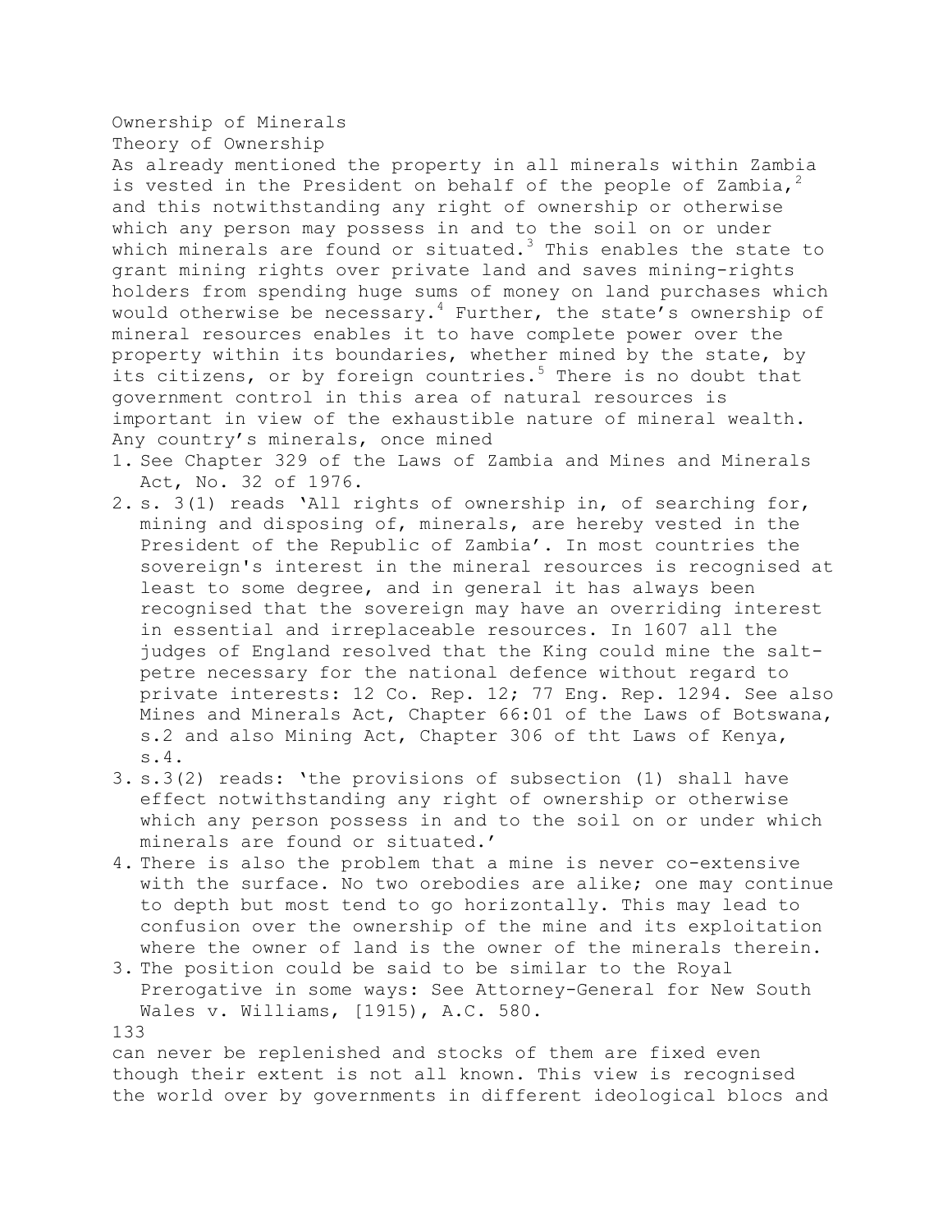## Ownership of Minerals

### Theory of Ownership

As already mentioned the property in all minerals within Zambia is vested in the President on behalf of the people of Zambia,[2] and this notwithstanding any right of ownership or otherwise which any person may possess in and to the soil on or under which minerals are found or situated.[3] This enables the state to grant mining rights over private land and saves mining-rights holders from spending huge sums of money on land purchases which would otherwise be necessary.[4] Further, the state's ownership of mineral resources enables it to have complete power over the property within its boundaries, whether mined by the state, by its citizens, or by foreign countries.[5] There is no doubt that government control in this area of natural resources is important in view of the exhaustible nature of mineral wealth. Any country's minerals, once mined

1. See Chapter 329 of the Laws of Zambia and Mines and Minerals Act, No. 32 of 1976.
2. s. 3(1) reads 'All rights of ownership in, of searching for, mining and disposing of, minerals, are hereby vested in the President of the Republic of Zambia'. In most countries the sovereign's interest in the mineral resources is recognised at least to some degree, and in general it has always been recognised that the sovereign may have an overriding interest in essential and irreplaceable resources. In 1607 all the judges of England resolved that the King could mine the salt-petre necessary for the national defence without regard to private interests: 12 Co. Rep. 12; 77 Eng. Rep. 1294. See also Mines and Minerals Act, Chapter 66:01 of the Laws of Botswana, s.2 and also Mining Act, Chapter 306 of tht Laws of Kenya, s.4.
3. s.3(2) reads: 'the provisions of subsection (1) shall have effect notwithstanding any right of ownership or otherwise which any person possess in and to the soil on or under which minerals are found or situated.'
4. There is also the problem that a mine is never co-extensive with the surface. No two orebodies are alike; one may continue to depth but most tend to go horizontally. This may lead to confusion over the ownership of the mine and its exploitation where the owner of land is the owner of the minerals therein.
3. The position could be said to be similar to the Royal Prerogative in some ways: See Attorney-General for New South Wales v. Williams, [1915), A.C. 580.

can never be replenished and stocks of them are fixed even though their extent is not all known. This view is recognised the world over by governments in different ideological blocs and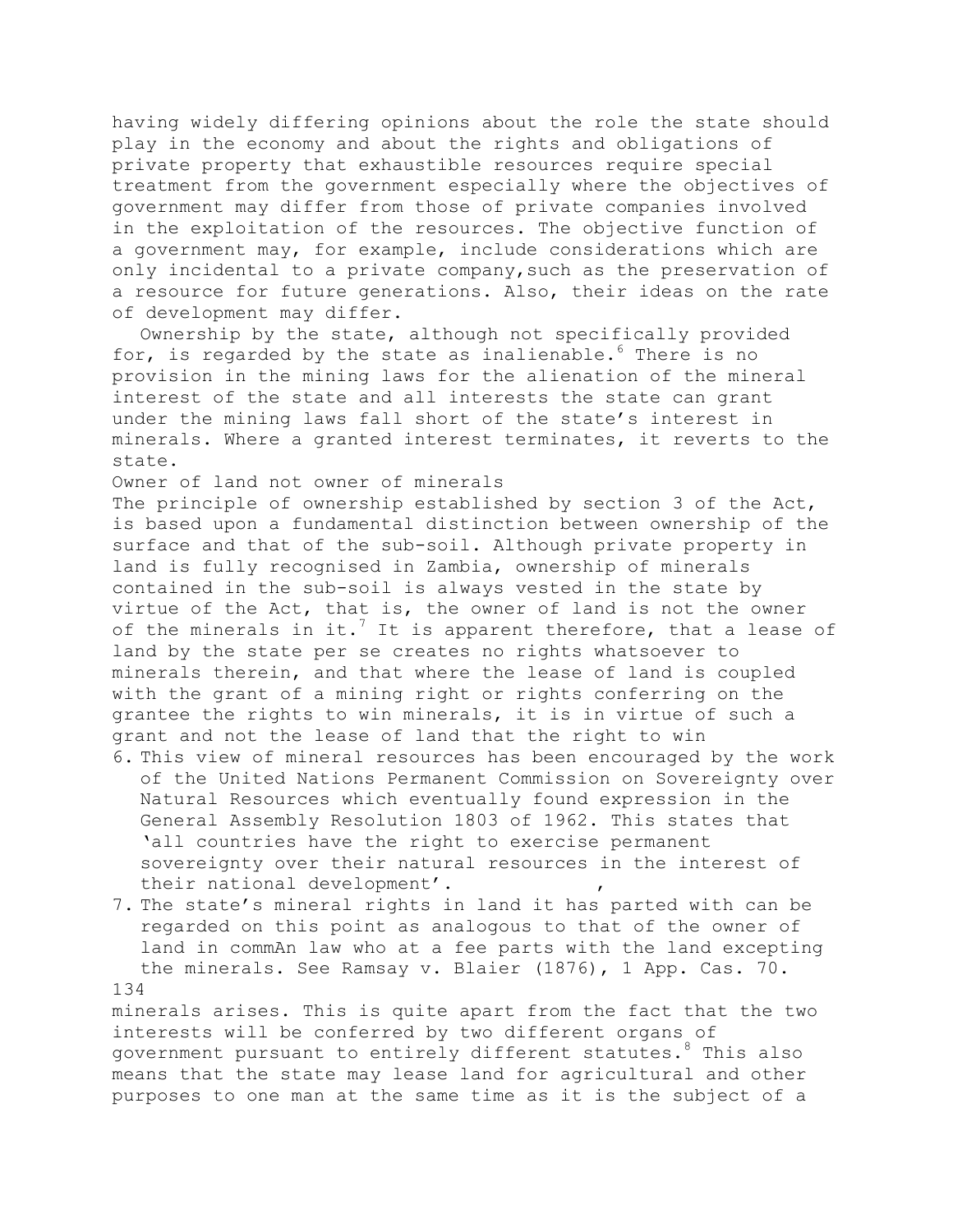having widely differing opinions about the role the state should play in the economy and about the rights and obligations of private property that exhaustible resources require special treatment from the government especially where the objectives of government may differ from those of private companies involved in the exploitation of the resources. The objective function of a government may, for example, include considerations which are only incidental to a private company, such as the preservation of a resource for future generations. Also, their ideas on the rate of development may differ.

Ownership by the state, although not specifically provided for, is regarded by the state as inalienable.[6] There is no provision in the mining laws for the alienation of the mineral interest of the state and all interests the state can grant under the mining laws fall short of the state's interest in minerals. Where a granted interest terminates, it reverts to the state.

### Owner of land not owner of minerals

The principle of ownership established by section 3 of the Act, is based upon a fundamental distinction between ownership of the surface and that of the sub-soil. Although private property in land is fully recognised in Zambia, ownership of minerals contained in the sub-soil is always vested in the state by virtue of the Act, that is, the owner of land is not the owner of the minerals in it.[7] It is apparent therefore, that a lease of land by the state per se creates no rights whatsoever to minerals therein, and that where the lease of land is coupled with the grant of a mining right or rights conferring on the grantee the rights to win minerals, it is in virtue of such a grant and not the lease of land that the right to win minerals arises. This is quite apart from the fact that the two interests will be conferred by two different organs of government pursuant to entirely different statutes.[8] This also means that the state may lease land for agricultural and other purposes to one man at the same time as it is the subject of a

6. This view of mineral resources has been encouraged by the work of the United Nations Permanent Commission on Sovereignty over Natural Resources which eventually found expression in the General Assembly Resolution 1803 of 1962. This states that 'all countries have the right to exercise permanent sovereignty over their natural resources in the interest of their national development'.
7. The state's mineral rights in land it has parted with can be regarded on this point as analogous to that of the owner of land in commAn law who at a fee parts with the land excepting the minerals. See Ramsay v. Blaier (1876), 1 App. Cas. 70.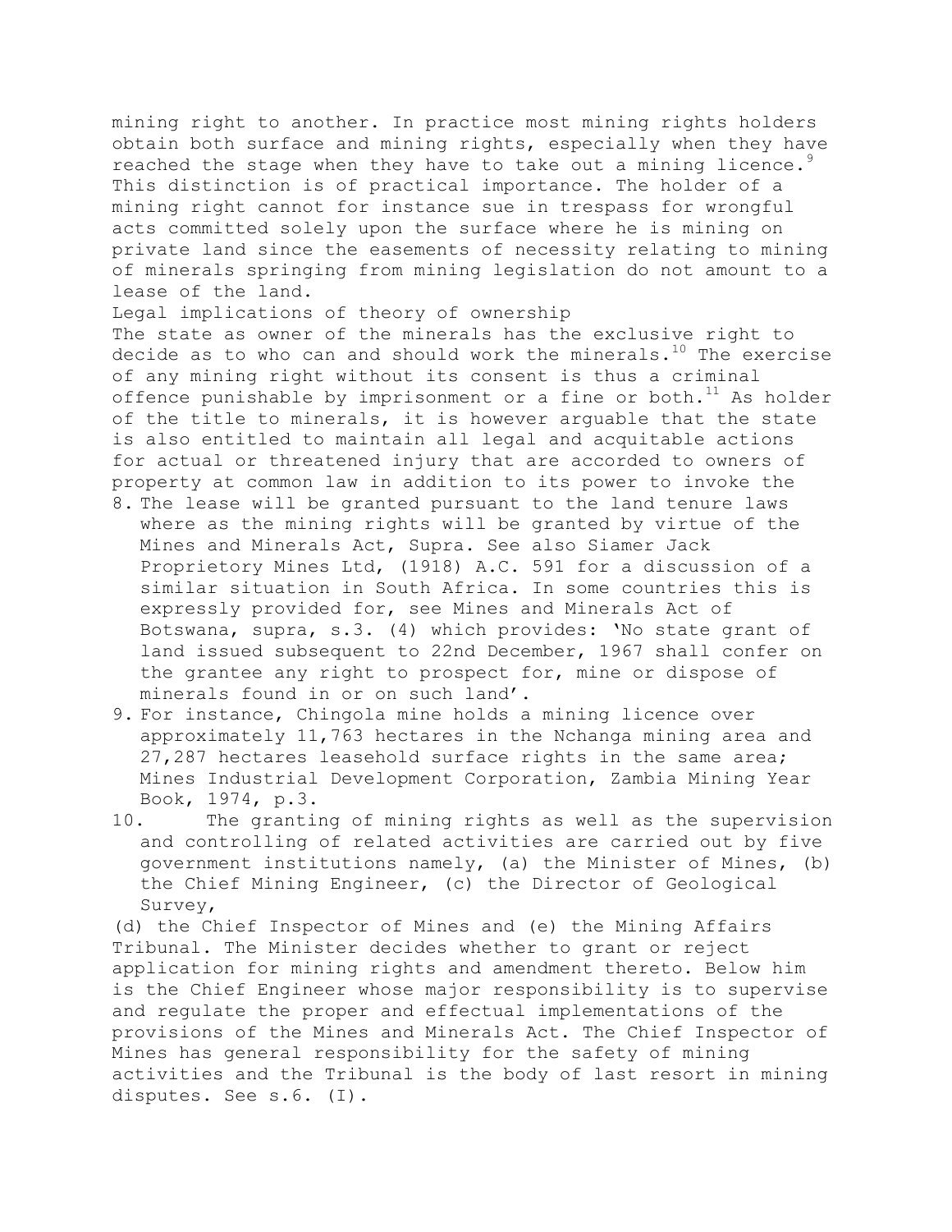mining right to another. In practice most mining rights holders obtain both surface and mining rights, especially when they have reached the stage when they have to take out a mining licence.[9] This distinction is of practical importance. The holder of a mining right cannot for instance sue in trespass for wrongful acts committed solely upon the surface where he is mining on private land since the easements of necessity relating to mining of minerals springing from mining legislation do not amount to a lease of the land.

Legal implications of theory of ownership

The state as owner of the minerals has the exclusive right to decide as to who can and should work the minerals.[10] The exercise of any mining right without its consent is thus a criminal offence punishable by imprisonment or a fine or both.[11] As holder of the title to minerals, it is however arguable that the state is also entitled to maintain all legal and acquitable actions for actual or threatened injury that are accorded to owners of property at common law in addition to its power to invoke the

8. The lease will be granted pursuant to the land tenure laws where as the mining rights will be granted by virtue of the Mines and Minerals Act, Supra. See also Siamer Jack Proprietory Mines Ltd, (1918) A.C. 591 for a discussion of a similar situation in South Africa. In some countries this is expressly provided for, see Mines and Minerals Act of Botswana, supra, s.3. (4) which provides: 'No state grant of land issued subsequent to 22nd December, 1967 shall confer on the grantee any right to prospect for, mine or dispose of minerals found in or on such land'.
9. For instance, Chingola mine holds a mining licence over approximately 11,763 hectares in the Nchanga mining area and 27,287 hectares leasehold surface rights in the same area; Mines Industrial Development Corporation, Zambia Mining Year Book, 1974, p.3.
10. The granting of mining rights as well as the supervision and controlling of related activities are carried out by five government institutions namely, (a) the Minister of Mines, (b) the Chief Mining Engineer, (c) the Director of Geological Survey, (d) the Chief Inspector of Mines and (e) the Mining Affairs Tribunal. The Minister decides whether to grant or reject application for mining rights and amendment thereto. Below him is the Chief Engineer whose major responsibility is to supervise and regulate the proper and effectual implementations of the provisions of the Mines and Minerals Act. The Chief Inspector of Mines has general responsibility for the safety of mining activities and the Tribunal is the body of last resort in mining disputes. See s.6. (I).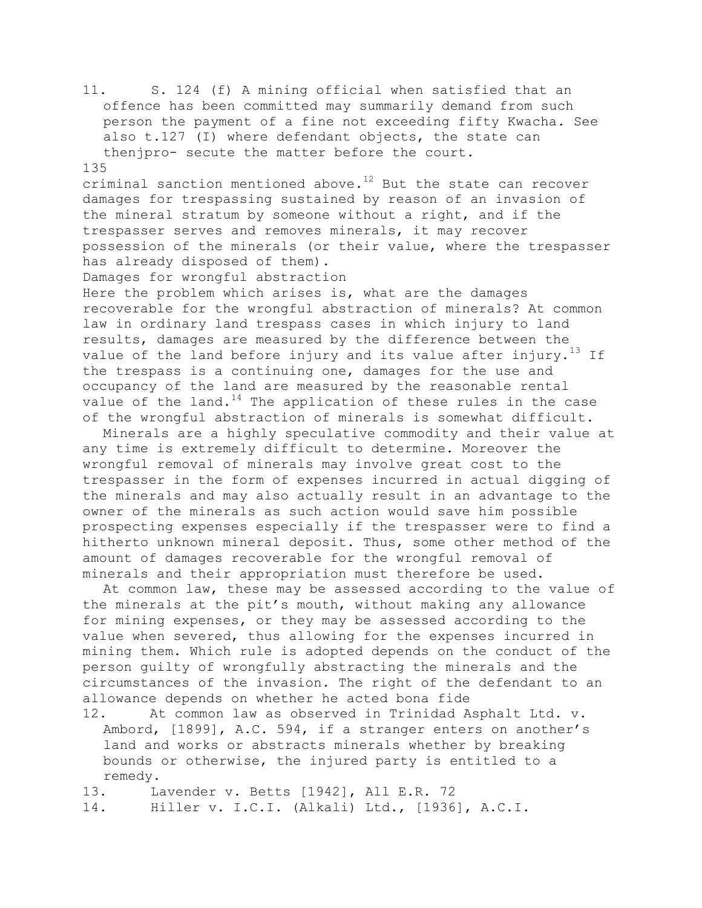11. S. 124 (f) A mining official when satisfied that an offence has been committed may summarily demand from such person the payment of a fine not exceeding fifty Kwacha. See also t.127 (I) where defendant objects, the state can thenjpro- secute the matter before the court.

criminal sanction mentioned above.[12] But the state can recover damages for trespassing sustained by reason of an invasion of the mineral stratum by someone without a right, and if the trespasser serves and removes minerals, it may recover possession of the minerals (or their value, where the trespasser has already disposed of them).

Damages for wrongful abstraction

Here the problem which arises is, what are the damages recoverable for the wrongful abstraction of minerals? At common law in ordinary land trespass cases in which injury to land results, damages are measured by the difference between the value of the land before injury and its value after injury.[13] If the trespass is a continuing one, damages for the use and occupancy of the land are measured by the reasonable rental value of the land.[14] The application of these rules in the case of the wrongful abstraction of minerals is somewhat difficult.

Minerals are a highly speculative commodity and their value at any time is extremely difficult to determine. Moreover the wrongful removal of minerals may involve great cost to the trespasser in the form of expenses incurred in actual digging of the minerals and may also actually result in an advantage to the owner of the minerals as such action would save him possible prospecting expenses especially if the trespasser were to find a hitherto unknown mineral deposit. Thus, some other method of the amount of damages recoverable for the wrongful removal of minerals and their appropriation must therefore be used.

At common law, these may be assessed according to the value of the minerals at the pit's mouth, without making any allowance for mining expenses, or they may be assessed according to the value when severed, thus allowing for the expenses incurred in mining them. Which rule is adopted depends on the conduct of the person guilty of wrongfully abstracting the minerals and the circumstances of the invasion. The right of the defendant to an allowance depends on whether he acted bona fide

12. At common law as observed in Trinidad Asphalt Ltd. v. Ambord, [1899], A.C. 594, if a stranger enters on another's land and works or abstracts minerals whether by breaking bounds or otherwise, the injured party is entitled to a remedy.
13. Lavender v. Betts [1942], All E.R. 72
14. Hiller v. I.C.I. (Alkali) Ltd., [1936], A.C.I.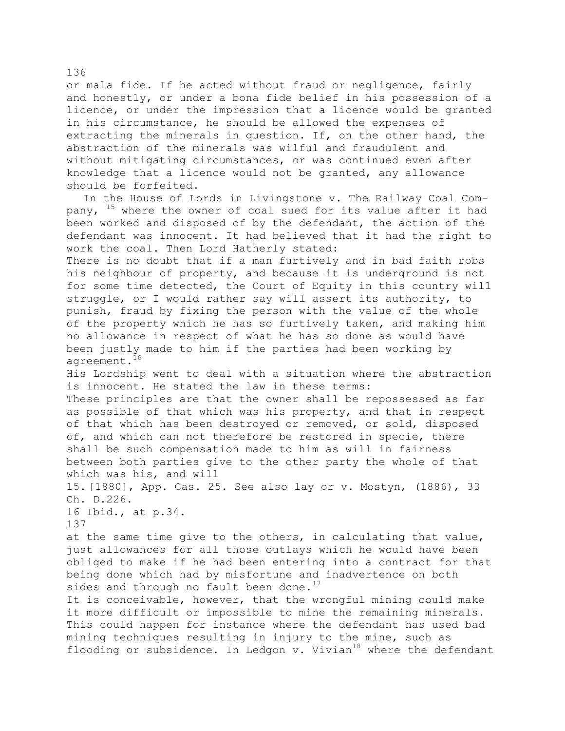or mala fide. If he acted without fraud or negligence, fairly and honestly, or under a bona fide belief in his possession of a licence, or under the impression that a licence would be granted in his circumstance, he should be allowed the expenses of extracting the minerals in question. If, on the other hand, the abstraction of the minerals was wilful and fraudulent and without mitigating circumstances, or was continued even after knowledge that a licence would not be granted, any allowance should be forfeited.

In the House of Lords in Livingstone v. The Railway Coal Company, [15] where the owner of coal sued for its value after it had been worked and disposed of by the defendant, the action of the defendant was innocent. It had believed that it had the right to work the coal. Then Lord Hatherly stated:

> There is no doubt that if a man furtively and in bad faith robs his neighbour of property, and because it is underground is not for some time detected, the Court of Equity in this country will struggle, or I would rather say will assert its authority, to punish, fraud by fixing the person with the value of the whole of the property which he has so furtively taken, and making him no allowance in respect of what he has so done as would have been justly made to him if the parties had been working by agreement.[16]

His Lordship went to deal with a situation where the abstraction is innocent. He stated the law in these terms:

> These principles are that the owner shall be repossessed as far as possible of that which was his property, and that in respect of that which has been destroyed or removed, or sold, disposed of, and which can not therefore be restored in specie, there shall be such compensation made to him as will in fairness between both parties give to the other party the whole of that which was his, and will at the same time give to the others, in calculating that value, just allowances for all those outlays which he would have been obliged to make if he had been entering into a contract for that being done which had by misfortune and inadvertence on both sides and through no fault been done.[17]

It is conceivable, however, that the wrongful mining could make it more difficult or impossible to mine the remaining minerals. This could happen for instance where the defendant has used bad mining techniques resulting in injury to the mine, such as flooding or subsidence. In Ledgon v. Vivian[18] where the defendant

15. [1880], App. Cas. 25. See also lay or v. Mostyn, (1886), 33 Ch. D.226.

16 Ibid., at p.34.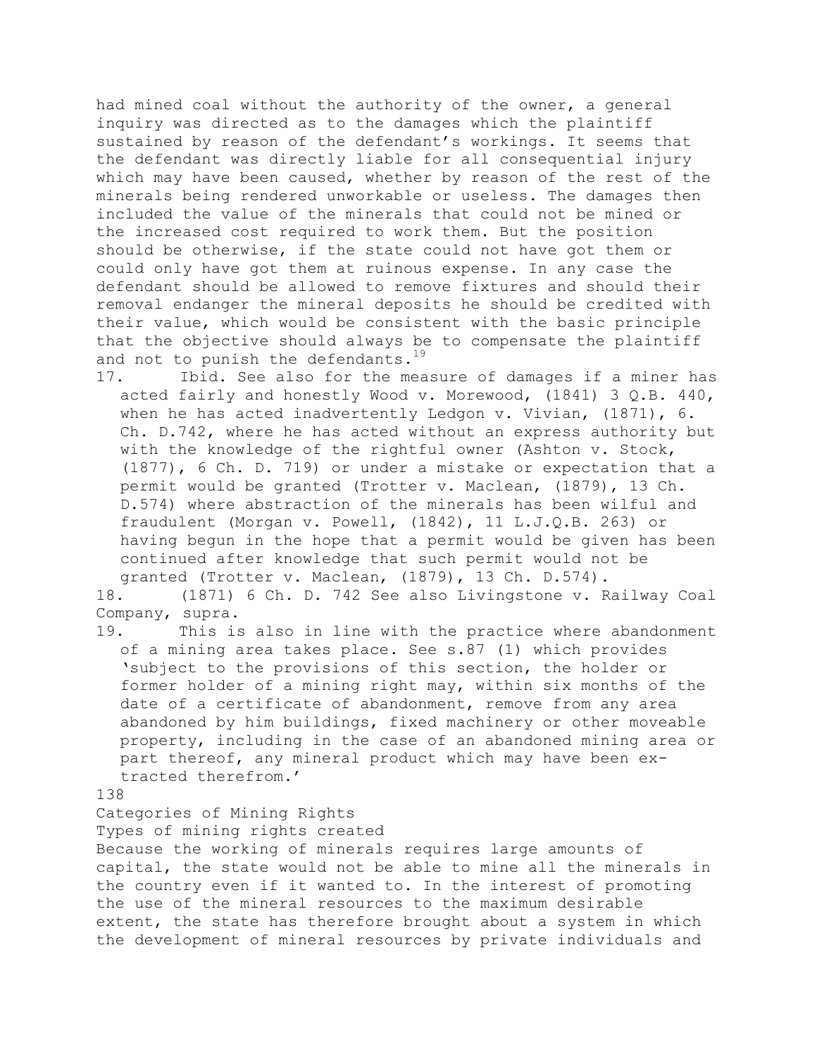had mined coal without the authority of the owner, a general inquiry was directed as to the damages which the plaintiff sustained by reason of the defendant's workings. It seems that the defendant was directly liable for all consequential injury which may have been caused, whether by reason of the rest of the minerals being rendered unworkable or useless. The damages then included the value of the minerals that could not be mined or the increased cost required to work them. But the position should be otherwise, if the state could not have got them or could only have got them at ruinous expense. In any case the defendant should be allowed to remove fixtures and should their removal endanger the mineral deposits he should be credited with their value, which would be consistent with the basic principle that the objective should always be to compensate the plaintiff and not to punish the defendants.[19]

17. Ibid. See also for the measure of damages if a miner has acted fairly and honestly Wood v. Morewood, (1841) 3 Q.B. 440, when he has acted inadvertently Ledgon v. Vivian, (1871), 6. Ch. D.742, where he has acted without an express authority but with the knowledge of the rightful owner (Ashton v. Stock, (1877), 6 Ch. D. 719) or under a mistake or expectation that a permit would be granted (Trotter v. Maclean, (1879), 13 Ch. D.574) where abstraction of the minerals has been wilful and fraudulent (Morgan v. Powell, (1842), 11 L.J.Q.B. 263) or having begun in the hope that a permit would be given has been continued after knowledge that such permit would not be granted (Trotter v. Maclean, (1879), 13 Ch. D.574).
18. (1871) 6 Ch. D. 742 See also Livingstone v. Railway Coal Company, supra.
19. This is also in line with the practice where abandonment of a mining area takes place. See s.87 (1) which provides 'subject to the provisions of this section, the holder or former holder of a mining right may, within six months of the date of a certificate of abandonment, remove from any area abandoned by him buildings, fixed machinery or other moveable property, including in the case of an abandoned mining area or part thereof, any mineral product which may have been extracted therefrom.'

## Categories of Mining Rights

### Types of mining rights created

Because the working of minerals requires large amounts of capital, the state would not be able to mine all the minerals in the country even if it wanted to. In the interest of promoting the use of the mineral resources to the maximum desirable extent, the state has therefore brought about a system in which the development of mineral resources by private individuals and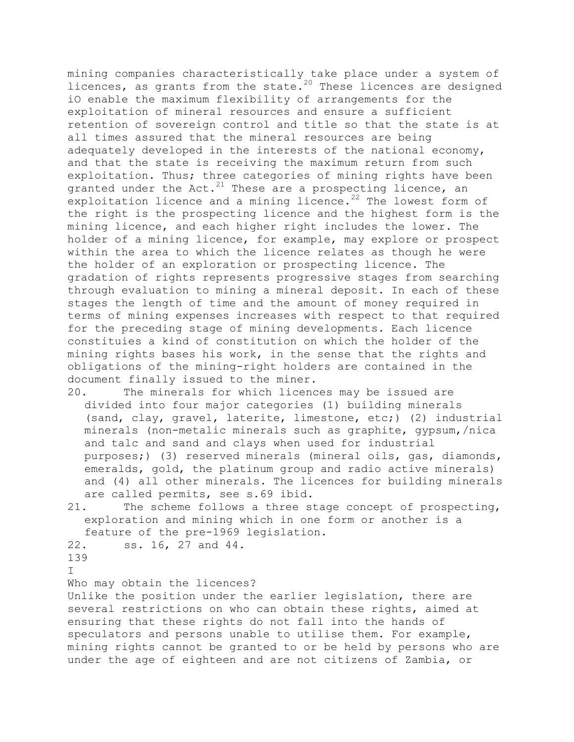mining companies characteristically take place under a system of licences, as grants from the state.[20] These licences are designed iO enable the maximum flexibility of arrangements for the exploitation of mineral resources and ensure a sufficient retention of sovereign control and title so that the state is at all times assured that the mineral resources are being adequately developed in the interests of the national economy, and that the state is receiving the maximum return from such exploitation. Thus; three categories of mining rights have been granted under the Act.[21] These are a prospecting licence, an exploitation licence and a mining licence.[22] The lowest form of the right is the prospecting licence and the highest form is the mining licence, and each higher right includes the lower. The holder of a mining licence, for example, may explore or prospect within the area to which the licence relates as though he were the holder of an exploration or prospecting licence. The gradation of rights represents progressive stages from searching through evaluation to mining a mineral deposit. In each of these stages the length of time and the amount of money required in terms of mining expenses increases with respect to that required for the preceding stage of mining developments. Each licence constituies a kind of constitution on which the holder of the mining rights bases his work, in the sense that the rights and obligations of the mining-right holders are contained in the document finally issued to the miner.

20. The minerals for which licences may be issued are divided into four major categories (1) building minerals (sand, clay, gravel, laterite, limestone, etc;) (2) industrial minerals (non-metalic minerals such as graphite, gypsum,/nica and talc and sand and clays when used for industrial purposes;) (3) reserved minerals (mineral oils, gas, diamonds, emeralds, gold, the platinum group and radio active minerals) and (4) all other minerals. The licences for building minerals are called permits, see s.69 ibid.
21. The scheme follows a three stage concept of prospecting, exploration and mining which in one form or another is a feature of the pre-1969 legislation.
22. ss. 16, 27 and 44.

Who may obtain the licences?

Unlike the position under the earlier legislation, there are several restrictions on who can obtain these rights, aimed at ensuring that these rights do not fall into the hands of speculators and persons unable to utilise them. For example, mining rights cannot be granted to or be held by persons who are under the age of eighteen and are not citizens of Zambia, or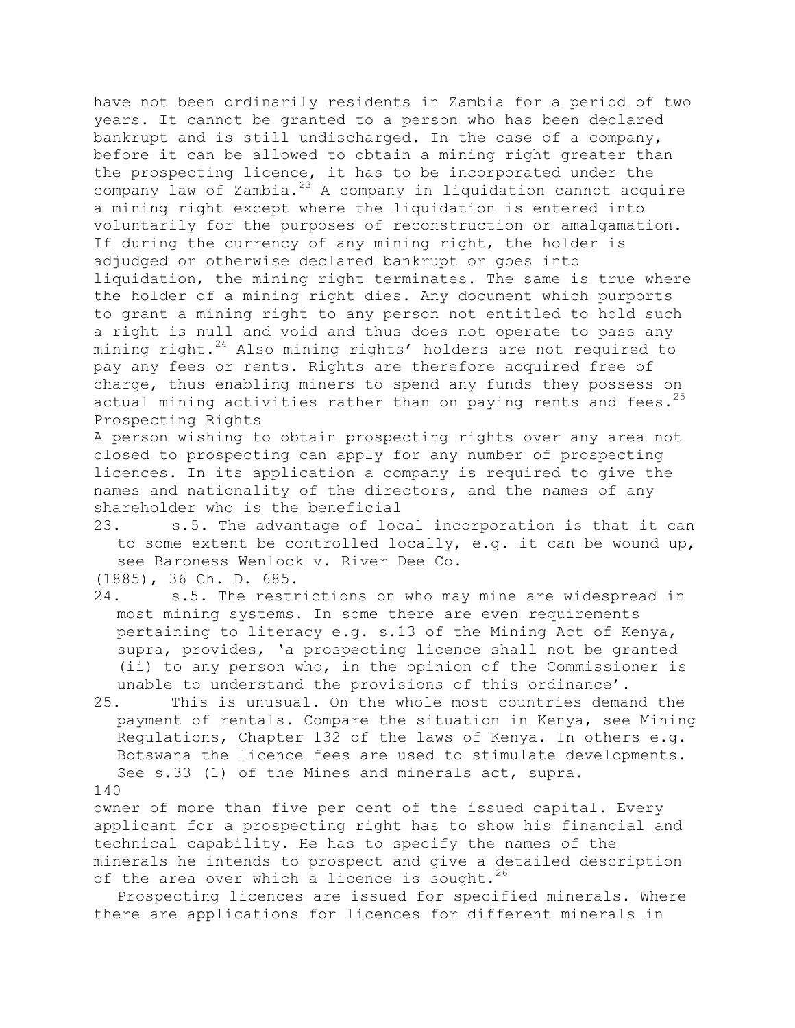have not been ordinarily residents in Zambia for a period of two years. It cannot be granted to a person who has been declared bankrupt and is still undischarged. In the case of a company, before it can be allowed to obtain a mining right greater than the prospecting licence, it has to be incorporated under the company law of Zambia.[23] A company in liquidation cannot acquire a mining right except where the liquidation is entered into voluntarily for the purposes of reconstruction or amalgamation. If during the currency of any mining right, the holder is adjudged or otherwise declared bankrupt or goes into liquidation, the mining right terminates. The same is true where the holder of a mining right dies. Any document which purports to grant a mining right to any person not entitled to hold such a right is null and void and thus does not operate to pass any mining right.[24] Also mining rights' holders are not required to pay any fees or rents. Rights are therefore acquired free of charge, thus enabling miners to spend any funds they possess on actual mining activities rather than on paying rents and fees.[25]

## Prospecting Rights

A person wishing to obtain prospecting rights over any area not closed to prospecting can apply for any number of prospecting licences. In its application a company is required to give the names and nationality of the directors, and the names of any shareholder who is the beneficial owner of more than five per cent of the issued capital. Every applicant for a prospecting right has to show his financial and technical capability. He has to specify the names of the minerals he intends to prospect and give a detailed description of the area over which a licence is sought.[26]

Prospecting licences are issued for specified minerals. Where there are applications for licences for different minerals in

---

23. s.5. The advantage of local incorporation is that it can to some extent be controlled locally, e.g. it can be wound up, see Baroness Wenlock v. River Dee Co. (1885), 36 Ch. D. 685.
24. s.5. The restrictions on who may mine are widespread in most mining systems. In some there are even requirements pertaining to literacy e.g. s.13 of the Mining Act of Kenya, supra, provides, 'a prospecting licence shall not be granted (ii) to any person who, in the opinion of the Commissioner is unable to understand the provisions of this ordinance'.
25. This is unusual. On the whole most countries demand the payment of rentals. Compare the situation in Kenya, see Mining Regulations, Chapter 132 of the laws of Kenya. In others e.g. Botswana the licence fees are used to stimulate developments. See s.33 (1) of the Mines and minerals act, supra.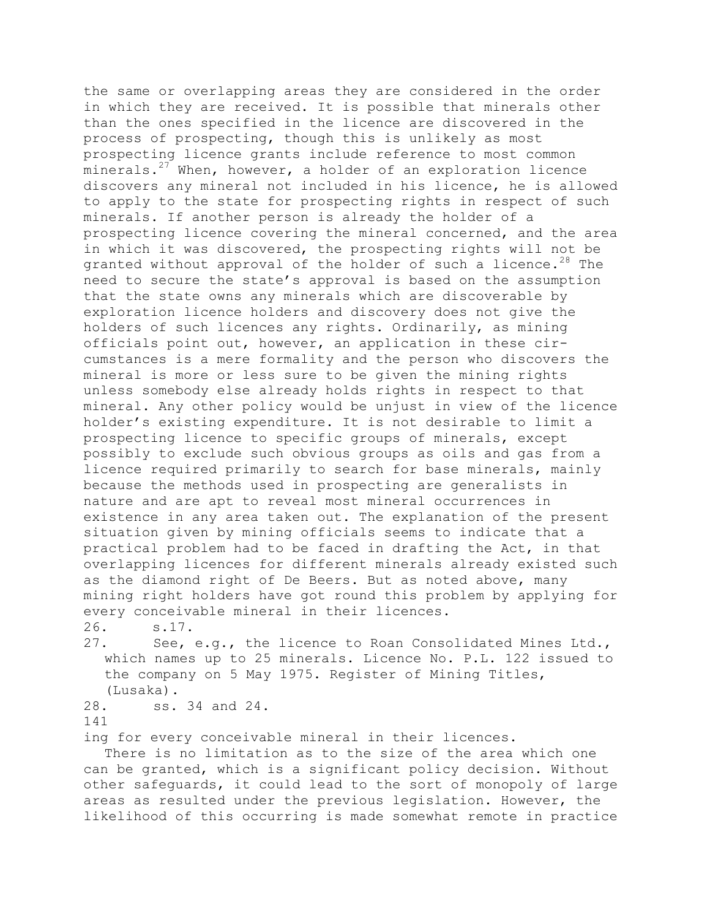the same or overlapping areas they are considered in the order in which they are received. It is possible that minerals other than the ones specified in the licence are discovered in the process of prospecting, though this is unlikely as most prospecting licence grants include reference to most common minerals.[27] When, however, a holder of an exploration licence discovers any mineral not included in his licence, he is allowed to apply to the state for prospecting rights in respect of such minerals. If another person is already the holder of a prospecting licence covering the mineral concerned, and the area in which it was discovered, the prospecting rights will not be granted without approval of the holder of such a licence.[28] The need to secure the state's approval is based on the assumption that the state owns any minerals which are discoverable by exploration licence holders and discovery does not give the holders of such licences any rights. Ordinarily, as mining officials point out, however, an application in these circumstances is a mere formality and the person who discovers the mineral is more or less sure to be given the mining rights unless somebody else already holds rights in respect to that mineral. Any other policy would be unjust in view of the licence holder's existing expenditure. It is not desirable to limit a prospecting licence to specific groups of minerals, except possibly to exclude such obvious groups as oils and gas from a licence required primarily to search for base minerals, mainly because the methods used in prospecting are generalists in nature and are apt to reveal most mineral occurrences in existence in any area taken out. The explanation of the present situation given by mining officials seems to indicate that a practical problem had to be faced in drafting the Act, in that overlapping licences for different minerals already existed such as the diamond right of De Beers. But as noted above, many mining right holders have got round this problem by applying for every conceivable mineral in their licences.

26. s.17.
27. See, e.g., the licence to Roan Consolidated Mines Ltd., which names up to 25 minerals. Licence No. P.L. 122 issued to the company on 5 May 1975. Register of Mining Titles, (Lusaka).
28. ss. 34 and 24.

ing for every conceivable mineral in their licences.

There is no limitation as to the size of the area which one can be granted, which is a significant policy decision. Without other safeguards, it could lead to the sort of monopoly of large areas as resulted under the previous legislation. However, the likelihood of this occurring is made somewhat remote in practice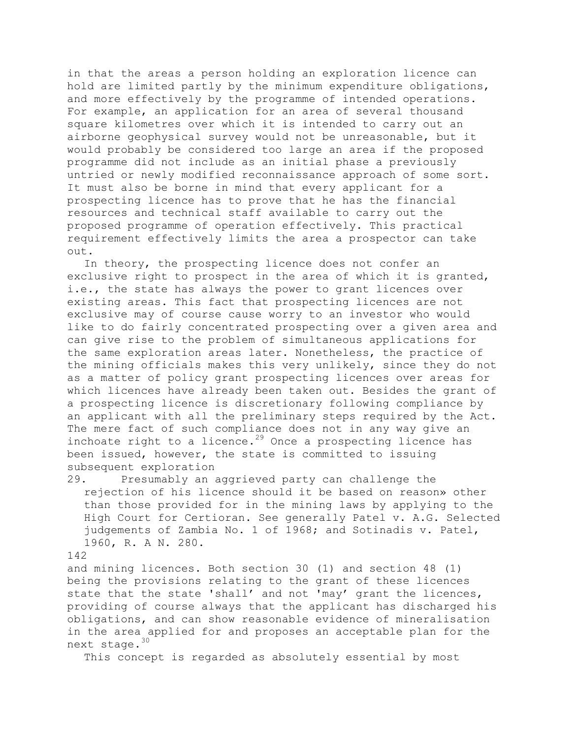in that the areas a person holding an exploration licence can hold are limited partly by the minimum expenditure obligations, and more effectively by the programme of intended operations. For example, an application for an area of several thousand square kilometres over which it is intended to carry out an airborne geophysical survey would not be unreasonable, but it would probably be considered too large an area if the proposed programme did not include as an initial phase a previously untried or newly modified reconnaissance approach of some sort. It must also be borne in mind that every applicant for a prospecting licence has to prove that he has the financial resources and technical staff available to carry out the proposed programme of operation effectively. This practical requirement effectively limits the area a prospector can take out.

In theory, the prospecting licence does not confer an exclusive right to prospect in the area of which it is granted, i.e., the state has always the power to grant licences over existing areas. This fact that prospecting licences are not exclusive may of course cause worry to an investor who would like to do fairly concentrated prospecting over a given area and can give rise to the problem of simultaneous applications for the same exploration areas later. Nonetheless, the practice of the mining officials makes this very unlikely, since they do not as a matter of policy grant prospecting licences over areas for which licences have already been taken out. Besides the grant of a prospecting licence is discretionary following compliance by an applicant with all the preliminary steps required by the Act. The mere fact of such compliance does not in any way give an inchoate right to a licence.[29] Once a prospecting licence has been issued, however, the state is committed to issuing subsequent exploration and mining licences. Both section 30 (1) and section 48 (1) being the provisions relating to the grant of these licences state that the state 'shall' and not 'may' grant the licences, providing of course always that the applicant has discharged his obligations, and can show reasonable evidence of mineralisation in the area applied for and proposes an acceptable plan for the next stage.[30]

This concept is regarded as absolutely essential by most

29. Presumably an aggrieved party can challenge the rejection of his licence should it be based on reason» other than those provided for in the mining laws by applying to the High Court for Certioran. See generally Patel v. A.G. Selected judgements of Zambia No. 1 of 1968; and Sotinadis v. Patel, 1960, R. A N. 280.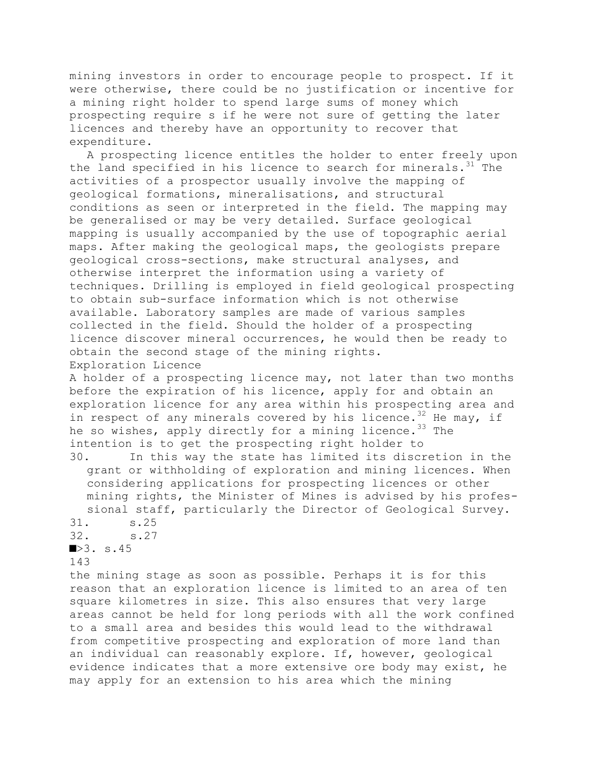mining investors in order to encourage people to prospect. If it were otherwise, there could be no justification or incentive for a mining right holder to spend large sums of money which prospecting require s if he were not sure of getting the later licences and thereby have an opportunity to recover that expenditure.

A prospecting licence entitles the holder to enter freely upon the land specified in his licence to search for minerals.[31] The activities of a prospector usually involve the mapping of geological formations, mineralisations, and structural conditions as seen or interpreted in the field. The mapping may be generalised or may be very detailed. Surface geological mapping is usually accompanied by the use of topographic aerial maps. After making the geological maps, the geologists prepare geological cross-sections, make structural analyses, and otherwise interpret the information using a variety of techniques. Drilling is employed in field geological prospecting to obtain sub-surface information which is not otherwise available. Laboratory samples are made of various samples collected in the field. Should the holder of a prospecting licence discover mineral occurrences, he would then be ready to obtain the second stage of the mining rights.

### Exploration Licence

A holder of a prospecting licence may, not later than two months before the expiration of his licence, apply for and obtain an exploration licence for any area within his prospecting area and in respect of any minerals covered by his licence.[32] He may, if he so wishes, apply directly for a mining licence.[33] The intention is to get the prospecting right holder to the mining stage as soon as possible. Perhaps it is for this reason that an exploration licence is limited to an area of ten square kilometres in size. This also ensures that very large areas cannot be held for long periods with all the work confined to a small area and besides this would lead to the withdrawal from competitive prospecting and exploration of more land than an individual can reasonably explore. If, however, geological evidence indicates that a more extensive ore body may exist, he may apply for an extension to his area which the mining

30. In this way the state has limited its discretion in the grant or withholding of exploration and mining licences. When considering applications for prospecting licences or other mining rights, the Minister of Mines is advised by his professional staff, particularly the Director of Geological Survey.

31. s.25

32. s.27

33. s.45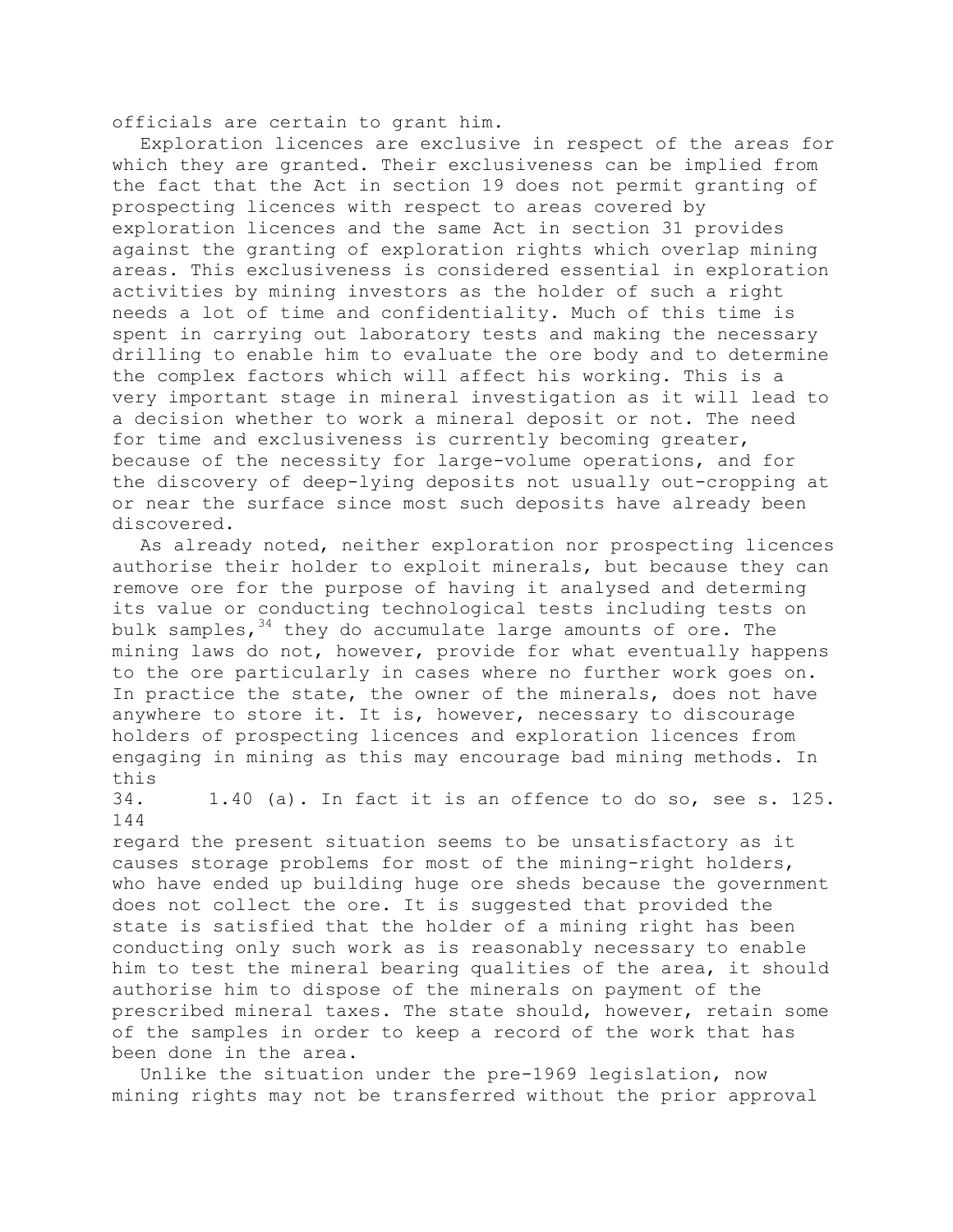officials are certain to grant him.

Exploration licences are exclusive in respect of the areas for which they are granted. Their exclusiveness can be implied from the fact that the Act in section 19 does not permit granting of prospecting licences with respect to areas covered by exploration licences and the same Act in section 31 provides against the granting of exploration rights which overlap mining areas. This exclusiveness is considered essential in exploration activities by mining investors as the holder of such a right needs a lot of time and confidentiality. Much of this time is spent in carrying out laboratory tests and making the necessary drilling to enable him to evaluate the ore body and to determine the complex factors which will affect his working. This is a very important stage in mineral investigation as it will lead to a decision whether to work a mineral deposit or not. The need for time and exclusiveness is currently becoming greater, because of the necessity for large-volume operations, and for the discovery of deep-lying deposits not usually out-cropping at or near the surface since most such deposits have already been discovered.

As already noted, neither exploration nor prospecting licences authorise their holder to exploit minerals, but because they can remove ore for the purpose of having it analysed and determing its value or conducting technological tests including tests on bulk samples,[34] they do accumulate large amounts of ore. The mining laws do not, however, provide for what eventually happens to the ore particularly in cases where no further work goes on. In practice the state, the owner of the minerals, does not have anywhere to store it. It is, however, necessary to discourage holders of prospecting licences and exploration licences from engaging in mining as this may encourage bad mining methods. In this regard the present situation seems to be unsatisfactory as it causes storage problems for most of the mining-right holders, who have ended up building huge ore sheds because the government does not collect the ore. It is suggested that provided the state is satisfied that the holder of a mining right has been conducting only such work as is reasonably necessary to enable him to test the mineral bearing qualities of the area, it should authorise him to dispose of the minerals on payment of the prescribed mineral taxes. The state should, however, retain some of the samples in order to keep a record of the work that has been done in the area.

Unlike the situation under the pre-1969 legislation, now mining rights may not be transferred without the prior approval

34. 1.40 (a). In fact it is an offence to do so, see s. 125.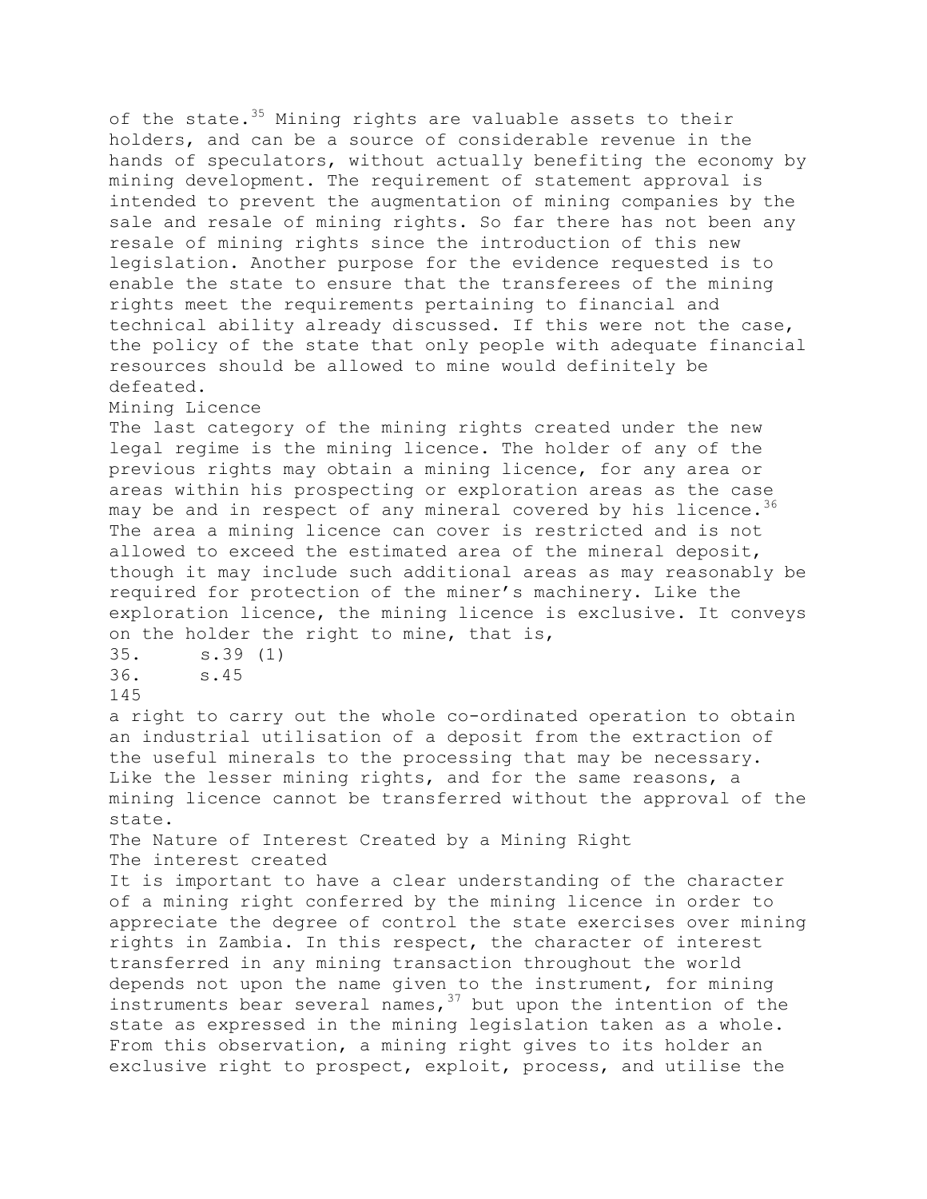of the state.[35] Mining rights are valuable assets to their holders, and can be a source of considerable revenue in the hands of speculators, without actually benefiting the economy by mining development. The requirement of statement approval is intended to prevent the augmentation of mining companies by the sale and resale of mining rights. So far there has not been any resale of mining rights since the introduction of this new legislation. Another purpose for the evidence requested is to enable the state to ensure that the transferees of the mining rights meet the requirements pertaining to financial and technical ability already discussed. If this were not the case, the policy of the state that only people with adequate financial resources should be allowed to mine would definitely be defeated.

### Mining Licence

The last category of the mining rights created under the new legal regime is the mining licence. The holder of any of the previous rights may obtain a mining licence, for any area or areas within his prospecting or exploration areas as the case may be and in respect of any mineral covered by his licence.[36] The area a mining licence can cover is restricted and is not allowed to exceed the estimated area of the mineral deposit, though it may include such additional areas as may reasonably be required for protection of the miner's machinery. Like the exploration licence, the mining licence is exclusive. It conveys on the holder the right to mine, that is,

35. s.39 (1)
36. s.45

a right to carry out the whole co-ordinated operation to obtain an industrial utilisation of a deposit from the extraction of the useful minerals to the processing that may be necessary. Like the lesser mining rights, and for the same reasons, a mining licence cannot be transferred without the approval of the state.

## The Nature of Interest Created by a Mining Right

### The interest created

It is important to have a clear understanding of the character of a mining right conferred by the mining licence in order to appreciate the degree of control the state exercises over mining rights in Zambia. In this respect, the character of interest transferred in any mining transaction throughout the world depends not upon the name given to the instrument, for mining instruments bear several names,[37] but upon the intention of the state as expressed in the mining legislation taken as a whole. From this observation, a mining right gives to its holder an exclusive right to prospect, exploit, process, and utilise the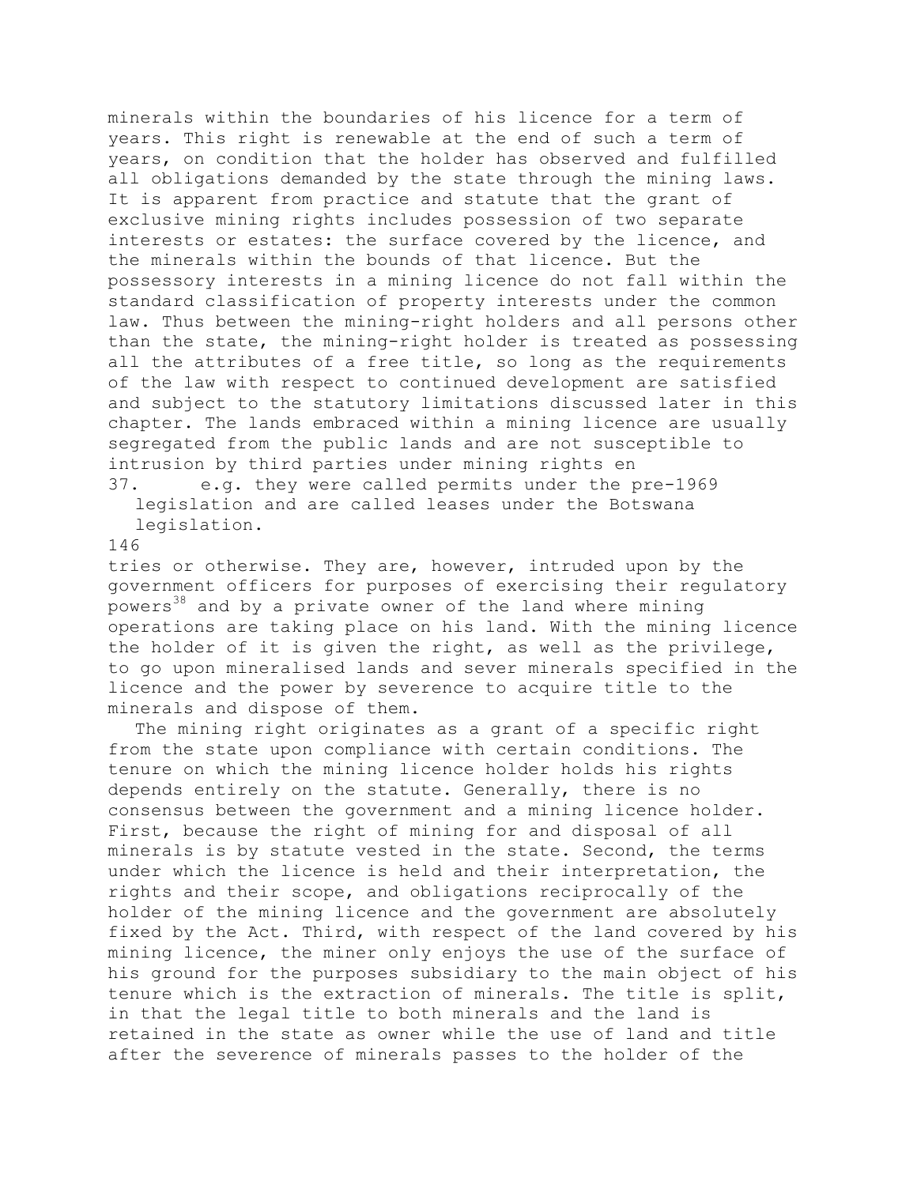minerals within the boundaries of his licence for a term of years. This right is renewable at the end of such a term of years, on condition that the holder has observed and fulfilled all obligations demanded by the state through the mining laws. It is apparent from practice and statute that the grant of exclusive mining rights includes possession of two separate interests or estates: the surface covered by the licence, and the minerals within the bounds of that licence. But the possessory interests in a mining licence do not fall within the standard classification of property interests under the common law. Thus between the mining-right holders and all persons other than the state, the mining-right holder is treated as possessing all the attributes of a free title, so long as the requirements of the law with respect to continued development are satisfied and subject to the statutory limitations discussed later in this chapter. The lands embraced within a mining licence are usually segregated from the public lands and are not susceptible to intrusion by third parties under mining rights entries or otherwise. They are, however, intruded upon by the government officers for purposes of exercising their regulatory powers[38] and by a private owner of the land where mining operations are taking place on his land. With the mining licence the holder of it is given the right, as well as the privilege, to go upon mineralised lands and sever minerals specified in the licence and the power by severence to acquire title to the minerals and dispose of them.

The mining right originates as a grant of a specific right from the state upon compliance with certain conditions. The tenure on which the mining licence holder holds his rights depends entirely on the statute. Generally, there is no consensus between the government and a mining licence holder. First, because the right of mining for and disposal of all minerals is by statute vested in the state. Second, the terms under which the licence is held and their interpretation, the rights and their scope, and obligations reciprocally of the holder of the mining licence and the government are absolutely fixed by the Act. Third, with respect of the land covered by his mining licence, the miner only enjoys the use of the surface of his ground for the purposes subsidiary to the main object of his tenure which is the extraction of minerals. The title is split, in that the legal title to both minerals and the land is retained in the state as owner while the use of land and title after the severence of minerals passes to the holder of the

37. e.g. they were called permits under the pre-1969 legislation and are called leases under the Botswana legislation.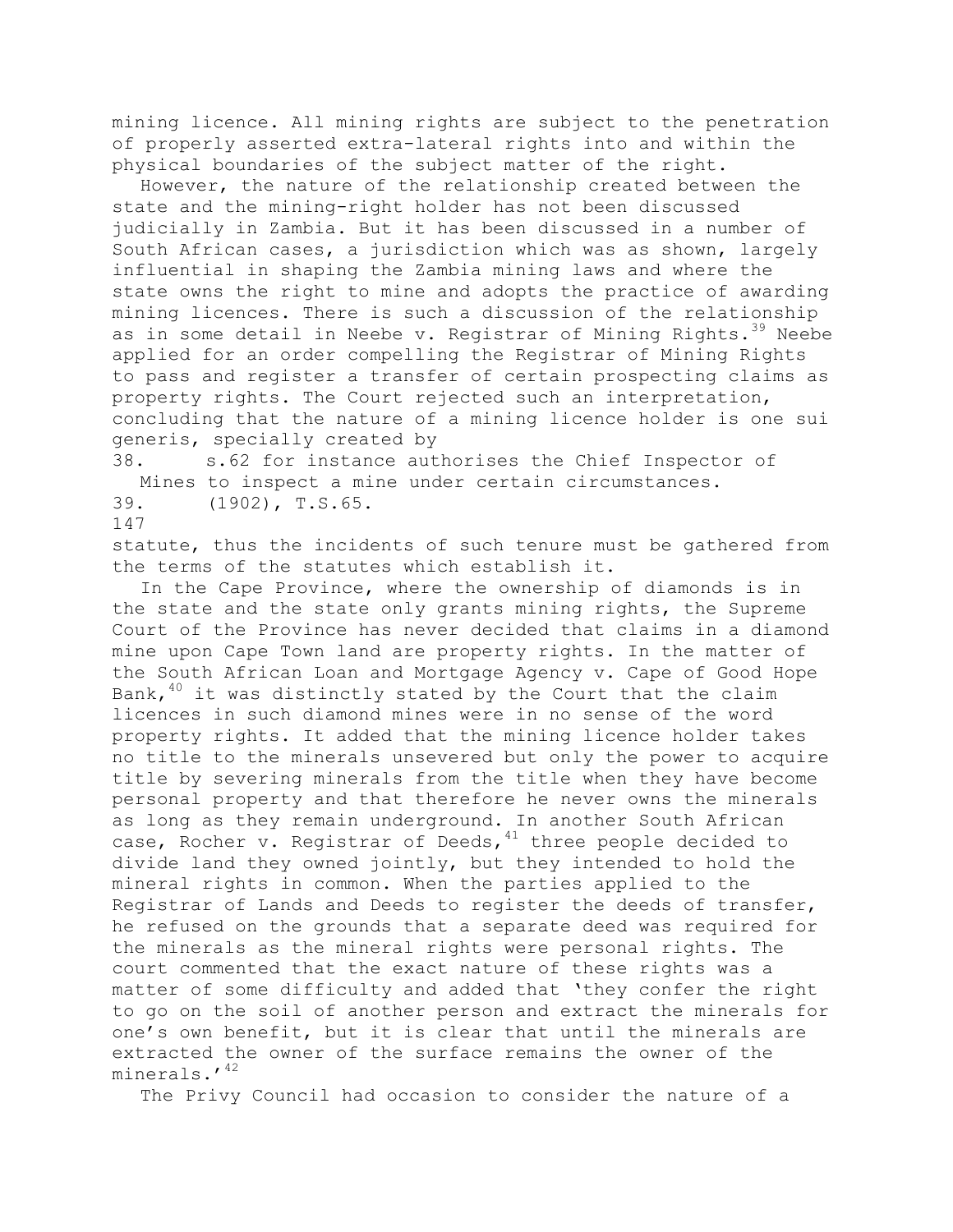mining licence. All mining rights are subject to the penetration of properly asserted extra-lateral rights into and within the physical boundaries of the subject matter of the right.

However, the nature of the relationship created between the state and the mining-right holder has not been discussed judicially in Zambia. But it has been discussed in a number of South African cases, a jurisdiction which was as shown, largely influential in shaping the Zambia mining laws and where the state owns the right to mine and adopts the practice of awarding mining licences. There is such a discussion of the relationship as in some detail in Neebe v. Registrar of Mining Rights.[39] Neebe applied for an order compelling the Registrar of Mining Rights to pass and register a transfer of certain prospecting claims as property rights. The Court rejected such an interpretation, concluding that the nature of a mining licence holder is one sui generis, specially created by statute, thus the incidents of such tenure must be gathered from the terms of the statutes which establish it.

In the Cape Province, where the ownership of diamonds is in the state and the state only grants mining rights, the Supreme Court of the Province has never decided that claims in a diamond mine upon Cape Town land are property rights. In the matter of the South African Loan and Mortgage Agency v. Cape of Good Hope Bank,[40] it was distinctly stated by the Court that the claim licences in such diamond mines were in no sense of the word property rights. It added that the mining licence holder takes no title to the minerals unsevered but only the power to acquire title by severing minerals from the title when they have become personal property and that therefore he never owns the minerals as long as they remain underground. In another South African case, Rocher v. Registrar of Deeds,[41] three people decided to divide land they owned jointly, but they intended to hold the mineral rights in common. When the parties applied to the Registrar of Lands and Deeds to register the deeds of transfer, he refused on the grounds that a separate deed was required for the minerals as the mineral rights were personal rights. The court commented that the exact nature of these rights was a matter of some difficulty and added that 'they confer the right to go on the soil of another person and extract the minerals for one's own benefit, but it is clear that until the minerals are extracted the owner of the surface remains the owner of the minerals.'[42]

The Privy Council had occasion to consider the nature of a

38. s.62 for instance authorises the Chief Inspector of Mines to inspect a mine under certain circumstances.

39. (1902), T.S.65.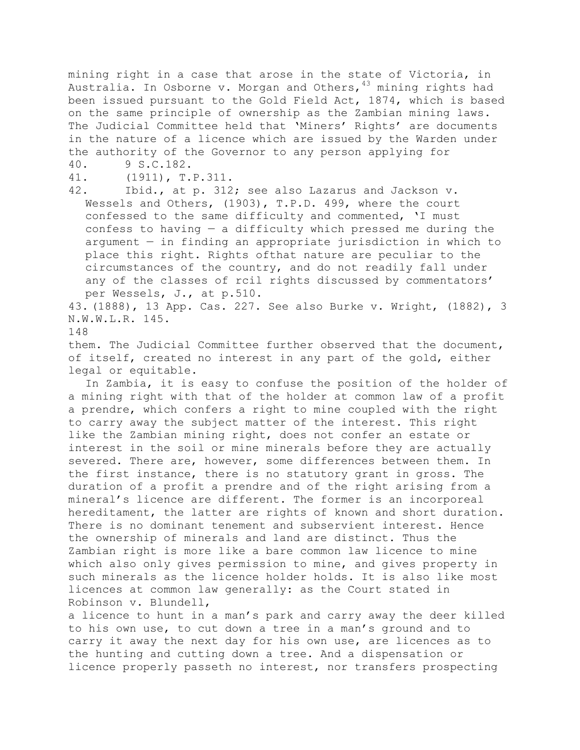mining right in a case that arose in the state of Victoria, in Australia. In Osborne v. Morgan and Others,[43] mining rights had been issued pursuant to the Gold Field Act, 1874, which is based on the same principle of ownership as the Zambian mining laws. The Judicial Committee held that 'Miners' Rights' are documents in the nature of a licence which are issued by the Warden under the authority of the Governor to any person applying for them. The Judicial Committee further observed that the document, of itself, created no interest in any part of the gold, either legal or equitable.

In Zambia, it is easy to confuse the position of the holder of a mining right with that of the holder at common law of a profit a prendre, which confers a right to mine coupled with the right to carry away the subject matter of the interest. This right like the Zambian mining right, does not confer an estate or interest in the soil or mine minerals before they are actually severed. There are, however, some differences between them. In the first instance, there is no statutory grant in gross. The duration of a profit a prendre and of the right arising from a mineral's licence are different. The former is an incorporeal hereditament, the latter are rights of known and short duration. There is no dominant tenement and subservient interest. Hence the ownership of minerals and land are distinct. Thus the Zambian right is more like a bare common law licence to mine which also only gives permission to mine, and gives property in such minerals as the licence holder holds. It is also like most licences at common law generally: as the Court stated in Robinson v. Blundell,

a licence to hunt in a man's park and carry away the deer killed to his own use, to cut down a tree in a man's ground and to carry it away the next day for his own use, are licences as to the hunting and cutting down a tree. And a dispensation or licence properly passeth no interest, nor transfers prospecting

40. 9 S.C.182.

41. (1911), T.P.311.

42. Ibid., at p. 312; see also Lazarus and Jackson v. Wessels and Others, (1903), T.P.D. 499, where the court confessed to the same difficulty and commented, 'I must confess to having — a difficulty which pressed me during the argument — in finding an appropriate jurisdiction in which to place this right. Rights ofthat nature are peculiar to the circumstances of the country, and do not readily fall under any of the classes of rcil rights discussed by commentators' per Wessels, J., at p.510.

43. (1888), 13 App. Cas. 227. See also Burke v. Wright, (1882), 3 N.W.W.L.R. 145.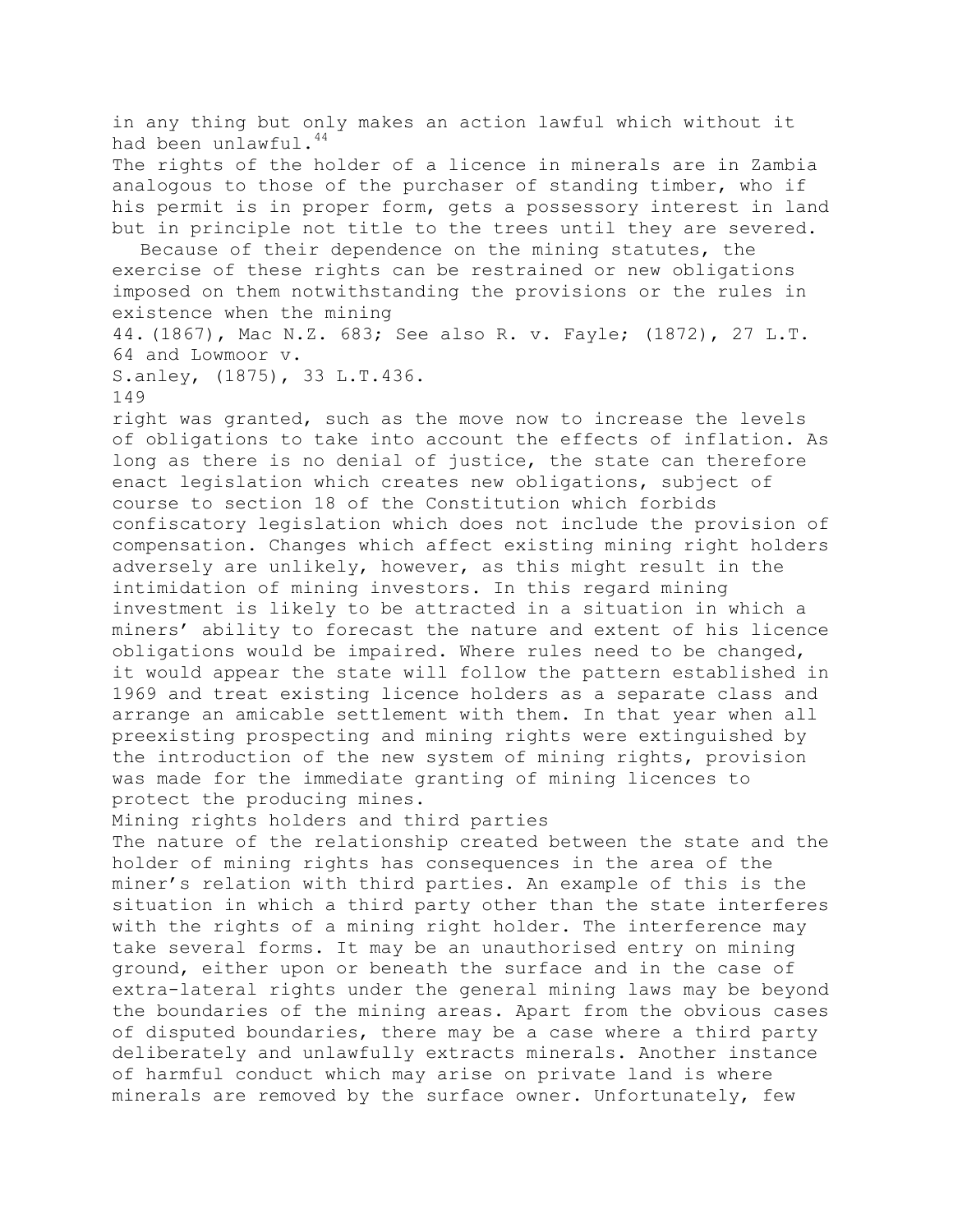in any thing but only makes an action lawful which without it had been unlawful.[44]

The rights of the holder of a licence in minerals are in Zambia analogous to those of the purchaser of standing timber, who if his permit is in proper form, gets a possessory interest in land but in principle not title to the trees until they are severed.

Because of their dependence on the mining statutes, the exercise of these rights can be restrained or new obligations imposed on them notwithstanding the provisions or the rules in existence when the mining right was granted, such as the move now to increase the levels of obligations to take into account the effects of inflation. As long as there is no denial of justice, the state can therefore enact legislation which creates new obligations, subject of course to section 18 of the Constitution which forbids confiscatory legislation which does not include the provision of compensation. Changes which affect existing mining right holders adversely are unlikely, however, as this might result in the intimidation of mining investors. In this regard mining investment is likely to be attracted in a situation in which a miners' ability to forecast the nature and extent of his licence obligations would be impaired. Where rules need to be changed, it would appear the state will follow the pattern established in 1969 and treat existing licence holders as a separate class and arrange an amicable settlement with them. In that year when all preexisting prospecting and mining rights were extinguished by the introduction of the new system of mining rights, provision was made for the immediate granting of mining licences to protect the producing mines.

44. (1867), Mac N.Z. 683; See also R. v. Fayle; (1872), 27 L.T. 64 and Lowmoor v. S.anley, (1875), 33 L.T.436.

## Mining rights holders and third parties

The nature of the relationship created between the state and the holder of mining rights has consequences in the area of the miner's relation with third parties. An example of this is the situation in which a third party other than the state interferes with the rights of a mining right holder. The interference may take several forms. It may be an unauthorised entry on mining ground, either upon or beneath the surface and in the case of extra-lateral rights under the general mining laws may be beyond the boundaries of the mining areas. Apart from the obvious cases of disputed boundaries, there may be a case where a third party deliberately and unlawfully extracts minerals. Another instance of harmful conduct which may arise on private land is where minerals are removed by the surface owner. Unfortunately, few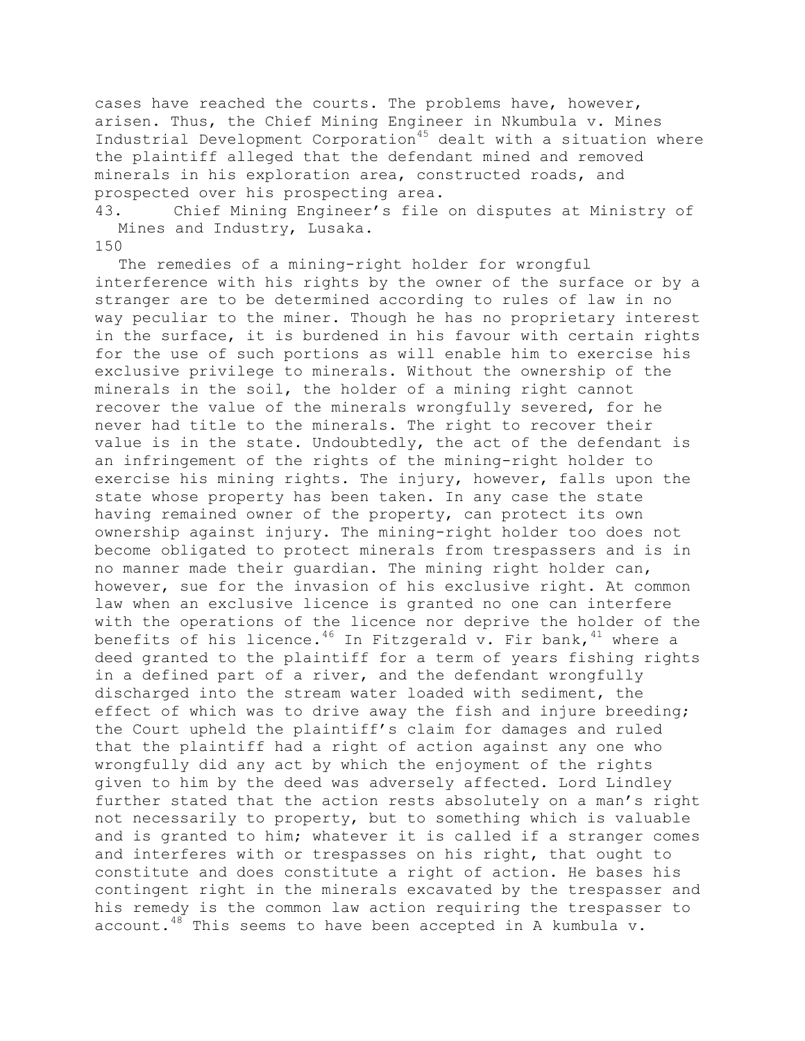cases have reached the courts. The problems have, however, arisen. Thus, the Chief Mining Engineer in Nkumbula v. Mines Industrial Development Corporation[45] dealt with a situation where the plaintiff alleged that the defendant mined and removed minerals in his exploration area, constructed roads, and prospected over his prospecting area.

43. Chief Mining Engineer's file on disputes at Ministry of Mines and Industry, Lusaka.

150

The remedies of a mining-right holder for wrongful interference with his rights by the owner of the surface or by a stranger are to be determined according to rules of law in no way peculiar to the miner. Though he has no proprietary interest in the surface, it is burdened in his favour with certain rights for the use of such portions as will enable him to exercise his exclusive privilege to minerals. Without the ownership of the minerals in the soil, the holder of a mining right cannot recover the value of the minerals wrongfully severed, for he never had title to the minerals. The right to recover their value is in the state. Undoubtedly, the act of the defendant is an infringement of the rights of the mining-right holder to exercise his mining rights. The injury, however, falls upon the state whose property has been taken. In any case the state having remained owner of the property, can protect its own ownership against injury. The mining-right holder too does not become obligated to protect minerals from trespassers and is in no manner made their guardian. The mining right holder can, however, sue for the invasion of his exclusive right. At common law when an exclusive licence is granted no one can interfere with the operations of the licence nor deprive the holder of the benefits of his licence.[46] In Fitzgerald v. Fir bank,[41] where a deed granted to the plaintiff for a term of years fishing rights in a defined part of a river, and the defendant wrongfully discharged into the stream water loaded with sediment, the effect of which was to drive away the fish and injure breeding; the Court upheld the plaintiff's claim for damages and ruled that the plaintiff had a right of action against any one who wrongfully did any act by which the enjoyment of the rights given to him by the deed was adversely affected. Lord Lindley further stated that the action rests absolutely on a man's right not necessarily to property, but to something which is valuable and is granted to him; whatever it is called if a stranger comes and interferes with or trespasses on his right, that ought to constitute and does constitute a right of action. He bases his contingent right in the minerals excavated by the trespasser and his remedy is the common law action requiring the trespasser to account.[48] This seems to have been accepted in A kumbula v.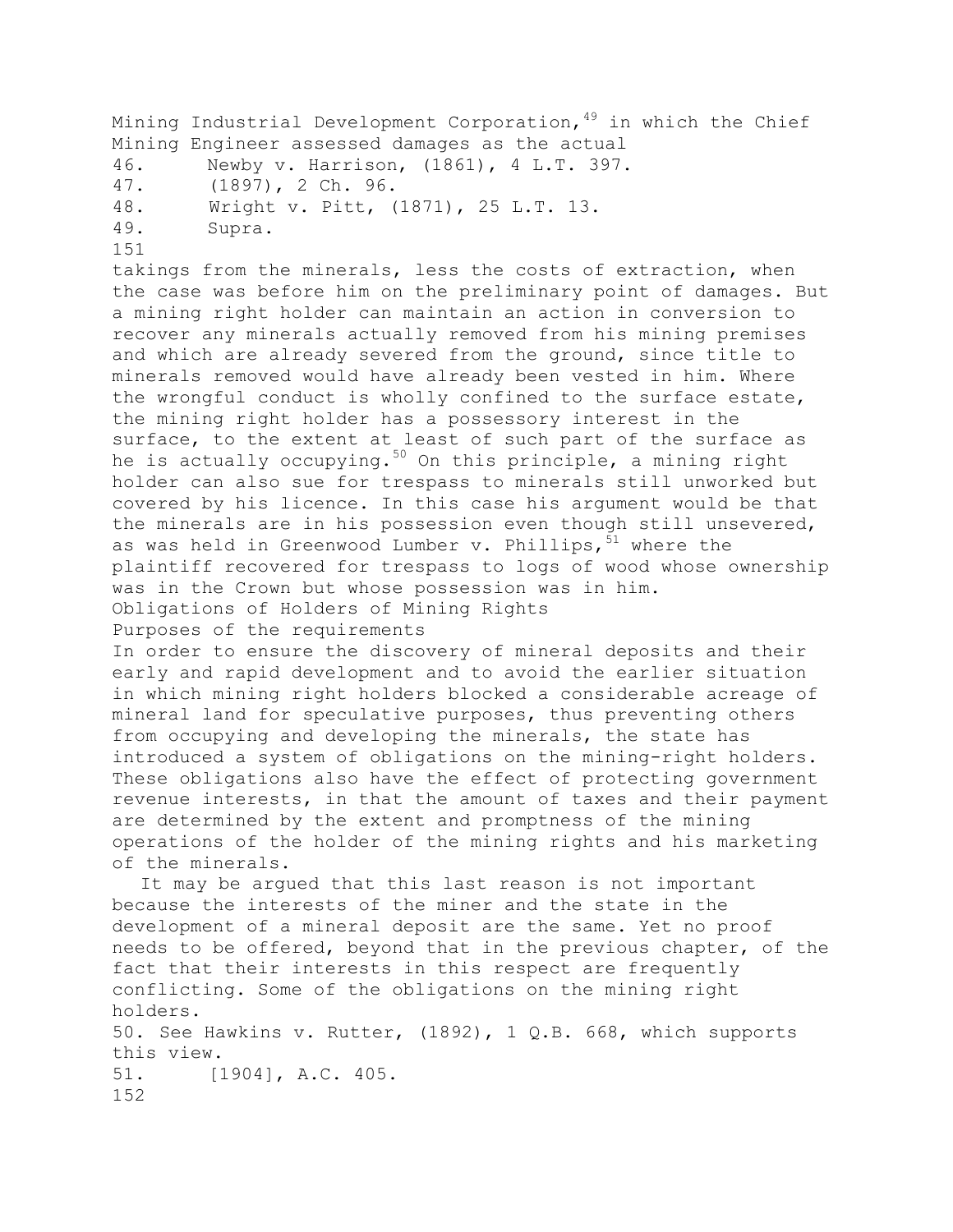Mining Industrial Development Corporation,[49] in which the Chief Mining Engineer assessed damages as the actual

46. Newby v. Harrison, (1861), 4 L.T. 397.
47. (1897), 2 Ch. 96.
48. Wright v. Pitt, (1871), 25 L.T. 13.
49. Supra.

takings from the minerals, less the costs of extraction, when the case was before him on the preliminary point of damages. But a mining right holder can maintain an action in conversion to recover any minerals actually removed from his mining premises and which are already severed from the ground, since title to minerals removed would have already been vested in him. Where the wrongful conduct is wholly confined to the surface estate, the mining right holder has a possessory interest in the surface, to the extent at least of such part of the surface as he is actually occupying.[50] On this principle, a mining right holder can also sue for trespass to minerals still unworked but covered by his licence. In this case his argument would be that the minerals are in his possession even though still unsevered, as was held in Greenwood Lumber v. Phillips,[51] where the plaintiff recovered for trespass to logs of wood whose ownership was in the Crown but whose possession was in him.

## Obligations of Holders of Mining Rights

### Purposes of the requirements

In order to ensure the discovery of mineral deposits and their early and rapid development and to avoid the earlier situation in which mining right holders blocked a considerable acreage of mineral land for speculative purposes, thus preventing others from occupying and developing the minerals, the state has introduced a system of obligations on the mining-right holders. These obligations also have the effect of protecting government revenue interests, in that the amount of taxes and their payment are determined by the extent and promptness of the mining operations of the holder of the mining rights and his marketing of the minerals.

It may be argued that this last reason is not important because the interests of the miner and the state in the development of a mineral deposit are the same. Yet no proof needs to be offered, beyond that in the previous chapter, of the fact that their interests in this respect are frequently conflicting. Some of the obligations on the mining right holders.

50. See Hawkins v. Rutter, (1892), 1 Q.B. 668, which supports this view.
51. [1904], A.C. 405.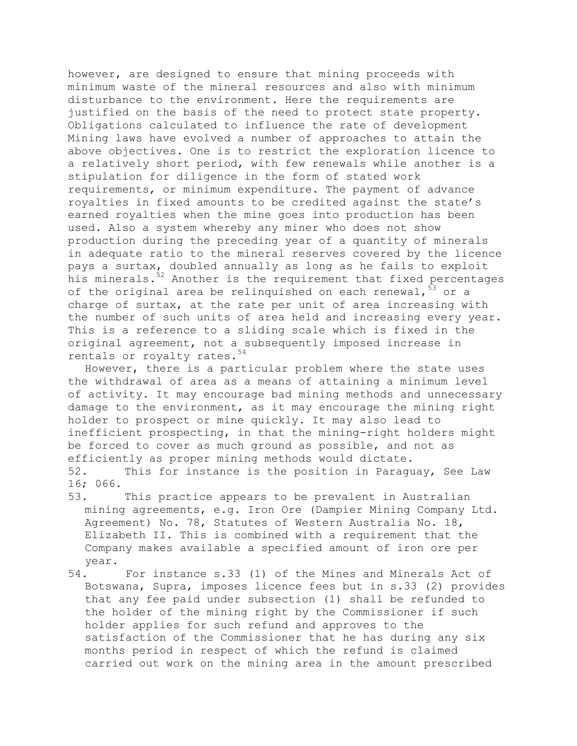however, are designed to ensure that mining proceeds with minimum waste of the mineral resources and also with minimum disturbance to the environment. Here the requirements are justified on the basis of the need to protect state property.

Obligations calculated to influence the rate of development

Mining laws have evolved a number of approaches to attain the above objectives. One is to restrict the exploration licence to a relatively short period, with few renewals while another is a stipulation for diligence in the form of stated work requirements, or minimum expenditure. The payment of advance royalties in fixed amounts to be credited against the state's earned royalties when the mine goes into production has been used. Also a system whereby any miner who does not show production during the preceding year of a quantity of minerals in adequate ratio to the mineral reserves covered by the licence pays a surtax, doubled annually as long as he fails to exploit his minerals.[52] Another is the requirement that fixed percentages of the original area be relinquished on each renewal,[53] or a charge of surtax, at the rate per unit of area increasing with the number of such units of area held and increasing every year. This is a reference to a sliding scale which is fixed in the original agreement, not a subsequently imposed increase in rentals or royalty rates.[54]

However, there is a particular problem where the state uses the withdrawal of area as a means of attaining a minimum level of activity. It may encourage bad mining methods and unnecessary damage to the environment, as it may encourage the mining right holder to prospect or mine quickly. It may also lead to inefficient prospecting, in that the mining-right holders might be forced to cover as much ground as possible, and not as efficiently as proper mining methods would dictate.

52. This for instance is the position in Paraguay, See Law 16; 066.

53. This practice appears to be prevalent in Australian mining agreements, e.g. Iron Ore (Dampier Mining Company Ltd. Agreement) No. 78, Statutes of Western Australia No. 18, Elizabeth II. This is combined with a requirement that the Company makes available a specified amount of iron ore per year.

54. For instance s.33 (1) of the Mines and Minerals Act of Botswana, Supra, imposes licence fees but in s.33 (2) provides that any fee paid under subsection (1) shall be refunded to the holder of the mining right by the Commissioner if such holder applies for such refund and approves to the satisfaction of the Commissioner that he has during any six months period in respect of which the refund is claimed carried out work on the mining area in the amount prescribed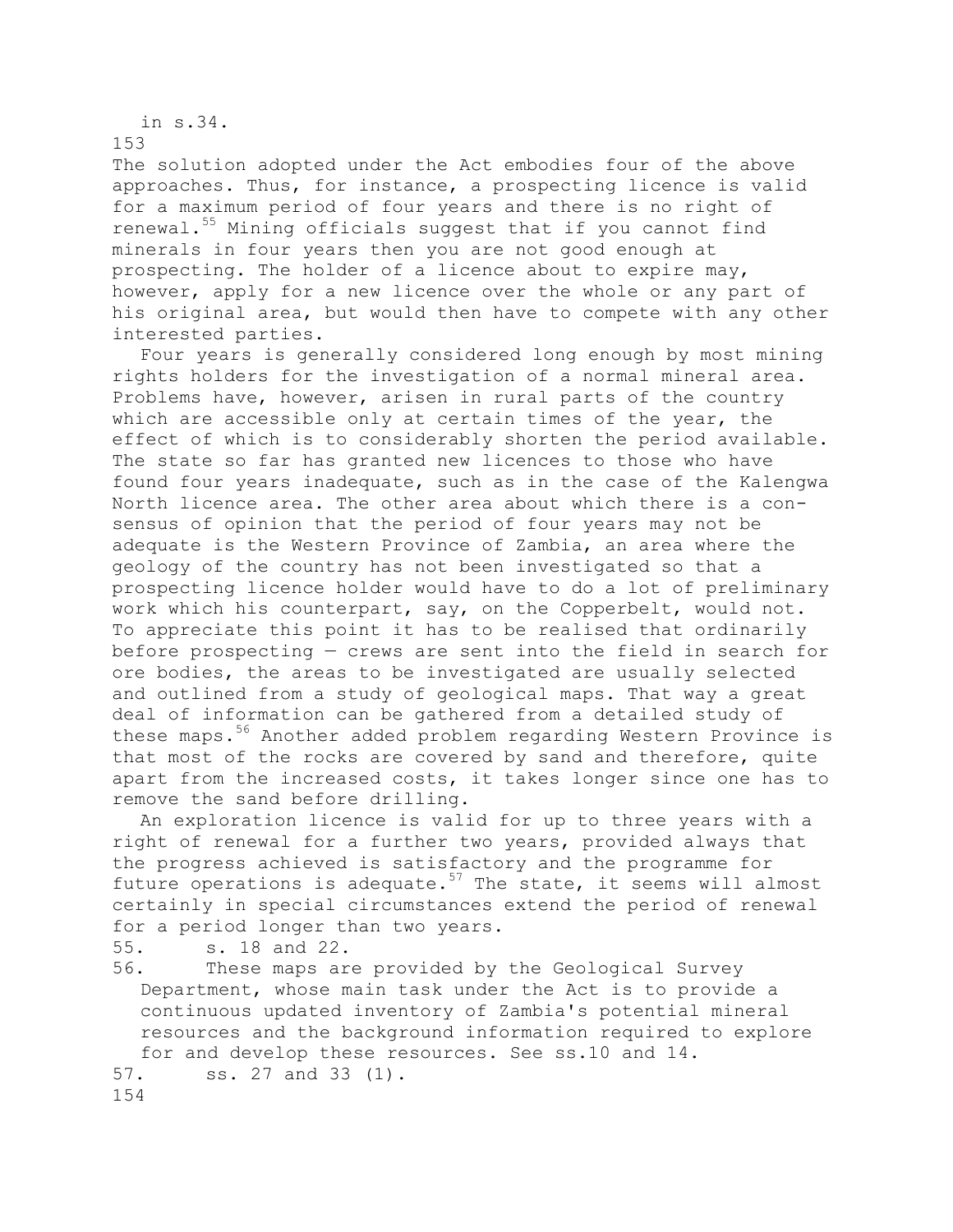in s.34.

The solution adopted under the Act embodies four of the above approaches. Thus, for instance, a prospecting licence is valid for a maximum period of four years and there is no right of renewal.[55] Mining officials suggest that if you cannot find minerals in four years then you are not good enough at prospecting. The holder of a licence about to expire may, however, apply for a new licence over the whole or any part of his original area, but would then have to compete with any other interested parties.

Four years is generally considered long enough by most mining rights holders for the investigation of a normal mineral area. Problems have, however, arisen in rural parts of the country which are accessible only at certain times of the year, the effect of which is to considerably shorten the period available. The state so far has granted new licences to those who have found four years inadequate, such as in the case of the Kalengwa North licence area. The other area about which there is a consensus of opinion that the period of four years may not be adequate is the Western Province of Zambia, an area where the geology of the country has not been investigated so that a prospecting licence holder would have to do a lot of preliminary work which his counterpart, say, on the Copperbelt, would not. To appreciate this point it has to be realised that ordinarily before prospecting — crews are sent into the field in search for ore bodies, the areas to be investigated are usually selected and outlined from a study of geological maps. That way a great deal of information can be gathered from a detailed study of these maps.[56] Another added problem regarding Western Province is that most of the rocks are covered by sand and therefore, quite apart from the increased costs, it takes longer since one has to remove the sand before drilling.

An exploration licence is valid for up to three years with a right of renewal for a further two years, provided always that the progress achieved is satisfactory and the programme for future operations is adequate.[57] The state, it seems will almost certainly in special circumstances extend the period of renewal for a period longer than two years.

55. s. 18 and 22.

56. These maps are provided by the Geological Survey Department, whose main task under the Act is to provide a continuous updated inventory of Zambia's potential mineral resources and the background information required to explore for and develop these resources. See ss.10 and 14.

57. ss. 27 and 33 (1).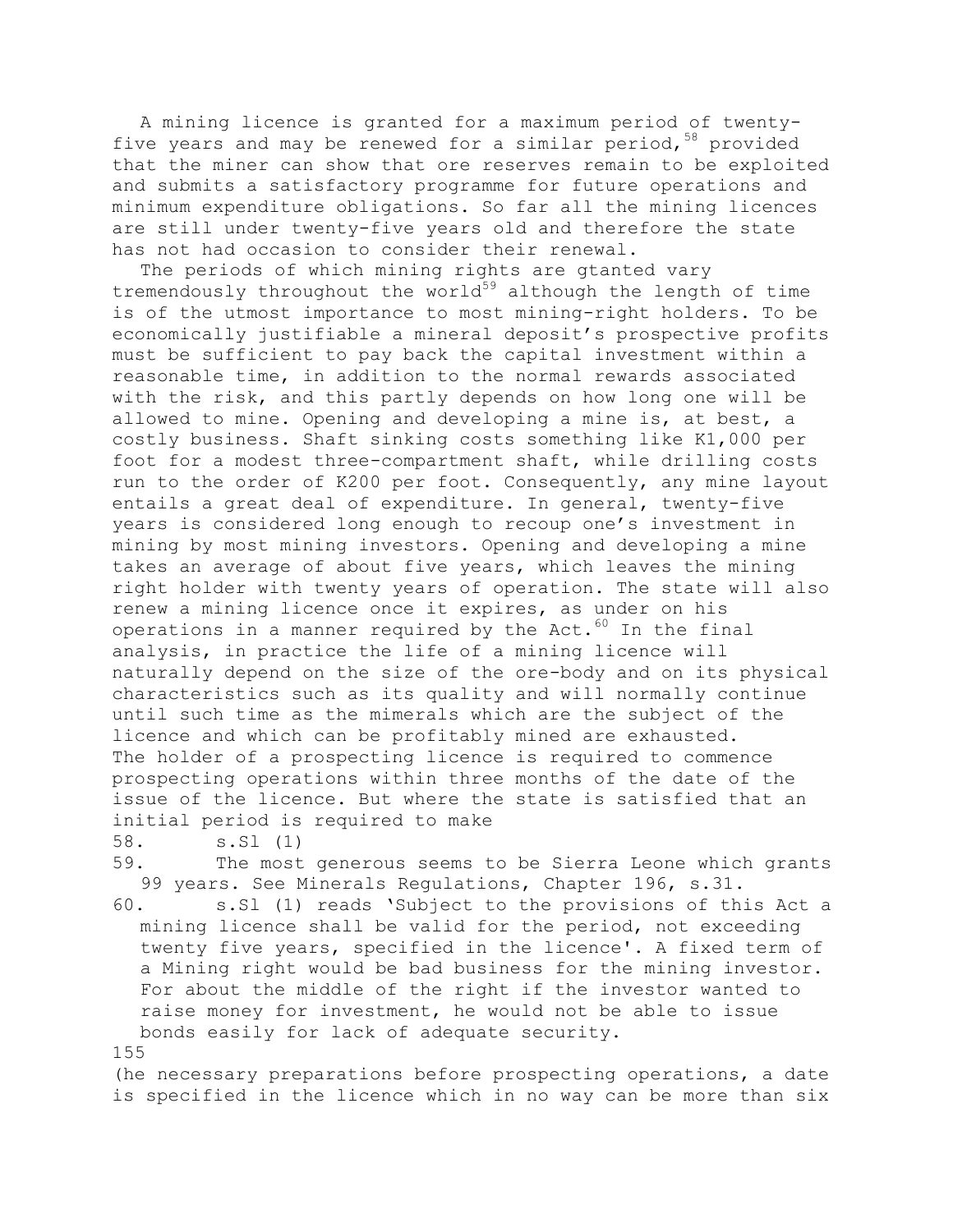A mining licence is granted for a maximum period of twenty-five years and may be renewed for a similar period,[58] provided that the miner can show that ore reserves remain to be exploited and submits a satisfactory programme for future operations and minimum expenditure obligations. So far all the mining licences are still under twenty-five years old and therefore the state has not had occasion to consider their renewal.

The periods of which mining rights are gtanted vary tremendously throughout the world[59] although the length of time is of the utmost importance to most mining-right holders. To be economically justifiable a mineral deposit's prospective profits must be sufficient to pay back the capital investment within a reasonable time, in addition to the normal rewards associated with the risk, and this partly depends on how long one will be allowed to mine. Opening and developing a mine is, at best, a costly business. Shaft sinking costs something like K1,000 per foot for a modest three-compartment shaft, while drilling costs run to the order of K200 per foot. Consequently, any mine layout entails a great deal of expenditure. In general, twenty-five years is considered long enough to recoup one's investment in mining by most mining investors. Opening and developing a mine takes an average of about five years, which leaves the mining right holder with twenty years of operation. The state will also renew a mining licence once it expires, as under on his operations in a manner required by the Act.[60] In the final analysis, in practice the life of a mining licence will naturally depend on the size of the ore-body and on its physical characteristics such as its quality and will normally continue until such time as the mimerals which are the subject of the licence and which can be profitably mined are exhausted.

The holder of a prospecting licence is required to commence prospecting operations within three months of the date of the issue of the licence. But where the state is satisfied that an initial period is required to make (he necessary preparations before prospecting operations, a date is specified in the licence which in no way can be more than six

58. s.Sl (1)

59. The most generous seems to be Sierra Leone which grants 99 years. See Minerals Regulations, Chapter 196, s.31.

60. s.Sl (1) reads 'Subject to the provisions of this Act a mining licence shall be valid for the period, not exceeding twenty five years, specified in the licence'. A fixed term of a Mining right would be bad business for the mining investor. For about the middle of the right if the investor wanted to raise money for investment, he would not be able to issue bonds easily for lack of adequate security.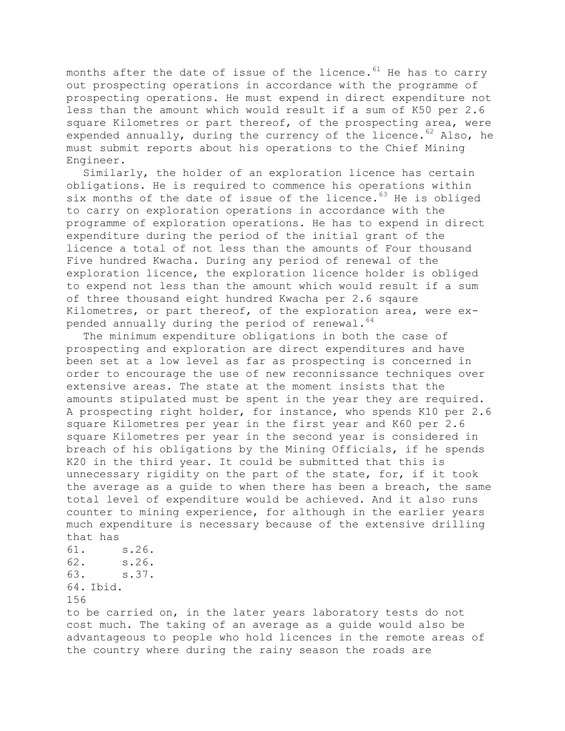months after the date of issue of the licence.[61] He has to carry out prospecting operations in accordance with the programme of prospecting operations. He must expend in direct expenditure not less than the amount which would result if a sum of K50 per 2.6 square Kilometres or part thereof, of the prospecting area, were expended annually, during the currency of the licence.[62] Also, he must submit reports about his operations to the Chief Mining Engineer.

Similarly, the holder of an exploration licence has certain obligations. He is required to commence his operations within six months of the date of issue of the licence.[63] He is obliged to carry on exploration operations in accordance with the programme of exploration operations. He has to expend in direct expenditure during the period of the initial grant of the licence a total of not less than the amounts of Four thousand Five hundred Kwacha. During any period of renewal of the exploration licence, the exploration licence holder is obliged to expend not less than the amount which would result if a sum of three thousand eight hundred Kwacha per 2.6 sqaure Kilometres, or part thereof, of the exploration area, were expended annually during the period of renewal.[64]

The minimum expenditure obligations in both the case of prospecting and exploration are direct expenditures and have been set at a low level as far as prospecting is concerned in order to encourage the use of new reconnissance techniques over extensive areas. The state at the moment insists that the amounts stipulated must be spent in the year they are required. A prospecting right holder, for instance, who spends K10 per 2.6 square Kilometres per year in the first year and K60 per 2.6 square Kilometres per year in the second year is considered in breach of his obligations by the Mining Officials, if he spends K20 in the third year. It could be submitted that this is unnecessary rigidity on the part of the state, for, if it took the average as a guide to when there has been a breach, the same total level of expenditure would be achieved. And it also runs counter to mining experience, for although in the earlier years much expenditure is necessary because of the extensive drilling that has to be carried on, in the later years laboratory tests do not cost much. The taking of an average as a guide would also be advantageous to people who hold licences in the remote areas of the country where during the rainy season the roads are

61. s.26.
62. s.26.
63. s.37.
64. Ibid.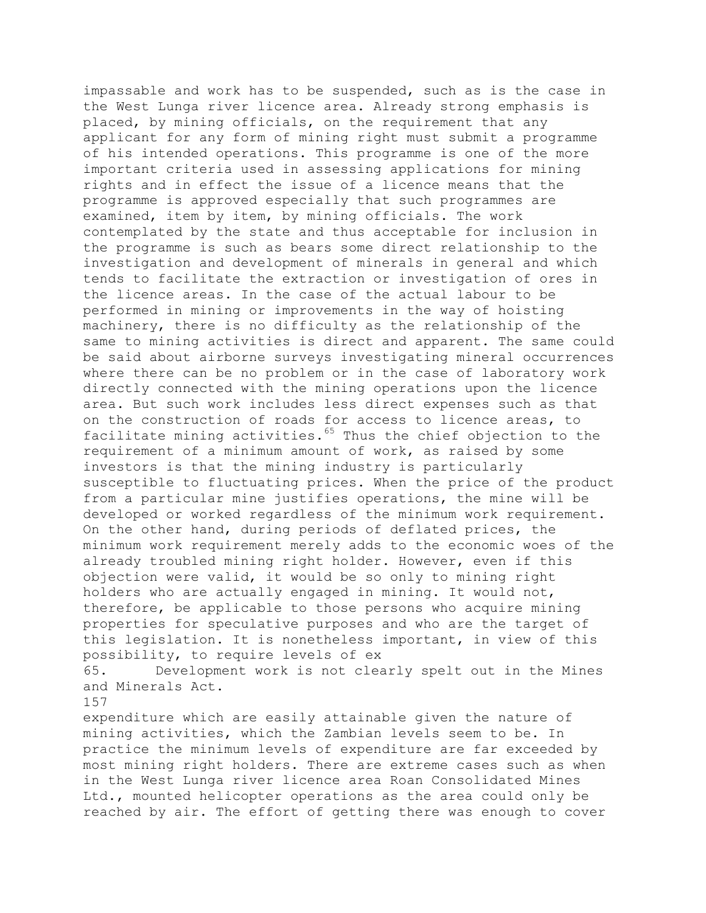impassable and work has to be suspended, such as is the case in the West Lunga river licence area. Already strong emphasis is placed, by mining officials, on the requirement that any applicant for any form of mining right must submit a programme of his intended operations. This programme is one of the more important criteria used in assessing applications for mining rights and in effect the issue of a licence means that the programme is approved especially that such programmes are examined, item by item, by mining officials. The work contemplated by the state and thus acceptable for inclusion in the programme is such as bears some direct relationship to the investigation and development of minerals in general and which tends to facilitate the extraction or investigation of ores in the licence areas. In the case of the actual labour to be performed in mining or improvements in the way of hoisting machinery, there is no difficulty as the relationship of the same to mining activities is direct and apparent. The same could be said about airborne surveys investigating mineral occurrences where there can be no problem or in the case of laboratory work directly connected with the mining operations upon the licence area. But such work includes less direct expenses such as that on the construction of roads for access to licence areas, to facilitate mining activities.[65] Thus the chief objection to the requirement of a minimum amount of work, as raised by some investors is that the mining industry is particularly susceptible to fluctuating prices. When the price of the product from a particular mine justifies operations, the mine will be developed or worked regardless of the minimum work requirement. On the other hand, during periods of deflated prices, the minimum work requirement merely adds to the economic woes of the already troubled mining right holder. However, even if this objection were valid, it would be so only to mining right holders who are actually engaged in mining. It would not, therefore, be applicable to those persons who acquire mining properties for speculative purposes and who are the target of this legislation. It is nonetheless important, in view of this possibility, to require levels of expenditure which are easily attainable given the nature of mining activities, which the Zambian levels seem to be. In practice the minimum levels of expenditure are far exceeded by most mining right holders. There are extreme cases such as when in the West Lunga river licence area Roan Consolidated Mines Ltd., mounted helicopter operations as the area could only be reached by air. The effort of getting there was enough to cover

65. Development work is not clearly spelt out in the Mines and Minerals Act.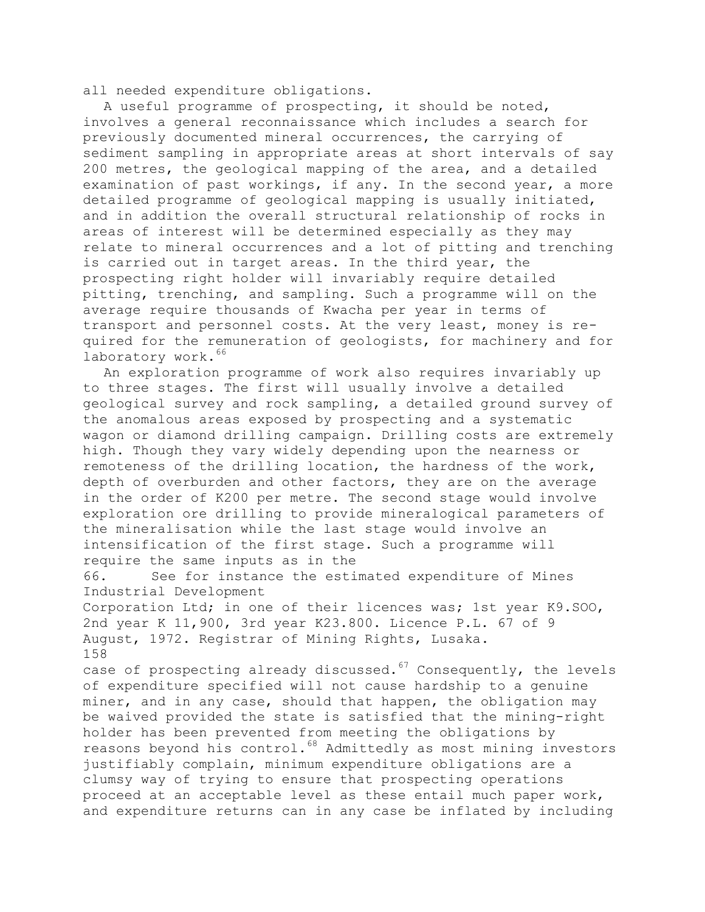all needed expenditure obligations.

A useful programme of prospecting, it should be noted, involves a general reconnaissance which includes a search for previously documented mineral occurrences, the carrying of sediment sampling in appropriate areas at short intervals of say 200 metres, the geological mapping of the area, and a detailed examination of past workings, if any. In the second year, a more detailed programme of geological mapping is usually initiated, and in addition the overall structural relationship of rocks in areas of interest will be determined especially as they may relate to mineral occurrences and a lot of pitting and trenching is carried out in target areas. In the third year, the prospecting right holder will invariably require detailed pitting, trenching, and sampling. Such a programme will on the average require thousands of Kwacha per year in terms of transport and personnel costs. At the very least, money is required for the remuneration of geologists, for machinery and for laboratory work.[66]

An exploration programme of work also requires invariably up to three stages. The first will usually involve a detailed geological survey and rock sampling, a detailed ground survey of the anomalous areas exposed by prospecting and a systematic wagon or diamond drilling campaign. Drilling costs are extremely high. Though they vary widely depending upon the nearness or remoteness of the drilling location, the hardness of the work, depth of overburden and other factors, they are on the average in the order of K200 per metre. The second stage would involve exploration ore drilling to provide mineralogical parameters of the mineralisation while the last stage would involve an intensification of the first stage. Such a programme will require the same inputs as in the case of prospecting already discussed.[67] Consequently, the levels of expenditure specified will not cause hardship to a genuine miner, and in any case, should that happen, the obligation may be waived provided the state is satisfied that the mining-right holder has been prevented from meeting the obligations by reasons beyond his control.[68] Admittedly as most mining investors justifiably complain, minimum expenditure obligations are a clumsy way of trying to ensure that prospecting operations proceed at an acceptable level as these entail much paper work, and expenditure returns can in any case be inflated by including

66. See for instance the estimated expenditure of Mines Industrial Development Corporation Ltd; in one of their licences was; 1st year K9.SOO, 2nd year K 11,900, 3rd year K23.800. Licence P.L. 67 of 9 August, 1972. Registrar of Mining Rights, Lusaka.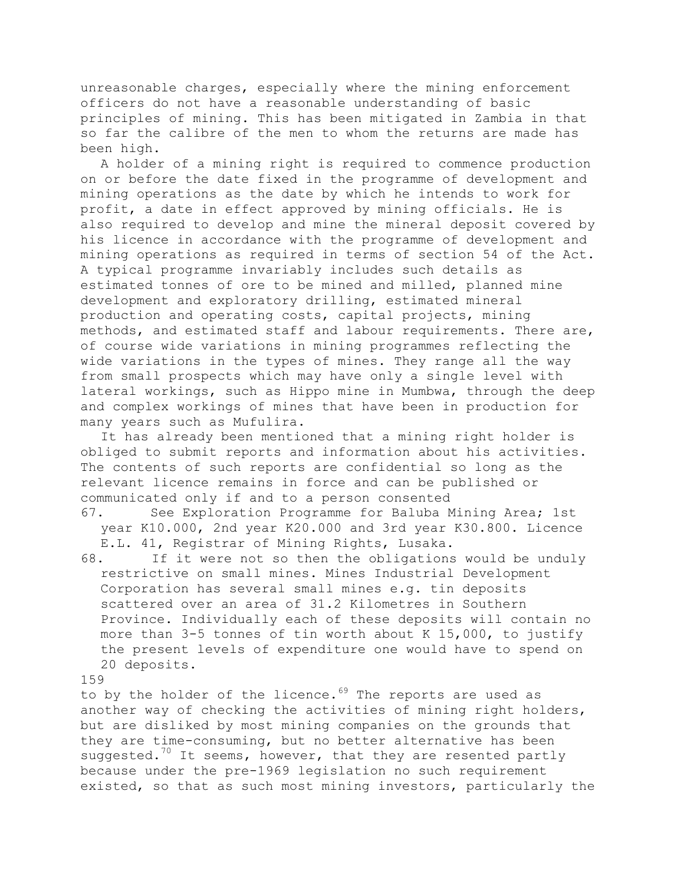unreasonable charges, especially where the mining enforcement officers do not have a reasonable understanding of basic principles of mining. This has been mitigated in Zambia in that so far the calibre of the men to whom the returns are made has been high.

A holder of a mining right is required to commence production on or before the date fixed in the programme of development and mining operations as the date by which he intends to work for profit, a date in effect approved by mining officials. He is also required to develop and mine the mineral deposit covered by his licence in accordance with the programme of development and mining operations as required in terms of section 54 of the Act. A typical programme invariably includes such details as estimated tonnes of ore to be mined and milled, planned mine development and exploratory drilling, estimated mineral production and operating costs, capital projects, mining methods, and estimated staff and labour requirements. There are, of course wide variations in mining programmes reflecting the wide variations in the types of mines. They range all the way from small prospects which may have only a single level with lateral workings, such as Hippo mine in Mumbwa, through the deep and complex workings of mines that have been in production for many years such as Mufulira.

It has already been mentioned that a mining right holder is obliged to submit reports and information about his activities. The contents of such reports are confidential so long as the relevant licence remains in force and can be published or communicated only if and to a person consented

67. See Exploration Programme for Baluba Mining Area; 1st year K10.000, 2nd year K20.000 and 3rd year K30.800. Licence E.L. 41, Registrar of Mining Rights, Lusaka.

68. If it were not so then the obligations would be unduly restrictive on small mines. Mines Industrial Development Corporation has several small mines e.g. tin deposits scattered over an area of 31.2 Kilometres in Southern Province. Individually each of these deposits will contain no more than 3-5 tonnes of tin worth about K 15,000, to justify the present levels of expenditure one would have to spend on 20 deposits.

to by the holder of the licence.[69] The reports are used as another way of checking the activities of mining right holders, but are disliked by most mining companies on the grounds that they are time-consuming, but no better alternative has been suggested.[70] It seems, however, that they are resented partly because under the pre-1969 legislation no such requirement existed, so that as such most mining investors, particularly the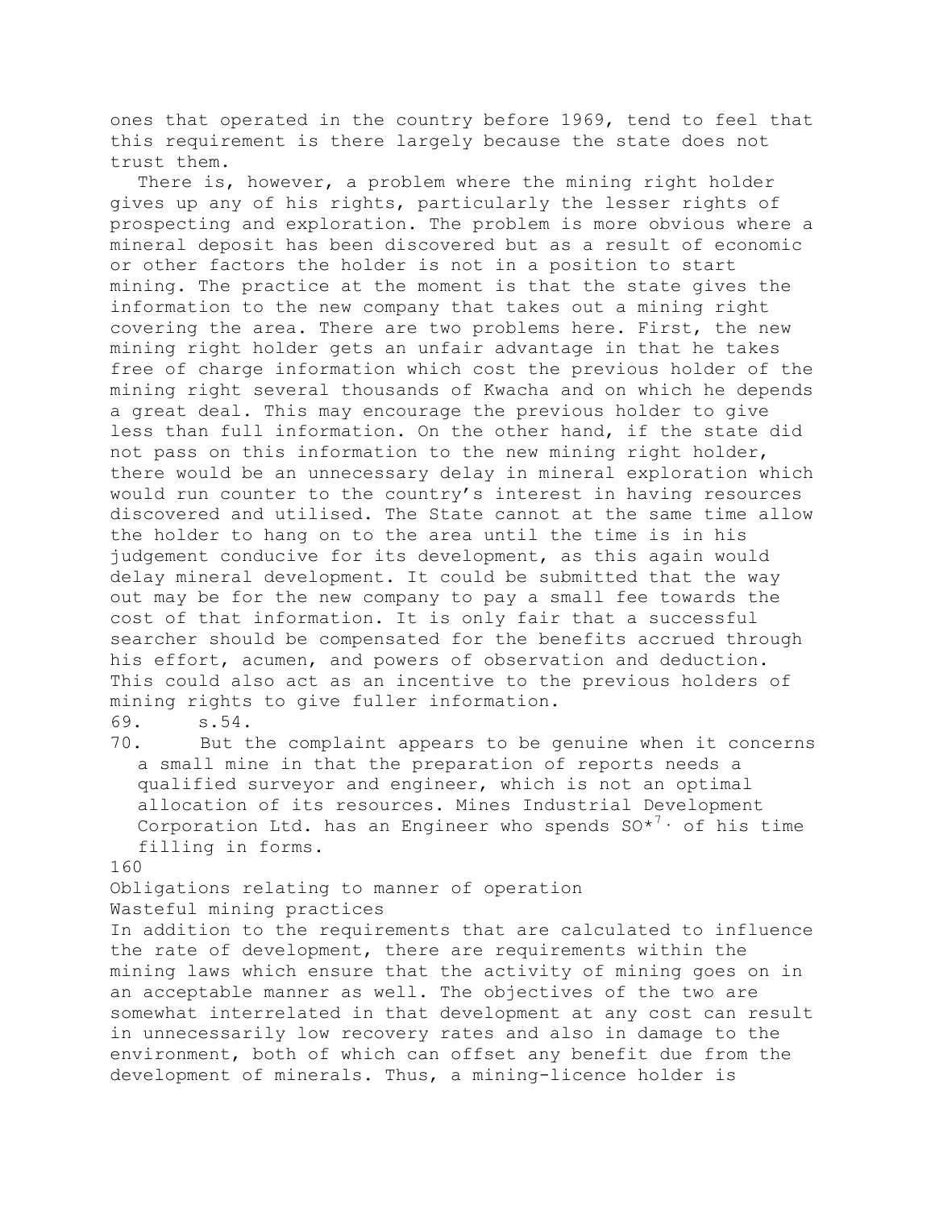ones that operated in the country before 1969, tend to feel that this requirement is there largely because the state does not trust them.

There is, however, a problem where the mining right holder gives up any of his rights, particularly the lesser rights of prospecting and exploration. The problem is more obvious where a mineral deposit has been discovered but as a result of economic or other factors the holder is not in a position to start mining. The practice at the moment is that the state gives the information to the new company that takes out a mining right covering the area. There are two problems here. First, the new mining right holder gets an unfair advantage in that he takes free of charge information which cost the previous holder of the mining right several thousands of Kwacha and on which he depends a great deal. This may encourage the previous holder to give less than full information. On the other hand, if the state did not pass on this information to the new mining right holder, there would be an unnecessary delay in mineral exploration which would run counter to the country's interest in having resources discovered and utilised. The State cannot at the same time allow the holder to hang on to the area until the time is in his judgement conducive for its development, as this again would delay mineral development. It could be submitted that the way out may be for the new company to pay a small fee towards the cost of that information. It is only fair that a successful searcher should be compensated for the benefits accrued through his effort, acumen, and powers of observation and deduction. This could also act as an incentive to the previous holders of mining rights to give fuller information.

69. s.54.

70. But the complaint appears to be genuine when it concerns a small mine in that the preparation of reports needs a qualified surveyor and engineer, which is not an optimal allocation of its resources. Mines Industrial Development Corporation Ltd. has an Engineer who spends SO*7· of his time filling in forms.

## Obligations relating to manner of operation

### Wasteful mining practices

In addition to the requirements that are calculated to influence the rate of development, there are requirements within the mining laws which ensure that the activity of mining goes on in an acceptable manner as well. The objectives of the two are somewhat interrelated in that development at any cost can result in unnecessarily low recovery rates and also in damage to the environment, both of which can offset any benefit due from the development of minerals. Thus, a mining-licence holder is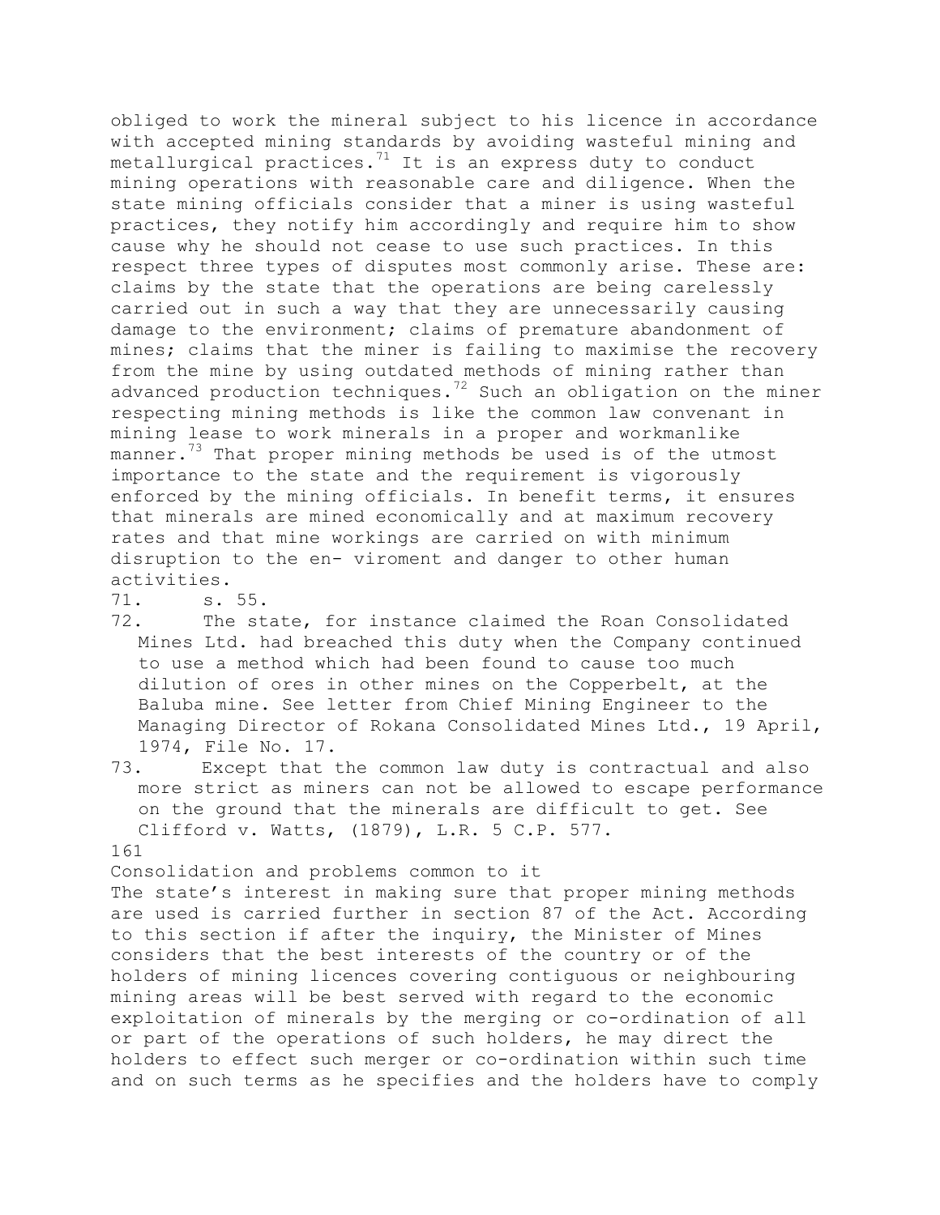obliged to work the mineral subject to his licence in accordance with accepted mining standards by avoiding wasteful mining and metallurgical practices.[71] It is an express duty to conduct mining operations with reasonable care and diligence. When the state mining officials consider that a miner is using wasteful practices, they notify him accordingly and require him to show cause why he should not cease to use such practices. In this respect three types of disputes most commonly arise. These are: claims by the state that the operations are being carelessly carried out in such a way that they are unnecessarily causing damage to the environment; claims of premature abandonment of mines; claims that the miner is failing to maximise the recovery from the mine by using outdated methods of mining rather than advanced production techniques.[72] Such an obligation on the miner respecting mining methods is like the common law convenant in mining lease to work minerals in a proper and workmanlike manner.[73] That proper mining methods be used is of the utmost importance to the state and the requirement is vigorously enforced by the mining officials. In benefit terms, it ensures that minerals are mined economically and at maximum recovery rates and that mine workings are carried on with minimum disruption to the en- viroment and danger to other human activities.

71. s. 55.

72. The state, for instance claimed the Roan Consolidated Mines Ltd. had breached this duty when the Company continued to use a method which had been found to cause too much dilution of ores in other mines on the Copperbelt, at the Baluba mine. See letter from Chief Mining Engineer to the Managing Director of Rokana Consolidated Mines Ltd., 19 April, 1974, File No. 17.

73. Except that the common law duty is contractual and also more strict as miners can not be allowed to escape performance on the ground that the minerals are difficult to get. See Clifford v. Watts, (1879), L.R. 5 C.P. 577.

## Consolidation and problems common to it

The state's interest in making sure that proper mining methods are used is carried further in section 87 of the Act. According to this section if after the inquiry, the Minister of Mines considers that the best interests of the country or of the holders of mining licences covering contiguous or neighbouring mining areas will be best served with regard to the economic exploitation of minerals by the merging or co-ordination of all or part of the operations of such holders, he may direct the holders to effect such merger or co-ordination within such time and on such terms as he specifies and the holders have to comply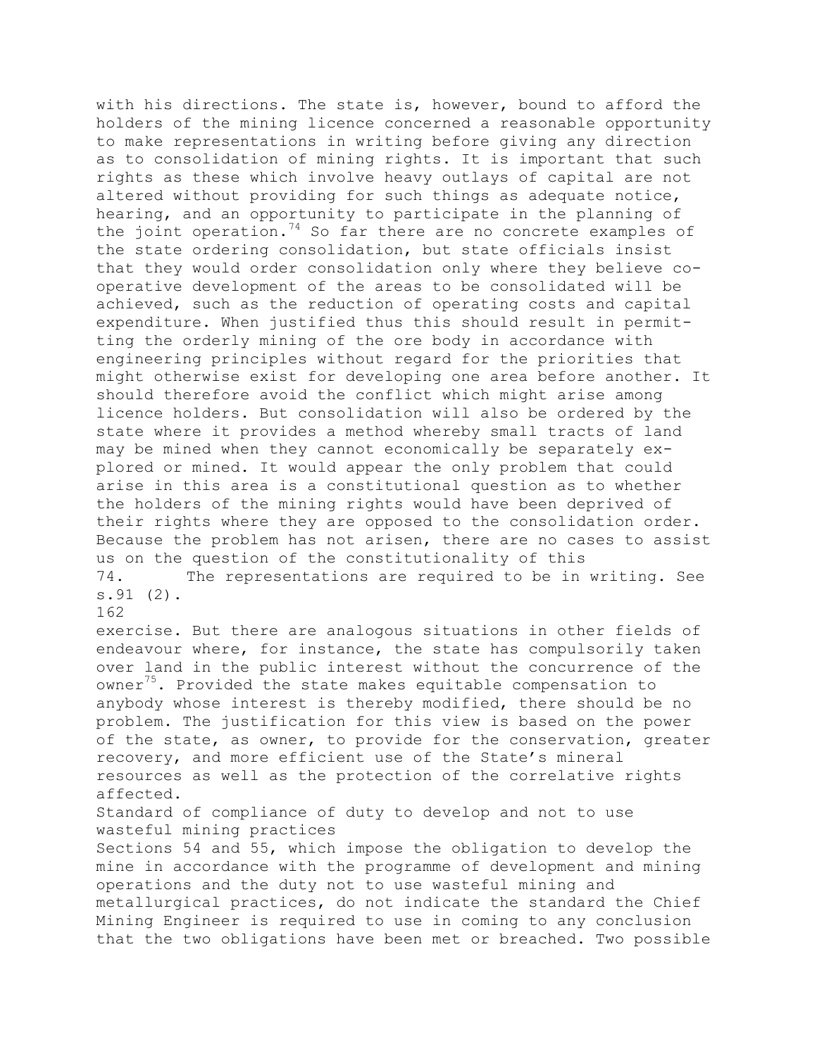with his directions. The state is, however, bound to afford the holders of the mining licence concerned a reasonable opportunity to make representations in writing before giving any direction as to consolidation of mining rights. It is important that such rights as these which involve heavy outlays of capital are not altered without providing for such things as adequate notice, hearing, and an opportunity to participate in the planning of the joint operation.[74] So far there are no concrete examples of the state ordering consolidation, but state officials insist that they would order consolidation only where they believe co-operative development of the areas to be consolidated will be achieved, such as the reduction of operating costs and capital expenditure. When justified thus this should result in permitting the orderly mining of the ore body in accordance with engineering principles without regard for the priorities that might otherwise exist for developing one area before another. It should therefore avoid the conflict which might arise among licence holders. But consolidation will also be ordered by the state where it provides a method whereby small tracts of land may be mined when they cannot economically be separately explored or mined. It would appear the only problem that could arise in this area is a constitutional question as to whether the holders of the mining rights would have been deprived of their rights where they are opposed to the consolidation order. Because the problem has not arisen, there are no cases to assist us on the question of the constitutionality of this exercise. But there are analogous situations in other fields of endeavour where, for instance, the state has compulsorily taken over land in the public interest without the concurrence of the owner[75]. Provided the state makes equitable compensation to anybody whose interest is thereby modified, there should be no problem. The justification for this view is based on the power of the state, as owner, to provide for the conservation, greater recovery, and more efficient use of the State's mineral resources as well as the protection of the correlative rights affected.

74. The representations are required to be in writing. See s.91 (2).

### Standard of compliance of duty to develop and not to use wasteful mining practices

Sections 54 and 55, which impose the obligation to develop the mine in accordance with the programme of development and mining operations and the duty not to use wasteful mining and metallurgical practices, do not indicate the standard the Chief Mining Engineer is required to use in coming to any conclusion that the two obligations have been met or breached. Two possible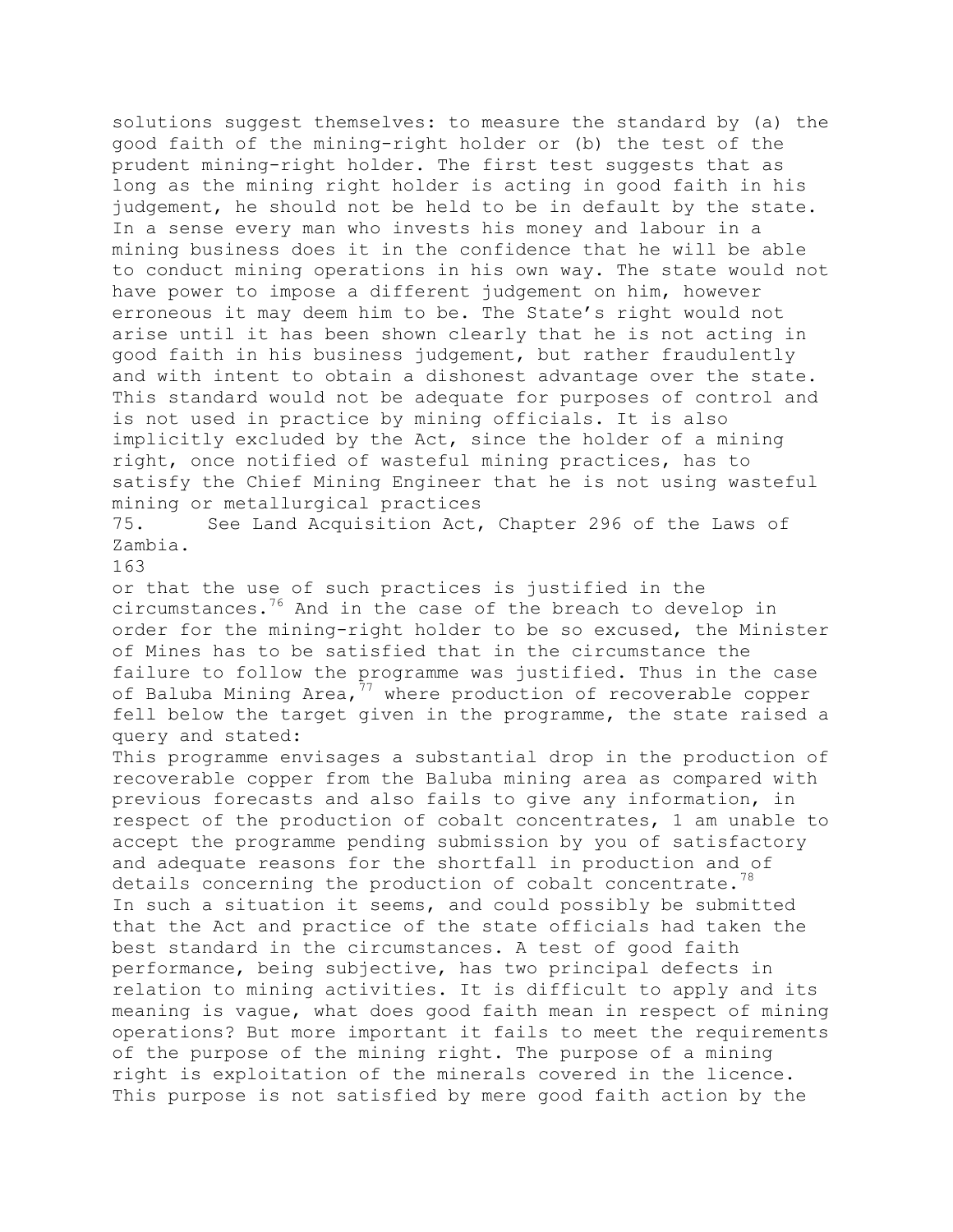solutions suggest themselves: to measure the standard by (a) the good faith of the mining-right holder or (b) the test of the prudent mining-right holder. The first test suggests that as long as the mining right holder is acting in good faith in his judgement, he should not be held to be in default by the state. In a sense every man who invests his money and labour in a mining business does it in the confidence that he will be able to conduct mining operations in his own way. The state would not have power to impose a different judgement on him, however erroneous it may deem him to be. The State's right would not arise until it has been shown clearly that he is not acting in good faith in his business judgement, but rather fraudulently and with intent to obtain a dishonest advantage over the state. This standard would not be adequate for purposes of control and is not used in practice by mining officials. It is also implicitly excluded by the Act, since the holder of a mining right, once notified of wasteful mining practices, has to satisfy the Chief Mining Engineer that he is not using wasteful mining or metallurgical practices

75. See Land Acquisition Act, Chapter 296 of the Laws of Zambia.

or that the use of such practices is justified in the circumstances.[76] And in the case of the breach to develop in order for the mining-right holder to be so excused, the Minister of Mines has to be satisfied that in the circumstance the failure to follow the programme was justified. Thus in the case of Baluba Mining Area,[77] where production of recoverable copper fell below the target given in the programme, the state raised a query and stated:

This programme envisages a substantial drop in the production of recoverable copper from the Baluba mining area as compared with previous forecasts and also fails to give any information, in respect of the production of cobalt concentrates, 1 am unable to accept the programme pending submission by you of satisfactory and adequate reasons for the shortfall in production and of details concerning the production of cobalt concentrate.[78]

In such a situation it seems, and could possibly be submitted that the Act and practice of the state officials had taken the best standard in the circumstances. A test of good faith performance, being subjective, has two principal defects in relation to mining activities. It is difficult to apply and its meaning is vague, what does good faith mean in respect of mining operations? But more important it fails to meet the requirements of the purpose of the mining right. The purpose of a mining right is exploitation of the minerals covered in the licence. This purpose is not satisfied by mere good faith action by the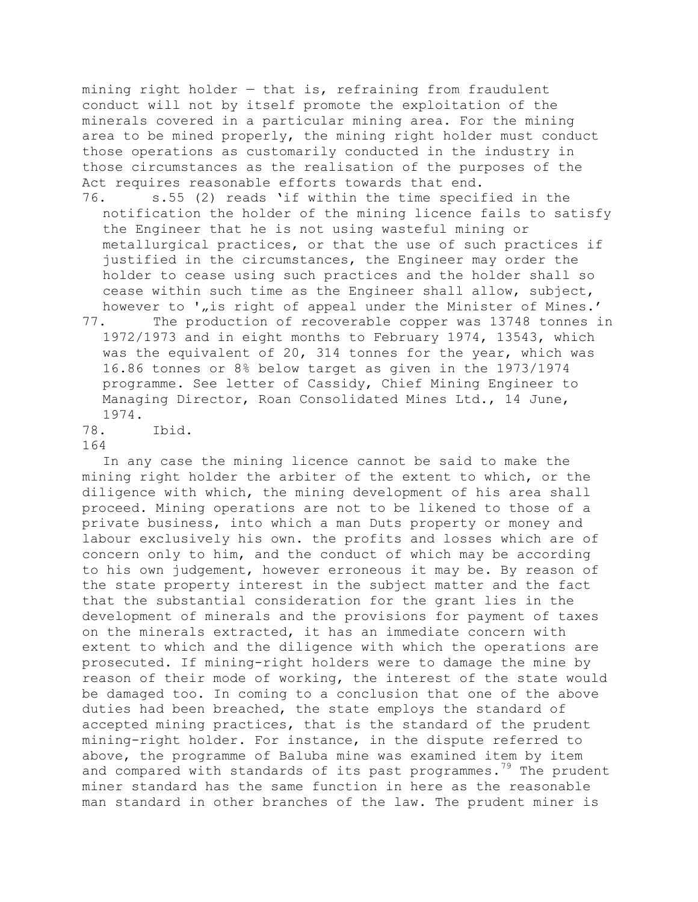mining right holder — that is, refraining from fraudulent conduct will not by itself promote the exploitation of the minerals covered in a particular mining area. For the mining area to be mined properly, the mining right holder must conduct those operations as customarily conducted in the industry in those circumstances as the realisation of the purposes of the Act requires reasonable efforts towards that end.

76. s.55 (2) reads 'if within the time specified in the notification the holder of the mining licence fails to satisfy the Engineer that he is not using wasteful mining or metallurgical practices, or that the use of such practices if justified in the circumstances, the Engineer may order the holder to cease using such practices and the holder shall so cease within such time as the Engineer shall allow, subject, however to '„is right of appeal under the Minister of Mines.'

77. The production of recoverable copper was 13748 tonnes in 1972/1973 and in eight months to February 1974, 13543, which was the equivalent of 20, 314 tonnes for the year, which was 16.86 tonnes or 8% below target as given in the 1973/1974 programme. See letter of Cassidy, Chief Mining Engineer to Managing Director, Roan Consolidated Mines Ltd., 14 June, 1974.

78. Ibid.

In any case the mining licence cannot be said to make the mining right holder the arbiter of the extent to which, or the diligence with which, the mining development of his area shall proceed. Mining operations are not to be likened to those of a private business, into which a man Duts property or money and labour exclusively his own. the profits and losses which are of concern only to him, and the conduct of which may be according to his own judgement, however erroneous it may be. By reason of the state property interest in the subject matter and the fact that the substantial consideration for the grant lies in the development of minerals and the provisions for payment of taxes on the minerals extracted, it has an immediate concern with extent to which and the diligence with which the operations are prosecuted. If mining-right holders were to damage the mine by reason of their mode of working, the interest of the state would be damaged too. In coming to a conclusion that one of the above duties had been breached, the state employs the standard of accepted mining practices, that is the standard of the prudent mining-right holder. For instance, in the dispute referred to above, the programme of Baluba mine was examined item by item and compared with standards of its past programmes.[79] The prudent miner standard has the same function in here as the reasonable man standard in other branches of the law. The prudent miner is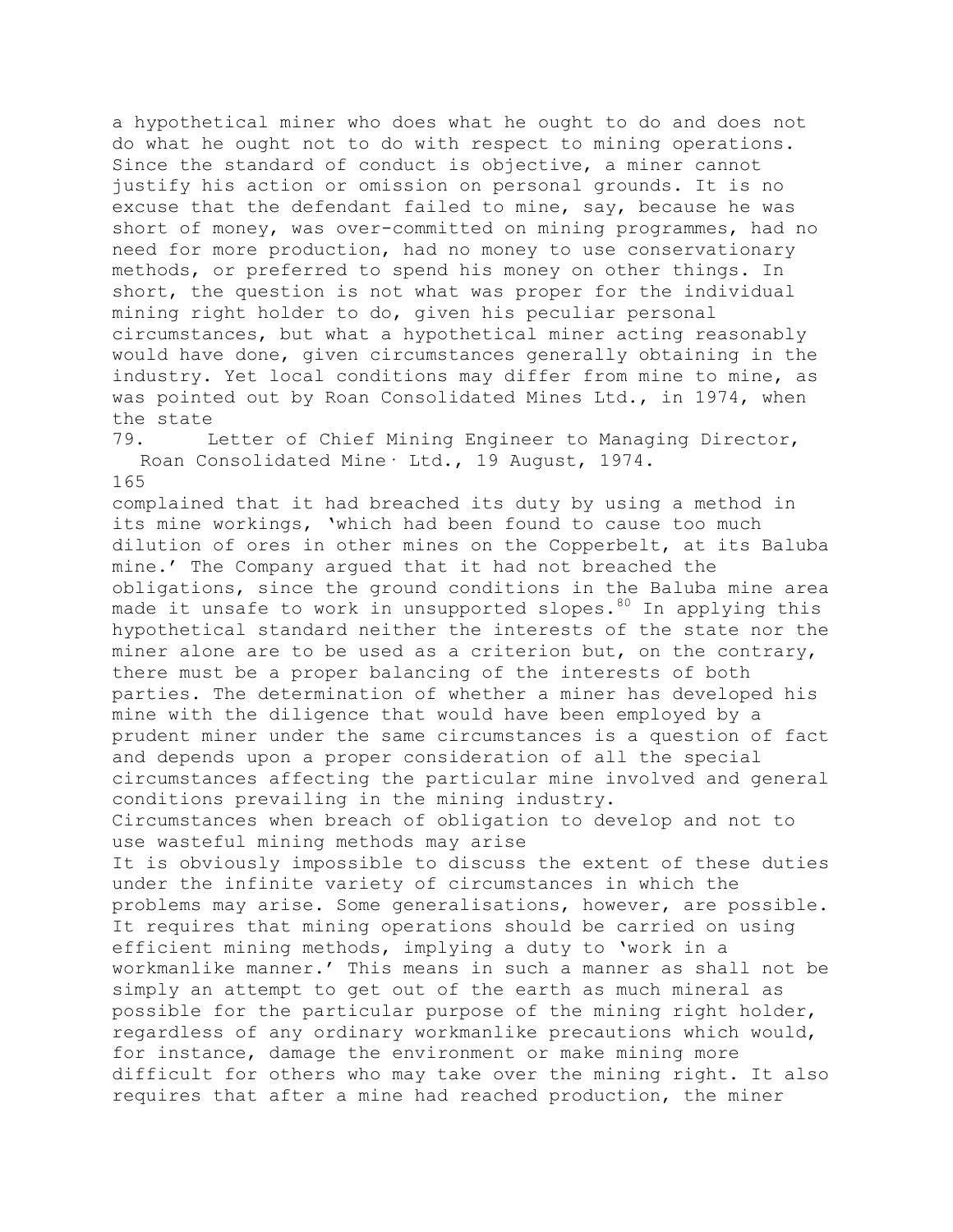a hypothetical miner who does what he ought to do and does not do what he ought not to do with respect to mining operations. Since the standard of conduct is objective, a miner cannot justify his action or omission on personal grounds. It is no excuse that the defendant failed to mine, say, because he was short of money, was over-committed on mining programmes, had no need for more production, had no money to use conservationary methods, or preferred to spend his money on other things. In short, the question is not what was proper for the individual mining right holder to do, given his peculiar personal circumstances, but what a hypothetical miner acting reasonably would have done, given circumstances generally obtaining in the industry. Yet local conditions may differ from mine to mine, as was pointed out by Roan Consolidated Mines Ltd., in 1974, when the state complained that it had breached its duty by using a method in its mine workings, 'which had been found to cause too much dilution of ores in other mines on the Copperbelt, at its Baluba mine.' The Company argued that it had not breached the obligations, since the ground conditions in the Baluba mine area made it unsafe to work in unsupported slopes.[80] In applying this hypothetical standard neither the interests of the state nor the miner alone are to be used as a criterion but, on the contrary, there must be a proper balancing of the interests of both parties. The determination of whether a miner has developed his mine with the diligence that would have been employed by a prudent miner under the same circumstances is a question of fact and depends upon a proper consideration of all the special circumstances affecting the particular mine involved and general conditions prevailing in the mining industry.

### Circumstances when breach of obligation to develop and not to use wasteful mining methods may arise

It is obviously impossible to discuss the extent of these duties under the infinite variety of circumstances in which the problems may arise. Some generalisations, however, are possible. It requires that mining operations should be carried on using efficient mining methods, implying a duty to 'work in a workmanlike manner.' This means in such a manner as shall not be simply an attempt to get out of the earth as much mineral as possible for the particular purpose of the mining right holder, regardless of any ordinary workmanlike precautions which would, for instance, damage the environment or make mining more difficult for others who may take over the mining right. It also requires that after a mine had reached production, the miner

79. Letter of Chief Mining Engineer to Managing Director, Roan Consolidated Mine· Ltd., 19 August, 1974.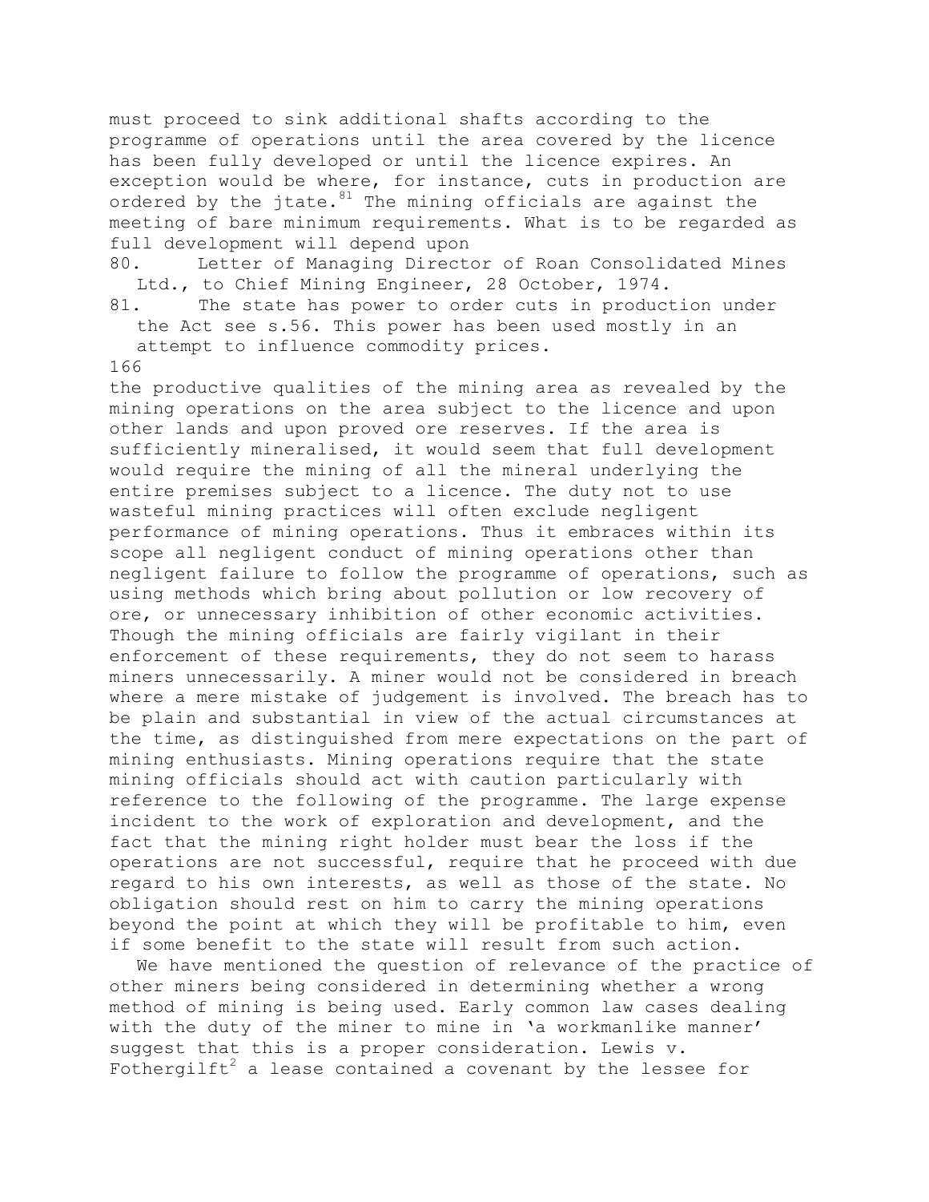must proceed to sink additional shafts according to the programme of operations until the area covered by the licence has been fully developed or until the licence expires. An exception would be where, for instance, cuts in production are ordered by the jtate.[81] The mining officials are against the meeting of bare minimum requirements. What is to be regarded as full development will depend upon

80. Letter of Managing Director of Roan Consolidated Mines Ltd., to Chief Mining Engineer, 28 October, 1974.

81. The state has power to order cuts in production under the Act see s.56. This power has been used mostly in an attempt to influence commodity prices.

the productive qualities of the mining area as revealed by the mining operations on the area subject to the licence and upon other lands and upon proved ore reserves. If the area is sufficiently mineralised, it would seem that full development would require the mining of all the mineral underlying the entire premises subject to a licence. The duty not to use wasteful mining practices will often exclude negligent performance of mining operations. Thus it embraces within its scope all negligent conduct of mining operations other than negligent failure to follow the programme of operations, such as using methods which bring about pollution or low recovery of ore, or unnecessary inhibition of other economic activities. Though the mining officials are fairly vigilant in their enforcement of these requirements, they do not seem to harass miners unnecessarily. A miner would not be considered in breach where a mere mistake of judgement is involved. The breach has to be plain and substantial in view of the actual circumstances at the time, as distinguished from mere expectations on the part of mining enthusiasts. Mining operations require that the state mining officials should act with caution particularly with reference to the following of the programme. The large expense incident to the work of exploration and development, and the fact that the mining right holder must bear the loss if the operations are not successful, require that he proceed with due regard to his own interests, as well as those of the state. No obligation should rest on him to carry the mining operations beyond the point at which they will be profitable to him, even if some benefit to the state will result from such action.

We have mentioned the question of relevance of the practice of other miners being considered in determining whether a wrong method of mining is being used. Early common law cases dealing with the duty of the miner to mine in 'a workmanlike manner' suggest that this is a proper consideration. Lewis v. Fothergilft[2] a lease contained a covenant by the lessee for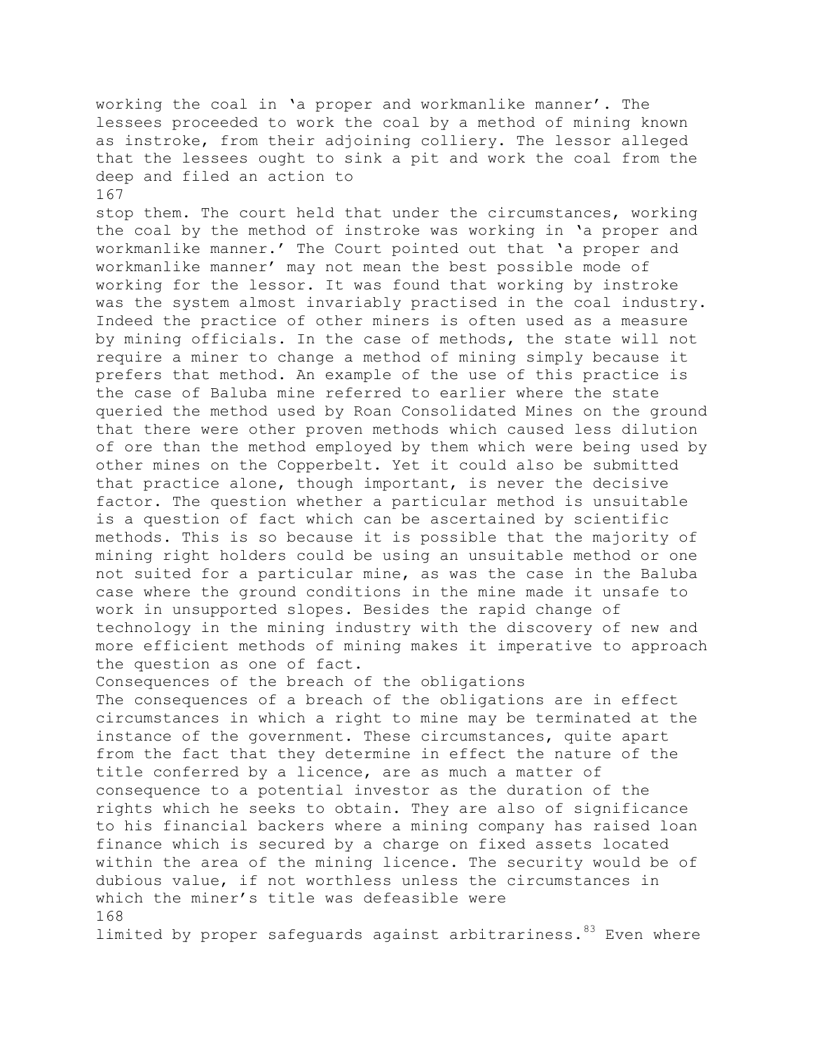working the coal in 'a proper and workmanlike manner'. The lessees proceeded to work the coal by a method of mining known as instroke, from their adjoining colliery. The lessor alleged that the lessees ought to sink a pit and work the coal from the deep and filed an action to stop them. The court held that under the circumstances, working the coal by the method of instroke was working in 'a proper and workmanlike manner.' The Court pointed out that 'a proper and workmanlike manner' may not mean the best possible mode of working for the lessor. It was found that working by instroke was the system almost invariably practised in the coal industry. Indeed the practice of other miners is often used as a measure by mining officials. In the case of methods, the state will not require a miner to change a method of mining simply because it prefers that method. An example of the use of this practice is the case of Baluba mine referred to earlier where the state queried the method used by Roan Consolidated Mines on the ground that there were other proven methods which caused less dilution of ore than the method employed by them which were being used by other mines on the Copperbelt. Yet it could also be submitted that practice alone, though important, is never the decisive factor. The question whether a particular method is unsuitable is a question of fact which can be ascertained by scientific methods. This is so because it is possible that the majority of mining right holders could be using an unsuitable method or one not suited for a particular mine, as was the case in the Baluba case where the ground conditions in the mine made it unsafe to work in unsupported slopes. Besides the rapid change of technology in the mining industry with the discovery of new and more efficient methods of mining makes it imperative to approach the question as one of fact.

## Consequences of the breach of the obligations

The consequences of a breach of the obligations are in effect circumstances in which a right to mine may be terminated at the instance of the government. These circumstances, quite apart from the fact that they determine in effect the nature of the title conferred by a licence, are as much a matter of consequence to a potential investor as the duration of the rights which he seeks to obtain. They are also of significance to his financial backers where a mining company has raised loan finance which is secured by a charge on fixed assets located within the area of the mining licence. The security would be of dubious value, if not worthless unless the circumstances in which the miner's title was defeasible were limited by proper safeguards against arbitrariness.[83] Even where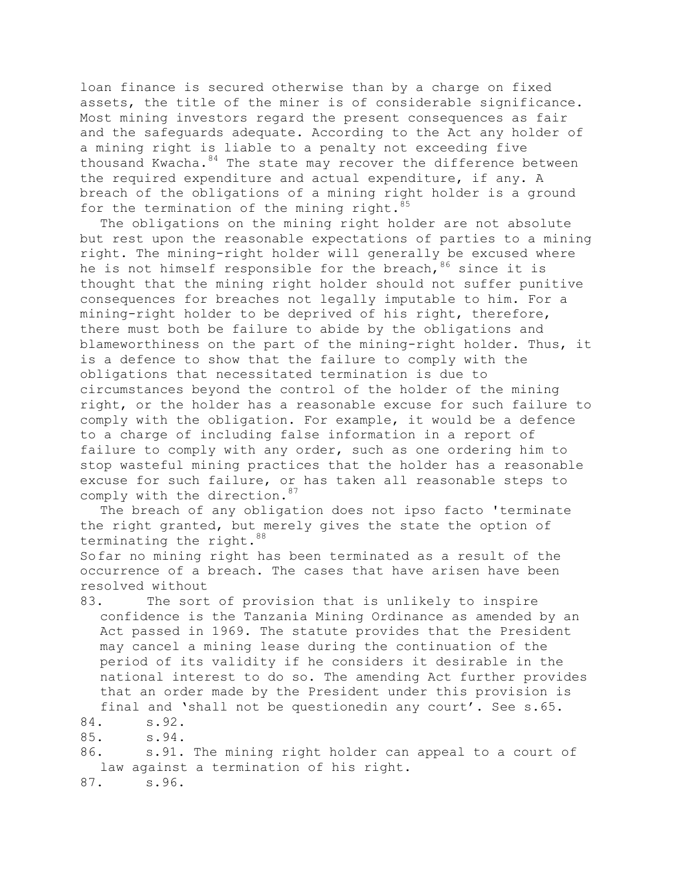loan finance is secured otherwise than by a charge on fixed assets, the title of the miner is of considerable significance. Most mining investors regard the present consequences as fair and the safeguards adequate. According to the Act any holder of a mining right is liable to a penalty not exceeding five thousand Kwacha.[84] The state may recover the difference between the required expenditure and actual expenditure, if any. A breach of the obligations of a mining right holder is a ground for the termination of the mining right.[85]

The obligations on the mining right holder are not absolute but rest upon the reasonable expectations of parties to a mining right. The mining-right holder will generally be excused where he is not himself responsible for the breach,[86] since it is thought that the mining right holder should not suffer punitive consequences for breaches not legally imputable to him. For a mining-right holder to be deprived of his right, therefore, there must both be failure to abide by the obligations and blameworthiness on the part of the mining-right holder. Thus, it is a defence to show that the failure to comply with the obligations that necessitated termination is due to circumstances beyond the control of the holder of the mining right, or the holder has a reasonable excuse for such failure to comply with the obligation. For example, it would be a defence to a charge of including false information in a report of failure to comply with any order, such as one ordering him to stop wasteful mining practices that the holder has a reasonable excuse for such failure, or has taken all reasonable steps to comply with the direction.[87]

The breach of any obligation does not ipso facto 'terminate the right granted, but merely gives the state the option of terminating the right.[88]

Sofar no mining right has been terminated as a result of the occurrence of a breach. The cases that have arisen have been resolved without

83. The sort of provision that is unlikely to inspire confidence is the Tanzania Mining Ordinance as amended by an Act passed in 1969. The statute provides that the President may cancel a mining lease during the continuation of the period of its validity if he considers it desirable in the national interest to do so. The amending Act further provides that an order made by the President under this provision is final and 'shall not be questionedin any court'. See s.65.
84. s.92.
85. s.94.
86. s.91. The mining right holder can appeal to a court of law against a termination of his right.
87. s.96.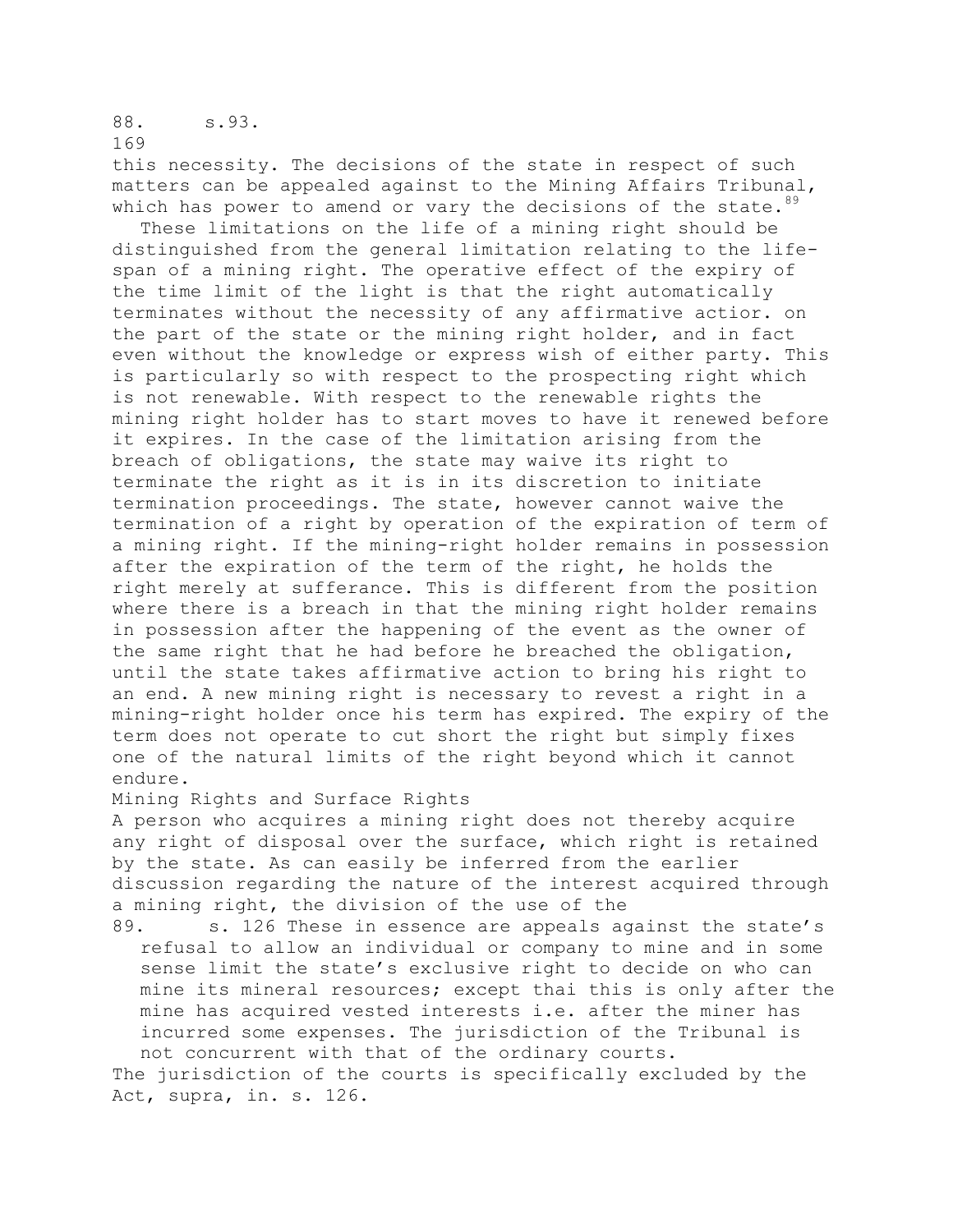88. s.93.

this necessity. The decisions of the state in respect of such matters can be appealed against to the Mining Affairs Tribunal, which has power to amend or vary the decisions of the state.[89]

These limitations on the life of a mining right should be distinguished from the general limitation relating to the life-span of a mining right. The operative effect of the expiry of the time limit of the light is that the right automatically terminates without the necessity of any affirmative actior. on the part of the state or the mining right holder, and in fact even without the knowledge or express wish of either party. This is particularly so with respect to the prospecting right which is not renewable. With respect to the renewable rights the mining right holder has to start moves to have it renewed before it expires. In the case of the limitation arising from the breach of obligations, the state may waive its right to terminate the right as it is in its discretion to initiate termination proceedings. The state, however cannot waive the termination of a right by operation of the expiration of term of a mining right. If the mining-right holder remains in possession after the expiration of the term of the right, he holds the right merely at sufferance. This is different from the position where there is a breach in that the mining right holder remains in possession after the happening of the event as the owner of the same right that he had before he breached the obligation, until the state takes affirmative action to bring his right to an end. A new mining right is necessary to revest a right in a mining-right holder once his term has expired. The expiry of the term does not operate to cut short the right but simply fixes one of the natural limits of the right beyond which it cannot endure.

## Mining Rights and Surface Rights

A person who acquires a mining right does not thereby acquire any right of disposal over the surface, which right is retained by the state. As can easily be inferred from the earlier discussion regarding the nature of the interest acquired through a mining right, the division of the use of the

89. s. 126 These in essence are appeals against the state's refusal to allow an individual or company to mine and in some sense limit the state's exclusive right to decide on who can mine its mineral resources; except thai this is only after the mine has acquired vested interests i.e. after the miner has incurred some expenses. The jurisdiction of the Tribunal is not concurrent with that of the ordinary courts. The jurisdiction of the courts is specifically excluded by the Act, supra, in. s. 126.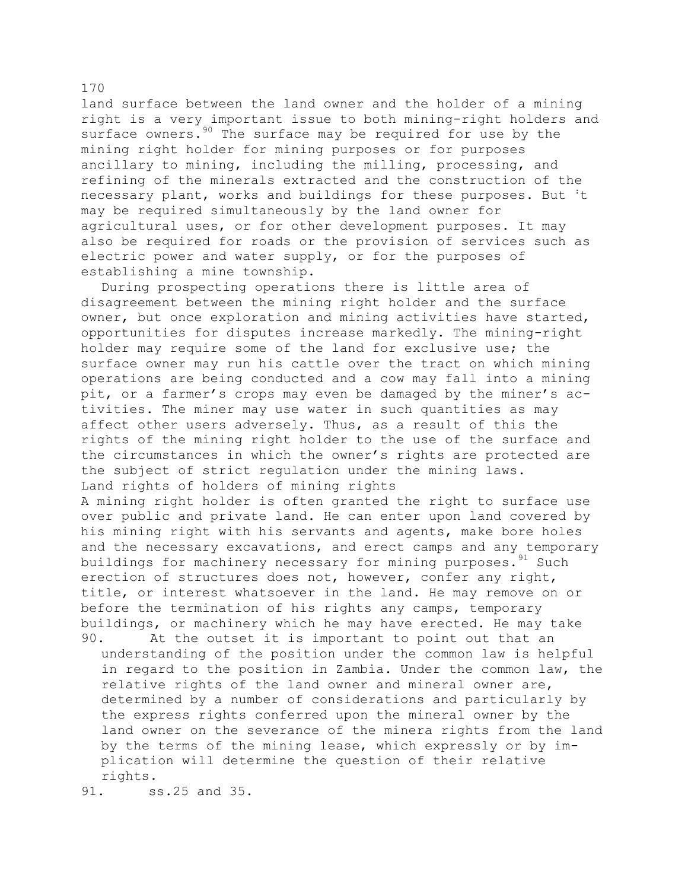land surface between the land owner and the holder of a mining right is a very important issue to both mining-right holders and surface owners.[90] The surface may be required for use by the mining right holder for mining purposes or for purposes ancillary to mining, including the milling, processing, and refining of the minerals extracted and the construction of the necessary plant, works and buildings for these purposes. But it may be required simultaneously by the land owner for agricultural uses, or for other development purposes. It may also be required for roads or the provision of services such as electric power and water supply, or for the purposes of establishing a mine township.

During prospecting operations there is little area of disagreement between the mining right holder and the surface owner, but once exploration and mining activities have started, opportunities for disputes increase markedly. The mining-right holder may require some of the land for exclusive use; the surface owner may run his cattle over the tract on which mining operations are being conducted and a cow may fall into a mining pit, or a farmer's crops may even be damaged by the miner's activities. The miner may use water in such quantities as may affect other users adversely. Thus, as a result of this the rights of the mining right holder to the use of the surface and the circumstances in which the owner's rights are protected are the subject of strict regulation under the mining laws.

### Land rights of holders of mining rights

A mining right holder is often granted the right to surface use over public and private land. He can enter upon land covered by his mining right with his servants and agents, make bore holes and the necessary excavations, and erect camps and any temporary buildings for machinery necessary for mining purposes.[91] Such erection of structures does not, however, confer any right, title, or interest whatsoever in the land. He may remove on or before the termination of his rights any camps, temporary buildings, or machinery which he may have erected. He may take

90. At the outset it is important to point out that an understanding of the position under the common law is helpful in regard to the position in Zambia. Under the common law, the relative rights of the land owner and mineral owner are, determined by a number of considerations and particularly by the express rights conferred upon the mineral owner by the land owner on the severance of the minera rights from the land by the terms of the mining lease, which expressly or by implication will determine the question of their relative rights.

91. ss.25 and 35.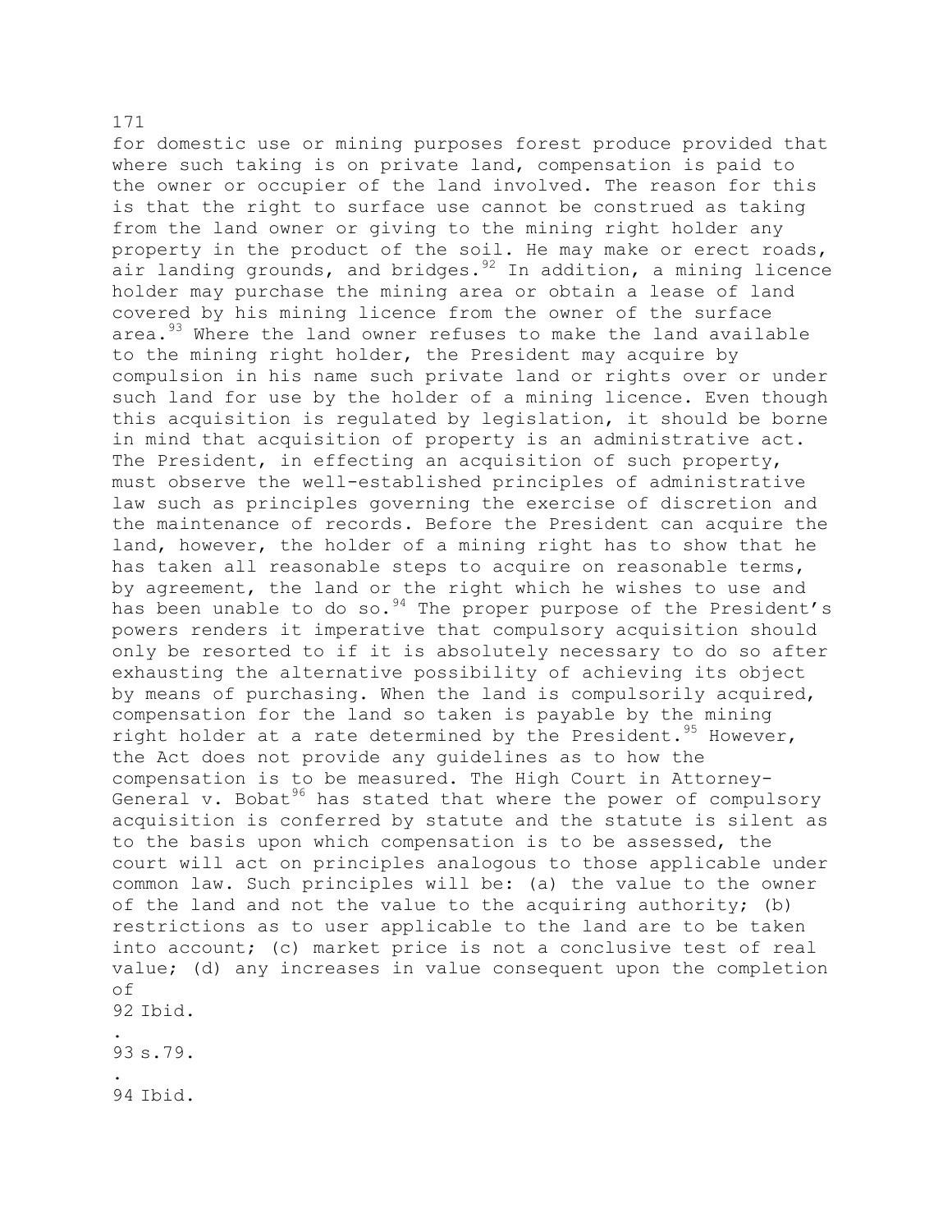for domestic use or mining purposes forest produce provided that where such taking is on private land, compensation is paid to the owner or occupier of the land involved. The reason for this is that the right to surface use cannot be construed as taking from the land owner or giving to the mining right holder any property in the product of the soil. He may make or erect roads, air landing grounds, and bridges.[92] In addition, a mining licence holder may purchase the mining area or obtain a lease of land covered by his mining licence from the owner of the surface area.[93] Where the land owner refuses to make the land available to the mining right holder, the President may acquire by compulsion in his name such private land or rights over or under such land for use by the holder of a mining licence. Even though this acquisition is regulated by legislation, it should be borne in mind that acquisition of property is an administrative act. The President, in effecting an acquisition of such property, must observe the well-established principles of administrative law such as principles governing the exercise of discretion and the maintenance of records. Before the President can acquire the land, however, the holder of a mining right has to show that he has taken all reasonable steps to acquire on reasonable terms, by agreement, the land or the right which he wishes to use and has been unable to do so.[94] The proper purpose of the President's powers renders it imperative that compulsory acquisition should only be resorted to if it is absolutely necessary to do so after exhausting the alternative possibility of achieving its object by means of purchasing. When the land is compulsorily acquired, compensation for the land so taken is payable by the mining right holder at a rate determined by the President.[95] However, the Act does not provide any guidelines as to how the compensation is to be measured. The High Court in Attorney-General v. Bobat[96] has stated that where the power of compulsory acquisition is conferred by statute and the statute is silent as to the basis upon which compensation is to be assessed, the court will act on principles analogous to those applicable under common law. Such principles will be: (a) the value to the owner of the land and not the value to the acquiring authority; (b) restrictions as to user applicable to the land are to be taken into account; (c) market price is not a conclusive test of real value; (d) any increases in value consequent upon the completion of

92 Ibid.

93 s.79.

94 Ibid.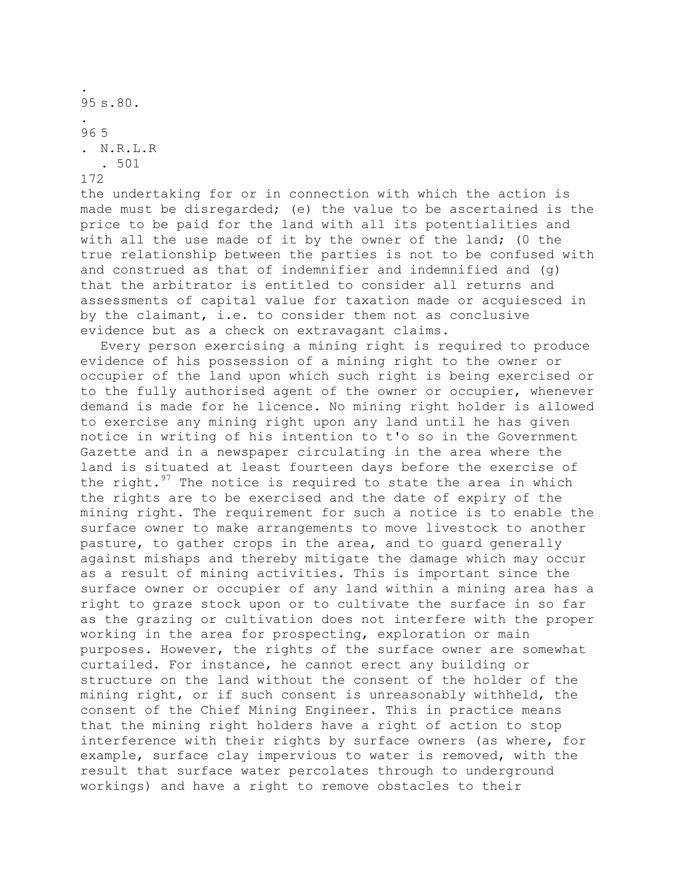95 s.80.

96 5 N.R.L.R. 501

the undertaking for or in connection with which the action is made must be disregarded; (e) the value to be ascertained is the price to be paid for the land with all its potentialities and with all the use made of it by the owner of the land; (0 the true relationship between the parties is not to be confused with and construed as that of indemnifier and indemnified and (g) that the arbitrator is entitled to consider all returns and assessments of capital value for taxation made or acquiesced in by the claimant, i.e. to consider them not as conclusive evidence but as a check on extravagant claims.

Every person exercising a mining right is required to produce evidence of his possession of a mining right to the owner or occupier of the land upon which such right is being exercised or to the fully authorised agent of the owner or occupier, whenever demand is made for he licence. No mining right holder is allowed to exercise any mining right upon any land until he has given notice in writing of his intention to t'o so in the Government Gazette and in a newspaper circulating in the area where the land is situated at least fourteen days before the exercise of the right.[97] The notice is required to state the area in which the rights are to be exercised and the date of expiry of the mining right. The requirement for such a notice is to enable the surface owner to make arrangements to move livestock to another pasture, to gather crops in the area, and to guard generally against mishaps and thereby mitigate the damage which may occur as a result of mining activities. This is important since the surface owner or occupier of any land within a mining area has a right to graze stock upon or to cultivate the surface in so far as the grazing or cultivation does not interfere with the proper working in the area for prospecting, exploration or main purposes. However, the rights of the surface owner are somewhat curtailed. For instance, he cannot erect any building or structure on the land without the consent of the holder of the mining right, or if such consent is unreasonably withheld, the consent of the Chief Mining Engineer. This in practice means that the mining right holders have a right of action to stop interference with their rights by surface owners (as where, for example, surface clay impervious to water is removed, with the result that surface water percolates through to underground workings) and have a right to remove obstacles to their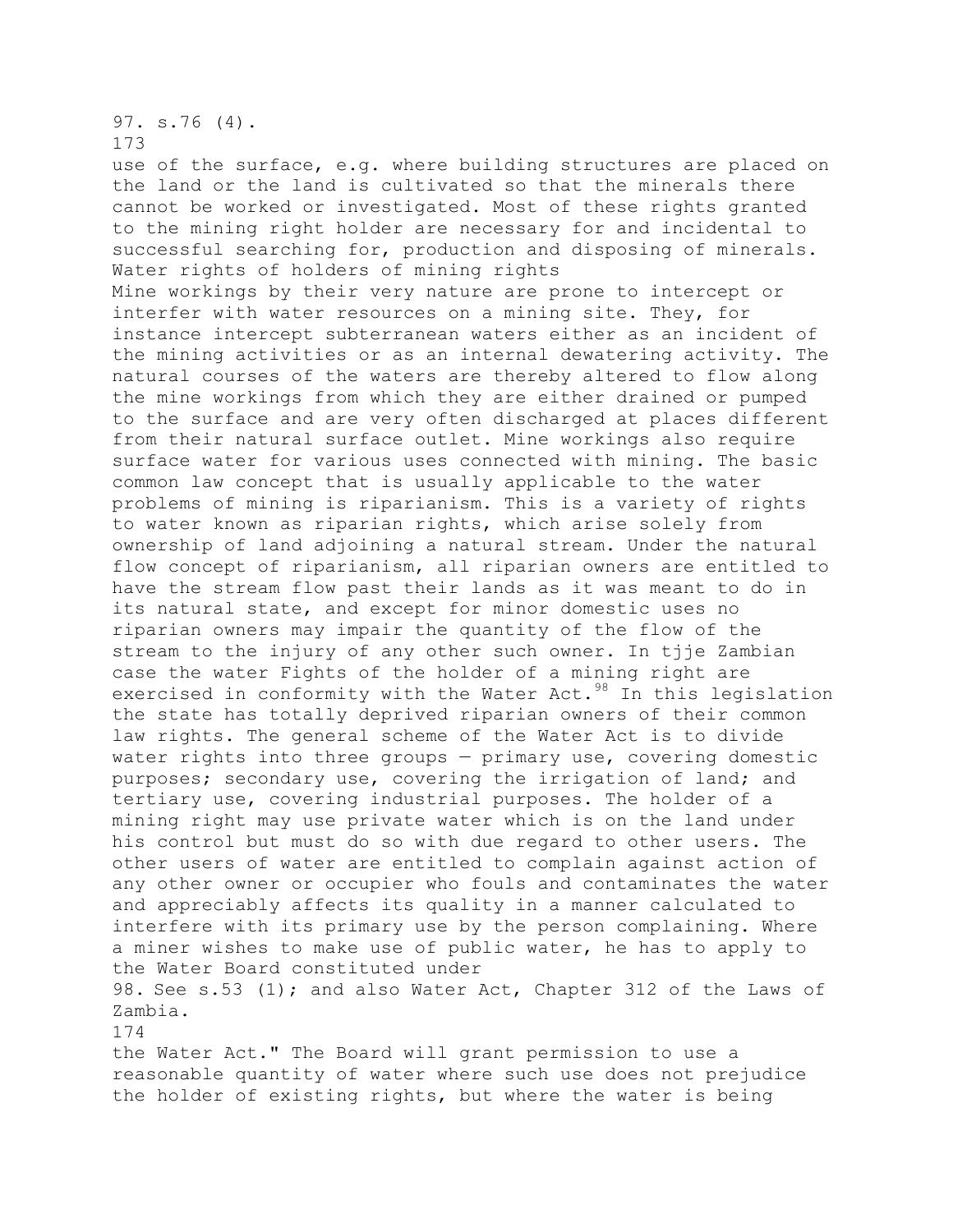97. s.76 (4).

use of the surface, e.g. where building structures are placed on the land or the land is cultivated so that the minerals there cannot be worked or investigated. Most of these rights granted to the mining right holder are necessary for and incidental to successful searching for, production and disposing of minerals.

## Water rights of holders of mining rights

Mine workings by their very nature are prone to intercept or interfer with water resources on a mining site. They, for instance intercept subterranean waters either as an incident of the mining activities or as an internal dewatering activity. The natural courses of the waters are thereby altered to flow along the mine workings from which they are either drained or pumped to the surface and are very often discharged at places different from their natural surface outlet. Mine workings also require surface water for various uses connected with mining. The basic common law concept that is usually applicable to the water problems of mining is riparianism. This is a variety of rights to water known as riparian rights, which arise solely from ownership of land adjoining a natural stream. Under the natural flow concept of riparianism, all riparian owners are entitled to have the stream flow past their lands as it was meant to do in its natural state, and except for minor domestic uses no riparian owners may impair the quantity of the flow of the stream to the injury of any other such owner. In tjje Zambian case the water Fights of the holder of a mining right are exercised in conformity with the Water Act.[98] In this legislation the state has totally deprived riparian owners of their common law rights. The general scheme of the Water Act is to divide water rights into three groups — primary use, covering domestic purposes; secondary use, covering the irrigation of land; and tertiary use, covering industrial purposes. The holder of a mining right may use private water which is on the land under his control but must do so with due regard to other users. The other users of water are entitled to complain against action of any other owner or occupier who fouls and contaminates the water and appreciably affects its quality in a manner calculated to interfere with its primary use by the person complaining. Where a miner wishes to make use of public water, he has to apply to the Water Board constituted under

98. See s.53 (1); and also Water Act, Chapter 312 of the Laws of Zambia.

the Water Act." The Board will grant permission to use a reasonable quantity of water where such use does not prejudice the holder of existing rights, but where the water is being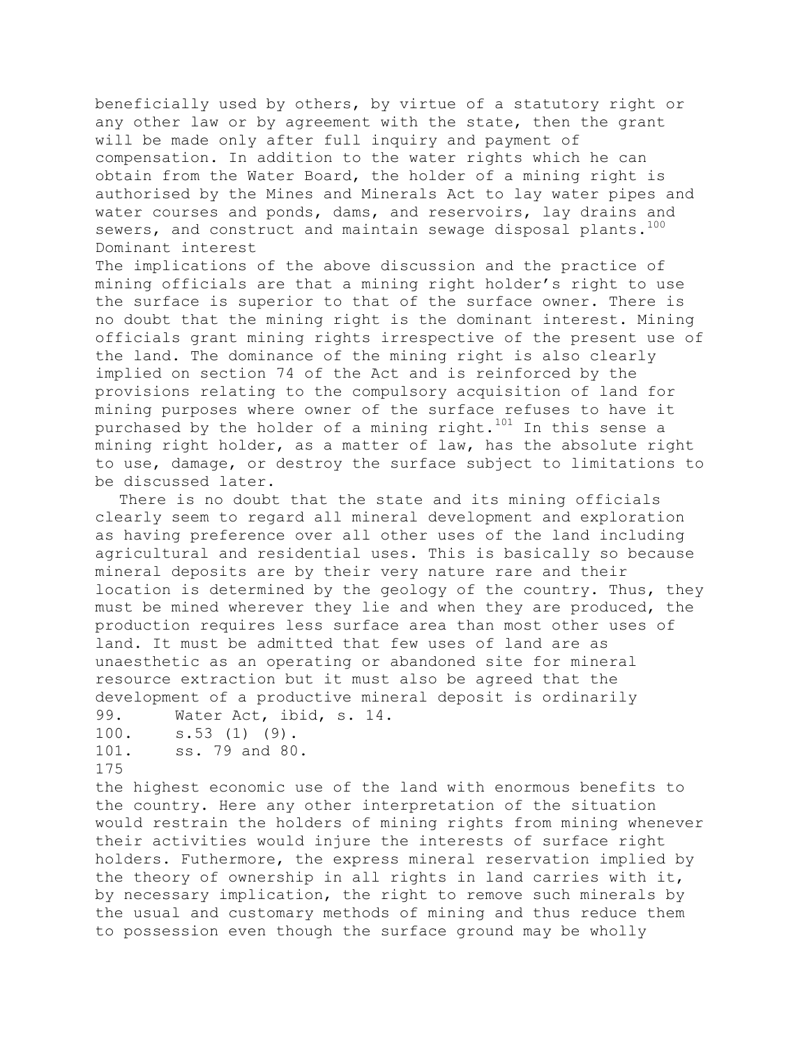beneficially used by others, by virtue of a statutory right or any other law or by agreement with the state, then the grant will be made only after full inquiry and payment of compensation. In addition to the water rights which he can obtain from the Water Board, the holder of a mining right is authorised by the Mines and Minerals Act to lay water pipes and water courses and ponds, dams, and reservoirs, lay drains and sewers, and construct and maintain sewage disposal plants.[100]

### Dominant interest

The implications of the above discussion and the practice of mining officials are that a mining right holder's right to use the surface is superior to that of the surface owner. There is no doubt that the mining right is the dominant interest. Mining officials grant mining rights irrespective of the present use of the land. The dominance of the mining right is also clearly implied on section 74 of the Act and is reinforced by the provisions relating to the compulsory acquisition of land for mining purposes where owner of the surface refuses to have it purchased by the holder of a mining right.[101] In this sense a mining right holder, as a matter of law, has the absolute right to use, damage, or destroy the surface subject to limitations to be discussed later.

There is no doubt that the state and its mining officials clearly seem to regard all mineral development and exploration as having preference over all other uses of the land including agricultural and residential uses. This is basically so because mineral deposits are by their very nature rare and their location is determined by the geology of the country. Thus, they must be mined wherever they lie and when they are produced, the production requires less surface area than most other uses of land. It must be admitted that few uses of land are as unaesthetic as an operating or abandoned site for mineral resource extraction but it must also be agreed that the development of a productive mineral deposit is ordinarily the highest economic use of the land with enormous benefits to the country. Here any other interpretation of the situation would restrain the holders of mining rights from mining whenever their activities would injure the interests of surface right holders. Futhermore, the express mineral reservation implied by the theory of ownership in all rights in land carries with it, by necessary implication, the right to remove such minerals by the usual and customary methods of mining and thus reduce them to possession even though the surface ground may be wholly

99. Water Act, ibid, s. 14.
100. s.53 (1) (9).
101. ss. 79 and 80.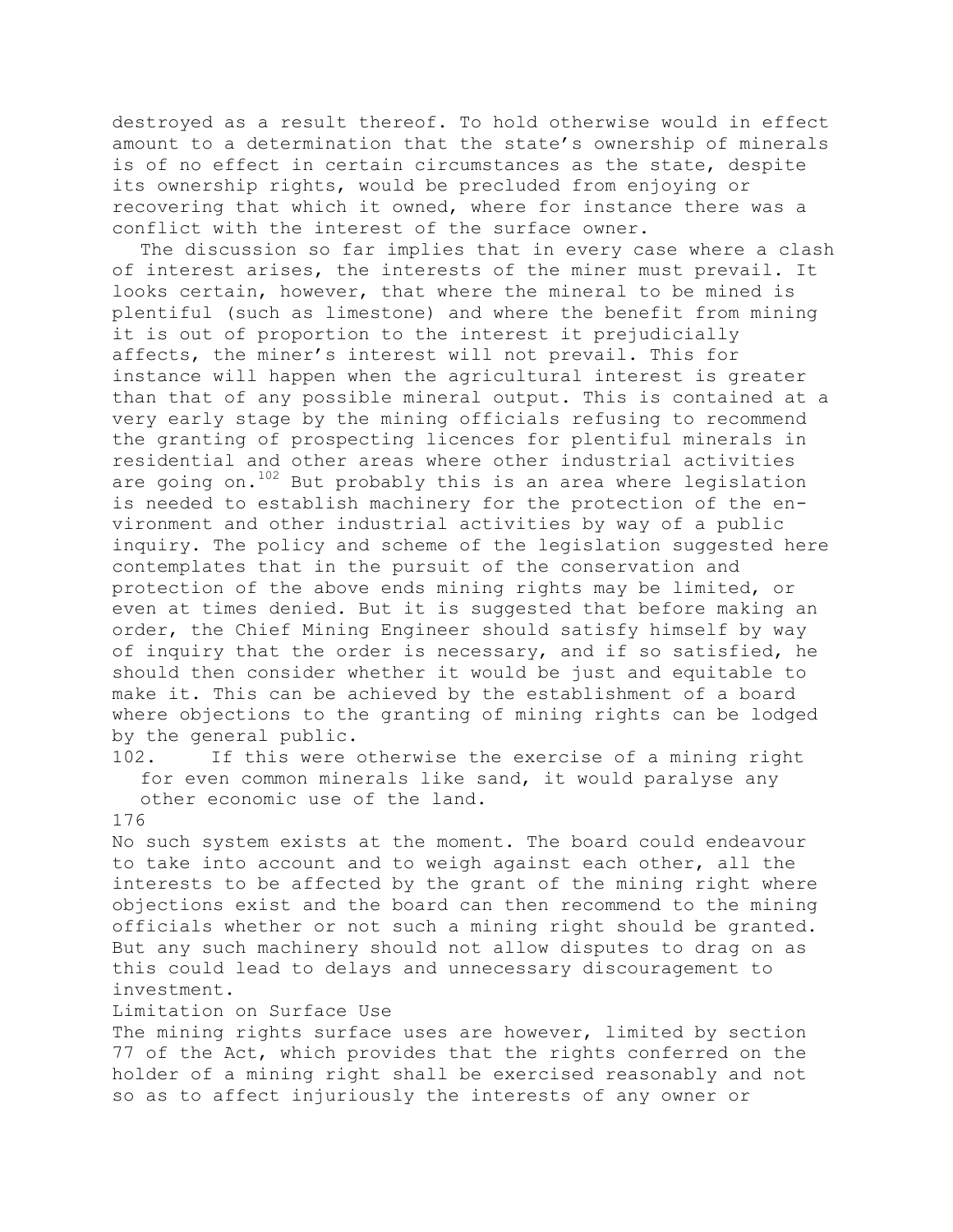destroyed as a result thereof. To hold otherwise would in effect amount to a determination that the state's ownership of minerals is of no effect in certain circumstances as the state, despite its ownership rights, would be precluded from enjoying or recovering that which it owned, where for instance there was a conflict with the interest of the surface owner.

The discussion so far implies that in every case where a clash of interest arises, the interests of the miner must prevail. It looks certain, however, that where the mineral to be mined is plentiful (such as limestone) and where the benefit from mining it is out of proportion to the interest it prejudicially affects, the miner's interest will not prevail. This for instance will happen when the agricultural interest is greater than that of any possible mineral output. This is contained at a very early stage by the mining officials refusing to recommend the granting of prospecting licences for plentiful minerals in residential and other areas where other industrial activities are going on.[102] But probably this is an area where legislation is needed to establish machinery for the protection of the environment and other industrial activities by way of a public inquiry. The policy and scheme of the legislation suggested here contemplates that in the pursuit of the conservation and protection of the above ends mining rights may be limited, or even at times denied. But it is suggested that before making an order, the Chief Mining Engineer should satisfy himself by way of inquiry that the order is necessary, and if so satisfied, he should then consider whether it would be just and equitable to make it. This can be achieved by the establishment of a board where objections to the granting of mining rights can be lodged by the general public. No such system exists at the moment. The board could endeavour to take into account and to weigh against each other, all the interests to be affected by the grant of the mining right where objections exist and the board can then recommend to the mining officials whether or not such a mining right should be granted. But any such machinery should not allow disputes to drag on as this could lead to delays and unnecessary discouragement to investment.

102. If this were otherwise the exercise of a mining right for even common minerals like sand, it would paralyse any other economic use of the land.

## Limitation on Surface Use

The mining rights surface uses are however, limited by section 77 of the Act, which provides that the rights conferred on the holder of a mining right shall be exercised reasonably and not so as to affect injuriously the interests of any owner or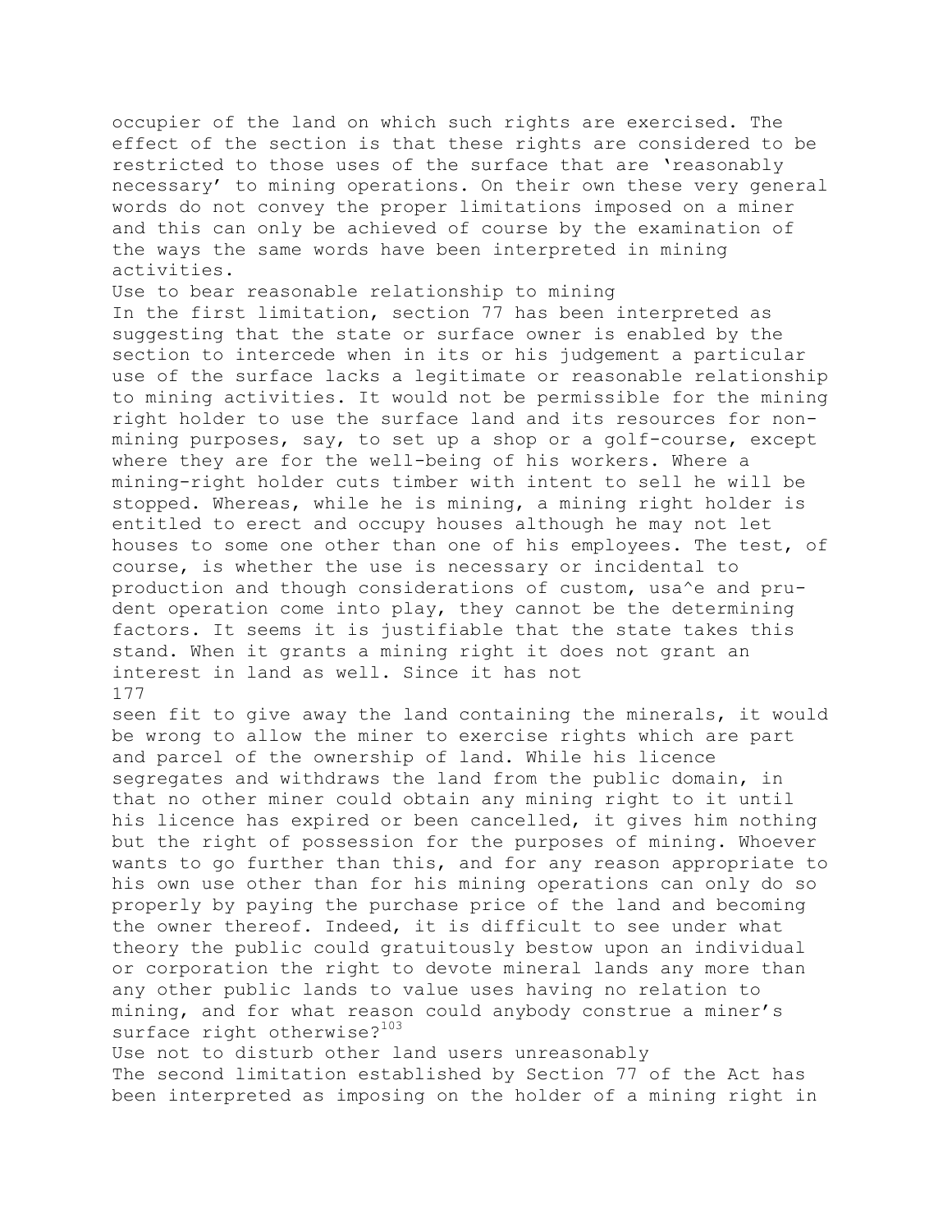occupier of the land on which such rights are exercised. The effect of the section is that these rights are considered to be restricted to those uses of the surface that are 'reasonably necessary' to mining operations. On their own these very general words do not convey the proper limitations imposed on a miner and this can only be achieved of course by the examination of the ways the same words have been interpreted in mining activities.

### Use to bear reasonable relationship to mining

In the first limitation, section 77 has been interpreted as suggesting that the state or surface owner is enabled by the section to intercede when in its or his judgement a particular use of the surface lacks a legitimate or reasonable relationship to mining activities. It would not be permissible for the mining right holder to use the surface land and its resources for non-mining purposes, say, to set up a shop or a golf-course, except where they are for the well-being of his workers. Where a mining-right holder cuts timber with intent to sell he will be stopped. Whereas, while he is mining, a mining right holder is entitled to erect and occupy houses although he may not let houses to some one other than one of his employees. The test, of course, is whether the use is necessary or incidental to production and though considerations of custom, usa^e and prudent operation come into play, they cannot be the determining factors. It seems it is justifiable that the state takes this stand. When it grants a mining right it does not grant an interest in land as well. Since it has not seen fit to give away the land containing the minerals, it would be wrong to allow the miner to exercise rights which are part and parcel of the ownership of land. While his licence segregates and withdraws the land from the public domain, in that no other miner could obtain any mining right to it until his licence has expired or been cancelled, it gives him nothing but the right of possession for the purposes of mining. Whoever wants to go further than this, and for any reason appropriate to his own use other than for his mining operations can only do so properly by paying the purchase price of the land and becoming the owner thereof. Indeed, it is difficult to see under what theory the public could gratuitously bestow upon an individual or corporation the right to devote mineral lands any more than any other public lands to value uses having no relation to mining, and for what reason could anybody construe a miner's surface right otherwise?[103]

### Use not to disturb other land users unreasonably

The second limitation established by Section 77 of the Act has been interpreted as imposing on the holder of a mining right in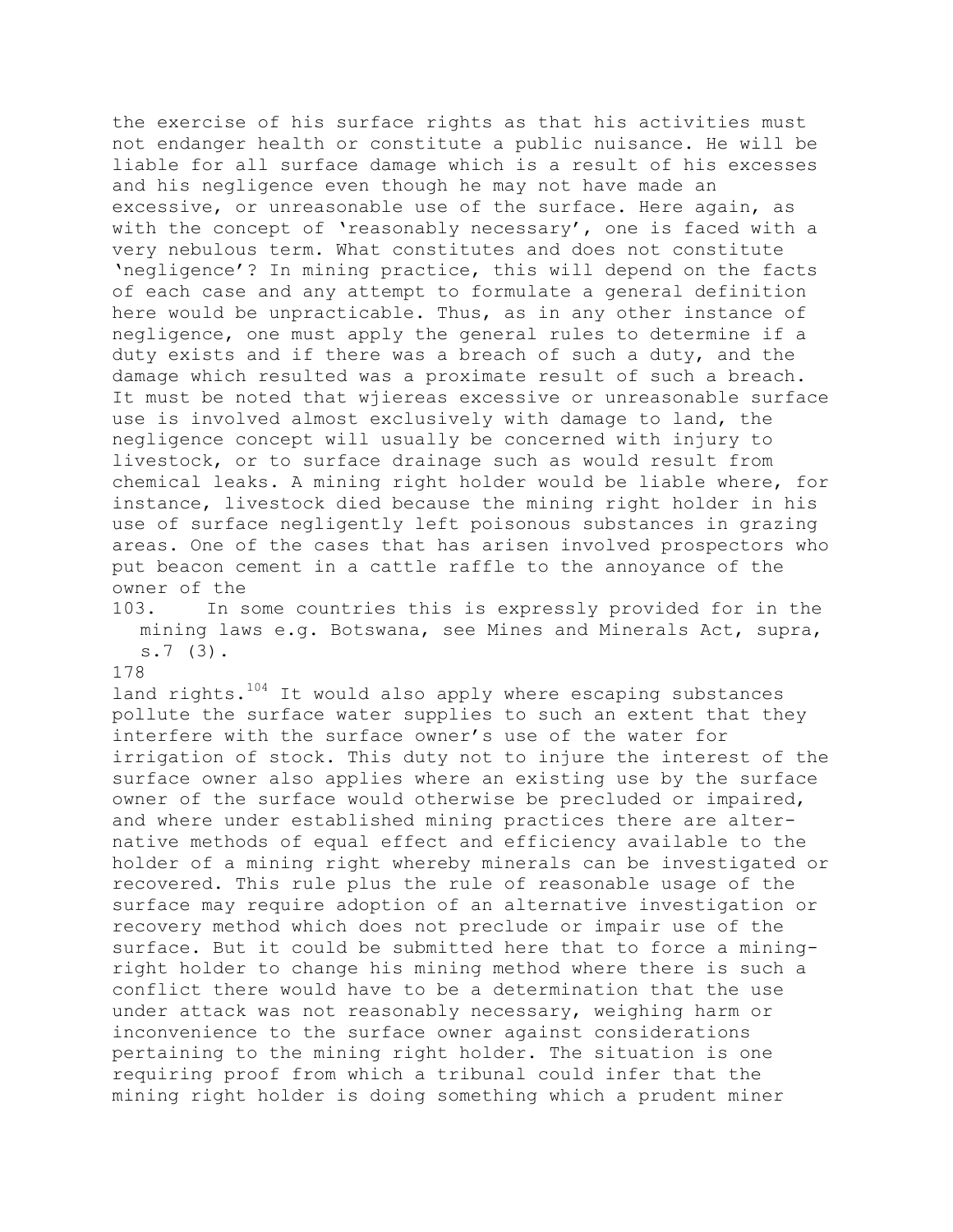the exercise of his surface rights as that his activities must not endanger health or constitute a public nuisance. He will be liable for all surface damage which is a result of his excesses and his negligence even though he may not have made an excessive, or unreasonable use of the surface. Here again, as with the concept of 'reasonably necessary', one is faced with a very nebulous term. What constitutes and does not constitute 'negligence'? In mining practice, this will depend on the facts of each case and any attempt to formulate a general definition here would be unpracticable. Thus, as in any other instance of negligence, one must apply the general rules to determine if a duty exists and if there was a breach of such a duty, and the damage which resulted was a proximate result of such a breach. It must be noted that wjiereas excessive or unreasonable surface use is involved almost exclusively with damage to land, the negligence concept will usually be concerned with injury to livestock, or to surface drainage such as would result from chemical leaks. A mining right holder would be liable where, for instance, livestock died because the mining right holder in his use of surface negligently left poisonous substances in grazing areas. One of the cases that has arisen involved prospectors who put beacon cement in a cattle raffle to the annoyance of the owner of the land rights.[104] It would also apply where escaping substances pollute the surface water supplies to such an extent that they interfere with the surface owner's use of the water for irrigation of stock. This duty not to injure the interest of the surface owner also applies where an existing use by the surface owner of the surface would otherwise be precluded or impaired, and where under established mining practices there are alternative methods of equal effect and efficiency available to the holder of a mining right whereby minerals can be investigated or recovered. This rule plus the rule of reasonable usage of the surface may require adoption of an alternative investigation or recovery method which does not preclude or impair use of the surface. But it could be submitted here that to force a mining-right holder to change his mining method where there is such a conflict there would have to be a determination that the use under attack was not reasonably necessary, weighing harm or inconvenience to the surface owner against considerations pertaining to the mining right holder. The situation is one requiring proof from which a tribunal could infer that the mining right holder is doing something which a prudent miner

103. In some countries this is expressly provided for in the mining laws e.g. Botswana, see Mines and Minerals Act, supra, s.7 (3).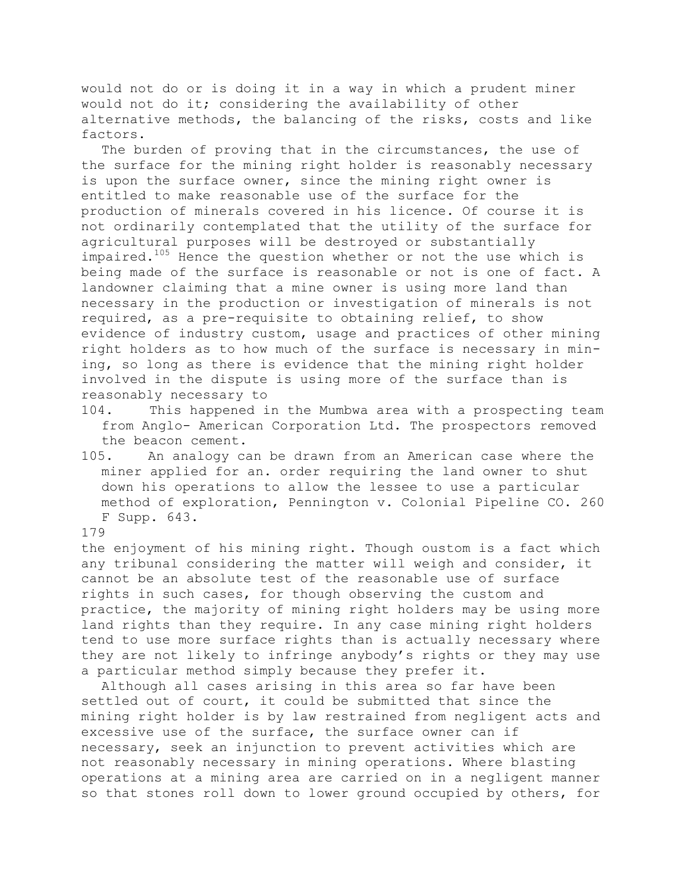would not do or is doing it in a way in which a prudent miner would not do it; considering the availability of other alternative methods, the balancing of the risks, costs and like factors.

The burden of proving that in the circumstances, the use of the surface for the mining right holder is reasonably necessary is upon the surface owner, since the mining right owner is entitled to make reasonable use of the surface for the production of minerals covered in his licence. Of course it is not ordinarily contemplated that the utility of the surface for agricultural purposes will be destroyed or substantially impaired.[105] Hence the question whether or not the use which is being made of the surface is reasonable or not is one of fact. A landowner claiming that a mine owner is using more land than necessary in the production or investigation of minerals is not required, as a pre-requisite to obtaining relief, to show evidence of industry custom, usage and practices of other mining right holders as to how much of the surface is necessary in mining, so long as there is evidence that the mining right holder involved in the dispute is using more of the surface than is reasonably necessary to the enjoyment of his mining right. Though oustom is a fact which any tribunal considering the matter will weigh and consider, it cannot be an absolute test of the reasonable use of surface rights in such cases, for though observing the custom and practice, the majority of mining right holders may be using more land rights than they require. In any case mining right holders tend to use more surface rights than is actually necessary where they are not likely to infringe anybody's rights or they may use a particular method simply because they prefer it.

Although all cases arising in this area so far have been settled out of court, it could be submitted that since the mining right holder is by law restrained from negligent acts and excessive use of the surface, the surface owner can if necessary, seek an injunction to prevent activities which are not reasonably necessary in mining operations. Where blasting operations at a mining area are carried on in a negligent manner so that stones roll down to lower ground occupied by others, for

104. This happened in the Mumbwa area with a prospecting team from Anglo- American Corporation Ltd. The prospectors removed the beacon cement.

105. An analogy can be drawn from an American case where the miner applied for an. order requiring the land owner to shut down his operations to allow the lessee to use a particular method of exploration, Pennington v. Colonial Pipeline CO. 260 F Supp. 643.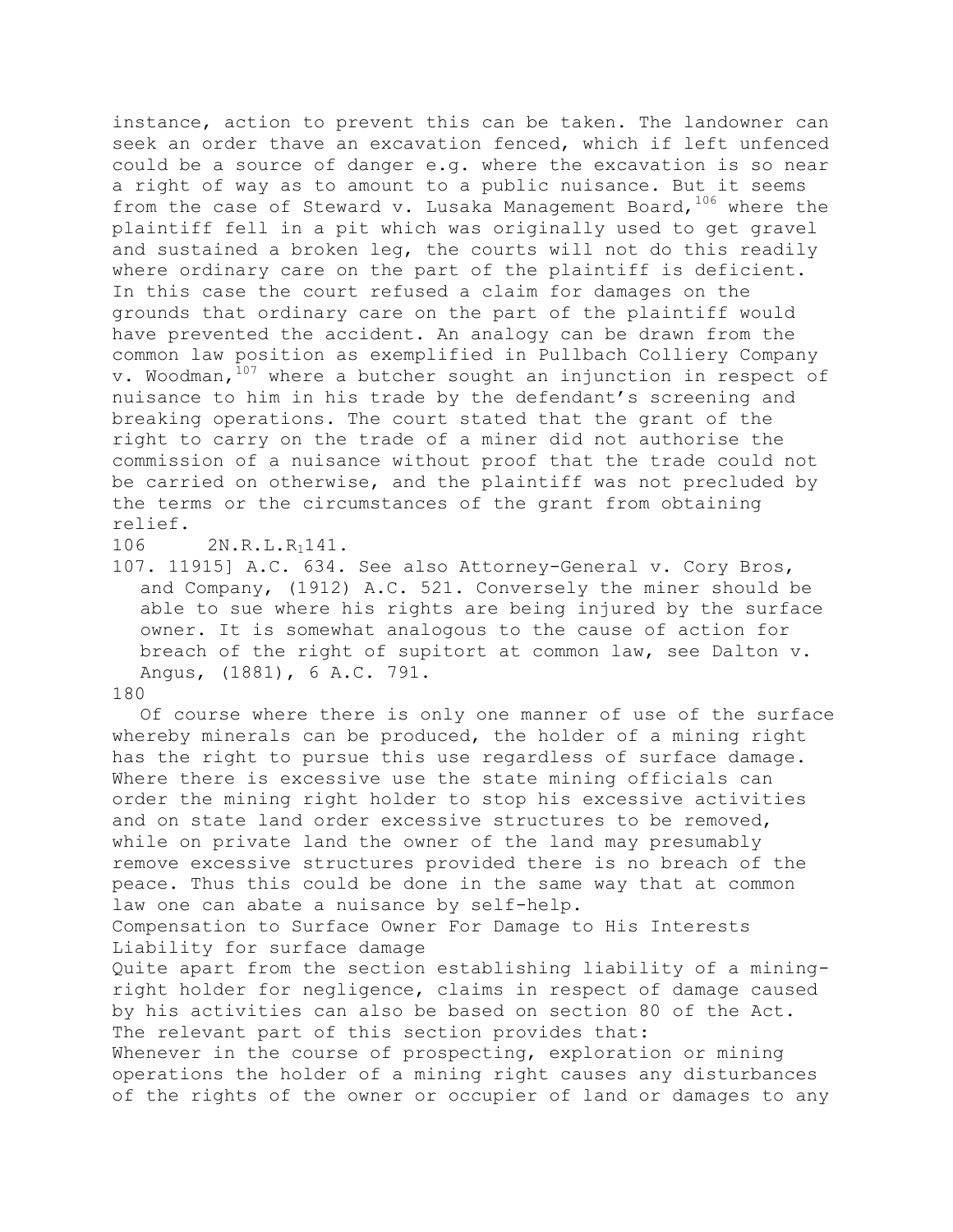instance, action to prevent this can be taken. The landowner can seek an order thave an excavation fenced, which if left unfenced could be a source of danger e.g. where the excavation is so near a right of way as to amount to a public nuisance. But it seems from the case of Steward v. Lusaka Management Board,[106] where the plaintiff fell in a pit which was originally used to get gravel and sustained a broken leg, the courts will not do this readily where ordinary care on the part of the plaintiff is deficient. In this case the court refused a claim for damages on the grounds that ordinary care on the part of the plaintiff would have prevented the accident. An analogy can be drawn from the common law position as exemplified in Pullbach Colliery Company v. Woodman,[107] where a butcher sought an injunction in respect of nuisance to him in his trade by the defendant's screening and breaking operations. The court stated that the grant of the right to carry on the trade of a miner did not authorise the commission of a nuisance without proof that the trade could not be carried on otherwise, and the plaintiff was not precluded by the terms or the circumstances of the grant from obtaining relief.

106 2N.R.L.R.141.

107. 11915] A.C. 634. See also Attorney-General v. Cory Bros, and Company, (1912) A.C. 521. Conversely the miner should be able to sue where his rights are being injured by the surface owner. It is somewhat analogous to the cause of action for breach of the right of supitort at common law, see Dalton v. Angus, (1881), 6 A.C. 791.

Of course where there is only one manner of use of the surface whereby minerals can be produced, the holder of a mining right has the right to pursue this use regardless of surface damage. Where there is excessive use the state mining officials can order the mining right holder to stop his excessive activities and on state land order excessive structures to be removed, while on private land the owner of the land may presumably remove excessive structures provided there is no breach of the peace. Thus this could be done in the same way that at common law one can abate a nuisance by self-help.

## Compensation to Surface Owner For Damage to His Interests

### Liability for surface damage

Quite apart from the section establishing liability of a mining-right holder for negligence, claims in respect of damage caused by his activities can also be based on section 80 of the Act. The relevant part of this section provides that:

Whenever in the course of prospecting, exploration or mining operations the holder of a mining right causes any disturbances of the rights of the owner or occupier of land or damages to any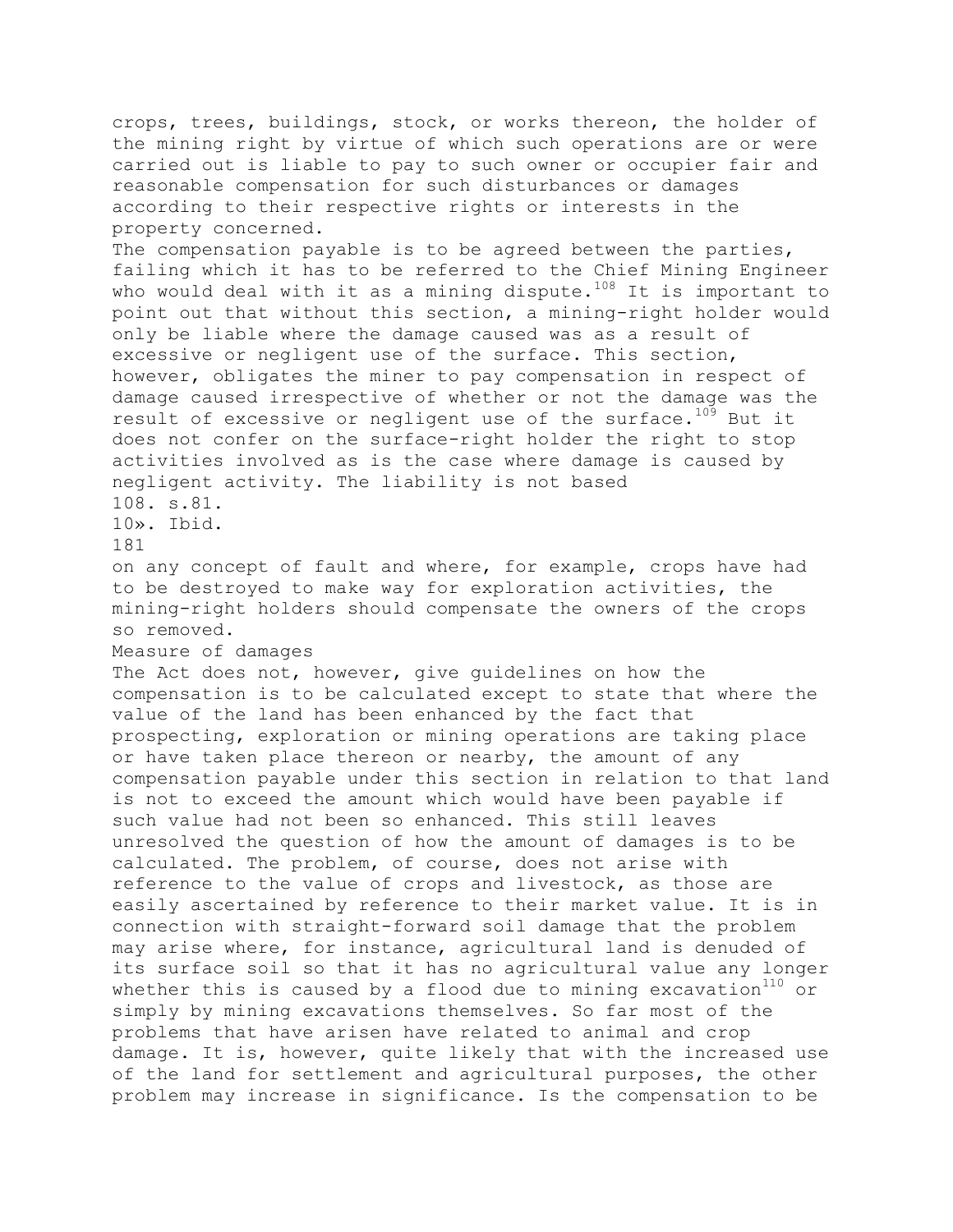crops, trees, buildings, stock, or works thereon, the holder of the mining right by virtue of which such operations are or were carried out is liable to pay to such owner or occupier fair and reasonable compensation for such disturbances or damages according to their respective rights or interests in the property concerned.

The compensation payable is to be agreed between the parties, failing which it has to be referred to the Chief Mining Engineer who would deal with it as a mining dispute.[108] It is important to point out that without this section, a mining-right holder would only be liable where the damage caused was as a result of excessive or negligent use of the surface. This section, however, obligates the miner to pay compensation in respect of damage caused irrespective of whether or not the damage was the result of excessive or negligent use of the surface.[109] But it does not confer on the surface-right holder the right to stop activities involved as is the case where damage is caused by negligent activity. The liability is not based on any concept of fault and where, for example, crops have had to be destroyed to make way for exploration activities, the mining-right holders should compensate the owners of the crops so removed.

## Measure of damages

The Act does not, however, give guidelines on how the compensation is to be calculated except to state that where the value of the land has been enhanced by the fact that prospecting, exploration or mining operations are taking place or have taken place thereon or nearby, the amount of any compensation payable under this section in relation to that land is not to exceed the amount which would have been payable if such value had not been so enhanced. This still leaves unresolved the question of how the amount of damages is to be calculated. The problem, of course, does not arise with reference to the value of crops and livestock, as those are easily ascertained by reference to their market value. It is in connection with straight-forward soil damage that the problem may arise where, for instance, agricultural land is denuded of its surface soil so that it has no agricultural value any longer whether this is caused by a flood due to mining excavation[110] or simply by mining excavations themselves. So far most of the problems that have arisen have related to animal and crop damage. It is, however, quite likely that with the increased use of the land for settlement and agricultural purposes, the other problem may increase in significance. Is the compensation to be

108. s.81.

109. Ibid.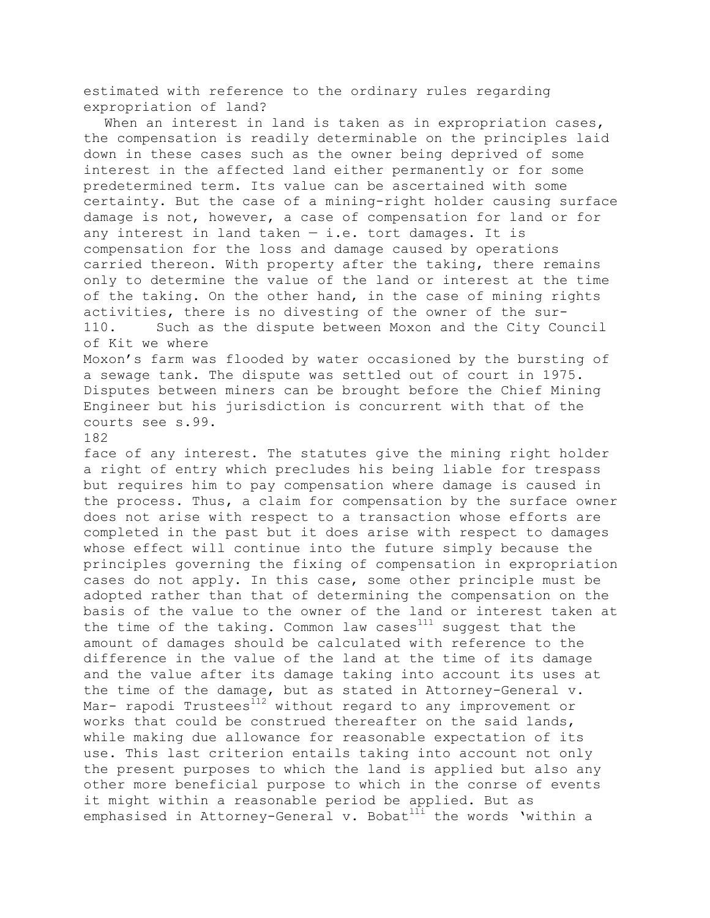estimated with reference to the ordinary rules regarding expropriation of land?

When an interest in land is taken as in expropriation cases, the compensation is readily determinable on the principles laid down in these cases such as the owner being deprived of some interest in the affected land either permanently or for some predetermined term. Its value can be ascertained with some certainty. But the case of a mining-right holder causing surface damage is not, however, a case of compensation for land or for any interest in land taken — i.e. tort damages. It is compensation for the loss and damage caused by operations carried thereon. With property after the taking, there remains only to determine the value of the land or interest at the time of the taking. On the other hand, in the case of mining rights activities, there is no divesting of the owner of the surface of any interest. The statutes give the mining right holder a right of entry which precludes his being liable for trespass but requires him to pay compensation where damage is caused in the process. Thus, a claim for compensation by the surface owner does not arise with respect to a transaction whose efforts are completed in the past but it does arise with respect to damages whose effect will continue into the future simply because the principles governing the fixing of compensation in expropriation cases do not apply. In this case, some other principle must be adopted rather than that of determining the compensation on the basis of the value to the owner of the land or interest taken at the time of the taking. Common law cases[111] suggest that the amount of damages should be calculated with reference to the difference in the value of the land at the time of its damage and the value after its damage taking into account its uses at the time of the damage, but as stated in Attorney-General v. Mar- rapodi Trustees[112] without regard to any improvement or works that could be construed thereafter on the said lands, while making due allowance for reasonable expectation of its use. This last criterion entails taking into account not only the present purposes to which the land is applied but also any other more beneficial purpose to which in the conrse of events it might within a reasonable period be applied. But as emphasised in Attorney-General v. Bobat[113] the words 'within a

110. Such as the dispute between Moxon and the City Council of Kit we where Moxon's farm was flooded by water occasioned by the bursting of a sewage tank. The dispute was settled out of court in 1975. Disputes between miners can be brought before the Chief Mining Engineer but his jurisdiction is concurrent with that of the courts see s.99.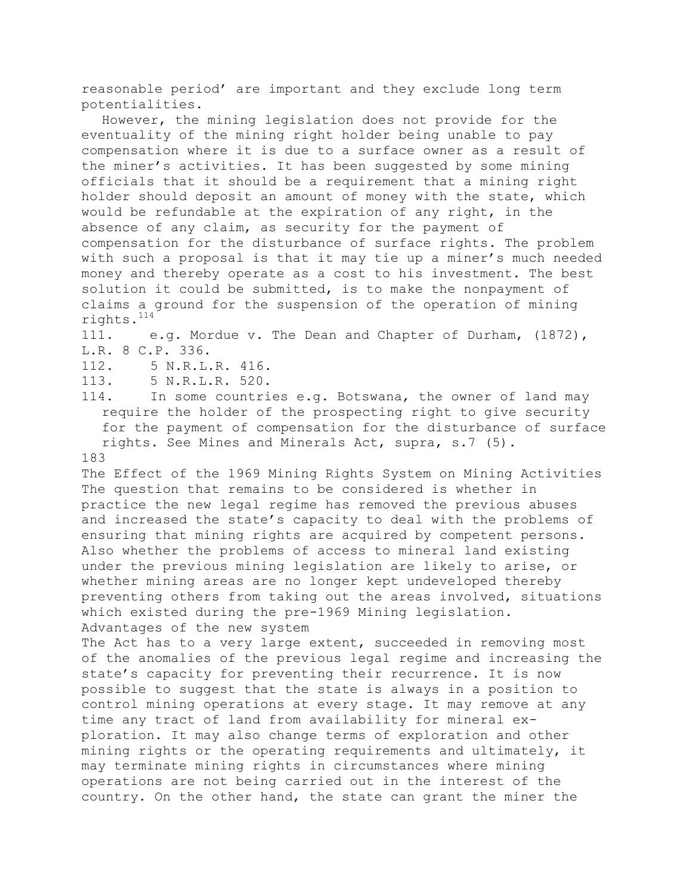reasonable period' are important and they exclude long term potentialities.

However, the mining legislation does not provide for the eventuality of the mining right holder being unable to pay compensation where it is due to a surface owner as a result of the miner's activities. It has been suggested by some mining officials that it should be a requirement that a mining right holder should deposit an amount of money with the state, which would be refundable at the expiration of any right, in the absence of any claim, as security for the payment of compensation for the disturbance of surface rights. The problem with such a proposal is that it may tie up a miner's much needed money and thereby operate as a cost to his investment. The best solution it could be submitted, is to make the nonpayment of claims a ground for the suspension of the operation of mining rights.[114]

111. e.g. Mordue v. The Dean and Chapter of Durham, (1872), L.R. 8 C.P. 336.

112. 5 N.R.L.R. 416.

113. 5 N.R.L.R. 520.

114. In some countries e.g. Botswana, the owner of land may require the holder of the prospecting right to give security for the payment of compensation for the disturbance of surface rights. See Mines and Minerals Act, supra, s.7 (5).

## The Effect of the 1969 Mining Rights System on Mining Activities

The question that remains to be considered is whether in practice the new legal regime has removed the previous abuses and increased the state's capacity to deal with the problems of ensuring that mining rights are acquired by competent persons. Also whether the problems of access to mineral land existing under the previous mining legislation are likely to arise, or whether mining areas are no longer kept undeveloped thereby preventing others from taking out the areas involved, situations which existed during the pre-1969 Mining legislation.

### Advantages of the new system

The Act has to a very large extent, succeeded in removing most of the anomalies of the previous legal regime and increasing the state's capacity for preventing their recurrence. It is now possible to suggest that the state is always in a position to control mining operations at every stage. It may remove at any time any tract of land from availability for mineral exploration. It may also change terms of exploration and other mining rights or the operating requirements and ultimately, it may terminate mining rights in circumstances where mining operations are not being carried out in the interest of the country. On the other hand, the state can grant the miner the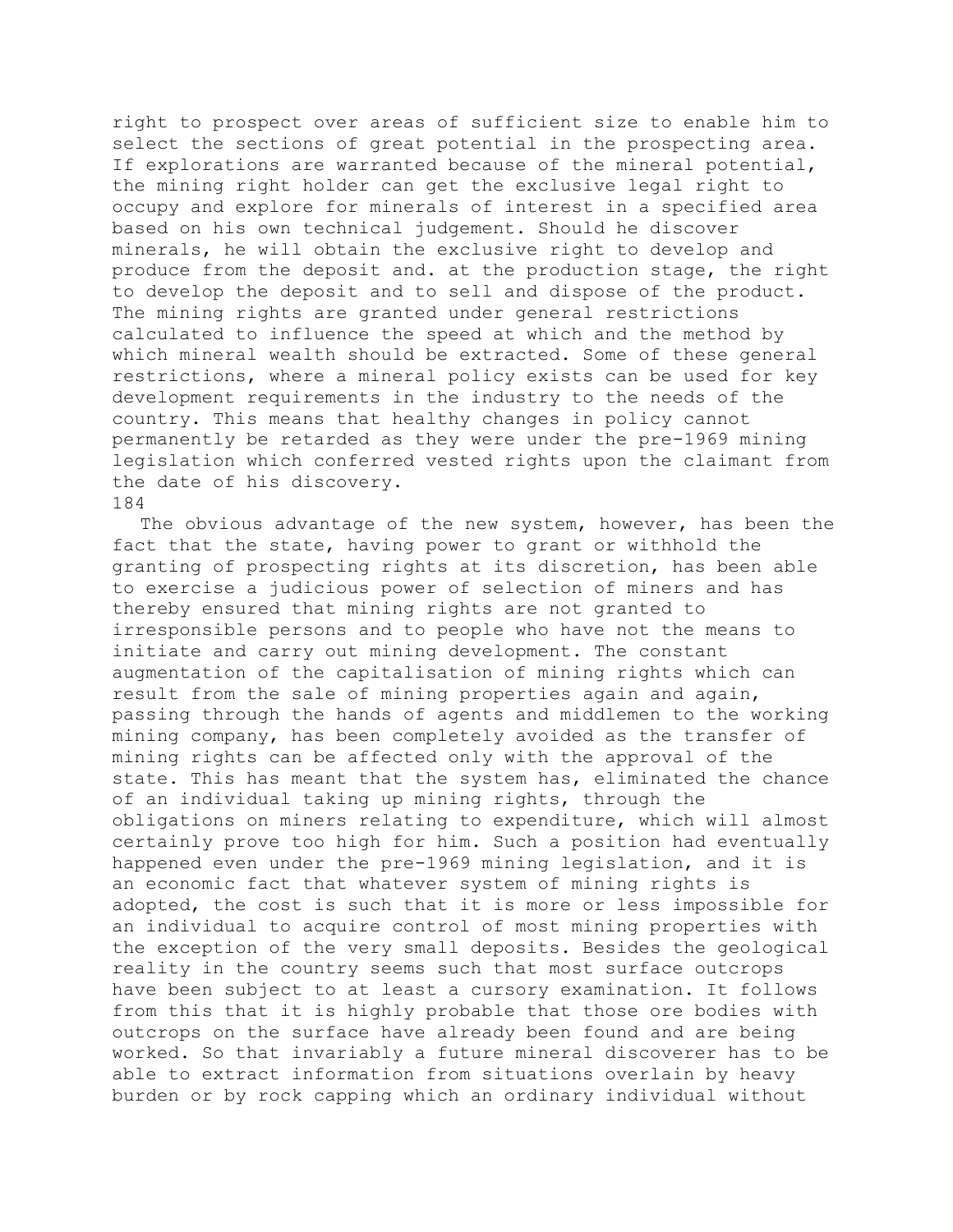right to prospect over areas of sufficient size to enable him to select the sections of great potential in the prospecting area. If explorations are warranted because of the mineral potential, the mining right holder can get the exclusive legal right to occupy and explore for minerals of interest in a specified area based on his own technical judgement. Should he discover minerals, he will obtain the exclusive right to develop and produce from the deposit and. at the production stage, the right to develop the deposit and to sell and dispose of the product. The mining rights are granted under general restrictions calculated to influence the speed at which and the method by which mineral wealth should be extracted. Some of these general restrictions, where a mineral policy exists can be used for key development requirements in the industry to the needs of the country. This means that healthy changes in policy cannot permanently be retarded as they were under the pre-1969 mining legislation which conferred vested rights upon the claimant from the date of his discovery.

The obvious advantage of the new system, however, has been the fact that the state, having power to grant or withhold the granting of prospecting rights at its discretion, has been able to exercise a judicious power of selection of miners and has thereby ensured that mining rights are not granted to irresponsible persons and to people who have not the means to initiate and carry out mining development. The constant augmentation of the capitalisation of mining rights which can result from the sale of mining properties again and again, passing through the hands of agents and middlemen to the working mining company, has been completely avoided as the transfer of mining rights can be affected only with the approval of the state. This has meant that the system has, eliminated the chance of an individual taking up mining rights, through the obligations on miners relating to expenditure, which will almost certainly prove too high for him. Such a position had eventually happened even under the pre-1969 mining legislation, and it is an economic fact that whatever system of mining rights is adopted, the cost is such that it is more or less impossible for an individual to acquire control of most mining properties with the exception of the very small deposits. Besides the geological reality in the country seems such that most surface outcrops have been subject to at least a cursory examination. It follows from this that it is highly probable that those ore bodies with outcrops on the surface have already been found and are being worked. So that invariably a future mineral discoverer has to be able to extract information from situations overlain by heavy burden or by rock capping which an ordinary individual without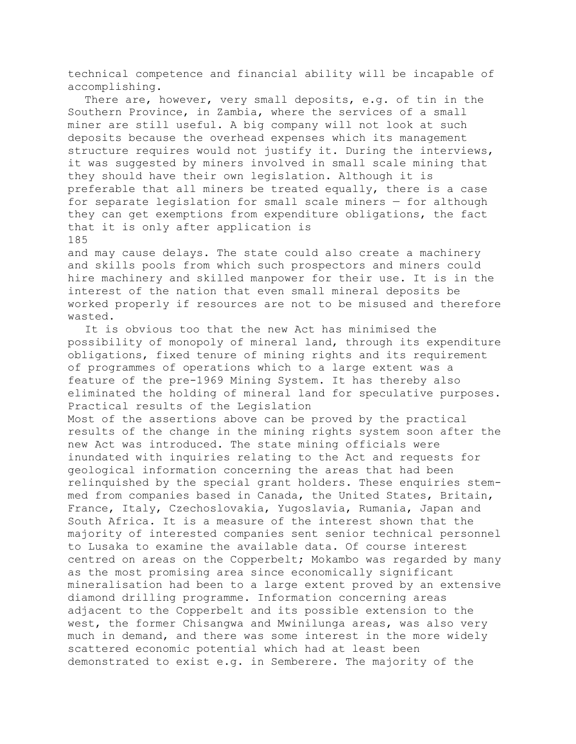technical competence and financial ability will be incapable of accomplishing.

There are, however, very small deposits, e.g. of tin in the Southern Province, in Zambia, where the services of a small miner are still useful. A big company will not look at such deposits because the overhead expenses which its management structure requires would not justify it. During the interviews, it was suggested by miners involved in small scale mining that they should have their own legislation. Although it is preferable that all miners be treated equally, there is a case for separate legislation for small scale miners — for although they can get exemptions from expenditure obligations, the fact that it is only after application is

and may cause delays. The state could also create a machinery and skills pools from which such prospectors and miners could hire machinery and skilled manpower for their use. It is in the interest of the nation that even small mineral deposits be worked properly if resources are not to be misused and therefore wasted.

It is obvious too that the new Act has minimised the possibility of monopoly of mineral land, through its expenditure obligations, fixed tenure of mining rights and its requirement of programmes of operations which to a large extent was a feature of the pre-1969 Mining System. It has thereby also eliminated the holding of mineral land for speculative purposes.

## Practical results of the Legislation

Most of the assertions above can be proved by the practical results of the change in the mining rights system soon after the new Act was introduced. The state mining officials were inundated with inquiries relating to the Act and requests for geological information concerning the areas that had been relinquished by the special grant holders. These enquiries stemmed from companies based in Canada, the United States, Britain, France, Italy, Czechoslovakia, Yugoslavia, Rumania, Japan and South Africa. It is a measure of the interest shown that the majority of interested companies sent senior technical personnel to Lusaka to examine the available data. Of course interest centred on areas on the Copperbelt; Mokambo was regarded by many as the most promising area since economically significant mineralisation had been to a large extent proved by an extensive diamond drilling programme. Information concerning areas adjacent to the Copperbelt and its possible extension to the west, the former Chisangwa and Mwinilunga areas, was also very much in demand, and there was some interest in the more widely scattered economic potential which had at least been demonstrated to exist e.g. in Semberere. The majority of the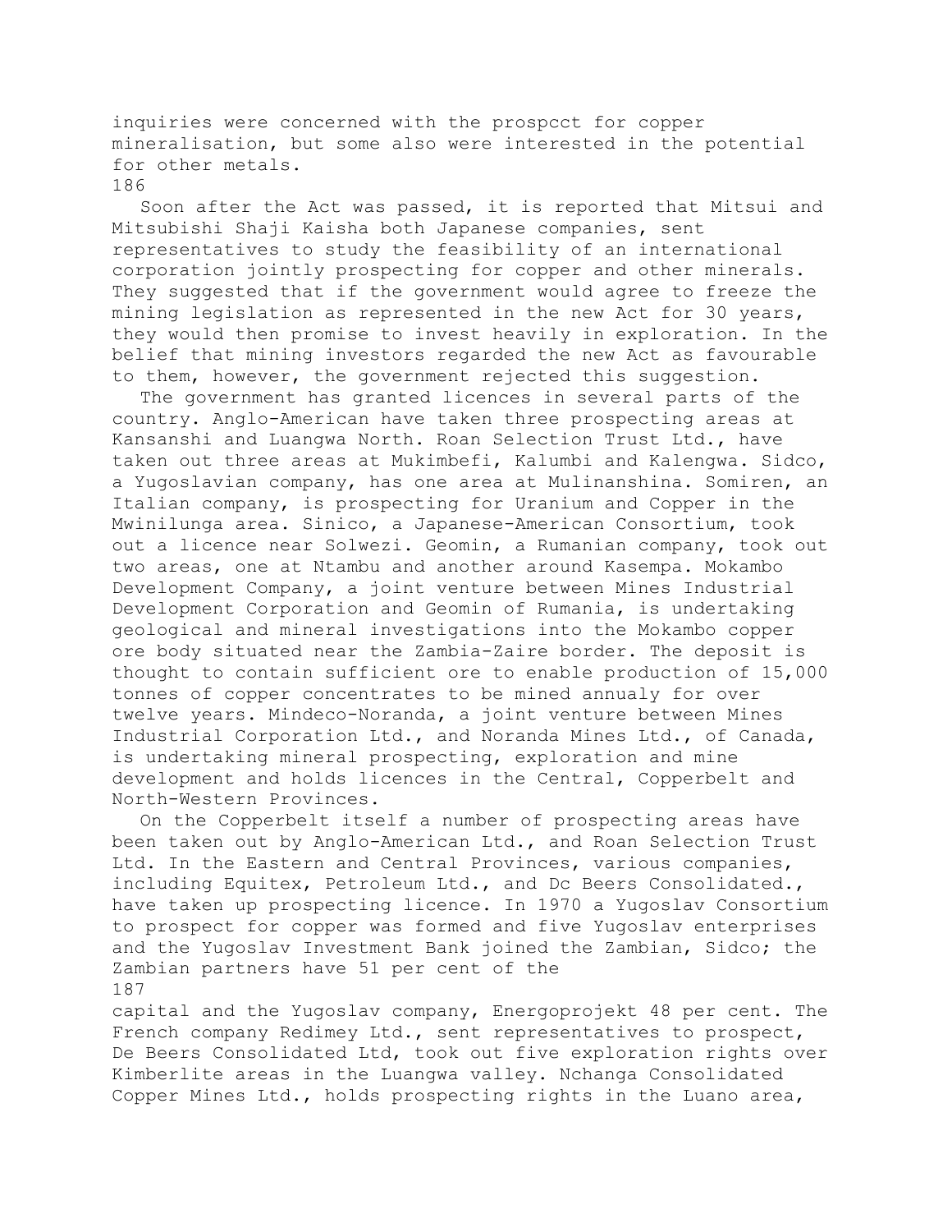inquiries were concerned with the prospcct for copper mineralisation, but some also were interested in the potential for other metals.

Soon after the Act was passed, it is reported that Mitsui and Mitsubishi Shaji Kaisha both Japanese companies, sent representatives to study the feasibility of an international corporation jointly prospecting for copper and other minerals. They suggested that if the government would agree to freeze the mining legislation as represented in the new Act for 30 years, they would then promise to invest heavily in exploration. In the belief that mining investors regarded the new Act as favourable to them, however, the government rejected this suggestion.

The government has granted licences in several parts of the country. Anglo-American have taken three prospecting areas at Kansanshi and Luangwa North. Roan Selection Trust Ltd., have taken out three areas at Mukimbefi, Kalumbi and Kalengwa. Sidco, a Yugoslavian company, has one area at Mulinanshina. Somiren, an Italian company, is prospecting for Uranium and Copper in the Mwinilunga area. Sinico, a Japanese-American Consortium, took out a licence near Solwezi. Geomin, a Rumanian company, took out two areas, one at Ntambu and another around Kasempa. Mokambo Development Company, a joint venture between Mines Industrial Development Corporation and Geomin of Rumania, is undertaking geological and mineral investigations into the Mokambo copper ore body situated near the Zambia-Zaire border. The deposit is thought to contain sufficient ore to enable production of 15,000 tonnes of copper concentrates to be mined annualy for over twelve years. Mindeco-Noranda, a joint venture between Mines Industrial Corporation Ltd., and Noranda Mines Ltd., of Canada, is undertaking mineral prospecting, exploration and mine development and holds licences in the Central, Copperbelt and North-Western Provinces.

On the Copperbelt itself a number of prospecting areas have been taken out by Anglo-American Ltd., and Roan Selection Trust Ltd. In the Eastern and Central Provinces, various companies, including Equitex, Petroleum Ltd., and Dc Beers Consolidated., have taken up prospecting licence. In 1970 a Yugoslav Consortium to prospect for copper was formed and five Yugoslav enterprises and the Yugoslav Investment Bank joined the Zambian, Sidco; the Zambian partners have 51 per cent of the capital and the Yugoslav company, Energoprojekt 48 per cent. The French company Redimey Ltd., sent representatives to prospect, De Beers Consolidated Ltd, took out five exploration rights over Kimberlite areas in the Luangwa valley. Nchanga Consolidated Copper Mines Ltd., holds prospecting rights in the Luano area,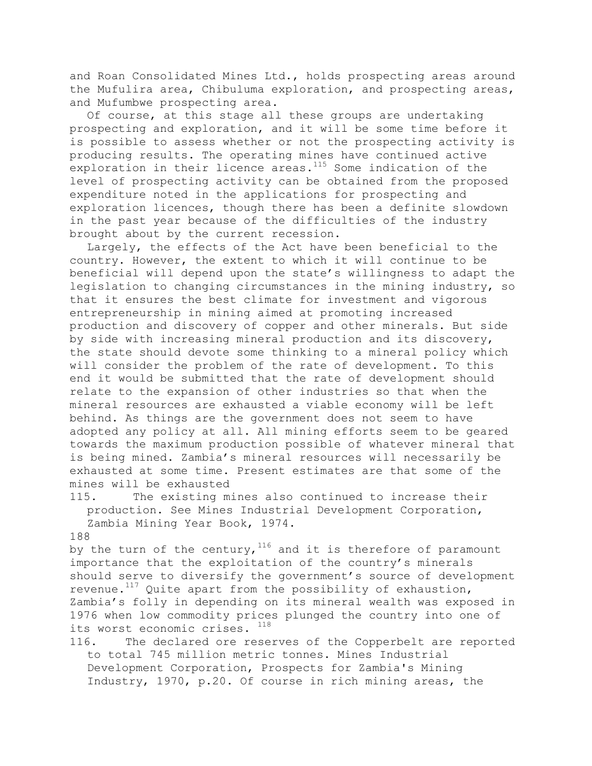and Roan Consolidated Mines Ltd., holds prospecting areas around the Mufulira area, Chibuluma exploration, and prospecting areas, and Mufumbwe prospecting area.

Of course, at this stage all these groups are undertaking prospecting and exploration, and it will be some time before it is possible to assess whether or not the prospecting activity is producing results. The operating mines have continued active exploration in their licence areas.[115] Some indication of the level of prospecting activity can be obtained from the proposed expenditure noted in the applications for prospecting and exploration licences, though there has been a definite slowdown in the past year because of the difficulties of the industry brought about by the current recession.

Largely, the effects of the Act have been beneficial to the country. However, the extent to which it will continue to be beneficial will depend upon the state's willingness to adapt the legislation to changing circumstances in the mining industry, so that it ensures the best climate for investment and vigorous entrepreneurship in mining aimed at promoting increased production and discovery of copper and other minerals. But side by side with increasing mineral production and its discovery, the state should devote some thinking to a mineral policy which will consider the problem of the rate of development. To this end it would be submitted that the rate of development should relate to the expansion of other industries so that when the mineral resources are exhausted a viable economy will be left behind. As things are the government does not seem to have adopted any policy at all. All mining efforts seem to be geared towards the maximum production possible of whatever mineral that is being mined. Zambia's mineral resources will necessarily be exhausted at some time. Present estimates are that some of the mines will be exhausted by the turn of the century,[116] and it is therefore of paramount importance that the exploitation of the country's minerals should serve to diversify the government's source of development revenue.[117] Quite apart from the possibility of exhaustion, Zambia's folly in depending on its mineral wealth was exposed in 1976 when low commodity prices plunged the country into one of its worst economic crises.[118]

115. The existing mines also continued to increase their production. See Mines Industrial Development Corporation, Zambia Mining Year Book, 1974.

116. The declared ore reserves of the Copperbelt are reported to total 745 million metric tonnes. Mines Industrial Development Corporation, Prospects for Zambia's Mining Industry, 1970, p.20. Of course in rich mining areas, the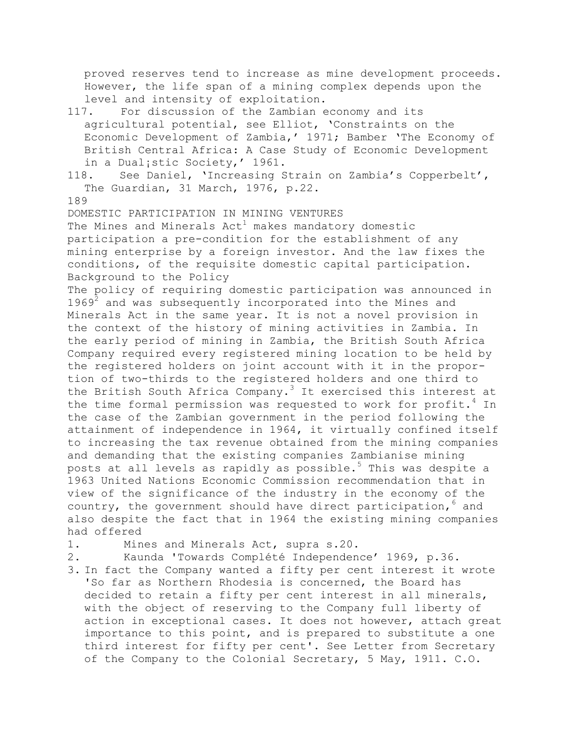proved reserves tend to increase as mine development proceeds. However, the life span of a mining complex depends upon the level and intensity of exploitation.

117. For discussion of the Zambian economy and its agricultural potential, see Elliot, 'Constraints on the Economic Development of Zambia,' 1971; Bamber 'The Economy of British Central Africa: A Case Study of Economic Development in a Dual¡stic Society,' 1961.

118. See Daniel, 'Increasing Strain on Zambia's Copperbelt', The Guardian, 31 March, 1976, p.22.

189

## DOMESTIC PARTICIPATION IN MINING VENTURES

The Mines and Minerals Act[1] makes mandatory domestic participation a pre-condition for the establishment of any mining enterprise by a foreign investor. And the law fixes the conditions, of the requisite domestic capital participation.

### Background to the Policy

The policy of requiring domestic participation was announced in 1969[2] and was subsequently incorporated into the Mines and Minerals Act in the same year. It is not a novel provision in the context of the history of mining activities in Zambia. In the early period of mining in Zambia, the British South Africa Company required every registered mining location to be held by the registered holders on joint account with it in the proportion of two-thirds to the registered holders and one third to the British South Africa Company.[3] It exercised this interest at the time formal permission was requested to work for profit.[4] In the case of the Zambian government in the period following the attainment of independence in 1964, it virtually confined itself to increasing the tax revenue obtained from the mining companies and demanding that the existing companies Zambianise mining posts at all levels as rapidly as possible.[5] This was despite a 1963 United Nations Economic Commission recommendation that in view of the significance of the industry in the economy of the country, the government should have direct participation,[6] and also despite the fact that in 1964 the existing mining companies had offered

1. Mines and Minerals Act, supra s.20.
2. Kaunda 'Towards Complété Independence' 1969, p.36.
3. In fact the Company wanted a fifty per cent interest it wrote 'So far as Northern Rhodesia is concerned, the Board has decided to retain a fifty per cent interest in all minerals, with the object of reserving to the Company full liberty of action in exceptional cases. It does not however, attach great importance to this point, and is prepared to substitute a one third interest for fifty per cent'. See Letter from Secretary of the Company to the Colonial Secretary, 5 May, 1911. C.O.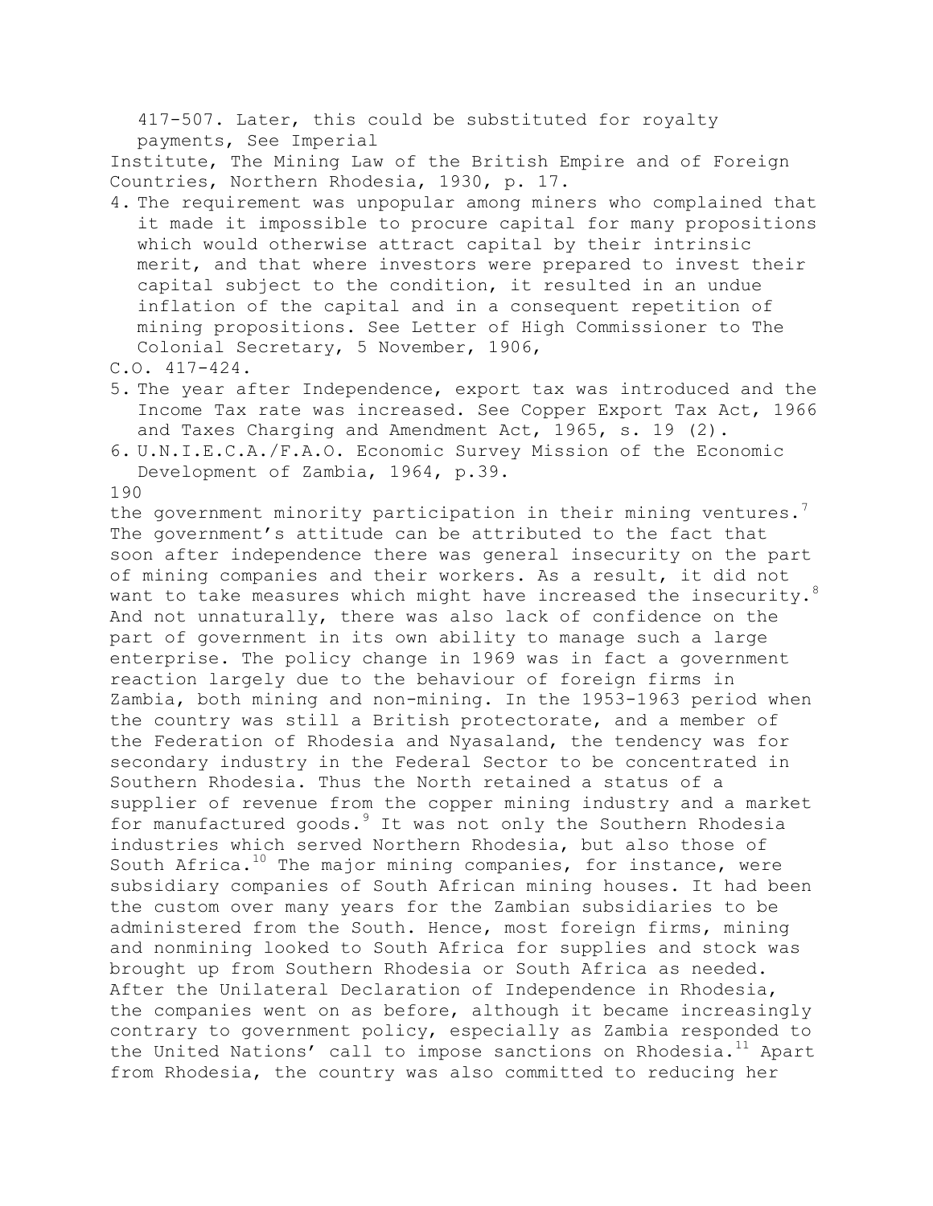417-507. Later, this could be substituted for royalty payments, See Imperial Institute, The Mining Law of the British Empire and of Foreign Countries, Northern Rhodesia, 1930, p. 17.

4. The requirement was unpopular among miners who complained that it made it impossible to procure capital for many propositions which would otherwise attract capital by their intrinsic merit, and that where investors were prepared to invest their capital subject to the condition, it resulted in an undue inflation of the capital and in a consequent repetition of mining propositions. See Letter of High Commissioner to The Colonial Secretary, 5 November, 1906, C.O. 417-424.
5. The year after Independence, export tax was introduced and the Income Tax rate was increased. See Copper Export Tax Act, 1966 and Taxes Charging and Amendment Act, 1965, s. 19 (2).
6. U.N.I.E.C.A./F.A.O. Economic Survey Mission of the Economic Development of Zambia, 1964, p.39.

the government minority participation in their mining ventures.[7] The government's attitude can be attributed to the fact that soon after independence there was general insecurity on the part of mining companies and their workers. As a result, it did not want to take measures which might have increased the insecurity.[8] And not unnaturally, there was also lack of confidence on the part of government in its own ability to manage such a large enterprise. The policy change in 1969 was in fact a government reaction largely due to the behaviour of foreign firms in Zambia, both mining and non-mining. In the 1953-1963 period when the country was still a British protectorate, and a member of the Federation of Rhodesia and Nyasaland, the tendency was for secondary industry in the Federal Sector to be concentrated in Southern Rhodesia. Thus the North retained a status of a supplier of revenue from the copper mining industry and a market for manufactured goods.[9] It was not only the Southern Rhodesia industries which served Northern Rhodesia, but also those of South Africa.[10] The major mining companies, for instance, were subsidiary companies of South African mining houses. It had been the custom over many years for the Zambian subsidiaries to be administered from the South. Hence, most foreign firms, mining and nonmining looked to South Africa for supplies and stock was brought up from Southern Rhodesia or South Africa as needed. After the Unilateral Declaration of Independence in Rhodesia, the companies went on as before, although it became increasingly contrary to government policy, especially as Zambia responded to the United Nations' call to impose sanctions on Rhodesia.[11] Apart from Rhodesia, the country was also committed to reducing her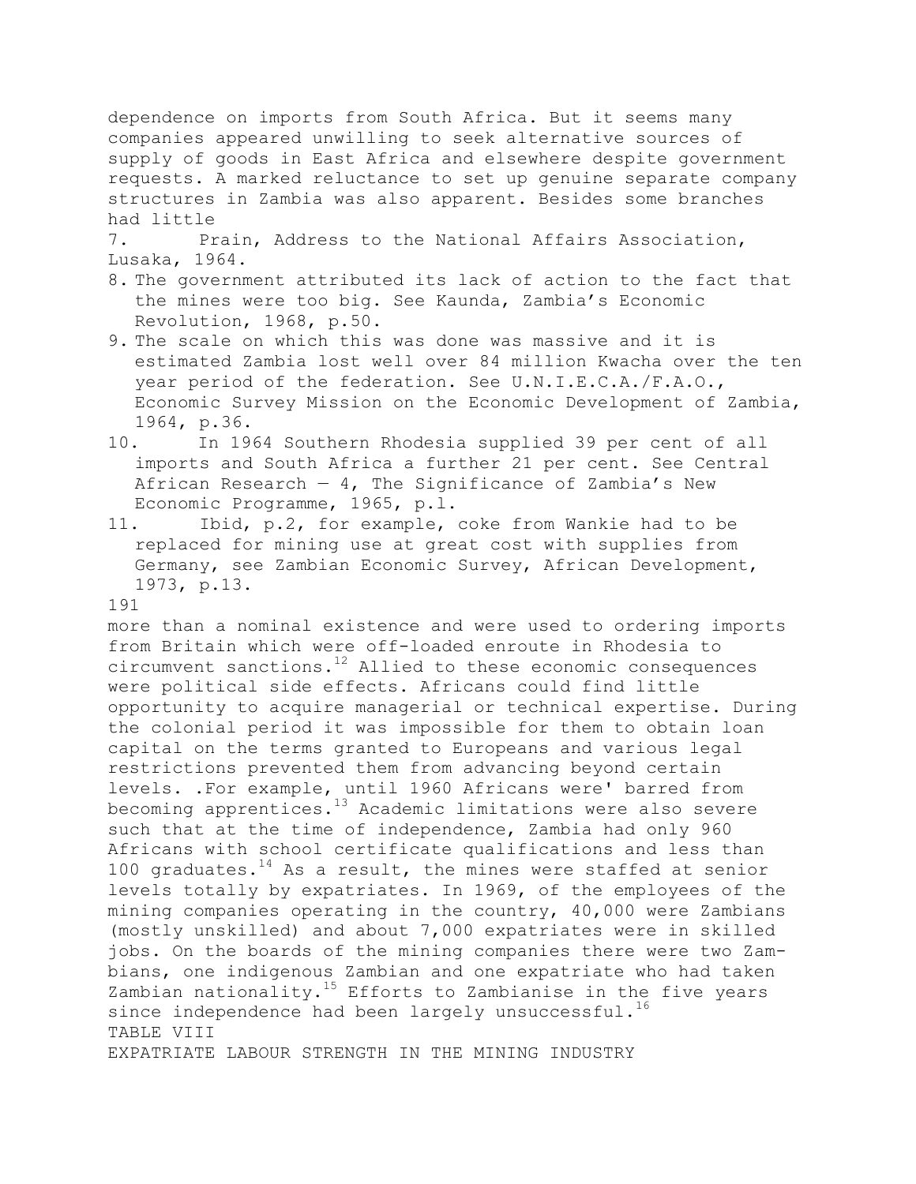dependence on imports from South Africa. But it seems many companies appeared unwilling to seek alternative sources of supply of goods in East Africa and elsewhere despite government requests. A marked reluctance to set up genuine separate company structures in Zambia was also apparent. Besides some branches had little

7. Prain, Address to the National Affairs Association, Lusaka, 1964.
8. The government attributed its lack of action to the fact that the mines were too big. See Kaunda, Zambia's Economic Revolution, 1968, p.50.
9. The scale on which this was done was massive and it is estimated Zambia lost well over 84 million Kwacha over the ten year period of the federation. See U.N.I.E.C.A./F.A.O., Economic Survey Mission on the Economic Development of Zambia, 1964, p.36.
10. In 1964 Southern Rhodesia supplied 39 per cent of all imports and South Africa a further 21 per cent. See Central African Research — 4, The Significance of Zambia's New Economic Programme, 1965, p.l.
11. Ibid, p.2, for example, coke from Wankie had to be replaced for mining use at great cost with supplies from Germany, see Zambian Economic Survey, African Development, 1973, p.13.

more than a nominal existence and were used to ordering imports from Britain which were off-loaded enroute in Rhodesia to circumvent sanctions.[12] Allied to these economic consequences were political side effects. Africans could find little opportunity to acquire managerial or technical expertise. During the colonial period it was impossible for them to obtain loan capital on the terms granted to Europeans and various legal restrictions prevented them from advancing beyond certain levels. .For example, until 1960 Africans were' barred from becoming apprentices.[13] Academic limitations were also severe such that at the time of independence, Zambia had only 960 Africans with school certificate qualifications and less than 100 graduates.[14] As a result, the mines were staffed at senior levels totally by expatriates. In 1969, of the employees of the mining companies operating in the country, 40,000 were Zambians (mostly unskilled) and about 7,000 expatriates were in skilled jobs. On the boards of the mining companies there were two Zambians, one indigenous Zambian and one expatriate who had taken Zambian nationality.[15] Efforts to Zambianise in the five years since independence had been largely unsuccessful.[16]

TABLE VIII

EXPATRIATE LABOUR STRENGTH IN THE MINING INDUSTRY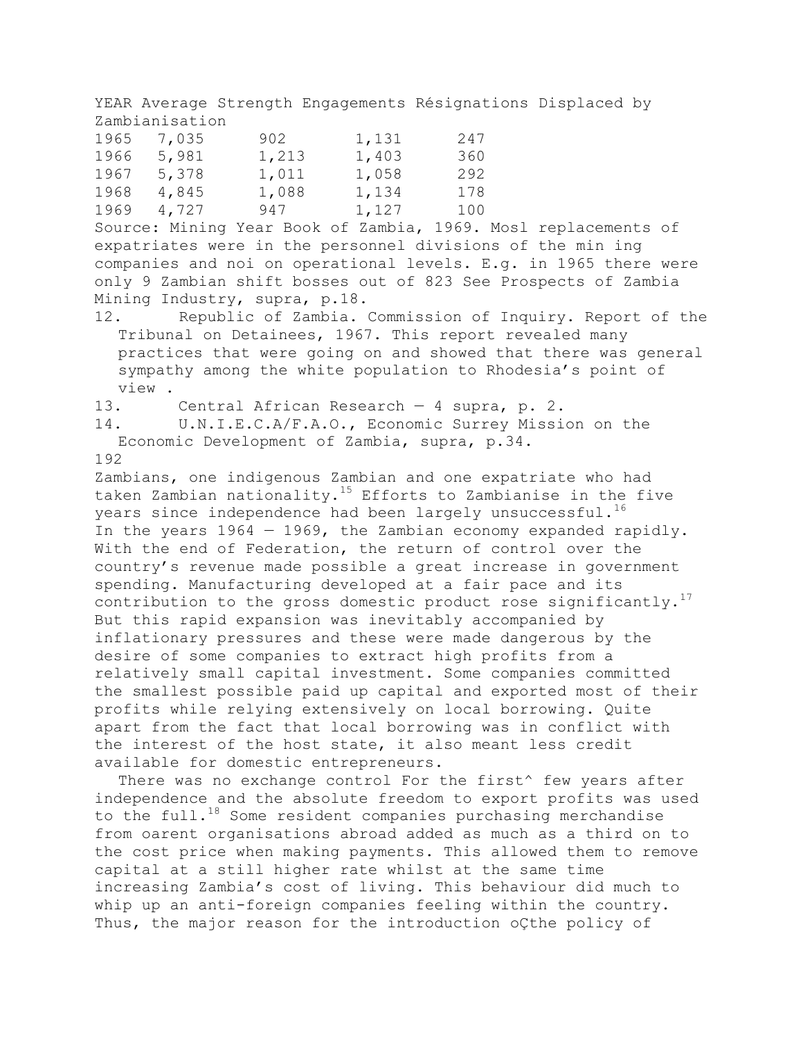| YEAR | Average Strength | Engagements | Résignations | Displaced by Zambianisation |
|---|---|---|---|---|
| 1965 | 7,035 | 902 | 1,131 | 247 |
| 1966 | 5,981 | 1,213 | 1,403 | 360 |
| 1967 | 5,378 | 1,011 | 1,058 | 292 |
| 1968 | 4,845 | 1,088 | 1,134 | 178 |
| 1969 | 4,727 | 947 | 1,127 | 100 |

Source: Mining Year Book of Zambia, 1969. Mosl replacements of expatriates were in the personnel divisions of the min ing companies and noi on operational levels. E.g. in 1965 there were only 9 Zambian shift bosses out of 823 See Prospects of Zambia Mining Industry, supra, p.18.

12. Republic of Zambia. Commission of Inquiry. Report of the Tribunal on Detainees, 1967. This report revealed many practices that were going on and showed that there was general sympathy among the white population to Rhodesia's point of view .
13. Central African Research — 4 supra, p. 2.
14. U.N.I.E.C.A/F.A.O., Economic Surrey Mission on the Economic Development of Zambia, supra, p.34.

Zambians, one indigenous Zambian and one expatriate who had taken Zambian nationality.[15] Efforts to Zambianise in the five years since independence had been largely unsuccessful.[16] In the years 1964 — 1969, the Zambian economy expanded rapidly. With the end of Federation, the return of control over the country's revenue made possible a great increase in government spending. Manufacturing developed at a fair pace and its contribution to the gross domestic product rose significantly.[17] But this rapid expansion was inevitably accompanied by inflationary pressures and these were made dangerous by the desire of some companies to extract high profits from a relatively small capital investment. Some companies committed the smallest possible paid up capital and exported most of their profits while relying extensively on local borrowing. Quite apart from the fact that local borrowing was in conflict with the interest of the host state, it also meant less credit available for domestic entrepreneurs.

There was no exchange control For the first^ few years after independence and the absolute freedom to export profits was used to the full.[18] Some resident companies purchasing merchandise from oarent organisations abroad added as much as a third on to the cost price when making payments. This allowed them to remove capital at a still higher rate whilst at the same time increasing Zambia's cost of living. This behaviour did much to whip up an anti-foreign companies feeling within the country. Thus, the major reason for the introduction oÇthe policy of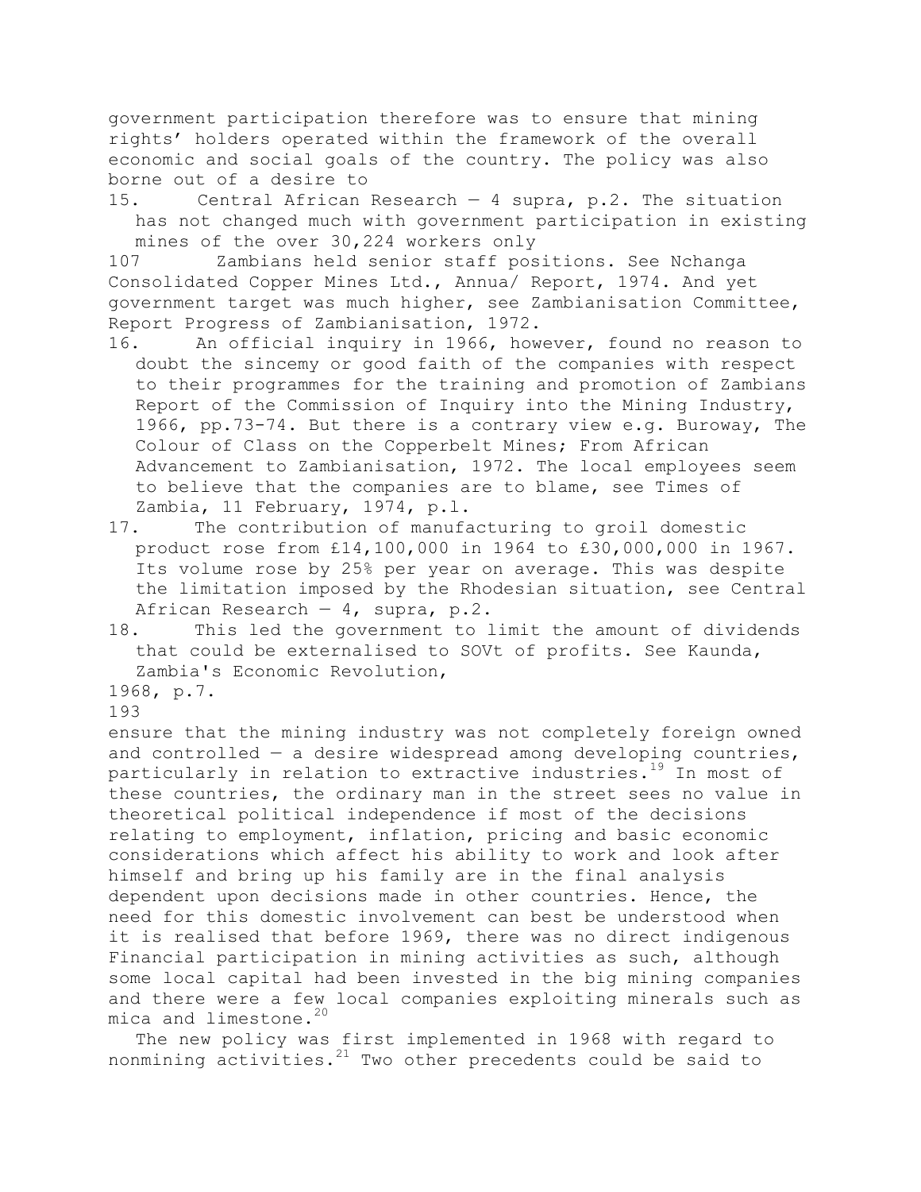government participation therefore was to ensure that mining rights' holders operated within the framework of the overall economic and social goals of the country. The policy was also borne out of a desire to

15. Central African Research — 4 supra, p.2. The situation has not changed much with government participation in existing mines of the over 30,224 workers only 107 Zambians held senior staff positions. See Nchanga Consolidated Copper Mines Ltd., Annua/ Report, 1974. And yet government target was much higher, see Zambianisation Committee, Report Progress of Zambianisation, 1972.
16. An official inquiry in 1966, however, found no reason to doubt the sincemy or good faith of the companies with respect to their programmes for the training and promotion of Zambians Report of the Commission of Inquiry into the Mining Industry, 1966, pp.73-74. But there is a contrary view e.g. Buroway, The Colour of Class on the Copperbelt Mines; From African Advancement to Zambianisation, 1972. The local employees seem to believe that the companies are to blame, see Times of Zambia, 11 February, 1974, p.l.
17. The contribution of manufacturing to groil domestic product rose from £14,100,000 in 1964 to £30,000,000 in 1967. Its volume rose by 25% per year on average. This was despite the limitation imposed by the Rhodesian situation, see Central African Research — 4, supra, p.2.
18. This led the government to limit the amount of dividends that could be externalised to SOVt of profits. See Kaunda, Zambia's Economic Revolution, 1968, p.7.

ensure that the mining industry was not completely foreign owned and controlled — a desire widespread among developing countries, particularly in relation to extractive industries.[19] In most of these countries, the ordinary man in the street sees no value in theoretical political independence if most of the decisions relating to employment, inflation, pricing and basic economic considerations which affect his ability to work and look after himself and bring up his family are in the final analysis dependent upon decisions made in other countries. Hence, the need for this domestic involvement can best be understood when it is realised that before 1969, there was no direct indigenous Financial participation in mining activities as such, although some local capital had been invested in the big mining companies and there were a few local companies exploiting minerals such as mica and limestone.[20]

The new policy was first implemented in 1968 with regard to nonmining activities.[21] Two other precedents could be said to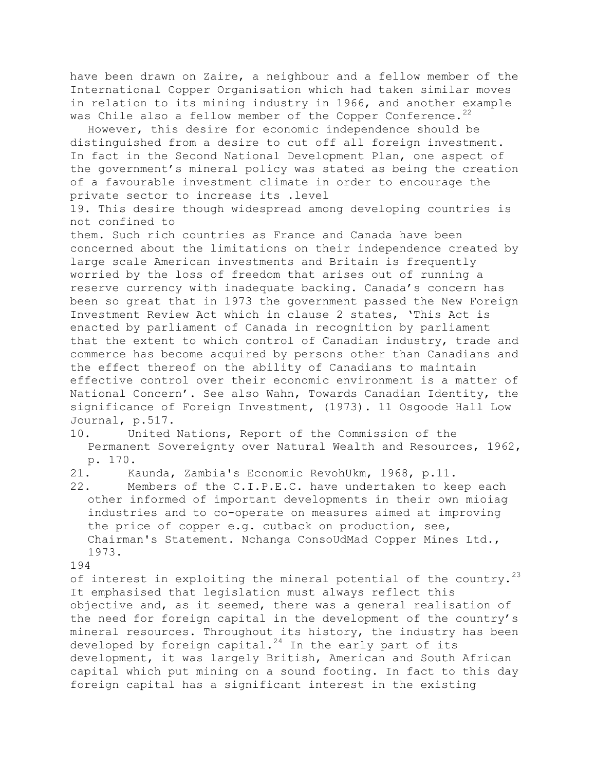have been drawn on Zaire, a neighbour and a fellow member of the International Copper Organisation which had taken similar moves in relation to its mining industry in 1966, and another example was Chile also a fellow member of the Copper Conference.[22]

However, this desire for economic independence should be distinguished from a desire to cut off all foreign investment. In fact in the Second National Development Plan, one aspect of the government's mineral policy was stated as being the creation of a favourable investment climate in order to encourage the private sector to increase its .level

19. This desire though widespread among developing countries is not confined to them. Such rich countries as France and Canada have been concerned about the limitations on their independence created by large scale American investments and Britain is frequently worried by the loss of freedom that arises out of running a reserve currency with inadequate backing. Canada's concern has been so great that in 1973 the government passed the New Foreign Investment Review Act which in clause 2 states, 'This Act is enacted by parliament of Canada in recognition by parliament that the extent to which control of Canadian industry, trade and commerce has become acquired by persons other than Canadians and the effect thereof on the ability of Canadians to maintain effective control over their economic environment is a matter of National Concern'. See also Wahn, Towards Canadian Identity, the significance of Foreign Investment, (1973). 11 Osgoode Hall Low Journal, p.517.

10. United Nations, Report of the Commission of the Permanent Sovereignty over Natural Wealth and Resources, 1962, p. 170.

21. Kaunda, Zambia's Economic RevohUkm, 1968, p.11.

22. Members of the C.I.P.E.C. have undertaken to keep each other informed of important developments in their own mioiag industries and to co-operate on measures aimed at improving the price of copper e.g. cutback on production, see, Chairman's Statement. Nchanga ConsoUdMad Copper Mines Ltd., 1973.

of interest in exploiting the mineral potential of the country.[23] It emphasised that legislation must always reflect this objective and, as it seemed, there was a general realisation of the need for foreign capital in the development of the country's mineral resources. Throughout its history, the industry has been developed by foreign capital.[24] In the early part of its development, it was largely British, American and South African capital which put mining on a sound footing. In fact to this day foreign capital has a significant interest in the existing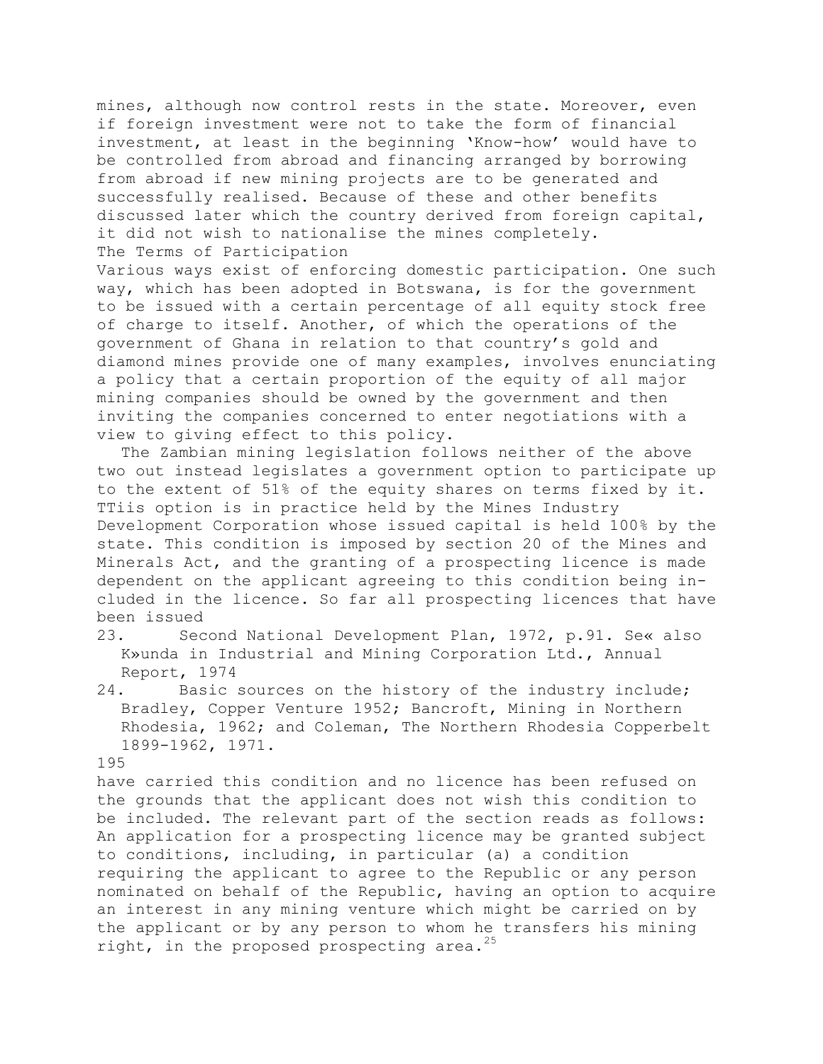mines, although now control rests in the state. Moreover, even if foreign investment were not to take the form of financial investment, at least in the beginning 'Know-how' would have to be controlled from abroad and financing arranged by borrowing from abroad if new mining projects are to be generated and successfully realised. Because of these and other benefits discussed later which the country derived from foreign capital, it did not wish to nationalise the mines completely.

### The Terms of Participation

Various ways exist of enforcing domestic participation. One such way, which has been adopted in Botswana, is for the government to be issued with a certain percentage of all equity stock free of charge to itself. Another, of which the operations of the government of Ghana in relation to that country's gold and diamond mines provide one of many examples, involves enunciating a policy that a certain proportion of the equity of all major mining companies should be owned by the government and then inviting the companies concerned to enter negotiations with a view to giving effect to this policy.

The Zambian mining legislation follows neither of the above two out instead legislates a government option to participate up to the extent of 51% of the equity shares on terms fixed by it. TTiis option is in practice held by the Mines Industry Development Corporation whose issued capital is held 100% by the state. This condition is imposed by section 20 of the Mines and Minerals Act, and the granting of a prospecting licence is made dependent on the applicant agreeing to this condition being included in the licence. So far all prospecting licences that have been issued have carried this condition and no licence has been refused on the grounds that the applicant does not wish this condition to be included. The relevant part of the section reads as follows: An application for a prospecting licence may be granted subject to conditions, including, in particular (a) a condition requiring the applicant to agree to the Republic or any person nominated on behalf of the Republic, having an option to acquire an interest in any mining venture which might be carried on by the applicant or by any person to whom he transfers his mining right, in the proposed prospecting area.[25]

23. Second National Development Plan, 1972, p.91. Se« also K»unda in Industrial and Mining Corporation Ltd., Annual Report, 1974

24. Basic sources on the history of the industry include; Bradley, Copper Venture 1952; Bancroft, Mining in Northern Rhodesia, 1962; and Coleman, The Northern Rhodesia Copperbelt 1899-1962, 1971.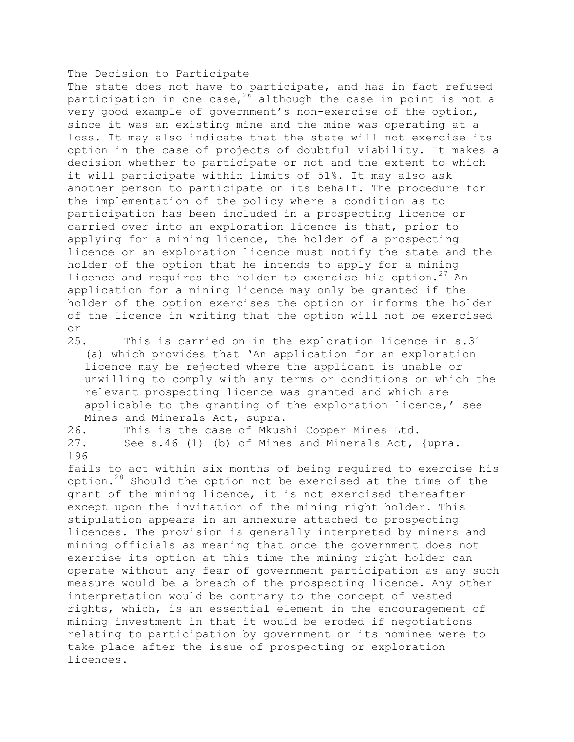## The Decision to Participate

The state does not have to participate, and has in fact refused participation in one case,[26] although the case in point is not a very good example of government's non-exercise of the option, since it was an existing mine and the mine was operating at a loss. It may also indicate that the state will not exercise its option in the case of projects of doubtful viability. It makes a decision whether to participate or not and the extent to which it will participate within limits of 51%. It may also ask another person to participate on its behalf. The procedure for the implementation of the policy where a condition as to participation has been included in a prospecting licence or carried over into an exploration licence is that, prior to applying for a mining licence, the holder of a prospecting licence or an exploration licence must notify the state and the holder of the option that he intends to apply for a mining licence and requires the holder to exercise his option.[27] An application for a mining licence may only be granted if the holder of the option exercises the option or informs the holder of the licence in writing that the option will not be exercised or

25. This is carried on in the exploration licence in s.31 (a) which provides that 'An application for an exploration licence may be rejected where the applicant is unable or unwilling to comply with any terms or conditions on which the relevant prospecting licence was granted and which are applicable to the granting of the exploration licence,' see Mines and Minerals Act, supra.
26. This is the case of Mkushi Copper Mines Ltd.
27. See s.46 (1) (b) of Mines and Minerals Act, {upra.

fails to act within six months of being required to exercise his option.[28] Should the option not be exercised at the time of the grant of the mining licence, it is not exercised thereafter except upon the invitation of the mining right holder. This stipulation appears in an annexure attached to prospecting licences. The provision is generally interpreted by miners and mining officials as meaning that once the government does not exercise its option at this time the mining right holder can operate without any fear of government participation as any such measure would be a breach of the prospecting licence. Any other interpretation would be contrary to the concept of vested rights, which, is an essential element in the encouragement of mining investment in that it would be eroded if negotiations relating to participation by government or its nominee were to take place after the issue of prospecting or exploration licences.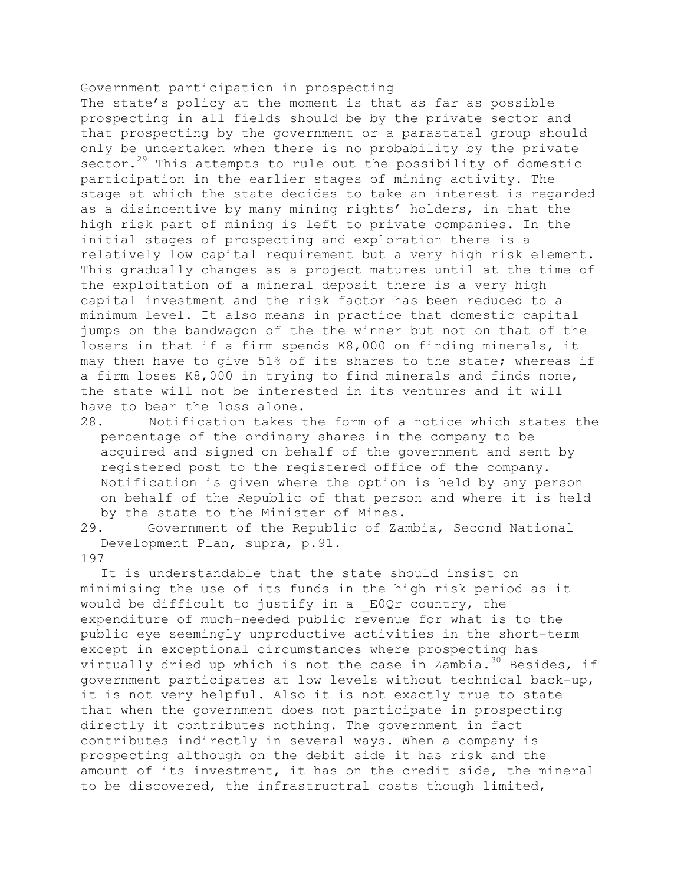## Government participation in prospecting

The state's policy at the moment is that as far as possible prospecting in all fields should be by the private sector and that prospecting by the government or a parastatal group should only be undertaken when there is no probability by the private sector.[29] This attempts to rule out the possibility of domestic participation in the earlier stages of mining activity. The stage at which the state decides to take an interest is regarded as a disincentive by many mining rights' holders, in that the high risk part of mining is left to private companies. In the initial stages of prospecting and exploration there is a relatively low capital requirement but a very high risk element. This gradually changes as a project matures until at the time of the exploitation of a mineral deposit there is a very high capital investment and the risk factor has been reduced to a minimum level. It also means in practice that domestic capital jumps on the bandwagon of the the winner but not on that of the losers in that if a firm spends K8,000 on finding minerals, it may then have to give 51% of its shares to the state; whereas if a firm loses K8,000 in trying to find minerals and finds none, the state will not be interested in its ventures and it will have to bear the loss alone.

28. Notification takes the form of a notice which states the percentage of the ordinary shares in the company to be acquired and signed on behalf of the government and sent by registered post to the registered office of the company. Notification is given where the option is held by any person on behalf of the Republic of that person and where it is held by the state to the Minister of Mines.

29. Government of the Republic of Zambia, Second National Development Plan, supra, p.91.

It is understandable that the state should insist on minimising the use of its funds in the high risk period as it would be difficult to justify in a _E0Qr country, the expenditure of much-needed public revenue for what is to the public eye seemingly unproductive activities in the short-term except in exceptional circumstances where prospecting has virtually dried up which is not the case in Zambia.[30] Besides, if government participates at low levels without technical back-up, it is not very helpful. Also it is not exactly true to state that when the government does not participate in prospecting directly it contributes nothing. The government in fact contributes indirectly in several ways. When a company is prospecting although on the debit side it has risk and the amount of its investment, it has on the credit side, the mineral to be discovered, the infrastructral costs though limited,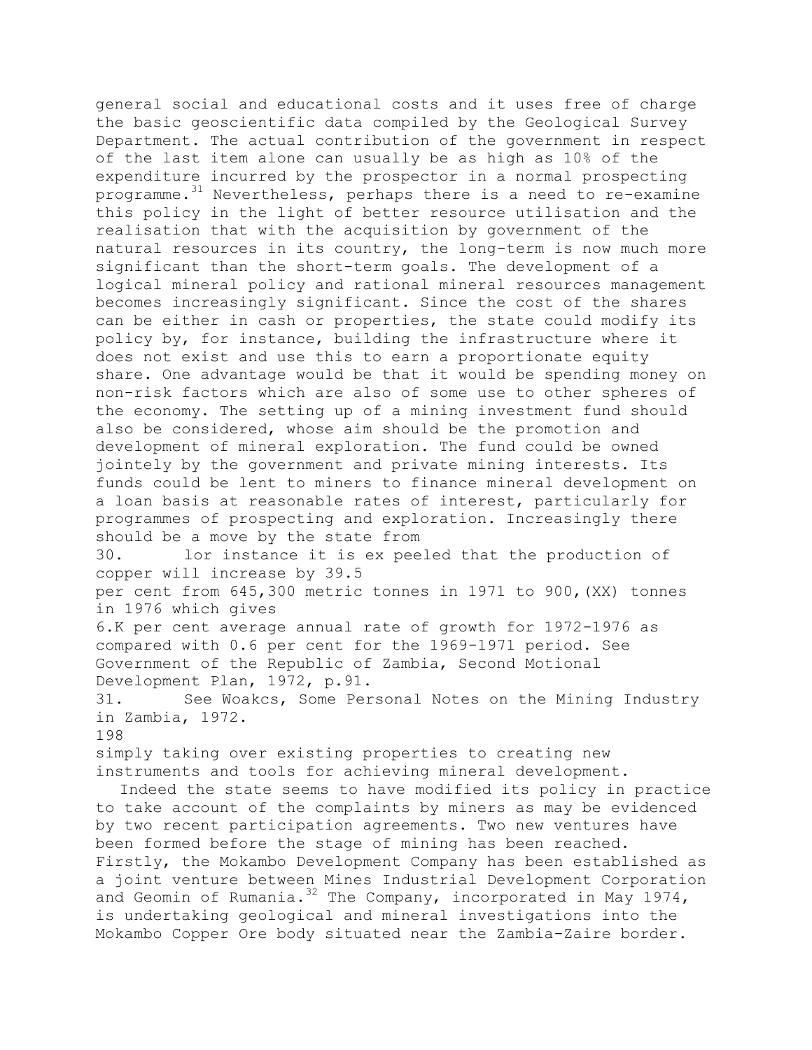general social and educational costs and it uses free of charge the basic geoscientific data compiled by the Geological Survey Department. The actual contribution of the government in respect of the last item alone can usually be as high as 10% of the expenditure incurred by the prospector in a normal prospecting programme.[31] Nevertheless, perhaps there is a need to re-examine this policy in the light of better resource utilisation and the realisation that with the acquisition by government of the natural resources in its country, the long-term is now much more significant than the short-term goals. The development of a logical mineral policy and rational mineral resources management becomes increasingly significant. Since the cost of the shares can be either in cash or properties, the state could modify its policy by, for instance, building the infrastructure where it does not exist and use this to earn a proportionate equity share. One advantage would be that it would be spending money on non-risk factors which are also of some use to other spheres of the economy. The setting up of a mining investment fund should also be considered, whose aim should be the promotion and development of mineral exploration. The fund could be owned jointely by the government and private mining interests. Its funds could be lent to miners to finance mineral development on a loan basis at reasonable rates of interest, particularly for programmes of prospecting and exploration. Increasingly there should be a move by the state from simply taking over existing properties to creating new instruments and tools for achieving mineral development.

Indeed the state seems to have modified its policy in practice to take account of the complaints by miners as may be evidenced by two recent participation agreements. Two new ventures have been formed before the stage of mining has been reached. Firstly, the Mokambo Development Company has been established as a joint venture between Mines Industrial Development Corporation and Geomin of Rumania.[32] The Company, incorporated in May 1974, is undertaking geological and mineral investigations into the Mokambo Copper Ore body situated near the Zambia-Zaire border.

30. lor instance it is ex peeled that the production of copper will increase by 39.5 per cent from 645,300 metric tonnes in 1971 to 900,(XX) tonnes in 1976 which gives 6.K per cent average annual rate of growth for 1972-1976 as compared with 0.6 per cent for the 1969-1971 period. See Government of the Republic of Zambia, Second Motional Development Plan, 1972, p.91.

31. See Woakcs, Some Personal Notes on the Mining Industry in Zambia, 1972.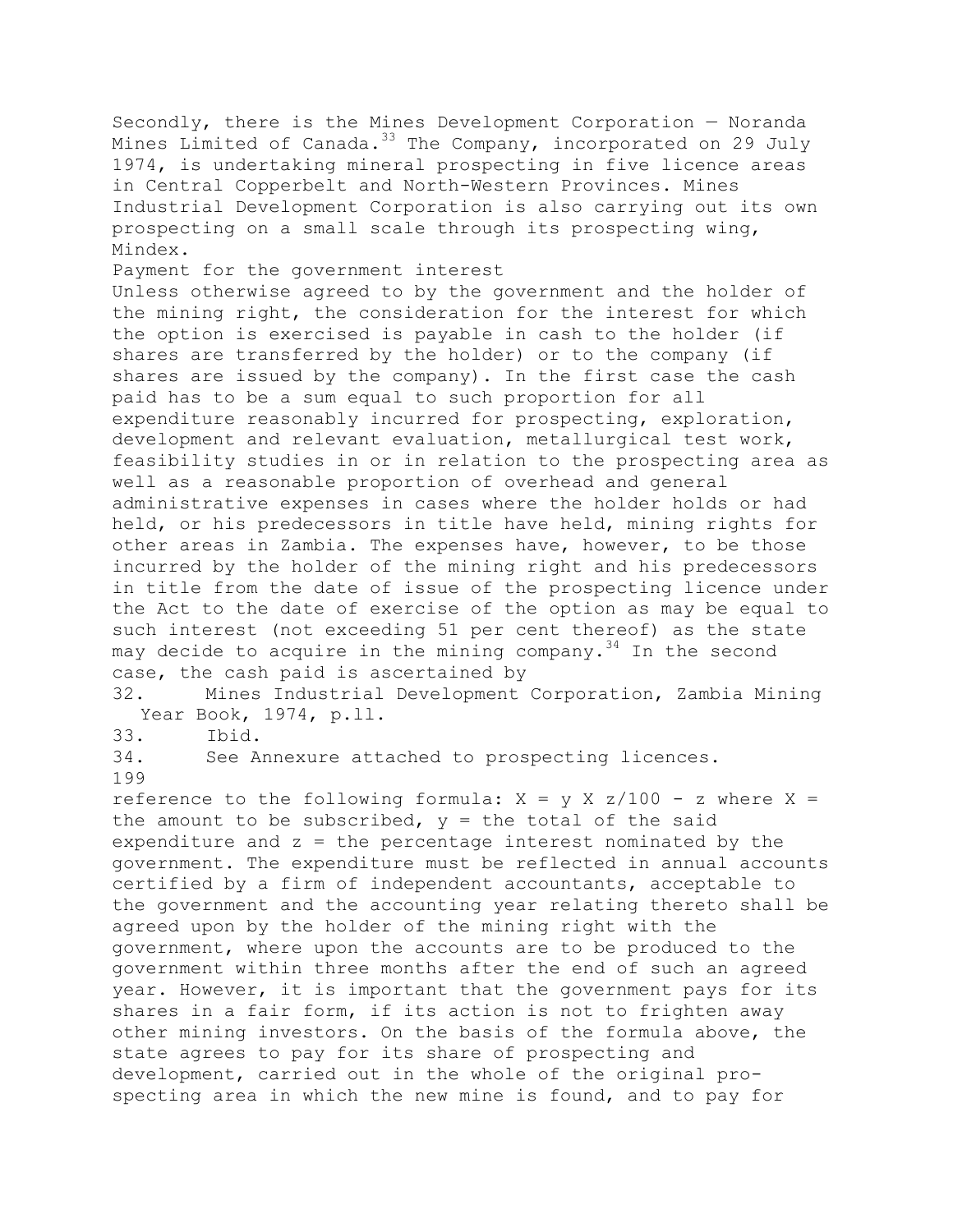Secondly, there is the Mines Development Corporation — Noranda Mines Limited of Canada.[33] The Company, incorporated on 29 July 1974, is undertaking mineral prospecting in five licence areas in Central Copperbelt and North-Western Provinces. Mines Industrial Development Corporation is also carrying out its own prospecting on a small scale through its prospecting wing, Mindex.

## Payment for the government interest

Unless otherwise agreed to by the government and the holder of the mining right, the consideration for the interest for which the option is exercised is payable in cash to the holder (if shares are transferred by the holder) or to the company (if shares are issued by the company). In the first case the cash paid has to be a sum equal to such proportion for all expenditure reasonably incurred for prospecting, exploration, development and relevant evaluation, metallurgical test work, feasibility studies in or in relation to the prospecting area as well as a reasonable proportion of overhead and general administrative expenses in cases where the holder holds or had held, or his predecessors in title have held, mining rights for other areas in Zambia. The expenses have, however, to be those incurred by the holder of the mining right and his predecessors in title from the date of issue of the prospecting licence under the Act to the date of exercise of the option as may be equal to such interest (not exceeding 51 per cent thereof) as the state may decide to acquire in the mining company.[34] In the second case, the cash paid is ascertained by reference to the following formula: $X = y \times z/100 - z$ where $X =$ the amount to be subscribed, $y =$ the total of the said expenditure and $z =$ the percentage interest nominated by the government. The expenditure must be reflected in annual accounts certified by a firm of independent accountants, acceptable to the government and the accounting year relating thereto shall be agreed upon by the holder of the mining right with the government, where upon the accounts are to be produced to the government within three months after the end of such an agreed year. However, it is important that the government pays for its shares in a fair form, if its action is not to frighten away other mining investors. On the basis of the formula above, the state agrees to pay for its share of prospecting and development, carried out in the whole of the original prospecting area in which the new mine is found, and to pay for

32. Mines Industrial Development Corporation, Zambia Mining Year Book, 1974, p.ll.

33. Ibid.

34. See Annexure attached to prospecting licences.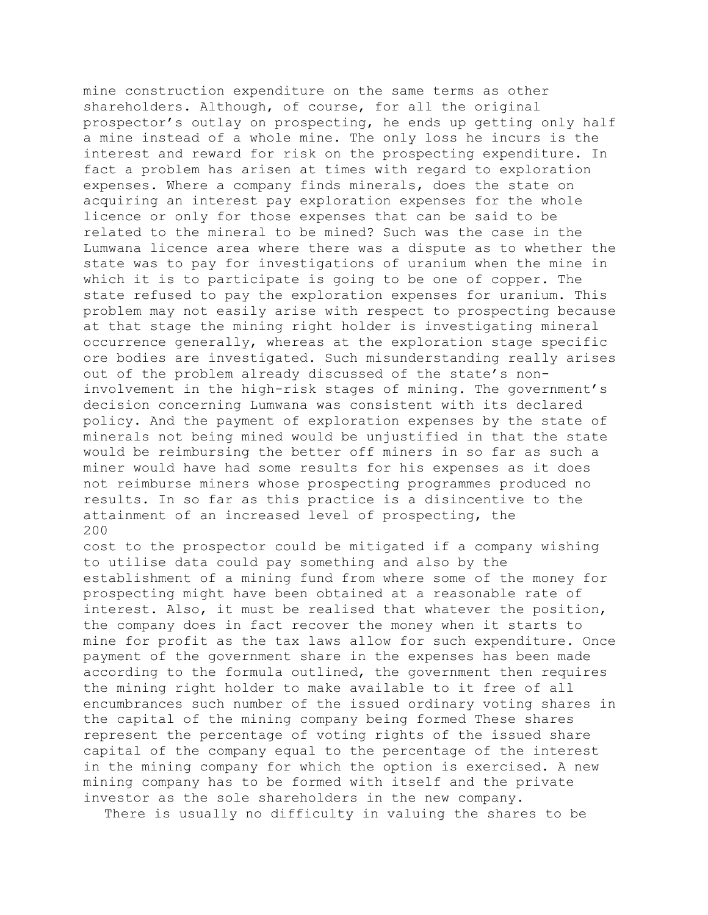mine construction expenditure on the same terms as other shareholders. Although, of course, for all the original prospector's outlay on prospecting, he ends up getting only half a mine instead of a whole mine. The only loss he incurs is the interest and reward for risk on the prospecting expenditure. In fact a problem has arisen at times with regard to exploration expenses. Where a company finds minerals, does the state on acquiring an interest pay exploration expenses for the whole licence or only for those expenses that can be said to be related to the mineral to be mined? Such was the case in the Lumwana licence area where there was a dispute as to whether the state was to pay for investigations of uranium when the mine in which it is to participate is going to be one of copper. The state refused to pay the exploration expenses for uranium. This problem may not easily arise with respect to prospecting because at that stage the mining right holder is investigating mineral occurrence generally, whereas at the exploration stage specific ore bodies are investigated. Such misunderstanding really arises out of the problem already discussed of the state's non-involvement in the high-risk stages of mining. The government's decision concerning Lumwana was consistent with its declared policy. And the payment of exploration expenses by the state of minerals not being mined would be unjustified in that the state would be reimbursing the better off miners in so far as such a miner would have had some results for his expenses as it does not reimburse miners whose prospecting programmes produced no results. In so far as this practice is a disincentive to the attainment of an increased level of prospecting, the cost to the prospector could be mitigated if a company wishing to utilise data could pay something and also by the establishment of a mining fund from where some of the money for prospecting might have been obtained at a reasonable rate of interest. Also, it must be realised that whatever the position, the company does in fact recover the money when it starts to mine for profit as the tax laws allow for such expenditure. Once payment of the government share in the expenses has been made according to the formula outlined, the government then requires the mining right holder to make available to it free of all encumbrances such number of the issued ordinary voting shares in the capital of the mining company being formed These shares represent the percentage of voting rights of the issued share capital of the company equal to the percentage of the interest in the mining company for which the option is exercised. A new mining company has to be formed with itself and the private investor as the sole shareholders in the new company.

There is usually no difficulty in valuing the shares to be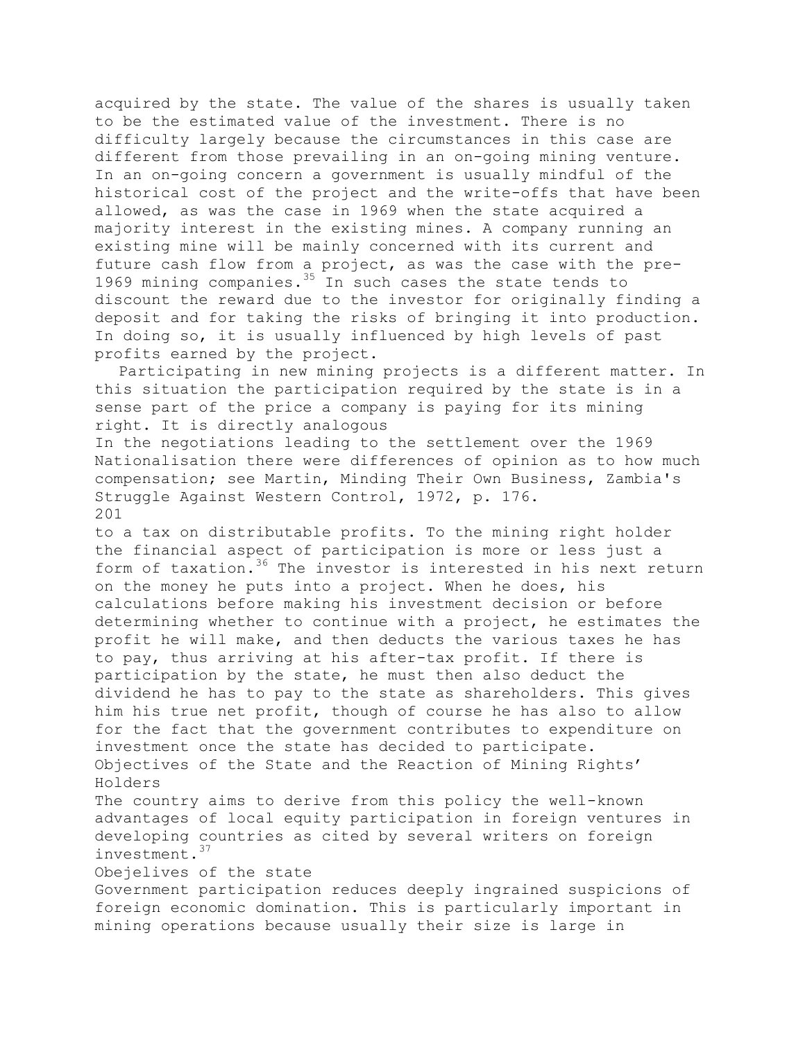acquired by the state. The value of the shares is usually taken to be the estimated value of the investment. There is no difficulty largely because the circumstances in this case are different from those prevailing in an on-going mining venture. In an on-going concern a government is usually mindful of the historical cost of the project and the write-offs that have been allowed, as was the case in 1969 when the state acquired a majority interest in the existing mines. A company running an existing mine will be mainly concerned with its current and future cash flow from a project, as was the case with the pre-1969 mining companies.[35] In such cases the state tends to discount the reward due to the investor for originally finding a deposit and for taking the risks of bringing it into production. In doing so, it is usually influenced by high levels of past profits earned by the project.

Participating in new mining projects is a different matter. In this situation the participation required by the state is in a sense part of the price a company is paying for its mining right. It is directly analogous

In the negotiations leading to the settlement over the 1969 Nationalisation there were differences of opinion as to how much compensation; see Martin, Minding Their Own Business, Zambia's Struggle Against Western Control, 1972, p. 176.

to a tax on distributable profits. To the mining right holder the financial aspect of participation is more or less just a form of taxation.[36] The investor is interested in his next return on the money he puts into a project. When he does, his calculations before making his investment decision or before determining whether to continue with a project, he estimates the profit he will make, and then deducts the various taxes he has to pay, thus arriving at his after-tax profit. If there is participation by the state, he must then also deduct the dividend he has to pay to the state as shareholders. This gives him his true net profit, though of course he has also to allow for the fact that the government contributes to expenditure on investment once the state has decided to participate.

## Objectives of the State and the Reaction of Mining Rights' Holders

The country aims to derive from this policy the well-known advantages of local equity participation in foreign ventures in developing countries as cited by several writers on foreign investment.[37]

### Obejelives of the state

Government participation reduces deeply ingrained suspicions of foreign economic domination. This is particularly important in mining operations because usually their size is large in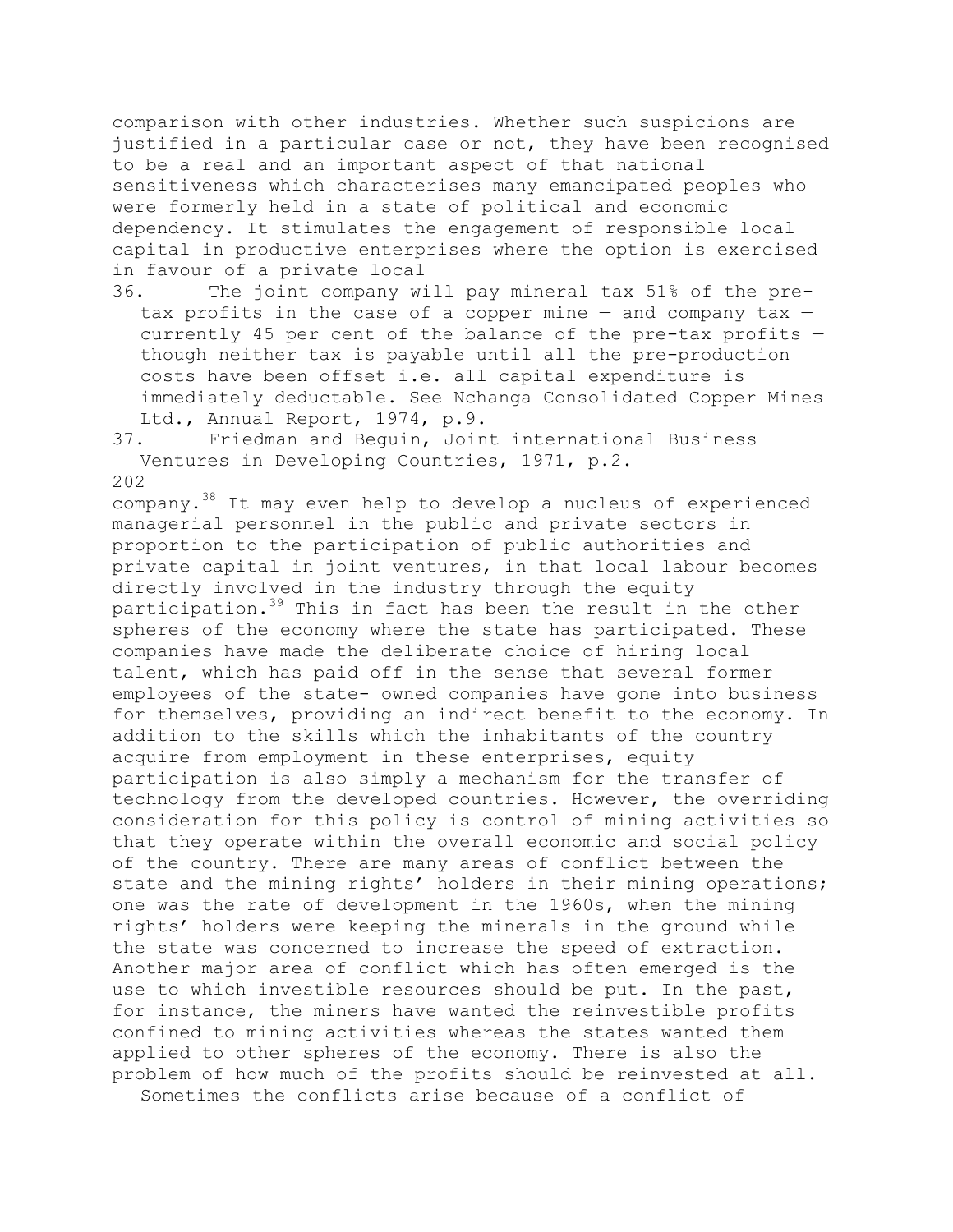comparison with other industries. Whether such suspicions are justified in a particular case or not, they have been recognised to be a real and an important aspect of that national sensitiveness which characterises many emancipated peoples who were formerly held in a state of political and economic dependency. It stimulates the engagement of responsible local capital in productive enterprises where the option is exercised in favour of a private local

36. The joint company will pay mineral tax 51% of the pre-tax profits in the case of a copper mine — and company tax — currently 45 per cent of the balance of the pre-tax profits — though neither tax is payable until all the pre-production costs have been offset i.e. all capital expenditure is immediately deductable. See Nchanga Consolidated Copper Mines Ltd., Annual Report, 1974, p.9.

37. Friedman and Beguin, Joint international Business Ventures in Developing Countries, 1971, p.2.

company.[38] It may even help to develop a nucleus of experienced managerial personnel in the public and private sectors in proportion to the participation of public authorities and private capital in joint ventures, in that local labour becomes directly involved in the industry through the equity participation.[39] This in fact has been the result in the other spheres of the economy where the state has participated. These companies have made the deliberate choice of hiring local talent, which has paid off in the sense that several former employees of the state- owned companies have gone into business for themselves, providing an indirect benefit to the economy. In addition to the skills which the inhabitants of the country acquire from employment in these enterprises, equity participation is also simply a mechanism for the transfer of technology from the developed countries. However, the overriding consideration for this policy is control of mining activities so that they operate within the overall economic and social policy of the country. There are many areas of conflict between the state and the mining rights' holders in their mining operations; one was the rate of development in the 1960s, when the mining rights' holders were keeping the minerals in the ground while the state was concerned to increase the speed of extraction. Another major area of conflict which has often emerged is the use to which investible resources should be put. In the past, for instance, the miners have wanted the reinvestible profits confined to mining activities whereas the states wanted them applied to other spheres of the economy. There is also the problem of how much of the profits should be reinvested at all.

Sometimes the conflicts arise because of a conflict of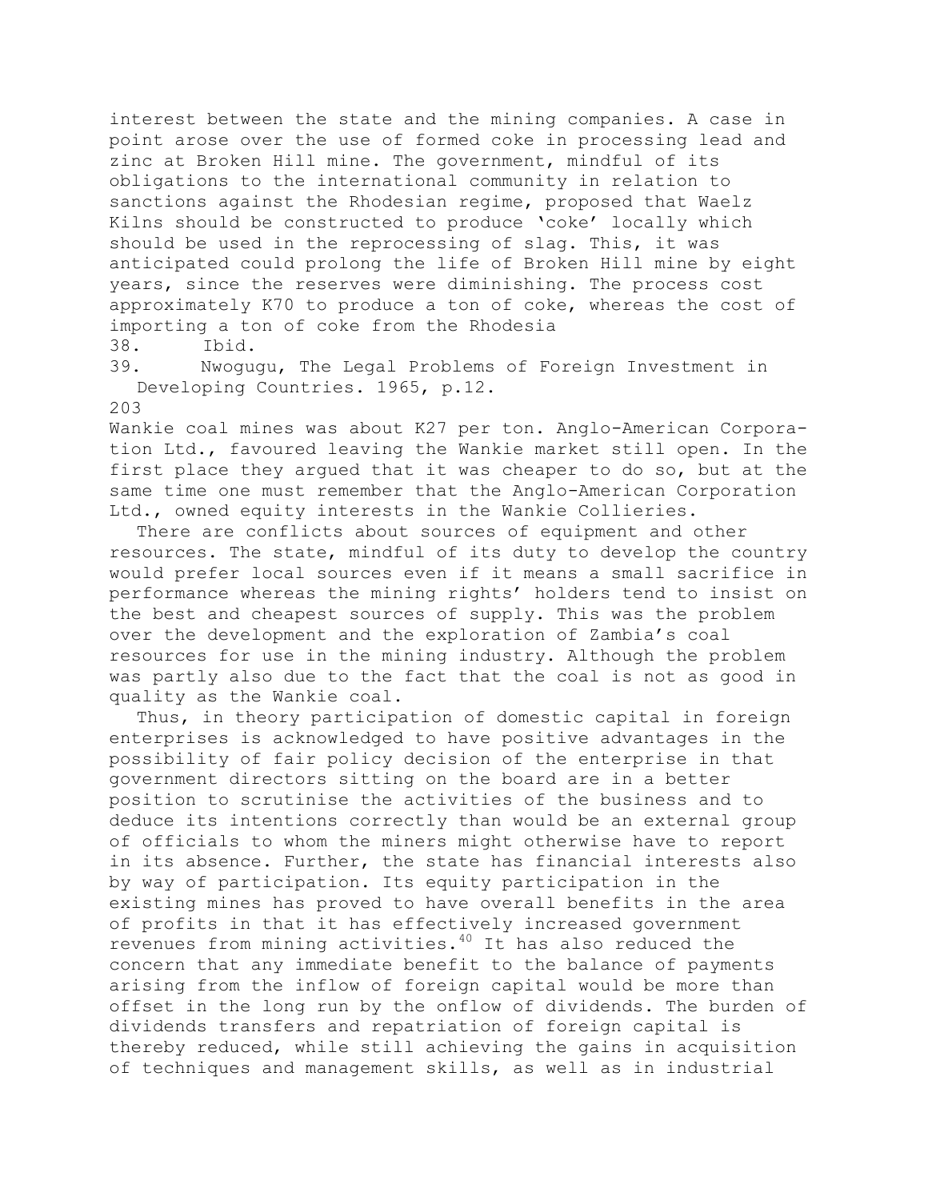interest between the state and the mining companies. A case in point arose over the use of formed coke in processing lead and zinc at Broken Hill mine. The government, mindful of its obligations to the international community in relation to sanctions against the Rhodesian regime, proposed that Waelz Kilns should be constructed to produce 'coke' locally which should be used in the reprocessing of slag. This, it was anticipated could prolong the life of Broken Hill mine by eight years, since the reserves were diminishing. The process cost approximately K70 to produce a ton of coke, whereas the cost of importing a ton of coke from the Rhodesia Wankie coal mines was about K27 per ton. Anglo-American Corporation Ltd., favoured leaving the Wankie market still open. In the first place they argued that it was cheaper to do so, but at the same time one must remember that the Anglo-American Corporation Ltd., owned equity interests in the Wankie Collieries.

There are conflicts about sources of equipment and other resources. The state, mindful of its duty to develop the country would prefer local sources even if it means a small sacrifice in performance whereas the mining rights' holders tend to insist on the best and cheapest sources of supply. This was the problem over the development and the exploration of Zambia's coal resources for use in the mining industry. Although the problem was partly also due to the fact that the coal is not as good in quality as the Wankie coal.

Thus, in theory participation of domestic capital in foreign enterprises is acknowledged to have positive advantages in the possibility of fair policy decision of the enterprise in that government directors sitting on the board are in a better position to scrutinise the activities of the business and to deduce its intentions correctly than would be an external group of officials to whom the miners might otherwise have to report in its absence. Further, the state has financial interests also by way of participation. Its equity participation in the existing mines has proved to have overall benefits in the area of profits in that it has effectively increased government revenues from mining activities.[40] It has also reduced the concern that any immediate benefit to the balance of payments arising from the inflow of foreign capital would be more than offset in the long run by the onflow of dividends. The burden of dividends transfers and repatriation of foreign capital is thereby reduced, while still achieving the gains in acquisition of techniques and management skills, as well as in industrial

38. Ibid.

39. Nwogugu, The Legal Problems of Foreign Investment in Developing Countries. 1965, p.12.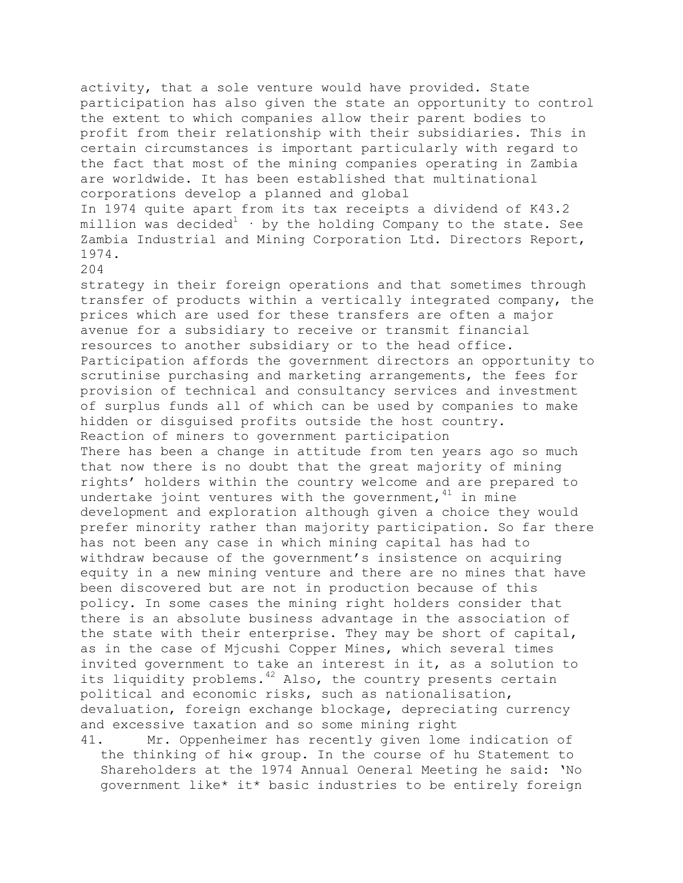activity, that a sole venture would have provided. State participation has also given the state an opportunity to control the extent to which companies allow their parent bodies to profit from their relationship with their subsidiaries. This in certain circumstances is important particularly with regard to the fact that most of the mining companies operating in Zambia are worldwide. It has been established that multinational corporations develop a planned and global

In 1974 quite apart from its tax receipts a dividend of K43.2 million was decided[1] · by the holding Company to the state. See Zambia Industrial and Mining Corporation Ltd. Directors Report, 1974.

strategy in their foreign operations and that sometimes through transfer of products within a vertically integrated company, the prices which are used for these transfers are often a major avenue for a subsidiary to receive or transmit financial resources to another subsidiary or to the head office. Participation affords the government directors an opportunity to scrutinise purchasing and marketing arrangements, the fees for provision of technical and consultancy services and investment of surplus funds all of which can be used by companies to make hidden or disguised profits outside the host country.

## Reaction of miners to government participation

There has been a change in attitude from ten years ago so much that now there is no doubt that the great majority of mining rights' holders within the country welcome and are prepared to undertake joint ventures with the government,[41] in mine development and exploration although given a choice they would prefer minority rather than majority participation. So far there has not been any case in which mining capital has had to withdraw because of the government's insistence on acquiring equity in a new mining venture and there are no mines that have been discovered but are not in production because of this policy. In some cases the mining right holders consider that there is an absolute business advantage in the association of the state with their enterprise. They may be short of capital, as in the case of Mjcushi Copper Mines, which several times invited government to take an interest in it, as a solution to its liquidity problems.[42] Also, the country presents certain political and economic risks, such as nationalisation, devaluation, foreign exchange blockage, depreciating currency and excessive taxation and so some mining right

41. Mr. Oppenheimer has recently given lome indication of the thinking of hi« group. In the course of hu Statement to Shareholders at the 1974 Annual Oeneral Meeting he said: 'No government like* it* basic industries to be entirely foreign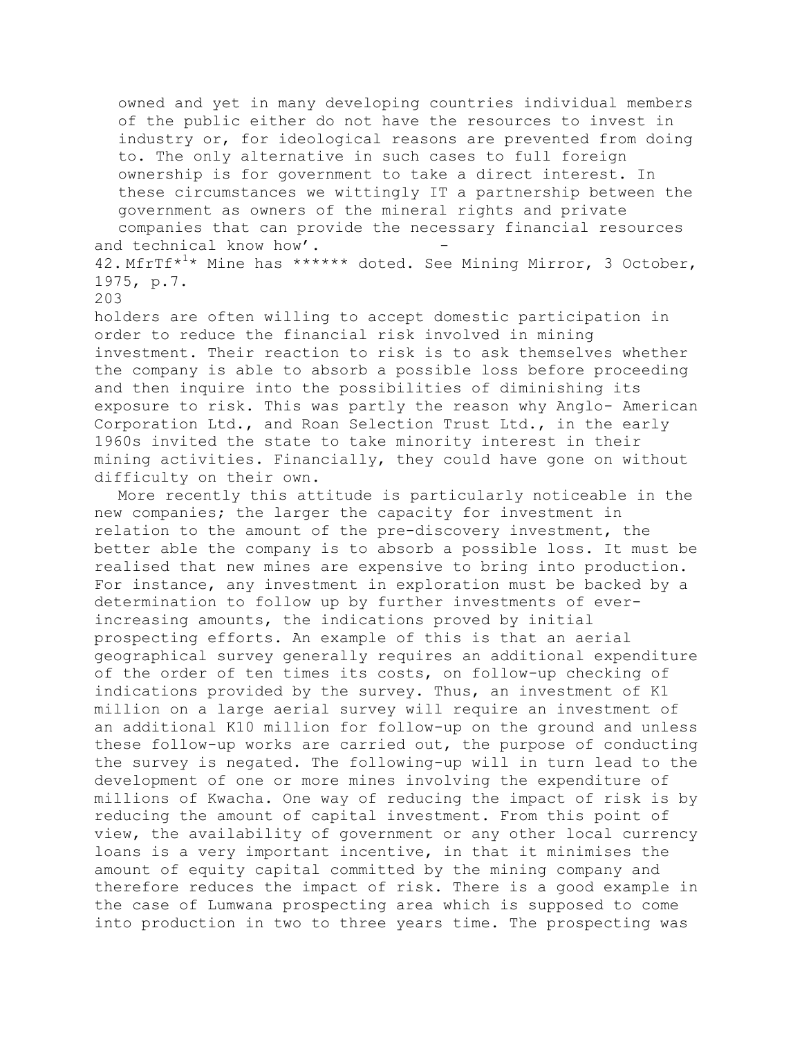owned and yet in many developing countries individual members of the public either do not have the resources to invest in industry or, for ideological reasons are prevented from doing to. The only alternative in such cases to full foreign ownership is for government to take a direct interest. In these circumstances we wittingly IT a partnership between the government as owners of the mineral rights and private companies that can provide the necessary financial resources and technical know how'.

42. MfrTf*[1]* Mine has ****** doted. See Mining Mirror, 3 October, 1975, p.7.

holders are often willing to accept domestic participation in order to reduce the financial risk involved in mining investment. Their reaction to risk is to ask themselves whether the company is able to absorb a possible loss before proceeding and then inquire into the possibilities of diminishing its exposure to risk. This was partly the reason why Anglo- American Corporation Ltd., and Roan Selection Trust Ltd., in the early 1960s invited the state to take minority interest in their mining activities. Financially, they could have gone on without difficulty on their own.

More recently this attitude is particularly noticeable in the new companies; the larger the capacity for investment in relation to the amount of the pre-discovery investment, the better able the company is to absorb a possible loss. It must be realised that new mines are expensive to bring into production. For instance, any investment in exploration must be backed by a determination to follow up by further investments of ever-increasing amounts, the indications proved by initial prospecting efforts. An example of this is that an aerial geographical survey generally requires an additional expenditure of the order of ten times its costs, on follow-up checking of indications provided by the survey. Thus, an investment of K1 million on a large aerial survey will require an investment of an additional K10 million for follow-up on the ground and unless these follow-up works are carried out, the purpose of conducting the survey is negated. The following-up will in turn lead to the development of one or more mines involving the expenditure of millions of Kwacha. One way of reducing the impact of risk is by reducing the amount of capital investment. From this point of view, the availability of government or any other local currency loans is a very important incentive, in that it minimises the amount of equity capital committed by the mining company and therefore reduces the impact of risk. There is a good example in the case of Lumwana prospecting area which is supposed to come into production in two to three years time. The prospecting was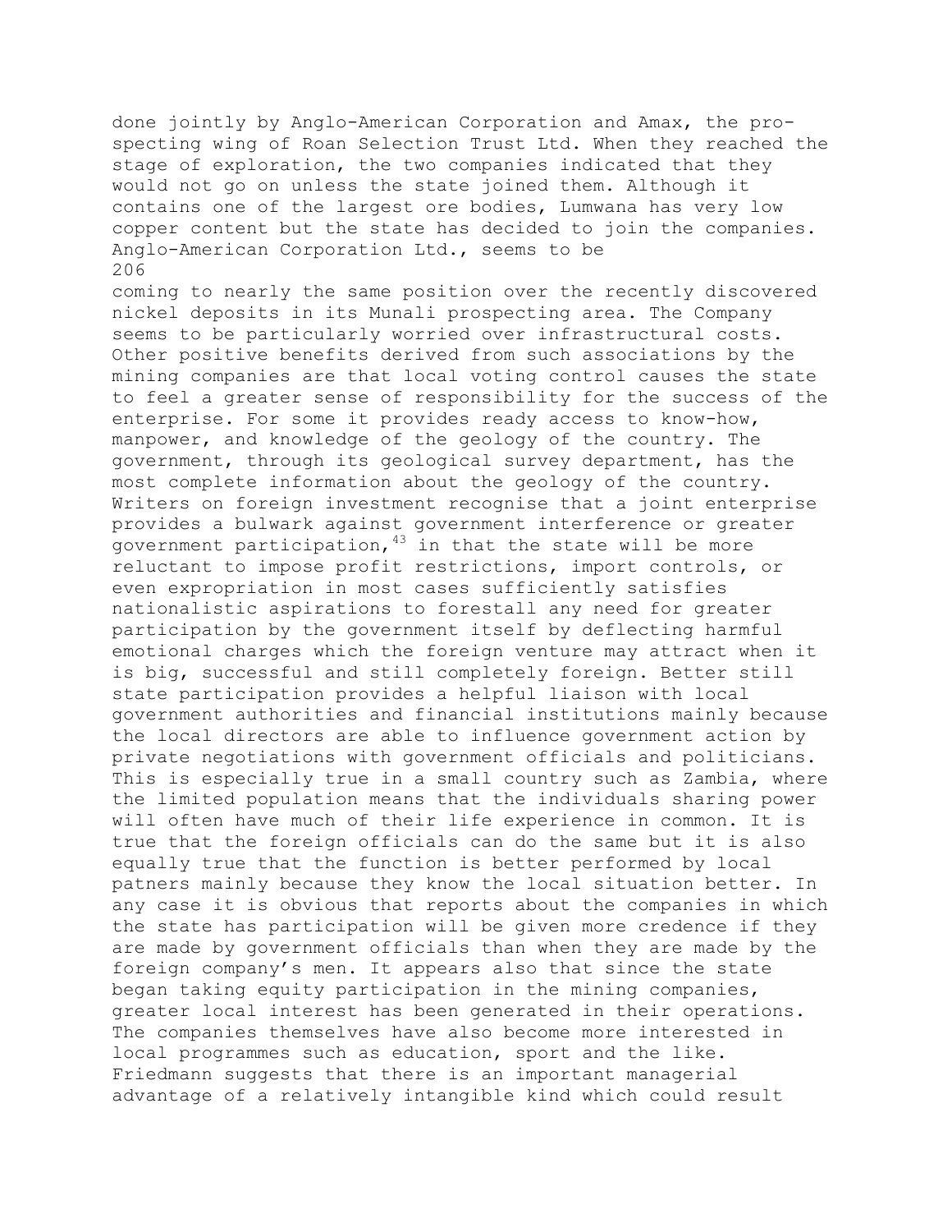done jointly by Anglo-American Corporation and Amax, the prospecting wing of Roan Selection Trust Ltd. When they reached the stage of exploration, the two companies indicated that they would not go on unless the state joined them. Although it contains one of the largest ore bodies, Lumwana has very low copper content but the state has decided to join the companies. Anglo-American Corporation Ltd., seems to be coming to nearly the same position over the recently discovered nickel deposits in its Munali prospecting area. The Company seems to be particularly worried over infrastructural costs. Other positive benefits derived from such associations by the mining companies are that local voting control causes the state to feel a greater sense of responsibility for the success of the enterprise. For some it provides ready access to know-how, manpower, and knowledge of the geology of the country. The government, through its geological survey department, has the most complete information about the geology of the country. Writers on foreign investment recognise that a joint enterprise provides a bulwark against government interference or greater government participation,[43] in that the state will be more reluctant to impose profit restrictions, import controls, or even expropriation in most cases sufficiently satisfies nationalistic aspirations to forestall any need for greater participation by the government itself by deflecting harmful emotional charges which the foreign venture may attract when it is big, successful and still completely foreign. Better still state participation provides a helpful liaison with local government authorities and financial institutions mainly because the local directors are able to influence government action by private negotiations with government officials and politicians. This is especially true in a small country such as Zambia, where the limited population means that the individuals sharing power will often have much of their life experience in common. It is true that the foreign officials can do the same but it is also equally true that the function is better performed by local patners mainly because they know the local situation better. In any case it is obvious that reports about the companies in which the state has participation will be given more credence if they are made by government officials than when they are made by the foreign company's men. It appears also that since the state began taking equity participation in the mining companies, greater local interest has been generated in their operations. The companies themselves have also become more interested in local programmes such as education, sport and the like. Friedmann suggests that there is an important managerial advantage of a relatively intangible kind which could result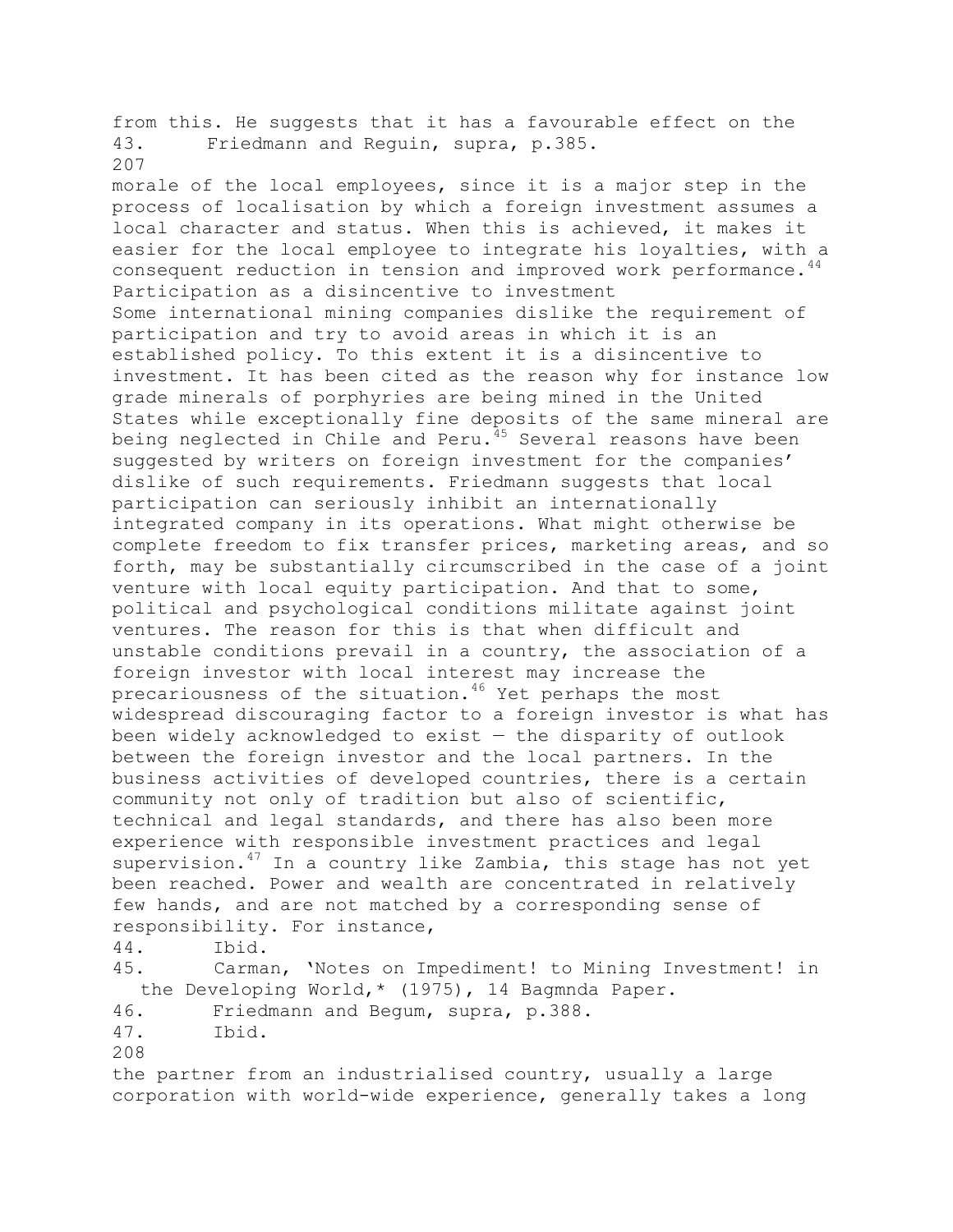from this. He suggests that it has a favourable effect on the

43. Friedmann and Reguin, supra, p.385.

morale of the local employees, since it is a major step in the process of localisation by which a foreign investment assumes a local character and status. When this is achieved, it makes it easier for the local employee to integrate his loyalties, with a consequent reduction in tension and improved work performance.[44]

### Participation as a disincentive to investment

Some international mining companies dislike the requirement of participation and try to avoid areas in which it is an established policy. To this extent it is a disincentive to investment. It has been cited as the reason why for instance low grade minerals of porphyries are being mined in the United States while exceptionally fine deposits of the same mineral are being neglected in Chile and Peru.[45] Several reasons have been suggested by writers on foreign investment for the companies' dislike of such requirements. Friedmann suggests that local participation can seriously inhibit an internationally integrated company in its operations. What might otherwise be complete freedom to fix transfer prices, marketing areas, and so forth, may be substantially circumscribed in the case of a joint venture with local equity participation. And that to some, political and psychological conditions militate against joint ventures. The reason for this is that when difficult and unstable conditions prevail in a country, the association of a foreign investor with local interest may increase the precariousness of the situation.[46] Yet perhaps the most widespread discouraging factor to a foreign investor is what has been widely acknowledged to exist — the disparity of outlook between the foreign investor and the local partners. In the business activities of developed countries, there is a certain community not only of tradition but also of scientific, technical and legal standards, and there has also been more experience with responsible investment practices and legal supervision.[47] In a country like Zambia, this stage has not yet been reached. Power and wealth are concentrated in relatively few hands, and are not matched by a corresponding sense of responsibility. For instance,

44. Ibid.
45. Carman, 'Notes on Impediment! to Mining Investment! in the Developing World,* (1975), 14 Bagmnda Paper.
46. Friedmann and Begum, supra, p.388.
47. Ibid.

the partner from an industrialised country, usually a large corporation with world-wide experience, generally takes a long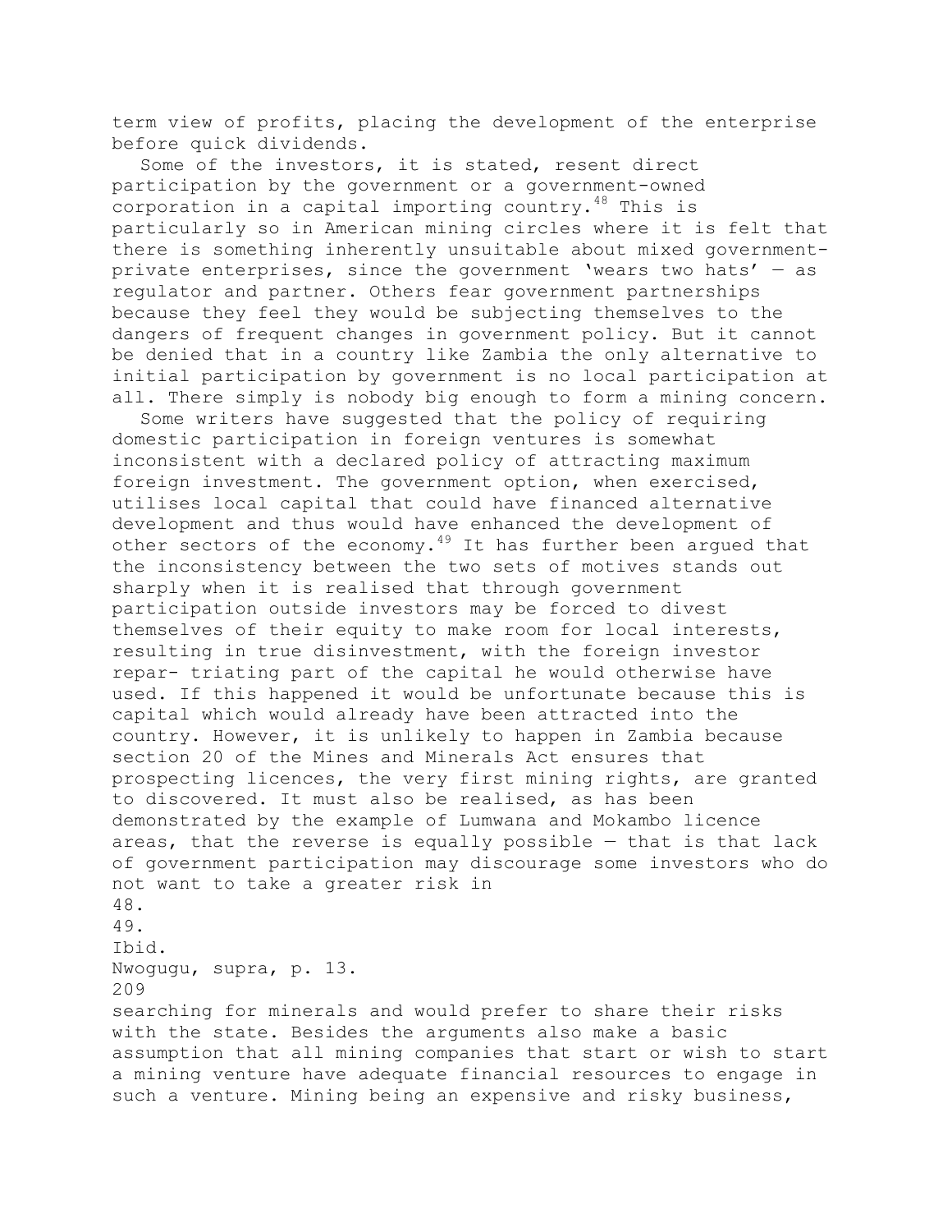term view of profits, placing the development of the enterprise before quick dividends.

Some of the investors, it is stated, resent direct participation by the government or a government-owned corporation in a capital importing country.[48] This is particularly so in American mining circles where it is felt that there is something inherently unsuitable about mixed government-private enterprises, since the government 'wears two hats' — as regulator and partner. Others fear government partnerships because they feel they would be subjecting themselves to the dangers of frequent changes in government policy. But it cannot be denied that in a country like Zambia the only alternative to initial participation by government is no local participation at all. There simply is nobody big enough to form a mining concern.

Some writers have suggested that the policy of requiring domestic participation in foreign ventures is somewhat inconsistent with a declared policy of attracting maximum foreign investment. The government option, when exercised, utilises local capital that could have financed alternative development and thus would have enhanced the development of other sectors of the economy.[49] It has further been argued that the inconsistency between the two sets of motives stands out sharply when it is realised that through government participation outside investors may be forced to divest themselves of their equity to make room for local interests, resulting in true disinvestment, with the foreign investor repar- triating part of the capital he would otherwise have used. If this happened it would be unfortunate because this is capital which would already have been attracted into the country. However, it is unlikely to happen in Zambia because section 20 of the Mines and Minerals Act ensures that prospecting licences, the very first mining rights, are granted to discovered. It must also be realised, as has been demonstrated by the example of Lumwana and Mokambo licence areas, that the reverse is equally possible — that is that lack of government participation may discourage some investors who do not want to take a greater risk in searching for minerals and would prefer to share their risks with the state. Besides the arguments also make a basic assumption that all mining companies that start or wish to start a mining venture have adequate financial resources to engage in such a venture. Mining being an expensive and risky business,

48. Ibid.

49. Nwogugu, supra, p. 13.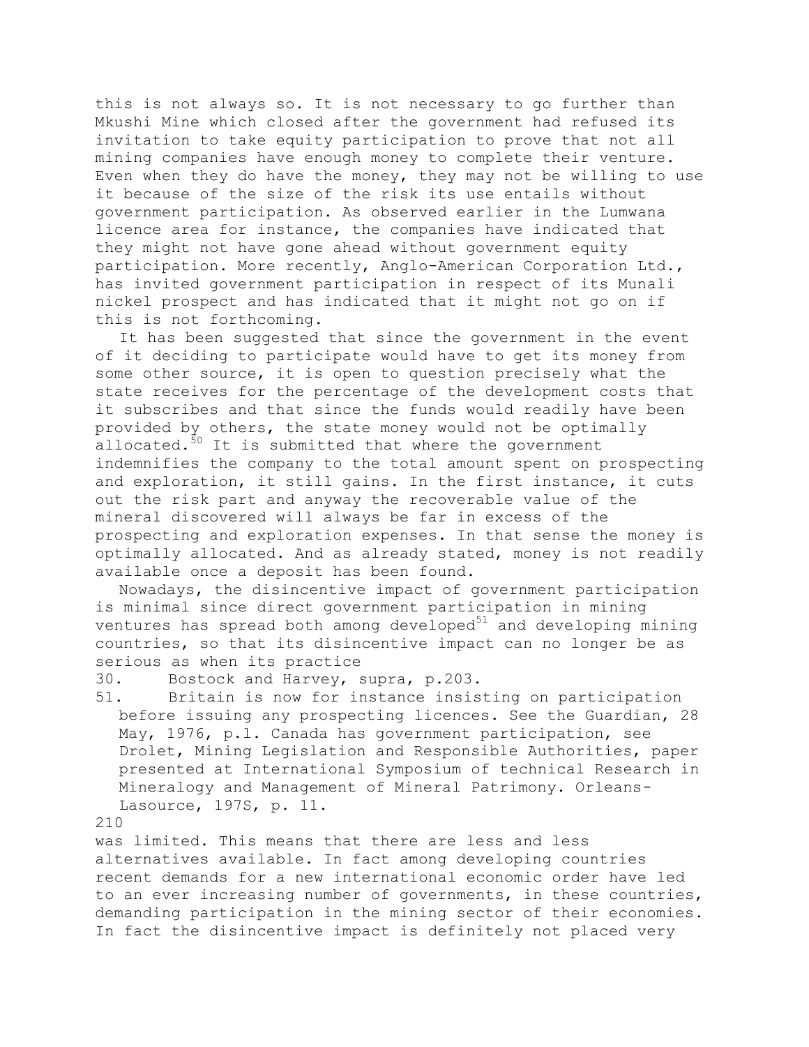this is not always so. It is not necessary to go further than Mkushi Mine which closed after the government had refused its invitation to take equity participation to prove that not all mining companies have enough money to complete their venture. Even when they do have the money, they may not be willing to use it because of the size of the risk its use entails without government participation. As observed earlier in the Lumwana licence area for instance, the companies have indicated that they might not have gone ahead without government equity participation. More recently, Anglo-American Corporation Ltd., has invited government participation in respect of its Munali nickel prospect and has indicated that it might not go on if this is not forthcoming.

It has been suggested that since the government in the event of it deciding to participate would have to get its money from some other source, it is open to question precisely what the state receives for the percentage of the development costs that it subscribes and that since the funds would readily have been provided by others, the state money would not be optimally allocated.[50] It is submitted that where the government indemnifies the company to the total amount spent on prospecting and exploration, it still gains. In the first instance, it cuts out the risk part and anyway the recoverable value of the mineral discovered will always be far in excess of the prospecting and exploration expenses. In that sense the money is optimally allocated. And as already stated, money is not readily available once a deposit has been found.

Nowadays, the disincentive impact of government participation is minimal since direct government participation in mining ventures has spread both among developed[51] and developing mining countries, so that its disincentive impact can no longer be as serious as when its practice was limited. This means that there are less and less alternatives available. In fact among developing countries recent demands for a new international economic order have led to an ever increasing number of governments, in these countries, demanding participation in the mining sector of their economies. In fact the disincentive impact is definitely not placed very

30. Bostock and Harvey, supra, p.203.

51. Britain is now for instance insisting on participation before issuing any prospecting licences. See the Guardian, 28 May, 1976, p.l. Canada has government participation, see Drolet, Mining Legislation and Responsible Authorities, paper presented at International Symposium of technical Research in Mineralogy and Management of Mineral Patrimony. Orleans-Lasource, 197S, p. 11.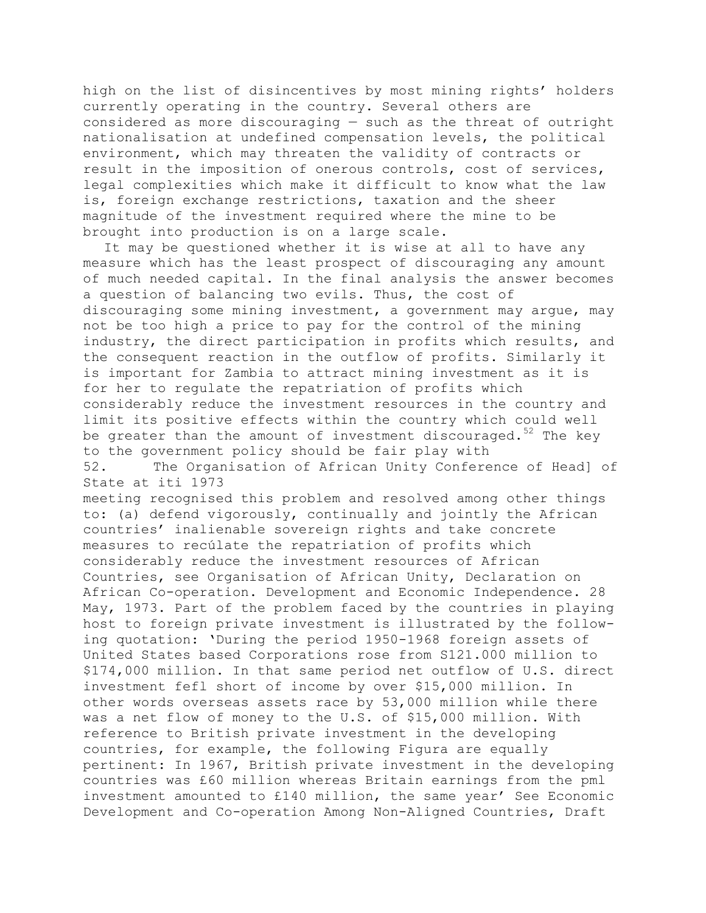high on the list of disincentives by most mining rights' holders currently operating in the country. Several others are considered as more discouraging — such as the threat of outright nationalisation at undefined compensation levels, the political environment, which may threaten the validity of contracts or result in the imposition of onerous controls, cost of services, legal complexities which make it difficult to know what the law is, foreign exchange restrictions, taxation and the sheer magnitude of the investment required where the mine to be brought into production is on a large scale.

It may be questioned whether it is wise at all to have any measure which has the least prospect of discouraging any amount of much needed capital. In the final analysis the answer becomes a question of balancing two evils. Thus, the cost of discouraging some mining investment, a government may argue, may not be too high a price to pay for the control of the mining industry, the direct participation in profits which results, and the consequent reaction in the outflow of profits. Similarly it is important for Zambia to attract mining investment as it is for her to regulate the repatriation of profits which considerably reduce the investment resources in the country and limit its positive effects within the country which could well be greater than the amount of investment discouraged.[52] The key to the government policy should be fair play with

52. The Organisation of African Unity Conference of Head] of State at iti 1973 meeting recognised this problem and resolved among other things to: (a) defend vigorously, continually and jointly the African countries' inalienable sovereign rights and take concrete measures to recúlate the repatriation of profits which considerably reduce the investment resources of African Countries, see Organisation of African Unity, Declaration on African Co-operation. Development and Economic Independence. 28 May, 1973. Part of the problem faced by the countries in playing host to foreign private investment is illustrated by the following quotation: 'During the period 1950-1968 foreign assets of United States based Corporations rose from S121.000 million to $174,000 million. In that same period net outflow of U.S. direct investment fefl short of income by over $15,000 million. In other words overseas assets race by 53,000 million while there was a net flow of money to the U.S. of $15,000 million. With reference to British private investment in the developing countries, for example, the following Figura are equally pertinent: In 1967, British private investment in the developing countries was £60 million whereas Britain earnings from the pml investment amounted to £140 million, the same year' See Economic Development and Co-operation Among Non-Aligned Countries, Draft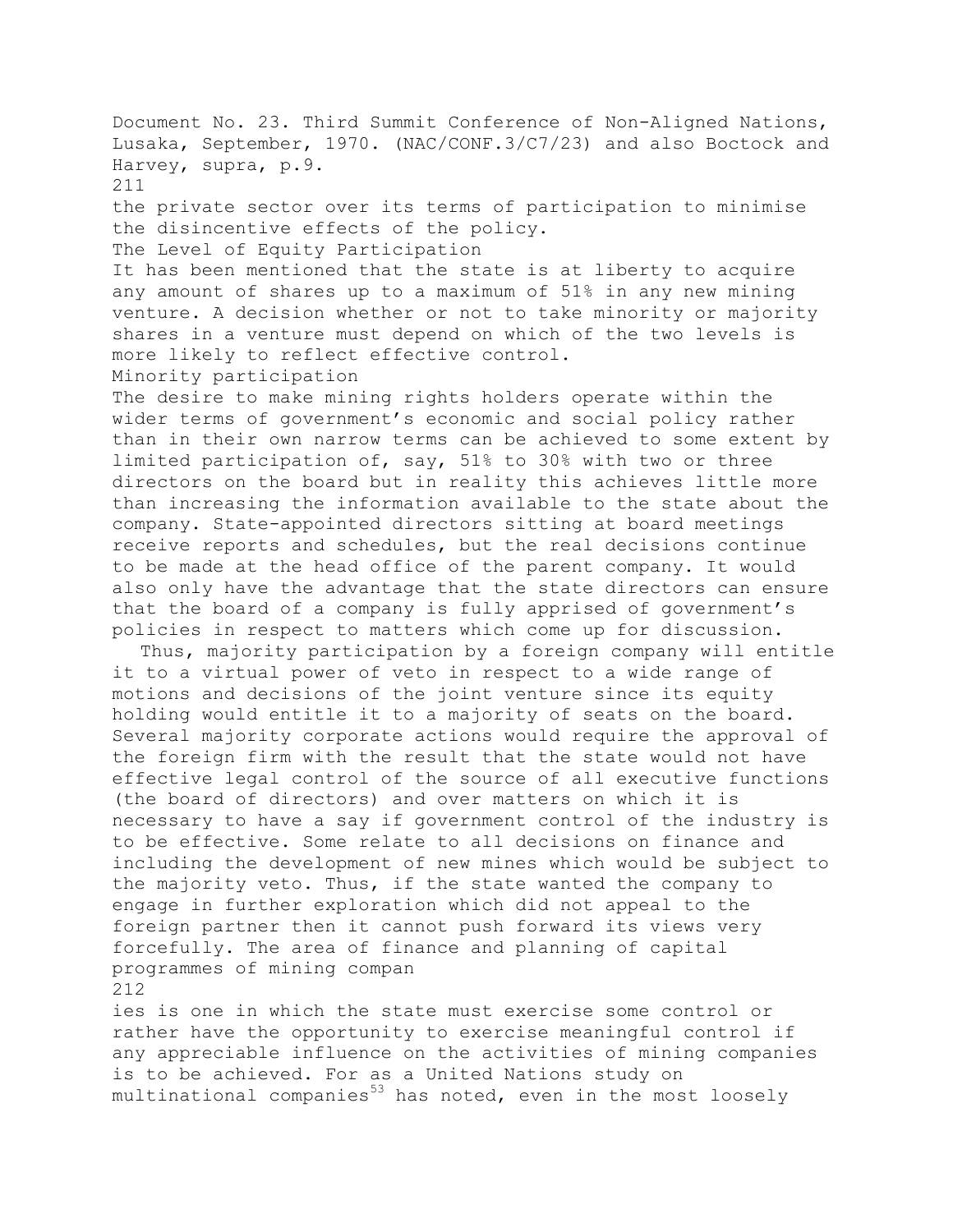Document No. 23. Third Summit Conference of Non-Aligned Nations, Lusaka, September, 1970. (NAC/CONF.3/C7/23) and also Boctock and Harvey, supra, p.9.

the private sector over its terms of participation to minimise the disincentive effects of the policy.

### The Level of Equity Participation

It has been mentioned that the state is at liberty to acquire any amount of shares up to a maximum of 51% in any new mining venture. A decision whether or not to take minority or majority shares in a venture must depend on which of the two levels is more likely to reflect effective control.

#### Minority participation

The desire to make mining rights holders operate within the wider terms of government's economic and social policy rather than in their own narrow terms can be achieved to some extent by limited participation of, say, 51% to 30% with two or three directors on the board but in reality this achieves little more than increasing the information available to the state about the company. State-appointed directors sitting at board meetings receive reports and schedules, but the real decisions continue to be made at the head office of the parent company. It would also only have the advantage that the state directors can ensure that the board of a company is fully apprised of government's policies in respect to matters which come up for discussion.

Thus, majority participation by a foreign company will entitle it to a virtual power of veto in respect to a wide range of motions and decisions of the joint venture since its equity holding would entitle it to a majority of seats on the board. Several majority corporate actions would require the approval of the foreign firm with the result that the state would not have effective legal control of the source of all executive functions (the board of directors) and over matters on which it is necessary to have a say if government control of the industry is to be effective. Some relate to all decisions on finance and including the development of new mines which would be subject to the majority veto. Thus, if the state wanted the company to engage in further exploration which did not appeal to the foreign partner then it cannot push forward its views very forcefully. The area of finance and planning of capital programmes of mining companies is one in which the state must exercise some control or rather have the opportunity to exercise meaningful control if any appreciable influence on the activities of mining companies is to be achieved. For as a United Nations study on multinational companies[53] has noted, even in the most loosely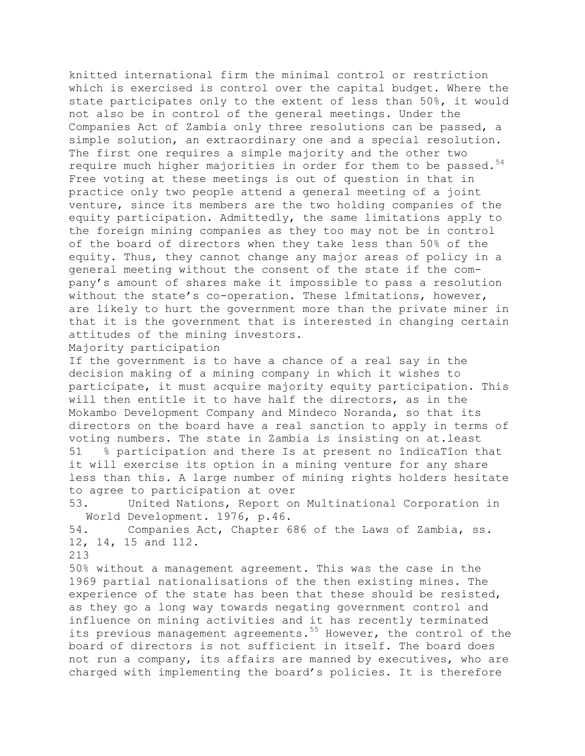knitted international firm the minimal control or restriction which is exercised is control over the capital budget. Where the state participates only to the extent of less than 50%, it would not also be in control of the general meetings. Under the Companies Act of Zambia only three resolutions can be passed, a simple solution, an extraordinary one and a special resolution. The first one requires a simple majority and the other two require much higher majorities in order for them to be passed.[54] Free voting at these meetings is out of question in that in practice only two people attend a general meeting of a joint venture, since its members are the two holding companies of the equity participation. Admittedly, the same limitations apply to the foreign mining companies as they too may not be in control of the board of directors when they take less than 50% of the equity. Thus, they cannot change any major areas of policy in a general meeting without the consent of the state if the company's amount of shares make it impossible to pass a resolution without the state's co-operation. These lfmitations, however, are likely to hurt the government more than the private miner in that it is the government that is interested in changing certain attitudes of the mining investors.

## Majority participation

If the government is to have a chance of a real say in the decision making of a mining company in which it wishes to participate, it must acquire majority equity participation. This will then entitle it to have half the directors, as in the Mokambo Development Company and Mindeco Noranda, so that its directors on the board have a real sanction to apply in terms of voting numbers. The state in Zambia is insisting on at.least 51 % participation and there Is at present no îndïcaTîon that it will exercise its option in a mining venture for any share less than this. A large number of mining rights holders hesitate to agree to participation at over 50% without a management agreement. This was the case in the 1969 partial nationalisations of the then existing mines. The experience of the state has been that these should be resisted, as they go a long way towards negating government control and influence on mining activities and it has recently terminated its previous management agreements.[55] However, the control of the board of directors is not sufficient in itself. The board does not run a company, its affairs are manned by executives, who are charged with implementing the board's policies. It is therefore

---

53. United Nations, Report on Multinational Corporation in World Development. 1976, p.46.

54. Companies Act, Chapter 686 of the Laws of Zambia, ss. 12, 14, 15 and 112.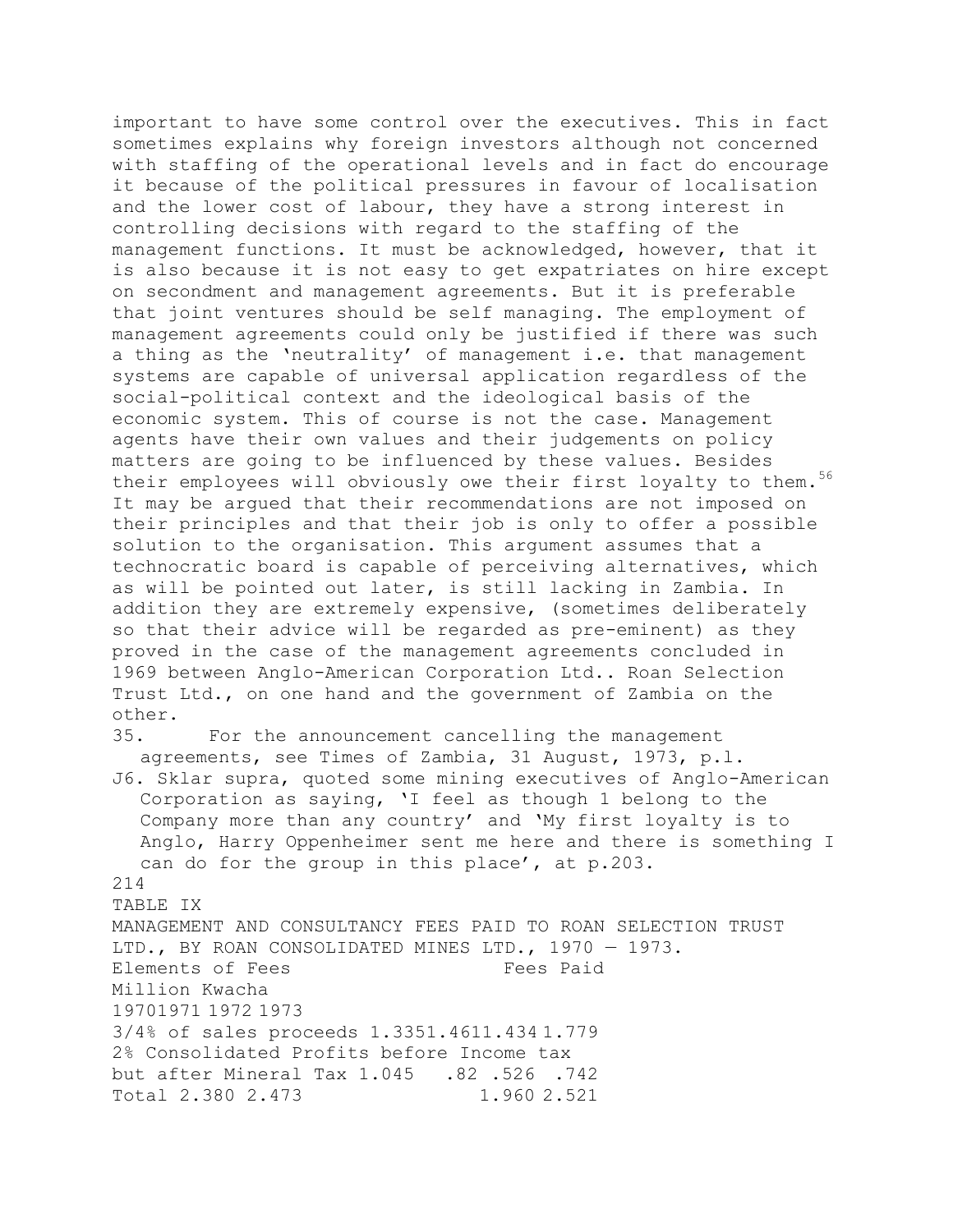important to have some control over the executives. This in fact sometimes explains why foreign investors although not concerned with staffing of the operational levels and in fact do encourage it because of the political pressures in favour of localisation and the lower cost of labour, they have a strong interest in controlling decisions with regard to the staffing of the management functions. It must be acknowledged, however, that it is also because it is not easy to get expatriates on hire except on secondment and management agreements. But it is preferable that joint ventures should be self managing. The employment of management agreements could only be justified if there was such a thing as the 'neutrality' of management i.e. that management systems are capable of universal application regardless of the social-political context and the ideological basis of the economic system. This of course is not the case. Management agents have their own values and their judgements on policy matters are going to be influenced by these values. Besides their employees will obviously owe their first loyalty to them.[56] It may be argued that their recommendations are not imposed on their principles and that their job is only to offer a possible solution to the organisation. This argument assumes that a technocratic board is capable of perceiving alternatives, which as will be pointed out later, is still lacking in Zambia. In addition they are extremely expensive, (sometimes deliberately so that their advice will be regarded as pre-eminent) as they proved in the case of the management agreements concluded in 1969 between Anglo-American Corporation Ltd.. Roan Selection Trust Ltd., on one hand and the government of Zambia on the other.

35. For the announcement cancelling the management agreements, see Times of Zambia, 31 August, 1973, p.l.

J6. Sklar supra, quoted some mining executives of Anglo-American Corporation as saying, 'I feel as though 1 belong to the Company more than any country' and 'My first loyalty is to Anglo, Harry Oppenheimer sent me here and there is something I can do for the group in this place', at p.203.

TABLE IX

MANAGEMENT AND CONSULTANCY FEES PAID TO ROAN SELECTION TRUST LTD., BY ROAN CONSOLIDATED MINES LTD., 1970 — 1973.

| Elements of Fees | Fees Paid Million Kwacha | | | |
|---|---|---|---|---|
| | 1970 | 1971 | 1972 | 1973 |
| 3/4% of sales proceeds | 1.335 | 1.461 | 1.434 | 1.779 |
| 2% Consolidated Profits before Income tax but after Mineral Tax | 1.045 | .82 | .526 | .742 |
| Total | 2.380 | 2.473 | 1.960 | 2.521 |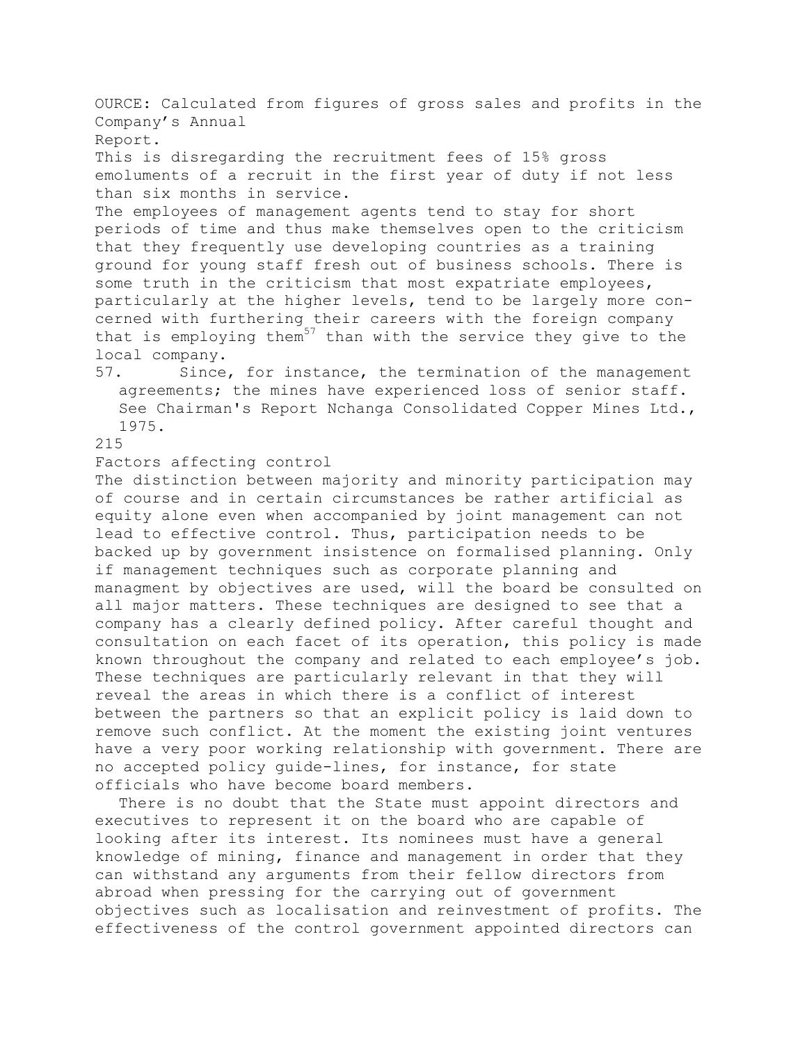OURCE: Calculated from figures of gross sales and profits in the Company's Annual Report.

This is disregarding the recruitment fees of 15% gross emoluments of a recruit in the first year of duty if not less than six months in service.

The employees of management agents tend to stay for short periods of time and thus make themselves open to the criticism that they frequently use developing countries as a training ground for young staff fresh out of business schools. There is some truth in the criticism that most expatriate employees, particularly at the higher levels, tend to be largely more concerned with furthering their careers with the foreign company that is employing them[57] than with the service they give to the local company.

57. Since, for instance, the termination of the management agreements; the mines have experienced loss of senior staff. See Chairman's Report Nchanga Consolidated Copper Mines Ltd., 1975.

## Factors affecting control

The distinction between majority and minority participation may of course and in certain circumstances be rather artificial as equity alone even when accompanied by joint management can not lead to effective control. Thus, participation needs to be backed up by government insistence on formalised planning. Only if management techniques such as corporate planning and managment by objectives are used, will the board be consulted on all major matters. These techniques are designed to see that a company has a clearly defined policy. After careful thought and consultation on each facet of its operation, this policy is made known throughout the company and related to each employee's job. These techniques are particularly relevant in that they will reveal the areas in which there is a conflict of interest between the partners so that an explicit policy is laid down to remove such conflict. At the moment the existing joint ventures have a very poor working relationship with government. There are no accepted policy guide-lines, for instance, for state officials who have become board members.

There is no doubt that the State must appoint directors and executives to represent it on the board who are capable of looking after its interest. Its nominees must have a general knowledge of mining, finance and management in order that they can withstand any arguments from their fellow directors from abroad when pressing for the carrying out of government objectives such as localisation and reinvestment of profits. The effectiveness of the control government appointed directors can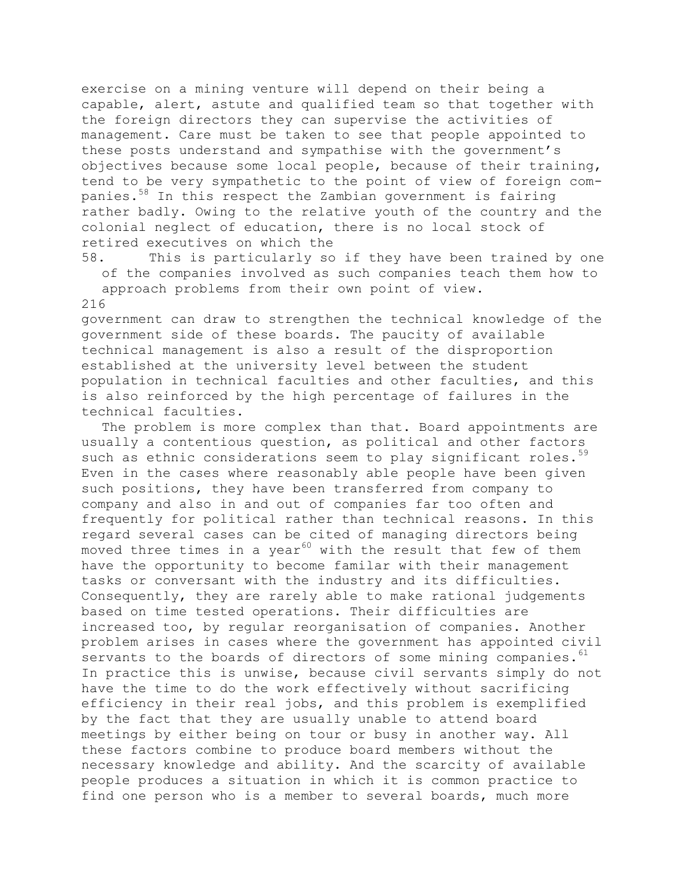exercise on a mining venture will depend on their being a capable, alert, astute and qualified team so that together with the foreign directors they can supervise the activities of management. Care must be taken to see that people appointed to these posts understand and sympathise with the government's objectives because some local people, because of their training, tend to be very sympathetic to the point of view of foreign companies.[58] In this respect the Zambian government is fairing rather badly. Owing to the relative youth of the country and the colonial neglect of education, there is no local stock of retired executives on which the government can draw to strengthen the technical knowledge of the government side of these boards. The paucity of available technical management is also a result of the disproportion established at the university level between the student population in technical faculties and other faculties, and this is also reinforced by the high percentage of failures in the technical faculties.

The problem is more complex than that. Board appointments are usually a contentious question, as political and other factors such as ethnic considerations seem to play significant roles.[59] Even in the cases where reasonably able people have been given such positions, they have been transferred from company to company and also in and out of companies far too often and frequently for political rather than technical reasons. In this regard several cases can be cited of managing directors being moved three times in a year[60] with the result that few of them have the opportunity to become familar with their management tasks or conversant with the industry and its difficulties. Consequently, they are rarely able to make rational judgements based on time tested operations. Their difficulties are increased too, by regular reorganisation of companies. Another problem arises in cases where the government has appointed civil servants to the boards of directors of some mining companies.[61] In practice this is unwise, because civil servants simply do not have the time to do the work effectively without sacrificing efficiency in their real jobs, and this problem is exemplified by the fact that they are usually unable to attend board meetings by either being on tour or busy in another way. All these factors combine to produce board members without the necessary knowledge and ability. And the scarcity of available people produces a situation in which it is common practice to find one person who is a member to several boards, much more

58. This is particularly so if they have been trained by one of the companies involved as such companies teach them how to approach problems from their own point of view.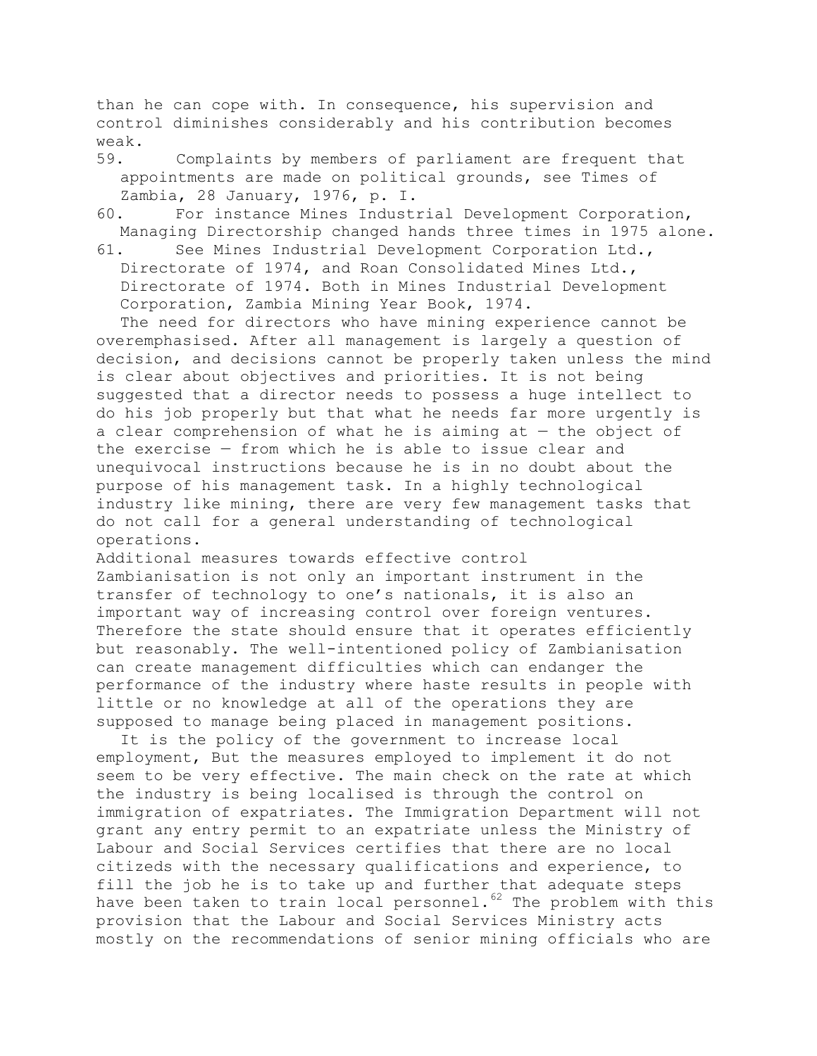than he can cope with. In consequence, his supervision and control diminishes considerably and his contribution becomes weak.

59. Complaints by members of parliament are frequent that appointments are made on political grounds, see Times of Zambia, 28 January, 1976, p. I.

60. For instance Mines Industrial Development Corporation, Managing Directorship changed hands three times in 1975 alone.

61. See Mines Industrial Development Corporation Ltd., Directorate of 1974, and Roan Consolidated Mines Ltd., Directorate of 1974. Both in Mines Industrial Development Corporation, Zambia Mining Year Book, 1974.

The need for directors who have mining experience cannot be overemphasised. After all management is largely a question of decision, and decisions cannot be properly taken unless the mind is clear about objectives and priorities. It is not being suggested that a director needs to possess a huge intellect to do his job properly but that what he needs far more urgently is a clear comprehension of what he is aiming at — the object of the exercise — from which he is able to issue clear and unequivocal instructions because he is in no doubt about the purpose of his management task. In a highly technological industry like mining, there are very few management tasks that do not call for a general understanding of technological operations.

Additional measures towards effective control

Zambianisation is not only an important instrument in the transfer of technology to one's nationals, it is also an important way of increasing control over foreign ventures. Therefore the state should ensure that it operates efficiently but reasonably. The well-intentioned policy of Zambianisation can create management difficulties which can endanger the performance of the industry where haste results in people with little or no knowledge at all of the operations they are supposed to manage being placed in management positions.

It is the policy of the government to increase local employment, But the measures employed to implement it do not seem to be very effective. The main check on the rate at which the industry is being localised is through the control on immigration of expatriates. The Immigration Department will not grant any entry permit to an expatriate unless the Ministry of Labour and Social Services certifies that there are no local citizeds with the necessary qualifications and experience, to fill the job he is to take up and further that adequate steps have been taken to train local personnel.[62] The problem with this provision that the Labour and Social Services Ministry acts mostly on the recommendations of senior mining officials who are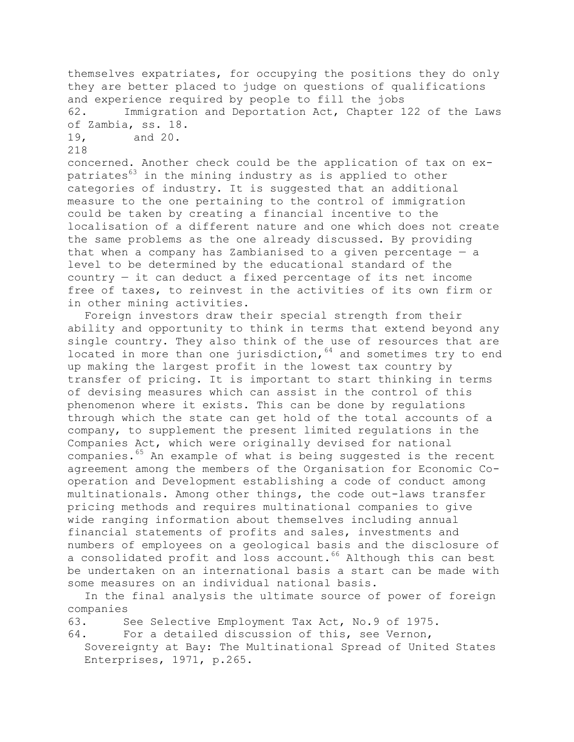themselves expatriates, for occupying the positions they do only they are better placed to judge on questions of qualifications and experience required by people to fill the jobs

62. Immigration and Deportation Act, Chapter 122 of the Laws of Zambia, ss. 18. 19, and 20.

concerned. Another check could be the application of tax on expatriates[63] in the mining industry as is applied to other categories of industry. It is suggested that an additional measure to the one pertaining to the control of immigration could be taken by creating a financial incentive to the localisation of a different nature and one which does not create the same problems as the one already discussed. By providing that when a company has Zambianised to a given percentage — a level to be determined by the educational standard of the country — it can deduct a fixed percentage of its net income free of taxes, to reinvest in the activities of its own firm or in other mining activities.

Foreign investors draw their special strength from their ability and opportunity to think in terms that extend beyond any single country. They also think of the use of resources that are located in more than one jurisdiction,[64] and sometimes try to end up making the largest profit in the lowest tax country by transfer of pricing. It is important to start thinking in terms of devising measures which can assist in the control of this phenomenon where it exists. This can be done by regulations through which the state can get hold of the total accounts of a company, to supplement the present limited regulations in the Companies Act, which were originally devised for national companies.[65] An example of what is being suggested is the recent agreement among the members of the Organisation for Economic Co-operation and Development establishing a code of conduct among multinationals. Among other things, the code out-laws transfer pricing methods and requires multinational companies to give wide ranging information about themselves including annual financial statements of profits and sales, investments and numbers of employees on a geological basis and the disclosure of a consolidated profit and loss account.[66] Although this can best be undertaken on an international basis a start can be made with some measures on an individual national basis.

In the final analysis the ultimate source of power of foreign companies

63. See Selective Employment Tax Act, No.9 of 1975.

64. For a detailed discussion of this, see Vernon, Sovereignty at Bay: The Multinational Spread of United States Enterprises, 1971, p.265.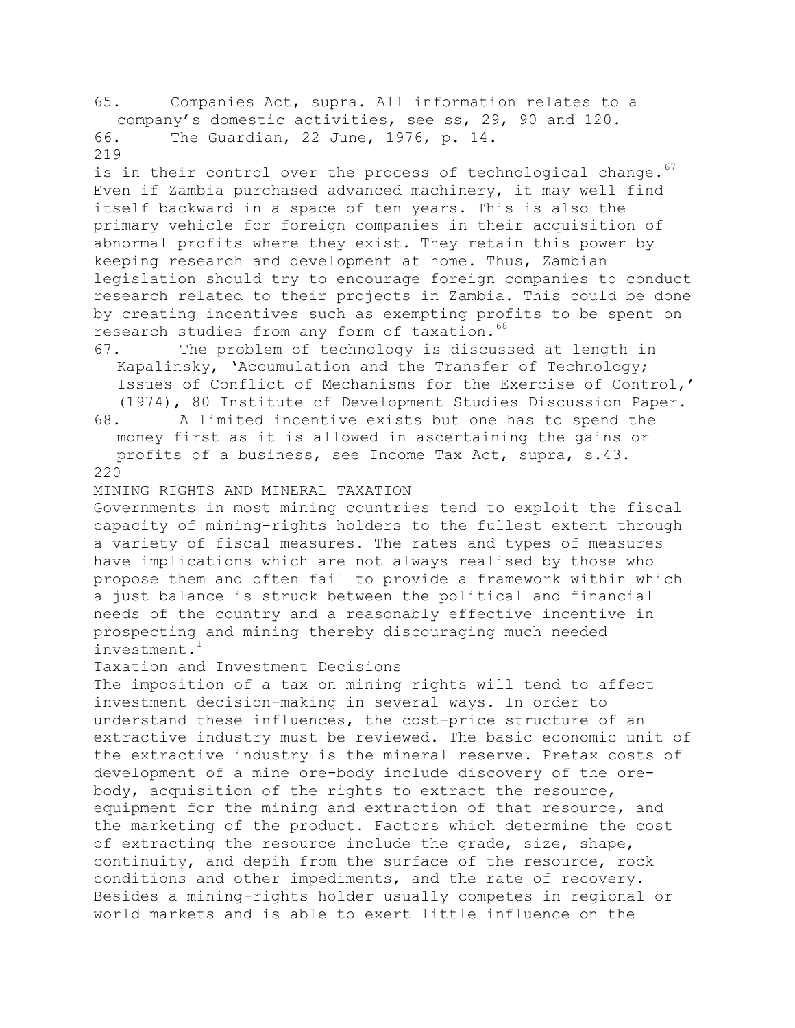65. Companies Act, supra. All information relates to a company's domestic activities, see ss, 29, 90 and 120.

66. The Guardian, 22 June, 1976, p. 14.

is in their control over the process of technological change.[67] Even if Zambia purchased advanced machinery, it may well find itself backward in a space of ten years. This is also the primary vehicle for foreign companies in their acquisition of abnormal profits where they exist. They retain this power by keeping research and development at home. Thus, Zambian legislation should try to encourage foreign companies to conduct research related to their projects in Zambia. This could be done by creating incentives such as exempting profits to be spent on research studies from any form of taxation.[68]

67. The problem of technology is discussed at length in Kapalinsky, 'Accumulation and the Transfer of Technology; Issues of Conflict of Mechanisms for the Exercise of Control,' (1974), 80 Institute cf Development Studies Discussion Paper.

68. A limited incentive exists but one has to spend the money first as it is allowed in ascertaining the gains or profits of a business, see Income Tax Act, supra, s.43.

## MINING RIGHTS AND MINERAL TAXATION

Governments in most mining countries tend to exploit the fiscal capacity of mining-rights holders to the fullest extent through a variety of fiscal measures. The rates and types of measures have implications which are not always realised by those who propose them and often fail to provide a framework within which a just balance is struck between the political and financial needs of the country and a reasonably effective incentive in prospecting and mining thereby discouraging much needed investment.[1]

### Taxation and Investment Decisions

The imposition of a tax on mining rights will tend to affect investment decision-making in several ways. In order to understand these influences, the cost-price structure of an extractive industry must be reviewed. The basic economic unit of the extractive industry is the mineral reserve. Pretax costs of development of a mine ore-body include discovery of the ore-body, acquisition of the rights to extract the resource, equipment for the mining and extraction of that resource, and the marketing of the product. Factors which determine the cost of extracting the resource include the grade, size, shape, continuity, and depih from the surface of the resource, rock conditions and other impediments, and the rate of recovery. Besides a mining-rights holder usually competes in regional or world markets and is able to exert little influence on the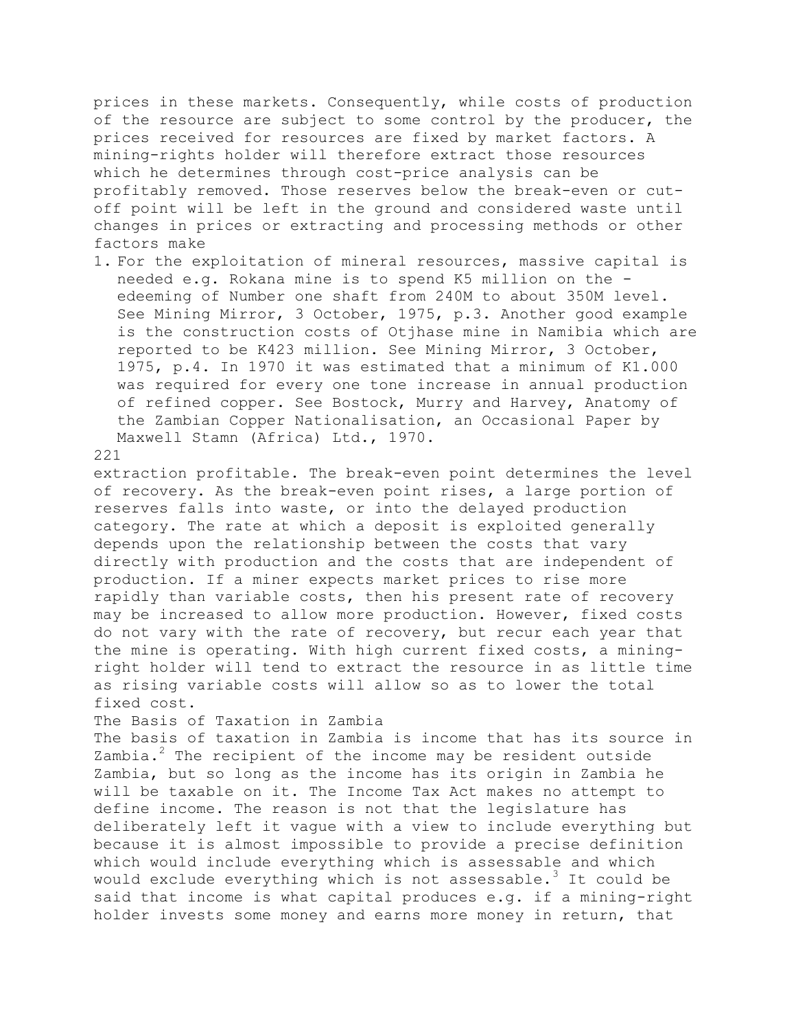prices in these markets. Consequently, while costs of production of the resource are subject to some control by the producer, the prices received for resources are fixed by market factors. A mining-rights holder will therefore extract those resources which he determines through cost-price analysis can be profitably removed. Those reserves below the break-even or cut-off point will be left in the ground and considered waste until changes in prices or extracting and processing methods or other factors make extraction profitable. The break-even point determines the level of recovery. As the break-even point rises, a large portion of reserves falls into waste, or into the delayed production category. The rate at which a deposit is exploited generally depends upon the relationship between the costs that vary directly with production and the costs that are independent of production. If a miner expects market prices to rise more rapidly than variable costs, then his present rate of recovery may be increased to allow more production. However, fixed costs do not vary with the rate of recovery, but recur each year that the mine is operating. With high current fixed costs, a mining-right holder will tend to extract the resource in as little time as rising variable costs will allow so as to lower the total fixed cost.

## The Basis of Taxation in Zambia

The basis of taxation in Zambia is income that has its source in Zambia.[2] The recipient of the income may be resident outside Zambia, but so long as the income has its origin in Zambia he will be taxable on it. The Income Tax Act makes no attempt to define income. The reason is not that the legislature has deliberately left it vague with a view to include everything but because it is almost impossible to provide a precise definition which would include everything which is assessable and which would exclude everything which is not assessable.[3] It could be said that income is what capital produces e.g. if a mining-right holder invests some money and earns more money in return, that

1. For the exploitation of mineral resources, massive capital is needed e.g. Rokana mine is to spend K5 million on the -edeeming of Number one shaft from 240M to about 350M level. See Mining Mirror, 3 October, 1975, p.3. Another good example is the construction costs of Otjhase mine in Namibia which are reported to be K423 million. See Mining Mirror, 3 October, 1975, p.4. In 1970 it was estimated that a minimum of K1.000 was required for every one tone increase in annual production of refined copper. See Bostock, Murry and Harvey, Anatomy of the Zambian Copper Nationalisation, an Occasional Paper by Maxwell Stamn (Africa) Ltd., 1970.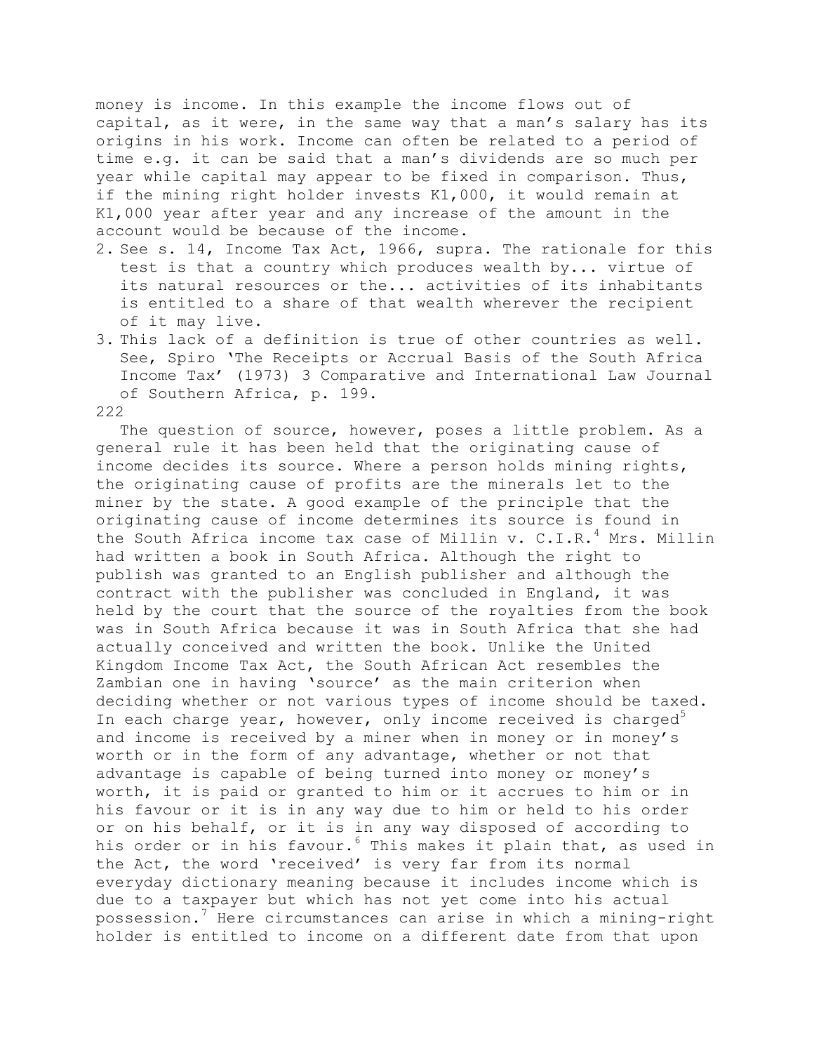money is income. In this example the income flows out of capital, as it were, in the same way that a man's salary has its origins in his work. Income can often be related to a period of time e.g. it can be said that a man's dividends are so much per year while capital may appear to be fixed in comparison. Thus, if the mining right holder invests K1,000, it would remain at K1,000 year after year and any increase of the amount in the account would be because of the income.

2. See s. 14, Income Tax Act, 1966, supra. The rationale for this test is that a country which produces wealth by... virtue of its natural resources or the... activities of its inhabitants is entitled to a share of that wealth wherever the recipient of it may live.
3. This lack of a definition is true of other countries as well. See, Spiro 'The Receipts or Accrual Basis of the South Africa Income Tax' (1973) 3 Comparative and International Law Journal of Southern Africa, p. 199.

The question of source, however, poses a little problem. As a general rule it has been held that the originating cause of income decides its source. Where a person holds mining rights, the originating cause of profits are the minerals let to the miner by the state. A good example of the principle that the originating cause of income determines its source is found in the South Africa income tax case of Millin v. C.I.R.[4] Mrs. Millin had written a book in South Africa. Although the right to publish was granted to an English publisher and although the contract with the publisher was concluded in England, it was held by the court that the source of the royalties from the book was in South Africa because it was in South Africa that she had actually conceived and written the book. Unlike the United Kingdom Income Tax Act, the South African Act resembles the Zambian one in having 'source' as the main criterion when deciding whether or not various types of income should be taxed. In each charge year, however, only income received is charged[5] and income is received by a miner when in money or in money's worth or in the form of any advantage, whether or not that advantage is capable of being turned into money or money's worth, it is paid or granted to him or it accrues to him or in his favour or it is in any way due to him or held to his order or on his behalf, or it is in any way disposed of according to his order or in his favour.[6] This makes it plain that, as used in the Act, the word 'received' is very far from its normal everyday dictionary meaning because it includes income which is due to a taxpayer but which has not yet come into his actual possession.[7] Here circumstances can arise in which a mining-right holder is entitled to income on a different date from that upon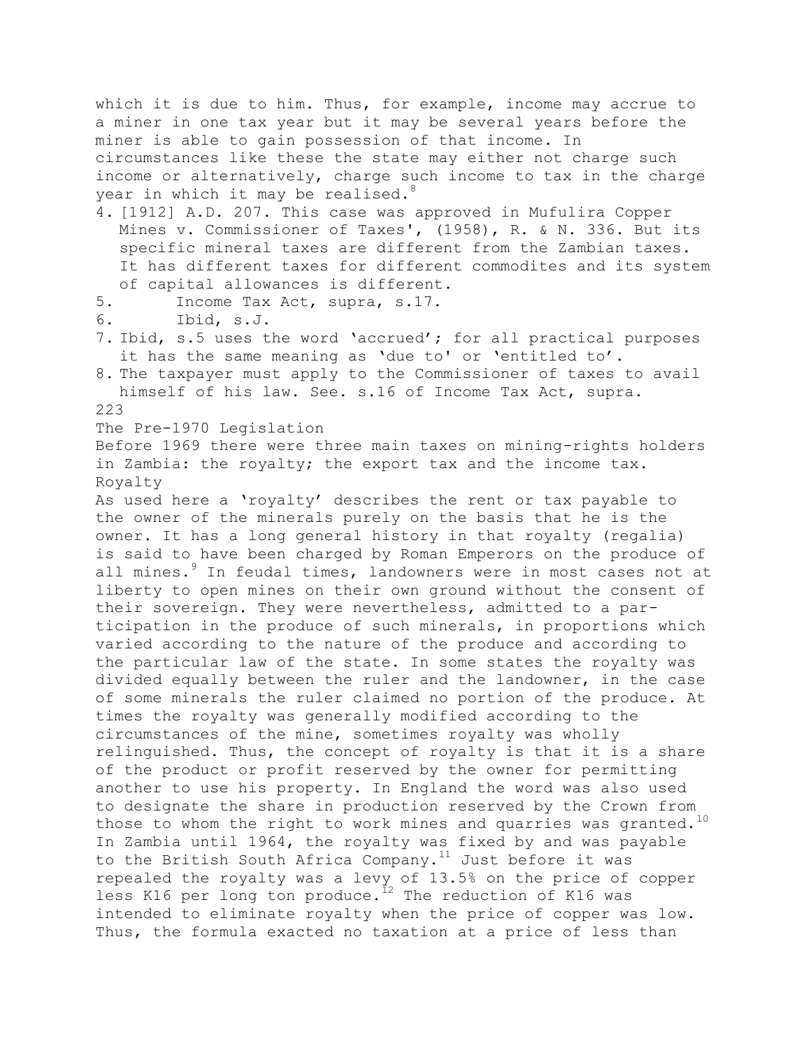which it is due to him. Thus, for example, income may accrue to a miner in one tax year but it may be several years before the miner is able to gain possession of that income. In circumstances like these the state may either not charge such income or alternatively, charge such income to tax in the charge year in which it may be realised.[8]

4. [1912] A.D. 207. This case was approved in Mufulira Copper Mines v. Commissioner of Taxes', (1958), R. & N. 336. But its specific mineral taxes are different from the Zambian taxes. It has different taxes for different commodites and its system of capital allowances is different.
5. Income Tax Act, supra, s.17.
6. Ibid, s.J.
7. Ibid, s.5 uses the word 'accrued'; for all practical purposes it has the same meaning as 'due to' or 'entitled to'.
8. The taxpayer must apply to the Commissioner of taxes to avail himself of his law. See. s.16 of Income Tax Act, supra.

## The Pre-1970 Legislation

Before 1969 there were three main taxes on mining-rights holders in Zambia: the royalty; the export tax and the income tax.

### Royalty

As used here a 'royalty' describes the rent or tax payable to the owner of the minerals purely on the basis that he is the owner. It has a long general history in that royalty (regalia) is said to have been charged by Roman Emperors on the produce of all mines.[9] In feudal times, landowners were in most cases not at liberty to open mines on their own ground without the consent of their sovereign. They were nevertheless, admitted to a participation in the produce of such minerals, in proportions which varied according to the nature of the produce and according to the particular law of the state. In some states the royalty was divided equally between the ruler and the landowner, in the case of some minerals the ruler claimed no portion of the produce. At times the royalty was generally modified according to the circumstances of the mine, sometimes royalty was wholly relinguished. Thus, the concept of royalty is that it is a share of the product or profit reserved by the owner for permitting another to use his property. In England the word was also used to designate the share in production reserved by the Crown from those to whom the right to work mines and quarries was granted.[10] In Zambia until 1964, the royalty was fixed by and was payable to the British South Africa Company.[11] Just before it was repealed the royalty was a levy of 13.5% on the price of copper less K16 per long ton produce.[12] The reduction of K16 was intended to eliminate royalty when the price of copper was low. Thus, the formula exacted no taxation at a price of less than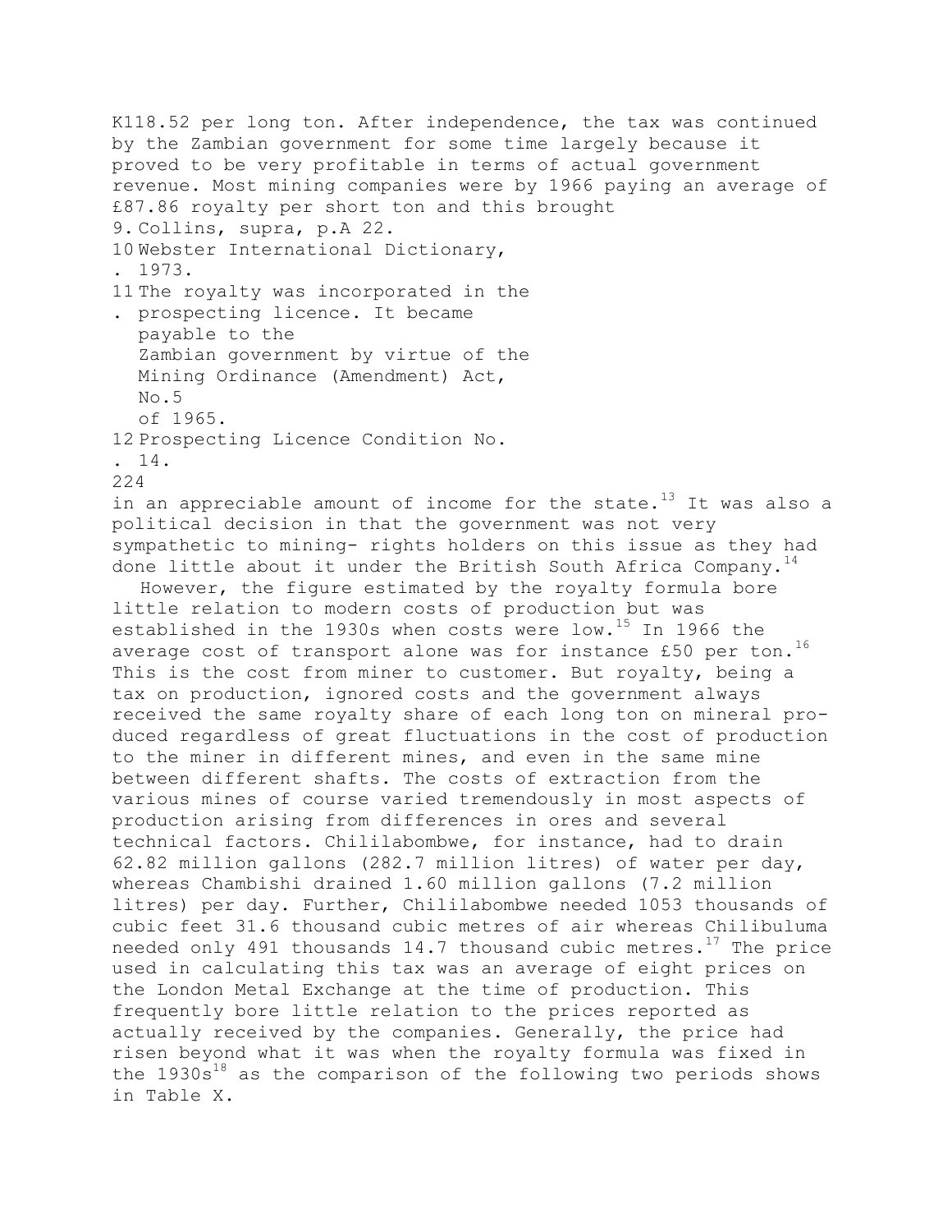K118.52 per long ton. After independence, the tax was continued by the Zambian government for some time largely because it proved to be very profitable in terms of actual government revenue. Most mining companies were by 1966 paying an average of £87.86 royalty per short ton and this brought

9. Collins, supra, p.A 22.
10. Webster International Dictionary, 1973.
11. The royalty was incorporated in the prospecting licence. It became payable to the Zambian government by virtue of the Mining Ordinance (Amendment) Act, No.5 of 1965.
12. Prospecting Licence Condition No. 14.

in an appreciable amount of income for the state.[13] It was also a political decision in that the government was not very sympathetic to mining- rights holders on this issue as they had done little about it under the British South Africa Company.[14]

However, the figure estimated by the royalty formula bore little relation to modern costs of production but was established in the 1930s when costs were low.[15] In 1966 the average cost of transport alone was for instance £50 per ton.[16] This is the cost from miner to customer. But royalty, being a tax on production, ignored costs and the government always received the same royalty share of each long ton on mineral produced regardless of great fluctuations in the cost of production to the miner in different mines, and even in the same mine between different shafts. The costs of extraction from the various mines of course varied tremendously in most aspects of production arising from differences in ores and several technical factors. Chililabombwe, for instance, had to drain 62.82 million gallons (282.7 million litres) of water per day, whereas Chambishi drained 1.60 million gallons (7.2 million litres) per day. Further, Chililabombwe needed 1053 thousands of cubic feet 31.6 thousand cubic metres of air whereas Chilibuluma needed only 491 thousands 14.7 thousand cubic metres.[17] The price used in calculating this tax was an average of eight prices on the London Metal Exchange at the time of production. This frequently bore little relation to the prices reported as actually received by the companies. Generally, the price had risen beyond what it was when the royalty formula was fixed in the 1930s[18] as the comparison of the following two periods shows in Table X.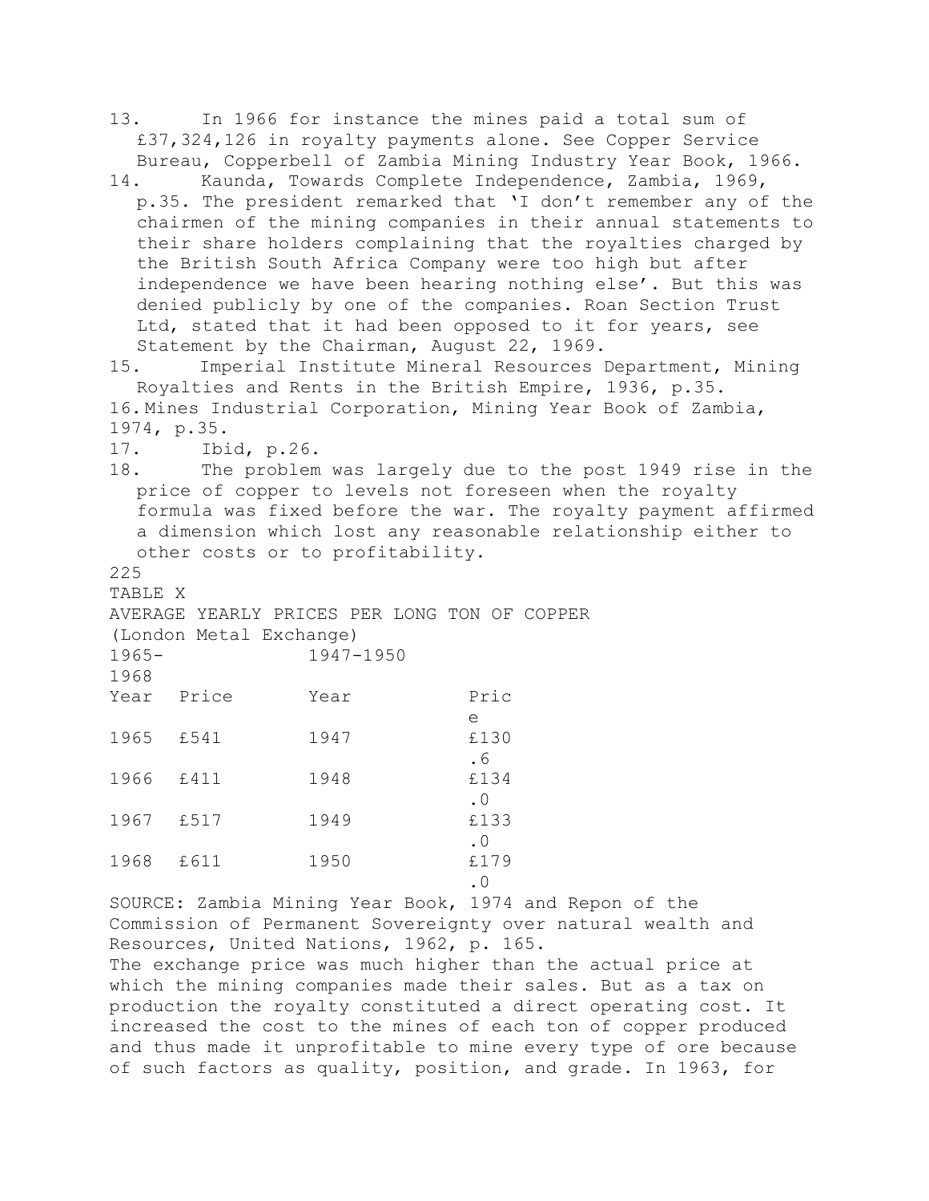13. In 1966 for instance the mines paid a total sum of £37,324,126 in royalty payments alone. See Copper Service Bureau, Copperbell of Zambia Mining Industry Year Book, 1966.

14. Kaunda, Towards Complete Independence, Zambia, 1969, p.35. The president remarked that 'I don't remember any of the chairmen of the mining companies in their annual statements to their share holders complaining that the royalties charged by the British South Africa Company were too high but after independence we have been hearing nothing else'. But this was denied publicly by one of the companies. Roan Section Trust Ltd, stated that it had been opposed to it for years, see Statement by the Chairman, August 22, 1969.

15. Imperial Institute Mineral Resources Department, Mining Royalties and Rents in the British Empire, 1936, p.35.

16. Mines Industrial Corporation, Mining Year Book of Zambia, 1974, p.35.

17. Ibid, p.26.

18. The problem was largely due to the post 1949 rise in the price of copper to levels not foreseen when the royalty formula was fixed before the war. The royalty payment affirmed a dimension which lost any reasonable relationship either to other costs or to profitability.

TABLE X

AVERAGE YEARLY PRICES PER LONG TON OF COPPER

(London Metal Exchange)

| 1965-1968 | | 1947-1950 | |
|---|---|---|---|
| Year | Price | Year | Price |
| 1965 | £541 | 1947 | £130.6 |
| 1966 | £411 | 1948 | £134.0 |
| 1967 | £517 | 1949 | £133.0 |
| 1968 | £611 | 1950 | £179.0 |

SOURCE: Zambia Mining Year Book, 1974 and Repon of the Commission of Permanent Sovereignty over natural wealth and Resources, United Nations, 1962, p. 165.

The exchange price was much higher than the actual price at which the mining companies made their sales. But as a tax on production the royalty constituted a direct operating cost. It increased the cost to the mines of each ton of copper produced and thus made it unprofitable to mine every type of ore because of such factors as quality, position, and grade. In 1963, for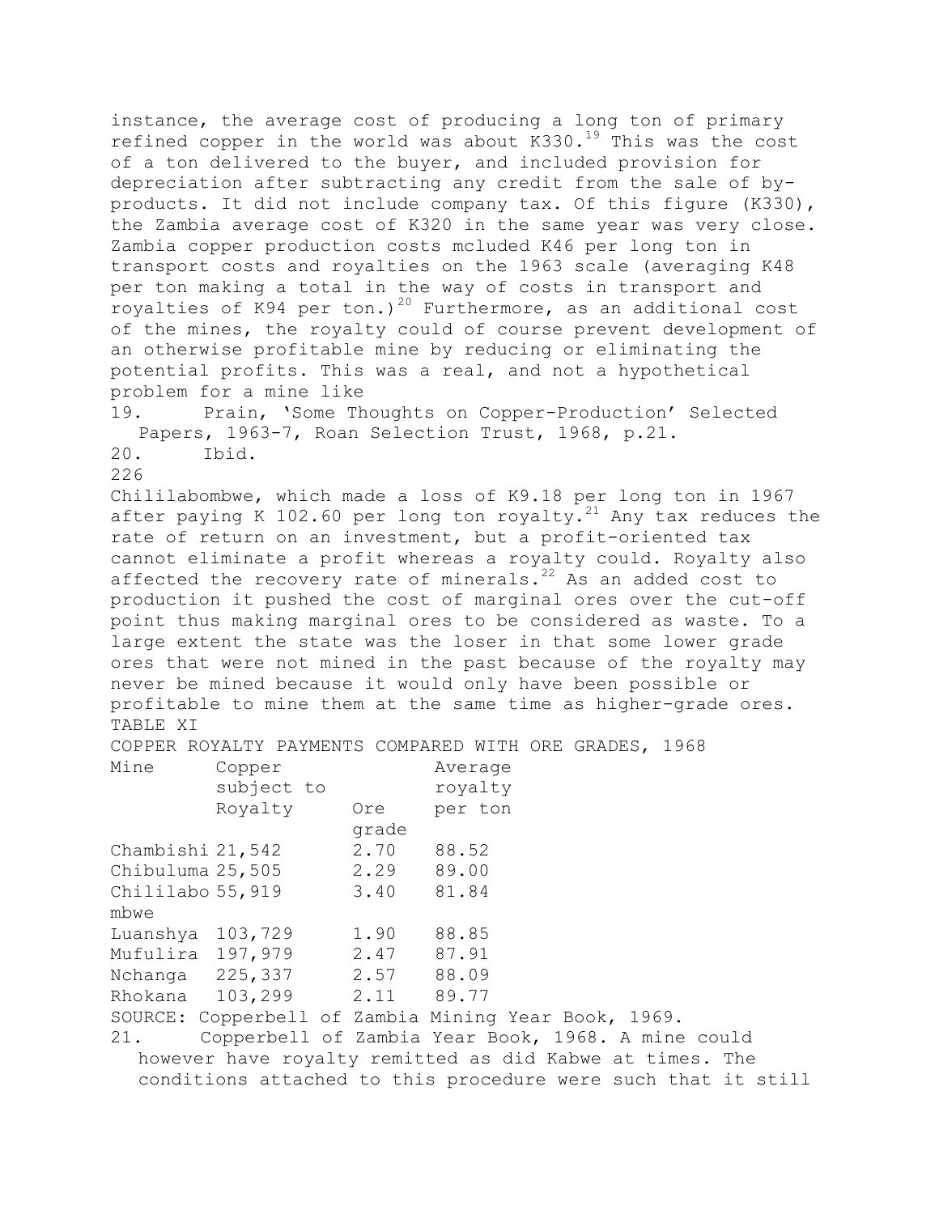instance, the average cost of producing a long ton of primary refined copper in the world was about K330.[19] This was the cost of a ton delivered to the buyer, and included provision for depreciation after subtracting any credit from the sale of by-products. It did not include company tax. Of this figure (K330), the Zambia average cost of K320 in the same year was very close. Zambia copper production costs mcluded K46 per long ton in transport costs and royalties on the 1963 scale (averaging K48 per ton making a total in the way of costs in transport and royalties of K94 per ton.)[20] Furthermore, as an additional cost of the mines, the royalty could of course prevent development of an otherwise profitable mine by reducing or eliminating the potential profits. This was a real, and not a hypothetical problem for a mine like

19. Prain, 'Some Thoughts on Copper-Production' Selected Papers, 1963-7, Roan Selection Trust, 1968, p.21.
20. Ibid.

Chililabombwe, which made a loss of K9.18 per long ton in 1967 after paying K 102.60 per long ton royalty.[21] Any tax reduces the rate of return on an investment, but a profit-oriented tax cannot eliminate a profit whereas a royalty could. Royalty also affected the recovery rate of minerals.[22] As an added cost to production it pushed the cost of marginal ores over the cut-off point thus making marginal ores to be considered as waste. To a large extent the state was the loser in that some lower grade ores that were not mined in the past because of the royalty may never be mined because it would only have been possible or profitable to mine them at the same time as higher-grade ores.

TABLE XI

COPPER ROYALTY PAYMENTS COMPARED WITH ORE GRADES, 1968

| Mine | Copper subject to Royalty | Ore grade | Average royalty per ton |
|---|---|---|---|
| Chambishi | 21,542 | 2.70 | 88.52 |
| Chibuluma | 25,505 | 2.29 | 89.00 |
| Chililabombwe | 55,919 | 3.40 | 81.84 |
| Luanshya | 103,729 | 1.90 | 88.85 |
| Mufulira | 197,979 | 2.47 | 87.91 |
| Nchanga | 225,337 | 2.57 | 88.09 |
| Rhokana | 103,299 | 2.11 | 89.77 |

SOURCE: Copperbell of Zambia Mining Year Book, 1969.

21. Copperbell of Zambia Year Book, 1968. A mine could however have royalty remitted as did Kabwe at times. The conditions attached to this procedure were such that it still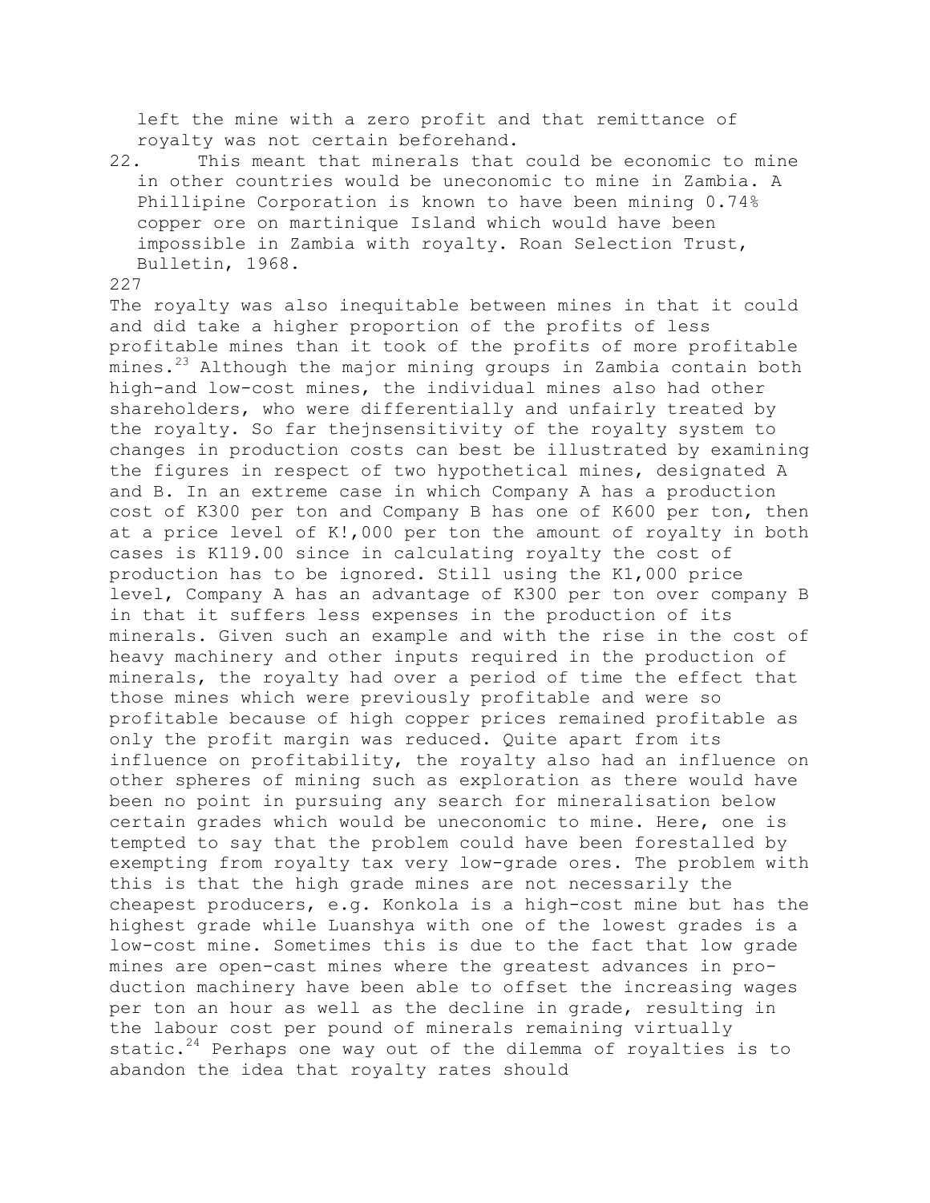left the mine with a zero profit and that remittance of royalty was not certain beforehand.

22. This meant that minerals that could be economic to mine in other countries would be uneconomic to mine in Zambia. A Phillipine Corporation is known to have been mining 0.74% copper ore on martinique Island which would have been impossible in Zambia with royalty. Roan Selection Trust, Bulletin, 1968.

The royalty was also inequitable between mines in that it could and did take a higher proportion of the profits of less profitable mines than it took of the profits of more profitable mines.[23] Although the major mining groups in Zambia contain both high-and low-cost mines, the individual mines also had other shareholders, who were differentially and unfairly treated by the royalty. So far thejnsensitivity of the royalty system to changes in production costs can best be illustrated by examining the figures in respect of two hypothetical mines, designated A and B. In an extreme case in which Company A has a production cost of K300 per ton and Company B has one of K600 per ton, then at a price level of K!,000 per ton the amount of royalty in both cases is K119.00 since in calculating royalty the cost of production has to be ignored. Still using the K1,000 price level, Company A has an advantage of K300 per ton over company B in that it suffers less expenses in the production of its minerals. Given such an example and with the rise in the cost of heavy machinery and other inputs required in the production of minerals, the royalty had over a period of time the effect that those mines which were previously profitable and were so profitable because of high copper prices remained profitable as only the profit margin was reduced. Quite apart from its influence on profitability, the royalty also had an influence on other spheres of mining such as exploration as there would have been no point in pursuing any search for mineralisation below certain grades which would be uneconomic to mine. Here, one is tempted to say that the problem could have been forestalled by exempting from royalty tax very low-grade ores. The problem with this is that the high grade mines are not necessarily the cheapest producers, e.g. Konkola is a high-cost mine but has the highest grade while Luanshya with one of the lowest grades is a low-cost mine. Sometimes this is due to the fact that low grade mines are open-cast mines where the greatest advances in production machinery have been able to offset the increasing wages per ton an hour as well as the decline in grade, resulting in the labour cost per pound of minerals remaining virtually static.[24] Perhaps one way out of the dilemma of royalties is to abandon the idea that royalty rates should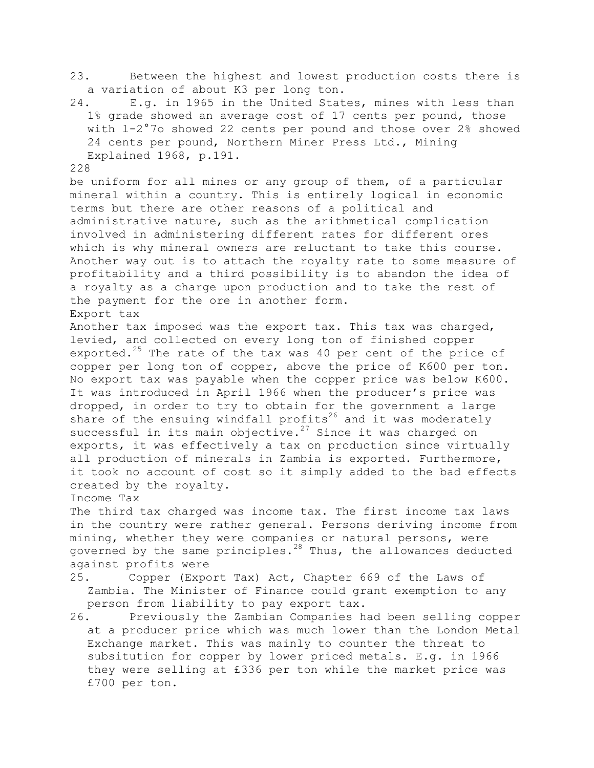23. Between the highest and lowest production costs there is a variation of about K3 per long ton.

24. E.g. in 1965 in the United States, mines with less than 1% grade showed an average cost of 17 cents per pound, those with 1-2°7o showed 22 cents per pound and those over 2% showed 24 cents per pound, Northern Miner Press Ltd., Mining Explained 1968, p.191.

be uniform for all mines or any group of them, of a particular mineral within a country. This is entirely logical in economic terms but there are other reasons of a political and administrative nature, such as the arithmetical complication involved in administering different rates for different ores which is why mineral owners are reluctant to take this course. Another way out is to attach the royalty rate to some measure of profitability and a third possibility is to abandon the idea of a royalty as a charge upon production and to take the rest of the payment for the ore in another form.

### Export tax

Another tax imposed was the export tax. This tax was charged, levied, and collected on every long ton of finished copper exported.[25] The rate of the tax was 40 per cent of the price of copper per long ton of copper, above the price of K600 per ton. No export tax was payable when the copper price was below K600. It was introduced in April 1966 when the producer's price was dropped, in order to try to obtain for the government a large share of the ensuing windfall profits[26] and it was moderately successful in its main objective.[27] Since it was charged on exports, it was effectively a tax on production since virtually all production of minerals in Zambia is exported. Furthermore, it took no account of cost so it simply added to the bad effects created by the royalty.

### Income Tax

The third tax charged was income tax. The first income tax laws in the country were rather general. Persons deriving income from mining, whether they were companies or natural persons, were governed by the same principles.[28] Thus, the allowances deducted against profits were

25. Copper (Export Tax) Act, Chapter 669 of the Laws of Zambia. The Minister of Finance could grant exemption to any person from liability to pay export tax.

26. Previously the Zambian Companies had been selling copper at a producer price which was much lower than the London Metal Exchange market. This was mainly to counter the threat to subsitution for copper by lower priced metals. E.g. in 1966 they were selling at £336 per ton while the market price was £700 per ton.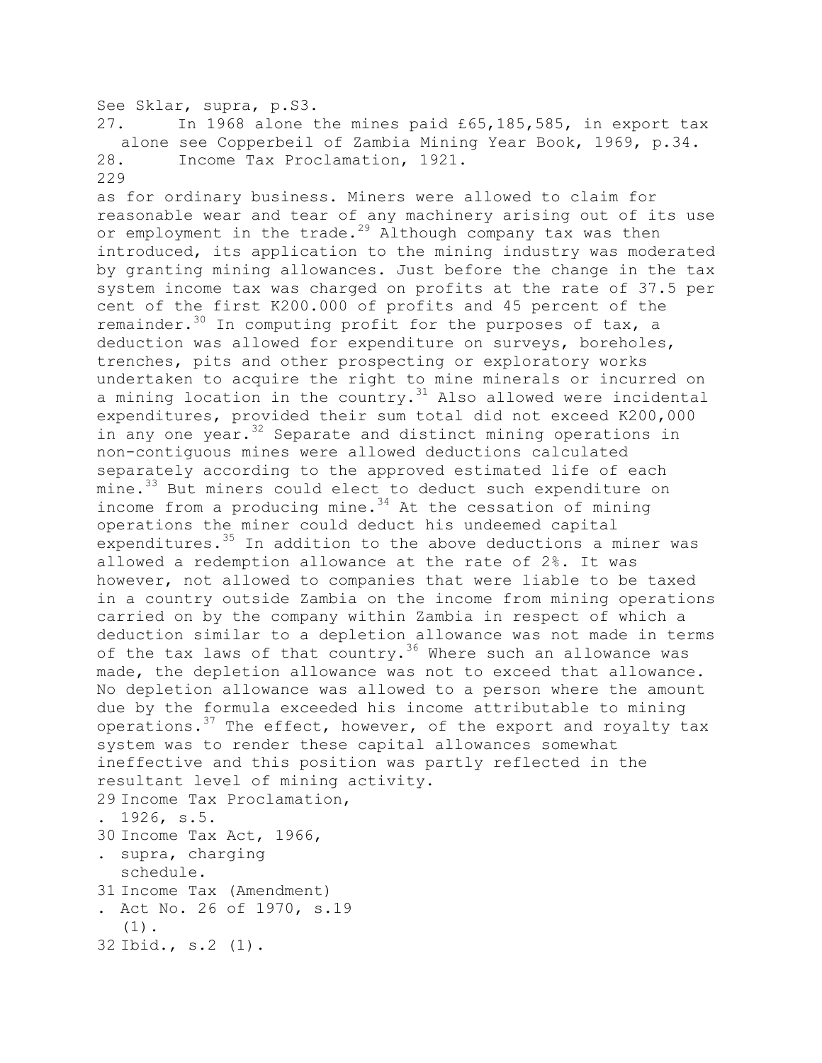See Sklar, supra, p.S3.

27. In 1968 alone the mines paid £65,185,585, in export tax alone see Copperbeil of Zambia Mining Year Book, 1969, p.34.

28. Income Tax Proclamation, 1921.

as for ordinary business. Miners were allowed to claim for reasonable wear and tear of any machinery arising out of its use or employment in the trade.[29] Although company tax was then introduced, its application to the mining industry was moderated by granting mining allowances. Just before the change in the tax system income tax was charged on profits at the rate of 37.5 per cent of the first K200.000 of profits and 45 percent of the remainder.[30] In computing profit for the purposes of tax, a deduction was allowed for expenditure on surveys, boreholes, trenches, pits and other prospecting or exploratory works undertaken to acquire the right to mine minerals or incurred on a mining location in the country.[31] Also allowed were incidental expenditures, provided their sum total did not exceed K200,000 in any one year.[32] Separate and distinct mining operations in non-contiguous mines were allowed deductions calculated separately according to the approved estimated life of each mine.[33] But miners could elect to deduct such expenditure on income from a producing mine.[34] At the cessation of mining operations the miner could deduct his undeemed capital expenditures.[35] In addition to the above deductions a miner was allowed a redemption allowance at the rate of 2%. It was however, not allowed to companies that were liable to be taxed in a country outside Zambia on the income from mining operations carried on by the company within Zambia in respect of which a deduction similar to a depletion allowance was not made in terms of the tax laws of that country.[36] Where such an allowance was made, the depletion allowance was not to exceed that allowance. No depletion allowance was allowed to a person where the amount due by the formula exceeded his income attributable to mining operations.[37] The effect, however, of the export and royalty tax system was to render these capital allowances somewhat ineffective and this position was partly reflected in the resultant level of mining activity.

29. Income Tax Proclamation, 1926, s.5.

30. Income Tax Act, 1966, supra, charging schedule.

31. Income Tax (Amendment) Act No. 26 of 1970, s.19 (1).

32. Ibid., s.2 (1).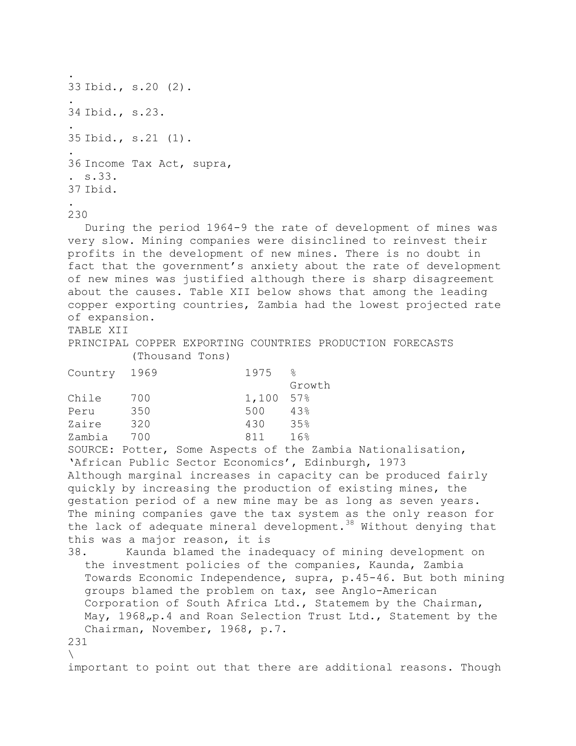33 Ibid., s.20 (2).

34 Ibid., s.23.

35 Ibid., s.21 (1).

36 Income Tax Act, supra, s.33.

37 Ibid.

During the period 1964-9 the rate of development of mines was very slow. Mining companies were disinclined to reinvest their profits in the development of new mines. There is no doubt in fact that the government's anxiety about the rate of development of new mines was justified although there is sharp disagreement about the causes. Table XII below shows that among the leading copper exporting countries, Zambia had the lowest projected rate of expansion.

TABLE XII

PRINCIPAL COPPER EXPORTING COUNTRIES PRODUCTION FORECASTS (Thousand Tons)

| Country | 1969 | 1975 | % Growth |
|---|---|---|---|
| Chile | 700 | 1,100 | 57% |
| Peru | 350 | 500 | 43% |
| Zaire | 320 | 430 | 35% |
| Zambia | 700 | 811 | 16% |

SOURCE: Potter, Some Aspects of the Zambia Nationalisation, 'African Public Sector Economics', Edinburgh, 1973

Although marginal increases in capacity can be produced fairly quickly by increasing the production of existing mines, the gestation period of a new mine may be as long as seven years. The mining companies gave the tax system as the only reason for the lack of adequate mineral development.[38] Without denying that this was a major reason, it is important to point out that there are additional reasons. Though

38. Kaunda blamed the inadequacy of mining development on the investment policies of the companies, Kaunda, Zambia Towards Economic Independence, supra, p.45-46. But both mining groups blamed the problem on tax, see Anglo-American Corporation of South Africa Ltd., Statemem by the Chairman, May, 1968„p.4 and Roan Selection Trust Ltd., Statement by the Chairman, November, 1968, p.7.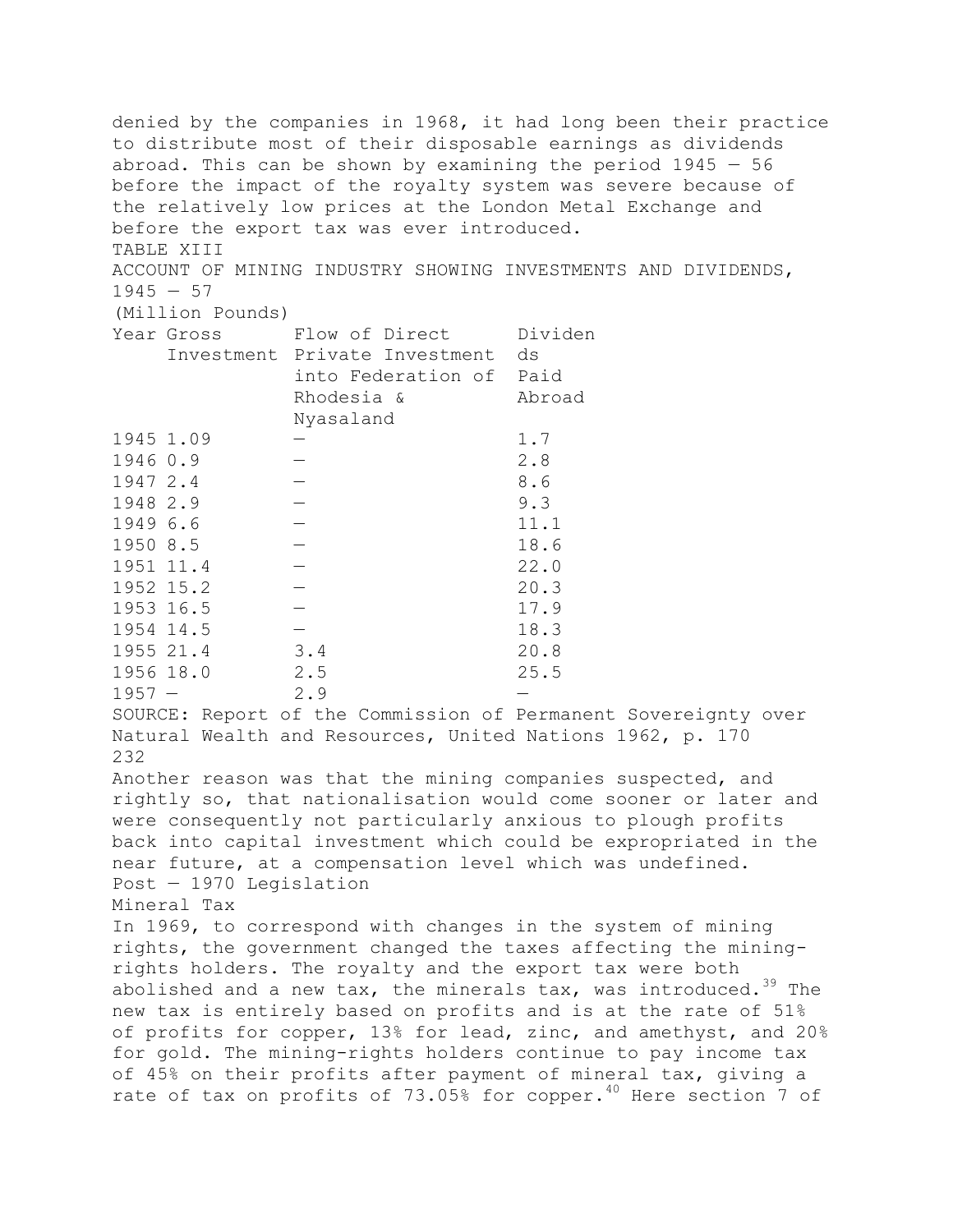denied by the companies in 1968, it had long been their practice to distribute most of their disposable earnings as dividends abroad. This can be shown by examining the period 1945 — 56 before the impact of the royalty system was severe because of the relatively low prices at the London Metal Exchange and before the export tax was ever introduced.

TABLE XIII

ACCOUNT OF MINING INDUSTRY SHOWING INVESTMENTS AND DIVIDENDS, 1945 — 57

(Million Pounds)

| Year | Gross Investment | Flow of Direct Private Investment into Federation of Rhodesia & Nyasaland | Dividends Paid Abroad |
|---|---|---|---|
| 1945 | 1.09 | — | 1.7 |
| 1946 | 0.9 | — | 2.8 |
| 1947 | 2.4 | — | 8.6 |
| 1948 | 2.9 | — | 9.3 |
| 1949 | 6.6 | — | 11.1 |
| 1950 | 8.5 | — | 18.6 |
| 1951 | 11.4 | — | 22.0 |
| 1952 | 15.2 | — | 20.3 |
| 1953 | 16.5 | — | 17.9 |
| 1954 | 14.5 | — | 18.3 |
| 1955 | 21.4 | 3.4 | 20.8 |
| 1956 | 18.0 | 2.5 | 25.5 |
| 1957 | — | 2.9 | — |

SOURCE: Report of the Commission of Permanent Sovereignty over Natural Wealth and Resources, United Nations 1962, p. 170

Another reason was that the mining companies suspected, and rightly so, that nationalisation would come sooner or later and were consequently not particularly anxious to plough profits back into capital investment which could be expropriated in the near future, at a compensation level which was undefined.

## Post — 1970 Legislation

### Mineral Tax

In 1969, to correspond with changes in the system of mining rights, the government changed the taxes affecting the mining-rights holders. The royalty and the export tax were both abolished and a new tax, the minerals tax, was introduced.[39] The new tax is entirely based on profits and is at the rate of 51% of profits for copper, 13% for lead, zinc, and amethyst, and 20% for gold. The mining-rights holders continue to pay income tax of 45% on their profits after payment of mineral tax, giving a rate of tax on profits of 73.05% for copper.[40] Here section 7 of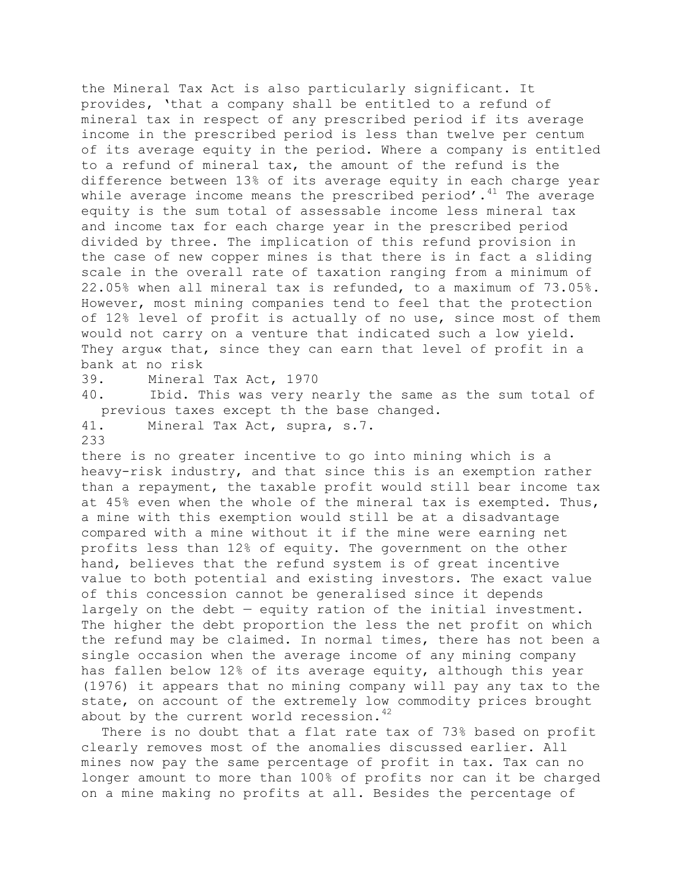the Mineral Tax Act is also particularly significant. It provides, 'that a company shall be entitled to a refund of mineral tax in respect of any prescribed period if its average income in the prescribed period is less than twelve per centum of its average equity in the period. Where a company is entitled to a refund of mineral tax, the amount of the refund is the difference between 13% of its average equity in each charge year while average income means the prescribed period'.[41] The average equity is the sum total of assessable income less mineral tax and income tax for each charge year in the prescribed period divided by three. The implication of this refund provision in the case of new copper mines is that there is in fact a sliding scale in the overall rate of taxation ranging from a minimum of 22.05% when all mineral tax is refunded, to a maximum of 73.05%. However, most mining companies tend to feel that the protection of 12% level of profit is actually of no use, since most of them would not carry on a venture that indicated such a low yield. They argu« that, since they can earn that level of profit in a bank at no risk

39. Mineral Tax Act, 1970

40. Ibid. This was very nearly the same as the sum total of previous taxes except th the base changed.

41. Mineral Tax Act, supra, s.7.

there is no greater incentive to go into mining which is a heavy-risk industry, and that since this is an exemption rather than a repayment, the taxable profit would still bear income tax at 45% even when the whole of the mineral tax is exempted. Thus, a mine with this exemption would still be at a disadvantage compared with a mine without it if the mine were earning net profits less than 12% of equity. The government on the other hand, believes that the refund system is of great incentive value to both potential and existing investors. The exact value of this concession cannot be generalised since it depends largely on the debt — equity ration of the initial investment. The higher the debt proportion the less the net profit on which the refund may be claimed. In normal times, there has not been a single occasion when the average income of any mining company has fallen below 12% of its average equity, although this year (1976) it appears that no mining company will pay any tax to the state, on account of the extremely low commodity prices brought about by the current world recession.[42]

There is no doubt that a flat rate tax of 73% based on profit clearly removes most of the anomalies discussed earlier. All mines now pay the same percentage of profit in tax. Tax can no longer amount to more than 100% of profits nor can it be charged on a mine making no profits at all. Besides the percentage of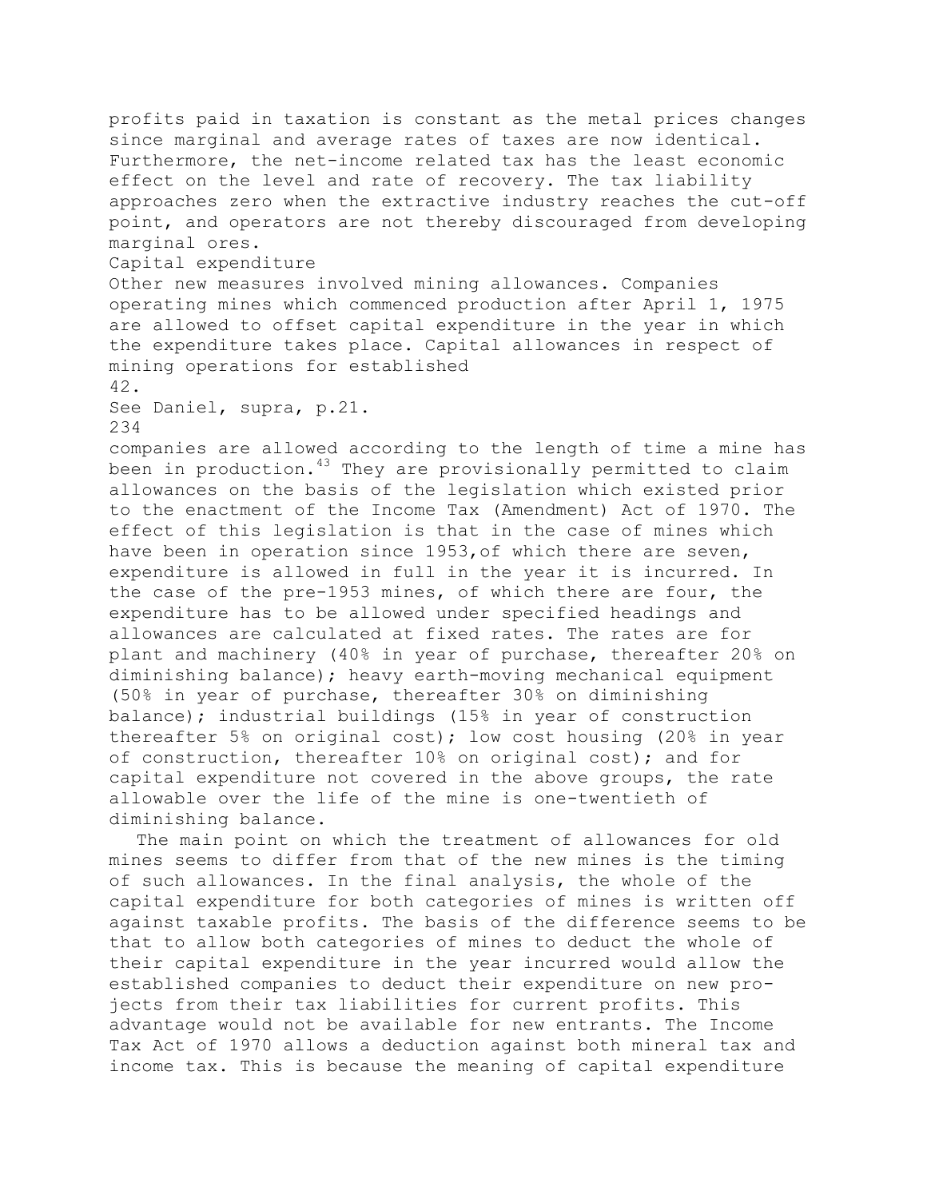profits paid in taxation is constant as the metal prices changes since marginal and average rates of taxes are now identical. Furthermore, the net-income related tax has the least economic effect on the level and rate of recovery. The tax liability approaches zero when the extractive industry reaches the cut-off point, and operators are not thereby discouraged from developing marginal ores.

### Capital expenditure

Other new measures involved mining allowances. Companies operating mines which commenced production after April 1, 1975 are allowed to offset capital expenditure in the year in which the expenditure takes place. Capital allowances in respect of mining operations for established companies are allowed according to the length of time a mine has been in production.[43] They are provisionally permitted to claim allowances on the basis of the legislation which existed prior to the enactment of the Income Tax (Amendment) Act of 1970. The effect of this legislation is that in the case of mines which have been in operation since 1953, of which there are seven, expenditure is allowed in full in the year it is incurred. In the case of the pre-1953 mines, of which there are four, the expenditure has to be allowed under specified headings and allowances are calculated at fixed rates. The rates are for plant and machinery (40% in year of purchase, thereafter 20% on diminishing balance); heavy earth-moving mechanical equipment (50% in year of purchase, thereafter 30% on diminishing balance); industrial buildings (15% in year of construction thereafter 5% on original cost); low cost housing (20% in year of construction, thereafter 10% on original cost); and for capital expenditure not covered in the above groups, the rate allowable over the life of the mine is one-twentieth of diminishing balance.

The main point on which the treatment of allowances for old mines seems to differ from that of the new mines is the timing of such allowances. In the final analysis, the whole of the capital expenditure for both categories of mines is written off against taxable profits. The basis of the difference seems to be that to allow both categories of mines to deduct the whole of their capital expenditure in the year incurred would allow the established companies to deduct their expenditure on new projects from their tax liabilities for current profits. This advantage would not be available for new entrants. The Income Tax Act of 1970 allows a deduction against both mineral tax and income tax. This is because the meaning of capital expenditure

42. See Daniel, supra, p.21.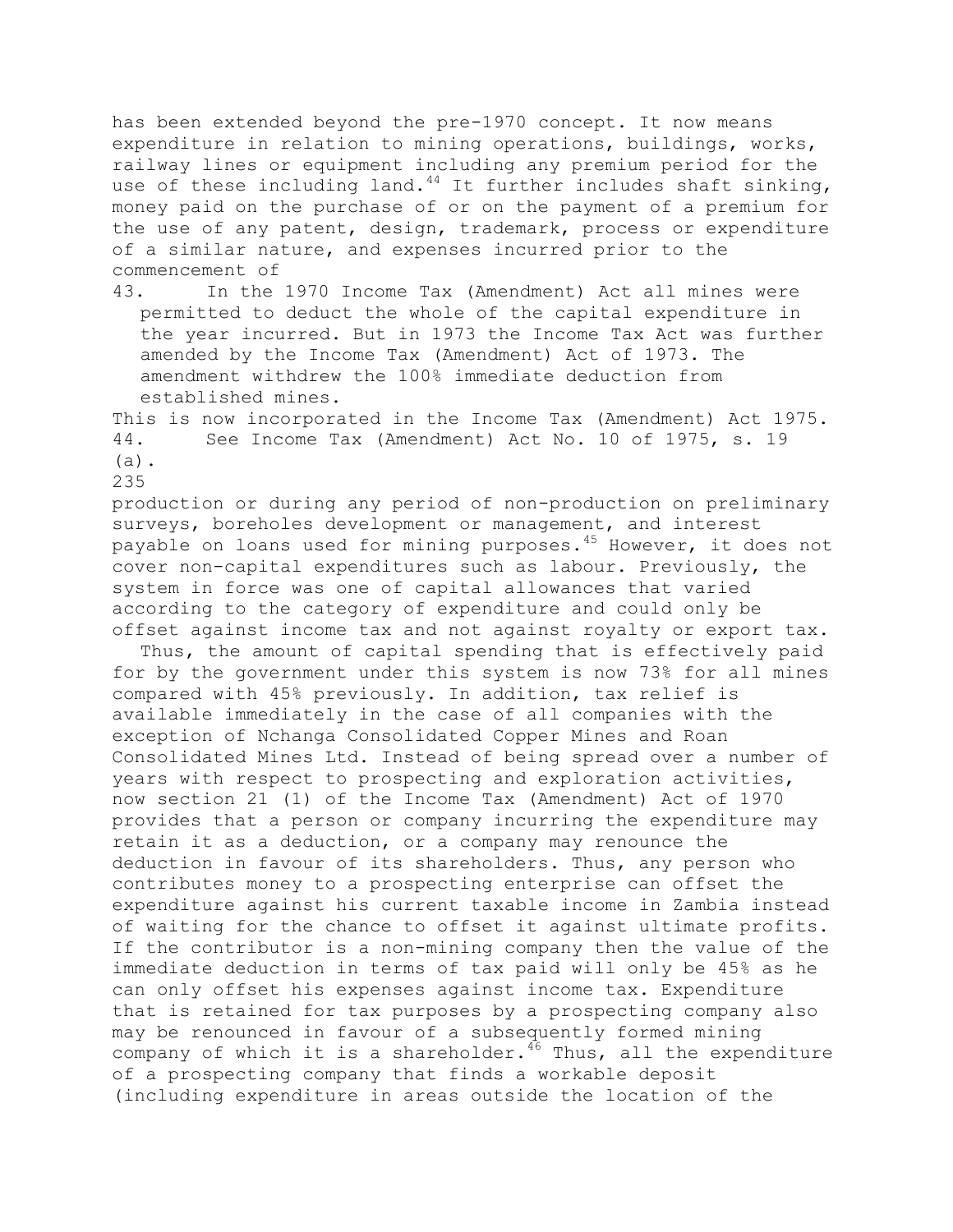has been extended beyond the pre-1970 concept. It now means expenditure in relation to mining operations, buildings, works, railway lines or equipment including any premium period for the use of these including land.[44] It further includes shaft sinking, money paid on the purchase of or on the payment of a premium for the use of any patent, design, trademark, process or expenditure of a similar nature, and expenses incurred prior to the commencement of production or during any period of non-production on preliminary surveys, boreholes development or management, and interest payable on loans used for mining purposes.[45] However, it does not cover non-capital expenditures such as labour. Previously, the system in force was one of capital allowances that varied according to the category of expenditure and could only be offset against income tax and not against royalty or export tax.

Thus, the amount of capital spending that is effectively paid for by the government under this system is now 73% for all mines compared with 45% previously. In addition, tax relief is available immediately in the case of all companies with the exception of Nchanga Consolidated Copper Mines and Roan Consolidated Mines Ltd. Instead of being spread over a number of years with respect to prospecting and exploration activities, now section 21 (1) of the Income Tax (Amendment) Act of 1970 provides that a person or company incurring the expenditure may retain it as a deduction, or a company may renounce the deduction in favour of its shareholders. Thus, any person who contributes money to a prospecting enterprise can offset the expenditure against his current taxable income in Zambia instead of waiting for the chance to offset it against ultimate profits. If the contributor is a non-mining company then the value of the immediate deduction in terms of tax paid will only be 45% as he can only offset his expenses against income tax. Expenditure that is retained for tax purposes by a prospecting company also may be renounced in favour of a subsequently formed mining company of which it is a shareholder.[46] Thus, all the expenditure of a prospecting company that finds a workable deposit (including expenditure in areas outside the location of the

---

43. In the 1970 Income Tax (Amendment) Act all mines were permitted to deduct the whole of the capital expenditure in the year incurred. But in 1973 the Income Tax Act was further amended by the Income Tax (Amendment) Act of 1973. The amendment withdrew the 100% immediate deduction from established mines.

This is now incorporated in the Income Tax (Amendment) Act 1975.

44. See Income Tax (Amendment) Act No. 10 of 1975, s. 19 (a).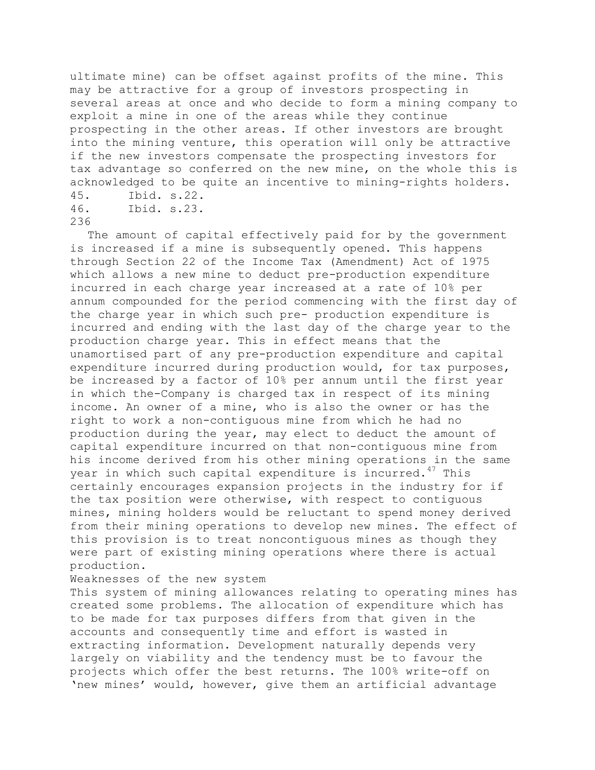ultimate mine) can be offset against profits of the mine. This may be attractive for a group of investors prospecting in several areas at once and who decide to form a mining company to exploit a mine in one of the areas while they continue prospecting in the other areas. If other investors are brought into the mining venture, this operation will only be attractive if the new investors compensate the prospecting investors for tax advantage so conferred on the new mine, on the whole this is acknowledged to be quite an incentive to mining-rights holders.

45. Ibid. s.22.

46. Ibid. s.23.

The amount of capital effectively paid for by the government is increased if a mine is subsequently opened. This happens through Section 22 of the Income Tax (Amendment) Act of 1975 which allows a new mine to deduct pre-production expenditure incurred in each charge year increased at a rate of 10% per annum compounded for the period commencing with the first day of the charge year in which such pre- production expenditure is incurred and ending with the last day of the charge year to the production charge year. This in effect means that the unamortised part of any pre-production expenditure and capital expenditure incurred during production would, for tax purposes, be increased by a factor of 10% per annum until the first year in which the-Company is charged tax in respect of its mining income. An owner of a mine, who is also the owner or has the right to work a non-contiguous mine from which he had no production during the year, may elect to deduct the amount of capital expenditure incurred on that non-contiguous mine from his income derived from his other mining operations in the same year in which such capital expenditure is incurred.[47] This certainly encourages expansion projects in the industry for if the tax position were otherwise, with respect to contiguous mines, mining holders would be reluctant to spend money derived from their mining operations to develop new mines. The effect of this provision is to treat noncontiguous mines as though they were part of existing mining operations where there is actual production.

Weaknesses of the new system

This system of mining allowances relating to operating mines has created some problems. The allocation of expenditure which has to be made for tax purposes differs from that given in the accounts and consequently time and effort is wasted in extracting information. Development naturally depends very largely on viability and the tendency must be to favour the projects which offer the best returns. The 100% write-off on 'new mines' would, however, give them an artificial advantage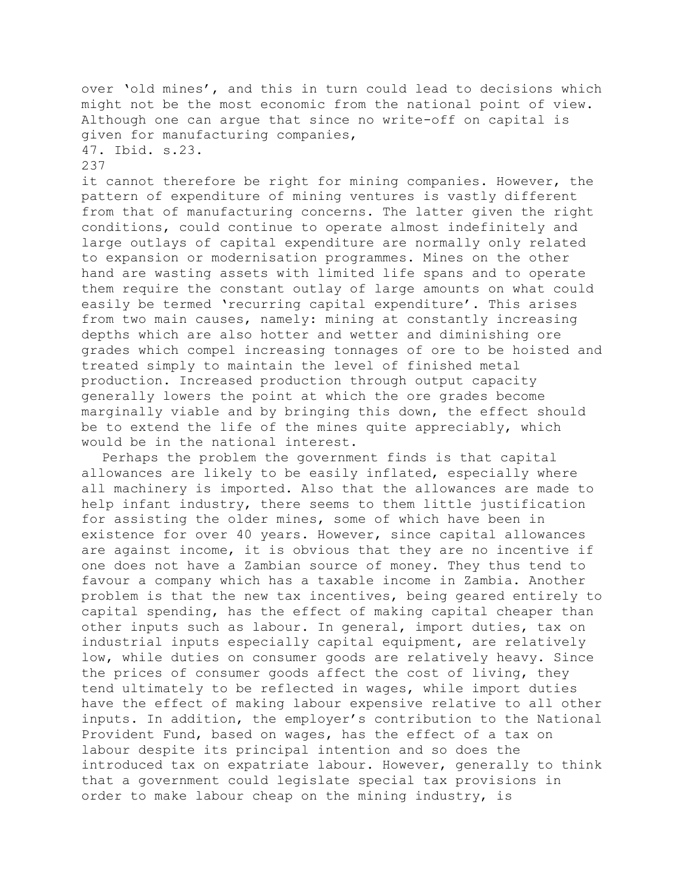over 'old mines', and this in turn could lead to decisions which might not be the most economic from the national point of view. Although one can argue that since no write-off on capital is given for manufacturing companies,

47. Ibid. s.23.

it cannot therefore be right for mining companies. However, the pattern of expenditure of mining ventures is vastly different from that of manufacturing concerns. The latter given the right conditions, could continue to operate almost indefinitely and large outlays of capital expenditure are normally only related to expansion or modernisation programmes. Mines on the other hand are wasting assets with limited life spans and to operate them require the constant outlay of large amounts on what could easily be termed 'recurring capital expenditure'. This arises from two main causes, namely: mining at constantly increasing depths which are also hotter and wetter and diminishing ore grades which compel increasing tonnages of ore to be hoisted and treated simply to maintain the level of finished metal production. Increased production through output capacity generally lowers the point at which the ore grades become marginally viable and by bringing this down, the effect should be to extend the life of the mines quite appreciably, which would be in the national interest.

Perhaps the problem the government finds is that capital allowances are likely to be easily inflated, especially where all machinery is imported. Also that the allowances are made to help infant industry, there seems to them little justification for assisting the older mines, some of which have been in existence for over 40 years. However, since capital allowances are against income, it is obvious that they are no incentive if one does not have a Zambian source of money. They thus tend to favour a company which has a taxable income in Zambia. Another problem is that the new tax incentives, being geared entirely to capital spending, has the effect of making capital cheaper than other inputs such as labour. In general, import duties, tax on industrial inputs especially capital equipment, are relatively low, while duties on consumer goods are relatively heavy. Since the prices of consumer goods affect the cost of living, they tend ultimately to be reflected in wages, while import duties have the effect of making labour expensive relative to all other inputs. In addition, the employer's contribution to the National Provident Fund, based on wages, has the effect of a tax on labour despite its principal intention and so does the introduced tax on expatriate labour. However, generally to think that a government could legislate special tax provisions in order to make labour cheap on the mining industry, is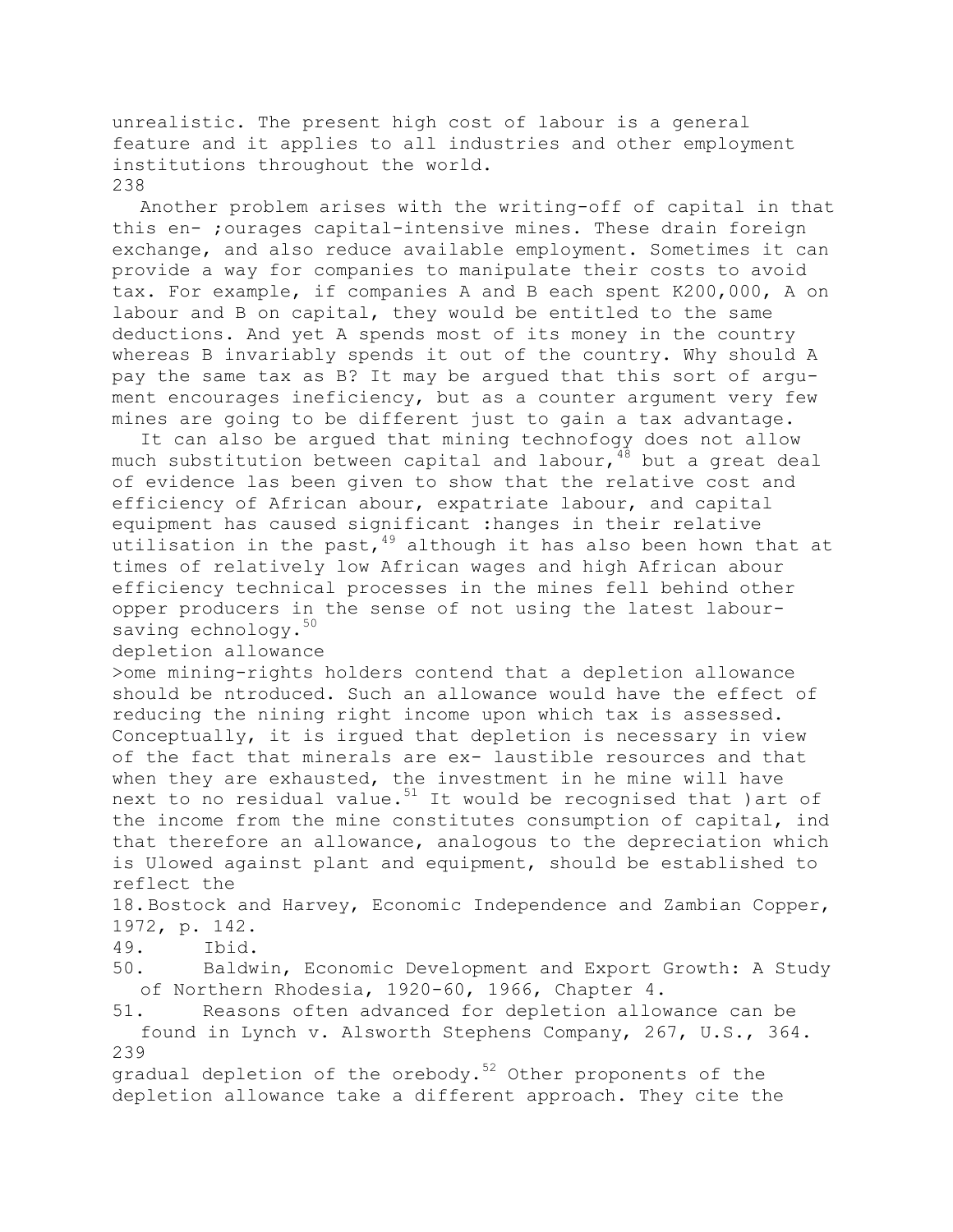unrealistic. The present high cost of labour is a general feature and it applies to all industries and other employment institutions throughout the world.

Another problem arises with the writing-off of capital in that this en- ;ourages capital-intensive mines. These drain foreign exchange, and also reduce available employment. Sometimes it can provide a way for companies to manipulate their costs to avoid tax. For example, if companies A and B each spent K200,000, A on labour and B on capital, they would be entitled to the same deductions. And yet A spends most of its money in the country whereas B invariably spends it out of the country. Why should A pay the same tax as B? It may be argued that this sort of argument encourages ineficiency, but as a counter argument very few mines are going to be different just to gain a tax advantage.

It can also be argued that mining technofogy does not allow much substitution between capital and labour,[48] but a great deal of evidence las been given to show that the relative cost and efficiency of African abour, expatriate labour, and capital equipment has caused significant :hanges in their relative utilisation in the past,[49] although it has also been hown that at times of relatively low African wages and high African abour efficiency technical processes in the mines fell behind other opper producers in the sense of not using the latest labour-saving echnology.[50]

depletion allowance

>ome mining-rights holders contend that a depletion allowance should be ntroduced. Such an allowance would have the effect of reducing the nining right income upon which tax is assessed. Conceptually, it is irgued that depletion is necessary in view of the fact that minerals are ex- laustible resources and that when they are exhausted, the investment in he mine will have next to no residual value.[51] It would be recognised that )art of the income from the mine constitutes consumption of capital, ind that therefore an allowance, analogous to the depreciation which is Ulowed against plant and equipment, should be established to reflect the

18. Bostock and Harvey, Economic Independence and Zambian Copper, 1972, p. 142.
49. Ibid.
50. Baldwin, Economic Development and Export Growth: A Study of Northern Rhodesia, 1920-60, 1966, Chapter 4.
51. Reasons often advanced for depletion allowance can be found in Lynch v. Alsworth Stephens Company, 267, U.S., 364.

gradual depletion of the orebody.[52] Other proponents of the depletion allowance take a different approach. They cite the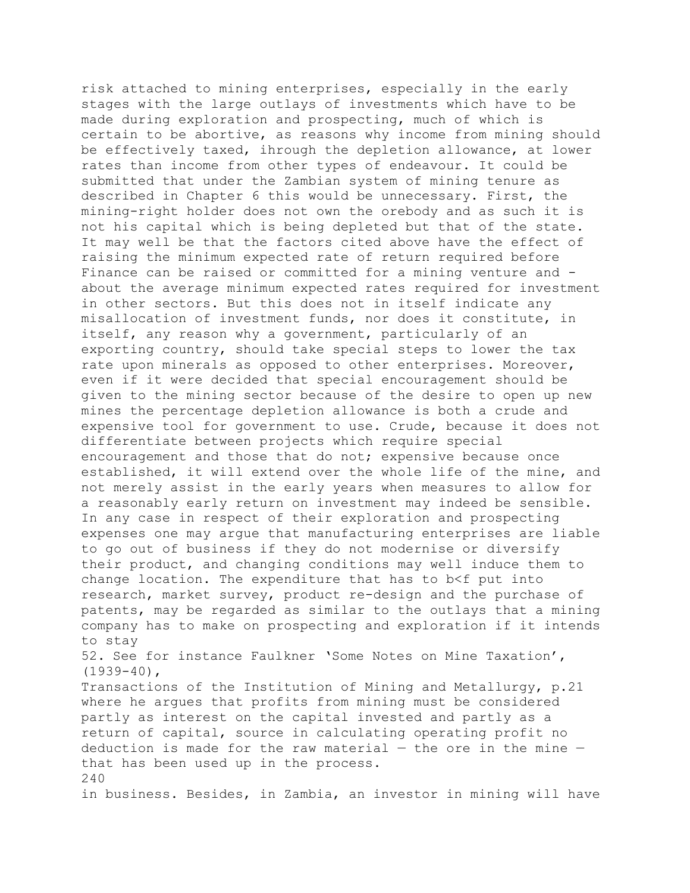risk attached to mining enterprises, especially in the early stages with the large outlays of investments which have to be made during exploration and prospecting, much of which is certain to be abortive, as reasons why income from mining should be effectively taxed, ihrough the depletion allowance, at lower rates than income from other types of endeavour. It could be submitted that under the Zambian system of mining tenure as described in Chapter 6 this would be unnecessary. First, the mining-right holder does not own the orebody and as such it is not his capital which is being depleted but that of the state. It may well be that the factors cited above have the effect of raising the minimum expected rate of return required before Finance can be raised or committed for a mining venture and - about the average minimum expected rates required for investment in other sectors. But this does not in itself indicate any misallocation of investment funds, nor does it constitute, in itself, any reason why a government, particularly of an exporting country, should take special steps to lower the tax rate upon minerals as opposed to other enterprises. Moreover, even if it were decided that special encouragement should be given to the mining sector because of the desire to open up new mines the percentage depletion allowance is both a crude and expensive tool for government to use. Crude, because it does not differentiate between projects which require special encouragement and those that do not; expensive because once established, it will extend over the whole life of the mine, and not merely assist in the early years when measures to allow for a reasonably early return on investment may indeed be sensible. In any case in respect of their exploration and prospecting expenses one may argue that manufacturing enterprises are liable to go out of business if they do not modernise or diversify their product, and changing conditions may well induce them to change location. The expenditure that has to b<f put into research, market survey, product re-design and the purchase of patents, may be regarded as similar to the outlays that a mining company has to make on prospecting and exploration if it intends to stay

52. See for instance Faulkner 'Some Notes on Mine Taxation', (1939-40), Transactions of the Institution of Mining and Metallurgy, p.21 where he argues that profits from mining must be considered partly as interest on the capital invested and partly as a return of capital, source in calculating operating profit no deduction is made for the raw material — the ore in the mine — that has been used up in the process.

in business. Besides, in Zambia, an investor in mining will have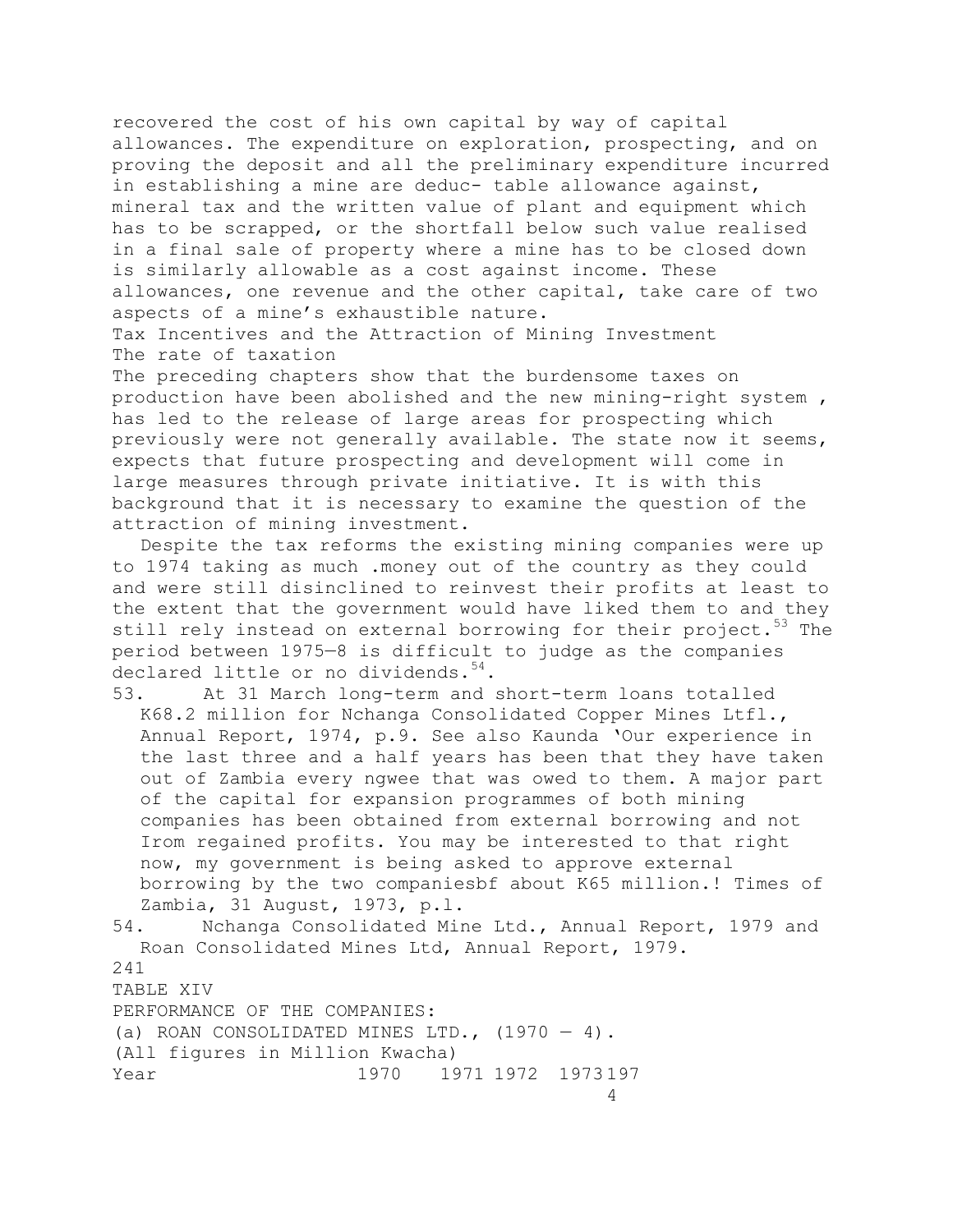recovered the cost of his own capital by way of capital allowances. The expenditure on exploration, prospecting, and on proving the deposit and all the preliminary expenditure incurred in establishing a mine are deduc- table allowance against, mineral tax and the written value of plant and equipment which has to be scrapped, or the shortfall below such value realised in a final sale of property where a mine has to be closed down is similarly allowable as a cost against income. These allowances, one revenue and the other capital, take care of two aspects of a mine's exhaustible nature.

## Tax Incentives and the Attraction of Mining Investment

### The rate of taxation

The preceding chapters show that the burdensome taxes on production have been abolished and the new mining-right system , has led to the release of large areas for prospecting which previously were not generally available. The state now it seems, expects that future prospecting and development will come in large measures through private initiative. It is with this background that it is necessary to examine the question of the attraction of mining investment.

Despite the tax reforms the existing mining companies were up to 1974 taking as much .money out of the country as they could and were still disinclined to reinvest their profits at least to the extent that the government would have liked them to and they still rely instead on external borrowing for their project.[53] The period between 1975—8 is difficult to judge as the companies declared little or no dividends.[54].

53. At 31 March long-term and short-term loans totalled K68.2 million for Nchanga Consolidated Copper Mines Ltfl., Annual Report, 1974, p.9. See also Kaunda 'Our experience in the last three and a half years has been that they have taken out of Zambia every ngwee that was owed to them. A major part of the capital for expansion programmes of both mining companies has been obtained from external borrowing and not Irom regained profits. You may be interested to that right now, my government is being asked to approve external borrowing by the two companiesbf about K65 million.! Times of Zambia, 31 August, 1973, p.l.

54. Nchanga Consolidated Mine Ltd., Annual Report, 1979 and Roan Consolidated Mines Ltd, Annual Report, 1979.

TABLE XIV

PERFORMANCE OF THE COMPANIES:

(a) ROAN CONSOLIDATED MINES LTD., (1970 — 4).

(All figures in Million Kwacha)

| Year | 1970 | 1971 | 1972 | 1973 | 1974 |
|---|---|---|---|---|---|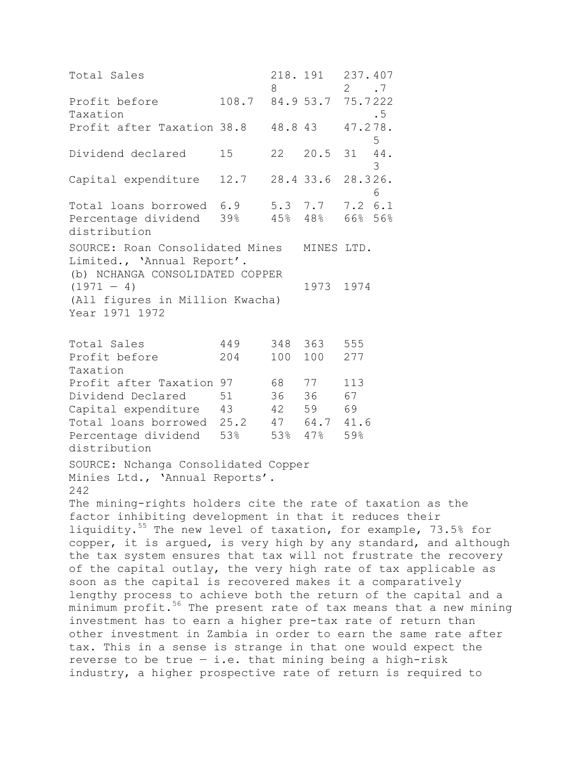| | | | | | |
|---|---|---|---|---|---|
| Total Sales | | 218.8 | 191 | 237.2 | 407.7 |
| Profit before Taxation | 108.7 | 84.9 | 53.7 | 75.7 | 222.5 |
| Profit after Taxation | 38.8 | 48.8 | 43 | 47.2 | 78.5 |
| Dividend declared | 15 | 22 | 20.5 | 31 | 44.3 |
| Capital expenditure | 12.7 | 28.4 | 33.6 | 28.3 | 26.6 |
| Total loans borrowed | 6.9 | 5.3 | 7.7 | 7.2 | 6.1 |
| Percentage dividend distribution | 39% | 45% | 48% | 66% | 56% |

SOURCE: Roan Consolidated Mines Limited., 'Annual Report'.

(b) NCHANGA CONSOLIDATED COPPER MINES LTD. (1971 — 4)

(All figures in Million Kwacha)

| Year | 1971 | 1972 | 1973 | 1974 |
|---|---|---|---|---|
| Total Sales | 449 | 348 | 363 | 555 |
| Profit before Taxation | 204 | 100 | 100 | 277 |
| Profit after Taxation | 97 | 68 | 77 | 113 |
| Dividend Declared | 51 | 36 | 36 | 67 |
| Capital expenditure | 43 | 42 | 59 | 69 |
| Total loans borrowed | 25.2 | 47 | 64.7 | 41.6 |
| Percentage dividend distribution | 53% | 53% | 47% | 59% |

SOURCE: Nchanga Consolidated Copper Minies Ltd., 'Annual Reports'.

The mining-rights holders cite the rate of taxation as the factor inhibiting development in that it reduces their liquidity.[55] The new level of taxation, for example, 73.5% for copper, it is argued, is very high by any standard, and although the tax system ensures that tax will not frustrate the recovery of the capital outlay, the very high rate of tax applicable as soon as the capital is recovered makes it a comparatively lengthy process to achieve both the return of the capital and a minimum profit.[56] The present rate of tax means that a new mining investment has to earn a higher pre-tax rate of return than other investment in Zambia in order to earn the same rate after tax. This in a sense is strange in that one would expect the reverse to be true — i.e. that mining being a high-risk industry, a higher prospective rate of return is required to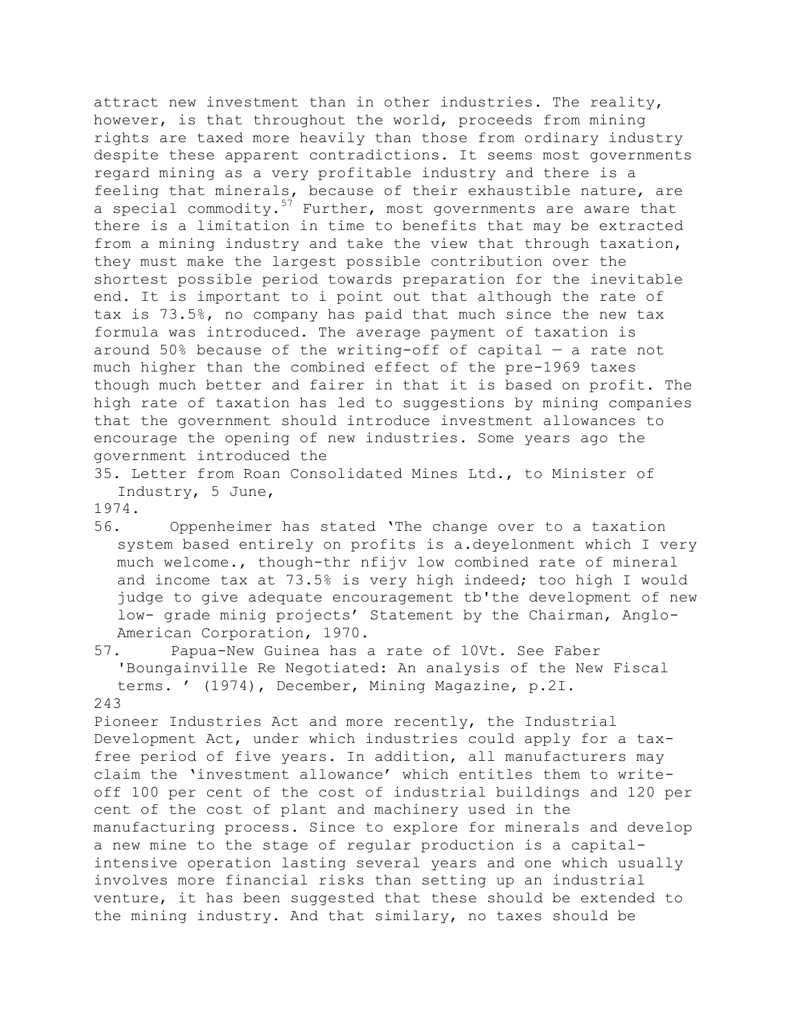attract new investment than in other industries. The reality, however, is that throughout the world, proceeds from mining rights are taxed more heavily than those from ordinary industry despite these apparent contradictions. It seems most governments regard mining as a very profitable industry and there is a feeling that minerals, because of their exhaustible nature, are a special commodity.[57] Further, most governments are aware that there is a limitation in time to benefits that may be extracted from a mining industry and take the view that through taxation, they must make the largest possible contribution over the shortest possible period towards preparation for the inevitable end. It is important to i point out that although the rate of tax is 73.5%, no company has paid that much since the new tax formula was introduced. The average payment of taxation is around 50% because of the writing-off of capital — a rate not much higher than the combined effect of the pre-1969 taxes though much better and fairer in that it is based on profit. The high rate of taxation has led to suggestions by mining companies that the government should introduce investment allowances to encourage the opening of new industries. Some years ago the government introduced the

35. Letter from Roan Consolidated Mines Ltd., to Minister of Industry, 5 June, 1974.
56. Oppenheimer has stated 'The change over to a taxation system based entirely on profits is a.deyelonment which I very much welcome., though-thr nfijv low combined rate of mineral and income tax at 73.5% is very high indeed; too high I would judge to give adequate encouragement tb'the development of new low- grade minig projects' Statement by the Chairman, Anglo-American Corporation, 1970.
57. Papua-New Guinea has a rate of 10Vt. See Faber 'Boungainville Re Negotiated: An analysis of the New Fiscal terms. ' (1974), December, Mining Magazine, p.2I.

Pioneer Industries Act and more recently, the Industrial Development Act, under which industries could apply for a tax-free period of five years. In addition, all manufacturers may claim the 'investment allowance' which entitles them to write-off 100 per cent of the cost of industrial buildings and 120 per cent of the cost of plant and machinery used in the manufacturing process. Since to explore for minerals and develop a new mine to the stage of regular production is a capital-intensive operation lasting several years and one which usually involves more financial risks than setting up an industrial venture, it has been suggested that these should be extended to the mining industry. And that similary, no taxes should be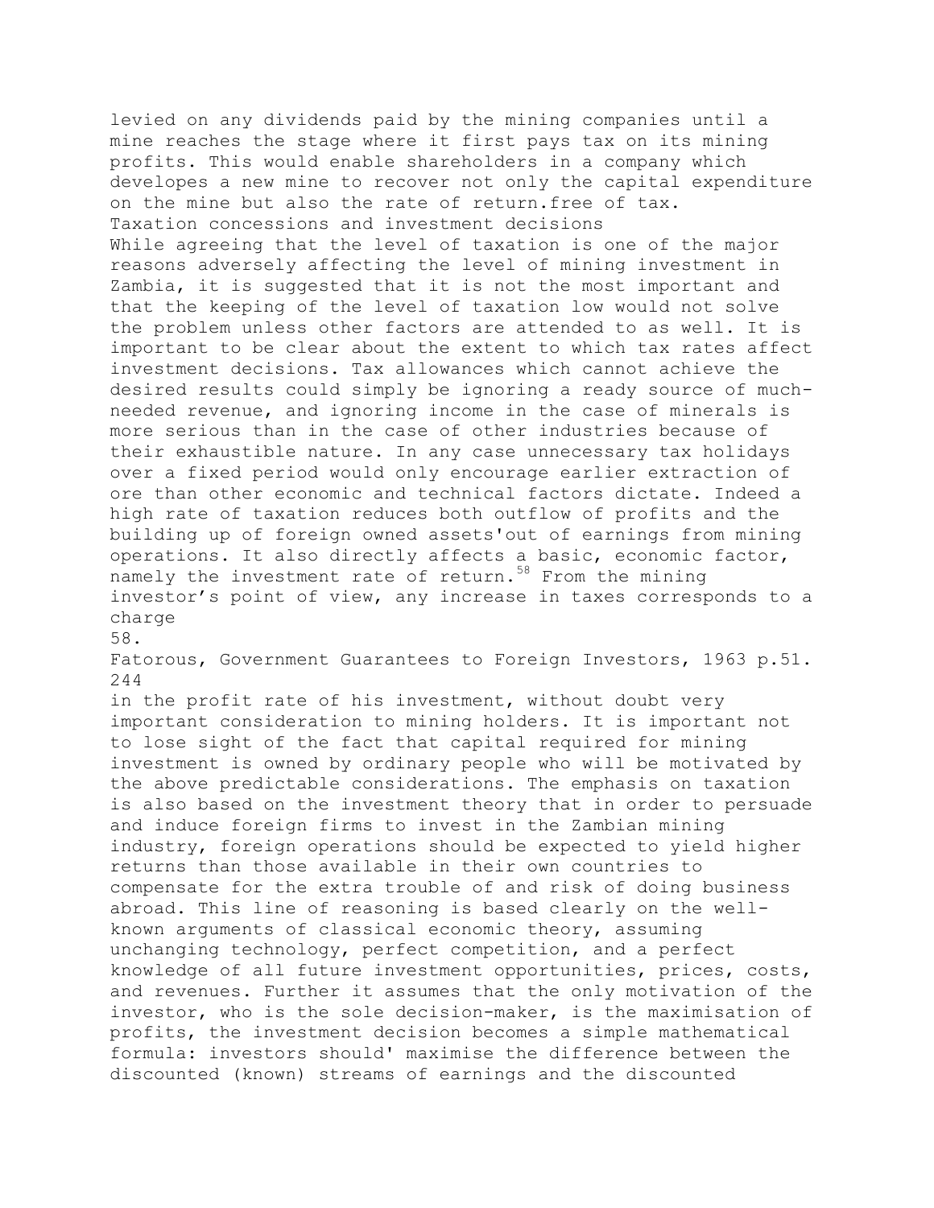levied on any dividends paid by the mining companies until a mine reaches the stage where it first pays tax on its mining profits. This would enable shareholders in a company which developes a new mine to recover not only the capital expenditure on the mine but also the rate of return.free of tax.

## Taxation concessions and investment decisions

While agreeing that the level of taxation is one of the major reasons adversely affecting the level of mining investment in Zambia, it is suggested that it is not the most important and that the keeping of the level of taxation low would not solve the problem unless other factors are attended to as well. It is important to be clear about the extent to which tax rates affect investment decisions. Tax allowances which cannot achieve the desired results could simply be ignoring a ready source of much-needed revenue, and ignoring income in the case of minerals is more serious than in the case of other industries because of their exhaustible nature. In any case unnecessary tax holidays over a fixed period would only encourage earlier extraction of ore than other economic and technical factors dictate. Indeed a high rate of taxation reduces both outflow of profits and the building up of foreign owned assets'out of earnings from mining operations. It also directly affects a basic, economic factor, namely the investment rate of return.[58] From the mining investor's point of view, any increase in taxes corresponds to a charge in the profit rate of his investment, without doubt very important consideration to mining holders. It is important not to lose sight of the fact that capital required for mining investment is owned by ordinary people who will be motivated by the above predictable considerations. The emphasis on taxation is also based on the investment theory that in order to persuade and induce foreign firms to invest in the Zambian mining industry, foreign operations should be expected to yield higher returns than those available in their own countries to compensate for the extra trouble of and risk of doing business abroad. This line of reasoning is based clearly on the well-known arguments of classical economic theory, assuming unchanging technology, perfect competition, and a perfect knowledge of all future investment opportunities, prices, costs, and revenues. Further it assumes that the only motivation of the investor, who is the sole decision-maker, is the maximisation of profits, the investment decision becomes a simple mathematical formula: investors should' maximise the difference between the discounted (known) streams of earnings and the discounted

58. Fatorous, Government Guarantees to Foreign Investors, 1963 p.51.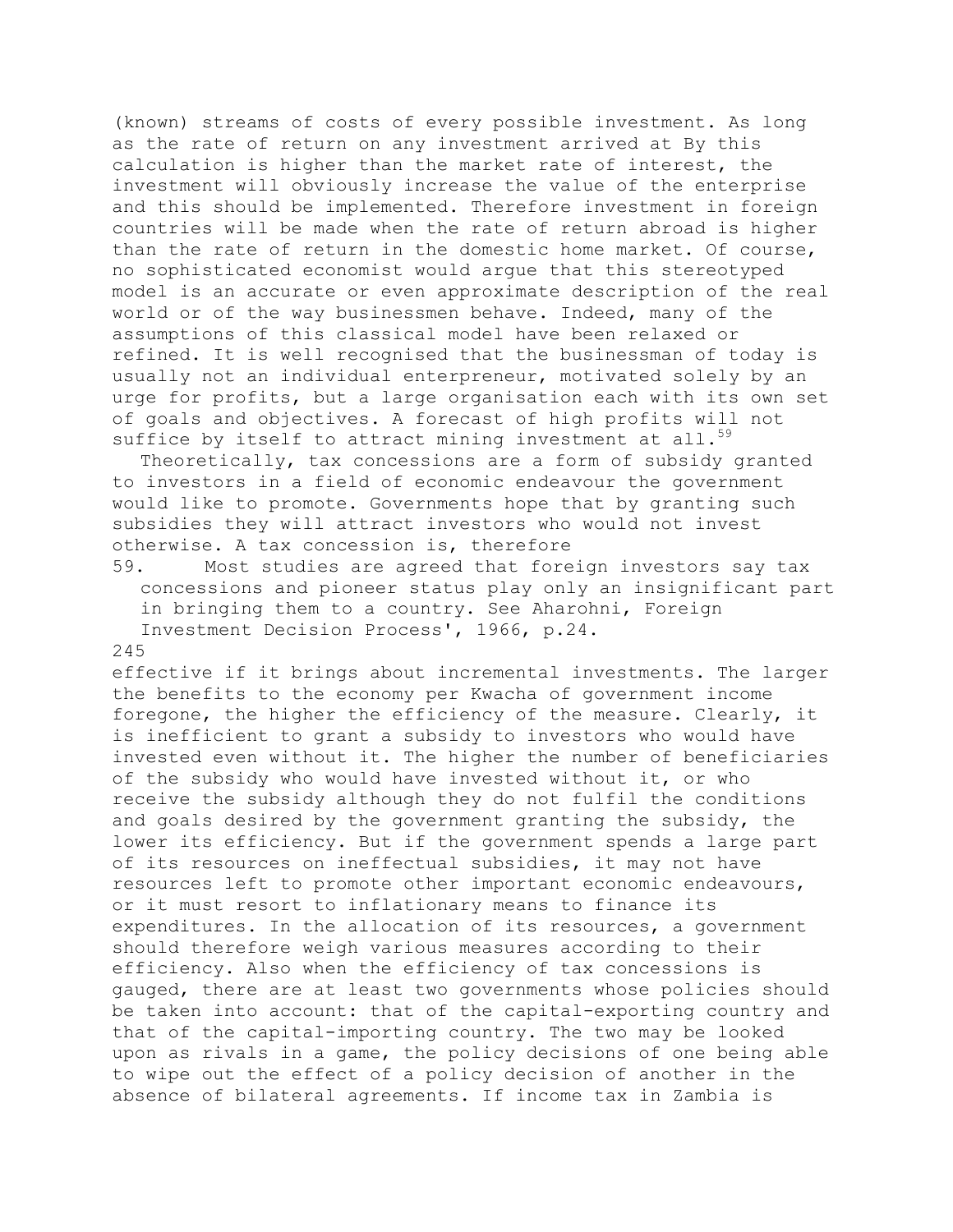(known) streams of costs of every possible investment. As long as the rate of return on any investment arrived at By this calculation is higher than the market rate of interest, the investment will obviously increase the value of the enterprise and this should be implemented. Therefore investment in foreign countries will be made when the rate of return abroad is higher than the rate of return in the domestic home market. Of course, no sophisticated economist would argue that this stereotyped model is an accurate or even approximate description of the real world or of the way businessmen behave. Indeed, many of the assumptions of this classical model have been relaxed or refined. It is well recognised that the businessman of today is usually not an individual enterpreneur, motivated solely by an urge for profits, but a large organisation each with its own set of goals and objectives. A forecast of high profits will not suffice by itself to attract mining investment at all.[59]

Theoretically, tax concessions are a form of subsidy granted to investors in a field of economic endeavour the government would like to promote. Governments hope that by granting such subsidies they will attract investors who would not invest otherwise. A tax concession is, therefore effective if it brings about incremental investments. The larger the benefits to the economy per Kwacha of government income foregone, the higher the efficiency of the measure. Clearly, it is inefficient to grant a subsidy to investors who would have invested even without it. The higher the number of beneficiaries of the subsidy who would have invested without it, or who receive the subsidy although they do not fulfil the conditions and goals desired by the government granting the subsidy, the lower its efficiency. But if the government spends a large part of its resources on ineffectual subsidies, it may not have resources left to promote other important economic endeavours, or it must resort to inflationary means to finance its expenditures. In the allocation of its resources, a government should therefore weigh various measures according to their efficiency. Also when the efficiency of tax concessions is gauged, there are at least two governments whose policies should be taken into account: that of the capital-exporting country and that of the capital-importing country. The two may be looked upon as rivals in a game, the policy decisions of one being able to wipe out the effect of a policy decision of another in the absence of bilateral agreements. If income tax in Zambia is

59. Most studies are agreed that foreign investors say tax concessions and pioneer status play only an insignificant part in bringing them to a country. See Aharohni, Foreign Investment Decision Process', 1966, p.24.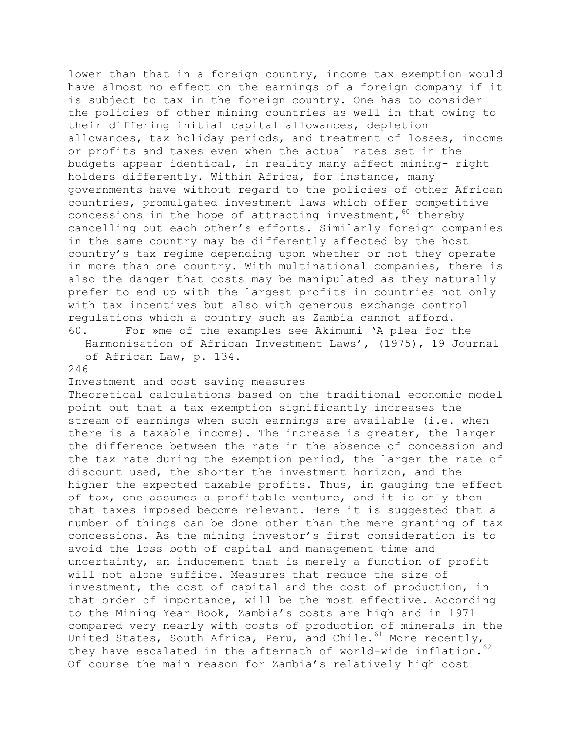lower than that in a foreign country, income tax exemption would have almost no effect on the earnings of a foreign company if it is subject to tax in the foreign country. One has to consider the policies of other mining countries as well in that owing to their differing initial capital allowances, depletion allowances, tax holiday periods, and treatment of losses, income or profits and taxes even when the actual rates set in the budgets appear identical, in reality many affect mining- right holders differently. Within Africa, for instance, many governments have without regard to the policies of other African countries, promulgated investment laws which offer competitive concessions in the hope of attracting investment,[60] thereby cancelling out each other's efforts. Similarly foreign companies in the same country may be differently affected by the host country's tax regime depending upon whether or not they operate in more than one country. With multinational companies, there is also the danger that costs may be manipulated as they naturally prefer to end up with the largest profits in countries not only with tax incentives but also with generous exchange control regulations which a country such as Zambia cannot afford.

60. For »me of the examples see Akimumi 'A plea for the Harmonisation of African Investment Laws', (1975), 19 Journal of African Law, p. 134.

## Investment and cost saving measures

Theoretical calculations based on the traditional economic model point out that a tax exemption significantly increases the stream of earnings when such earnings are available (i.e. when there is a taxable income). The increase is greater, the larger the difference between the rate in the absence of concession and the tax rate during the exemption period, the larger the rate of discount used, the shorter the investment horizon, and the higher the expected taxable profits. Thus, in gauging the effect of tax, one assumes a profitable venture, and it is only then that taxes imposed become relevant. Here it is suggested that a number of things can be done other than the mere granting of tax concessions. As the mining investor's first consideration is to avoid the loss both of capital and management time and uncertainty, an inducement that is merely a function of profit will not alone suffice. Measures that reduce the size of investment, the cost of capital and the cost of production, in that order of importance, will be the most effective. According to the Mining Year Book, Zambia's costs are high and in 1971 compared very nearly with costs of production of minerals in the United States, South Africa, Peru, and Chile.[61] More recently, they have escalated in the aftermath of world-wide inflation.[62] Of course the main reason for Zambia's relatively high cost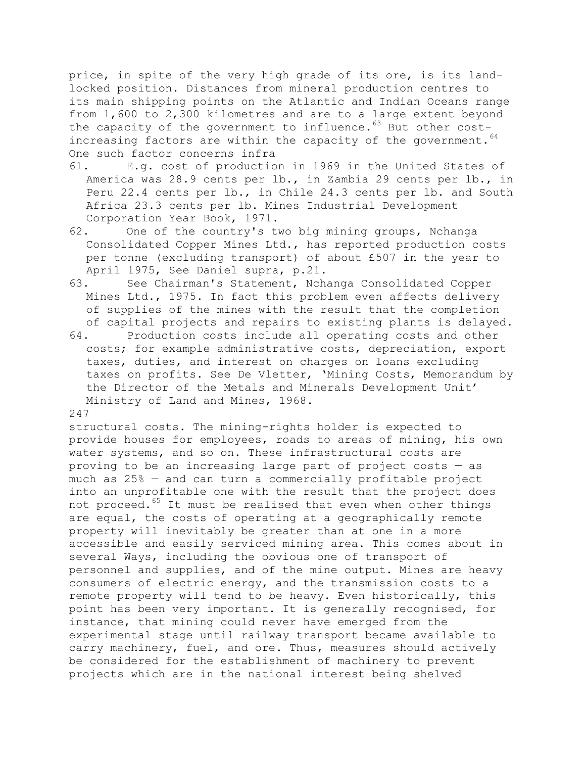price, in spite of the very high grade of its ore, is its land-locked position. Distances from mineral production centres to its main shipping points on the Atlantic and Indian Oceans range from 1,600 to 2,300 kilometres and are to a large extent beyond the capacity of the government to influence.[63] But other cost-increasing factors are within the capacity of the government.[64] One such factor concerns infrastructural costs. The mining-rights holder is expected to provide houses for employees, roads to areas of mining, his own water systems, and so on. These infrastructural costs are proving to be an increasing large part of project costs — as much as 25% — and can turn a commercially profitable project into an unprofitable one with the result that the project does not proceed.[65] It must be realised that even when other things are equal, the costs of operating at a geographically remote property will inevitably be greater than at one in a more accessible and easily serviced mining area. This comes about in several Ways, including the obvious one of transport of personnel and supplies, and of the mine output. Mines are heavy consumers of electric energy, and the transmission costs to a remote property will tend to be heavy. Even historically, this point has been very important. It is generally recognised, for instance, that mining could never have emerged from the experimental stage until railway transport became available to carry machinery, fuel, and ore. Thus, measures should actively be considered for the establishment of machinery to prevent projects which are in the national interest being shelved

61. E.g. cost of production in 1969 in the United States of America was 28.9 cents per lb., in Zambia 29 cents per lb., in Peru 22.4 cents per lb., in Chile 24.3 cents per lb. and South Africa 23.3 cents per lb. Mines Industrial Development Corporation Year Book, 1971.
62. One of the country's two big mining groups, Nchanga Consolidated Copper Mines Ltd., has reported production costs per tonne (excluding transport) of about £507 in the year to April 1975, See Daniel supra, p.21.
63. See Chairman's Statement, Nchanga Consolidated Copper Mines Ltd., 1975. In fact this problem even affects delivery of supplies of the mines with the result that the completion of capital projects and repairs to existing plants is delayed.
64. Production costs include all operating costs and other costs; for example administrative costs, depreciation, export taxes, duties, and interest on charges on loans excluding taxes on profits. See De Vletter, 'Mining Costs, Memorandum by the Director of the Metals and Minerals Development Unit' Ministry of Land and Mines, 1968.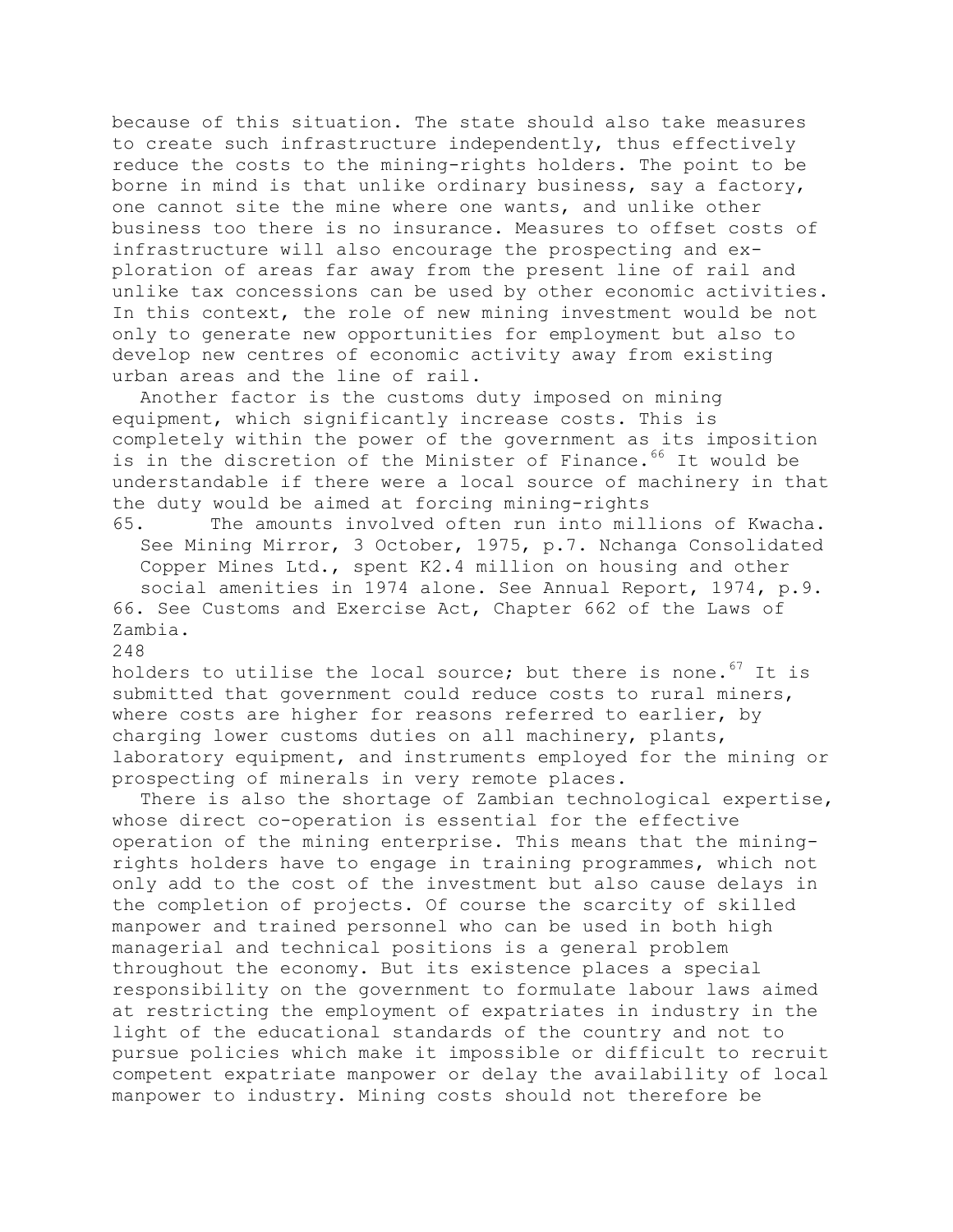because of this situation. The state should also take measures to create such infrastructure independently, thus effectively reduce the costs to the mining-rights holders. The point to be borne in mind is that unlike ordinary business, say a factory, one cannot site the mine where one wants, and unlike other business too there is no insurance. Measures to offset costs of infrastructure will also encourage the prospecting and exploration of areas far away from the present line of rail and unlike tax concessions can be used by other economic activities. In this context, the role of new mining investment would be not only to generate new opportunities for employment but also to develop new centres of economic activity away from existing urban areas and the line of rail.

Another factor is the customs duty imposed on mining equipment, which significantly increase costs. This is completely within the power of the government as its imposition is in the discretion of the Minister of Finance.[66] It would be understandable if there were a local source of machinery in that the duty would be aimed at forcing mining-rights holders to utilise the local source; but there is none.[67] It is submitted that government could reduce costs to rural miners, where costs are higher for reasons referred to earlier, by charging lower customs duties on all machinery, plants, laboratory equipment, and instruments employed for the mining or prospecting of minerals in very remote places.

There is also the shortage of Zambian technological expertise, whose direct co-operation is essential for the effective operation of the mining enterprise. This means that the mining-rights holders have to engage in training programmes, which not only add to the cost of the investment but also cause delays in the completion of projects. Of course the scarcity of skilled manpower and trained personnel who can be used in both high managerial and technical positions is a general problem throughout the economy. But its existence places a special responsibility on the government to formulate labour laws aimed at restricting the employment of expatriates in industry in the light of the educational standards of the country and not to pursue policies which make it impossible or difficult to recruit competent expatriate manpower or delay the availability of local manpower to industry. Mining costs should not therefore be

65. The amounts involved often run into millions of Kwacha. See Mining Mirror, 3 October, 1975, p.7. Nchanga Consolidated Copper Mines Ltd., spent K2.4 million on housing and other social amenities in 1974 alone. See Annual Report, 1974, p.9.

66. See Customs and Exercise Act, Chapter 662 of the Laws of Zambia.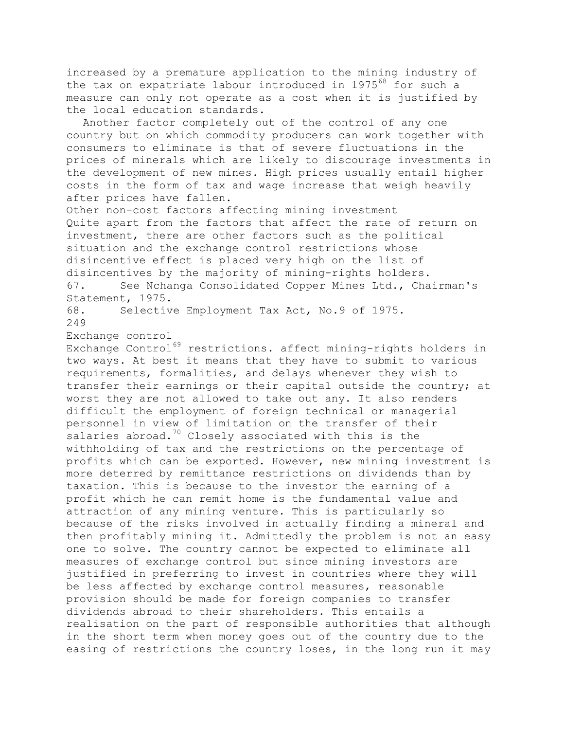increased by a premature application to the mining industry of the tax on expatriate labour introduced in 1975[68] for such a measure can only not operate as a cost when it is justified by the local education standards.

Another factor completely out of the control of any one country but on which commodity producers can work together with consumers to eliminate is that of severe fluctuations in the prices of minerals which are likely to discourage investments in the development of new mines. High prices usually entail higher costs in the form of tax and wage increase that weigh heavily after prices have fallen.

### Other non-cost factors affecting mining investment

Quite apart from the factors that affect the rate of return on investment, there are other factors such as the political situation and the exchange control restrictions whose disincentive effect is placed very high on the list of disincentives by the majority of mining-rights holders.

67. See Nchanga Consolidated Copper Mines Ltd., Chairman's Statement, 1975.

68. Selective Employment Tax Act, No.9 of 1975.

### Exchange control

Exchange Control[69] restrictions. affect mining-rights holders in two ways. At best it means that they have to submit to various requirements, formalities, and delays whenever they wish to transfer their earnings or their capital outside the country; at worst they are not allowed to take out any. It also renders difficult the employment of foreign technical or managerial personnel in view of limitation on the transfer of their salaries abroad.[70] Closely associated with this is the withholding of tax and the restrictions on the percentage of profits which can be exported. However, new mining investment is more deterred by remittance restrictions on dividends than by taxation. This is because to the investor the earning of a profit which he can remit home is the fundamental value and attraction of any mining venture. This is particularly so because of the risks involved in actually finding a mineral and then profitably mining it. Admittedly the problem is not an easy one to solve. The country cannot be expected to eliminate all measures of exchange control but since mining investors are justified in preferring to invest in countries where they will be less affected by exchange control measures, reasonable provision should be made for foreign companies to transfer dividends abroad to their shareholders. This entails a realisation on the part of responsible authorities that although in the short term when money goes out of the country due to the easing of restrictions the country loses, in the long run it may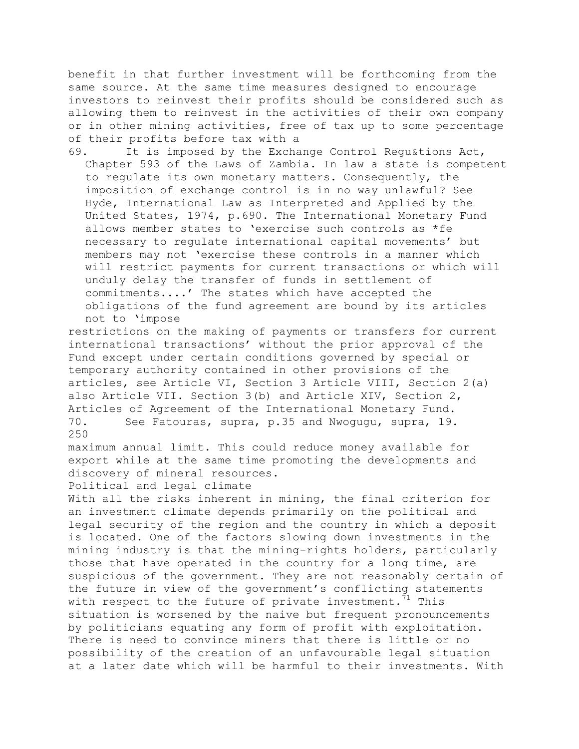benefit in that further investment will be forthcoming from the same source. At the same time measures designed to encourage investors to reinvest their profits should be considered such as allowing them to reinvest in the activities of their own company or in other mining activities, free of tax up to some percentage of their profits before tax with a

69. It is imposed by the Exchange Control Regu&tions Act, Chapter 593 of the Laws of Zambia. In law a state is competent to regulate its own monetary matters. Consequently, the imposition of exchange control is in no way unlawful? See Hyde, International Law as Interpreted and Applied by the United States, 1974, p.690. The International Monetary Fund allows member states to 'exercise such controls as *fe necessary to regulate international capital movements' but members may not 'exercise these controls in a manner which will restrict payments for current transactions or which will unduly delay the transfer of funds in settlement of commitments....' The states which have accepted the obligations of the fund agreement are bound by its articles not to 'impose restrictions on the making of payments or transfers for current international transactions' without the prior approval of the Fund except under certain conditions governed by special or temporary authority contained in other provisions of the articles, see Article VI, Section 3 Article VIII, Section 2(a) also Article VII. Section 3(b) and Article XIV, Section 2, Articles of Agreement of the International Monetary Fund.

70. See Fatouras, supra, p.35 and Nwogugu, supra, 19.

maximum annual limit. This could reduce money available for export while at the same time promoting the developments and discovery of mineral resources.

## Political and legal climate

With all the risks inherent in mining, the final criterion for an investment climate depends primarily on the political and legal security of the region and the country in which a deposit is located. One of the factors slowing down investments in the mining industry is that the mining-rights holders, particularly those that have operated in the country for a long time, are suspicious of the government. They are not reasonably certain of the future in view of the government's conflicting statements with respect to the future of private investment.[71] This situation is worsened by the naive but frequent pronouncements by politicians equating any form of profit with exploitation. There is need to convince miners that there is little or no possibility of the creation of an unfavourable legal situation at a later date which will be harmful to their investments. With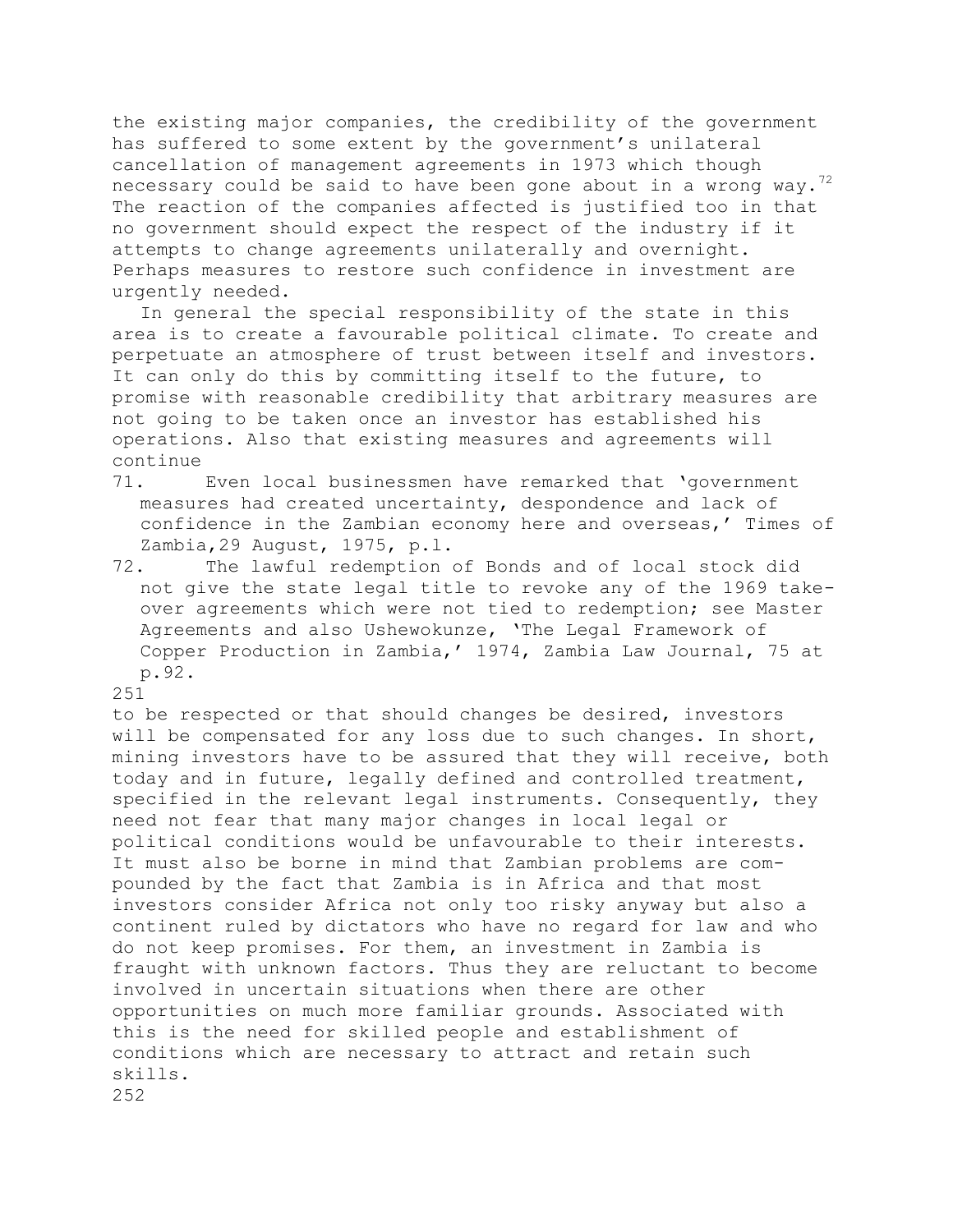the existing major companies, the credibility of the government has suffered to some extent by the government's unilateral cancellation of management agreements in 1973 which though necessary could be said to have been gone about in a wrong way.[72] The reaction of the companies affected is justified too in that no government should expect the respect of the industry if it attempts to change agreements unilaterally and overnight. Perhaps measures to restore such confidence in investment are urgently needed.

In general the special responsibility of the state in this area is to create a favourable political climate. To create and perpetuate an atmosphere of trust between itself and investors. It can only do this by committing itself to the future, to promise with reasonable credibility that arbitrary measures are not going to be taken once an investor has established his operations. Also that existing measures and agreements will continue to be respected or that should changes be desired, investors will be compensated for any loss due to such changes. In short, mining investors have to be assured that they will receive, both today and in future, legally defined and controlled treatment, specified in the relevant legal instruments. Consequently, they need not fear that many major changes in local legal or political conditions would be unfavourable to their interests. It must also be borne in mind that Zambian problems are compounded by the fact that Zambia is in Africa and that most investors consider Africa not only too risky anyway but also a continent ruled by dictators who have no regard for law and who do not keep promises. For them, an investment in Zambia is fraught with unknown factors. Thus they are reluctant to become involved in uncertain situations when there are other opportunities on much more familiar grounds. Associated with this is the need for skilled people and establishment of conditions which are necessary to attract and retain such skills.

71. Even local businessmen have remarked that 'government measures had created uncertainty, despondence and lack of confidence in the Zambian economy here and overseas,' Times of Zambia, 29 August, 1975, p.l.

72. The lawful redemption of Bonds and of local stock did not give the state legal title to revoke any of the 1969 take-over agreements which were not tied to redemption; see Master Agreements and also Ushewokunze, 'The Legal Framework of Copper Production in Zambia,' 1974, Zambia Law Journal, 75 at p.92.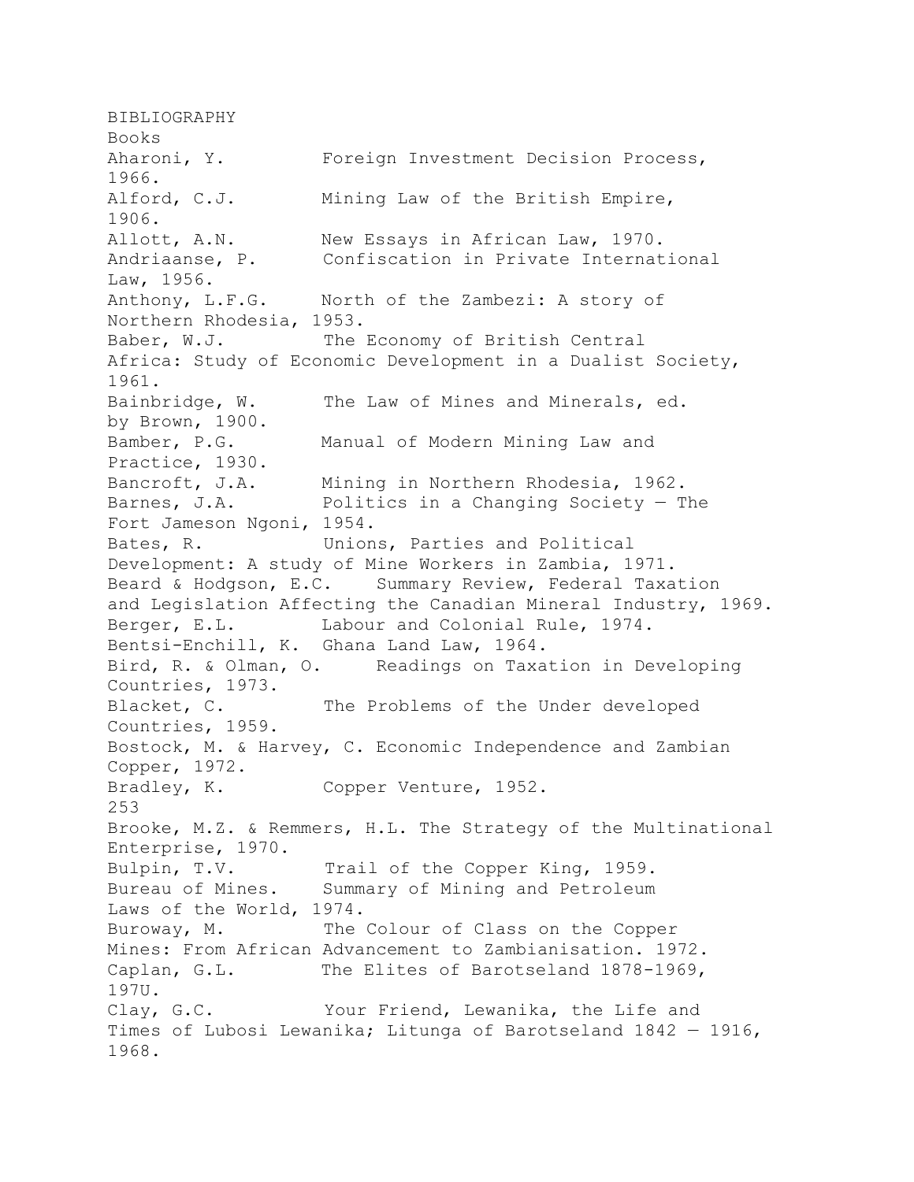# BIBLIOGRAPHY

## Books

Aharoni, Y. Foreign Investment Decision Process, 1966.

Alford, C.J. Mining Law of the British Empire, 1906.

Allott, A.N. New Essays in African Law, 1970.

Andriaanse, P. Confiscation in Private International Law, 1956.

Anthony, L.F.G. North of the Zambezi: A story of Northern Rhodesia, 1953.

Baber, W.J. The Economy of British Central Africa: Study of Economic Development in a Dualist Society, 1961.

Bainbridge, W. The Law of Mines and Minerals, ed. by Brown, 1900.

Bamber, P.G. Manual of Modern Mining Law and Practice, 1930.

Bancroft, J.A. Mining in Northern Rhodesia, 1962.

Barnes, J.A. Politics in a Changing Society — The Fort Jameson Ngoni, 1954.

Bates, R. Unions, Parties and Political Development: A study of Mine Workers in Zambia, 1971.

Beard & Hodgson, E.C. Summary Review, Federal Taxation and Legislation Affecting the Canadian Mineral Industry, 1969.

Berger, E.L. Labour and Colonial Rule, 1974.

Bentsi-Enchill, K. Ghana Land Law, 1964.

Bird, R. & Olman, O. Readings on Taxation in Developing Countries, 1973.

Blacket, C. The Problems of the Under developed Countries, 1959.

Bostock, M. & Harvey, C. Economic Independence and Zambian Copper, 1972.

Bradley, K. Copper Venture, 1952.

Brooke, M.Z. & Remmers, H.L. The Strategy of the Multinational Enterprise, 1970.

Bulpin, T.V. Trail of the Copper King, 1959.

Bureau of Mines. Summary of Mining and Petroleum Laws of the World, 1974.

Buroway, M. The Colour of Class on the Copper Mines: From African Advancement to Zambianisation. 1972.

Caplan, G.L. The Elites of Barotseland 1878-1969, 197U.

Clay, G.C. Your Friend, Lewanika, the Life and Times of Lubosi Lewanika; Litunga of Barotseland 1842 — 1916, 1968.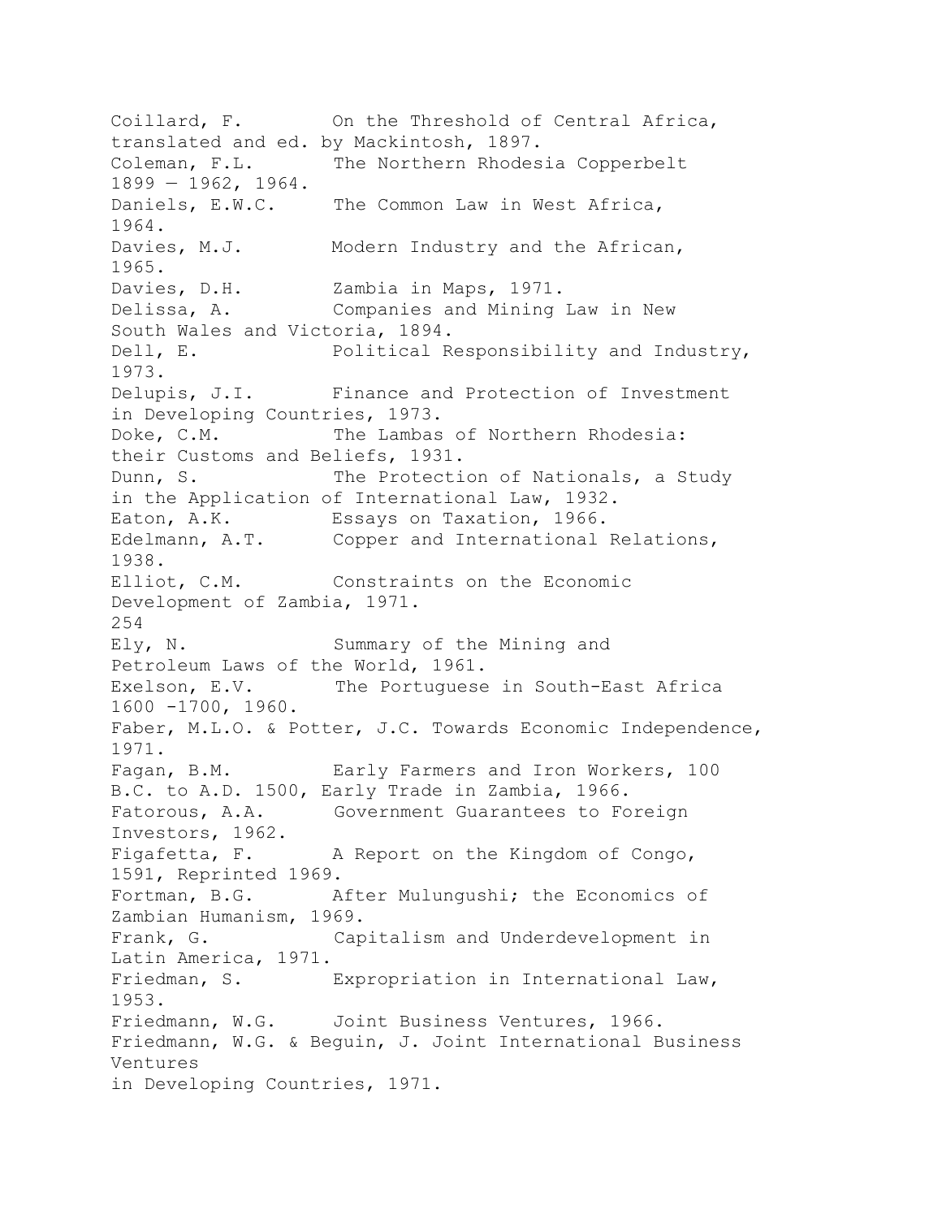Coillard, F. On the Threshold of Central Africa, translated and ed. by Mackintosh, 1897.

Coleman, F.L. The Northern Rhodesia Copperbelt 1899 — 1962, 1964.

Daniels, E.W.C. The Common Law in West Africa, 1964.

Davies, M.J. Modern Industry and the African, 1965.

Davies, D.H. Zambia in Maps, 1971.

Delissa, A. Companies and Mining Law in New South Wales and Victoria, 1894.

Dell, E. Political Responsibility and Industry, 1973.

Delupis, J.I. Finance and Protection of Investment in Developing Countries, 1973.

Doke, C.M. The Lambas of Northern Rhodesia: their Customs and Beliefs, 1931.

Dunn, S. The Protection of Nationals, a Study in the Application of International Law, 1932.

Eaton, A.K. Essays on Taxation, 1966.

Edelmann, A.T. Copper and International Relations, 1938.

Elliot, C.M. Constraints on the Economic Development of Zambia, 1971.

Ely, N. Summary of the Mining and Petroleum Laws of the World, 1961.

Exelson, E.V. The Portuguese in South-East Africa 1600 -1700, 1960.

Faber, M.L.O. & Potter, J.C. Towards Economic Independence, 1971.

Fagan, B.M. Early Farmers and Iron Workers, 100 B.C. to A.D. 1500, Early Trade in Zambia, 1966.

Fatorous, A.A. Government Guarantees to Foreign Investors, 1962.

Figafetta, F. A Report on the Kingdom of Congo, 1591, Reprinted 1969.

Fortman, B.G. After Mulungushi; the Economics of Zambian Humanism, 1969.

Frank, G. Capitalism and Underdevelopment in Latin America, 1971.

Friedman, S. Expropriation in International Law, 1953.

Friedmann, W.G. Joint Business Ventures, 1966.

Friedmann, W.G. & Beguin, J. Joint International Business Ventures in Developing Countries, 1971.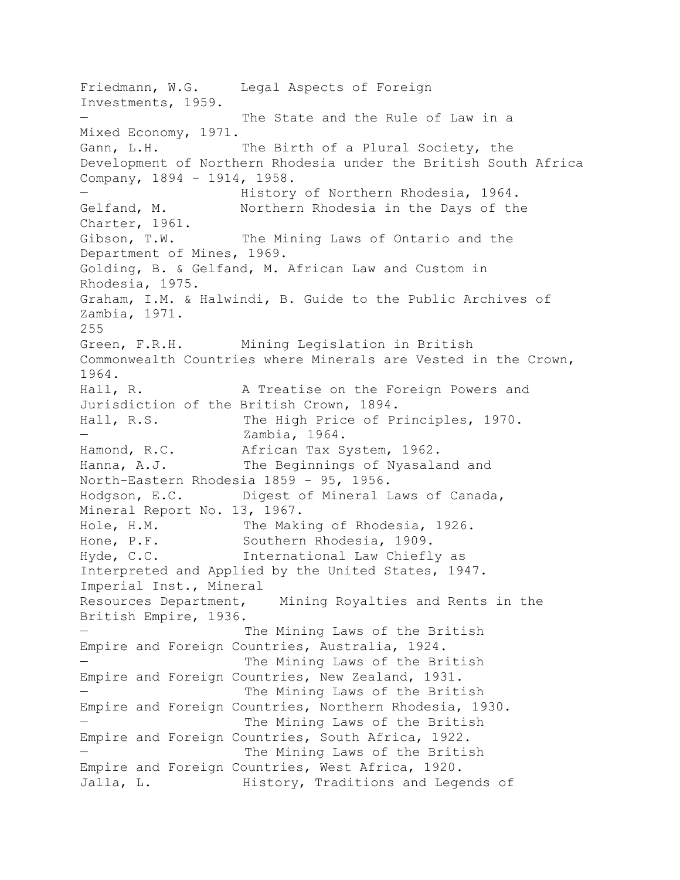Friedmann, W.G. Legal Aspects of Foreign Investments, 1959.

— The State and the Rule of Law in a Mixed Economy, 1971.

Gann, L.H. The Birth of a Plural Society, the Development of Northern Rhodesia under the British South Africa Company, 1894 - 1914, 1958.

— History of Northern Rhodesia, 1964.

Gelfand, M. Northern Rhodesia in the Days of the Charter, 1961.

Gibson, T.W. The Mining Laws of Ontario and the Department of Mines, 1969.

Golding, B. & Gelfand, M. African Law and Custom in Rhodesia, 1975.

Graham, I.M. & Halwindi, B. Guide to the Public Archives of Zambia, 1971.

Green, F.R.H. Mining Legislation in British Commonwealth Countries where Minerals are Vested in the Crown, 1964.

Hall, R. A Treatise on the Foreign Powers and Jurisdiction of the British Crown, 1894.

Hall, R.S. The High Price of Principles, 1970.

— Zambia, 1964.

Hamond, R.C. African Tax System, 1962.

Hanna, A.J. The Beginnings of Nyasaland and North-Eastern Rhodesia 1859 - 95, 1956.

Hodgson, E.C. Digest of Mineral Laws of Canada, Mineral Report No. 13, 1967.

Hole, H.M. The Making of Rhodesia, 1926.

Hone, P.F. Southern Rhodesia, 1909.

Hyde, C.C. International Law Chiefly as Interpreted and Applied by the United States, 1947.

Imperial Inst., Mineral Resources Department, Mining Royalties and Rents in the British Empire, 1936.

— The Mining Laws of the British Empire and Foreign Countries, Australia, 1924.

— The Mining Laws of the British Empire and Foreign Countries, New Zealand, 1931.

— The Mining Laws of the British Empire and Foreign Countries, Northern Rhodesia, 1930.

— The Mining Laws of the British Empire and Foreign Countries, South Africa, 1922.

— The Mining Laws of the British Empire and Foreign Countries, West Africa, 1920.

Jalla, L. History, Traditions and Legends of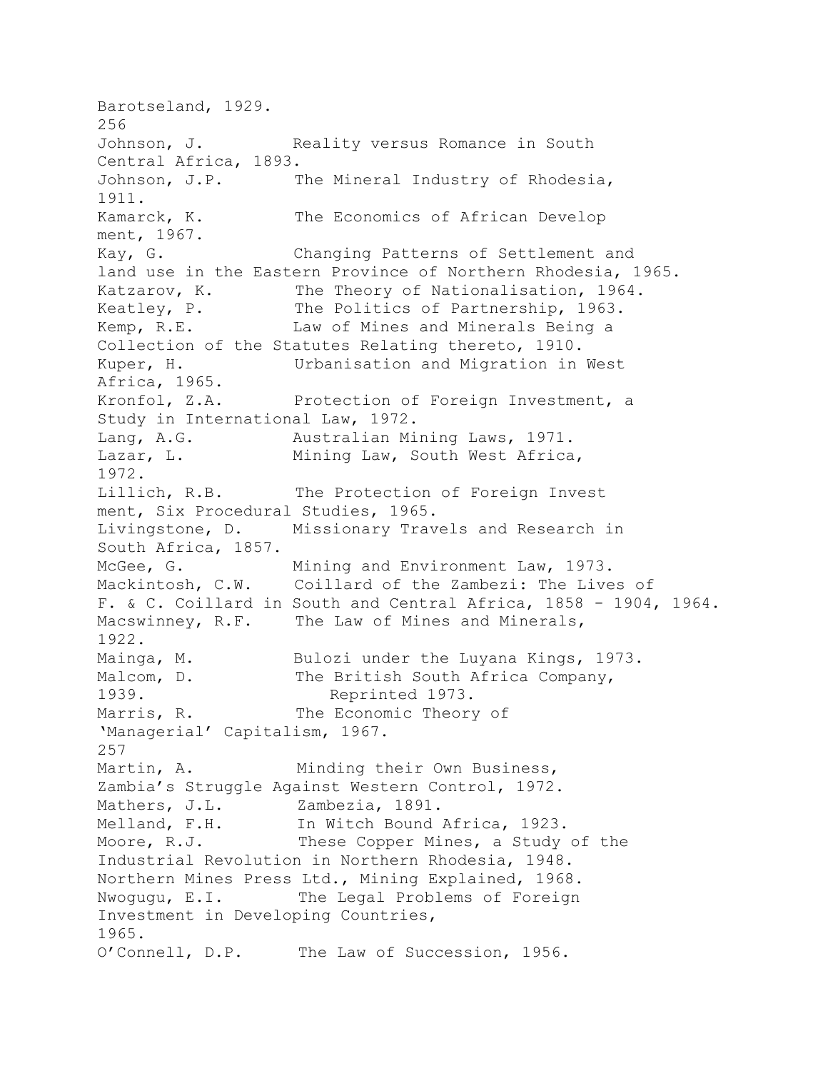Barotseland, 1929.

Johnson, J. Reality versus Romance in South Central Africa, 1893.

Johnson, J.P. The Mineral Industry of Rhodesia, 1911.

Kamarck, K. The Economics of African Develop ment, 1967.

Kay, G. Changing Patterns of Settlement and land use in the Eastern Province of Northern Rhodesia, 1965.

Katzarov, K. The Theory of Nationalisation, 1964.

Keatley, P. The Politics of Partnership, 1963.

Kemp, R.E. Law of Mines and Minerals Being a Collection of the Statutes Relating thereto, 1910.

Kuper, H. Urbanisation and Migration in West Africa, 1965.

Kronfol, Z.A. Protection of Foreign Investment, a Study in International Law, 1972.

Lang, A.G. Australian Mining Laws, 1971.

Lazar, L. Mining Law, South West Africa, 1972.

Lillich, R.B. The Protection of Foreign Invest ment, Six Procedural Studies, 1965.

Livingstone, D. Missionary Travels and Research in South Africa, 1857.

McGee, G. Mining and Environment Law, 1973.

Mackintosh, C.W. Coillard of the Zambezi: The Lives of F. & C. Coillard in South and Central Africa, 1858 - 1904, 1964.

Macswinney, R.F. The Law of Mines and Minerals, 1922.

Mainga, M. Bulozi under the Luyana Kings, 1973.

Malcom, D. The British South Africa Company, 1939. Reprinted 1973.

Marris, R. The Economic Theory of 'Managerial' Capitalism, 1967.

Martin, A. Minding their Own Business, Zambia's Struggle Against Western Control, 1972.

Mathers, J.L. Zambezia, 1891.

Melland, F.H. In Witch Bound Africa, 1923.

Moore, R.J. These Copper Mines, a Study of the Industrial Revolution in Northern Rhodesia, 1948.

Northern Mines Press Ltd., Mining Explained, 1968.

Nwogugu, E.I. The Legal Problems of Foreign Investment in Developing Countries, 1965.

O'Connell, D.P. The Law of Succession, 1956.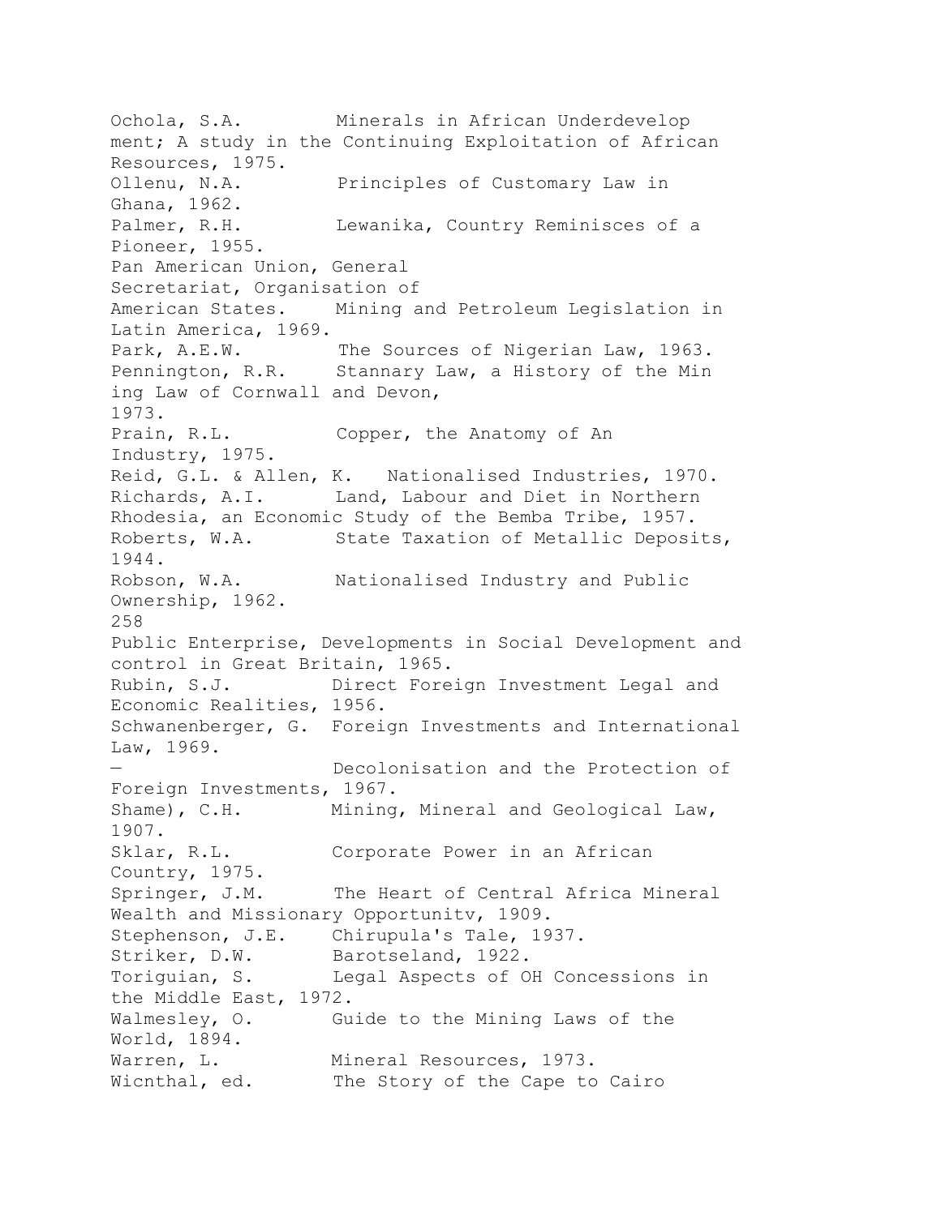Ochola, S.A. Minerals in African Underdevelop ment; A study in the Continuing Exploitation of African Resources, 1975.

Ollenu, N.A. Principles of Customary Law in Ghana, 1962.

Palmer, R.H. Lewanika, Country Reminisces of a Pioneer, 1955.

Pan American Union, General Secretariat, Organisation of American States. Mining and Petroleum Legislation in Latin America, 1969.

Park, A.E.W. The Sources of Nigerian Law, 1963.

Pennington, R.R. Stannary Law, a History of the Min ing Law of Cornwall and Devon, 1973.

Prain, R.L. Copper, the Anatomy of An Industry, 1975.

Reid, G.L. & Allen, K. Nationalised Industries, 1970.

Richards, A.I. Land, Labour and Diet in Northern Rhodesia, an Economic Study of the Bemba Tribe, 1957.

Roberts, W.A. State Taxation of Metallic Deposits, 1944.

Robson, W.A. Nationalised Industry and Public Ownership, 1962.

258

Public Enterprise, Developments in Social Development and control in Great Britain, 1965.

Rubin, S.J. Direct Foreign Investment Legal and Economic Realities, 1956.

Schwanenberger, G. Foreign Investments and International Law, 1969.

— Decolonisation and the Protection of Foreign Investments, 1967.

Shame), C.H. Mining, Mineral and Geological Law, 1907.

Sklar, R.L. Corporate Power in an African Country, 1975.

Springer, J.M. The Heart of Central Africa Mineral Wealth and Missionary Opportunitv, 1909.

Stephenson, J.E. Chirupula's Tale, 1937.

Striker, D.W. Barotseland, 1922.

Toriguian, S. Legal Aspects of OH Concessions in the Middle East, 1972.

Walmesley, O. Guide to the Mining Laws of the World, 1894.

Warren, L. Mineral Resources, 1973.

Wicnthal, ed. The Story of the Cape to Cairo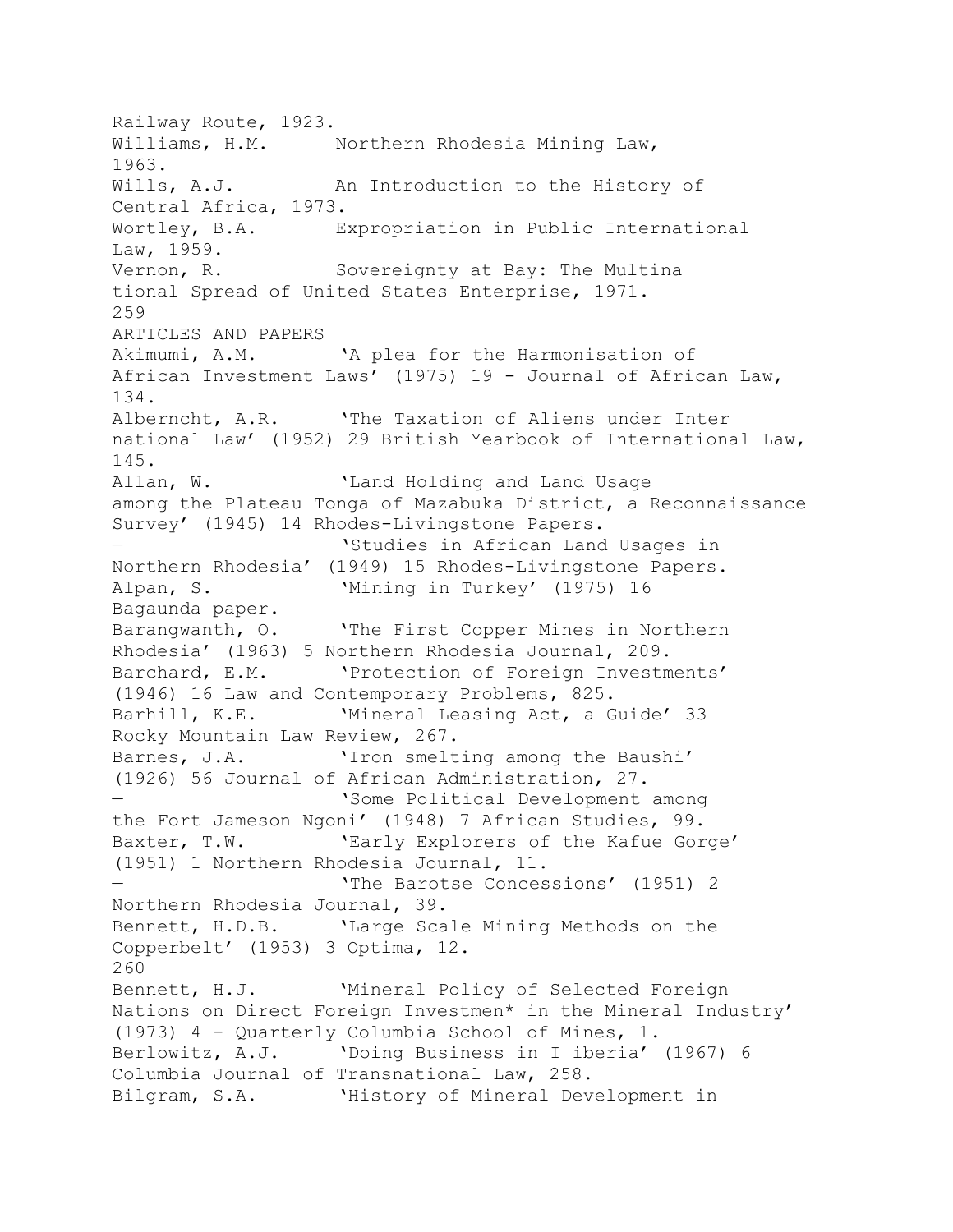Railway Route, 1923.

Williams, H.M. Northern Rhodesia Mining Law, 1963.

Wills, A.J. An Introduction to the History of Central Africa, 1973.

Wortley, B.A. Expropriation in Public International Law, 1959.

Vernon, R. Sovereignty at Bay: The Multina tional Spread of United States Enterprise, 1971.

## ARTICLES AND PAPERS

Akimumi, A.M. 'A plea for the Harmonisation of African Investment Laws' (1975) 19 - Journal of African Law, 134.

Alberncht, A.R. 'The Taxation of Aliens under Inter national Law' (1952) 29 British Yearbook of International Law, 145.

Allan, W. 'Land Holding and Land Usage among the Plateau Tonga of Mazabuka District, a Reconnaissance Survey' (1945) 14 Rhodes-Livingstone Papers.

— 'Studies in African Land Usages in Northern Rhodesia' (1949) 15 Rhodes-Livingstone Papers.

Alpan, S. 'Mining in Turkey' (1975) 16 Bagaunda paper.

Barangwanth, O. 'The First Copper Mines in Northern Rhodesia' (1963) 5 Northern Rhodesia Journal, 209.

Barchard, E.M. 'Protection of Foreign Investments' (1946) 16 Law and Contemporary Problems, 825.

Barhill, K.E. 'Mineral Leasing Act, a Guide' 33 Rocky Mountain Law Review, 267.

Barnes, J.A. 'Iron smelting among the Baushi' (1926) 56 Journal of African Administration, 27.

— 'Some Political Development among the Fort Jameson Ngoni' (1948) 7 African Studies, 99.

Baxter, T.W. 'Early Explorers of the Kafue Gorge' (1951) 1 Northern Rhodesia Journal, 11.

— 'The Barotse Concessions' (1951) 2 Northern Rhodesia Journal, 39.

Bennett, H.D.B. 'Large Scale Mining Methods on the Copperbelt' (1953) 3 Optima, 12.

Bennett, H.J. 'Mineral Policy of Selected Foreign Nations on Direct Foreign Investmen* in the Mineral Industry' (1973) 4 - Quarterly Columbia School of Mines, 1.

Berlowitz, A.J. 'Doing Business in I iberia' (1967) 6 Columbia Journal of Transnational Law, 258.

Bilgram, S.A. 'History of Mineral Development in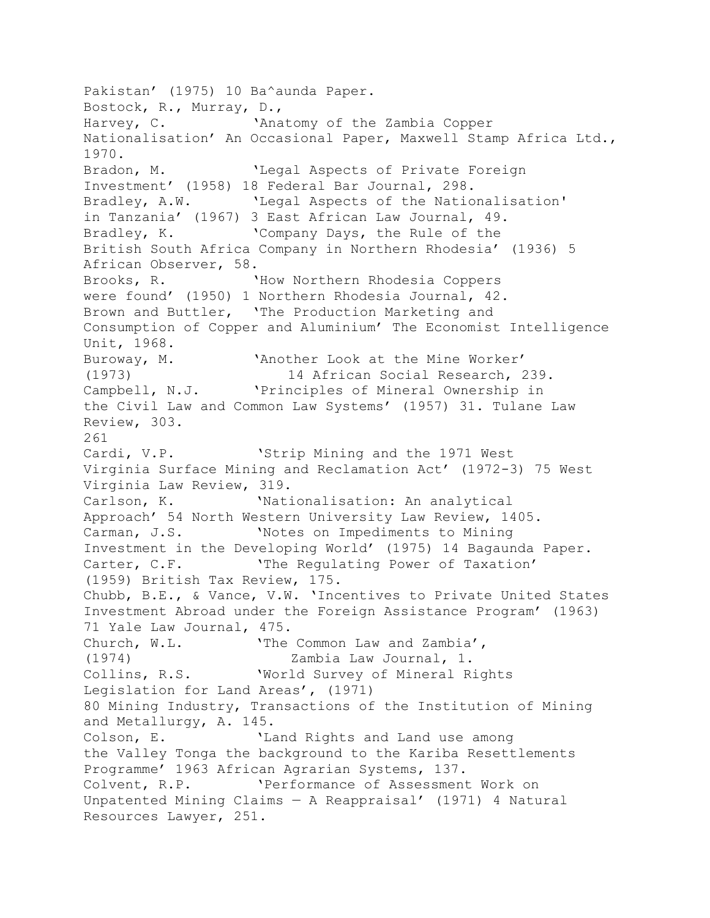Pakistan' (1975) 10 Ba^aunda Paper.

Bostock, R., Murray, D.,
Harvey, C. 'Anatomy of the Zambia Copper Nationalisation' An Occasional Paper, Maxwell Stamp Africa Ltd., 1970.

Bradon, M. 'Legal Aspects of Private Foreign Investment' (1958) 18 Federal Bar Journal, 298.

Bradley, A.W. 'Legal Aspects of the Nationalisation' in Tanzania' (1967) 3 East African Law Journal, 49.

Bradley, K. 'Company Days, the Rule of the British South Africa Company in Northern Rhodesia' (1936) 5 African Observer, 58.

Brooks, R. 'How Northern Rhodesia Coppers were found' (1950) 1 Northern Rhodesia Journal, 42.

Brown and Buttler, 'The Production Marketing and Consumption of Copper and Aluminium' The Economist Intelligence Unit, 1968.

Buroway, M. 'Another Look at the Mine Worker' (1973) 14 African Social Research, 239.

Campbell, N.J. 'Principles of Mineral Ownership in the Civil Law and Common Law Systems' (1957) 31. Tulane Law Review, 303.

Cardi, V.P. 'Strip Mining and the 1971 West Virginia Surface Mining and Reclamation Act' (1972-3) 75 West Virginia Law Review, 319.

Carlson, K. 'Nationalisation: An analytical Approach' 54 North Western University Law Review, 1405.

Carman, J.S. 'Notes on Impediments to Mining Investment in the Developing World' (1975) 14 Bagaunda Paper.

Carter, C.F. 'The Regulating Power of Taxation' (1959) British Tax Review, 175.

Chubb, B.E., & Vance, V.W. 'Incentives to Private United States Investment Abroad under the Foreign Assistance Program' (1963) 71 Yale Law Journal, 475.

Church, W.L. 'The Common Law and Zambia', (1974) Zambia Law Journal, 1.

Collins, R.S. 'World Survey of Mineral Rights Legislation for Land Areas', (1971) 80 Mining Industry, Transactions of the Institution of Mining and Metallurgy, A. 145.

Colson, E. 'Land Rights and Land use among the Valley Tonga the background to the Kariba Resettlements Programme' 1963 African Agrarian Systems, 137.

Colvent, R.P. 'Performance of Assessment Work on Unpatented Mining Claims — A Reappraisal' (1971) 4 Natural Resources Lawyer, 251.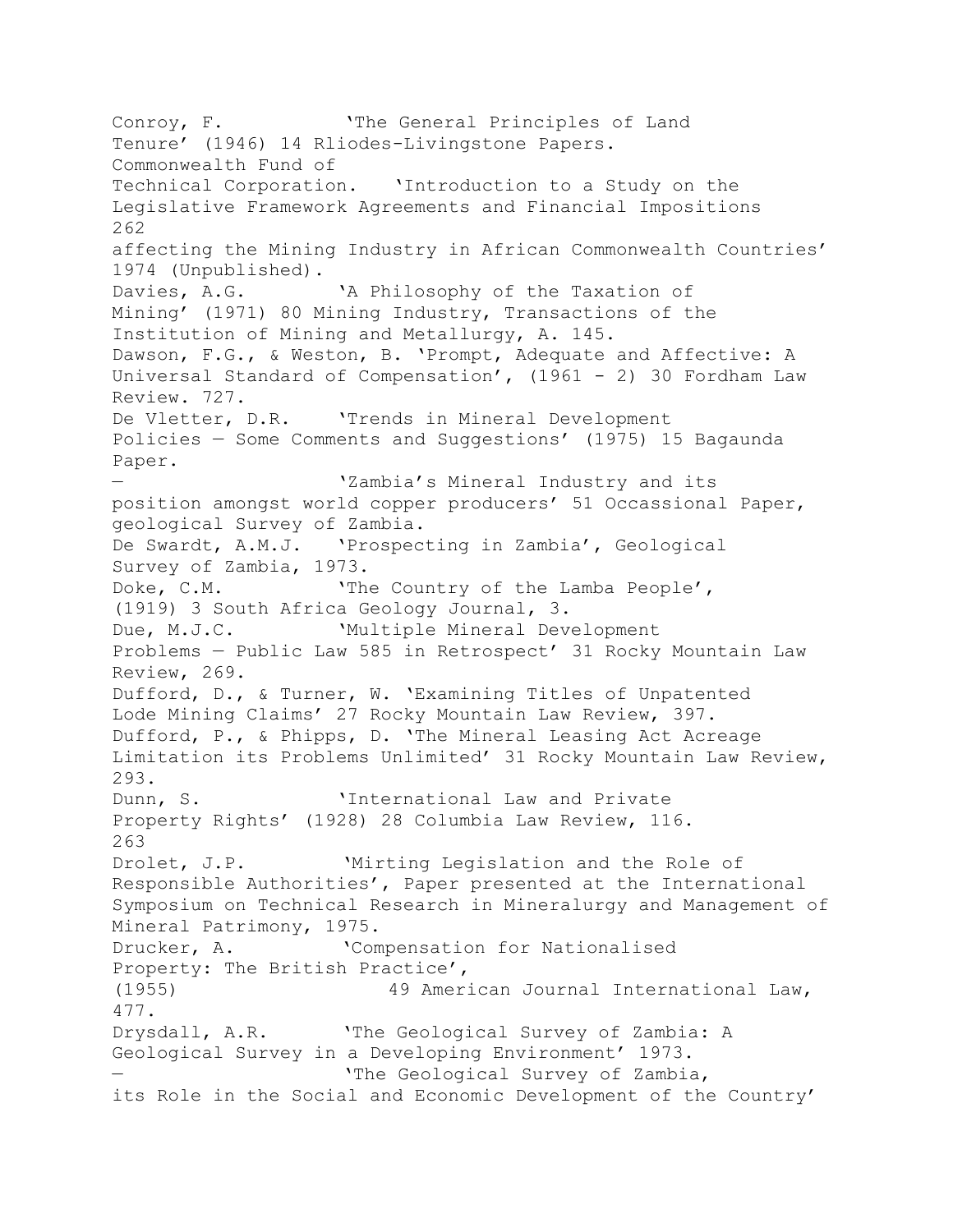Conroy, F. 'The General Principles of Land Tenure' (1946) 14 Rliodes-Livingstone Papers.

Commonwealth Fund of Technical Corporation. 'Introduction to a Study on the Legislative Framework Agreements and Financial Impositions affecting the Mining Industry in African Commonwealth Countries' 1974 (Unpublished).

Davies, A.G. 'A Philosophy of the Taxation of Mining' (1971) 80 Mining Industry, Transactions of the Institution of Mining and Metallurgy, A. 145.

Dawson, F.G., & Weston, B. 'Prompt, Adequate and Affective: A Universal Standard of Compensation', (1961 - 2) 30 Fordham Law Review. 727.

De Vletter, D.R. 'Trends in Mineral Development Policies — Some Comments and Suggestions' (1975) 15 Bagaunda Paper.

— 'Zambia's Mineral Industry and its position amongst world copper producers' 51 Occassional Paper, geological Survey of Zambia.

De Swardt, A.M.J. 'Prospecting in Zambia', Geological Survey of Zambia, 1973.

Doke, C.M. 'The Country of the Lamba People', (1919) 3 South Africa Geology Journal, 3.

Due, M.J.C. 'Multiple Mineral Development Problems — Public Law 585 in Retrospect' 31 Rocky Mountain Law Review, 269.

Dufford, D., & Turner, W. 'Examining Titles of Unpatented Lode Mining Claims' 27 Rocky Mountain Law Review, 397.

Dufford, P., & Phipps, D. 'The Mineral Leasing Act Acreage Limitation its Problems Unlimited' 31 Rocky Mountain Law Review, 293.

Dunn, S. 'International Law and Private Property Rights' (1928) 28 Columbia Law Review, 116.

Drolet, J.P. 'Mirting Legislation and the Role of Responsible Authorities', Paper presented at the International Symposium on Technical Research in Mineralurgy and Management of Mineral Patrimony, 1975.

Drucker, A. 'Compensation for Nationalised Property: The British Practice', (1955) 49 American Journal International Law, 477.

Drysdall, A.R. 'The Geological Survey of Zambia: A Geological Survey in a Developing Environment' 1973.

— 'The Geological Survey of Zambia, its Role in the Social and Economic Development of the Country'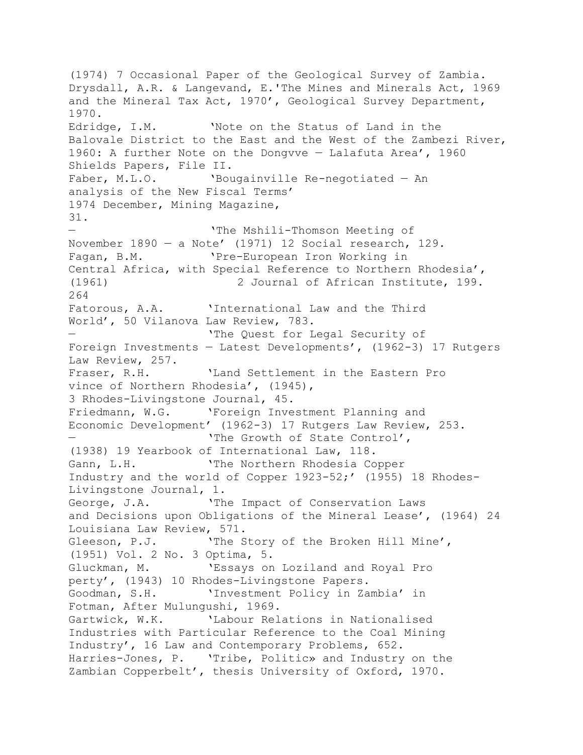(1974) 7 Occasional Paper of the Geological Survey of Zambia.

Drysdall, A.R. & Langevand, E.'The Mines and Minerals Act, 1969 and the Mineral Tax Act, 1970', Geological Survey Department, 1970.

Edridge, I.M. 'Note on the Status of Land in the Balovale District to the East and the West of the Zambezi River, 1960: A further Note on the Dongvve — Lalafuta Area', 1960 Shields Papers, File II.

Faber, M.L.O. 'Bougainville Re-negotiated — An analysis of the New Fiscal Terms' 1974 December, Mining Magazine, 31.

— 'The Mshili-Thomson Meeting of November 1890 — a Note' (1971) 12 Social research, 129.

Fagan, B.M. 'Pre-European Iron Working in Central Africa, with Special Reference to Northern Rhodesia', (1961) 2 Journal of African Institute, 199.

Fatorous, A.A. 'International Law and the Third World', 50 Vilanova Law Review, 783.

— 'The Quest for Legal Security of Foreign Investments — Latest Developments', (1962-3) 17 Rutgers Law Review, 257.

Fraser, R.H. 'Land Settlement in the Eastern Province of Northern Rhodesia', (1945), 3 Rhodes-Livingstone Journal, 45.

Friedmann, W.G. 'Foreign Investment Planning and Economic Development' (1962-3) 17 Rutgers Law Review, 253.

— 'The Growth of State Control', (1938) 19 Yearbook of International Law, 118.

Gann, L.H. 'The Northern Rhodesia Copper Industry and the world of Copper 1923-52;' (1955) 18 Rhodes-Livingstone Journal, 1.

George, J.A. 'The Impact of Conservation Laws and Decisions upon Obligations of the Mineral Lease', (1964) 24 Louisiana Law Review, 571.

Gleeson, P.J. 'The Story of the Broken Hill Mine', (1951) Vol. 2 No. 3 Optima, 5.

Gluckman, M. 'Essays on Loziland and Royal Property', (1943) 10 Rhodes-Livingstone Papers.

Goodman, S.H. 'Investment Policy in Zambia' in Fotman, After Mulungushi, 1969.

Gartwick, W.K. 'Labour Relations in Nationalised Industries with Particular Reference to the Coal Mining Industry', 16 Law and Contemporary Problems, 652.

Harries-Jones, P. 'Tribe, Politic» and Industry on the Zambian Copperbelt', thesis University of Oxford, 1970.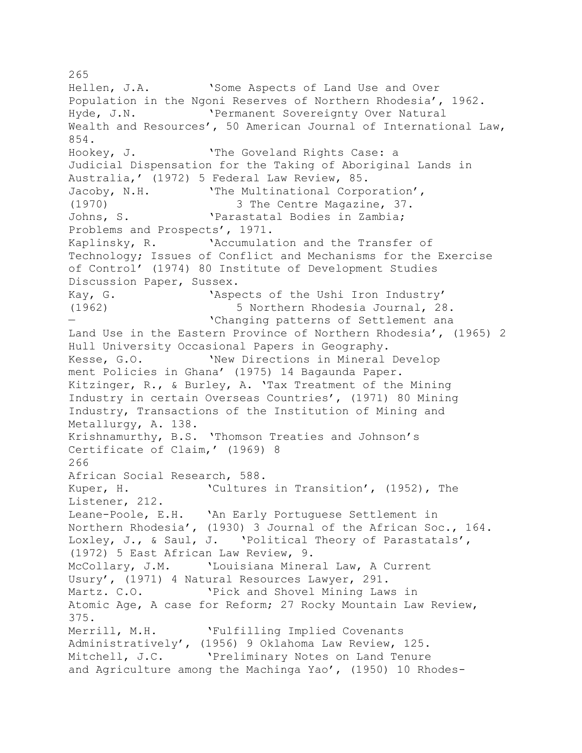Hellen, J.A. 'Some Aspects of Land Use and Over Population in the Ngoni Reserves of Northern Rhodesia', 1962.

Hyde, J.N. 'Permanent Sovereignty Over Natural Wealth and Resources', 50 American Journal of International Law, 854.

Hookey, J. 'The Goveland Rights Case: a Judicial Dispensation for the Taking of Aboriginal Lands in Australia,' (1972) 5 Federal Law Review, 85.

Jacoby, N.H. 'The Multinational Corporation', (1970) 3 The Centre Magazine, 37.

Johns, S. 'Parastatal Bodies in Zambia; Problems and Prospects', 1971.

Kaplinsky, R. 'Accumulation and the Transfer of Technology; Issues of Conflict and Mechanisms for the Exercise of Control' (1974) 80 Institute of Development Studies Discussion Paper, Sussex.

Kay, G. 'Aspects of the Ushi Iron Industry' (1962) 5 Northern Rhodesia Journal, 28.

— 'Changing patterns of Settlement ana Land Use in the Eastern Province of Northern Rhodesia', (1965) 2 Hull University Occasional Papers in Geography.

Kesse, G.O. 'New Directions in Mineral Develop ment Policies in Ghana' (1975) 14 Bagaunda Paper.

Kitzinger, R., & Burley, A. 'Tax Treatment of the Mining Industry in certain Overseas Countries', (1971) 80 Mining Industry, Transactions of the Institution of Mining and Metallurgy, A. 138.

Krishnamurthy, B.S. 'Thomson Treaties and Johnson's Certificate of Claim,' (1969) 8 African Social Research, 588.

Kuper, H. 'Cultures in Transition', (1952), The Listener, 212.

Leane-Poole, E.H. 'An Early Portuguese Settlement in Northern Rhodesia', (1930) 3 Journal of the African Soc., 164.

Loxley, J., & Saul, J. 'Political Theory of Parastatals', (1972) 5 East African Law Review, 9.

McCollary, J.M. 'Louisiana Mineral Law, A Current Usury', (1971) 4 Natural Resources Lawyer, 291.

Martz. C.O. 'Pick and Shovel Mining Laws in Atomic Age, A case for Reform; 27 Rocky Mountain Law Review, 375.

Merrill, M.H. 'Fulfilling Implied Covenants Administratively', (1956) 9 Oklahoma Law Review, 125.

Mitchell, J.C. 'Preliminary Notes on Land Tenure and Agriculture among the Machinga Yao', (1950) 10 Rhodes-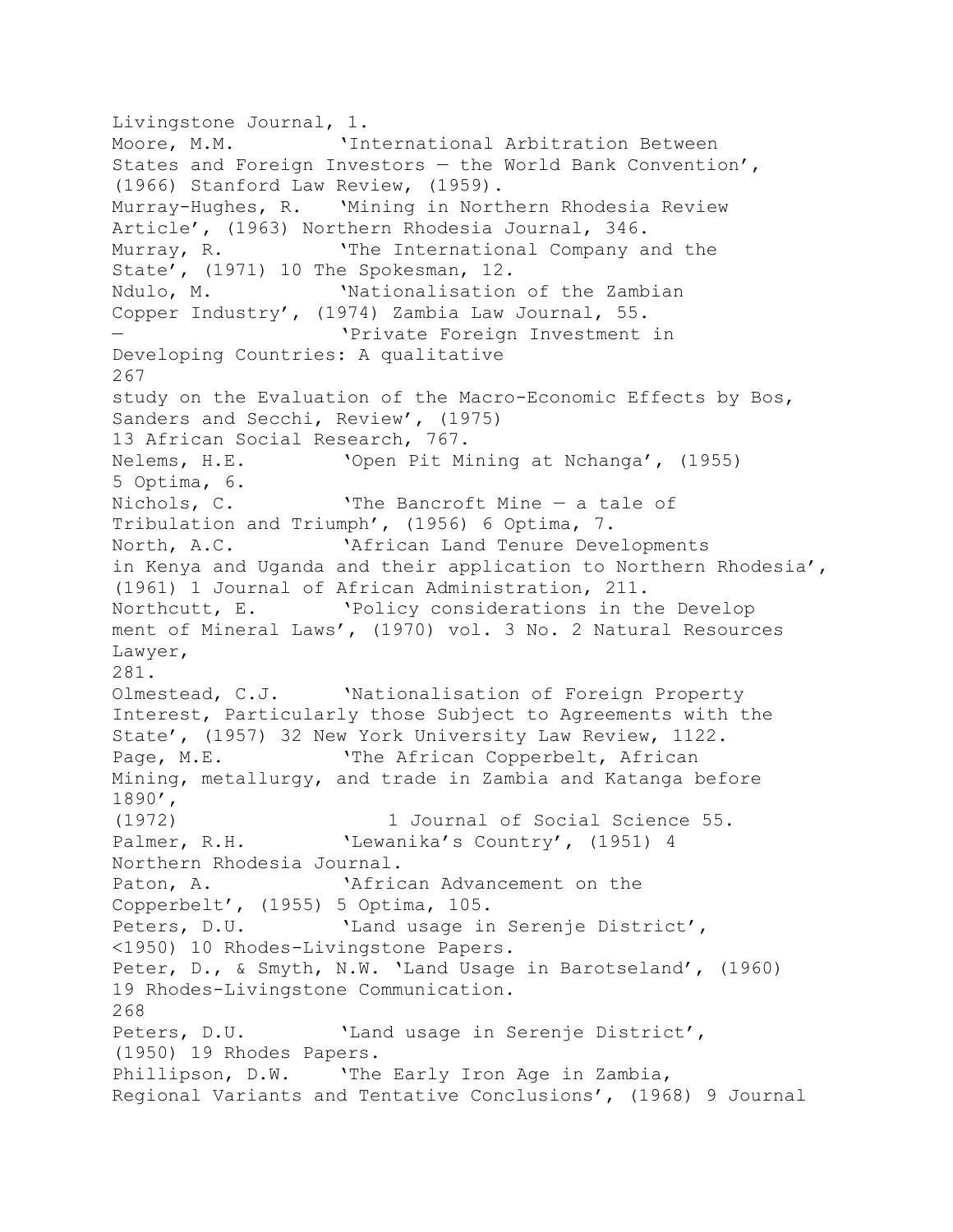Livingstone Journal, 1.

Moore, M.M. 'International Arbitration Between States and Foreign Investors — the World Bank Convention', (1966) Stanford Law Review, (1959).

Murray-Hughes, R. 'Mining in Northern Rhodesia Review Article', (1963) Northern Rhodesia Journal, 346.

Murray, R. 'The International Company and the State', (1971) 10 The Spokesman, 12.

Ndulo, M. 'Nationalisation of the Zambian Copper Industry', (1974) Zambia Law Journal, 55.

— 'Private Foreign Investment in Developing Countries: A qualitative study on the Evaluation of the Macro-Economic Effects by Bos, Sanders and Secchi, Review', (1975) 13 African Social Research, 767.

Nelems, H.E. 'Open Pit Mining at Nchanga', (1955) 5 Optima, 6.

Nichols, C. 'The Bancroft Mine — a tale of Tribulation and Triumph', (1956) 6 Optima, 7.

North, A.C. 'African Land Tenure Developments in Kenya and Uganda and their application to Northern Rhodesia', (1961) 1 Journal of African Administration, 211.

Northcutt, E. 'Policy considerations in the Develop ment of Mineral Laws', (1970) vol. 3 No. 2 Natural Resources Lawyer, 281.

Olmestead, C.J. 'Nationalisation of Foreign Property Interest, Particularly those Subject to Agreements with the State', (1957) 32 New York University Law Review, 1122.

Page, M.E. 'The African Copperbelt, African Mining, metallurgy, and trade in Zambia and Katanga before 1890', (1972) 1 Journal of Social Science 55.

Palmer, R.H. 'Lewanika's Country', (1951) 4 Northern Rhodesia Journal.

Paton, A. 'African Advancement on the Copperbelt', (1955) 5 Optima, 105.

Peters, D.U. 'Land usage in Serenje District', <1950) 10 Rhodes-Livingstone Papers.

Peter, D., & Smyth, N.W. 'Land Usage in Barotseland', (1960) 19 Rhodes-Livingstone Communication.

Peters, D.U. 'Land usage in Serenje District', (1950) 19 Rhodes Papers.

Phillipson, D.W. 'The Early Iron Age in Zambia, Regional Variants and Tentative Conclusions', (1968) 9 Journal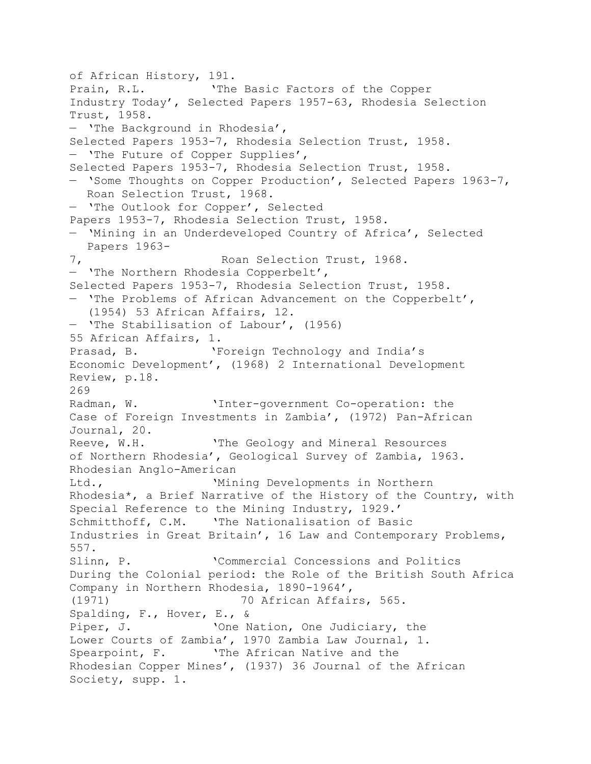of African History, 191.

Prain, R.L. 'The Basic Factors of the Copper Industry Today', Selected Papers 1957-63, Rhodesia Selection Trust, 1958.

— 'The Background in Rhodesia', Selected Papers 1953-7, Rhodesia Selection Trust, 1958.

— 'The Future of Copper Supplies', Selected Papers 1953-7, Rhodesia Selection Trust, 1958.

— 'Some Thoughts on Copper Production', Selected Papers 1963-7, Roan Selection Trust, 1968.

— 'The Outlook for Copper', Selected Papers 1953-7, Rhodesia Selection Trust, 1958.

— 'Mining in an Underdeveloped Country of Africa', Selected Papers 1963-7, Roan Selection Trust, 1968.

— 'The Northern Rhodesia Copperbelt', Selected Papers 1953-7, Rhodesia Selection Trust, 1958.

— 'The Problems of African Advancement on the Copperbelt', (1954) 53 African Affairs, 12.

— 'The Stabilisation of Labour', (1956) 55 African Affairs, 1.

Prasad, B. 'Foreign Technology and India's Economic Development', (1968) 2 International Development Review, p.18.

Radman, W. 'Inter-government Co-operation: the Case of Foreign Investments in Zambia', (1972) Pan-African Journal, 20.

Reeve, W.H. 'The Geology and Mineral Resources of Northern Rhodesia', Geological Survey of Zambia, 1963.

Rhodesian Anglo-American Ltd., 'Mining Developments in Northern Rhodesia*, a Brief Narrative of the History of the Country, with Special Reference to the Mining Industry, 1929.'

Schmitthoff, C.M. 'The Nationalisation of Basic Industries in Great Britain', 16 Law and Contemporary Problems, 557.

Slinn, P. 'Commercial Concessions and Politics During the Colonial period: the Role of the British South Africa Company in Northern Rhodesia, 1890-1964', (1971) 70 African Affairs, 565.

Spalding, F., Hover, E., & Piper, J. 'One Nation, One Judiciary, the Lower Courts of Zambia', 1970 Zambia Law Journal, 1.

Spearpoint, F. 'The African Native and the Rhodesian Copper Mines', (1937) 36 Journal of the African Society, supp. 1.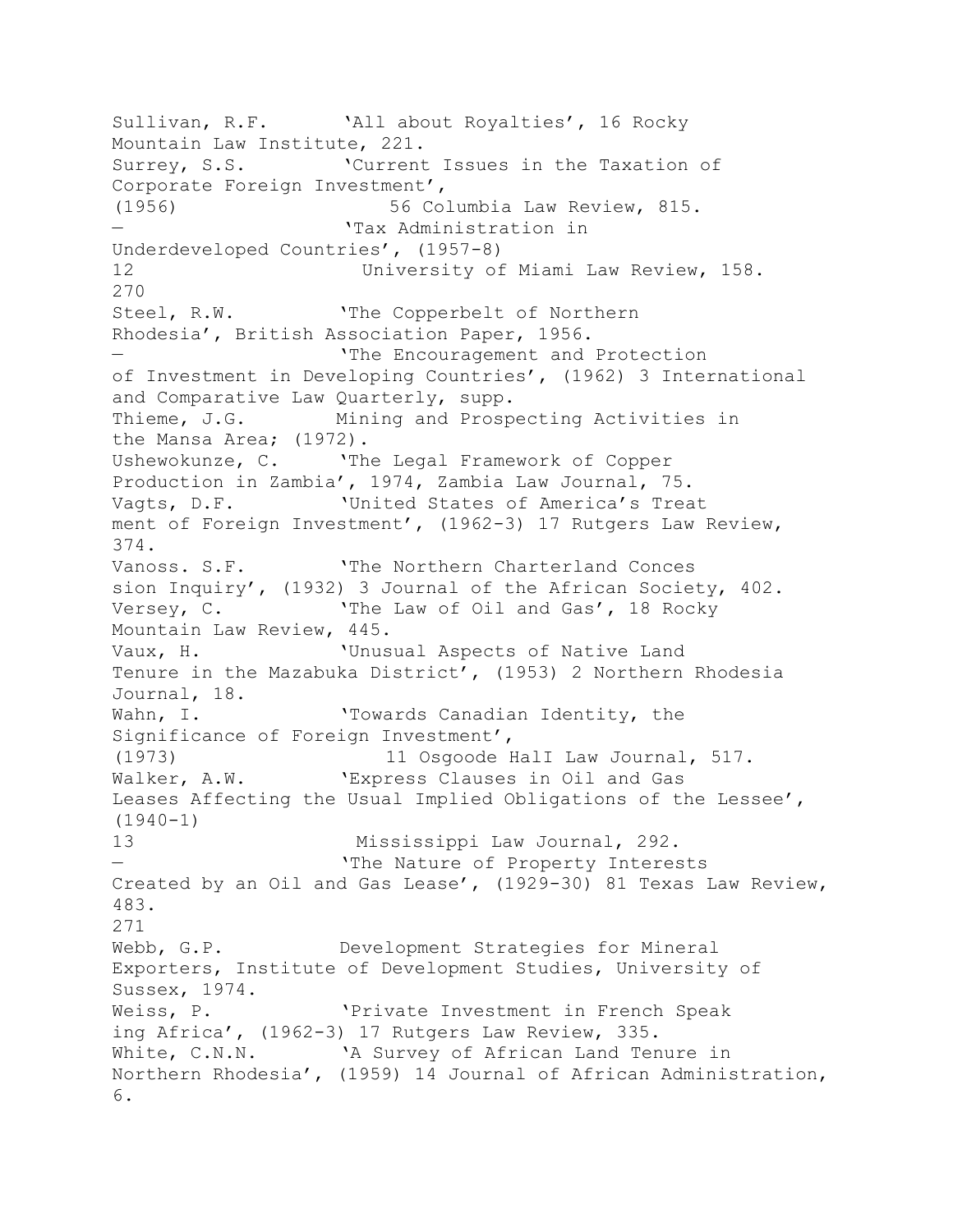Sullivan, R.F. 'All about Royalties', 16 Rocky Mountain Law Institute, 221.

Surrey, S.S. 'Current Issues in the Taxation of Corporate Foreign Investment', (1956) 56 Columbia Law Review, 815.

— 'Tax Administration in Underdeveloped Countries', (1957-8) 12 University of Miami Law Review, 158.

Steel, R.W. 'The Copperbelt of Northern Rhodesia', British Association Paper, 1956.

— 'The Encouragement and Protection of Investment in Developing Countries', (1962) 3 International and Comparative Law Quarterly, supp.

Thieme, J.G. Mining and Prospecting Activities in the Mansa Area; (1972).

Ushewokunze, C. 'The Legal Framework of Copper Production in Zambia', 1974, Zambia Law Journal, 75.

Vagts, D.F. 'United States of America's Treat ment of Foreign Investment', (1962-3) 17 Rutgers Law Review, 374.

Vanoss. S.F. 'The Northern Charterland Conces sion Inquiry', (1932) 3 Journal of the African Society, 402.

Versey, C. 'The Law of Oil and Gas', 18 Rocky Mountain Law Review, 445.

Vaux, H. 'Unusual Aspects of Native Land Tenure in the Mazabuka District', (1953) 2 Northern Rhodesia Journal, 18.

Wahn, I. 'Towards Canadian Identity, the Significance of Foreign Investment', (1973) 11 Osgoode HalI Law Journal, 517.

Walker, A.W. 'Express Clauses in Oil and Gas Leases Affecting the Usual Implied Obligations of the Lessee', (1940-1) 13 Mississippi Law Journal, 292.

— 'The Nature of Property Interests Created by an Oil and Gas Lease', (1929-30) 81 Texas Law Review, 483.

Webb, G.P. Development Strategies for Mineral Exporters, Institute of Development Studies, University of Sussex, 1974.

Weiss, P. 'Private Investment in French Speak ing Africa', (1962-3) 17 Rutgers Law Review, 335.

White, C.N.N. 'A Survey of African Land Tenure in Northern Rhodesia', (1959) 14 Journal of African Administration, 6.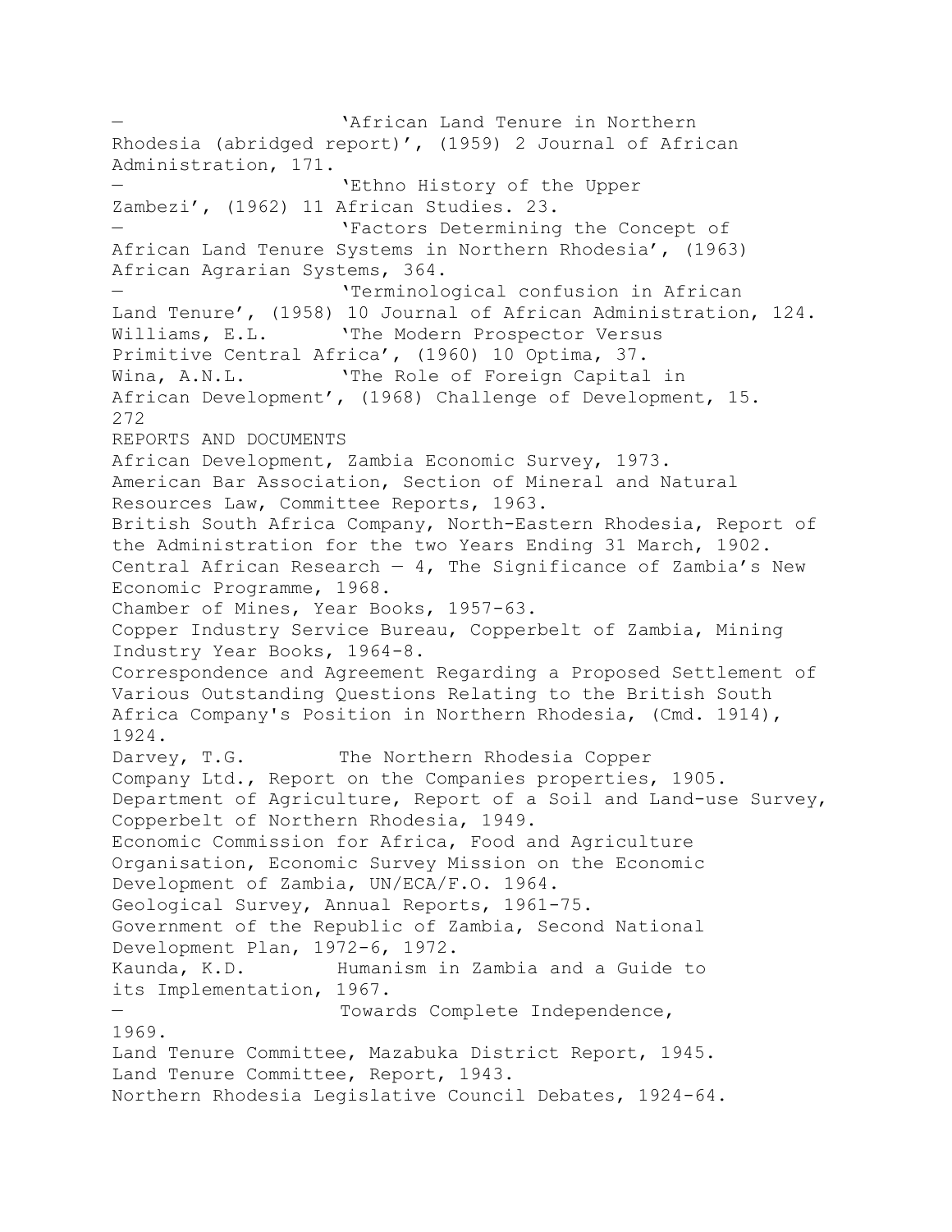— 'African Land Tenure in Northern Rhodesia (abridged report)', (1959) 2 Journal of African Administration, 171.

— 'Ethno History of the Upper Zambezi', (1962) 11 African Studies. 23.

— 'Factors Determining the Concept of African Land Tenure Systems in Northern Rhodesia', (1963) African Agrarian Systems, 364.

— 'Terminological confusion in African Land Tenure', (1958) 10 Journal of African Administration, 124.

Williams, E.L. 'The Modern Prospector Versus Primitive Central Africa', (1960) 10 Optima, 37.

Wina, A.N.L. 'The Role of Foreign Capital in African Development', (1968) Challenge of Development, 15.

## REPORTS AND DOCUMENTS

African Development, Zambia Economic Survey, 1973.

American Bar Association, Section of Mineral and Natural Resources Law, Committee Reports, 1963.

British South Africa Company, North-Eastern Rhodesia, Report of the Administration for the two Years Ending 31 March, 1902.

Central African Research — 4, The Significance of Zambia's New Economic Programme, 1968.

Chamber of Mines, Year Books, 1957-63.

Copper Industry Service Bureau, Copperbelt of Zambia, Mining Industry Year Books, 1964-8.

Correspondence and Agreement Regarding a Proposed Settlement of Various Outstanding Questions Relating to the British South Africa Company's Position in Northern Rhodesia, (Cmd. 1914), 1924.

Darvey, T.G. The Northern Rhodesia Copper Company Ltd., Report on the Companies properties, 1905.

Department of Agriculture, Report of a Soil and Land-use Survey, Copperbelt of Northern Rhodesia, 1949.

Economic Commission for Africa, Food and Agriculture Organisation, Economic Survey Mission on the Economic Development of Zambia, UN/ECA/F.O. 1964.

Geological Survey, Annual Reports, 1961-75.

Government of the Republic of Zambia, Second National Development Plan, 1972-6, 1972.

Kaunda, K.D. Humanism in Zambia and a Guide to its Implementation, 1967.

— Towards Complete Independence, 1969.

Land Tenure Committee, Mazabuka District Report, 1945.

Land Tenure Committee, Report, 1943.

Northern Rhodesia Legislative Council Debates, 1924-64.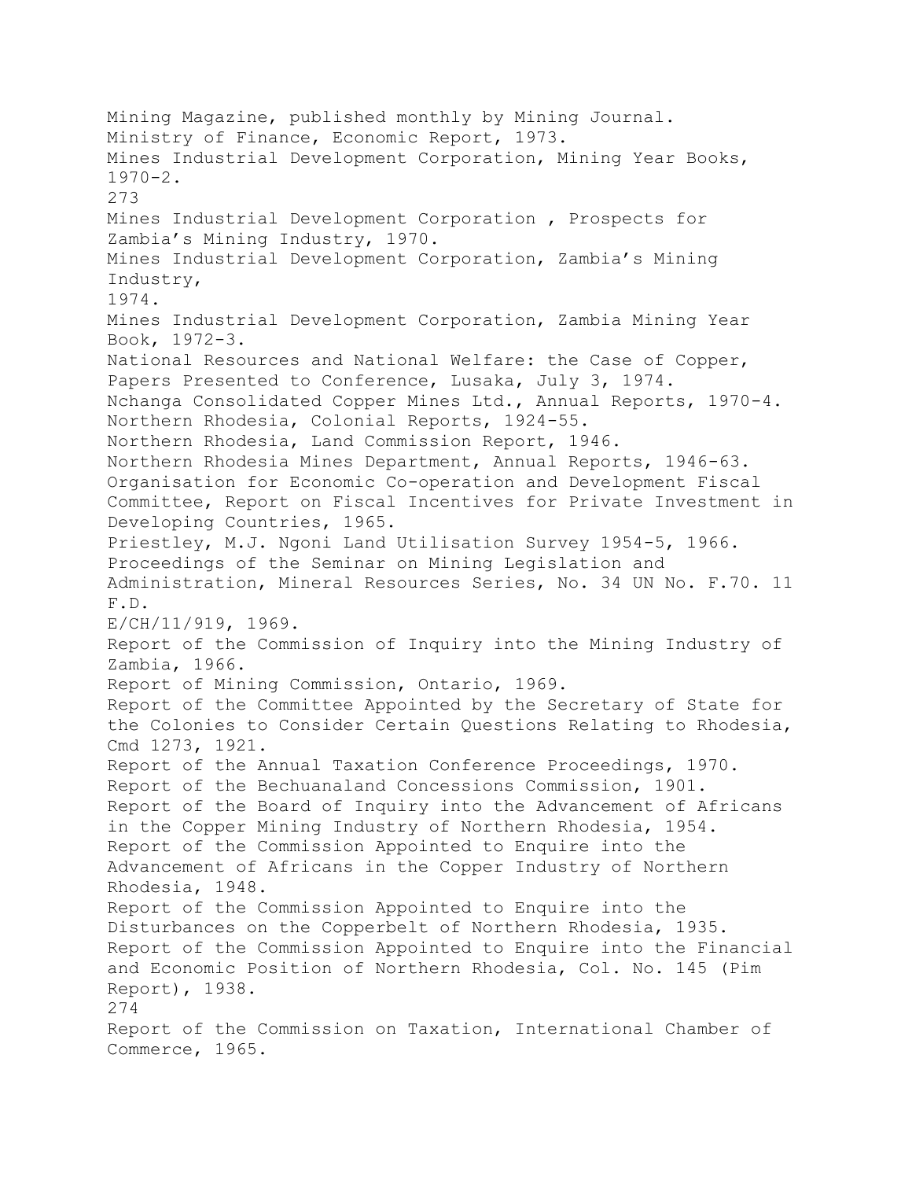Mining Magazine, published monthly by Mining Journal.
Ministry of Finance, Economic Report, 1973.
Mines Industrial Development Corporation, Mining Year Books, 1970-2.

Mines Industrial Development Corporation , Prospects for Zambia's Mining Industry, 1970.
Mines Industrial Development Corporation, Zambia's Mining Industry, 1974.
Mines Industrial Development Corporation, Zambia Mining Year Book, 1972-3.
National Resources and National Welfare: the Case of Copper, Papers Presented to Conference, Lusaka, July 3, 1974.
Nchanga Consolidated Copper Mines Ltd., Annual Reports, 1970-4.
Northern Rhodesia, Colonial Reports, 1924-55.
Northern Rhodesia, Land Commission Report, 1946.
Northern Rhodesia Mines Department, Annual Reports, 1946-63.
Organisation for Economic Co-operation and Development Fiscal Committee, Report on Fiscal Incentives for Private Investment in Developing Countries, 1965.
Priestley, M.J. Ngoni Land Utilisation Survey 1954-5, 1966.
Proceedings of the Seminar on Mining Legislation and Administration, Mineral Resources Series, No. 34 UN No. F.70. 11 F.D. E/CH/11/919, 1969.
Report of the Commission of Inquiry into the Mining Industry of Zambia, 1966.
Report of Mining Commission, Ontario, 1969.
Report of the Committee Appointed by the Secretary of State for the Colonies to Consider Certain Questions Relating to Rhodesia, Cmd 1273, 1921.
Report of the Annual Taxation Conference Proceedings, 1970.
Report of the Bechuanaland Concessions Commission, 1901.
Report of the Board of Inquiry into the Advancement of Africans in the Copper Mining Industry of Northern Rhodesia, 1954.
Report of the Commission Appointed to Enquire into the Advancement of Africans in the Copper Industry of Northern Rhodesia, 1948.
Report of the Commission Appointed to Enquire into the Disturbances on the Copperbelt of Northern Rhodesia, 1935.
Report of the Commission Appointed to Enquire into the Financial and Economic Position of Northern Rhodesia, Col. No. 145 (Pim Report), 1938.

Report of the Commission on Taxation, International Chamber of Commerce, 1965.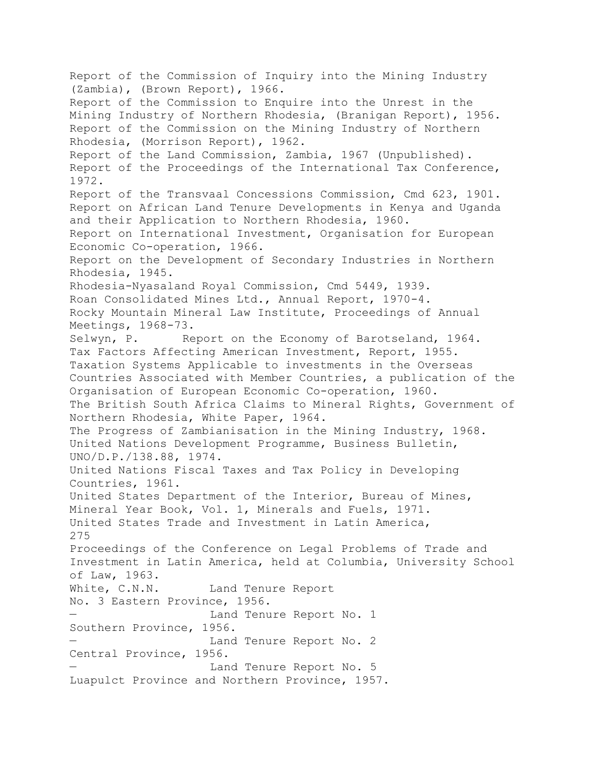Report of the Commission of Inquiry into the Mining Industry (Zambia), (Brown Report), 1966.

Report of the Commission to Enquire into the Unrest in the Mining Industry of Northern Rhodesia, (Branigan Report), 1956.

Report of the Commission on the Mining Industry of Northern Rhodesia, (Morrison Report), 1962.

Report of the Land Commission, Zambia, 1967 (Unpublished).

Report of the Proceedings of the International Tax Conference, 1972.

Report of the Transvaal Concessions Commission, Cmd 623, 1901.

Report on African Land Tenure Developments in Kenya and Uganda and their Application to Northern Rhodesia, 1960.

Report on International Investment, Organisation for European Economic Co-operation, 1966.

Report on the Development of Secondary Industries in Northern Rhodesia, 1945.

Rhodesia-Nyasaland Royal Commission, Cmd 5449, 1939.

Roan Consolidated Mines Ltd., Annual Report, 1970-4.

Rocky Mountain Mineral Law Institute, Proceedings of Annual Meetings, 1968-73.

Selwyn, P. Report on the Economy of Barotseland, 1964.

Tax Factors Affecting American Investment, Report, 1955.

Taxation Systems Applicable to investments in the Overseas Countries Associated with Member Countries, a publication of the Organisation of European Economic Co-operation, 1960.

The British South Africa Claims to Mineral Rights, Government of Northern Rhodesia, White Paper, 1964.

The Progress of Zambianisation in the Mining Industry, 1968.

United Nations Development Programme, Business Bulletin, UNO/D.P./138.88, 1974.

United Nations Fiscal Taxes and Tax Policy in Developing Countries, 1961.

United States Department of the Interior, Bureau of Mines, Mineral Year Book, Vol. 1, Minerals and Fuels, 1971.

United States Trade and Investment in Latin America, Proceedings of the Conference on Legal Problems of Trade and Investment in Latin America, held at Columbia, University School of Law, 1963.

White, C.N.N. Land Tenure Report No. 3 Eastern Province, 1956.

— Land Tenure Report No. 1 Southern Province, 1956.

— Land Tenure Report No. 2 Central Province, 1956.

— Land Tenure Report No. 5 Luapulct Province and Northern Province, 1957.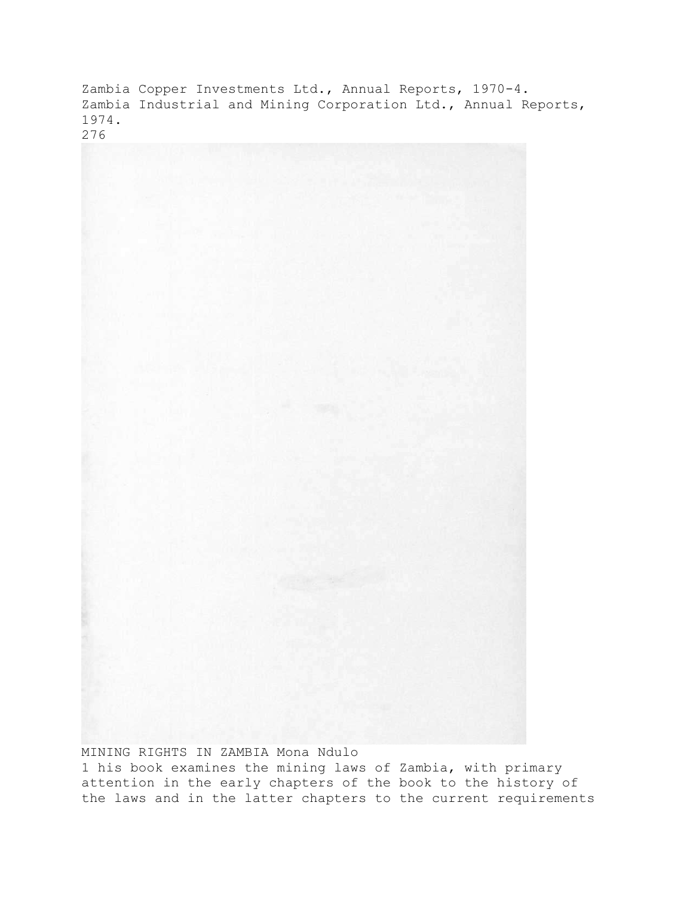Zambia Copper Investments Ltd., Annual Reports, 1970-4.
Zambia Industrial and Mining Corporation Ltd., Annual Reports, 1974.

MINING RIGHTS IN ZAMBIA Mona Ndulo

1 his book examines the mining laws of Zambia, with primary attention in the early chapters of the book to the history of the laws and in the latter chapters to the current requirements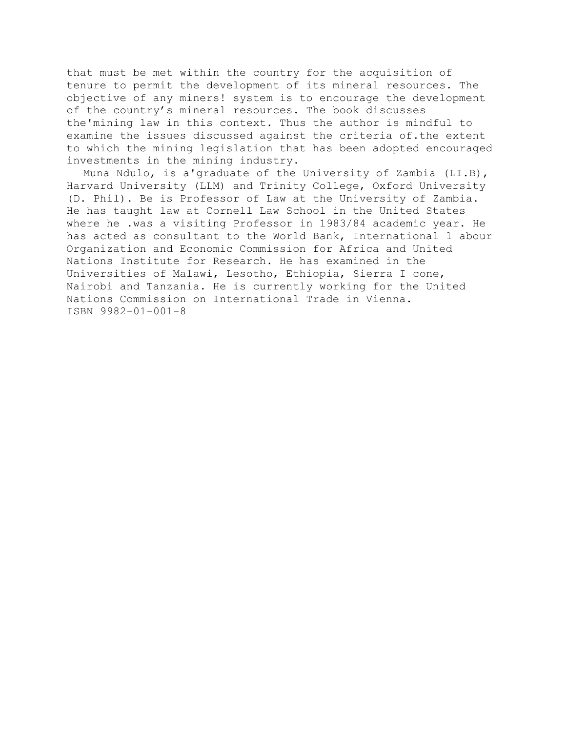that must be met within the country for the acquisition of tenure to permit the development of its mineral resources. The objective of any miners! system is to encourage the development of the country's mineral resources. The book discusses the'mining law in this context. Thus the author is mindful to examine the issues discussed against the criteria of.the extent to which the mining legislation that has been adopted encouraged investments in the mining industry.

Muna Ndulo, is a'graduate of the University of Zambia (LI.B), Harvard University (LLM) and Trinity College, Oxford University (D. Phil). Be is Professor of Law at the University of Zambia. He has taught law at Cornell Law School in the United States where he .was a visiting Professor in 1983/84 academic year. He has acted as consultant to the World Bank, International l abour Organization and Economic Commission for Africa and United Nations Institute for Research. He has examined in the Universities of Malawi, Lesotho, Ethiopia, Sierra I cone, Nairobi and Tanzania. He is currently working for the United Nations Commission on International Trade in Vienna.

ISBN 9982-01-001-8